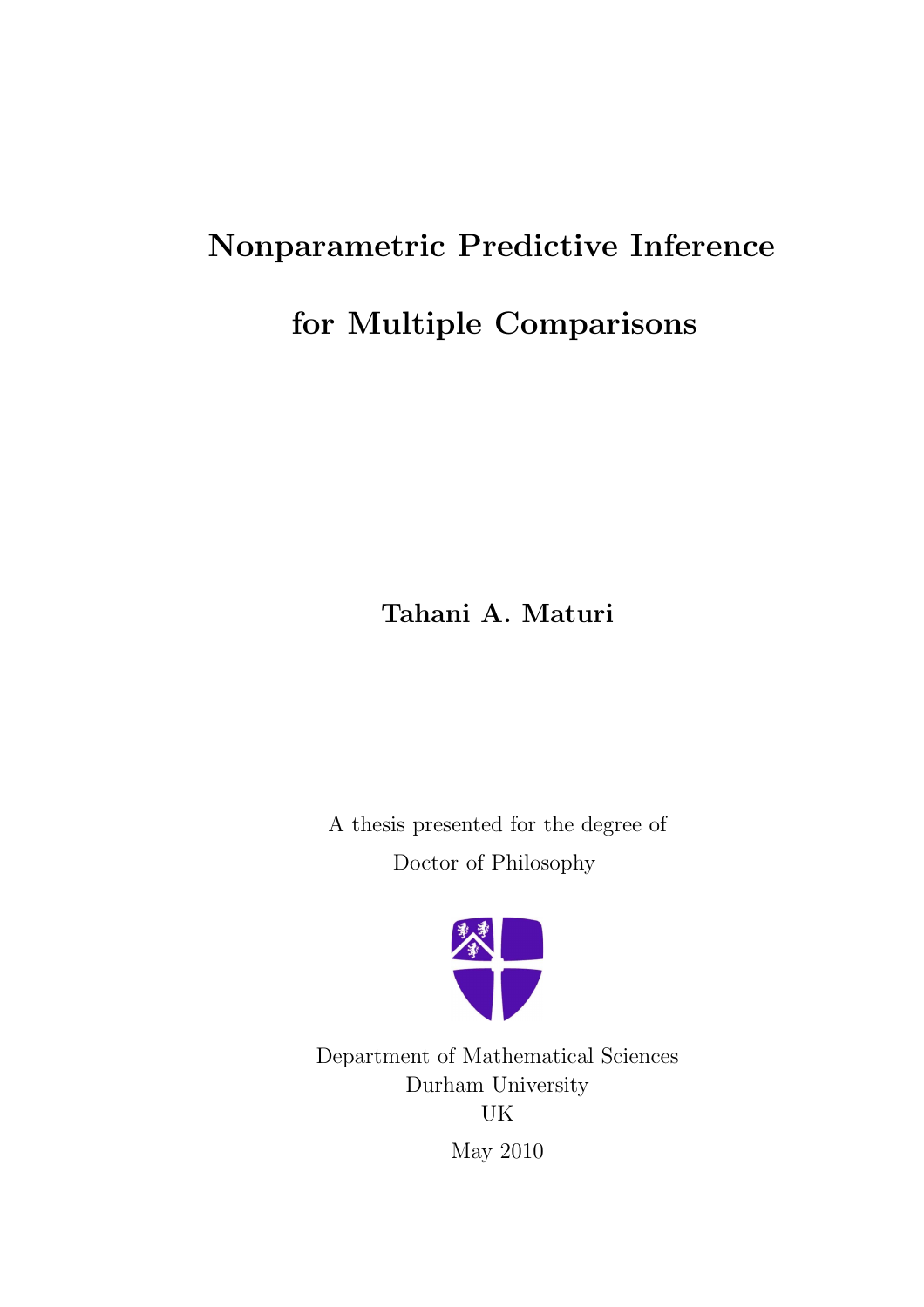# Nonparametric Predictive Inference for Multiple Comparisons

**Tahani A. Maturi**

A thesis presented for the degree of
Doctor of Philosophy

Department of Mathematical Sciences
Durham University
UK

May 2010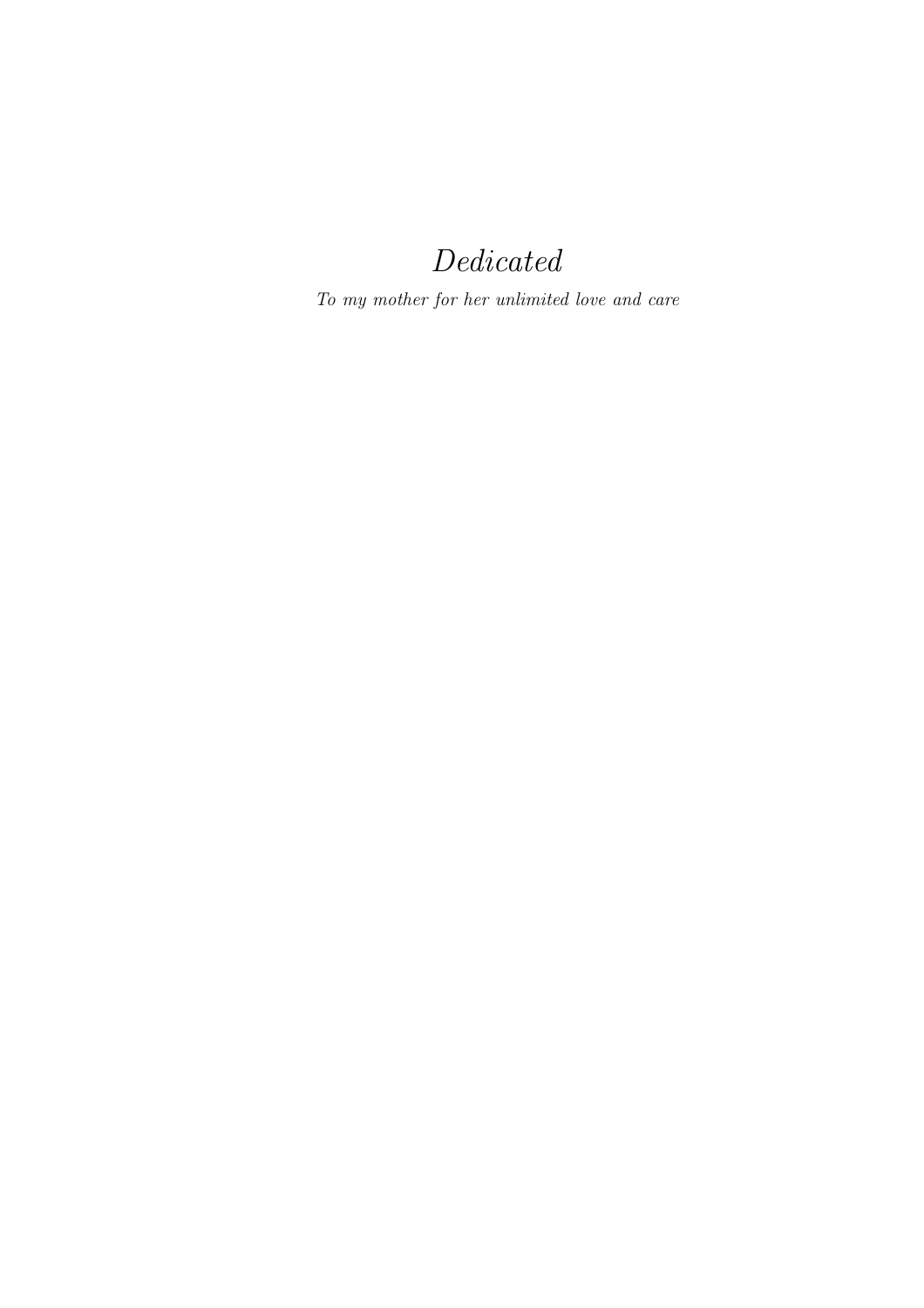*Dedicated*

*To my mother for her unlimited love and care*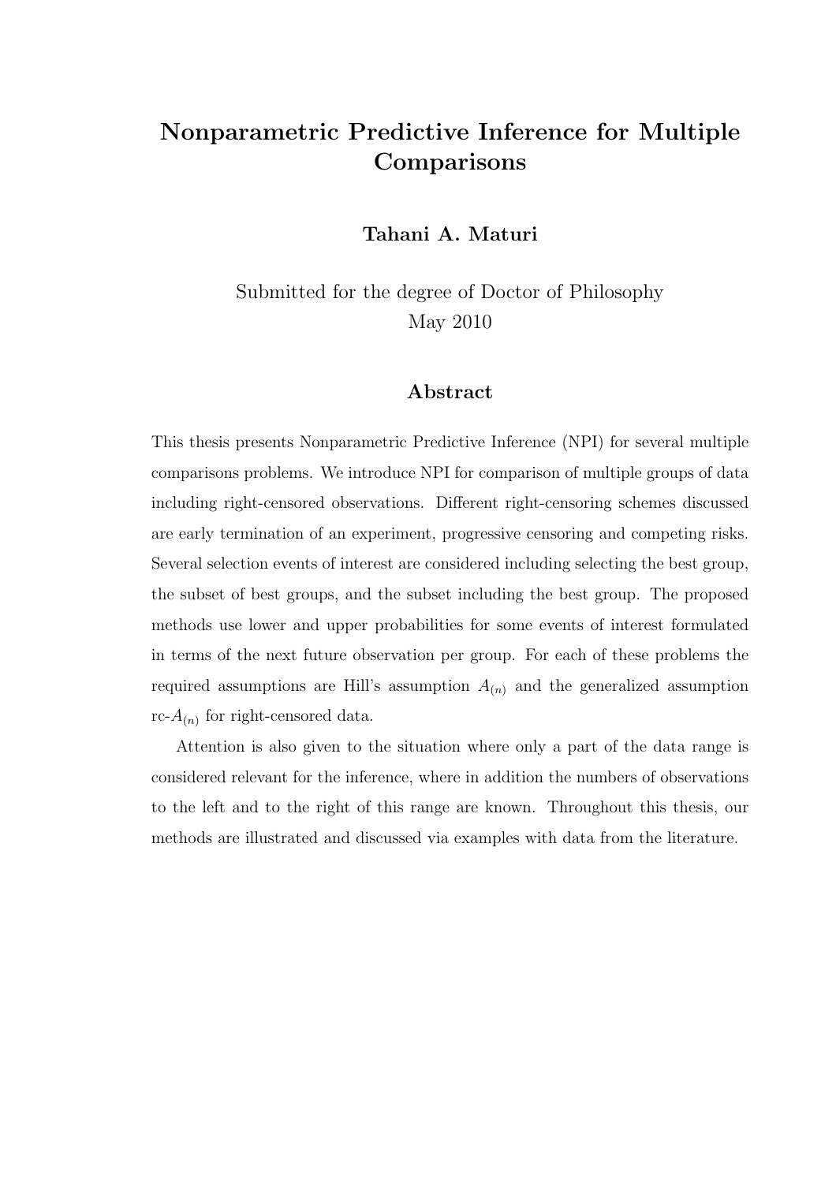# Nonparametric Predictive Inference for Multiple Comparisons

**Tahani A. Maturi**

Submitted for the degree of Doctor of Philosophy
May 2010

## Abstract

This thesis presents Nonparametric Predictive Inference (NPI) for several multiple comparisons problems. We introduce NPI for comparison of multiple groups of data including right-censored observations. Different right-censoring schemes discussed are early termination of an experiment, progressive censoring and competing risks. Several selection events of interest are considered including selecting the best group, the subset of best groups, and the subset including the best group. The proposed methods use lower and upper probabilities for some events of interest formulated in terms of the next future observation per group. For each of these problems the required assumptions are Hill's assumption $A_{(n)}$ and the generalized assumption rc-$A_{(n)}$ for right-censored data.

Attention is also given to the situation where only a part of the data range is considered relevant for the inference, where in addition the numbers of observations to the left and to the right of this range are known. Throughout this thesis, our methods are illustrated and discussed via examples with data from the literature.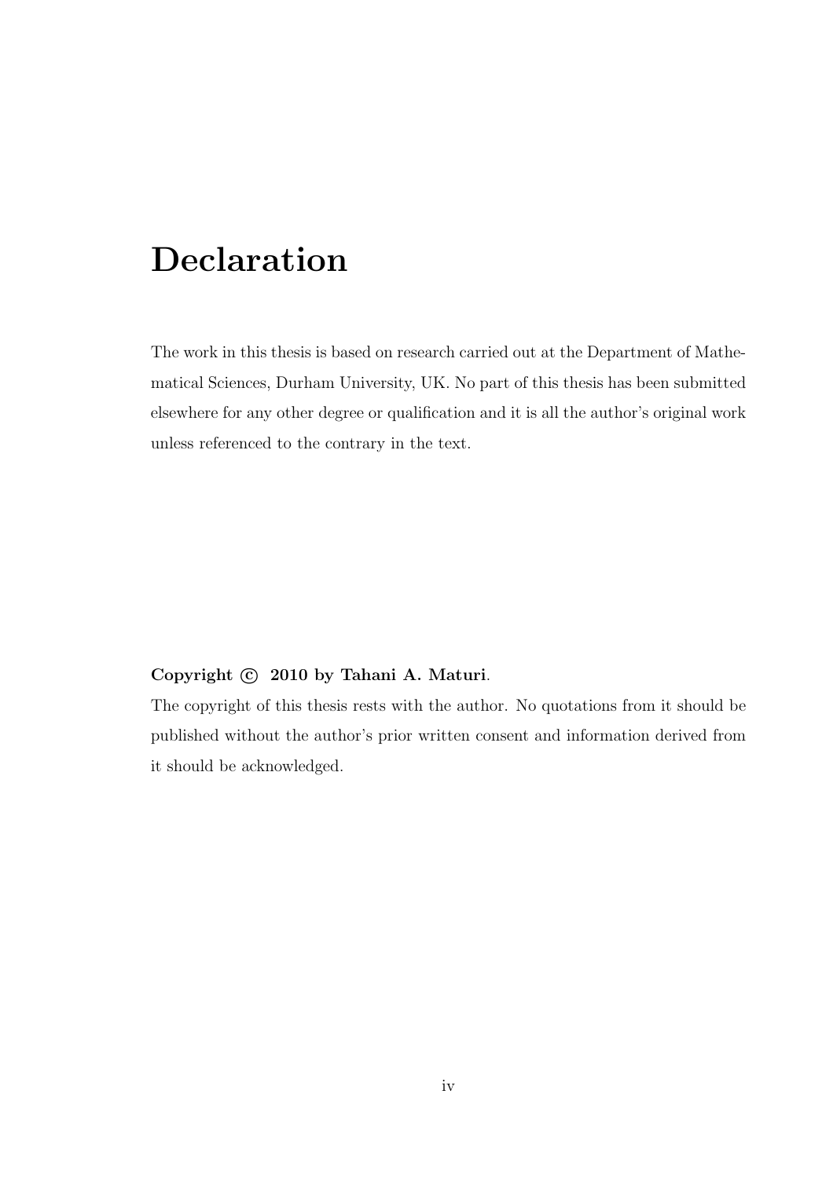# Declaration

The work in this thesis is based on research carried out at the Department of Mathematical Sciences, Durham University, UK. No part of this thesis has been submitted elsewhere for any other degree or qualification and it is all the author's original work unless referenced to the contrary in the text.

**Copyright © 2010 by Tahani A. Maturi**.

The copyright of this thesis rests with the author. No quotations from it should be published without the author's prior written consent and information derived from it should be acknowledged.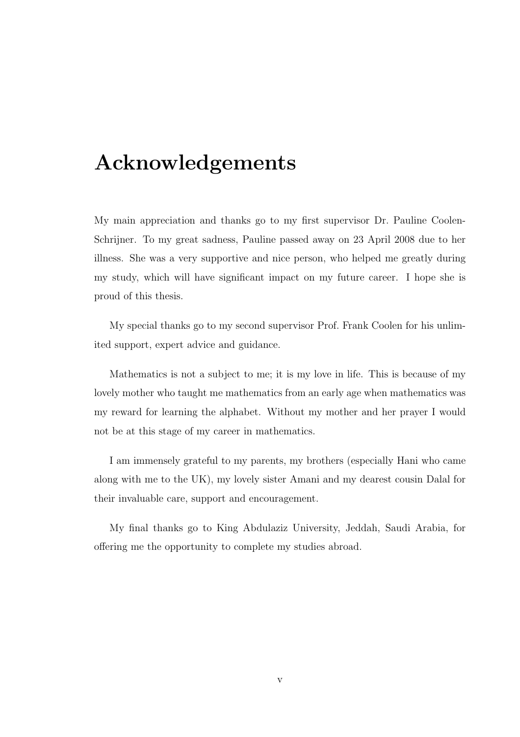# Acknowledgements

My main appreciation and thanks go to my first supervisor Dr. Pauline Coolen-Schrijner. To my great sadness, Pauline passed away on 23 April 2008 due to her illness. She was a very supportive and nice person, who helped me greatly during my study, which will have significant impact on my future career. I hope she is proud of this thesis.

My special thanks go to my second supervisor Prof. Frank Coolen for his unlimited support, expert advice and guidance.

Mathematics is not a subject to me; it is my love in life. This is because of my lovely mother who taught me mathematics from an early age when mathematics was my reward for learning the alphabet. Without my mother and her prayer I would not be at this stage of my career in mathematics.

I am immensely grateful to my parents, my brothers (especially Hani who came along with me to the UK), my lovely sister Amani and my dearest cousin Dalal for their invaluable care, support and encouragement.

My final thanks go to King Abdulaziz University, Jeddah, Saudi Arabia, for offering me the opportunity to complete my studies abroad.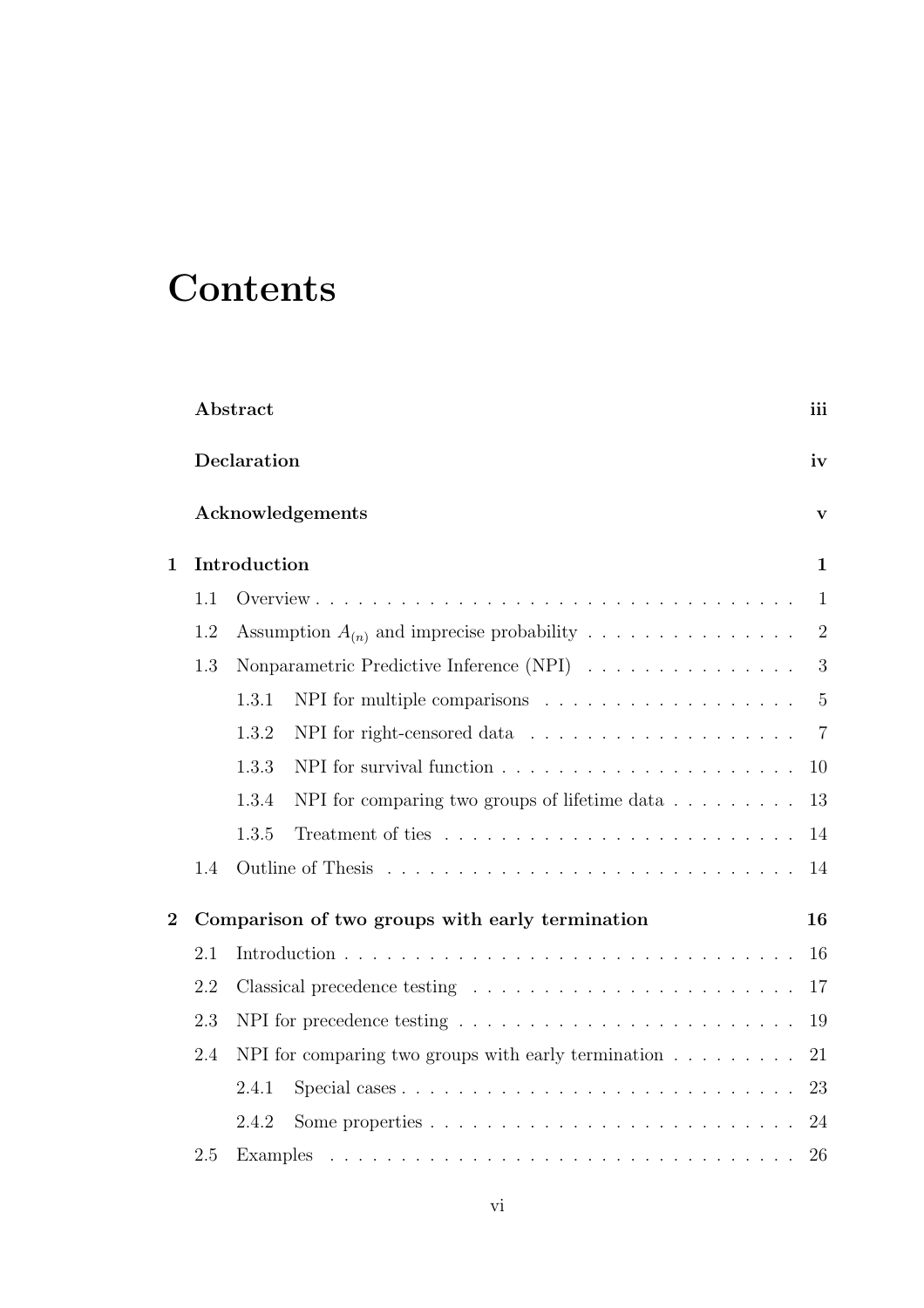# Contents

**Abstract** **iii**

**Declaration** **iv**

**Acknowledgements** **v**

**1 Introduction** **1**

1.1 Overview . . . 1

1.2 Assumption $A_{(n)}$ and imprecise probability . . . 2

1.3 Nonparametric Predictive Inference (NPI) . . . 3

1.3.1 NPI for multiple comparisons . . . 5

1.3.2 NPI for right-censored data . . . 7

1.3.3 NPI for survival function . . . 10

1.3.4 NPI for comparing two groups of lifetime data . . . 13

1.3.5 Treatment of ties . . . 14

1.4 Outline of Thesis . . . 14

**2 Comparison of two groups with early termination** **16**

2.1 Introduction . . . 16

2.2 Classical precedence testing . . . 17

2.3 NPI for precedence testing . . . 19

2.4 NPI for comparing two groups with early termination . . . 21

2.4.1 Special cases . . . 23

2.4.2 Some properties . . . 24

2.5 Examples . . . 26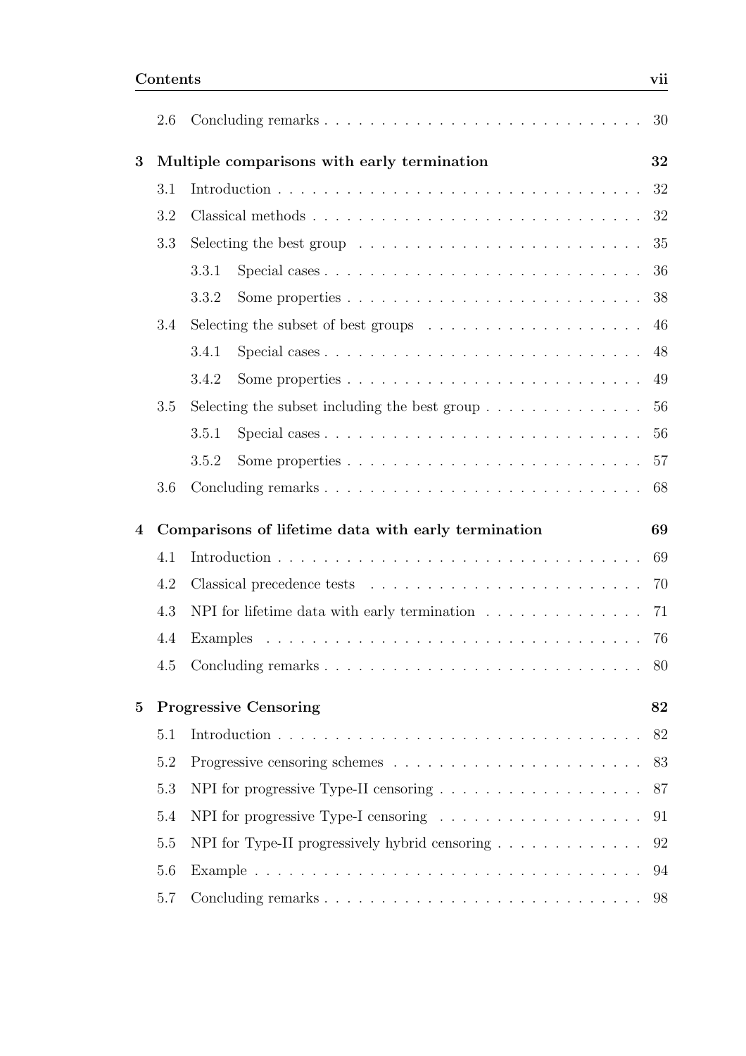2.6 Concluding remarks . . . . . . . . . . . . . . . . . . . . . . . . . . . 30

**3 Multiple comparisons with early termination 32**

3.1 Introduction . . . . . . . . . . . . . . . . . . . . . . . . . . . . . . . 32

3.2 Classical methods . . . . . . . . . . . . . . . . . . . . . . . . . . . . 32

3.3 Selecting the best group . . . . . . . . . . . . . . . . . . . . . . . . 35

3.3.1 Special cases . . . . . . . . . . . . . . . . . . . . . . . . . . 36

3.3.2 Some properties . . . . . . . . . . . . . . . . . . . . . . . . . 38

3.4 Selecting the subset of best groups . . . . . . . . . . . . . . . . . . 46

3.4.1 Special cases . . . . . . . . . . . . . . . . . . . . . . . . . . 48

3.4.2 Some properties . . . . . . . . . . . . . . . . . . . . . . . . . 49

3.5 Selecting the subset including the best group . . . . . . . . . . . . . 56

3.5.1 Special cases . . . . . . . . . . . . . . . . . . . . . . . . . . 56

3.5.2 Some properties . . . . . . . . . . . . . . . . . . . . . . . . . 57

3.6 Concluding remarks . . . . . . . . . . . . . . . . . . . . . . . . . . . 68

**4 Comparisons of lifetime data with early termination 69**

4.1 Introduction . . . . . . . . . . . . . . . . . . . . . . . . . . . . . . . 69

4.2 Classical precedence tests . . . . . . . . . . . . . . . . . . . . . . . . 70

4.3 NPI for lifetime data with early termination . . . . . . . . . . . . . 71

4.4 Examples . . . . . . . . . . . . . . . . . . . . . . . . . . . . . . . . . 76

4.5 Concluding remarks . . . . . . . . . . . . . . . . . . . . . . . . . . . 80

**5 Progressive Censoring 82**

5.1 Introduction . . . . . . . . . . . . . . . . . . . . . . . . . . . . . . . 82

5.2 Progressive censoring schemes . . . . . . . . . . . . . . . . . . . . . 83

5.3 NPI for progressive Type-II censoring . . . . . . . . . . . . . . . . . 87

5.4 NPI for progressive Type-I censoring . . . . . . . . . . . . . . . . . 91

5.5 NPI for Type-II progressively hybrid censoring . . . . . . . . . . . . 92

5.6 Example . . . . . . . . . . . . . . . . . . . . . . . . . . . . . . . . . 94

5.7 Concluding remarks . . . . . . . . . . . . . . . . . . . . . . . . . . . 98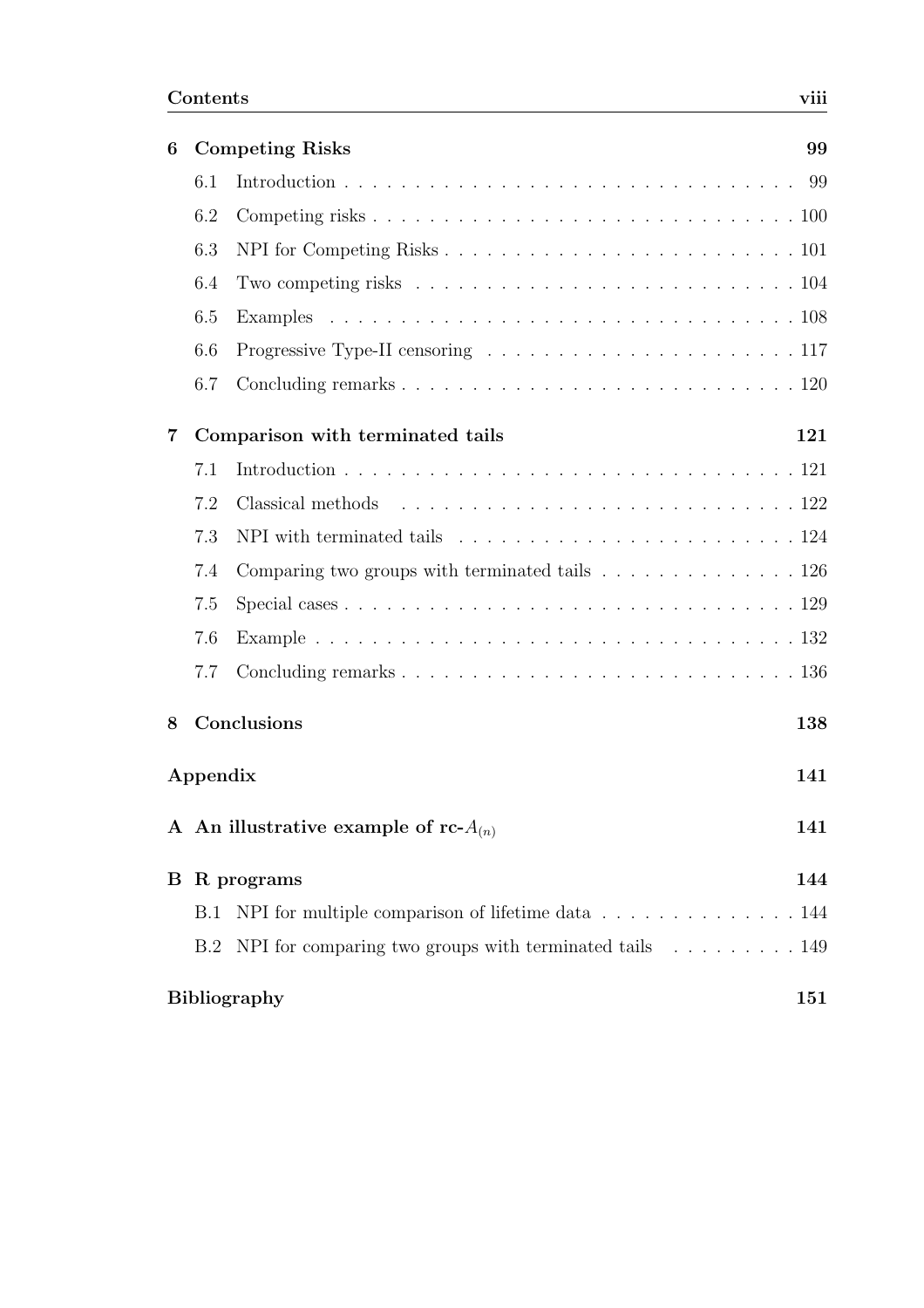| | | |
|---|---|---|
| **6** | **Competing Risks** | **99** |
| 6.1 | Introduction | 99 |
| 6.2 | Competing risks | 100 |
| 6.3 | NPI for Competing Risks | 101 |
| 6.4 | Two competing risks | 104 |
| 6.5 | Examples | 108 |
| 6.6 | Progressive Type-II censoring | 117 |
| 6.7 | Concluding remarks | 120 |
| **7** | **Comparison with terminated tails** | **121** |
| 7.1 | Introduction | 121 |
| 7.2 | Classical methods | 122 |
| 7.3 | NPI with terminated tails | 124 |
| 7.4 | Comparing two groups with terminated tails | 126 |
| 7.5 | Special cases | 129 |
| 7.6 | Example | 132 |
| 7.7 | Concluding remarks | 136 |
| **8** | **Conclusions** | **138** |
| | **Appendix** | **141** |
| **A** | **An illustrative example of rc-$A_{(n)}$** | **141** |
| **B** | **R programs** | **144** |
| B.1 | NPI for multiple comparison of lifetime data | 144 |
| B.2 | NPI for comparing two groups with terminated tails | 149 |
| | **Bibliography** | **151** |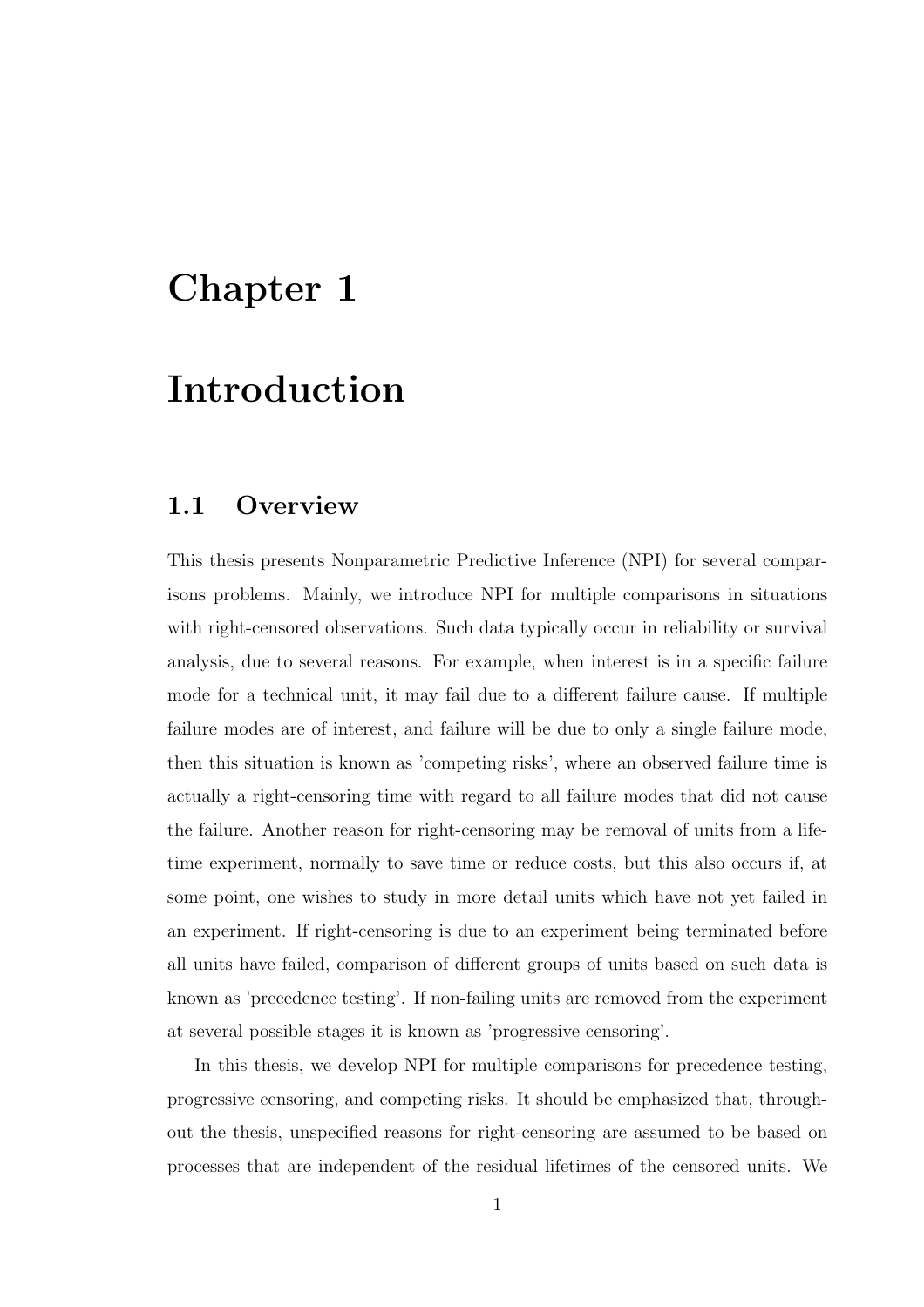# Chapter 1

# Introduction

## 1.1 Overview

This thesis presents Nonparametric Predictive Inference (NPI) for several comparisons problems. Mainly, we introduce NPI for multiple comparisons in situations with right-censored observations. Such data typically occur in reliability or survival analysis, due to several reasons. For example, when interest is in a specific failure mode for a technical unit, it may fail due to a different failure cause. If multiple failure modes are of interest, and failure will be due to only a single failure mode, then this situation is known as 'competing risks', where an observed failure time is actually a right-censoring time with regard to all failure modes that did not cause the failure. Another reason for right-censoring may be removal of units from a lifetime experiment, normally to save time or reduce costs, but this also occurs if, at some point, one wishes to study in more detail units which have not yet failed in an experiment. If right-censoring is due to an experiment being terminated before all units have failed, comparison of different groups of units based on such data is known as 'precedence testing'. If non-failing units are removed from the experiment at several possible stages it is known as 'progressive censoring'.

In this thesis, we develop NPI for multiple comparisons for precedence testing, progressive censoring, and competing risks. It should be emphasized that, throughout the thesis, unspecified reasons for right-censoring are assumed to be based on processes that are independent of the residual lifetimes of the censored units. We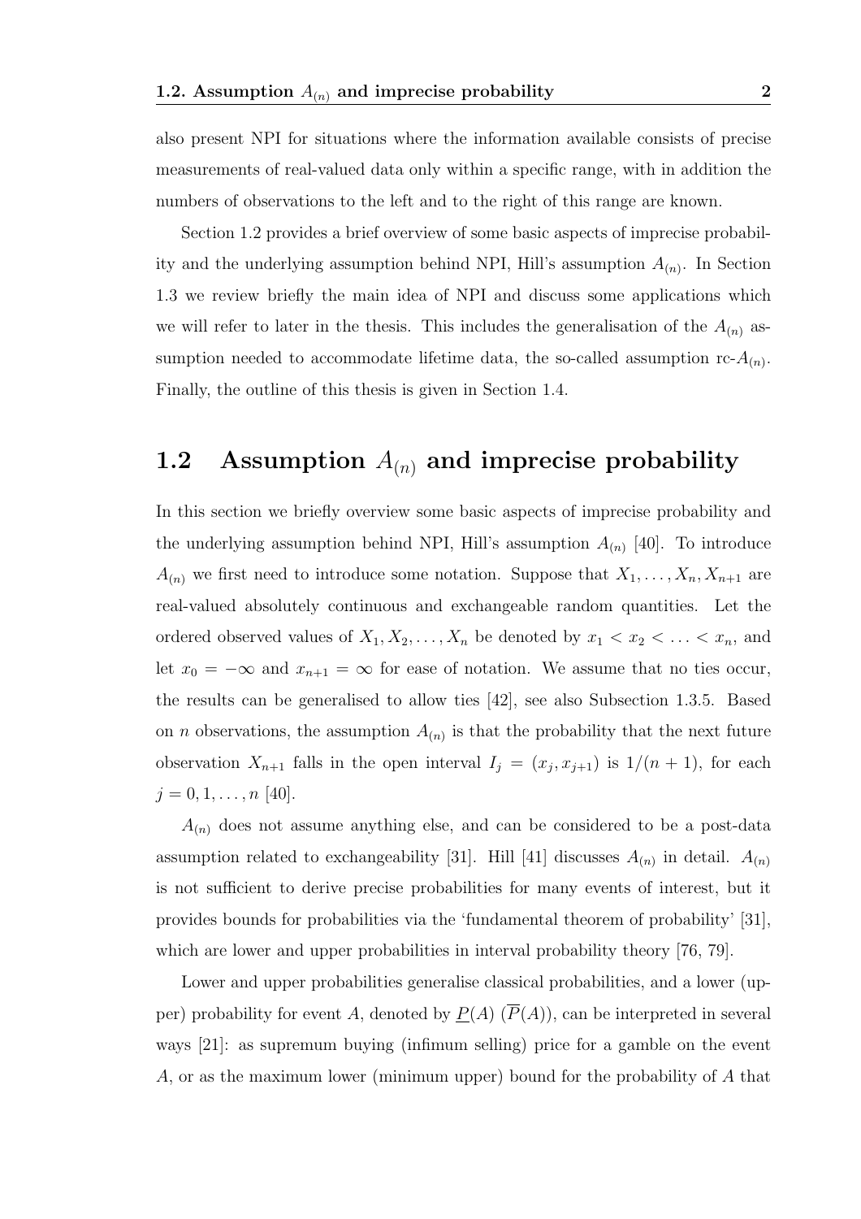also present NPI for situations where the information available consists of precise measurements of real-valued data only within a specific range, with in addition the numbers of observations to the left and to the right of this range are known.

Section 1.2 provides a brief overview of some basic aspects of imprecise probability and the underlying assumption behind NPI, Hill's assumption $A_{(n)}$. In Section 1.3 we review briefly the main idea of NPI and discuss some applications which we will refer to later in the thesis. This includes the generalisation of the $A_{(n)}$ assumption needed to accommodate lifetime data, the so-called assumption rc-$A_{(n)}$. Finally, the outline of this thesis is given in Section 1.4.

## 1.2 Assumption $A_{(n)}$ and imprecise probability

In this section we briefly overview some basic aspects of imprecise probability and the underlying assumption behind NPI, Hill's assumption $A_{(n)}$ [40]. To introduce $A_{(n)}$ we first need to introduce some notation. Suppose that $X_1, \ldots, X_n, X_{n+1}$ are real-valued absolutely continuous and exchangeable random quantities. Let the ordered observed values of $X_1, X_2, \ldots, X_n$ be denoted by $x_1 < x_2 < \ldots < x_n$, and let $x_0 = -\infty$ and $x_{n+1} = \infty$ for ease of notation. We assume that no ties occur, the results can be generalised to allow ties [42], see also Subsection 1.3.5. Based on $n$ observations, the assumption $A_{(n)}$ is that the probability that the next future observation $X_{n+1}$ falls in the open interval $I_j = (x_j, x_{j+1})$ is $1/(n+1)$, for each $j = 0, 1, \ldots, n$ [40].

$A_{(n)}$ does not assume anything else, and can be considered to be a post-data assumption related to exchangeability [31]. Hill [41] discusses $A_{(n)}$ in detail. $A_{(n)}$ is not sufficient to derive precise probabilities for many events of interest, but it provides bounds for probabilities via the 'fundamental theorem of probability' [31], which are lower and upper probabilities in interval probability theory [76, 79].

Lower and upper probabilities generalise classical probabilities, and a lower (upper) probability for event $A$, denoted by $\underline{P}(A)$ ($\overline{P}(A)$), can be interpreted in several ways [21]: as supremum buying (infimum selling) price for a gamble on the event $A$, or as the maximum lower (minimum upper) bound for the probability of $A$ that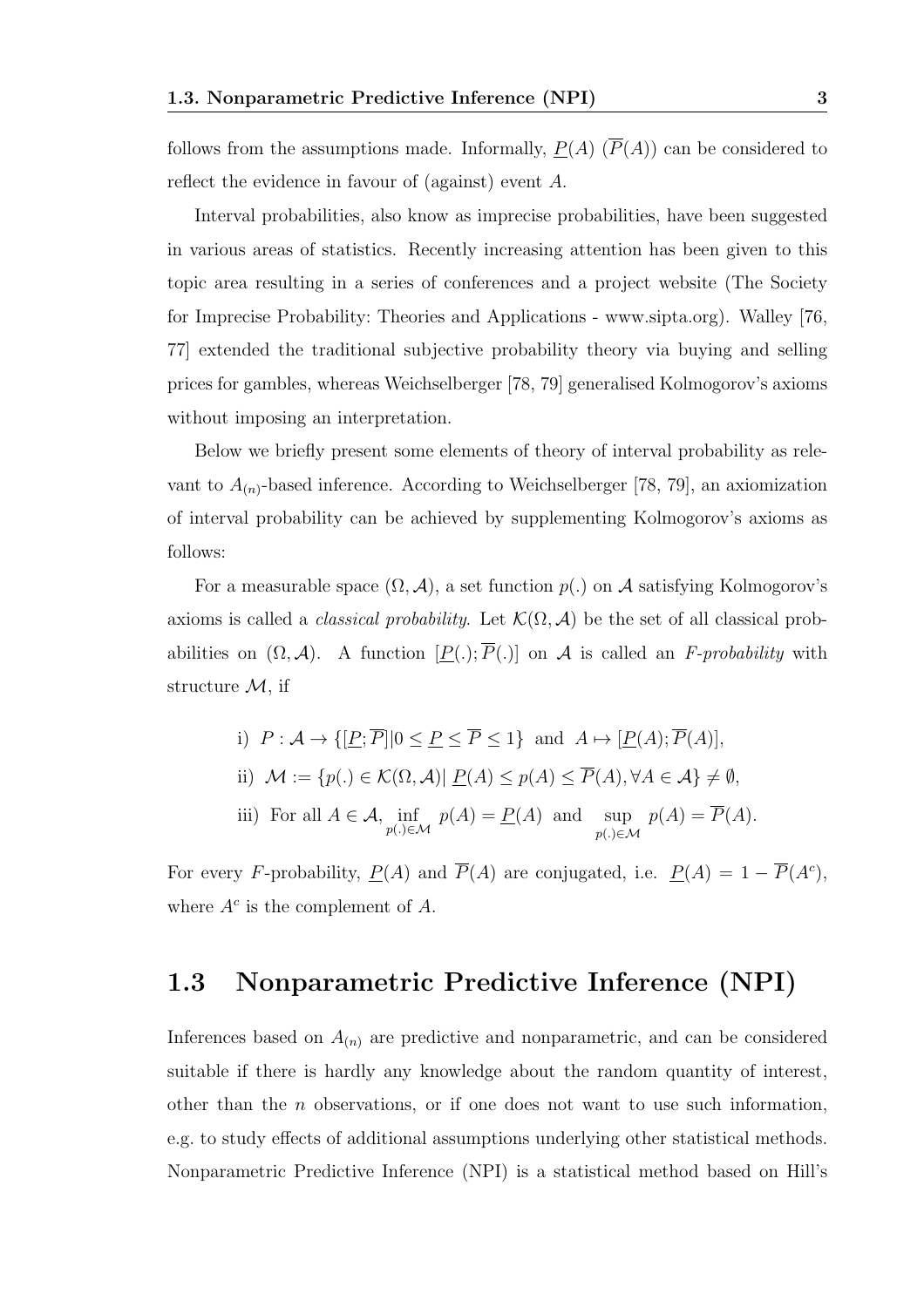follows from the assumptions made. Informally, $\underline{P}(A)$ ($\overline{P}(A)$) can be considered to reflect the evidence in favour of (against) event $A$.

Interval probabilities, also know as imprecise probabilities, have been suggested in various areas of statistics. Recently increasing attention has been given to this topic area resulting in a series of conferences and a project website (The Society for Imprecise Probability: Theories and Applications - www.sipta.org). Walley [76, 77] extended the traditional subjective probability theory via buying and selling prices for gambles, whereas Weichselberger [78, 79] generalised Kolmogorov's axioms without imposing an interpretation.

Below we briefly present some elements of theory of interval probability as relevant to $A_{(n)}$-based inference. According to Weichselberger [78, 79], an axiomization of interval probability can be achieved by supplementing Kolmogorov's axioms as follows:

For a measurable space $(\Omega, \mathcal{A})$, a set function $p(.)$ on $\mathcal{A}$ satisfying Kolmogorov's axioms is called a *classical probability*. Let $\mathcal{K}(\Omega, \mathcal{A})$ be the set of all classical probabilities on $(\Omega, \mathcal{A})$. A function $[\underline{P}(.); \overline{P}(.)]$ on $\mathcal{A}$ is called an *F-probability* with structure $\mathcal{M}$, if

$$\text{i)}\;\; P : \mathcal{A} \to \{[\underline{P}; \overline{P}] | 0 \leq \underline{P} \leq \overline{P} \leq 1\} \;\text{ and }\; A \mapsto [\underline{P}(A); \overline{P}(A)],$$

$$\text{ii)}\;\; \mathcal{M} := \{p(.) \in \mathcal{K}(\Omega, \mathcal{A}) |\; \underline{P}(A) \leq p(A) \leq \overline{P}(A), \forall A \in \mathcal{A}\} \neq \emptyset,$$

$$\text{iii)}\;\; \text{For all } A \in \mathcal{A}, \inf_{p(.) \in \mathcal{M}} p(A) = \underline{P}(A) \;\text{ and }\; \sup_{p(.) \in \mathcal{M}} p(A) = \overline{P}(A).$$

For every $F$-probability, $\underline{P}(A)$ and $\overline{P}(A)$ are conjugated, i.e. $\underline{P}(A) = 1 - \overline{P}(A^c)$, where $A^c$ is the complement of $A$.

## 1.3 Nonparametric Predictive Inference (NPI)

Inferences based on $A_{(n)}$ are predictive and nonparametric, and can be considered suitable if there is hardly any knowledge about the random quantity of interest, other than the $n$ observations, or if one does not want to use such information, e.g. to study effects of additional assumptions underlying other statistical methods. Nonparametric Predictive Inference (NPI) is a statistical method based on Hill's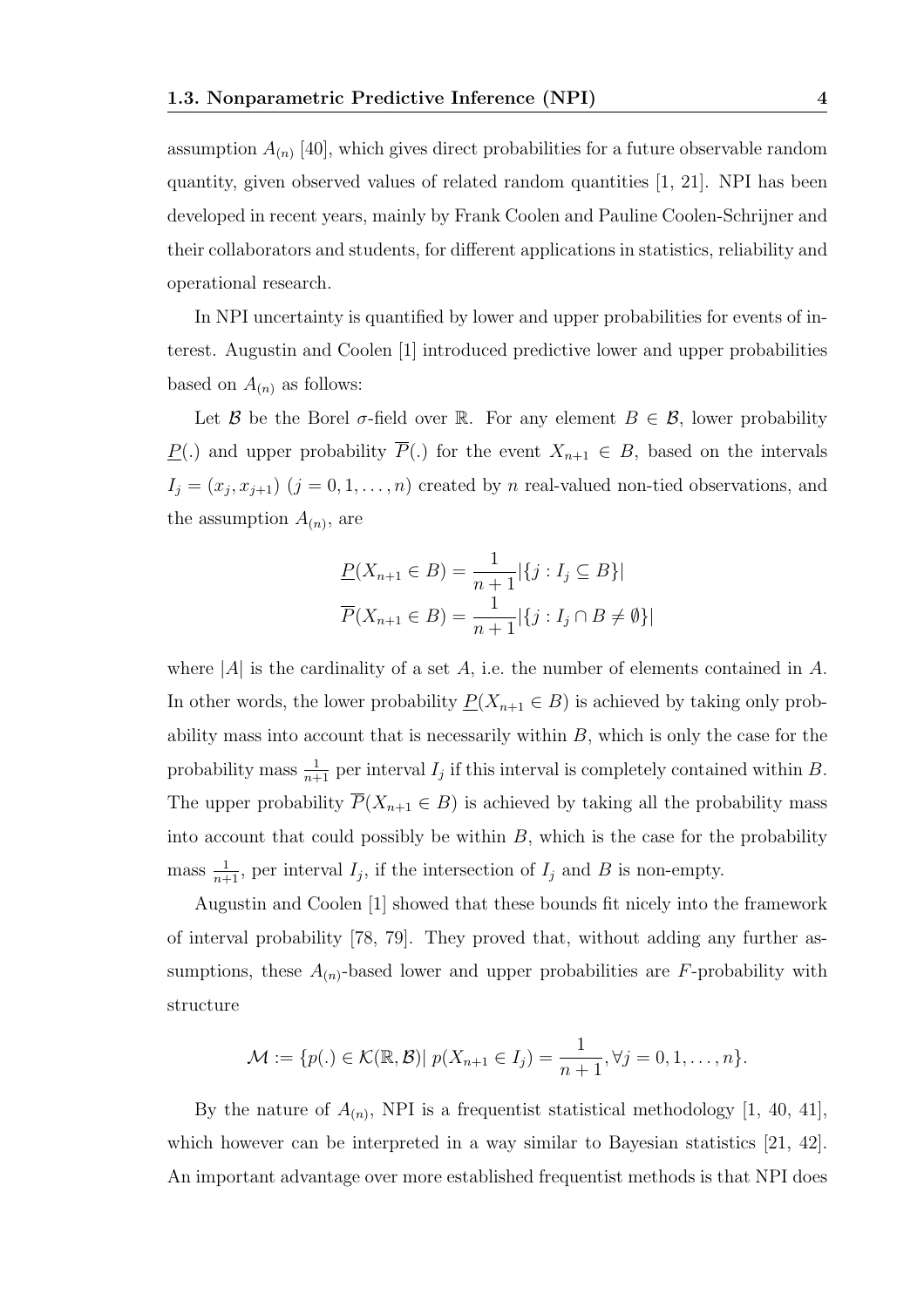assumption $A_{(n)}$ [40], which gives direct probabilities for a future observable random quantity, given observed values of related random quantities [1, 21]. NPI has been developed in recent years, mainly by Frank Coolen and Pauline Coolen-Schrijner and their collaborators and students, for different applications in statistics, reliability and operational research.

In NPI uncertainty is quantified by lower and upper probabilities for events of interest. Augustin and Coolen [1] introduced predictive lower and upper probabilities based on $A_{(n)}$ as follows:

Let $\mathcal{B}$ be the Borel $\sigma$-field over $\mathbb{R}$. For any element $B \in \mathcal{B}$, lower probability $\underline{P}(.)$ and upper probability $\overline{P}(.)$ for the event $X_{n+1} \in B$, based on the intervals $I_j = (x_j, x_{j+1})$ $(j = 0, 1, \ldots, n)$ created by $n$ real-valued non-tied observations, and the assumption $A_{(n)}$, are

$$
\underline{P}(X_{n+1} \in B) = \frac{1}{n+1}|\{j : I_j \subseteq B\}|
$$
$$
\overline{P}(X_{n+1} \in B) = \frac{1}{n+1}|\{j : I_j \cap B \neq \emptyset\}|
$$

where $|A|$ is the cardinality of a set $A$, i.e. the number of elements contained in $A$. In other words, the lower probability $\underline{P}(X_{n+1} \in B)$ is achieved by taking only probability mass into account that is necessarily within $B$, which is only the case for the probability mass $\frac{1}{n+1}$ per interval $I_j$ if this interval is completely contained within $B$. The upper probability $\overline{P}(X_{n+1} \in B)$ is achieved by taking all the probability mass into account that could possibly be within $B$, which is the case for the probability mass $\frac{1}{n+1}$, per interval $I_j$, if the intersection of $I_j$ and $B$ is non-empty.

Augustin and Coolen [1] showed that these bounds fit nicely into the framework of interval probability [78, 79]. They proved that, without adding any further assumptions, these $A_{(n)}$-based lower and upper probabilities are $F$-probability with structure

$$
\mathcal{M} := \{p(.) \in \mathcal{K}(\mathbb{R}, \mathcal{B}) |\; p(X_{n+1} \in I_j) = \frac{1}{n+1}, \forall j = 0, 1, \ldots, n\}.
$$

By the nature of $A_{(n)}$, NPI is a frequentist statistical methodology [1, 40, 41], which however can be interpreted in a way similar to Bayesian statistics [21, 42]. An important advantage over more established frequentist methods is that NPI does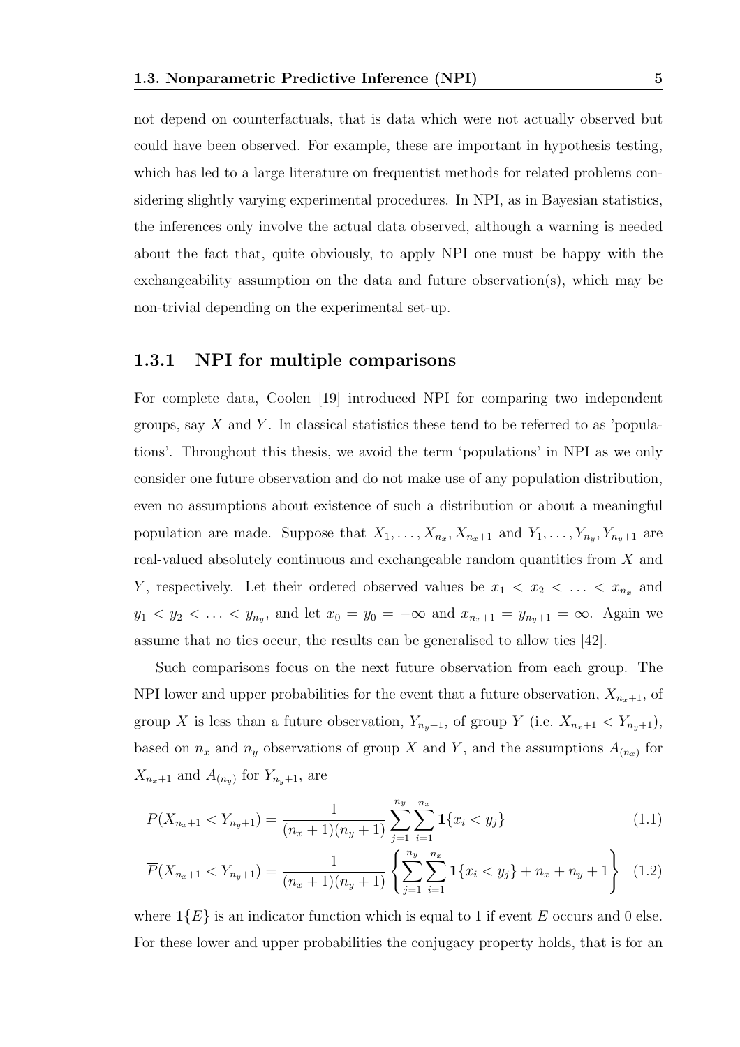not depend on counterfactuals, that is data which were not actually observed but could have been observed. For example, these are important in hypothesis testing, which has led to a large literature on frequentist methods for related problems considering slightly varying experimental procedures. In NPI, as in Bayesian statistics, the inferences only involve the actual data observed, although a warning is needed about the fact that, quite obviously, to apply NPI one must be happy with the exchangeability assumption on the data and future observation(s), which may be non-trivial depending on the experimental set-up.

### 1.3.1 NPI for multiple comparisons

For complete data, Coolen [19] introduced NPI for comparing two independent groups, say $X$ and $Y$. In classical statistics these tend to be referred to as 'populations'. Throughout this thesis, we avoid the term 'populations' in NPI as we only consider one future observation and do not make use of any population distribution, even no assumptions about existence of such a distribution or about a meaningful population are made. Suppose that $X_1, \ldots, X_{n_x}, X_{n_x+1}$ and $Y_1, \ldots, Y_{n_y}, Y_{n_y+1}$ are real-valued absolutely continuous and exchangeable random quantities from $X$ and $Y$, respectively. Let their ordered observed values be $x_1 < x_2 < \ldots < x_{n_x}$ and $y_1 < y_2 < \ldots < y_{n_y}$, and let $x_0 = y_0 = -\infty$ and $x_{n_x+1} = y_{n_y+1} = \infty$. Again we assume that no ties occur, the results can be generalised to allow ties [42].

Such comparisons focus on the next future observation from each group. The NPI lower and upper probabilities for the event that a future observation, $X_{n_x+1}$, of group $X$ is less than a future observation, $Y_{n_y+1}$, of group $Y$ (i.e. $X_{n_x+1} < Y_{n_y+1}$), based on $n_x$ and $n_y$ observations of group $X$ and $Y$, and the assumptions $A_{(n_x)}$ for $X_{n_x+1}$ and $A_{(n_y)}$ for $Y_{n_y+1}$, are

$$\underline{P}(X_{n_x+1} < Y_{n_y+1}) = \frac{1}{(n_x+1)(n_y+1)} \sum_{j=1}^{n_y} \sum_{i=1}^{n_x} \mathbf{1}\{x_i < y_j\} \tag{1.1}$$

$$\overline{P}(X_{n_x+1} < Y_{n_y+1}) = \frac{1}{(n_x+1)(n_y+1)} \left\{ \sum_{j=1}^{n_y} \sum_{i=1}^{n_x} \mathbf{1}\{x_i < y_j\} + n_x + n_y + 1 \right\} \tag{1.2}$$

where $\mathbf{1}\{E\}$ is an indicator function which is equal to 1 if event $E$ occurs and 0 else. For these lower and upper probabilities the conjugacy property holds, that is for an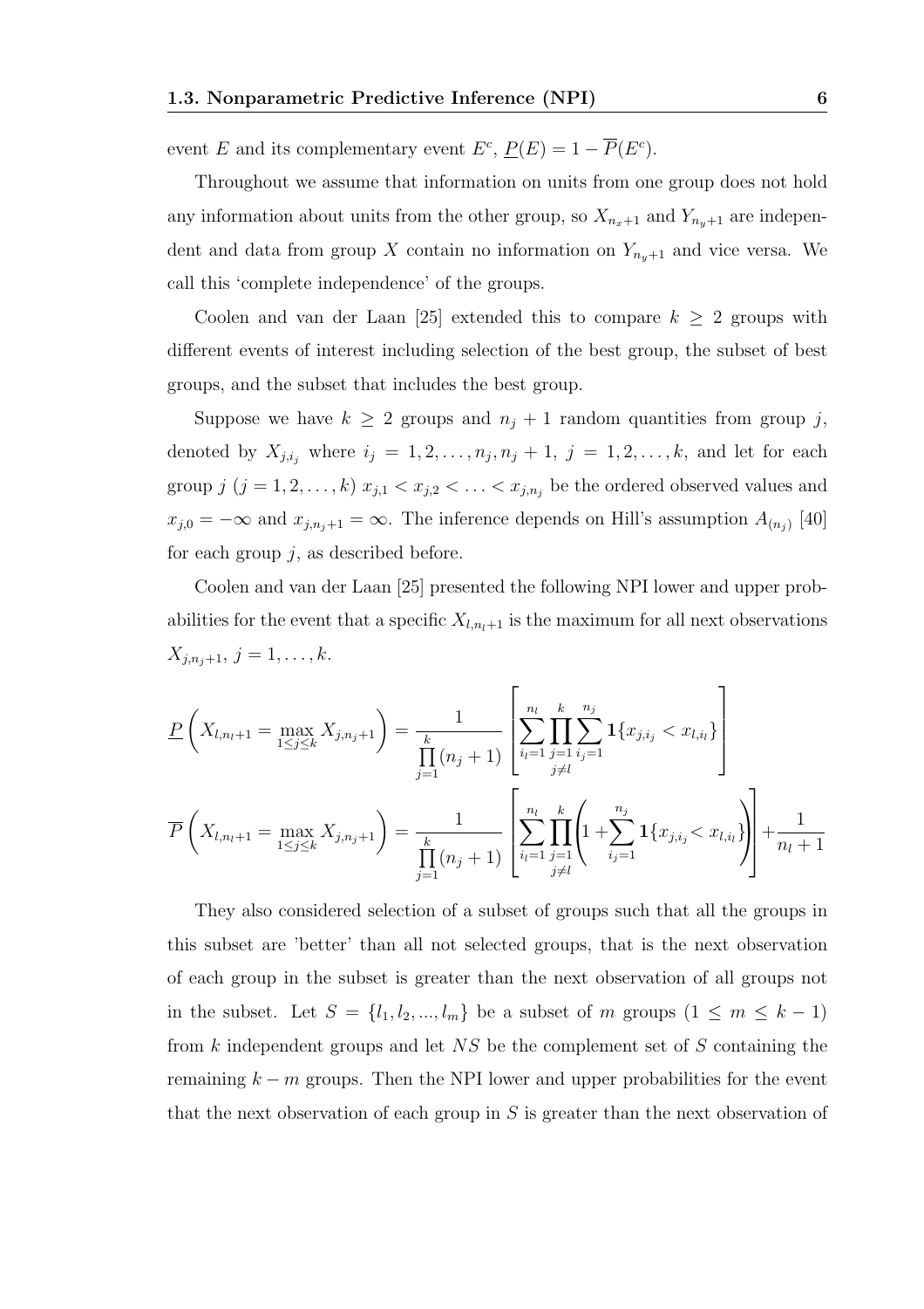event $E$ and its complementary event $E^c$, $\underline{P}(E) = 1 - \overline{P}(E^c)$.

Throughout we assume that information on units from one group does not hold any information about units from the other group, so $X_{n_x+1}$ and $Y_{n_y+1}$ are independent and data from group $X$ contain no information on $Y_{n_y+1}$ and vice versa. We call this 'complete independence' of the groups.

Coolen and van der Laan [25] extended this to compare $k \geq 2$ groups with different events of interest including selection of the best group, the subset of best groups, and the subset that includes the best group.

Suppose we have $k \geq 2$ groups and $n_j + 1$ random quantities from group $j$, denoted by $X_{j,i_j}$ where $i_j = 1, 2, \ldots, n_j, n_j + 1$, $j = 1, 2, \ldots, k$, and let for each group $j$ $(j = 1, 2, \ldots, k)$ $x_{j,1} < x_{j,2} < \ldots < x_{j,n_j}$ be the ordered observed values and $x_{j,0} = -\infty$ and $x_{j,n_j+1} = \infty$. The inference depends on Hill's assumption $A_{(n_j)}$ [40] for each group $j$, as described before.

Coolen and van der Laan [25] presented the following NPI lower and upper probabilities for the event that a specific $X_{l,n_l+1}$ is the maximum for all next observations $X_{j,n_j+1}$, $j = 1, \ldots, k$.

$$\underline{P}\left(X_{l,n_l+1} = \max_{1 \leq j \leq k} X_{j,n_j+1}\right) = \frac{1}{\prod\limits_{j=1}^{k}(n_j+1)} \left[\sum_{i_l=1}^{n_l} \prod_{\substack{j=1 \\ j \neq l}}^{k} \sum_{i_j=1}^{n_j} \mathbf{1}\{x_{j,i_j} < x_{l,i_l}\}\right]$$

$$\overline{P}\left(X_{l,n_l+1} = \max_{1 \leq j \leq k} X_{j,n_j+1}\right) = \frac{1}{\prod\limits_{j=1}^{k}(n_j+1)} \left[\sum_{i_l=1}^{n_l} \prod_{\substack{j=1 \\ j \neq l}}^{k} \left(1 + \sum_{i_j=1}^{n_j} \mathbf{1}\{x_{j,i_j} < x_{l,i_l}\}\right)\right] + \frac{1}{n_l+1}$$

They also considered selection of a subset of groups such that all the groups in this subset are 'better' than all not selected groups, that is the next observation of each group in the subset is greater than the next observation of all groups not in the subset. Let $S = \{l_1, l_2, ..., l_m\}$ be a subset of $m$ groups $(1 \leq m \leq k-1)$ from $k$ independent groups and let $NS$ be the complement set of $S$ containing the remaining $k - m$ groups. Then the NPI lower and upper probabilities for the event that the next observation of each group in $S$ is greater than the next observation of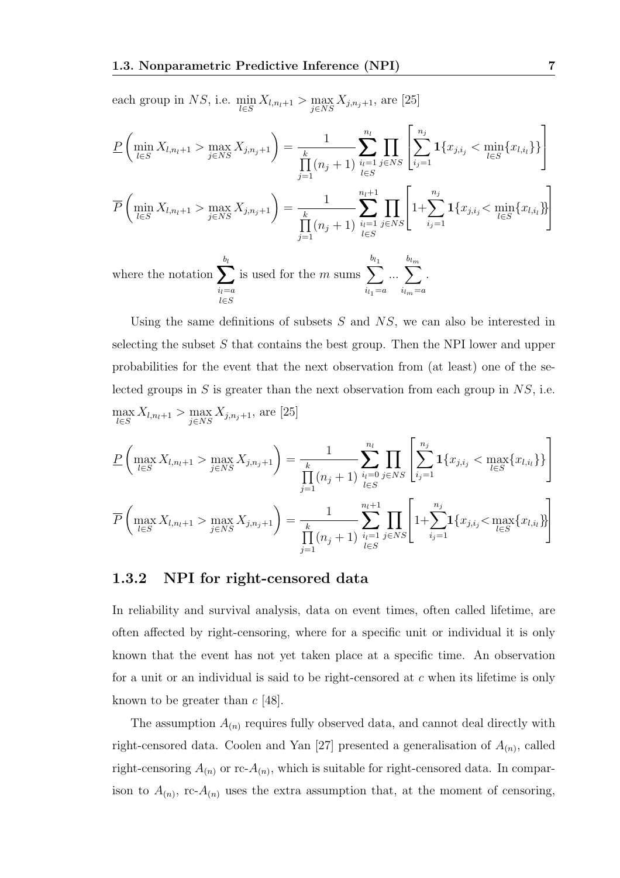each group in $NS$, i.e. $\min_{l \in S} X_{l,n_l+1} > \max_{j \in NS} X_{j,n_j+1}$, are [25]

$$\underline{P}\left(\min_{l \in S} X_{l,n_l+1} > \max_{j \in NS} X_{j,n_j+1}\right) = \frac{1}{\prod_{j=1}^{k}(n_j+1)} \sum_{\substack{i_l=1 \\ l \in S}}^{n_l} \prod_{j \in NS} \left[\sum_{i_j=1}^{n_j} \mathbf{1}\{x_{j,i_j} < \min_{l \in S}\{x_{l,i_l}\}\}\right]$$

$$\overline{P}\left(\min_{l \in S} X_{l,n_l+1} > \max_{j \in NS} X_{j,n_j+1}\right) = \frac{1}{\prod_{j=1}^{k}(n_j+1)} \sum_{\substack{i_l=1 \\ l \in S}}^{n_l+1} \prod_{j \in NS} \left[1 + \sum_{i_j=1}^{n_j} \mathbf{1}\{x_{j,i_j} < \min_{l \in S}\{x_{l,i_l}\}\}\right]$$

where the notation $\sum_{\substack{i_l=a \\ l \in S}}^{b_l}$ is used for the $m$ sums $\sum_{i_{l_1}=a}^{b_{l_1}} \ldots \sum_{i_{l_m}=a}^{b_{l_m}}$.

Using the same definitions of subsets $S$ and $NS$, we can also be interested in selecting the subset $S$ that contains the best group. Then the NPI lower and upper probabilities for the event that the next observation from (at least) one of the selected groups in $S$ is greater than the next observation from each group in $NS$, i.e. $\max_{l \in S} X_{l,n_l+1} > \max_{j \in NS} X_{j,n_j+1}$, are [25]

$$\underline{P}\left(\max_{l \in S} X_{l,n_l+1} > \max_{j \in NS} X_{j,n_j+1}\right) = \frac{1}{\prod_{j=1}^{k}(n_j+1)} \sum_{\substack{i_l=0 \\ l \in S}}^{n_l} \prod_{j \in NS} \left[\sum_{i_j=1}^{n_j} \mathbf{1}\{x_{j,i_j} < \max_{l \in S}\{x_{l,i_l}\}\}\right]$$

$$\overline{P}\left(\max_{l \in S} X_{l,n_l+1} > \max_{j \in NS} X_{j,n_j+1}\right) = \frac{1}{\prod_{j=1}^{k}(n_j+1)} \sum_{\substack{i_l=1 \\ l \in S}}^{n_l+1} \prod_{j \in NS} \left[1 + \sum_{i_j=1}^{n_j} \mathbf{1}\{x_{j,i_j} < \max_{l \in S}\{x_{l,i_l}\}\}\right]$$

### 1.3.2 NPI for right-censored data

In reliability and survival analysis, data on event times, often called lifetime, are often affected by right-censoring, where for a specific unit or individual it is only known that the event has not yet taken place at a specific time. An observation for a unit or an individual is said to be right-censored at $c$ when its lifetime is only known to be greater than $c$ [48].

The assumption $A_{(n)}$ requires fully observed data, and cannot deal directly with right-censored data. Coolen and Yan [27] presented a generalisation of $A_{(n)}$, called right-censoring $A_{(n)}$ or rc-$A_{(n)}$, which is suitable for right-censored data. In comparison to $A_{(n)}$, rc-$A_{(n)}$ uses the extra assumption that, at the moment of censoring,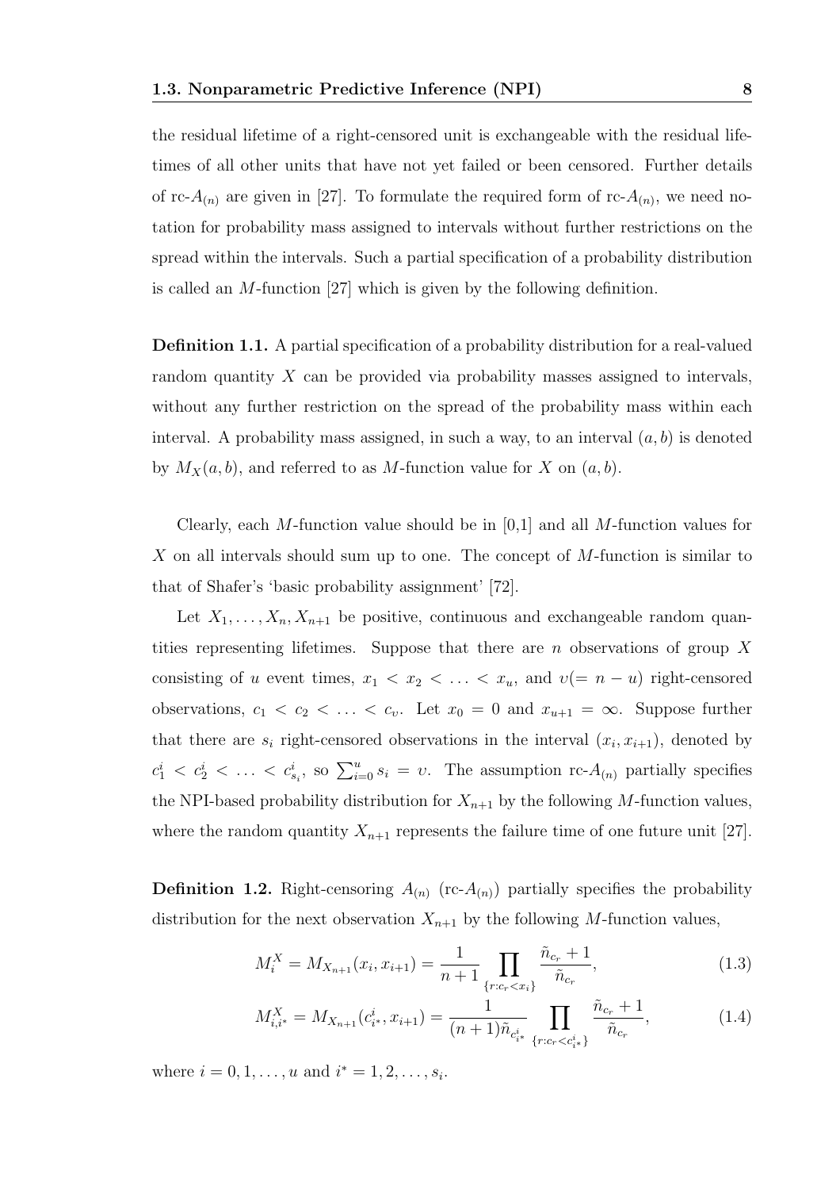the residual lifetime of a right-censored unit is exchangeable with the residual lifetimes of all other units that have not yet failed or been censored. Further details of rc-$A_{(n)}$ are given in [27]. To formulate the required form of rc-$A_{(n)}$, we need notation for probability mass assigned to intervals without further restrictions on the spread within the intervals. Such a partial specification of a probability distribution is called an $M$-function [27] which is given by the following definition.

**Definition 1.1.** A partial specification of a probability distribution for a real-valued random quantity $X$ can be provided via probability masses assigned to intervals, without any further restriction on the spread of the probability mass within each interval. A probability mass assigned, in such a way, to an interval $(a, b)$ is denoted by $M_X(a, b)$, and referred to as $M$-function value for $X$ on $(a, b)$.

Clearly, each $M$-function value should be in [0,1] and all $M$-function values for $X$ on all intervals should sum up to one. The concept of $M$-function is similar to that of Shafer's 'basic probability assignment' [72].

Let $X_1, \ldots, X_n, X_{n+1}$ be positive, continuous and exchangeable random quantities representing lifetimes. Suppose that there are $n$ observations of group $X$ consisting of $u$ event times, $x_1 < x_2 < \ldots < x_u$, and $\upsilon(= n - u)$ right-censored observations, $c_1 < c_2 < \ldots < c_\upsilon$. Let $x_0 = 0$ and $x_{u+1} = \infty$. Suppose further that there are $s_i$ right-censored observations in the interval $(x_i, x_{i+1})$, denoted by $c_1^i < c_2^i < \ldots < c_{s_i}^i$, so $\sum_{i=0}^{u} s_i = \upsilon$. The assumption rc-$A_{(n)}$ partially specifies the NPI-based probability distribution for $X_{n+1}$ by the following $M$-function values, where the random quantity $X_{n+1}$ represents the failure time of one future unit [27].

**Definition 1.2.** Right-censoring $A_{(n)}$ (rc-$A_{(n)}$) partially specifies the probability distribution for the next observation $X_{n+1}$ by the following $M$-function values,

$$M_i^X = M_{X_{n+1}}(x_i, x_{i+1}) = \frac{1}{n+1} \prod_{\{r: c_r < x_i\}} \frac{\tilde{n}_{c_r} + 1}{\tilde{n}_{c_r}}, \tag{1.3}$$

$$M_{i,i^*}^X = M_{X_{n+1}}(c_{i^*}^i, x_{i+1}) = \frac{1}{(n+1)\tilde{n}_{c_{i^*}^i}} \prod_{\{r: c_r < c_{i^*}^i\}} \frac{\tilde{n}_{c_r} + 1}{\tilde{n}_{c_r}}, \tag{1.4}$$

where $i = 0, 1, \ldots, u$ and $i^* = 1, 2, \ldots, s_i$.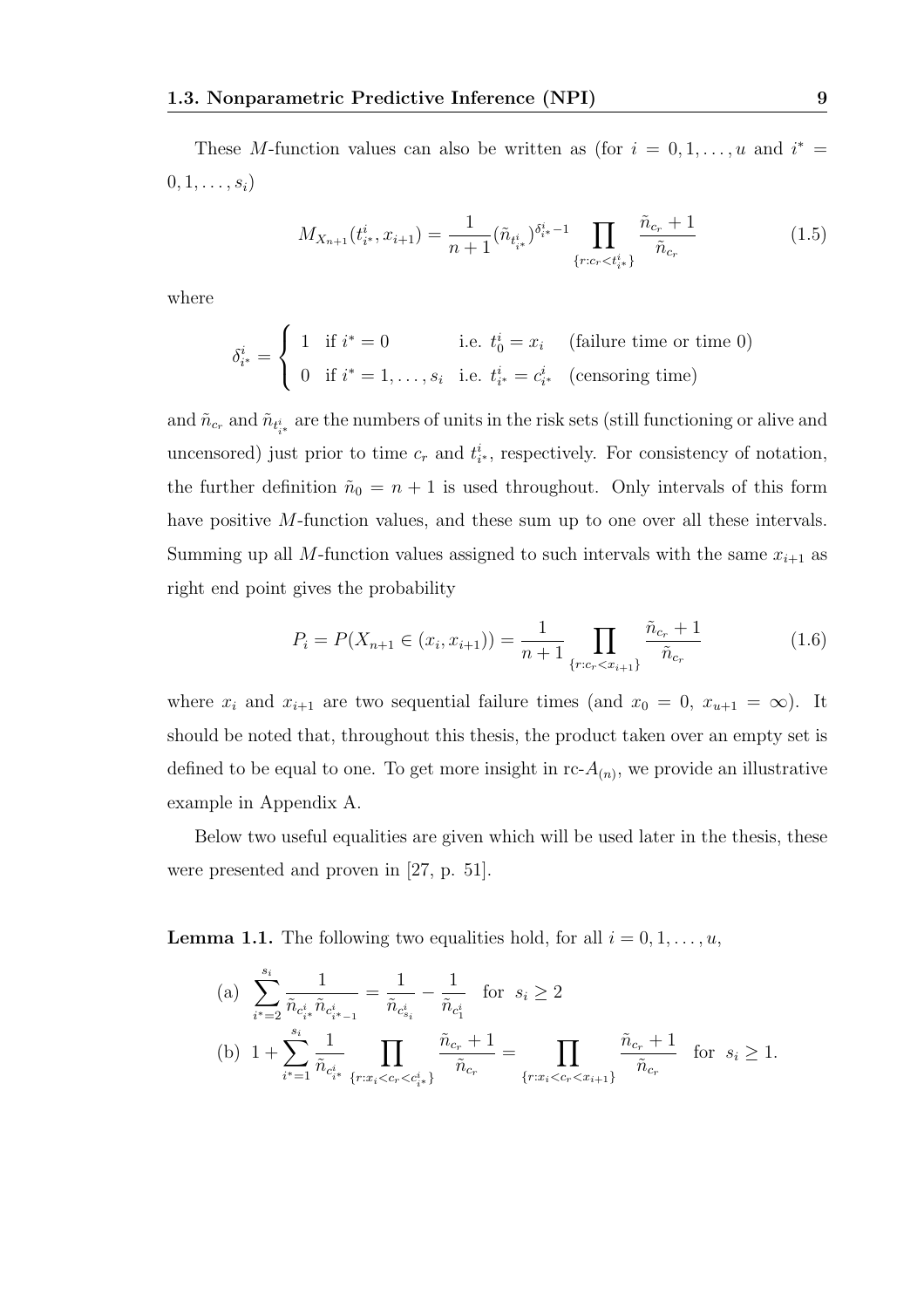These $M$-function values can also be written as (for $i = 0, 1, \ldots, u$ and $i^* = 0, 1, \ldots, s_i$)

$$M_{X_{n+1}}(t^i_{i^*}, x_{i+1}) = \frac{1}{n+1} (\tilde{n}_{t^i_{i^*}})^{\delta^i_{i^*} - 1} \prod_{\{r: c_r < t^i_{i^*}\}} \frac{\tilde{n}_{c_r} + 1}{\tilde{n}_{c_r}} \tag{1.5}$$

where

$$\delta^i_{i^*} = \begin{cases} 1 & \text{if } i^* = 0 \quad\quad\quad \text{i.e. } t^i_0 = x_i \quad \text{(failure time or time 0)} \\ 0 & \text{if } i^* = 1, \ldots, s_i \quad \text{i.e. } t^i_{i^*} = c^i_{i^*} \quad \text{(censoring time)} \end{cases}$$

and $\tilde{n}_{c_r}$ and $\tilde{n}_{t^i_{i^*}}$ are the numbers of units in the risk sets (still functioning or alive and uncensored) just prior to time $c_r$ and $t^i_{i^*}$, respectively. For consistency of notation, the further definition $\tilde{n}_0 = n + 1$ is used throughout. Only intervals of this form have positive $M$-function values, and these sum up to one over all these intervals. Summing up all $M$-function values assigned to such intervals with the same $x_{i+1}$ as right end point gives the probability

$$P_i = P(X_{n+1} \in (x_i, x_{i+1})) = \frac{1}{n+1} \prod_{\{r: c_r < x_{i+1}\}} \frac{\tilde{n}_{c_r} + 1}{\tilde{n}_{c_r}} \tag{1.6}$$

where $x_i$ and $x_{i+1}$ are two sequential failure times (and $x_0 = 0$, $x_{u+1} = \infty$). It should be noted that, throughout this thesis, the product taken over an empty set is defined to be equal to one. To get more insight in rc-$A_{(n)}$, we provide an illustrative example in Appendix A.

Below two useful equalities are given which will be used later in the thesis, these were presented and proven in [27, p. 51].

**Lemma 1.1.** The following two equalities hold, for all $i = 0, 1, \ldots, u$,

(a) $\displaystyle\sum_{i^*=2}^{s_i} \frac{1}{\tilde{n}_{c^i_{i^*}} \tilde{n}_{c^i_{i^*-1}}} = \frac{1}{\tilde{n}_{c^i_{s_i}}} - \frac{1}{\tilde{n}_{c^i_1}}$ for $s_i \geq 2$

(b) $\displaystyle 1 + \sum_{i^*=1}^{s_i} \frac{1}{\tilde{n}_{c^i_{i^*}}} \prod_{\{r: x_i < c_r < c^i_{i^*}\}} \frac{\tilde{n}_{c_r} + 1}{\tilde{n}_{c_r}} = \prod_{\{r: x_i < c_r < x_{i+1}\}} \frac{\tilde{n}_{c_r} + 1}{\tilde{n}_{c_r}}$ for $s_i \geq 1$.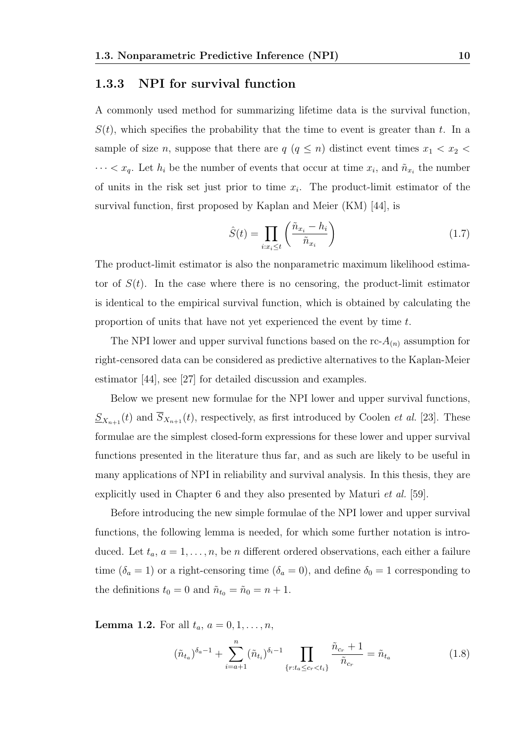### 1.3.3 NPI for survival function

A commonly used method for summarizing lifetime data is the survival function, $S(t)$, which specifies the probability that the time to event is greater than $t$. In a sample of size $n$, suppose that there are $q$ $(q \leq n)$ distinct event times $x_1 < x_2 < \cdots < x_q$. Let $h_i$ be the number of events that occur at time $x_i$, and $\tilde{n}_{x_i}$ the number of units in the risk set just prior to time $x_i$. The product-limit estimator of the survival function, first proposed by Kaplan and Meier (KM) [44], is

$$\hat{S}(t) = \prod_{i:x_i \leq t} \left( \frac{\tilde{n}_{x_i} - h_i}{\tilde{n}_{x_i}} \right) \tag{1.7}$$

The product-limit estimator is also the nonparametric maximum likelihood estimator of $S(t)$. In the case where there is no censoring, the product-limit estimator is identical to the empirical survival function, which is obtained by calculating the proportion of units that have not yet experienced the event by time $t$.

The NPI lower and upper survival functions based on the rc-$A_{(n)}$ assumption for right-censored data can be considered as predictive alternatives to the Kaplan-Meier estimator [44], see [27] for detailed discussion and examples.

Below we present new formulae for the NPI lower and upper survival functions, $\underline{S}_{X_{n+1}}(t)$ and $\overline{S}_{X_{n+1}}(t)$, respectively, as first introduced by Coolen *et al.* [23]. These formulae are the simplest closed-form expressions for these lower and upper survival functions presented in the literature thus far, and as such are likely to be useful in many applications of NPI in reliability and survival analysis. In this thesis, they are explicitly used in Chapter 6 and they also presented by Maturi *et al.* [59].

Before introducing the new simple formulae of the NPI lower and upper survival functions, the following lemma is needed, for which some further notation is introduced. Let $t_a$, $a = 1, \ldots, n$, be $n$ different ordered observations, each either a failure time ($\delta_a = 1$) or a right-censoring time ($\delta_a = 0$), and define $\delta_0 = 1$ corresponding to the definitions $t_0 = 0$ and $\tilde{n}_{t_0} = \tilde{n}_0 = n + 1$.

**Lemma 1.2.** For all $t_a$, $a = 0, 1, \ldots, n$,

$$(\tilde{n}_{t_a})^{\delta_a - 1} + \sum_{i=a+1}^{n} (\tilde{n}_{t_i})^{\delta_i - 1} \prod_{\{r: t_a \leq c_r < t_i\}} \frac{\tilde{n}_{c_r} + 1}{\tilde{n}_{c_r}} = \tilde{n}_{t_a} \tag{1.8}$$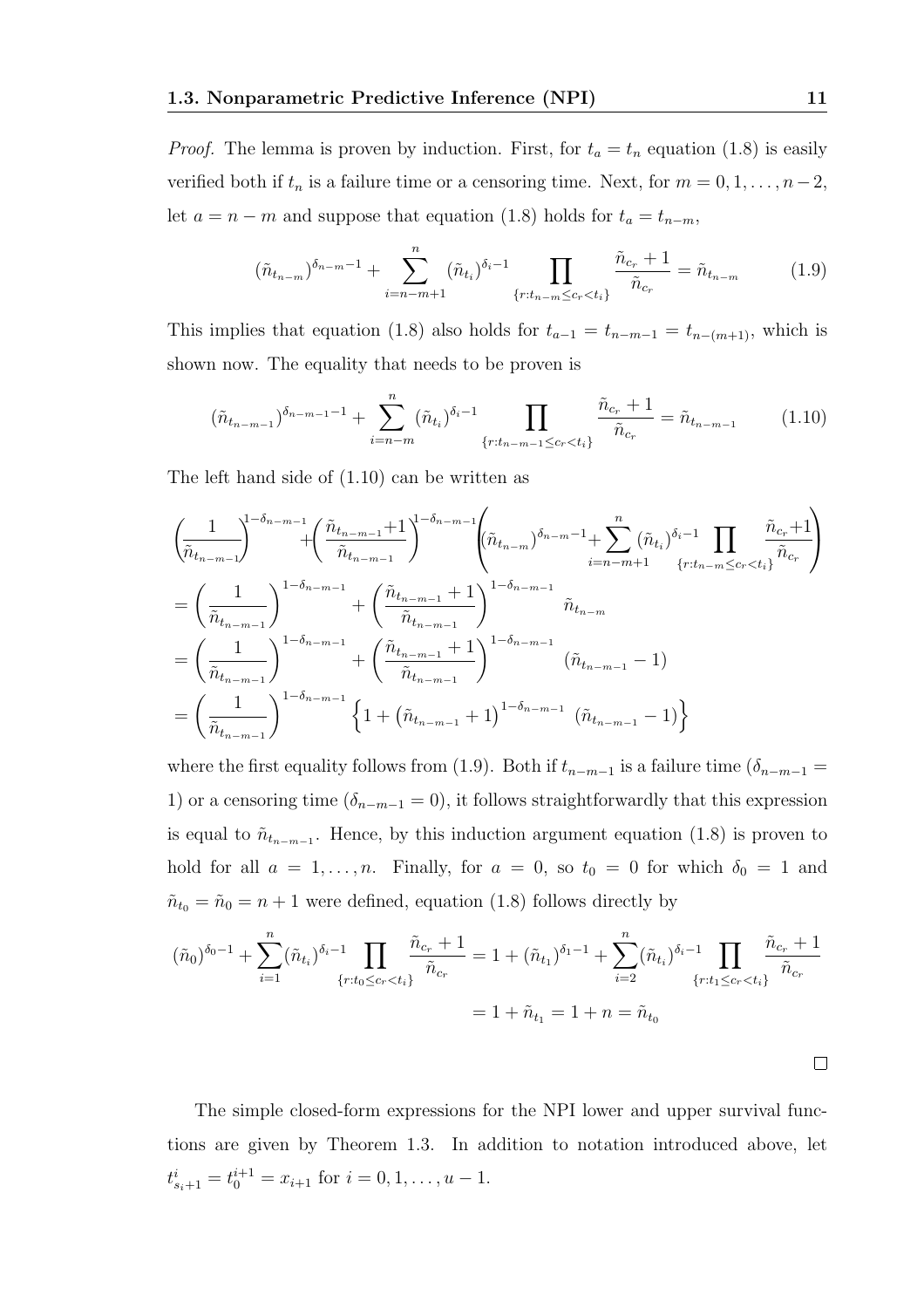*Proof.* The lemma is proven by induction. First, for $t_a = t_n$ equation (1.8) is easily verified both if $t_n$ is a failure time or a censoring time. Next, for $m = 0, 1, \ldots, n-2$, let $a = n - m$ and suppose that equation (1.8) holds for $t_a = t_{n-m}$,

$$(\tilde{n}_{t_{n-m}})^{\delta_{n-m}-1} + \sum_{i=n-m+1}^{n} (\tilde{n}_{t_i})^{\delta_i - 1} \prod_{\{r: t_{n-m} \leq c_r < t_i\}} \frac{\tilde{n}_{c_r} + 1}{\tilde{n}_{c_r}} = \tilde{n}_{t_{n-m}} \tag{1.9}$$

This implies that equation (1.8) also holds for $t_{a-1} = t_{n-m-1} = t_{n-(m+1)}$, which is shown now. The equality that needs to be proven is

$$(\tilde{n}_{t_{n-m-1}})^{\delta_{n-m-1}-1} + \sum_{i=n-m}^{n} (\tilde{n}_{t_i})^{\delta_i - 1} \prod_{\{r: t_{n-m-1} \leq c_r < t_i\}} \frac{\tilde{n}_{c_r} + 1}{\tilde{n}_{c_r}} = \tilde{n}_{t_{n-m-1}} \tag{1.10}$$

The left hand side of (1.10) can be written as

$$\begin{aligned}
&\left(\frac{1}{\tilde{n}_{t_{n-m-1}}}\right)^{1-\delta_{n-m-1}} + \left(\frac{\tilde{n}_{t_{n-m-1}}+1}{\tilde{n}_{t_{n-m-1}}}\right)^{1-\delta_{n-m-1}} \left( (\tilde{n}_{t_{n-m}})^{\delta_{n-m}-1} + \sum_{i=n-m+1}^{n} (\tilde{n}_{t_i})^{\delta_i-1} \prod_{\{r: t_{n-m} \leq c_r < t_i\}} \frac{\tilde{n}_{c_r}+1}{\tilde{n}_{c_r}} \right) \\
&= \left(\frac{1}{\tilde{n}_{t_{n-m-1}}}\right)^{1-\delta_{n-m-1}} + \left(\frac{\tilde{n}_{t_{n-m-1}}+1}{\tilde{n}_{t_{n-m-1}}}\right)^{1-\delta_{n-m-1}} \tilde{n}_{t_{n-m}} \\
&= \left(\frac{1}{\tilde{n}_{t_{n-m-1}}}\right)^{1-\delta_{n-m-1}} + \left(\frac{\tilde{n}_{t_{n-m-1}}+1}{\tilde{n}_{t_{n-m-1}}}\right)^{1-\delta_{n-m-1}} (\tilde{n}_{t_{n-m-1}} - 1) \\
&= \left(\frac{1}{\tilde{n}_{t_{n-m-1}}}\right)^{1-\delta_{n-m-1}} \left\{ 1 + \left(\tilde{n}_{t_{n-m-1}} + 1\right)^{1-\delta_{n-m-1}} (\tilde{n}_{t_{n-m-1}} - 1) \right\}
\end{aligned}$$

where the first equality follows from (1.9). Both if $t_{n-m-1}$ is a failure time ($\delta_{n-m-1} = 1$) or a censoring time ($\delta_{n-m-1} = 0$), it follows straightforwardly that this expression is equal to $\tilde{n}_{t_{n-m-1}}$. Hence, by this induction argument equation (1.8) is proven to hold for all $a = 1, \ldots, n$. Finally, for $a = 0$, so $t_0 = 0$ for which $\delta_0 = 1$ and $\tilde{n}_{t_0} = \tilde{n}_0 = n + 1$ were defined, equation (1.8) follows directly by

$$\begin{aligned}
(\tilde{n}_0)^{\delta_0 - 1} + \sum_{i=1}^{n} (\tilde{n}_{t_i})^{\delta_i - 1} \prod_{\{r: t_0 \leq c_r < t_i\}} \frac{\tilde{n}_{c_r} + 1}{\tilde{n}_{c_r}} &= 1 + (\tilde{n}_{t_1})^{\delta_1 - 1} + \sum_{i=2}^{n} (\tilde{n}_{t_i})^{\delta_i - 1} \prod_{\{r: t_1 \leq c_r < t_i\}} \frac{\tilde{n}_{c_r} + 1}{\tilde{n}_{c_r}} \\
&= 1 + \tilde{n}_{t_1} = 1 + n = \tilde{n}_{t_0}
\end{aligned}$$

□

The simple closed-form expressions for the NPI lower and upper survival functions are given by Theorem 1.3. In addition to notation introduced above, let $t^i_{s_i+1} = t^{i+1}_0 = x_{i+1}$ for $i = 0, 1, \ldots, u - 1$.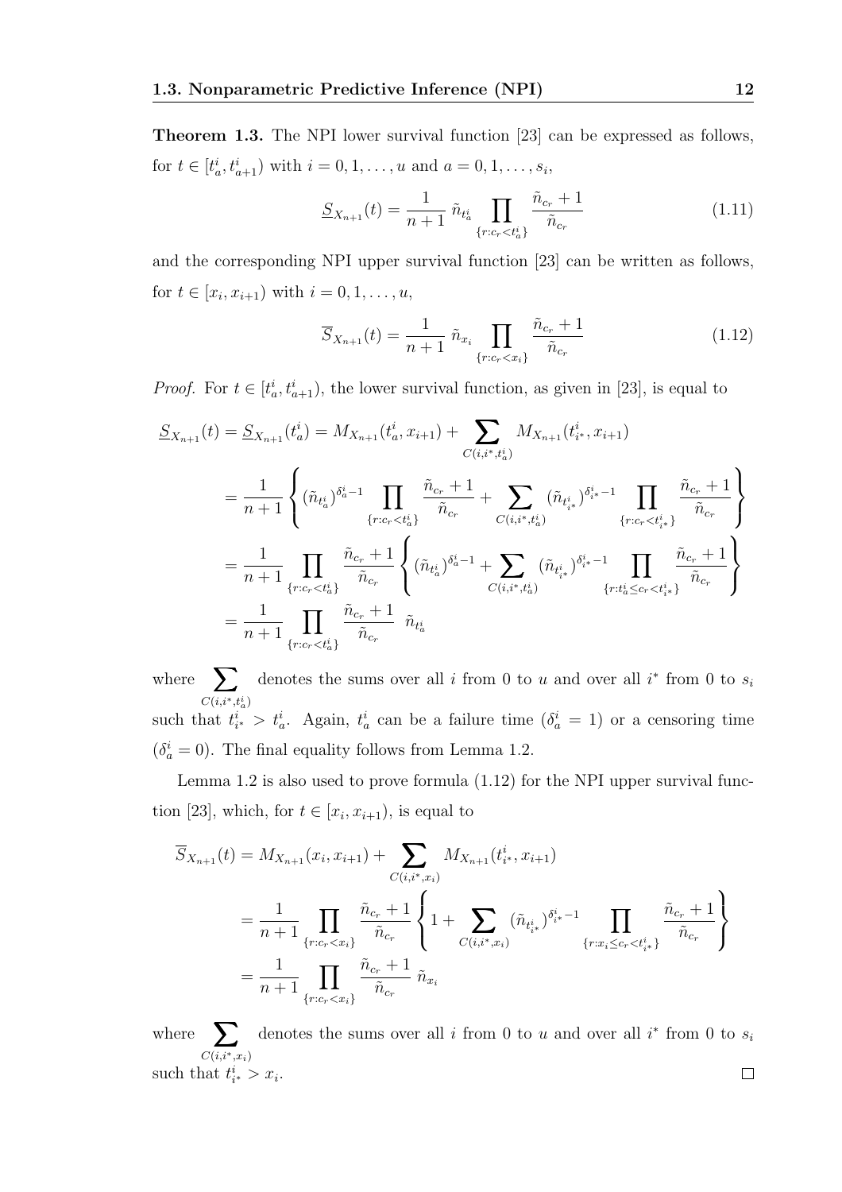**Theorem 1.3.** The NPI lower survival function [23] can be expressed as follows, for $t \in [t^i_a, t^i_{a+1})$ with $i = 0, 1, \ldots, u$ and $a = 0, 1, \ldots, s_i$,

$$\underline{S}_{X_{n+1}}(t) = \frac{1}{n+1}\, \tilde{n}_{t^i_a} \prod_{\{r: c_r < t^i_a\}} \frac{\tilde{n}_{c_r}+1}{\tilde{n}_{c_r}} \tag{1.11}$$

and the corresponding NPI upper survival function [23] can be written as follows, for $t \in [x_i, x_{i+1})$ with $i = 0, 1, \ldots, u$,

$$\overline{S}_{X_{n+1}}(t) = \frac{1}{n+1}\, \tilde{n}_{x_i} \prod_{\{r: c_r < x_i\}} \frac{\tilde{n}_{c_r}+1}{\tilde{n}_{c_r}} \tag{1.12}$$

*Proof.* For $t \in [t^i_a, t^i_{a+1})$, the lower survival function, as given in [23], is equal to

$$\begin{aligned}
\underline{S}_{X_{n+1}}(t) &= \underline{S}_{X_{n+1}}(t^i_a) = M_{X_{n+1}}(t^i_a, x_{i+1}) + \sum_{C(i,i^*,t^i_a)} M_{X_{n+1}}(t^i_{i^*}, x_{i+1}) \\
&= \frac{1}{n+1}\left\{ (\tilde{n}_{t^i_a})^{\delta^i_a - 1} \prod_{\{r: c_r < t^i_a\}} \frac{\tilde{n}_{c_r}+1}{\tilde{n}_{c_r}} + \sum_{C(i,i^*,t^i_a)} (\tilde{n}_{t^i_{i^*}})^{\delta^i_{i^*}-1} \prod_{\{r: c_r < t^i_{i^*}\}} \frac{\tilde{n}_{c_r}+1}{\tilde{n}_{c_r}} \right\} \\
&= \frac{1}{n+1} \prod_{\{r: c_r < t^i_a\}} \frac{\tilde{n}_{c_r}+1}{\tilde{n}_{c_r}} \left\{ (\tilde{n}_{t^i_a})^{\delta^i_a - 1} + \sum_{C(i,i^*,t^i_a)} (\tilde{n}_{t^i_{i^*}})^{\delta^i_{i^*}-1} \prod_{\{r: t^i_a \le c_r < t^i_{i^*}\}} \frac{\tilde{n}_{c_r}+1}{\tilde{n}_{c_r}} \right\} \\
&= \frac{1}{n+1} \prod_{\{r: c_r < t^i_a\}} \frac{\tilde{n}_{c_r}+1}{\tilde{n}_{c_r}}\ \tilde{n}_{t^i_a}
\end{aligned}$$

where $\sum_{C(i,i^*,t^i_a)}$ denotes the sums over all $i$ from 0 to $u$ and over all $i^*$ from 0 to $s_i$ such that $t^i_{i^*} > t^i_a$. Again, $t^i_a$ can be a failure time ($\delta^i_a = 1$) or a censoring time ($\delta^i_a = 0$). The final equality follows from Lemma 1.2.

Lemma 1.2 is also used to prove formula (1.12) for the NPI upper survival function [23], which, for $t \in [x_i, x_{i+1})$, is equal to

$$\begin{aligned}
\overline{S}_{X_{n+1}}(t) &= M_{X_{n+1}}(x_i, x_{i+1}) + \sum_{C(i,i^*,x_i)} M_{X_{n+1}}(t^i_{i^*}, x_{i+1}) \\
&= \frac{1}{n+1} \prod_{\{r: c_r < x_i\}} \frac{\tilde{n}_{c_r}+1}{\tilde{n}_{c_r}} \left\{ 1 + \sum_{C(i,i^*,x_i)} (\tilde{n}_{t^i_{i^*}})^{\delta^i_{i^*}-1} \prod_{\{r: x_i \le c_r < t^i_{i^*}\}} \frac{\tilde{n}_{c_r}+1}{\tilde{n}_{c_r}} \right\} \\
&= \frac{1}{n+1} \prod_{\{r: c_r < x_i\}} \frac{\tilde{n}_{c_r}+1}{\tilde{n}_{c_r}}\ \tilde{n}_{x_i}
\end{aligned}$$

where $\sum_{C(i,i^*,x_i)}$ denotes the sums over all $i$ from 0 to $u$ and over all $i^*$ from 0 to $s_i$ such that $t^i_{i^*} > x_i$. $\square$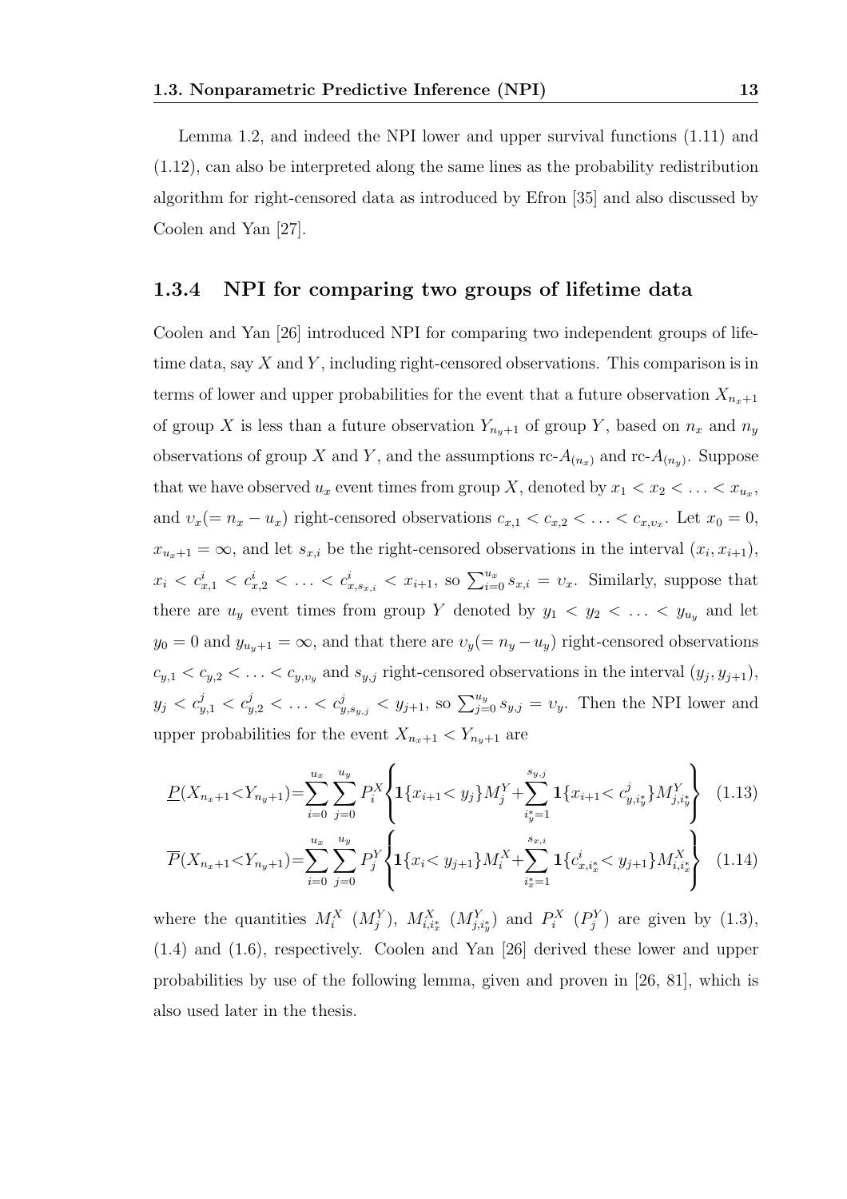Lemma 1.2, and indeed the NPI lower and upper survival functions (1.11) and (1.12), can also be interpreted along the same lines as the probability redistribution algorithm for right-censored data as introduced by Efron [35] and also discussed by Coolen and Yan [27].

### 1.3.4 NPI for comparing two groups of lifetime data

Coolen and Yan [26] introduced NPI for comparing two independent groups of lifetime data, say $X$ and $Y$, including right-censored observations. This comparison is in terms of lower and upper probabilities for the event that a future observation $X_{n_x+1}$ of group $X$ is less than a future observation $Y_{n_y+1}$ of group $Y$, based on $n_x$ and $n_y$ observations of group $X$ and $Y$, and the assumptions rc-$A_{(n_x)}$ and rc-$A_{(n_y)}$. Suppose that we have observed $u_x$ event times from group $X$, denoted by $x_1 < x_2 < \ldots < x_{u_x}$, and $\upsilon_x(= n_x - u_x)$ right-censored observations $c_{x,1} < c_{x,2} < \ldots < c_{x,\upsilon_x}$. Let $x_0 = 0$, $x_{u_x+1} = \infty$, and let $s_{x,i}$ be the right-censored observations in the interval $(x_i, x_{i+1})$, $x_i < c^i_{x,1} < c^i_{x,2} < \ldots < c^i_{x,s_{x,i}} < x_{i+1}$, so $\sum_{i=0}^{u_x} s_{x,i} = \upsilon_x$. Similarly, suppose that there are $u_y$ event times from group $Y$ denoted by $y_1 < y_2 < \ldots < y_{u_y}$ and let $y_0 = 0$ and $y_{u_y+1} = \infty$, and that there are $\upsilon_y(= n_y - u_y)$ right-censored observations $c_{y,1} < c_{y,2} < \ldots < c_{y,\upsilon_y}$ and $s_{y,j}$ right-censored observations in the interval $(y_j, y_{j+1})$, $y_j < c^j_{y,1} < c^j_{y,2} < \ldots < c^j_{y,s_{y,j}} < y_{j+1}$, so $\sum_{j=0}^{u_y} s_{y,j} = \upsilon_y$. Then the NPI lower and upper probabilities for the event $X_{n_x+1} < Y_{n_y+1}$ are

$$\underline{P}(X_{n_x+1}<Y_{n_y+1})=\sum_{i=0}^{u_x}\sum_{j=0}^{u_y} P_i^X\left\{\mathbf{1}\{x_{i+1}< y_j\}M_j^Y+\sum_{i_y^*=1}^{s_{y,j}}\mathbf{1}\{x_{i+1}< c^j_{y,i_y^*}\}M^Y_{j,i_y^*}\right\} \quad (1.13)$$

$$\overline{P}(X_{n_x+1}<Y_{n_y+1})=\sum_{i=0}^{u_x}\sum_{j=0}^{u_y} P_j^Y\left\{\mathbf{1}\{x_i< y_{j+1}\}M_i^X+\sum_{i_x^*=1}^{s_{x,i}}\mathbf{1}\{c^i_{x,i_x^*}< y_{j+1}\}M^X_{i,i_x^*}\right\} \quad (1.14)$$

where the quantities $M_i^X$ ($M_j^Y$), $M^X_{i,i_x^*}$ ($M^Y_{j,i_y^*}$) and $P_i^X$ ($P_j^Y$) are given by (1.3), (1.4) and (1.6), respectively. Coolen and Yan [26] derived these lower and upper probabilities by use of the following lemma, given and proven in [26, 81], which is also used later in the thesis.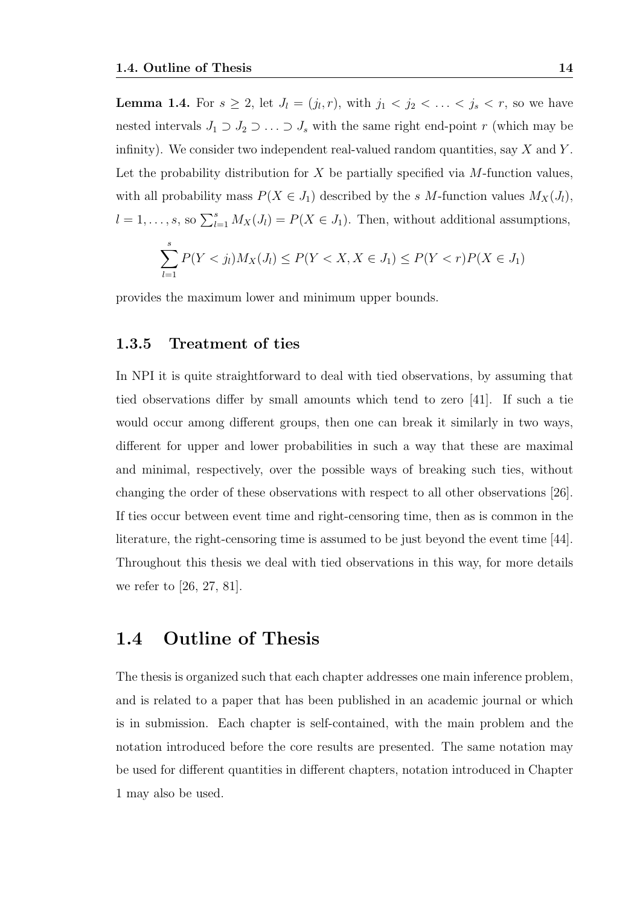**Lemma 1.4.** For $s \geq 2$, let $J_l = (j_l, r)$, with $j_1 < j_2 < \ldots < j_s < r$, so we have nested intervals $J_1 \supset J_2 \supset \ldots \supset J_s$ with the same right end-point $r$ (which may be infinity). We consider two independent real-valued random quantities, say $X$ and $Y$. Let the probability distribution for $X$ be partially specified via $M$-function values, with all probability mass $P(X \in J_1)$ described by the $s$ $M$-function values $M_X(J_l)$, $l = 1, \ldots, s$, so $\sum_{l=1}^{s} M_X(J_l) = P(X \in J_1)$. Then, without additional assumptions,

$$\sum_{l=1}^{s} P(Y < j_l) M_X(J_l) \leq P(Y < X, X \in J_1) \leq P(Y < r) P(X \in J_1)$$

provides the maximum lower and minimum upper bounds.

### 1.3.5 Treatment of ties

In NPI it is quite straightforward to deal with tied observations, by assuming that tied observations differ by small amounts which tend to zero [41]. If such a tie would occur among different groups, then one can break it similarly in two ways, different for upper and lower probabilities in such a way that these are maximal and minimal, respectively, over the possible ways of breaking such ties, without changing the order of these observations with respect to all other observations [26]. If ties occur between event time and right-censoring time, then as is common in the literature, the right-censoring time is assumed to be just beyond the event time [44]. Throughout this thesis we deal with tied observations in this way, for more details we refer to [26, 27, 81].

## 1.4 Outline of Thesis

The thesis is organized such that each chapter addresses one main inference problem, and is related to a paper that has been published in an academic journal or which is in submission. Each chapter is self-contained, with the main problem and the notation introduced before the core results are presented. The same notation may be used for different quantities in different chapters, notation introduced in Chapter 1 may also be used.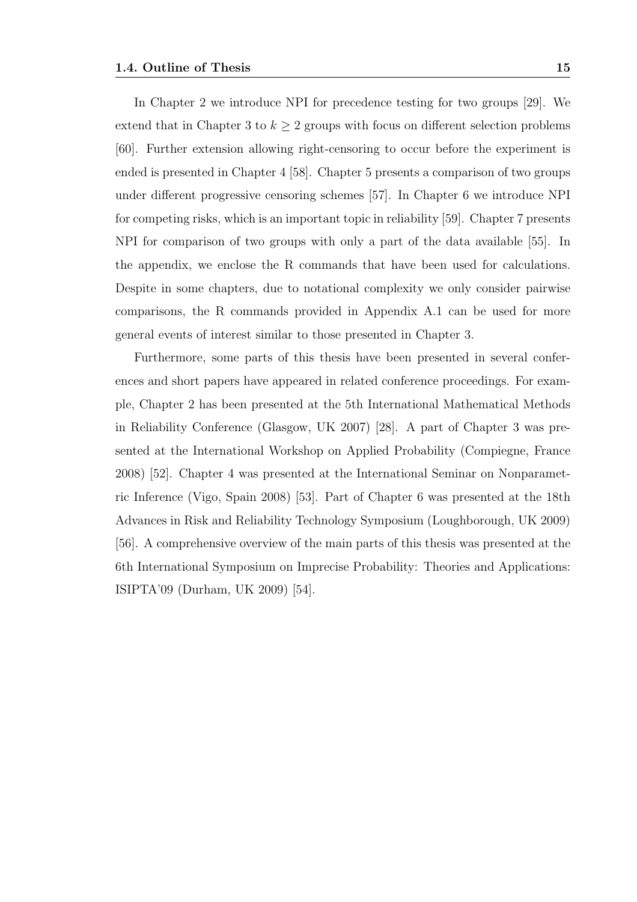In Chapter 2 we introduce NPI for precedence testing for two groups [29]. We extend that in Chapter 3 to $k \geq 2$ groups with focus on different selection problems [60]. Further extension allowing right-censoring to occur before the experiment is ended is presented in Chapter 4 [58]. Chapter 5 presents a comparison of two groups under different progressive censoring schemes [57]. In Chapter 6 we introduce NPI for competing risks, which is an important topic in reliability [59]. Chapter 7 presents NPI for comparison of two groups with only a part of the data available [55]. In the appendix, we enclose the R commands that have been used for calculations. Despite in some chapters, due to notational complexity we only consider pairwise comparisons, the R commands provided in Appendix A.1 can be used for more general events of interest similar to those presented in Chapter 3.

Furthermore, some parts of this thesis have been presented in several conferences and short papers have appeared in related conference proceedings. For example, Chapter 2 has been presented at the 5th International Mathematical Methods in Reliability Conference (Glasgow, UK 2007) [28]. A part of Chapter 3 was presented at the International Workshop on Applied Probability (Compiegne, France 2008) [52]. Chapter 4 was presented at the International Seminar on Nonparametric Inference (Vigo, Spain 2008) [53]. Part of Chapter 6 was presented at the 18th Advances in Risk and Reliability Technology Symposium (Loughborough, UK 2009) [56]. A comprehensive overview of the main parts of this thesis was presented at the 6th International Symposium on Imprecise Probability: Theories and Applications: ISIPTA'09 (Durham, UK 2009) [54].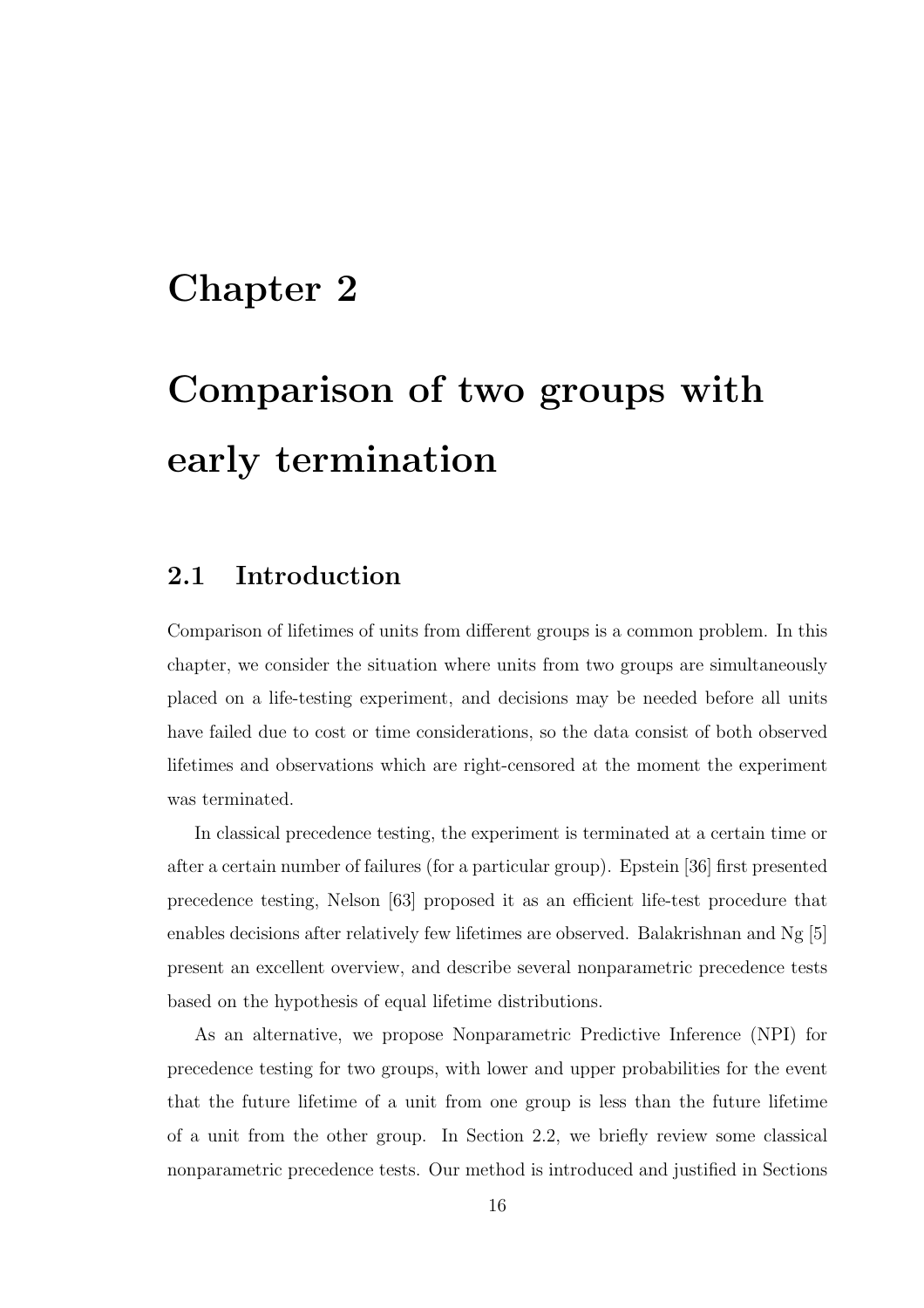# Chapter 2

# Comparison of two groups with early termination

## 2.1 Introduction

Comparison of lifetimes of units from different groups is a common problem. In this chapter, we consider the situation where units from two groups are simultaneously placed on a life-testing experiment, and decisions may be needed before all units have failed due to cost or time considerations, so the data consist of both observed lifetimes and observations which are right-censored at the moment the experiment was terminated.

In classical precedence testing, the experiment is terminated at a certain time or after a certain number of failures (for a particular group). Epstein [36] first presented precedence testing, Nelson [63] proposed it as an efficient life-test procedure that enables decisions after relatively few lifetimes are observed. Balakrishnan and Ng [5] present an excellent overview, and describe several nonparametric precedence tests based on the hypothesis of equal lifetime distributions.

As an alternative, we propose Nonparametric Predictive Inference (NPI) for precedence testing for two groups, with lower and upper probabilities for the event that the future lifetime of a unit from one group is less than the future lifetime of a unit from the other group. In Section 2.2, we briefly review some classical nonparametric precedence tests. Our method is introduced and justified in Sections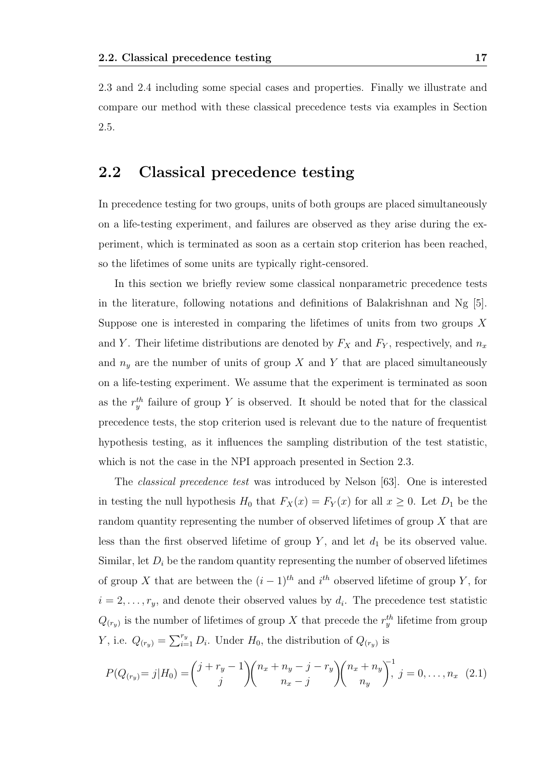2.3 and 2.4 including some special cases and properties. Finally we illustrate and compare our method with these classical precedence tests via examples in Section 2.5.

## 2.2 Classical precedence testing

In precedence testing for two groups, units of both groups are placed simultaneously on a life-testing experiment, and failures are observed as they arise during the experiment, which is terminated as soon as a certain stop criterion has been reached, so the lifetimes of some units are typically right-censored.

In this section we briefly review some classical nonparametric precedence tests in the literature, following notations and definitions of Balakrishnan and Ng [5]. Suppose one is interested in comparing the lifetimes of units from two groups $X$ and $Y$. Their lifetime distributions are denoted by $F_X$ and $F_Y$, respectively, and $n_x$ and $n_y$ are the number of units of group $X$ and $Y$ that are placed simultaneously on a life-testing experiment. We assume that the experiment is terminated as soon as the $r_y^{th}$ failure of group $Y$ is observed. It should be noted that for the classical precedence tests, the stop criterion used is relevant due to the nature of frequentist hypothesis testing, as it influences the sampling distribution of the test statistic, which is not the case in the NPI approach presented in Section 2.3.

The *classical precedence test* was introduced by Nelson [63]. One is interested in testing the null hypothesis $H_0$ that $F_X(x) = F_Y(x)$ for all $x \geq 0$. Let $D_1$ be the random quantity representing the number of observed lifetimes of group $X$ that are less than the first observed lifetime of group $Y$, and let $d_1$ be its observed value. Similar, let $D_i$ be the random quantity representing the number of observed lifetimes of group $X$ that are between the $(i-1)^{th}$ and $i^{th}$ observed lifetime of group $Y$, for $i = 2, \ldots, r_y$, and denote their observed values by $d_i$. The precedence test statistic $Q_{(r_y)}$ is the number of lifetimes of group $X$ that precede the $r_y^{th}$ lifetime from group $Y$, i.e. $Q_{(r_y)} = \sum_{i=1}^{r_y} D_i$. Under $H_0$, the distribution of $Q_{(r_y)}$ is

$$P(Q_{(r_y)} = j|H_0) = \binom{j + r_y - 1}{j}\binom{n_x + n_y - j - r_y}{n_x - j}\binom{n_x + n_y}{n_y}^{-1}, \; j = 0, \ldots, n_x \quad (2.1)$$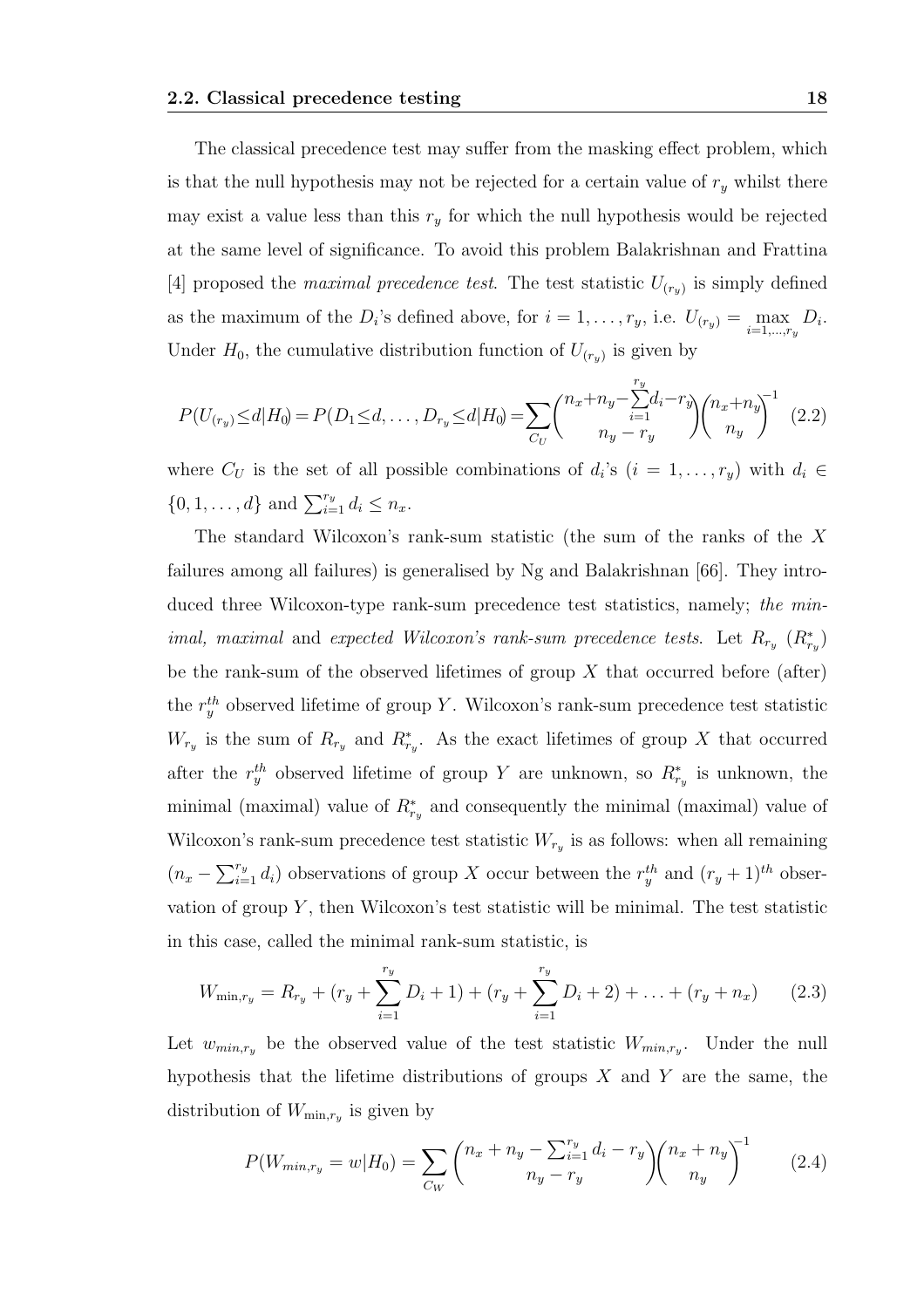The classical precedence test may suffer from the masking effect problem, which is that the null hypothesis may not be rejected for a certain value of $r_y$ whilst there may exist a value less than this $r_y$ for which the null hypothesis would be rejected at the same level of significance. To avoid this problem Balakrishnan and Frattina [4] proposed the *maximal precedence test*. The test statistic $U_{(r_y)}$ is simply defined as the maximum of the $D_i$'s defined above, for $i = 1, \ldots, r_y$, i.e. $U_{(r_y)} = \max_{i=1,\ldots,r_y} D_i$. Under $H_0$, the cumulative distribution function of $U_{(r_y)}$ is given by

$$P(U_{(r_y)} \leq d | H_0) = P(D_1 \leq d, \ldots, D_{r_y} \leq d | H_0) = \sum_{C_U} \binom{n_x + n_y - \sum_{i=1}^{r_y} d_i - r_y}{n_y - r_y} \binom{n_x + n_y}{n_y}^{-1} \quad (2.2)$$

where $C_U$ is the set of all possible combinations of $d_i$'s ($i = 1, \ldots, r_y$) with $d_i \in \{0, 1, \ldots, d\}$ and $\sum_{i=1}^{r_y} d_i \leq n_x$.

The standard Wilcoxon's rank-sum statistic (the sum of the ranks of the $X$ failures among all failures) is generalised by Ng and Balakrishnan [66]. They introduced three Wilcoxon-type rank-sum precedence test statistics, namely; *the minimal, maximal* and *expected Wilcoxon's rank-sum precedence tests*. Let $R_{r_y}$ ($R^*_{r_y}$) be the rank-sum of the observed lifetimes of group $X$ that occurred before (after) the $r_y^{th}$ observed lifetime of group $Y$. Wilcoxon's rank-sum precedence test statistic $W_{r_y}$ is the sum of $R_{r_y}$ and $R^*_{r_y}$. As the exact lifetimes of group $X$ that occurred after the $r_y^{th}$ observed lifetime of group $Y$ are unknown, so $R^*_{r_y}$ is unknown, the minimal (maximal) value of $R^*_{r_y}$ and consequently the minimal (maximal) value of Wilcoxon's rank-sum precedence test statistic $W_{r_y}$ is as follows: when all remaining $(n_x - \sum_{i=1}^{r_y} d_i)$ observations of group $X$ occur between the $r_y^{th}$ and $(r_y + 1)^{th}$ observation of group $Y$, then Wilcoxon's test statistic will be minimal. The test statistic in this case, called the minimal rank-sum statistic, is

$$W_{\min,r_y} = R_{r_y} + (r_y + \sum_{i=1}^{r_y} D_i + 1) + (r_y + \sum_{i=1}^{r_y} D_i + 2) + \ldots + (r_y + n_x) \quad (2.3)$$

Let $w_{min,r_y}$ be the observed value of the test statistic $W_{min,r_y}$. Under the null hypothesis that the lifetime distributions of groups $X$ and $Y$ are the same, the distribution of $W_{\min,r_y}$ is given by

$$P(W_{min,r_y} = w | H_0) = \sum_{C_W} \binom{n_x + n_y - \sum_{i=1}^{r_y} d_i - r_y}{n_y - r_y} \binom{n_x + n_y}{n_y}^{-1} \quad (2.4)$$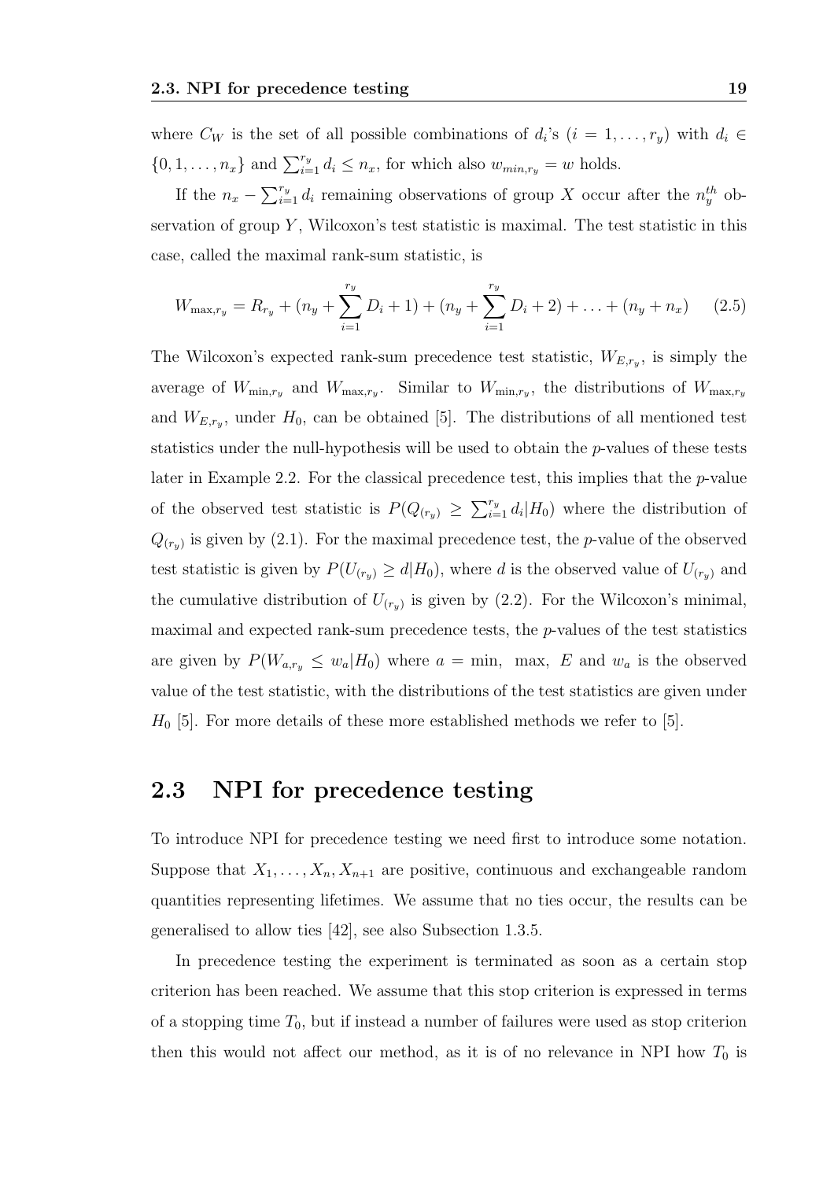where $C_W$ is the set of all possible combinations of $d_i$'s $(i = 1, \ldots, r_y)$ with $d_i \in \{0, 1, \ldots, n_x\}$ and $\sum_{i=1}^{r_y} d_i \leq n_x$, for which also $w_{min,r_y} = w$ holds.

If the $n_x - \sum_{i=1}^{r_y} d_i$ remaining observations of group $X$ occur after the $n_y^{th}$ observation of group $Y$, Wilcoxon's test statistic is maximal. The test statistic in this case, called the maximal rank-sum statistic, is

$$W_{\max,r_y} = R_{r_y} + (n_y + \sum_{i=1}^{r_y} D_i + 1) + (n_y + \sum_{i=1}^{r_y} D_i + 2) + \ldots + (n_y + n_x) \qquad (2.5)$$

The Wilcoxon's expected rank-sum precedence test statistic, $W_{E,r_y}$, is simply the average of $W_{\min,r_y}$ and $W_{\max,r_y}$. Similar to $W_{\min,r_y}$, the distributions of $W_{\max,r_y}$ and $W_{E,r_y}$, under $H_0$, can be obtained [5]. The distributions of all mentioned test statistics under the null-hypothesis will be used to obtain the $p$-values of these tests later in Example 2.2. For the classical precedence test, this implies that the $p$-value of the observed test statistic is $P(Q_{(r_y)} \geq \sum_{i=1}^{r_y} d_i | H_0)$ where the distribution of $Q_{(r_y)}$ is given by (2.1). For the maximal precedence test, the $p$-value of the observed test statistic is given by $P(U_{(r_y)} \geq d | H_0)$, where $d$ is the observed value of $U_{(r_y)}$ and the cumulative distribution of $U_{(r_y)}$ is given by (2.2). For the Wilcoxon's minimal, maximal and expected rank-sum precedence tests, the $p$-values of the test statistics are given by $P(W_{a,r_y} \leq w_a | H_0)$ where $a = \min,\ \max,\ E$ and $w_a$ is the observed value of the test statistic, with the distributions of the test statistics are given under $H_0$ [5]. For more details of these more established methods we refer to [5].

## 2.3 NPI for precedence testing

To introduce NPI for precedence testing we need first to introduce some notation. Suppose that $X_1, \ldots, X_n, X_{n+1}$ are positive, continuous and exchangeable random quantities representing lifetimes. We assume that no ties occur, the results can be generalised to allow ties [42], see also Subsection 1.3.5.

In precedence testing the experiment is terminated as soon as a certain stop criterion has been reached. We assume that this stop criterion is expressed in terms of a stopping time $T_0$, but if instead a number of failures were used as stop criterion then this would not affect our method, as it is of no relevance in NPI how $T_0$ is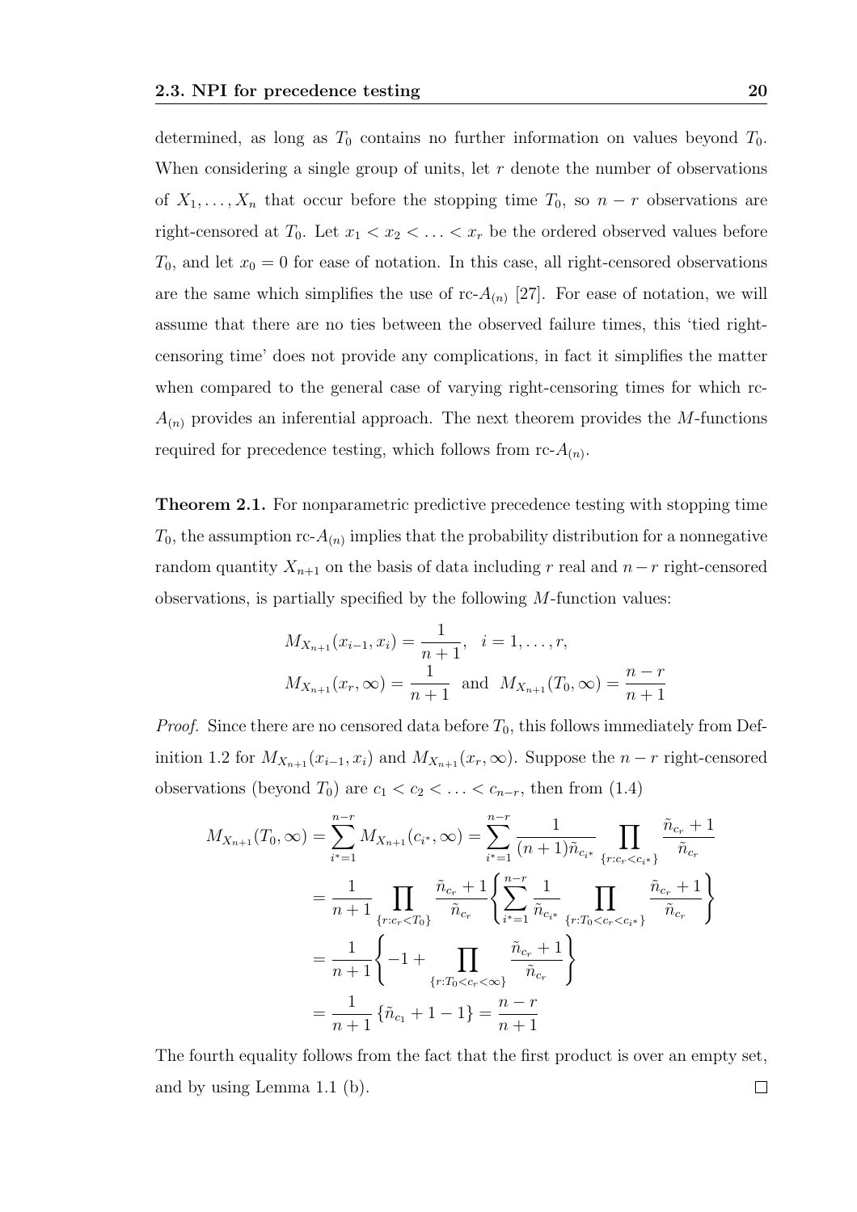determined, as long as $T_0$ contains no further information on values beyond $T_0$. When considering a single group of units, let $r$ denote the number of observations of $X_1, \ldots, X_n$ that occur before the stopping time $T_0$, so $n - r$ observations are right-censored at $T_0$. Let $x_1 < x_2 < \ldots < x_r$ be the ordered observed values before $T_0$, and let $x_0 = 0$ for ease of notation. In this case, all right-censored observations are the same which simplifies the use of rc-$A_{(n)}$ [27]. For ease of notation, we will assume that there are no ties between the observed failure times, this 'tied right-censoring time' does not provide any complications, in fact it simplifies the matter when compared to the general case of varying right-censoring times for which rc-$A_{(n)}$ provides an inferential approach. The next theorem provides the $M$-functions required for precedence testing, which follows from rc-$A_{(n)}$.

**Theorem 2.1.** For nonparametric predictive precedence testing with stopping time $T_0$, the assumption rc-$A_{(n)}$ implies that the probability distribution for a nonnegative random quantity $X_{n+1}$ on the basis of data including $r$ real and $n-r$ right-censored observations, is partially specified by the following $M$-function values:

$$M_{X_{n+1}}(x_{i-1}, x_i) = \frac{1}{n+1}, \quad i = 1, \ldots, r,$$

$$M_{X_{n+1}}(x_r, \infty) = \frac{1}{n+1} \text{ and } M_{X_{n+1}}(T_0, \infty) = \frac{n-r}{n+1}$$

*Proof.* Since there are no censored data before $T_0$, this follows immediately from Definition 1.2 for $M_{X_{n+1}}(x_{i-1}, x_i)$ and $M_{X_{n+1}}(x_r, \infty)$. Suppose the $n - r$ right-censored observations (beyond $T_0$) are $c_1 < c_2 < \ldots < c_{n-r}$, then from (1.4)

$$\begin{aligned}
M_{X_{n+1}}(T_0, \infty) &= \sum_{i^*=1}^{n-r} M_{X_{n+1}}(c_{i^*}, \infty) = \sum_{i^*=1}^{n-r} \frac{1}{(n+1)\tilde{n}_{c_{i^*}}} \prod_{\{r: c_r < c_{i^*}\}} \frac{\tilde{n}_{c_r} + 1}{\tilde{n}_{c_r}} \\
&= \frac{1}{n+1} \prod_{\{r: c_r < T_0\}} \frac{\tilde{n}_{c_r} + 1}{\tilde{n}_{c_r}} \left\{ \sum_{i^*=1}^{n-r} \frac{1}{\tilde{n}_{c_{i^*}}} \prod_{\{r: T_0 < c_r < c_{i^*}\}} \frac{\tilde{n}_{c_r} + 1}{\tilde{n}_{c_r}} \right\} \\
&= \frac{1}{n+1} \left\{ -1 + \prod_{\{r: T_0 < c_r < \infty\}} \frac{\tilde{n}_{c_r} + 1}{\tilde{n}_{c_r}} \right\} \\
&= \frac{1}{n+1} \left\{ \tilde{n}_{c_1} + 1 - 1 \right\} = \frac{n-r}{n+1}
\end{aligned}$$

The fourth equality follows from the fact that the first product is over an empty set, and by using Lemma 1.1 (b). $\square$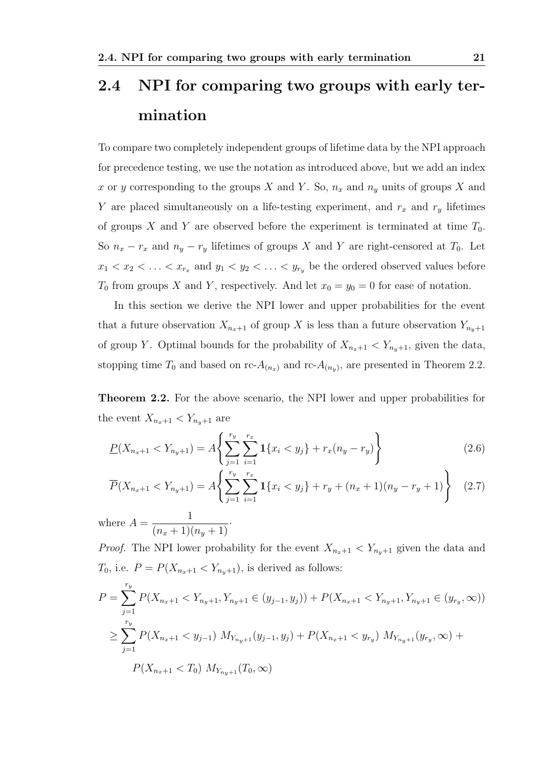## 2.4 NPI for comparing two groups with early termination

To compare two completely independent groups of lifetime data by the NPI approach for precedence testing, we use the notation as introduced above, but we add an index $x$ or $y$ corresponding to the groups $X$ and $Y$. So, $n_x$ and $n_y$ units of groups $X$ and $Y$ are placed simultaneously on a life-testing experiment, and $r_x$ and $r_y$ lifetimes of groups $X$ and $Y$ are observed before the experiment is terminated at time $T_0$. So $n_x - r_x$ and $n_y - r_y$ lifetimes of groups $X$ and $Y$ are right-censored at $T_0$. Let $x_1 < x_2 < \ldots < x_{r_x}$ and $y_1 < y_2 < \ldots < y_{r_y}$ be the ordered observed values before $T_0$ from groups $X$ and $Y$, respectively. And let $x_0 = y_0 = 0$ for ease of notation.

In this section we derive the NPI lower and upper probabilities for the event that a future observation $X_{n_x+1}$ of group $X$ is less than a future observation $Y_{n_y+1}$ of group $Y$. Optimal bounds for the probability of $X_{n_x+1} < Y_{n_y+1}$, given the data, stopping time $T_0$ and based on rc-$A_{(n_x)}$ and rc-$A_{(n_y)}$, are presented in Theorem 2.2.

**Theorem 2.2.** For the above scenario, the NPI lower and upper probabilities for the event $X_{n_x+1} < Y_{n_y+1}$ are

$$\underline{P}(X_{n_x+1} < Y_{n_y+1}) = A\left\{\sum_{j=1}^{r_y}\sum_{i=1}^{r_x} \mathbf{1}\{x_i < y_j\} + r_x(n_y - r_y)\right\} \tag{2.6}$$

$$\overline{P}(X_{n_x+1} < Y_{n_y+1}) = A\left\{\sum_{j=1}^{r_y}\sum_{i=1}^{r_x} \mathbf{1}\{x_i < y_j\} + r_y + (n_x+1)(n_y - r_y + 1)\right\} \tag{2.7}$$

where $A = \dfrac{1}{(n_x+1)(n_y+1)}$.

*Proof.* The NPI lower probability for the event $X_{n_x+1} < Y_{n_y+1}$ given the data and $T_0$, i.e. $P = P(X_{n_x+1} < Y_{n_y+1})$, is derived as follows:

$$\begin{aligned}
P &= \sum_{j=1}^{r_y} P(X_{n_x+1} < Y_{n_y+1}, Y_{n_y+1} \in (y_{j-1}, y_j)) + P(X_{n_x+1} < Y_{n_y+1}, Y_{n_y+1} \in (y_{r_y}, \infty)) \\
&\geq \sum_{j=1}^{r_y} P(X_{n_x+1} < y_{j-1})\ M_{Y_{n_y+1}}(y_{j-1}, y_j) + P(X_{n_x+1} < y_{r_y})\ M_{Y_{n_y+1}}(y_{r_y}, \infty) + \\
&\quad P(X_{n_x+1} < T_0)\ M_{Y_{n_y+1}}(T_0, \infty)
\end{aligned}$$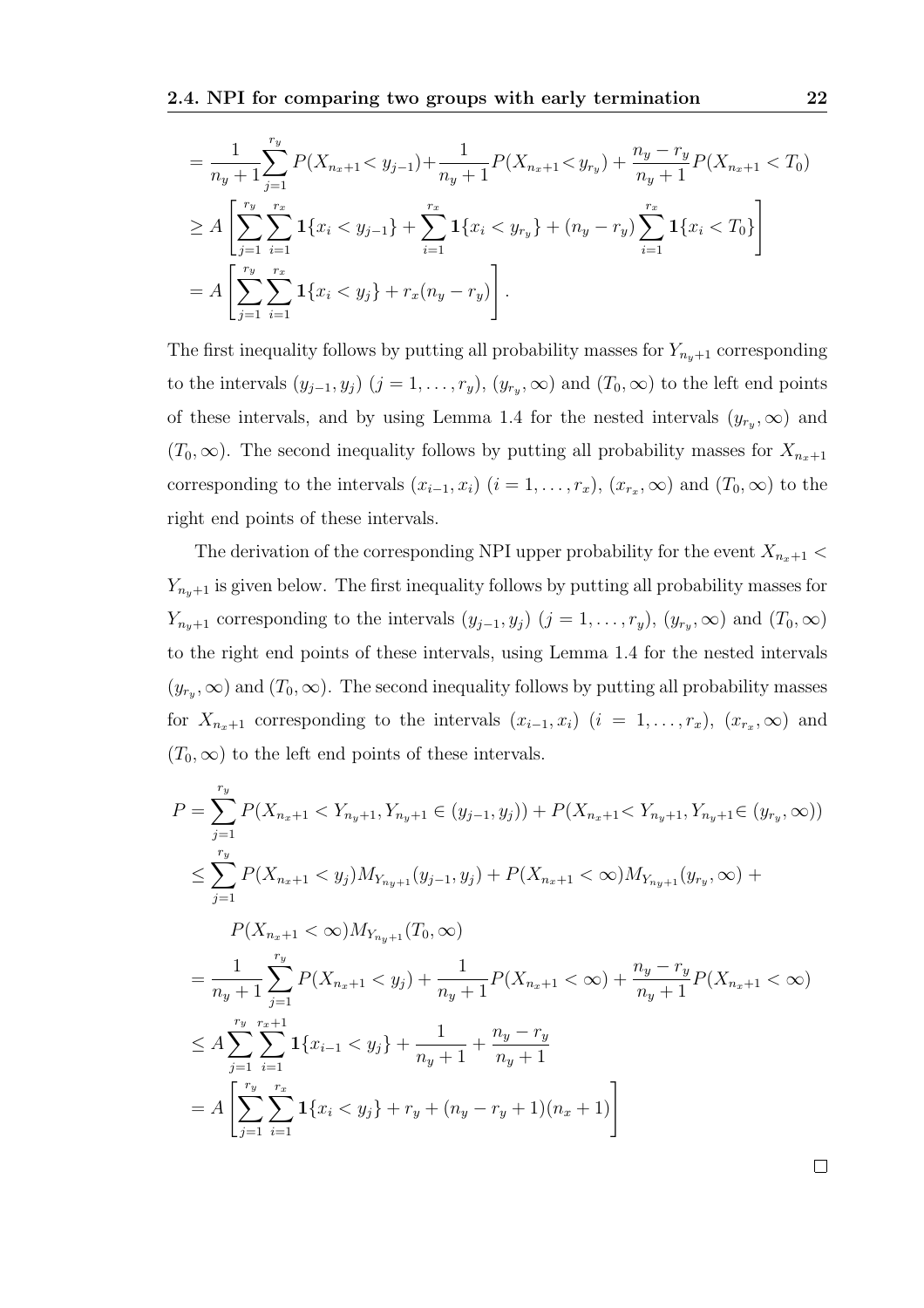$$
\begin{aligned}
&= \frac{1}{n_y+1}\sum_{j=1}^{r_y} P(X_{n_x+1} < y_{j-1}) + \frac{1}{n_y+1} P(X_{n_x+1} < y_{r_y}) + \frac{n_y - r_y}{n_y+1} P(X_{n_x+1} < T_0) \\
&\geq A\left[\sum_{j=1}^{r_y}\sum_{i=1}^{r_x} \mathbf{1}\{x_i < y_{j-1}\} + \sum_{i=1}^{r_x} \mathbf{1}\{x_i < y_{r_y}\} + (n_y - r_y)\sum_{i=1}^{r_x} \mathbf{1}\{x_i < T_0\}\right] \\
&= A\left[\sum_{j=1}^{r_y}\sum_{i=1}^{r_x} \mathbf{1}\{x_i < y_j\} + r_x(n_y - r_y)\right].
\end{aligned}
$$

The first inequality follows by putting all probability masses for $Y_{n_y+1}$ corresponding to the intervals $(y_{j-1}, y_j)$ $(j = 1, \ldots, r_y)$, $(y_{r_y}, \infty)$ and $(T_0, \infty)$ to the left end points of these intervals, and by using Lemma 1.4 for the nested intervals $(y_{r_y}, \infty)$ and $(T_0, \infty)$. The second inequality follows by putting all probability masses for $X_{n_x+1}$ corresponding to the intervals $(x_{i-1}, x_i)$ $(i = 1, \ldots, r_x)$, $(x_{r_x}, \infty)$ and $(T_0, \infty)$ to the right end points of these intervals.

The derivation of the corresponding NPI upper probability for the event $X_{n_x+1} < Y_{n_y+1}$ is given below. The first inequality follows by putting all probability masses for $Y_{n_y+1}$ corresponding to the intervals $(y_{j-1}, y_j)$ $(j = 1, \ldots, r_y)$, $(y_{r_y}, \infty)$ and $(T_0, \infty)$ to the right end points of these intervals, using Lemma 1.4 for the nested intervals $(y_{r_y}, \infty)$ and $(T_0, \infty)$. The second inequality follows by putting all probability masses for $X_{n_x+1}$ corresponding to the intervals $(x_{i-1}, x_i)$ $(i = 1, \ldots, r_x)$, $(x_{r_x}, \infty)$ and $(T_0, \infty)$ to the left end points of these intervals.

$$
\begin{aligned}
P &= \sum_{j=1}^{r_y} P(X_{n_x+1} < Y_{n_y+1}, Y_{n_y+1} \in (y_{j-1}, y_j)) + P(X_{n_x+1} < Y_{n_y+1}, Y_{n_y+1} \in (y_{r_y}, \infty)) \\
&\leq \sum_{j=1}^{r_y} P(X_{n_x+1} < y_j) M_{Y_{n_y+1}}(y_{j-1}, y_j) + P(X_{n_x+1} < \infty) M_{Y_{n_y+1}}(y_{r_y}, \infty) + \\
&\qquad P(X_{n_x+1} < \infty) M_{Y_{n_y+1}}(T_0, \infty) \\
&= \frac{1}{n_y+1}\sum_{j=1}^{r_y} P(X_{n_x+1} < y_j) + \frac{1}{n_y+1} P(X_{n_x+1} < \infty) + \frac{n_y - r_y}{n_y+1} P(X_{n_x+1} < \infty) \\
&\leq A \sum_{j=1}^{r_y}\sum_{i=1}^{r_x+1} \mathbf{1}\{x_{i-1} < y_j\} + \frac{1}{n_y+1} + \frac{n_y - r_y}{n_y+1} \\
&= A\left[\sum_{j=1}^{r_y}\sum_{i=1}^{r_x} \mathbf{1}\{x_i < y_j\} + r_y + (n_y - r_y + 1)(n_x + 1)\right]
\end{aligned}
$$

$\square$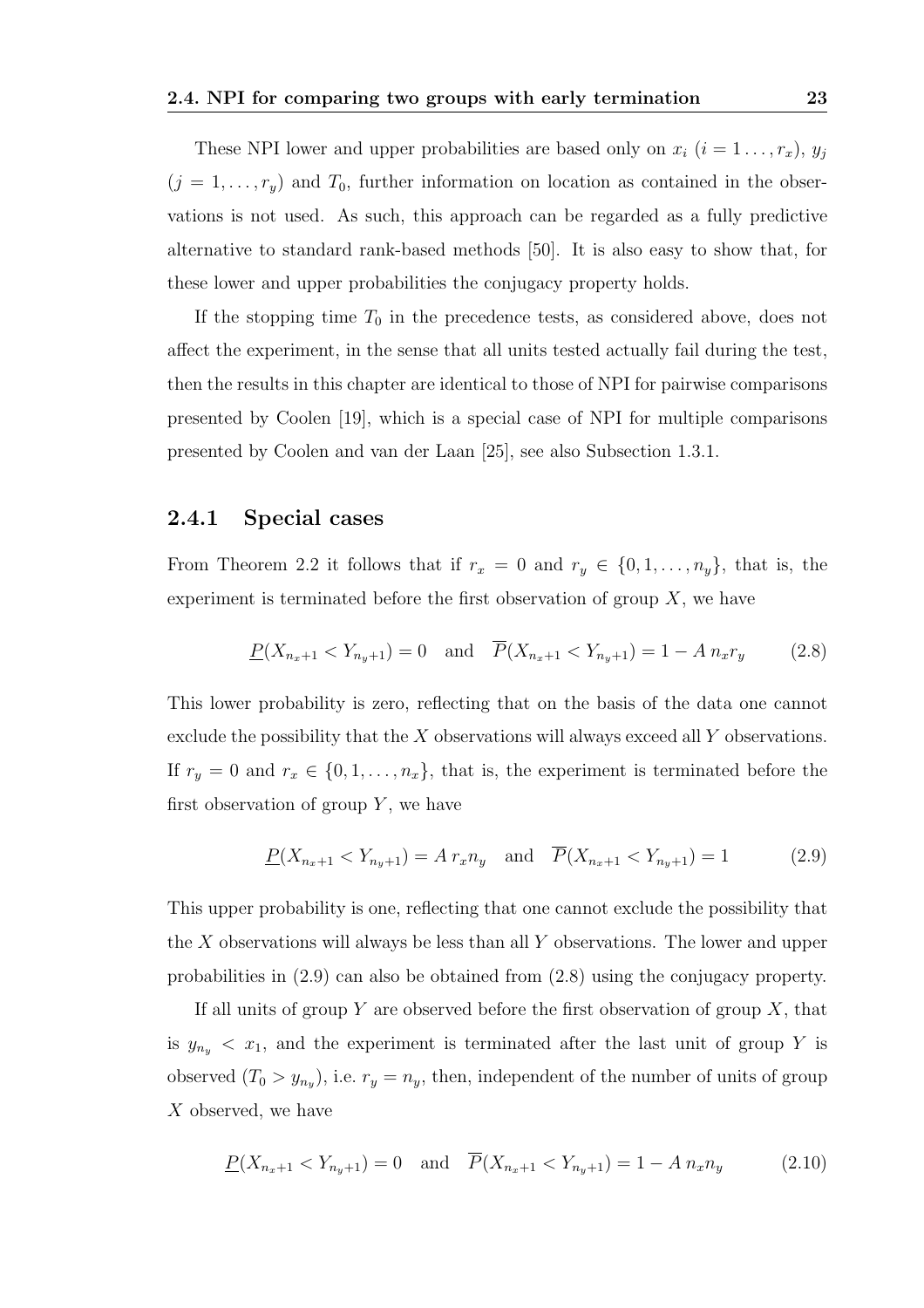These NPI lower and upper probabilities are based only on $x_i$ ($i = 1 \ldots, r_x$), $y_j$ ($j = 1, \ldots, r_y$) and $T_0$, further information on location as contained in the observations is not used. As such, this approach can be regarded as a fully predictive alternative to standard rank-based methods [50]. It is also easy to show that, for these lower and upper probabilities the conjugacy property holds.

If the stopping time $T_0$ in the precedence tests, as considered above, does not affect the experiment, in the sense that all units tested actually fail during the test, then the results in this chapter are identical to those of NPI for pairwise comparisons presented by Coolen [19], which is a special case of NPI for multiple comparisons presented by Coolen and van der Laan [25], see also Subsection 1.3.1.

### 2.4.1 Special cases

From Theorem 2.2 it follows that if $r_x = 0$ and $r_y \in \{0, 1, \ldots, n_y\}$, that is, the experiment is terminated before the first observation of group $X$, we have

$$\underline{P}(X_{n_x+1} < Y_{n_y+1}) = 0 \quad \text{and} \quad \overline{P}(X_{n_x+1} < Y_{n_y+1}) = 1 - A\, n_x r_y \tag{2.8}$$

This lower probability is zero, reflecting that on the basis of the data one cannot exclude the possibility that the $X$ observations will always exceed all $Y$ observations. If $r_y = 0$ and $r_x \in \{0, 1, \ldots, n_x\}$, that is, the experiment is terminated before the first observation of group $Y$, we have

$$\underline{P}(X_{n_x+1} < Y_{n_y+1}) = A\, r_x n_y \quad \text{and} \quad \overline{P}(X_{n_x+1} < Y_{n_y+1}) = 1 \tag{2.9}$$

This upper probability is one, reflecting that one cannot exclude the possibility that the $X$ observations will always be less than all $Y$ observations. The lower and upper probabilities in (2.9) can also be obtained from (2.8) using the conjugacy property.

If all units of group $Y$ are observed before the first observation of group $X$, that is $y_{n_y} < x_1$, and the experiment is terminated after the last unit of group $Y$ is observed ($T_0 > y_{n_y}$), i.e. $r_y = n_y$, then, independent of the number of units of group $X$ observed, we have

$$\underline{P}(X_{n_x+1} < Y_{n_y+1}) = 0 \quad \text{and} \quad \overline{P}(X_{n_x+1} < Y_{n_y+1}) = 1 - A\, n_x n_y \tag{2.10}$$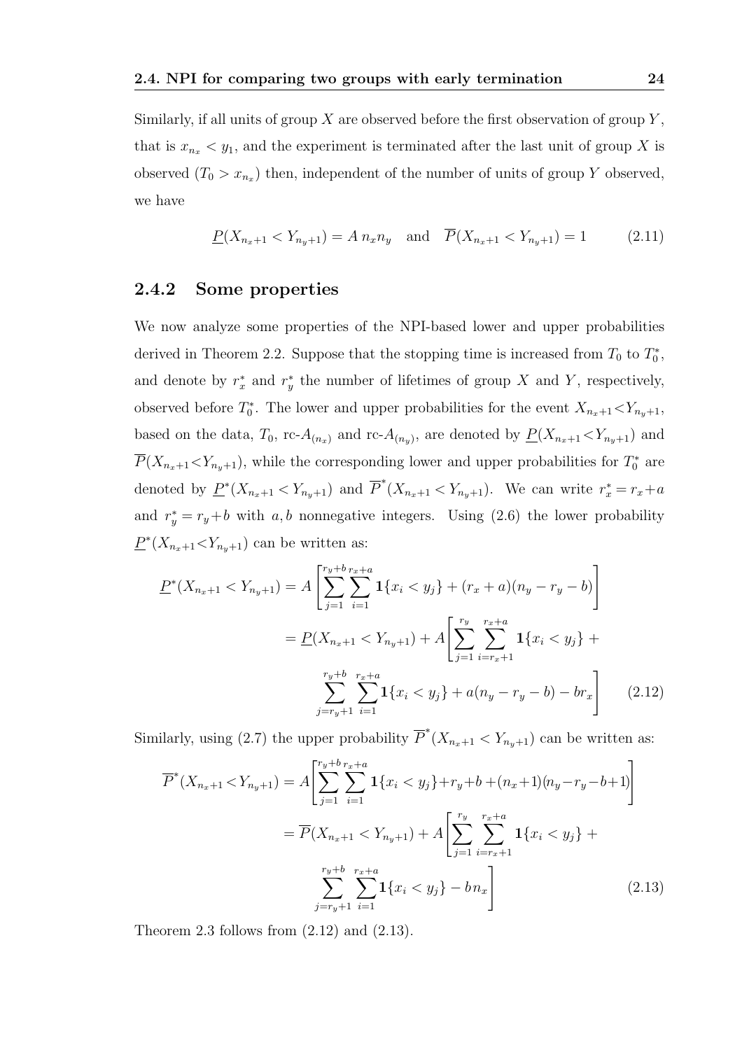Similarly, if all units of group $X$ are observed before the first observation of group $Y$, that is $x_{n_x} < y_1$, and the experiment is terminated after the last unit of group $X$ is observed ($T_0 > x_{n_x}$) then, independent of the number of units of group $Y$ observed, we have

$$\underline{P}(X_{n_x+1} < Y_{n_y+1}) = A\, n_x n_y \quad \text{and} \quad \overline{P}(X_{n_x+1} < Y_{n_y+1}) = 1 \tag{2.11}$$

### 2.4.2 Some properties

We now analyze some properties of the NPI-based lower and upper probabilities derived in Theorem 2.2. Suppose that the stopping time is increased from $T_0$ to $T_0^*$, and denote by $r_x^*$ and $r_y^*$ the number of lifetimes of group $X$ and $Y$, respectively, observed before $T_0^*$. The lower and upper probabilities for the event $X_{n_x+1} < Y_{n_y+1}$, based on the data, $T_0$, rc-$A_{(n_x)}$ and rc-$A_{(n_y)}$, are denoted by $\underline{P}(X_{n_x+1} < Y_{n_y+1})$ and $\overline{P}(X_{n_x+1} < Y_{n_y+1})$, while the corresponding lower and upper probabilities for $T_0^*$ are denoted by $\underline{P}^*(X_{n_x+1} < Y_{n_y+1})$ and $\overline{P}^*(X_{n_x+1} < Y_{n_y+1})$. We can write $r_x^* = r_x + a$ and $r_y^* = r_y + b$ with $a, b$ nonnegative integers. Using (2.6) the lower probability $\underline{P}^*(X_{n_x+1} < Y_{n_y+1})$ can be written as:

$$\begin{aligned}
\underline{P}^*(X_{n_x+1} < Y_{n_y+1}) &= A\left[\sum_{j=1}^{r_y+b}\sum_{i=1}^{r_x+a} \mathbf{1}\{x_i < y_j\} + (r_x + a)(n_y - r_y - b)\right] \\
&= \underline{P}(X_{n_x+1} < Y_{n_y+1}) + A\left[\sum_{j=1}^{r_y}\sum_{i=r_x+1}^{r_x+a} \mathbf{1}\{x_i < y_j\} + \right. \\
&\qquad \left. \sum_{j=r_y+1}^{r_y+b}\sum_{i=1}^{r_x+a} \mathbf{1}\{x_i < y_j\} + a(n_y - r_y - b) - b r_x\right]
\end{aligned} \tag{2.12}$$

Similarly, using (2.7) the upper probability $\overline{P}^*(X_{n_x+1} < Y_{n_y+1})$ can be written as:

$$\begin{aligned}
\overline{P}^*(X_{n_x+1} < Y_{n_y+1}) &= A\left[\sum_{j=1}^{r_y+b}\sum_{i=1}^{r_x+a} \mathbf{1}\{x_i < y_j\} + r_y + b + (n_x+1)(n_y - r_y - b + 1)\right] \\
&= \overline{P}(X_{n_x+1} < Y_{n_y+1}) + A\left[\sum_{j=1}^{r_y}\sum_{i=r_x+1}^{r_x+a} \mathbf{1}\{x_i < y_j\} + \right. \\
&\qquad \left. \sum_{j=r_y+1}^{r_y+b}\sum_{i=1}^{r_x+a} \mathbf{1}\{x_i < y_j\} - b n_x\right]
\end{aligned} \tag{2.13}$$

Theorem 2.3 follows from (2.12) and (2.13).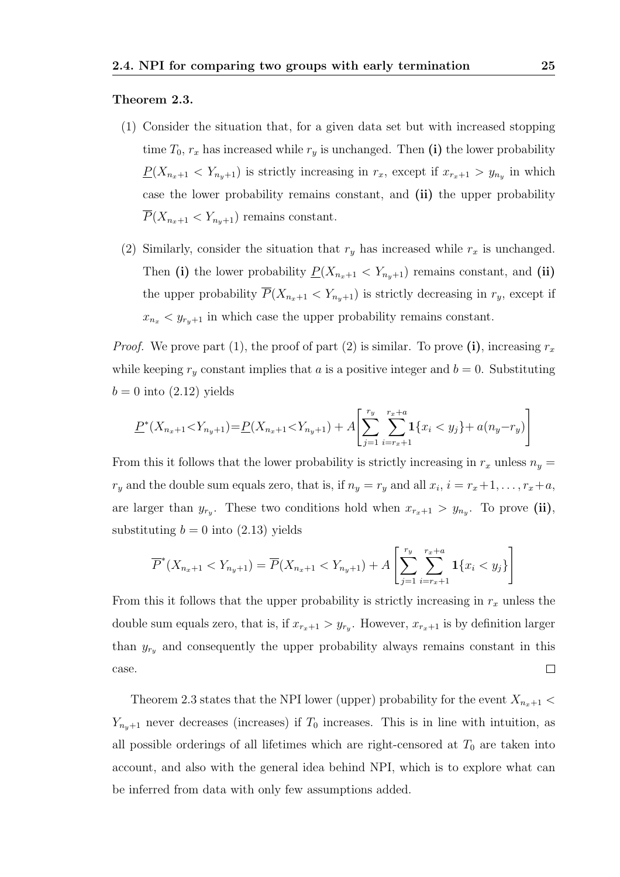**Theorem 2.3.**

(1) Consider the situation that, for a given data set but with increased stopping time $T_0$, $r_x$ has increased while $r_y$ is unchanged. Then **(i)** the lower probability $\underline{P}(X_{n_x+1} < Y_{n_y+1})$ is strictly increasing in $r_x$, except if $x_{r_x+1} > y_{n_y}$ in which case the lower probability remains constant, and **(ii)** the upper probability $\overline{P}(X_{n_x+1} < Y_{n_y+1})$ remains constant.

(2) Similarly, consider the situation that $r_y$ has increased while $r_x$ is unchanged. Then **(i)** the lower probability $\underline{P}(X_{n_x+1} < Y_{n_y+1})$ remains constant, and **(ii)** the upper probability $\overline{P}(X_{n_x+1} < Y_{n_y+1})$ is strictly decreasing in $r_y$, except if $x_{n_x} < y_{r_y+1}$ in which case the upper probability remains constant.

*Proof.* We prove part (1), the proof of part (2) is similar. To prove **(i)**, increasing $r_x$ while keeping $r_y$ constant implies that $a$ is a positive integer and $b = 0$. Substituting $b = 0$ into (2.12) yields

$$\underline{P}^*(X_{n_x+1}<Y_{n_y+1})=\underline{P}(X_{n_x+1}<Y_{n_y+1}) + A\left[\sum_{j=1}^{r_y}\sum_{i=r_x+1}^{r_x+a}\mathbf{1}\{x_i < y_j\}+ a(n_y-r_y)\right]$$

From this it follows that the lower probability is strictly increasing in $r_x$ unless $n_y = r_y$ and the double sum equals zero, that is, if $n_y = r_y$ and all $x_i$, $i = r_x+1, \ldots, r_x+a$, are larger than $y_{r_y}$. These two conditions hold when $x_{r_x+1} > y_{n_y}$. To prove **(ii)**, substituting $b = 0$ into (2.13) yields

$$\overline{P}^*(X_{n_x+1} < Y_{n_y+1}) = \overline{P}(X_{n_x+1} < Y_{n_y+1}) + A\left[\sum_{j=1}^{r_y}\sum_{i=r_x+1}^{r_x+a}\mathbf{1}\{x_i < y_j\}\right]$$

From this it follows that the upper probability is strictly increasing in $r_x$ unless the double sum equals zero, that is, if $x_{r_x+1} > y_{r_y}$. However, $x_{r_x+1}$ is by definition larger than $y_{r_y}$ and consequently the upper probability always remains constant in this case. □

Theorem 2.3 states that the NPI lower (upper) probability for the event $X_{n_x+1} < Y_{n_y+1}$ never decreases (increases) if $T_0$ increases. This is in line with intuition, as all possible orderings of all lifetimes which are right-censored at $T_0$ are taken into account, and also with the general idea behind NPI, which is to explore what can be inferred from data with only few assumptions added.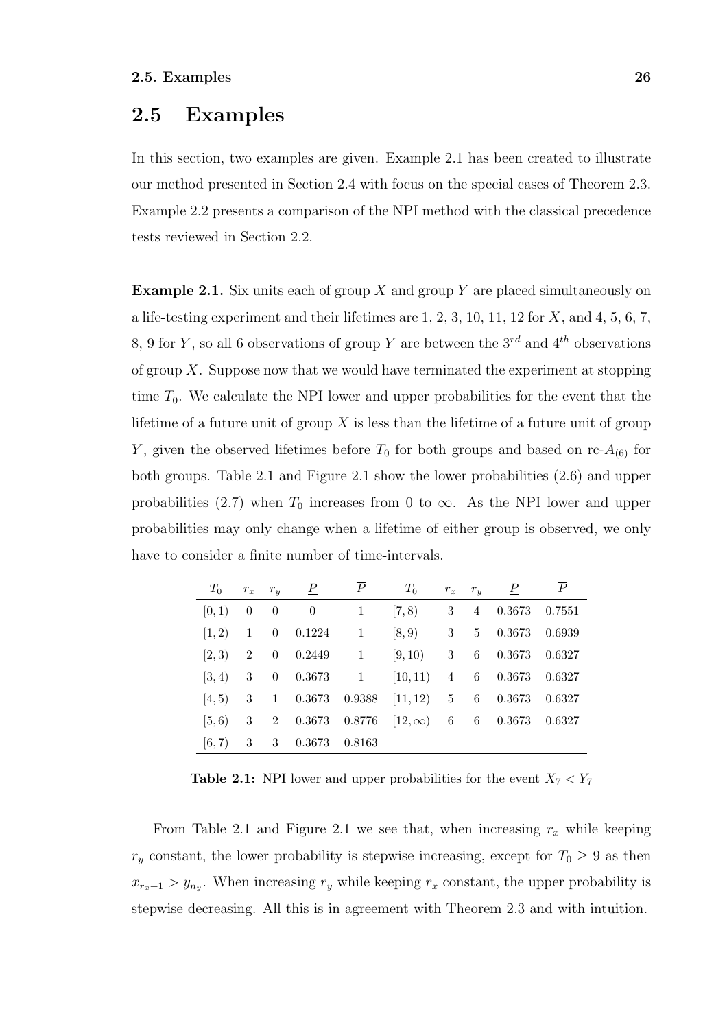## 2.5 Examples

In this section, two examples are given. Example 2.1 has been created to illustrate our method presented in Section 2.4 with focus on the special cases of Theorem 2.3. Example 2.2 presents a comparison of the NPI method with the classical precedence tests reviewed in Section 2.2.

**Example 2.1.** Six units each of group $X$ and group $Y$ are placed simultaneously on a life-testing experiment and their lifetimes are 1, 2, 3, 10, 11, 12 for $X$, and 4, 5, 6, 7, 8, 9 for $Y$, so all 6 observations of group $Y$ are between the $3^{rd}$ and $4^{th}$ observations of group $X$. Suppose now that we would have terminated the experiment at stopping time $T_0$. We calculate the NPI lower and upper probabilities for the event that the lifetime of a future unit of group $X$ is less than the lifetime of a future unit of group $Y$, given the observed lifetimes before $T_0$ for both groups and based on rc-$A_{(6)}$ for both groups. Table 2.1 and Figure 2.1 show the lower probabilities (2.6) and upper probabilities (2.7) when $T_0$ increases from 0 to $\infty$. As the NPI lower and upper probabilities may only change when a lifetime of either group is observed, we only have to consider a finite number of time-intervals.

| $T_0$ | $r_x$ | $r_y$ | $\underline{P}$ | $\overline{P}$ | $T_0$ | $r_x$ | $r_y$ | $\underline{P}$ | $\overline{P}$ |
|---|---|---|---|---|---|---|---|---|---|
| $[0, 1)$ | 0 | 0 | 0 | 1 | $[7, 8)$ | 3 | 4 | 0.3673 | 0.7551 |
| $[1, 2)$ | 1 | 0 | 0.1224 | 1 | $[8, 9)$ | 3 | 5 | 0.3673 | 0.6939 |
| $[2, 3)$ | 2 | 0 | 0.2449 | 1 | $[9, 10)$ | 3 | 6 | 0.3673 | 0.6327 |
| $[3, 4)$ | 3 | 0 | 0.3673 | 1 | $[10, 11)$ | 4 | 6 | 0.3673 | 0.6327 |
| $[4, 5)$ | 3 | 1 | 0.3673 | 0.9388 | $[11, 12)$ | 5 | 6 | 0.3673 | 0.6327 |
| $[5, 6)$ | 3 | 2 | 0.3673 | 0.8776 | $[12, \infty)$ | 6 | 6 | 0.3673 | 0.6327 |
| $[6, 7)$ | 3 | 3 | 0.3673 | 0.8163 | | | | | |

**Table 2.1:** NPI lower and upper probabilities for the event $X_7 < Y_7$

From Table 2.1 and Figure 2.1 we see that, when increasing $r_x$ while keeping $r_y$ constant, the lower probability is stepwise increasing, except for $T_0 \geq 9$ as then $x_{r_x+1} > y_{n_y}$. When increasing $r_y$ while keeping $r_x$ constant, the upper probability is stepwise decreasing. All this is in agreement with Theorem 2.3 and with intuition.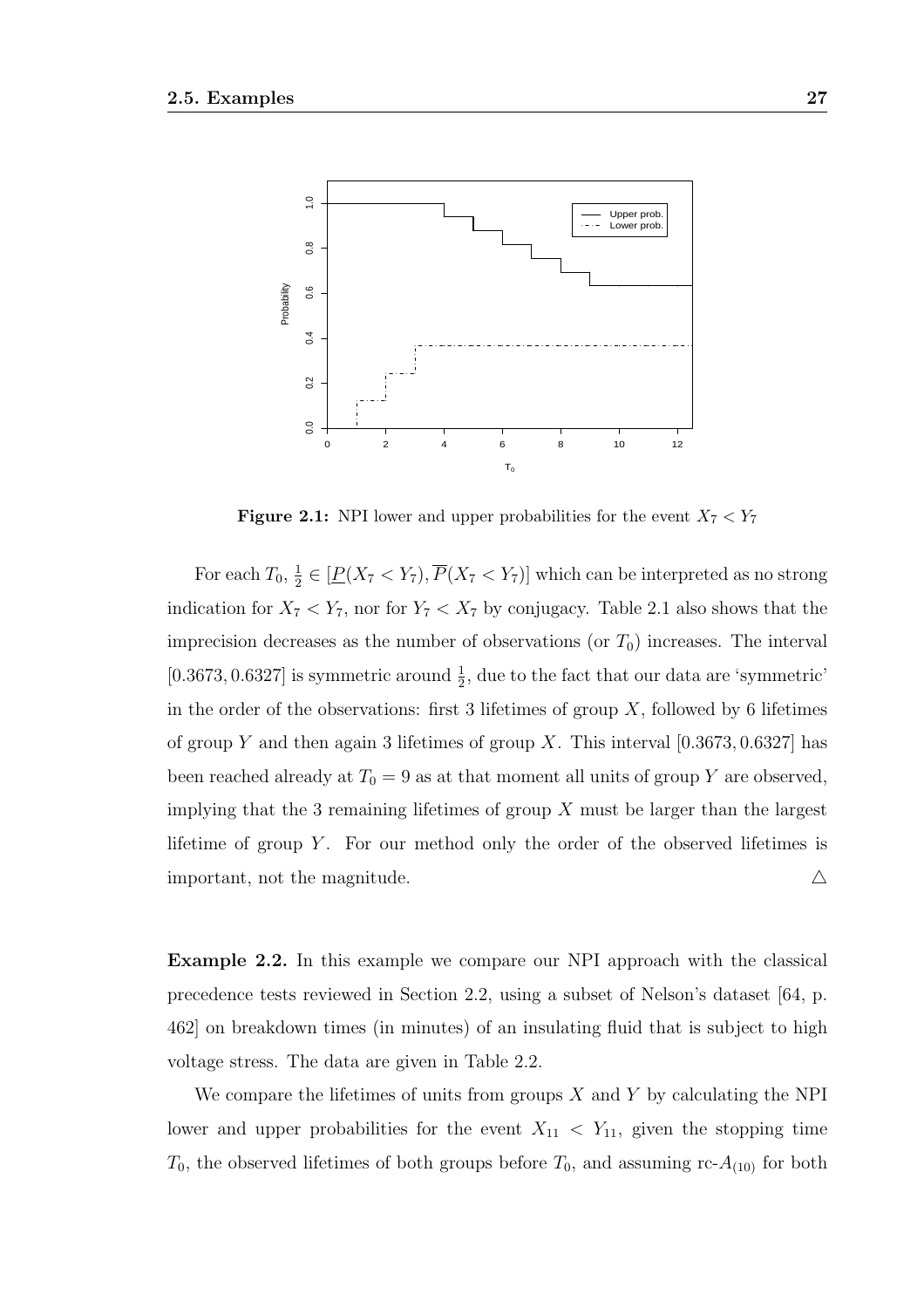**Figure 2.1:** NPI lower and upper probabilities for the event $X_7 < Y_7$

For each $T_0$, $\frac{1}{2} \in [\underline{P}(X_7 < Y_7), \overline{P}(X_7 < Y_7)]$ which can be interpreted as no strong indication for $X_7 < Y_7$, nor for $Y_7 < X_7$ by conjugacy. Table 2.1 also shows that the imprecision decreases as the number of observations (or $T_0$) increases. The interval $[0.3673, 0.6327]$ is symmetric around $\frac{1}{2}$, due to the fact that our data are 'symmetric' in the order of the observations: first 3 lifetimes of group $X$, followed by 6 lifetimes of group $Y$ and then again 3 lifetimes of group $X$. This interval $[0.3673, 0.6327]$ has been reached already at $T_0 = 9$ as at that moment all units of group $Y$ are observed, implying that the 3 remaining lifetimes of group $X$ must be larger than the largest lifetime of group $Y$. For our method only the order of the observed lifetimes is important, not the magnitude. △

**Example 2.2.** In this example we compare our NPI approach with the classical precedence tests reviewed in Section 2.2, using a subset of Nelson's dataset [64, p. 462] on breakdown times (in minutes) of an insulating fluid that is subject to high voltage stress. The data are given in Table 2.2.

We compare the lifetimes of units from groups $X$ and $Y$ by calculating the NPI lower and upper probabilities for the event $X_{11} < Y_{11}$, given the stopping time $T_0$, the observed lifetimes of both groups before $T_0$, and assuming rc-$A_{(10)}$ for both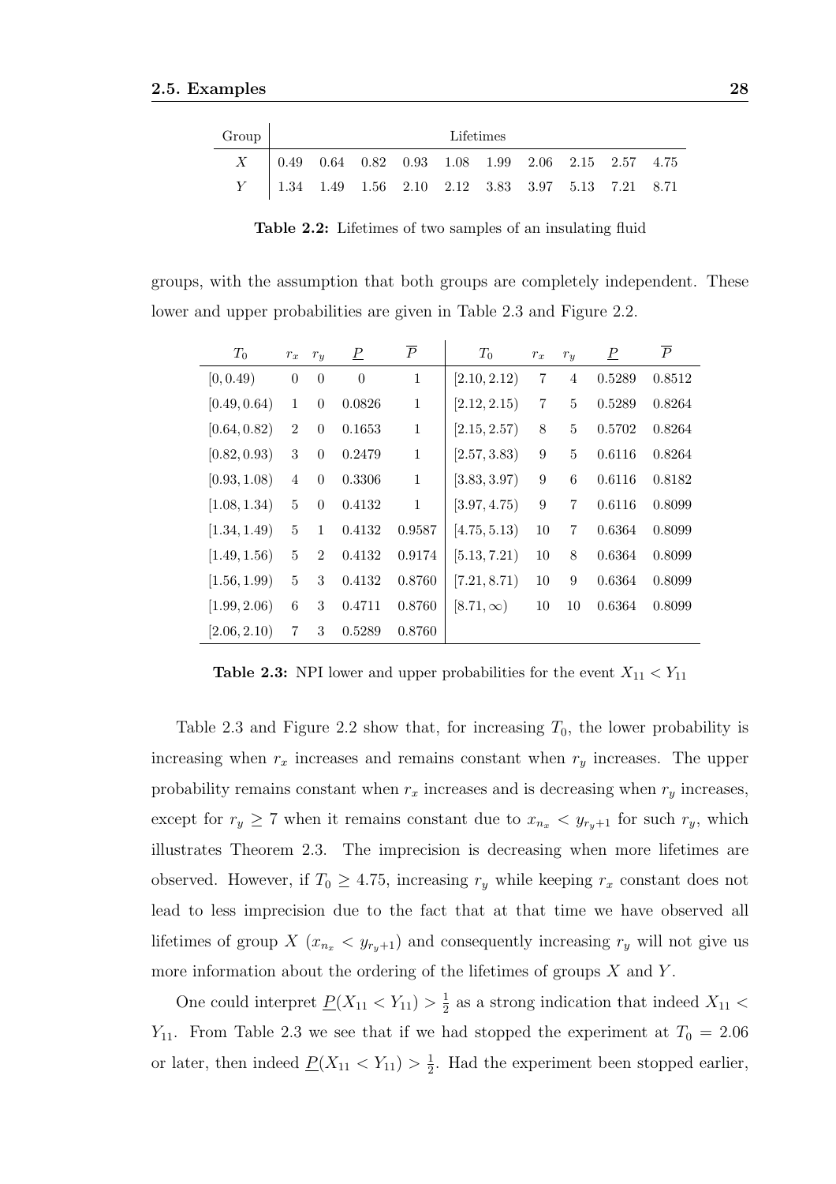| Group | Lifetimes | | | | | | | | | |
|---|---|---|---|---|---|---|---|---|---|---|
| $X$ | 0.49 | 0.64 | 0.82 | 0.93 | 1.08 | 1.99 | 2.06 | 2.15 | 2.57 | 4.75 |
| $Y$ | 1.34 | 1.49 | 1.56 | 2.10 | 2.12 | 3.83 | 3.97 | 5.13 | 7.21 | 8.71 |

**Table 2.2:** Lifetimes of two samples of an insulating fluid

groups, with the assumption that both groups are completely independent. These lower and upper probabilities are given in Table 2.3 and Figure 2.2.

| $T_0$ | $r_x$ | $r_y$ | $\underline{P}$ | $\overline{P}$ | $T_0$ | $r_x$ | $r_y$ | $\underline{P}$ | $\overline{P}$ |
|---|---|---|---|---|---|---|---|---|---|
| $[0, 0.49)$ | 0 | 0 | 0 | 1 | $[2.10, 2.12)$ | 7 | 4 | 0.5289 | 0.8512 |
| $[0.49, 0.64)$ | 1 | 0 | 0.0826 | 1 | $[2.12, 2.15)$ | 7 | 5 | 0.5289 | 0.8264 |
| $[0.64, 0.82)$ | 2 | 0 | 0.1653 | 1 | $[2.15, 2.57)$ | 8 | 5 | 0.5702 | 0.8264 |
| $[0.82, 0.93)$ | 3 | 0 | 0.2479 | 1 | $[2.57, 3.83)$ | 9 | 5 | 0.6116 | 0.8264 |
| $[0.93, 1.08)$ | 4 | 0 | 0.3306 | 1 | $[3.83, 3.97)$ | 9 | 6 | 0.6116 | 0.8182 |
| $[1.08, 1.34)$ | 5 | 0 | 0.4132 | 1 | $[3.97, 4.75)$ | 9 | 7 | 0.6116 | 0.8099 |
| $[1.34, 1.49)$ | 5 | 1 | 0.4132 | 0.9587 | $[4.75, 5.13)$ | 10 | 7 | 0.6364 | 0.8099 |
| $[1.49, 1.56)$ | 5 | 2 | 0.4132 | 0.9174 | $[5.13, 7.21)$ | 10 | 8 | 0.6364 | 0.8099 |
| $[1.56, 1.99)$ | 5 | 3 | 0.4132 | 0.8760 | $[7.21, 8.71)$ | 10 | 9 | 0.6364 | 0.8099 |
| $[1.99, 2.06)$ | 6 | 3 | 0.4711 | 0.8760 | $[8.71, \infty)$ | 10 | 10 | 0.6364 | 0.8099 |
| $[2.06, 2.10)$ | 7 | 3 | 0.5289 | 0.8760 | | | | | |

**Table 2.3:** NPI lower and upper probabilities for the event $X_{11} < Y_{11}$

Table 2.3 and Figure 2.2 show that, for increasing $T_0$, the lower probability is increasing when $r_x$ increases and remains constant when $r_y$ increases. The upper probability remains constant when $r_x$ increases and is decreasing when $r_y$ increases, except for $r_y \geq 7$ when it remains constant due to $x_{n_x} < y_{r_y+1}$ for such $r_y$, which illustrates Theorem 2.3. The imprecision is decreasing when more lifetimes are observed. However, if $T_0 \geq 4.75$, increasing $r_y$ while keeping $r_x$ constant does not lead to less imprecision due to the fact that at that time we have observed all lifetimes of group $X$ ($x_{n_x} < y_{r_y+1}$) and consequently increasing $r_y$ will not give us more information about the ordering of the lifetimes of groups $X$ and $Y$.

One could interpret $\underline{P}(X_{11} < Y_{11}) > \frac{1}{2}$ as a strong indication that indeed $X_{11} < Y_{11}$. From Table 2.3 we see that if we had stopped the experiment at $T_0 = 2.06$ or later, then indeed $\underline{P}(X_{11} < Y_{11}) > \frac{1}{2}$. Had the experiment been stopped earlier,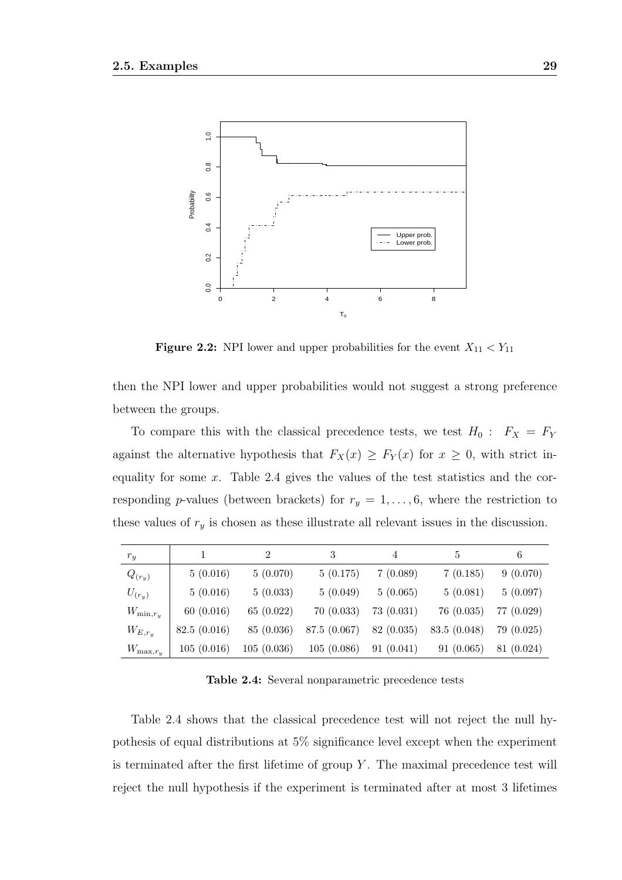**Figure 2.2:** NPI lower and upper probabilities for the event $X_{11} < Y_{11}$

then the NPI lower and upper probabilities would not suggest a strong preference between the groups.

To compare this with the classical precedence tests, we test $H_0: F_X = F_Y$ against the alternative hypothesis that $F_X(x) \geq F_Y(x)$ for $x \geq 0$, with strict inequality for some $x$. Table 2.4 gives the values of the test statistics and the corresponding $p$-values (between brackets) for $r_y = 1, \ldots, 6$, where the restriction to these values of $r_y$ is chosen as these illustrate all relevant issues in the discussion.

| $r_y$ | 1 | 2 | 3 | 4 | 5 | 6 |
|---|---|---|---|---|---|---|
| $Q_{(r_y)}$ | 5 (0.016) | 5 (0.070) | 5 (0.175) | 7 (0.089) | 7 (0.185) | 9 (0.070) |
| $U_{(r_y)}$ | 5 (0.016) | 5 (0.033) | 5 (0.049) | 5 (0.065) | 5 (0.081) | 5 (0.097) |
| $W_{\min,r_y}$ | 60 (0.016) | 65 (0.022) | 70 (0.033) | 73 (0.031) | 76 (0.035) | 77 (0.029) |
| $W_{E,r_y}$ | 82.5 (0.016) | 85 (0.036) | 87.5 (0.067) | 82 (0.035) | 83.5 (0.048) | 79 (0.025) |
| $W_{\max,r_y}$ | 105 (0.016) | 105 (0.036) | 105 (0.086) | 91 (0.041) | 91 (0.065) | 81 (0.024) |

**Table 2.4:** Several nonparametric precedence tests

Table 2.4 shows that the classical precedence test will not reject the null hypothesis of equal distributions at 5% significance level except when the experiment is terminated after the first lifetime of group $Y$. The maximal precedence test will reject the null hypothesis if the experiment is terminated after at most 3 lifetimes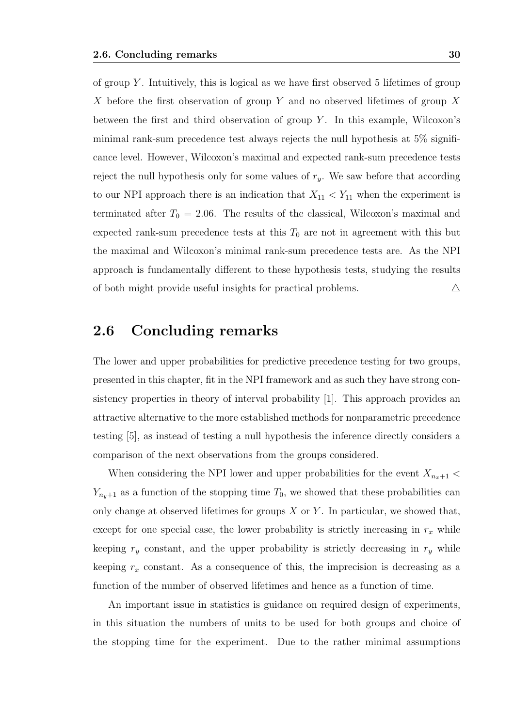of group $Y$. Intuitively, this is logical as we have first observed 5 lifetimes of group $X$ before the first observation of group $Y$ and no observed lifetimes of group $X$ between the first and third observation of group $Y$. In this example, Wilcoxon's minimal rank-sum precedence test always rejects the null hypothesis at 5% significance level. However, Wilcoxon's maximal and expected rank-sum precedence tests reject the null hypothesis only for some values of $r_y$. We saw before that according to our NPI approach there is an indication that $X_{11} < Y_{11}$ when the experiment is terminated after $T_0 = 2.06$. The results of the classical, Wilcoxon's maximal and expected rank-sum precedence tests at this $T_0$ are not in agreement with this but the maximal and Wilcoxon's minimal rank-sum precedence tests are. As the NPI approach is fundamentally different to these hypothesis tests, studying the results of both might provide useful insights for practical problems. $\triangle$

## 2.6 Concluding remarks

The lower and upper probabilities for predictive precedence testing for two groups, presented in this chapter, fit in the NPI framework and as such they have strong consistency properties in theory of interval probability [1]. This approach provides an attractive alternative to the more established methods for nonparametric precedence testing [5], as instead of testing a null hypothesis the inference directly considers a comparison of the next observations from the groups considered.

When considering the NPI lower and upper probabilities for the event $X_{n_x+1} < Y_{n_y+1}$ as a function of the stopping time $T_0$, we showed that these probabilities can only change at observed lifetimes for groups $X$ or $Y$. In particular, we showed that, except for one special case, the lower probability is strictly increasing in $r_x$ while keeping $r_y$ constant, and the upper probability is strictly decreasing in $r_y$ while keeping $r_x$ constant. As a consequence of this, the imprecision is decreasing as a function of the number of observed lifetimes and hence as a function of time.

An important issue in statistics is guidance on required design of experiments, in this situation the numbers of units to be used for both groups and choice of the stopping time for the experiment. Due to the rather minimal assumptions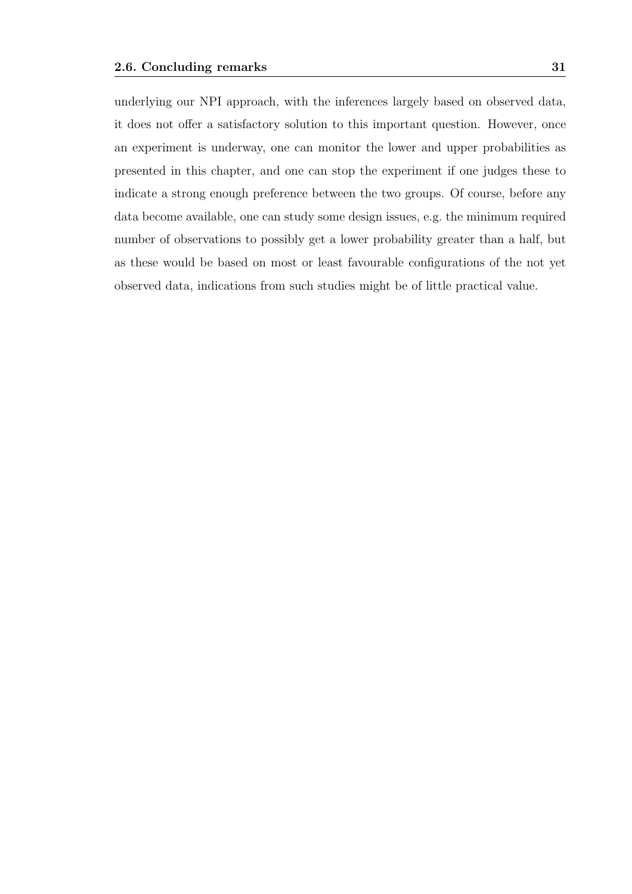underlying our NPI approach, with the inferences largely based on observed data, it does not offer a satisfactory solution to this important question. However, once an experiment is underway, one can monitor the lower and upper probabilities as presented in this chapter, and one can stop the experiment if one judges these to indicate a strong enough preference between the two groups. Of course, before any data become available, one can study some design issues, e.g. the minimum required number of observations to possibly get a lower probability greater than a half, but as these would be based on most or least favourable configurations of the not yet observed data, indications from such studies might be of little practical value.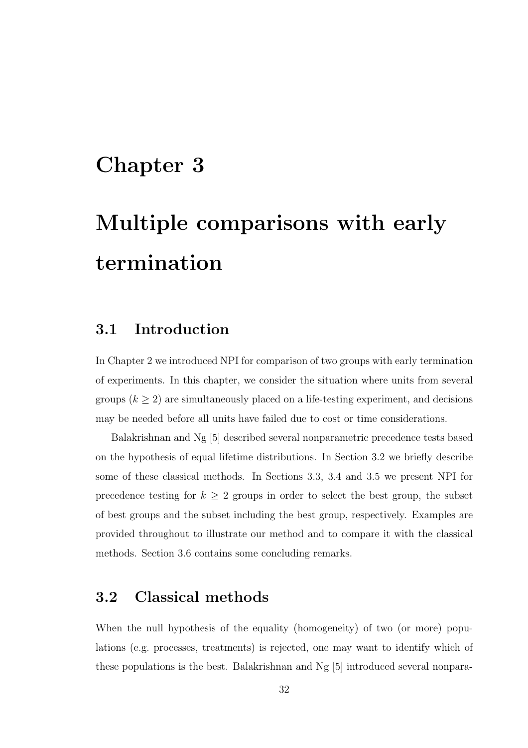# Chapter 3

# Multiple comparisons with early termination

## 3.1 Introduction

In Chapter 2 we introduced NPI for comparison of two groups with early termination of experiments. In this chapter, we consider the situation where units from several groups ($k \geq 2$) are simultaneously placed on a life-testing experiment, and decisions may be needed before all units have failed due to cost or time considerations.

Balakrishnan and Ng [5] described several nonparametric precedence tests based on the hypothesis of equal lifetime distributions. In Section 3.2 we briefly describe some of these classical methods. In Sections 3.3, 3.4 and 3.5 we present NPI for precedence testing for $k \geq 2$ groups in order to select the best group, the subset of best groups and the subset including the best group, respectively. Examples are provided throughout to illustrate our method and to compare it with the classical methods. Section 3.6 contains some concluding remarks.

## 3.2 Classical methods

When the null hypothesis of the equality (homogeneity) of two (or more) populations (e.g. processes, treatments) is rejected, one may want to identify which of these populations is the best. Balakrishnan and Ng [5] introduced several nonpara-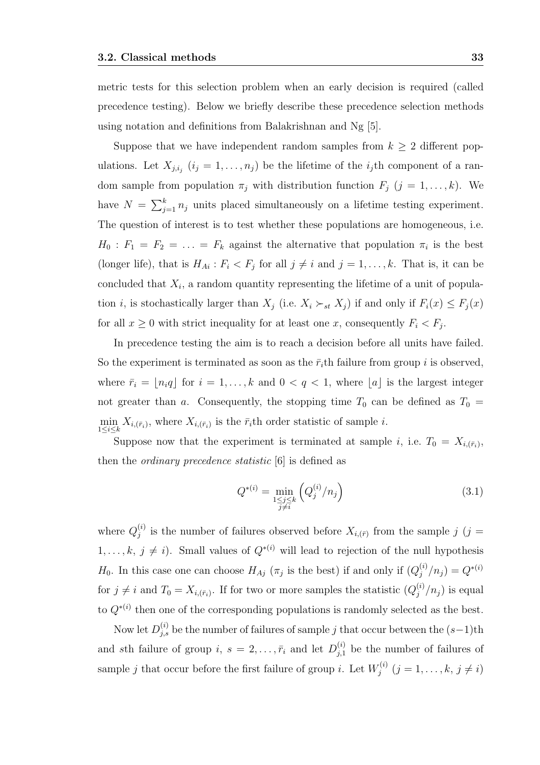metric tests for this selection problem when an early decision is required (called precedence testing). Below we briefly describe these precedence selection methods using notation and definitions from Balakrishnan and Ng [5].

Suppose that we have independent random samples from $k \geq 2$ different populations. Let $X_{j,i_j}$ $(i_j = 1, \ldots, n_j)$ be the lifetime of the $i_j$th component of a random sample from population $\pi_j$ with distribution function $F_j$ $(j = 1, \ldots, k)$. We have $N = \sum_{j=1}^{k} n_j$ units placed simultaneously on a lifetime testing experiment. The question of interest is to test whether these populations are homogeneous, i.e. $H_0 : F_1 = F_2 = \ldots = F_k$ against the alternative that population $\pi_i$ is the best (longer life), that is $H_{Ai} : F_i < F_j$ for all $j \neq i$ and $j = 1, \ldots, k$. That is, it can be concluded that $X_i$, a random quantity representing the lifetime of a unit of population $i$, is stochastically larger than $X_j$ (i.e. $X_i \succ_{st} X_j$) if and only if $F_i(x) \leq F_j(x)$ for all $x \geq 0$ with strict inequality for at least one $x$, consequently $F_i < F_j$.

In precedence testing the aim is to reach a decision before all units have failed. So the experiment is terminated as soon as the $\bar{r}_i$th failure from group $i$ is observed, where $\bar{r}_i = \lfloor n_i q \rfloor$ for $i = 1, \ldots, k$ and $0 < q < 1$, where $\lfloor a \rfloor$ is the largest integer not greater than $a$. Consequently, the stopping time $T_0$ can be defined as $T_0 = \min_{1 \leq i \leq k} X_{i,(\bar{r}_i)}$, where $X_{i,(\bar{r}_i)}$ is the $\bar{r}_i$th order statistic of sample $i$.

Suppose now that the experiment is terminated at sample $i$, i.e. $T_0 = X_{i,(\bar{r}_i)}$, then the *ordinary precedence statistic* [6] is defined as

$$Q^{*(i)} = \min_{\substack{1 \leq j \leq k \\ j \neq i}} \left( Q_j^{(i)} / n_j \right) \tag{3.1}$$

where $Q_j^{(i)}$ is the number of failures observed before $X_{i,(\bar{r})}$ from the sample $j$ $(j = 1, \ldots, k,\ j \neq i)$. Small values of $Q^{*(i)}$ will lead to rejection of the null hypothesis $H_0$. In this case one can choose $H_{Aj}$ ($\pi_j$ is the best) if and only if $(Q_j^{(i)}/n_j) = Q^{*(i)}$ for $j \neq i$ and $T_0 = X_{i,(\bar{r}_i)}$. If for two or more samples the statistic $(Q_j^{(i)}/n_j)$ is equal to $Q^{*(i)}$ then one of the corresponding populations is randomly selected as the best.

Now let $D_{j,s}^{(i)}$ be the number of failures of sample $j$ that occur between the $(s-1)$th and $s$th failure of group $i$, $s = 2, \ldots, \bar{r}_i$ and let $D_{j,1}^{(i)}$ be the number of failures of sample $j$ that occur before the first failure of group $i$. Let $W_j^{(i)}$ $(j = 1, \ldots, k,\ j \neq i)$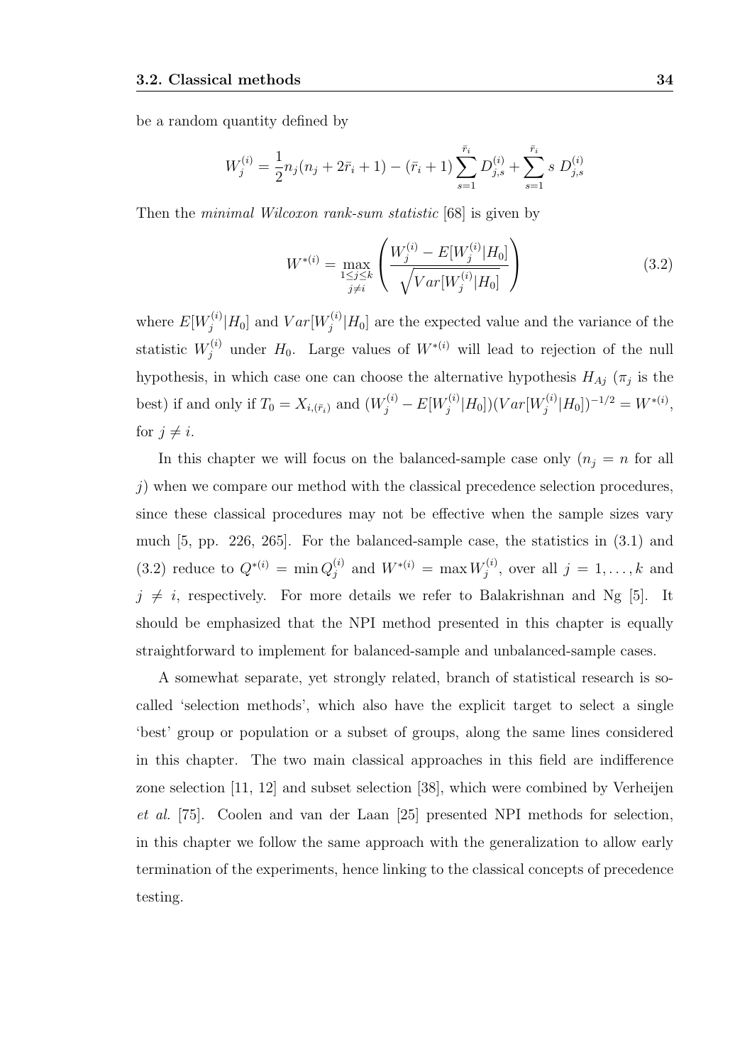be a random quantity defined by

$$W_j^{(i)} = \frac{1}{2}n_j(n_j + 2\bar{r}_i + 1) - (\bar{r}_i + 1)\sum_{s=1}^{\bar{r}_i} D_{j,s}^{(i)} + \sum_{s=1}^{\bar{r}_i} s\ D_{j,s}^{(i)}$$

Then the *minimal Wilcoxon rank-sum statistic* [68] is given by

$$W^{*(i)} = \max_{\substack{1 \le j \le k \\ j \ne i}} \left( \frac{W_j^{(i)} - E[W_j^{(i)}|H_0]}{\sqrt{Var[W_j^{(i)}|H_0]}} \right) \tag{3.2}$$

where $E[W_j^{(i)}|H_0]$ and $Var[W_j^{(i)}|H_0]$ are the expected value and the variance of the statistic $W_j^{(i)}$ under $H_0$. Large values of $W^{*(i)}$ will lead to rejection of the null hypothesis, in which case one can choose the alternative hypothesis $H_{Aj}$ ($\pi_j$ is the best) if and only if $T_0 = X_{i,(\bar{r}_i)}$ and $(W_j^{(i)} - E[W_j^{(i)}|H_0])(Var[W_j^{(i)}|H_0])^{-1/2} = W^{*(i)}$, for $j \neq i$.

In this chapter we will focus on the balanced-sample case only ($n_j = n$ for all $j$) when we compare our method with the classical precedence selection procedures, since these classical procedures may not be effective when the sample sizes vary much [5, pp. 226, 265]. For the balanced-sample case, the statistics in (3.1) and (3.2) reduce to $Q^{*(i)} = \min Q_j^{(i)}$ and $W^{*(i)} = \max W_j^{(i)}$, over all $j = 1, \ldots, k$ and $j \neq i$, respectively. For more details we refer to Balakrishnan and Ng [5]. It should be emphasized that the NPI method presented in this chapter is equally straightforward to implement for balanced-sample and unbalanced-sample cases.

A somewhat separate, yet strongly related, branch of statistical research is so-called 'selection methods', which also have the explicit target to select a single 'best' group or population or a subset of groups, along the same lines considered in this chapter. The two main classical approaches in this field are indifference zone selection [11, 12] and subset selection [38], which were combined by Verheijen *et al.* [75]. Coolen and van der Laan [25] presented NPI methods for selection, in this chapter we follow the same approach with the generalization to allow early termination of the experiments, hence linking to the classical concepts of precedence testing.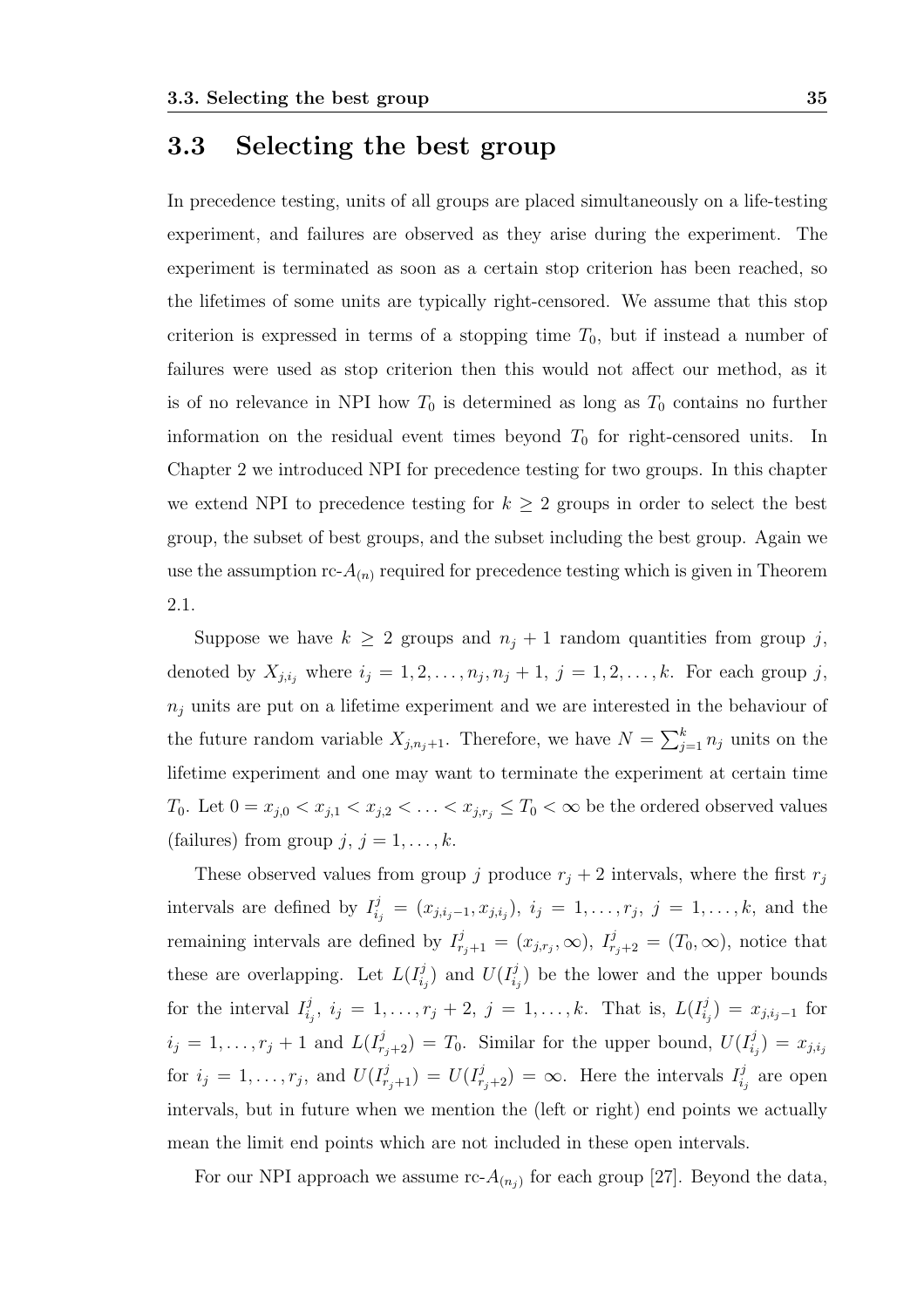## 3.3 Selecting the best group

In precedence testing, units of all groups are placed simultaneously on a life-testing experiment, and failures are observed as they arise during the experiment. The experiment is terminated as soon as a certain stop criterion has been reached, so the lifetimes of some units are typically right-censored. We assume that this stop criterion is expressed in terms of a stopping time $T_0$, but if instead a number of failures were used as stop criterion then this would not affect our method, as it is of no relevance in NPI how $T_0$ is determined as long as $T_0$ contains no further information on the residual event times beyond $T_0$ for right-censored units. In Chapter 2 we introduced NPI for precedence testing for two groups. In this chapter we extend NPI to precedence testing for $k \geq 2$ groups in order to select the best group, the subset of best groups, and the subset including the best group. Again we use the assumption rc-$A_{(n)}$ required for precedence testing which is given in Theorem 2.1.

Suppose we have $k \geq 2$ groups and $n_j + 1$ random quantities from group $j$, denoted by $X_{j,i_j}$ where $i_j = 1, 2, \ldots, n_j, n_j + 1$, $j = 1, 2, \ldots, k$. For each group $j$, $n_j$ units are put on a lifetime experiment and we are interested in the behaviour of the future random variable $X_{j,n_j+1}$. Therefore, we have $N = \sum_{j=1}^{k} n_j$ units on the lifetime experiment and one may want to terminate the experiment at certain time $T_0$. Let $0 = x_{j,0} < x_{j,1} < x_{j,2} < \ldots < x_{j,r_j} \leq T_0 < \infty$ be the ordered observed values (failures) from group $j$, $j = 1, \ldots, k$.

These observed values from group $j$ produce $r_j + 2$ intervals, where the first $r_j$ intervals are defined by $I^j_{i_j} = (x_{j,i_j-1}, x_{j,i_j})$, $i_j = 1, \ldots, r_j$, $j = 1, \ldots, k$, and the remaining intervals are defined by $I^j_{r_j+1} = (x_{j,r_j}, \infty)$, $I^j_{r_j+2} = (T_0, \infty)$, notice that these are overlapping. Let $L(I^j_{i_j})$ and $U(I^j_{i_j})$ be the lower and the upper bounds for the interval $I^j_{i_j}$, $i_j = 1, \ldots, r_j + 2$, $j = 1, \ldots, k$. That is, $L(I^j_{i_j}) = x_{j,i_j-1}$ for $i_j = 1, \ldots, r_j + 1$ and $L(I^j_{r_j+2}) = T_0$. Similar for the upper bound, $U(I^j_{i_j}) = x_{j,i_j}$ for $i_j = 1, \ldots, r_j$, and $U(I^j_{r_j+1}) = U(I^j_{r_j+2}) = \infty$. Here the intervals $I^j_{i_j}$ are open intervals, but in future when we mention the (left or right) end points we actually mean the limit end points which are not included in these open intervals.

For our NPI approach we assume rc-$A_{(n_j)}$ for each group [27]. Beyond the data,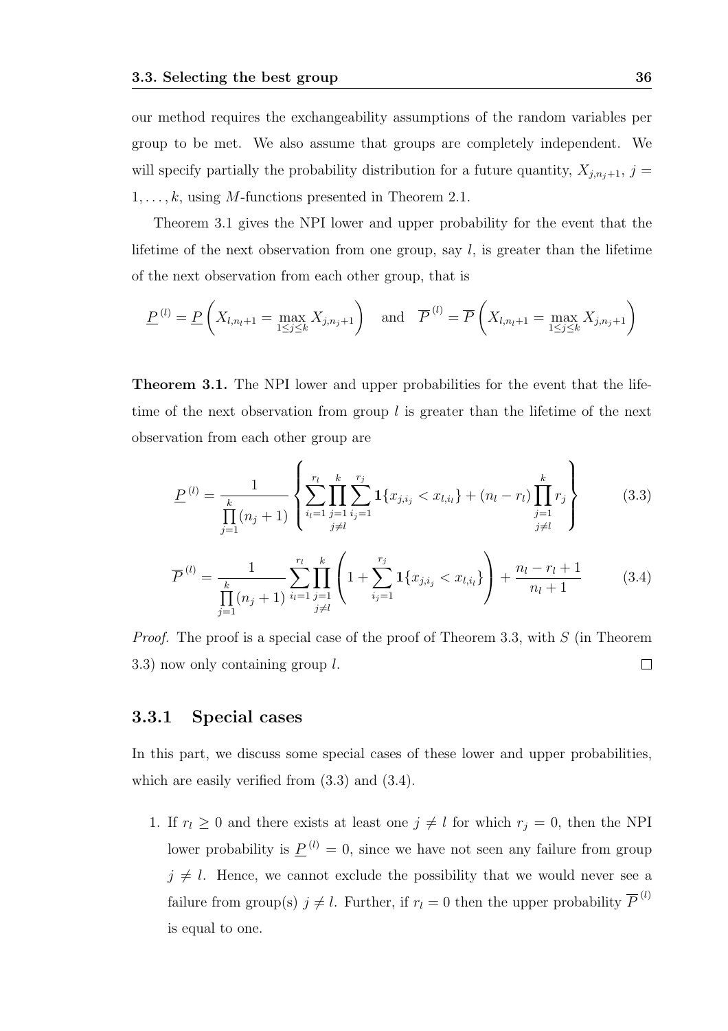our method requires the exchangeability assumptions of the random variables per group to be met. We also assume that groups are completely independent. We will specify partially the probability distribution for a future quantity, $X_{j,n_j+1}$, $j = 1, \ldots, k$, using $M$-functions presented in Theorem 2.1.

Theorem 3.1 gives the NPI lower and upper probability for the event that the lifetime of the next observation from one group, say $l$, is greater than the lifetime of the next observation from each other group, that is

$$\underline{P}^{(l)} = \underline{P}\left(X_{l,n_l+1} = \max_{1 \le j \le k} X_{j,n_j+1}\right) \quad \text{and} \quad \overline{P}^{(l)} = \overline{P}\left(X_{l,n_l+1} = \max_{1 \le j \le k} X_{j,n_j+1}\right)$$

**Theorem 3.1.** The NPI lower and upper probabilities for the event that the lifetime of the next observation from group $l$ is greater than the lifetime of the next observation from each other group are

$$\underline{P}^{(l)} = \frac{1}{\prod\limits_{j=1}^{k}(n_j+1)} \left\{ \sum_{i_l=1}^{r_l} \prod_{\substack{j=1 \\ j \neq l}}^{k} \sum_{i_j=1}^{r_j} \mathbf{1}\{x_{j,i_j} < x_{l,i_l}\} + (n_l - r_l) \prod_{\substack{j=1 \\ j \neq l}}^{k} r_j \right\} \tag{3.3}$$

$$\overline{P}^{(l)} = \frac{1}{\prod\limits_{j=1}^{k}(n_j+1)} \sum_{i_l=1}^{r_l} \prod_{\substack{j=1 \\ j \neq l}}^{k} \left(1 + \sum_{i_j=1}^{r_j} \mathbf{1}\{x_{j,i_j} < x_{l,i_l}\}\right) + \frac{n_l - r_l + 1}{n_l + 1} \tag{3.4}$$

*Proof.* The proof is a special case of the proof of Theorem 3.3, with $S$ (in Theorem 3.3) now only containing group $l$. □

### 3.3.1 Special cases

In this part, we discuss some special cases of these lower and upper probabilities, which are easily verified from (3.3) and (3.4).

1. If $r_l \ge 0$ and there exists at least one $j \neq l$ for which $r_j = 0$, then the NPI lower probability is $\underline{P}^{(l)} = 0$, since we have not seen any failure from group $j \neq l$. Hence, we cannot exclude the possibility that we would never see a failure from group(s) $j \neq l$. Further, if $r_l = 0$ then the upper probability $\overline{P}^{(l)}$ is equal to one.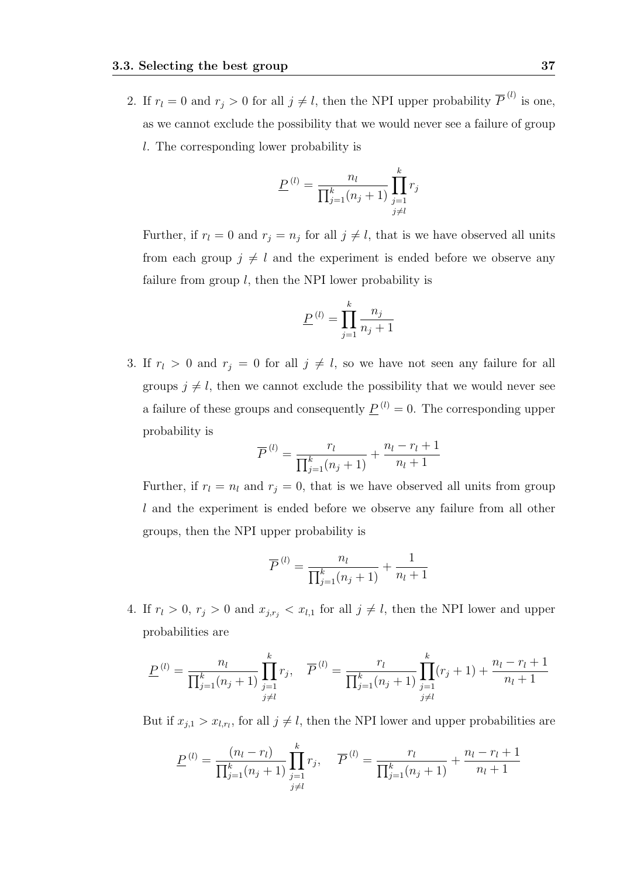2. If $r_l = 0$ and $r_j > 0$ for all $j \neq l$, then the NPI upper probability $\overline{P}^{(l)}$ is one, as we cannot exclude the possibility that we would never see a failure of group $l$. The corresponding lower probability is

$$\underline{P}^{(l)} = \frac{n_l}{\prod_{j=1}^{k}(n_j+1)} \prod_{\substack{j=1 \\ j \neq l}}^{k} r_j$$

   Further, if $r_l = 0$ and $r_j = n_j$ for all $j \neq l$, that is we have observed all units from each group $j \neq l$ and the experiment is ended before we observe any failure from group $l$, then the NPI lower probability is

$$\underline{P}^{(l)} = \prod_{j=1}^{k} \frac{n_j}{n_j+1}$$

3. If $r_l > 0$ and $r_j = 0$ for all $j \neq l$, so we have not seen any failure for all groups $j \neq l$, then we cannot exclude the possibility that we would never see a failure of these groups and consequently $\underline{P}^{(l)} = 0$. The corresponding upper probability is

$$\overline{P}^{(l)} = \frac{r_l}{\prod_{j=1}^{k}(n_j+1)} + \frac{n_l - r_l + 1}{n_l + 1}$$

   Further, if $r_l = n_l$ and $r_j = 0$, that is we have observed all units from group $l$ and the experiment is ended before we observe any failure from all other groups, then the NPI upper probability is

$$\overline{P}^{(l)} = \frac{n_l}{\prod_{j=1}^{k}(n_j+1)} + \frac{1}{n_l + 1}$$

4. If $r_l > 0$, $r_j > 0$ and $x_{j,r_j} < x_{l,1}$ for all $j \neq l$, then the NPI lower and upper probabilities are

$$\underline{P}^{(l)} = \frac{n_l}{\prod_{j=1}^{k}(n_j+1)} \prod_{\substack{j=1 \\ j \neq l}}^{k} r_j, \quad \overline{P}^{(l)} = \frac{r_l}{\prod_{j=1}^{k}(n_j+1)} \prod_{\substack{j=1 \\ j \neq l}}^{k} (r_j+1) + \frac{n_l - r_l + 1}{n_l + 1}$$

   But if $x_{j,1} > x_{l,r_l}$, for all $j \neq l$, then the NPI lower and upper probabilities are

$$\underline{P}^{(l)} = \frac{(n_l - r_l)}{\prod_{j=1}^{k}(n_j+1)} \prod_{\substack{j=1 \\ j \neq l}}^{k} r_j, \quad \overline{P}^{(l)} = \frac{r_l}{\prod_{j=1}^{k}(n_j+1)} + \frac{n_l - r_l + 1}{n_l + 1}$$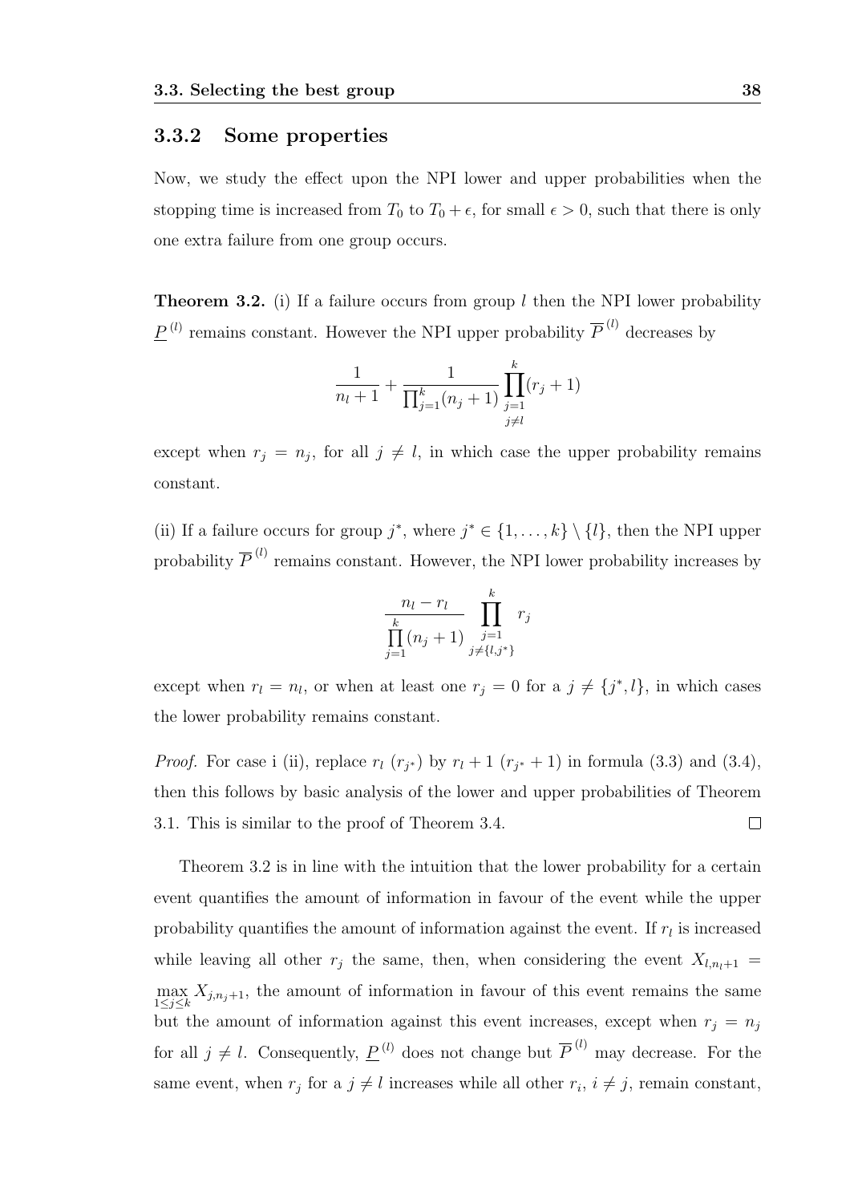### 3.3.2 Some properties

Now, we study the effect upon the NPI lower and upper probabilities when the stopping time is increased from $T_0$ to $T_0 + \epsilon$, for small $\epsilon > 0$, such that there is only one extra failure from one group occurs.

**Theorem 3.2.** (i) If a failure occurs from group $l$ then the NPI lower probability $\underline{P}^{(l)}$ remains constant. However the NPI upper probability $\overline{P}^{(l)}$ decreases by

$$\frac{1}{n_l+1} + \frac{1}{\prod_{j=1}^{k}(n_j+1)} \prod_{\substack{j=1\\ j\neq l}}^{k}(r_j+1)$$

except when $r_j = n_j$, for all $j \neq l$, in which case the upper probability remains constant.

(ii) If a failure occurs for group $j^*$, where $j^* \in \{1,\ldots,k\} \setminus \{l\}$, then the NPI upper probability $\overline{P}^{(l)}$ remains constant. However, the NPI lower probability increases by

$$\frac{n_l - r_l}{\prod\limits_{j=1}^{k}(n_j+1)} \prod_{\substack{j=1\\ j\neq\{l,j^*\}}}^{k} r_j$$

except when $r_l = n_l$, or when at least one $r_j = 0$ for a $j \neq \{j^*, l\}$, in which cases the lower probability remains constant.

*Proof.* For case i (ii), replace $r_l$ ($r_{j^*}$) by $r_l + 1$ ($r_{j^*} + 1$) in formula (3.3) and (3.4), then this follows by basic analysis of the lower and upper probabilities of Theorem 3.1. This is similar to the proof of Theorem 3.4. $\square$

Theorem 3.2 is in line with the intuition that the lower probability for a certain event quantifies the amount of information in favour of the event while the upper probability quantifies the amount of information against the event. If $r_l$ is increased while leaving all other $r_j$ the same, then, when considering the event $X_{l,n_l+1} = \max\limits_{1\leq j\leq k} X_{j,n_j+1}$, the amount of information in favour of this event remains the same but the amount of information against this event increases, except when $r_j = n_j$ for all $j \neq l$. Consequently, $\underline{P}^{(l)}$ does not change but $\overline{P}^{(l)}$ may decrease. For the same event, when $r_j$ for a $j \neq l$ increases while all other $r_i$, $i \neq j$, remain constant,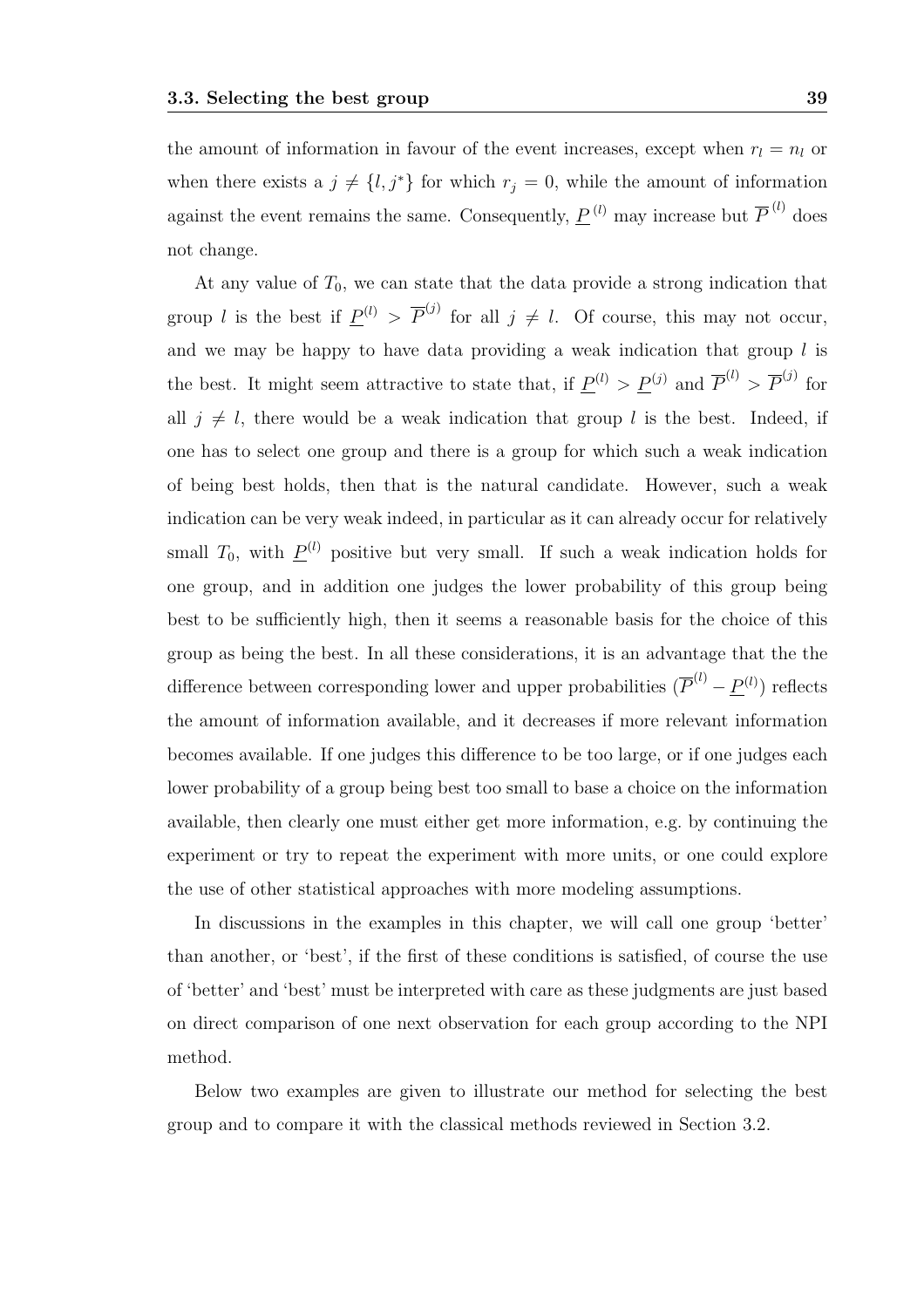the amount of information in favour of the event increases, except when $r_l = n_l$ or when there exists a $j \neq \{l, j^*\}$ for which $r_j = 0$, while the amount of information against the event remains the same. Consequently, $\underline{P}^{(l)}$ may increase but $\overline{P}^{(l)}$ does not change.

At any value of $T_0$, we can state that the data provide a strong indication that group $l$ is the best if $\underline{P}^{(l)} > \overline{P}^{(j)}$ for all $j \neq l$. Of course, this may not occur, and we may be happy to have data providing a weak indication that group $l$ is the best. It might seem attractive to state that, if $\underline{P}^{(l)} > \underline{P}^{(j)}$ and $\overline{P}^{(l)} > \overline{P}^{(j)}$ for all $j \neq l$, there would be a weak indication that group $l$ is the best. Indeed, if one has to select one group and there is a group for which such a weak indication of being best holds, then that is the natural candidate. However, such a weak indication can be very weak indeed, in particular as it can already occur for relatively small $T_0$, with $\underline{P}^{(l)}$ positive but very small. If such a weak indication holds for one group, and in addition one judges the lower probability of this group being best to be sufficiently high, then it seems a reasonable basis for the choice of this group as being the best. In all these considerations, it is an advantage that the the difference between corresponding lower and upper probabilities ($\overline{P}^{(l)} - \underline{P}^{(l)}$) reflects the amount of information available, and it decreases if more relevant information becomes available. If one judges this difference to be too large, or if one judges each lower probability of a group being best too small to base a choice on the information available, then clearly one must either get more information, e.g. by continuing the experiment or try to repeat the experiment with more units, or one could explore the use of other statistical approaches with more modeling assumptions.

In discussions in the examples in this chapter, we will call one group 'better' than another, or 'best', if the first of these conditions is satisfied, of course the use of 'better' and 'best' must be interpreted with care as these judgments are just based on direct comparison of one next observation for each group according to the NPI method.

Below two examples are given to illustrate our method for selecting the best group and to compare it with the classical methods reviewed in Section 3.2.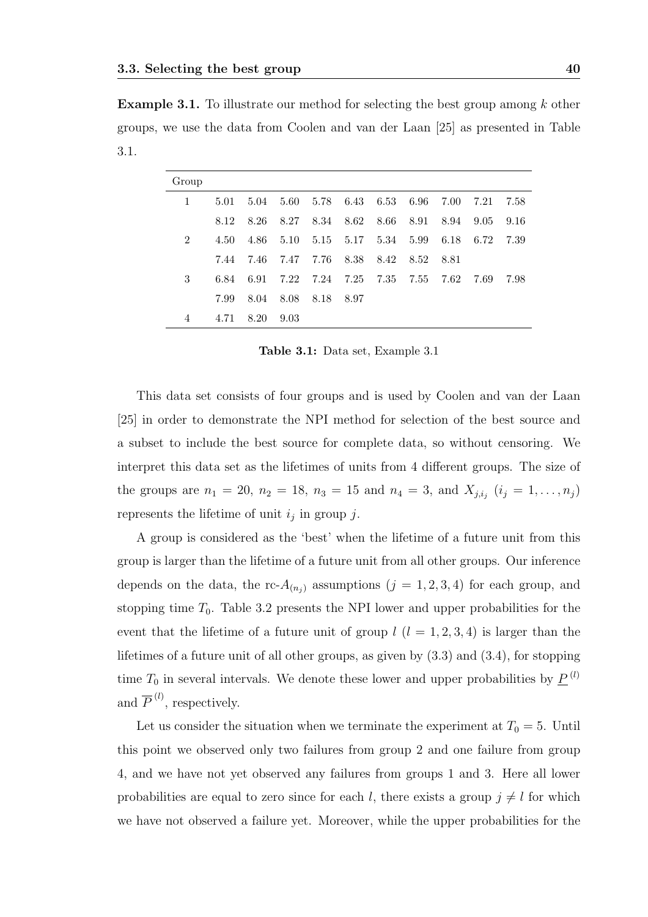**Example 3.1.** To illustrate our method for selecting the best group among $k$ other groups, we use the data from Coolen and van der Laan [25] as presented in Table 3.1.

| Group | | | | | | | | | | |
|---|---|---|---|---|---|---|---|---|---|---|
| 1 | 5.01 | 5.04 | 5.60 | 5.78 | 6.43 | 6.53 | 6.96 | 7.00 | 7.21 | 7.58 |
| | 8.12 | 8.26 | 8.27 | 8.34 | 8.62 | 8.66 | 8.91 | 8.94 | 9.05 | 9.16 |
| 2 | 4.50 | 4.86 | 5.10 | 5.15 | 5.17 | 5.34 | 5.99 | 6.18 | 6.72 | 7.39 |
| | 7.44 | 7.46 | 7.47 | 7.76 | 8.38 | 8.42 | 8.52 | 8.81 | | |
| 3 | 6.84 | 6.91 | 7.22 | 7.24 | 7.25 | 7.35 | 7.55 | 7.62 | 7.69 | 7.98 |
| | 7.99 | 8.04 | 8.08 | 8.18 | 8.97 | | | | | |
| 4 | 4.71 | 8.20 | 9.03 | | | | | | | |

**Table 3.1:** Data set, Example 3.1

This data set consists of four groups and is used by Coolen and van der Laan [25] in order to demonstrate the NPI method for selection of the best source and a subset to include the best source for complete data, so without censoring. We interpret this data set as the lifetimes of units from 4 different groups. The size of the groups are $n_1 = 20$, $n_2 = 18$, $n_3 = 15$ and $n_4 = 3$, and $X_{j,i_j}$ $(i_j = 1, \ldots, n_j)$ represents the lifetime of unit $i_j$ in group $j$.

A group is considered as the 'best' when the lifetime of a future unit from this group is larger than the lifetime of a future unit from all other groups. Our inference depends on the data, the rc-$A_{(n_j)}$ assumptions $(j = 1, 2, 3, 4)$ for each group, and stopping time $T_0$. Table 3.2 presents the NPI lower and upper probabilities for the event that the lifetime of a future unit of group $l$ $(l = 1, 2, 3, 4)$ is larger than the lifetimes of a future unit of all other groups, as given by (3.3) and (3.4), for stopping time $T_0$ in several intervals. We denote these lower and upper probabilities by $\underline{P}^{(l)}$ and $\overline{P}^{(l)}$, respectively.

Let us consider the situation when we terminate the experiment at $T_0 = 5$. Until this point we observed only two failures from group 2 and one failure from group 4, and we have not yet observed any failures from groups 1 and 3. Here all lower probabilities are equal to zero since for each $l$, there exists a group $j \neq l$ for which we have not observed a failure yet. Moreover, while the upper probabilities for the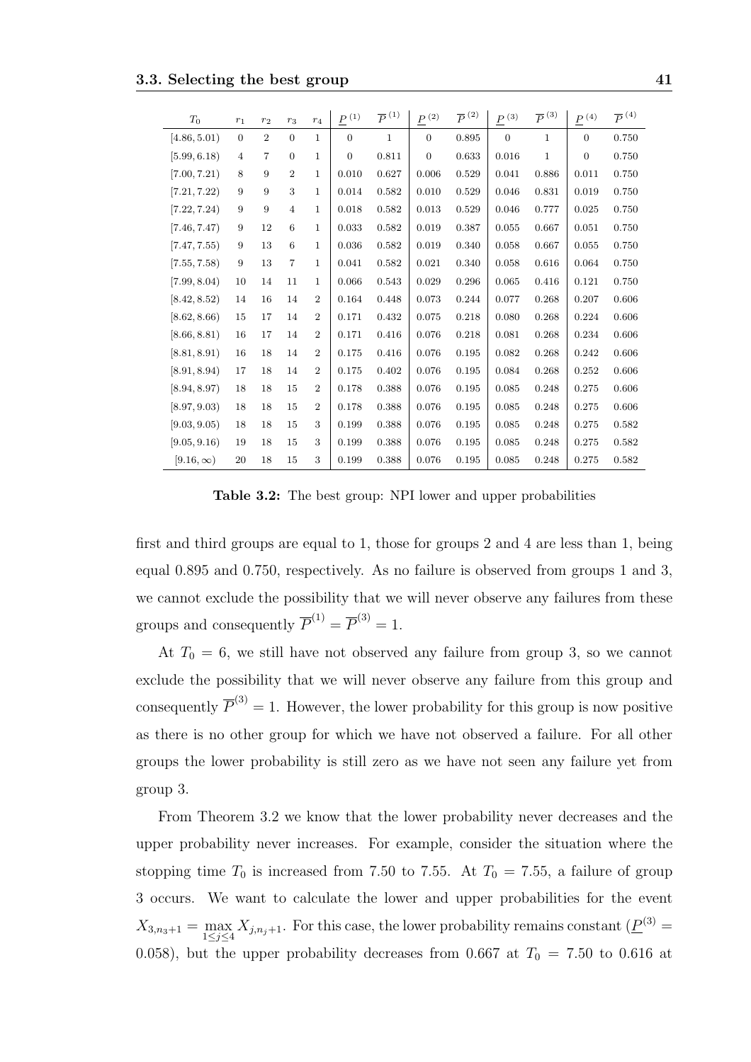| $T_0$ | $r_1$ | $r_2$ | $r_3$ | $r_4$ | $\underline{P}^{(1)}$ | $\overline{P}^{(1)}$ | $\underline{P}^{(2)}$ | $\overline{P}^{(2)}$ | $\underline{P}^{(3)}$ | $\overline{P}^{(3)}$ | $\underline{P}^{(4)}$ | $\overline{P}^{(4)}$ |
|---|---|---|---|---|---|---|---|---|---|---|---|---|
| $[4.86, 5.01)$ | 0 | 2 | 0 | 1 | 0 | 1 | 0 | 0.895 | 0 | 1 | 0 | 0.750 |
| $[5.99, 6.18)$ | 4 | 7 | 0 | 1 | 0 | 0.811 | 0 | 0.633 | 0.016 | 1 | 0 | 0.750 |
| $[7.00, 7.21)$ | 8 | 9 | 2 | 1 | 0.010 | 0.627 | 0.006 | 0.529 | 0.041 | 0.886 | 0.011 | 0.750 |
| $[7.21, 7.22)$ | 9 | 9 | 3 | 1 | 0.014 | 0.582 | 0.010 | 0.529 | 0.046 | 0.831 | 0.019 | 0.750 |
| $[7.22, 7.24)$ | 9 | 9 | 4 | 1 | 0.018 | 0.582 | 0.013 | 0.529 | 0.046 | 0.777 | 0.025 | 0.750 |
| $[7.46, 7.47)$ | 9 | 12 | 6 | 1 | 0.033 | 0.582 | 0.019 | 0.387 | 0.055 | 0.667 | 0.051 | 0.750 |
| $[7.47, 7.55)$ | 9 | 13 | 6 | 1 | 0.036 | 0.582 | 0.019 | 0.340 | 0.058 | 0.667 | 0.055 | 0.750 |
| $[7.55, 7.58)$ | 9 | 13 | 7 | 1 | 0.041 | 0.582 | 0.021 | 0.340 | 0.058 | 0.616 | 0.064 | 0.750 |
| $[7.99, 8.04)$ | 10 | 14 | 11 | 1 | 0.066 | 0.543 | 0.029 | 0.296 | 0.065 | 0.416 | 0.121 | 0.750 |
| $[8.42, 8.52)$ | 14 | 16 | 14 | 2 | 0.164 | 0.448 | 0.073 | 0.244 | 0.077 | 0.268 | 0.207 | 0.606 |
| $[8.62, 8.66)$ | 15 | 17 | 14 | 2 | 0.171 | 0.432 | 0.075 | 0.218 | 0.080 | 0.268 | 0.224 | 0.606 |
| $[8.66, 8.81)$ | 16 | 17 | 14 | 2 | 0.171 | 0.416 | 0.076 | 0.218 | 0.081 | 0.268 | 0.234 | 0.606 |
| $[8.81, 8.91)$ | 16 | 18 | 14 | 2 | 0.175 | 0.416 | 0.076 | 0.195 | 0.082 | 0.268 | 0.242 | 0.606 |
| $[8.91, 8.94)$ | 17 | 18 | 14 | 2 | 0.175 | 0.402 | 0.076 | 0.195 | 0.084 | 0.268 | 0.252 | 0.606 |
| $[8.94, 8.97)$ | 18 | 18 | 15 | 2 | 0.178 | 0.388 | 0.076 | 0.195 | 0.085 | 0.248 | 0.275 | 0.606 |
| $[8.97, 9.03)$ | 18 | 18 | 15 | 2 | 0.178 | 0.388 | 0.076 | 0.195 | 0.085 | 0.248 | 0.275 | 0.606 |
| $[9.03, 9.05)$ | 18 | 18 | 15 | 3 | 0.199 | 0.388 | 0.076 | 0.195 | 0.085 | 0.248 | 0.275 | 0.582 |
| $[9.05, 9.16)$ | 19 | 18 | 15 | 3 | 0.199 | 0.388 | 0.076 | 0.195 | 0.085 | 0.248 | 0.275 | 0.582 |
| $[9.16, \infty)$ | 20 | 18 | 15 | 3 | 0.199 | 0.388 | 0.076 | 0.195 | 0.085 | 0.248 | 0.275 | 0.582 |

**Table 3.2:** The best group: NPI lower and upper probabilities

first and third groups are equal to 1, those for groups 2 and 4 are less than 1, being equal 0.895 and 0.750, respectively. As no failure is observed from groups 1 and 3, we cannot exclude the possibility that we will never observe any failures from these groups and consequently $\overline{P}^{(1)} = \overline{P}^{(3)} = 1$.

At $T_0 = 6$, we still have not observed any failure from group 3, so we cannot exclude the possibility that we will never observe any failure from this group and consequently $\overline{P}^{(3)} = 1$. However, the lower probability for this group is now positive as there is no other group for which we have not observed a failure. For all other groups the lower probability is still zero as we have not seen any failure yet from group 3.

From Theorem 3.2 we know that the lower probability never decreases and the upper probability never increases. For example, consider the situation where the stopping time $T_0$ is increased from 7.50 to 7.55. At $T_0 = 7.55$, a failure of group 3 occurs. We want to calculate the lower and upper probabilities for the event $X_{3,n_3+1} = \max_{1 \leq j \leq 4} X_{j,n_j+1}$. For this case, the lower probability remains constant ($\underline{P}^{(3)} = 0.058$), but the upper probability decreases from 0.667 at $T_0 = 7.50$ to 0.616 at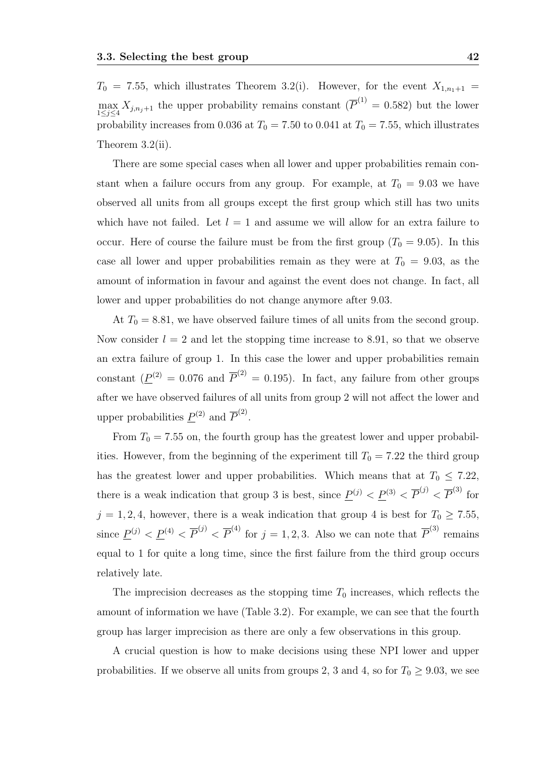$T_0 = 7.55$, which illustrates Theorem 3.2(i). However, for the event $X_{1,n_1+1} = \max_{1 \leq j \leq 4} X_{j,n_j+1}$ the upper probability remains constant ($\overline{P}^{(1)} = 0.582$) but the lower probability increases from 0.036 at $T_0 = 7.50$ to 0.041 at $T_0 = 7.55$, which illustrates Theorem 3.2(ii).

There are some special cases when all lower and upper probabilities remain constant when a failure occurs from any group. For example, at $T_0 = 9.03$ we have observed all units from all groups except the first group which still has two units which have not failed. Let $l = 1$ and assume we will allow for an extra failure to occur. Here of course the failure must be from the first group ($T_0 = 9.05$). In this case all lower and upper probabilities remain as they were at $T_0 = 9.03$, as the amount of information in favour and against the event does not change. In fact, all lower and upper probabilities do not change anymore after 9.03.

At $T_0 = 8.81$, we have observed failure times of all units from the second group. Now consider $l = 2$ and let the stopping time increase to 8.91, so that we observe an extra failure of group 1. In this case the lower and upper probabilities remain constant ($\underline{P}^{(2)} = 0.076$ and $\overline{P}^{(2)} = 0.195$). In fact, any failure from other groups after we have observed failures of all units from group 2 will not affect the lower and upper probabilities $\underline{P}^{(2)}$ and $\overline{P}^{(2)}$.

From $T_0 = 7.55$ on, the fourth group has the greatest lower and upper probabilities. However, from the beginning of the experiment till $T_0 = 7.22$ the third group has the greatest lower and upper probabilities. Which means that at $T_0 \leq 7.22$, there is a weak indication that group 3 is best, since $\underline{P}^{(j)} < \underline{P}^{(3)} < \overline{P}^{(j)} < \overline{P}^{(3)}$ for $j = 1, 2, 4$, however, there is a weak indication that group 4 is best for $T_0 \geq 7.55$, since $\underline{P}^{(j)} < \underline{P}^{(4)} < \overline{P}^{(j)} < \overline{P}^{(4)}$ for $j = 1, 2, 3$. Also we can note that $\overline{P}^{(3)}$ remains equal to 1 for quite a long time, since the first failure from the third group occurs relatively late.

The imprecision decreases as the stopping time $T_0$ increases, which reflects the amount of information we have (Table 3.2). For example, we can see that the fourth group has larger imprecision as there are only a few observations in this group.

A crucial question is how to make decisions using these NPI lower and upper probabilities. If we observe all units from groups 2, 3 and 4, so for $T_0 \geq 9.03$, we see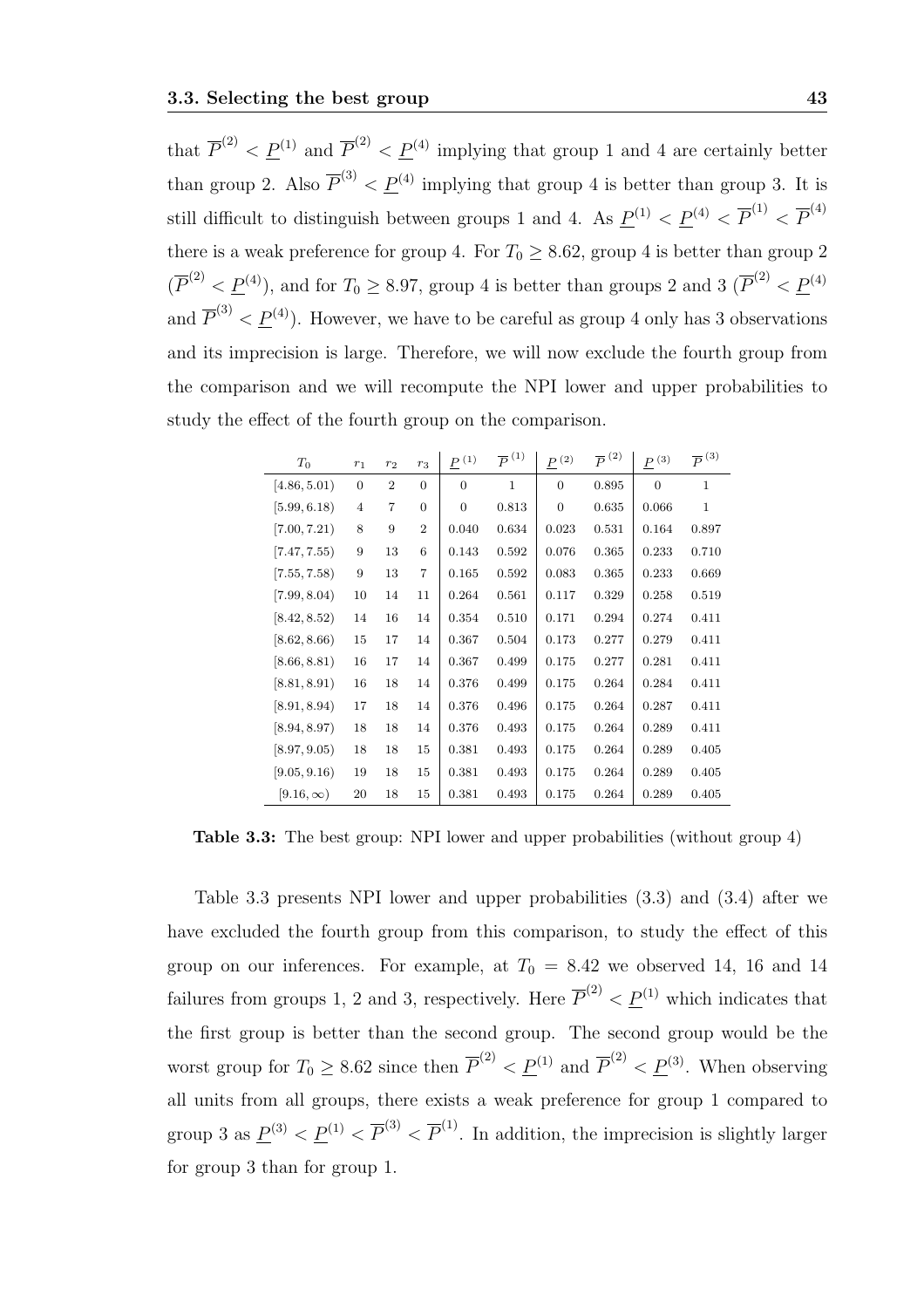that $\overline{P}^{(2)} < \underline{P}^{(1)}$ and $\overline{P}^{(2)} < \underline{P}^{(4)}$ implying that group 1 and 4 are certainly better than group 2. Also $\overline{P}^{(3)} < \underline{P}^{(4)}$ implying that group 4 is better than group 3. It is still difficult to distinguish between groups 1 and 4. As $\underline{P}^{(1)} < \underline{P}^{(4)} < \overline{P}^{(1)} < \overline{P}^{(4)}$ there is a weak preference for group 4. For $T_0 \geq 8.62$, group 4 is better than group 2 ($\overline{P}^{(2)} < \underline{P}^{(4)}$), and for $T_0 \geq 8.97$, group 4 is better than groups 2 and 3 ($\overline{P}^{(2)} < \underline{P}^{(4)}$ and $\overline{P}^{(3)} < \underline{P}^{(4)}$). However, we have to be careful as group 4 only has 3 observations and its imprecision is large. Therefore, we will now exclude the fourth group from the comparison and we will recompute the NPI lower and upper probabilities to study the effect of the fourth group on the comparison.

| $T_0$ | $r_1$ | $r_2$ | $r_3$ | $\underline{P}^{(1)}$ | $\overline{P}^{(1)}$ | $\underline{P}^{(2)}$ | $\overline{P}^{(2)}$ | $\underline{P}^{(3)}$ | $\overline{P}^{(3)}$ |
|---|---|---|---|---|---|---|---|---|---|
| $[4.86, 5.01)$ | 0 | 2 | 0 | 0 | 1 | 0 | 0.895 | 0 | 1 |
| $[5.99, 6.18)$ | 4 | 7 | 0 | 0 | 0.813 | 0 | 0.635 | 0.066 | 1 |
| $[7.00, 7.21)$ | 8 | 9 | 2 | 0.040 | 0.634 | 0.023 | 0.531 | 0.164 | 0.897 |
| $[7.47, 7.55)$ | 9 | 13 | 6 | 0.143 | 0.592 | 0.076 | 0.365 | 0.233 | 0.710 |
| $[7.55, 7.58)$ | 9 | 13 | 7 | 0.165 | 0.592 | 0.083 | 0.365 | 0.233 | 0.669 |
| $[7.99, 8.04)$ | 10 | 14 | 11 | 0.264 | 0.561 | 0.117 | 0.329 | 0.258 | 0.519 |
| $[8.42, 8.52)$ | 14 | 16 | 14 | 0.354 | 0.510 | 0.171 | 0.294 | 0.274 | 0.411 |
| $[8.62, 8.66)$ | 15 | 17 | 14 | 0.367 | 0.504 | 0.173 | 0.277 | 0.279 | 0.411 |
| $[8.66, 8.81)$ | 16 | 17 | 14 | 0.367 | 0.499 | 0.175 | 0.277 | 0.281 | 0.411 |
| $[8.81, 8.91)$ | 16 | 18 | 14 | 0.376 | 0.499 | 0.175 | 0.264 | 0.284 | 0.411 |
| $[8.91, 8.94)$ | 17 | 18 | 14 | 0.376 | 0.496 | 0.175 | 0.264 | 0.287 | 0.411 |
| $[8.94, 8.97)$ | 18 | 18 | 14 | 0.376 | 0.493 | 0.175 | 0.264 | 0.289 | 0.411 |
| $[8.97, 9.05)$ | 18 | 18 | 15 | 0.381 | 0.493 | 0.175 | 0.264 | 0.289 | 0.405 |
| $[9.05, 9.16)$ | 19 | 18 | 15 | 0.381 | 0.493 | 0.175 | 0.264 | 0.289 | 0.405 |
| $[9.16, \infty)$ | 20 | 18 | 15 | 0.381 | 0.493 | 0.175 | 0.264 | 0.289 | 0.405 |

**Table 3.3:** The best group: NPI lower and upper probabilities (without group 4)

Table 3.3 presents NPI lower and upper probabilities (3.3) and (3.4) after we have excluded the fourth group from this comparison, to study the effect of this group on our inferences. For example, at $T_0 = 8.42$ we observed 14, 16 and 14 failures from groups 1, 2 and 3, respectively. Here $\overline{P}^{(2)} < \underline{P}^{(1)}$ which indicates that the first group is better than the second group. The second group would be the worst group for $T_0 \geq 8.62$ since then $\overline{P}^{(2)} < \underline{P}^{(1)}$ and $\overline{P}^{(2)} < \underline{P}^{(3)}$. When observing all units from all groups, there exists a weak preference for group 1 compared to group 3 as $\underline{P}^{(3)} < \underline{P}^{(1)} < \overline{P}^{(3)} < \overline{P}^{(1)}$. In addition, the imprecision is slightly larger for group 3 than for group 1.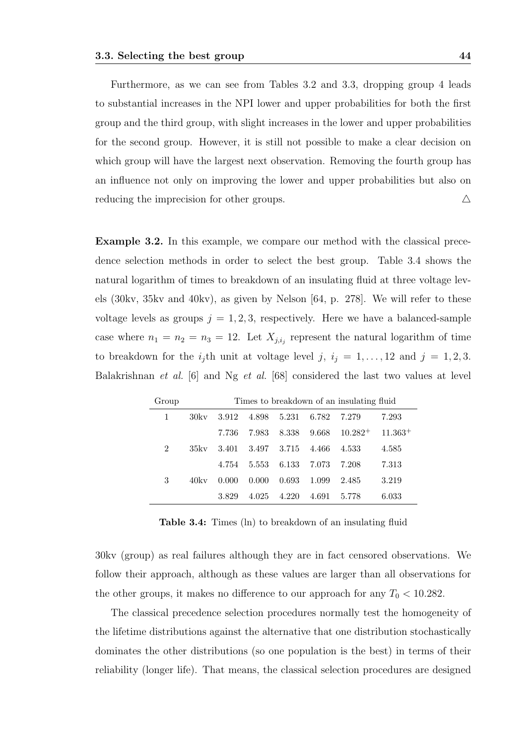Furthermore, as we can see from Tables 3.2 and 3.3, dropping group 4 leads to substantial increases in the NPI lower and upper probabilities for both the first group and the third group, with slight increases in the lower and upper probabilities for the second group. However, it is still not possible to make a clear decision on which group will have the largest next observation. Removing the fourth group has an influence not only on improving the lower and upper probabilities but also on reducing the imprecision for other groups. △

**Example 3.2.** In this example, we compare our method with the classical precedence selection methods in order to select the best group. Table 3.4 shows the natural logarithm of times to breakdown of an insulating fluid at three voltage levels (30kv, 35kv and 40kv), as given by Nelson [64, p. 278]. We will refer to these voltage levels as groups $j = 1, 2, 3$, respectively. Here we have a balanced-sample case where $n_1 = n_2 = n_3 = 12$. Let $X_{j,i_j}$ represent the natural logarithm of time to breakdown for the $i_j$th unit at voltage level $j$, $i_j = 1, \ldots, 12$ and $j = 1, 2, 3$. Balakrishnan *et al.* [6] and Ng *et al.* [68] considered the last two values at level

| Group | Times to breakdown of an insulating fluid | | | | | | |
|---|---|---|---|---|---|---|---|
| 1 | 30kv | 3.912 | 4.898 | 5.231 | 6.782 | 7.279 | 7.293 |
| | | 7.736 | 7.983 | 8.338 | 9.668 | $10.282^{+}$ | $11.363^{+}$ |
| 2 | 35kv | 3.401 | 3.497 | 3.715 | 4.466 | 4.533 | 4.585 |
| | | 4.754 | 5.553 | 6.133 | 7.073 | 7.208 | 7.313 |
| 3 | 40kv | 0.000 | 0.000 | 0.693 | 1.099 | 2.485 | 3.219 |
| | | 3.829 | 4.025 | 4.220 | 4.691 | 5.778 | 6.033 |

**Table 3.4:** Times (ln) to breakdown of an insulating fluid

30kv (group) as real failures although they are in fact censored observations. We follow their approach, although as these values are larger than all observations for the other groups, it makes no difference to our approach for any $T_0 < 10.282$.

The classical precedence selection procedures normally test the homogeneity of the lifetime distributions against the alternative that one distribution stochastically dominates the other distributions (so one population is the best) in terms of their reliability (longer life). That means, the classical selection procedures are designed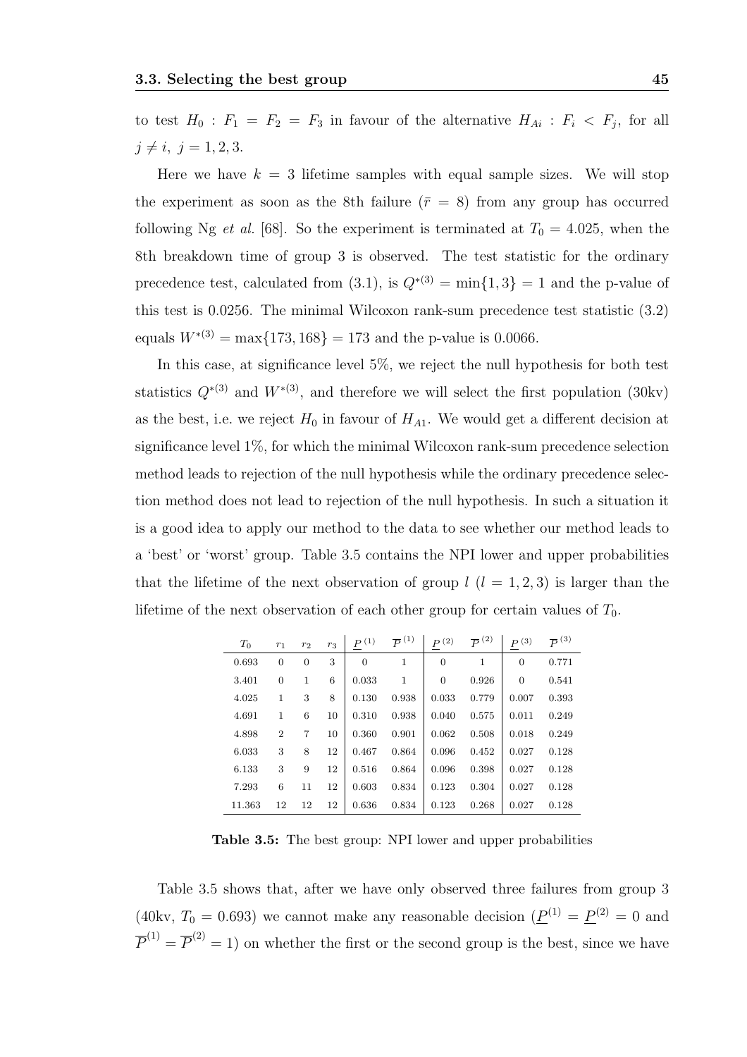to test $H_0 : F_1 = F_2 = F_3$ in favour of the alternative $H_{Ai} : F_i < F_j$, for all $j \neq i,\ j = 1, 2, 3$.

Here we have $k = 3$ lifetime samples with equal sample sizes. We will stop the experiment as soon as the 8th failure ($\bar{r} = 8$) from any group has occurred following Ng *et al.* [68]. So the experiment is terminated at $T_0 = 4.025$, when the 8th breakdown time of group 3 is observed. The test statistic for the ordinary precedence test, calculated from (3.1), is $Q^{*(3)} = \min\{1, 3\} = 1$ and the p-value of this test is 0.0256. The minimal Wilcoxon rank-sum precedence test statistic (3.2) equals $W^{*(3)} = \max\{173, 168\} = 173$ and the p-value is 0.0066.

In this case, at significance level 5%, we reject the null hypothesis for both test statistics $Q^{*(3)}$ and $W^{*(3)}$, and therefore we will select the first population (30kv) as the best, i.e. we reject $H_0$ in favour of $H_{A1}$. We would get a different decision at significance level 1%, for which the minimal Wilcoxon rank-sum precedence selection method leads to rejection of the null hypothesis while the ordinary precedence selection method does not lead to rejection of the null hypothesis. In such a situation it is a good idea to apply our method to the data to see whether our method leads to a 'best' or 'worst' group. Table 3.5 contains the NPI lower and upper probabilities that the lifetime of the next observation of group $l$ ($l = 1, 2, 3$) is larger than the lifetime of the next observation of each other group for certain values of $T_0$.

| $T_0$ | $r_1$ | $r_2$ | $r_3$ | $\underline{P}^{(1)}$ | $\overline{P}^{(1)}$ | $\underline{P}^{(2)}$ | $\overline{P}^{(2)}$ | $\underline{P}^{(3)}$ | $\overline{P}^{(3)}$ |
|---|---|---|---|---|---|---|---|---|---|
| 0.693 | 0 | 0 | 3 | 0 | 1 | 0 | 1 | 0 | 0.771 |
| 3.401 | 0 | 1 | 6 | 0.033 | 1 | 0 | 0.926 | 0 | 0.541 |
| 4.025 | 1 | 3 | 8 | 0.130 | 0.938 | 0.033 | 0.779 | 0.007 | 0.393 |
| 4.691 | 1 | 6 | 10 | 0.310 | 0.938 | 0.040 | 0.575 | 0.011 | 0.249 |
| 4.898 | 2 | 7 | 10 | 0.360 | 0.901 | 0.062 | 0.508 | 0.018 | 0.249 |
| 6.033 | 3 | 8 | 12 | 0.467 | 0.864 | 0.096 | 0.452 | 0.027 | 0.128 |
| 6.133 | 3 | 9 | 12 | 0.516 | 0.864 | 0.096 | 0.398 | 0.027 | 0.128 |
| 7.293 | 6 | 11 | 12 | 0.603 | 0.834 | 0.123 | 0.304 | 0.027 | 0.128 |
| 11.363 | 12 | 12 | 12 | 0.636 | 0.834 | 0.123 | 0.268 | 0.027 | 0.128 |

**Table 3.5:** The best group: NPI lower and upper probabilities

Table 3.5 shows that, after we have only observed three failures from group 3 (40kv, $T_0 = 0.693$) we cannot make any reasonable decision ($\underline{P}^{(1)} = \underline{P}^{(2)} = 0$ and $\overline{P}^{(1)} = \overline{P}^{(2)} = 1$) on whether the first or the second group is the best, since we have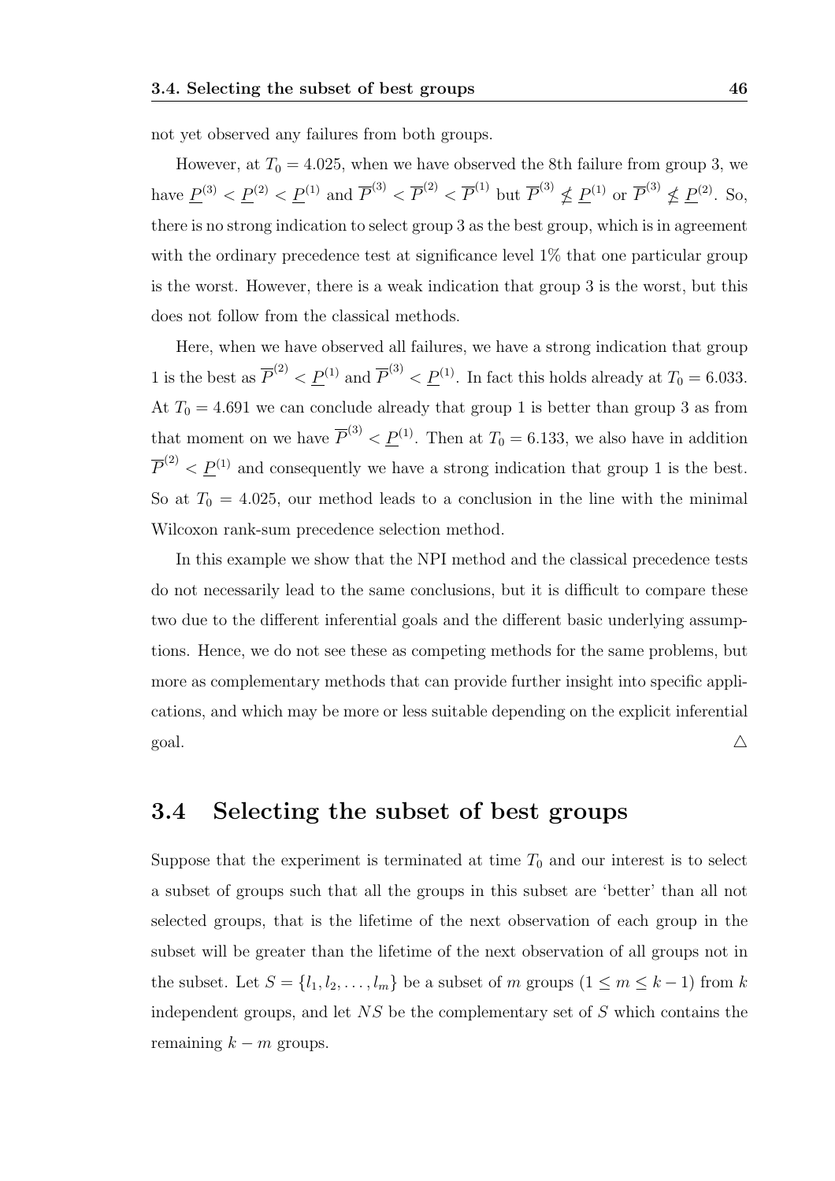not yet observed any failures from both groups.

However, at $T_0 = 4.025$, when we have observed the 8th failure from group 3, we have $\underline{P}^{(3)} < \underline{P}^{(2)} < \underline{P}^{(1)}$ and $\overline{P}^{(3)} < \overline{P}^{(2)} < \overline{P}^{(1)}$ but $\overline{P}^{(3)} \nleq \underline{P}^{(1)}$ or $\overline{P}^{(3)} \nleq \underline{P}^{(2)}$. So, there is no strong indication to select group 3 as the best group, which is in agreement with the ordinary precedence test at significance level 1% that one particular group is the worst. However, there is a weak indication that group 3 is the worst, but this does not follow from the classical methods.

Here, when we have observed all failures, we have a strong indication that group 1 is the best as $\overline{P}^{(2)} < \underline{P}^{(1)}$ and $\overline{P}^{(3)} < \underline{P}^{(1)}$. In fact this holds already at $T_0 = 6.033$. At $T_0 = 4.691$ we can conclude already that group 1 is better than group 3 as from that moment on we have $\overline{P}^{(3)} < \underline{P}^{(1)}$. Then at $T_0 = 6.133$, we also have in addition $\overline{P}^{(2)} < \underline{P}^{(1)}$ and consequently we have a strong indication that group 1 is the best. So at $T_0 = 4.025$, our method leads to a conclusion in the line with the minimal Wilcoxon rank-sum precedence selection method.

In this example we show that the NPI method and the classical precedence tests do not necessarily lead to the same conclusions, but it is difficult to compare these two due to the different inferential goals and the different basic underlying assumptions. Hence, we do not see these as competing methods for the same problems, but more as complementary methods that can provide further insight into specific applications, and which may be more or less suitable depending on the explicit inferential goal. $\triangle$

## 3.4 Selecting the subset of best groups

Suppose that the experiment is terminated at time $T_0$ and our interest is to select a subset of groups such that all the groups in this subset are 'better' than all not selected groups, that is the lifetime of the next observation of each group in the subset will be greater than the lifetime of the next observation of all groups not in the subset. Let $S = \{l_1, l_2, \ldots, l_m\}$ be a subset of $m$ groups $(1 \leq m \leq k-1)$ from $k$ independent groups, and let $NS$ be the complementary set of $S$ which contains the remaining $k - m$ groups.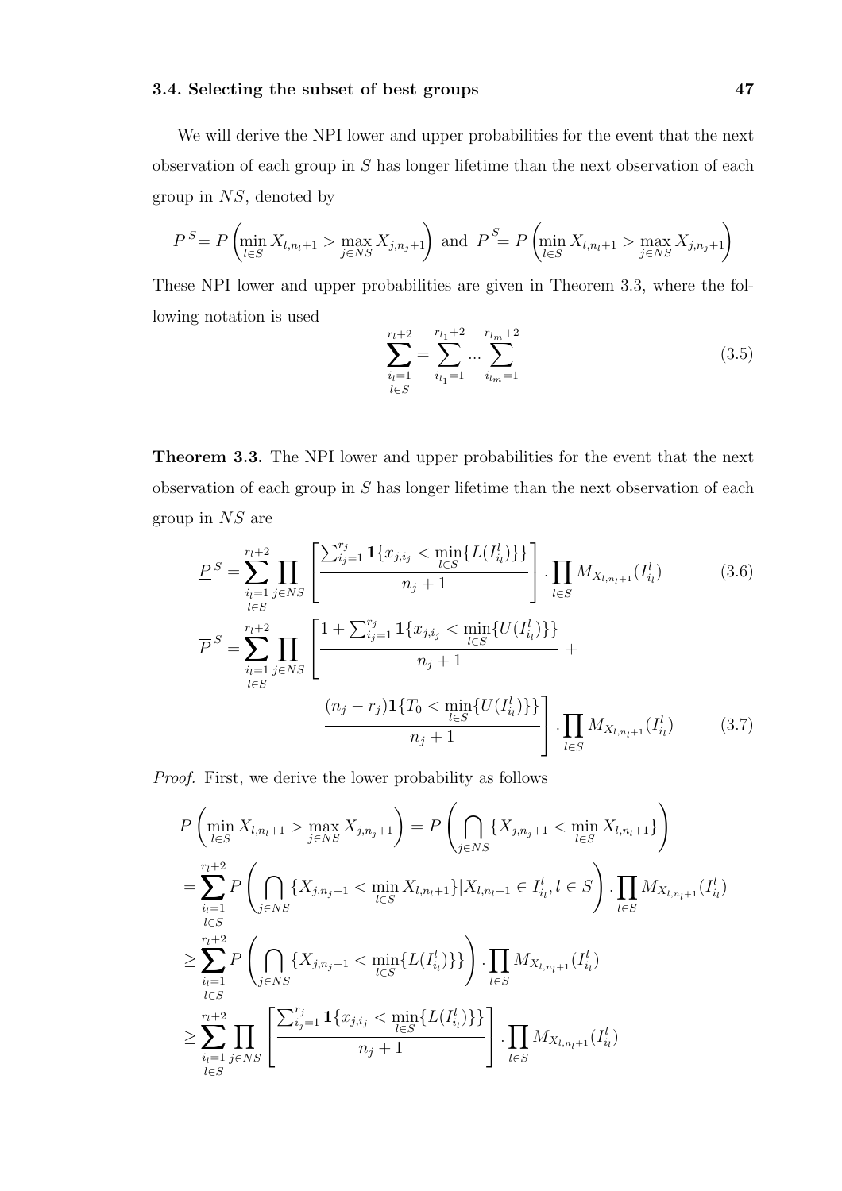We will derive the NPI lower and upper probabilities for the event that the next observation of each group in $S$ has longer lifetime than the next observation of each group in $NS$, denoted by

$$\underline{P}^S = \underline{P}\left(\min_{l\in S} X_{l,n_l+1} > \max_{j\in NS} X_{j,n_j+1}\right) \text{ and } \overline{P}^S = \overline{P}\left(\min_{l\in S} X_{l,n_l+1} > \max_{j\in NS} X_{j,n_j+1}\right)$$

These NPI lower and upper probabilities are given in Theorem 3.3, where the following notation is used

$$\sum_{\substack{i_l=1\\ l\in S}}^{r_l+2} = \sum_{i_{l_1}=1}^{r_{l_1}+2} \cdots \sum_{i_{l_m}=1}^{r_{l_m}+2} \tag{3.5}$$

**Theorem 3.3.** The NPI lower and upper probabilities for the event that the next observation of each group in $S$ has longer lifetime than the next observation of each group in $NS$ are

$$\underline{P}^S = \sum_{\substack{i_l=1\\ l\in S}}^{r_l+2} \prod_{j\in NS} \left[\frac{\sum_{i_j=1}^{r_j} \mathbf{1}\{x_{j,i_j} < \min_{l\in S}\{L(I^l_{i_l})\}\}}{n_j+1}\right] \cdot \prod_{l\in S} M_{X_{l,n_l+1}}(I^l_{i_l}) \tag{3.6}$$

$$\overline{P}^S = \sum_{\substack{i_l=1\\ l\in S}}^{r_l+2} \prod_{j\in NS} \left[\frac{1+\sum_{i_j=1}^{r_j} \mathbf{1}\{x_{j,i_j} < \min_{l\in S}\{U(I^l_{i_l})\}\}}{n_j+1} + \frac{(n_j-r_j)\mathbf{1}\{T_0 < \min_{l\in S}\{U(I^l_{i_l})\}\}}{n_j+1}\right] \cdot \prod_{l\in S} M_{X_{l,n_l+1}}(I^l_{i_l}) \tag{3.7}$$

*Proof.* First, we derive the lower probability as follows

$$\begin{aligned}
&P\left(\min_{l\in S} X_{l,n_l+1} > \max_{j\in NS} X_{j,n_j+1}\right) = P\left(\bigcap_{j\in NS}\{X_{j,n_j+1} < \min_{l\in S} X_{l,n_l+1}\}\right)\\
&= \sum_{\substack{i_l=1\\ l\in S}}^{r_l+2} P\left(\bigcap_{j\in NS}\{X_{j,n_j+1} < \min_{l\in S} X_{l,n_l+1}\} | X_{l,n_l+1} \in I^l_{i_l}, l\in S\right) \cdot \prod_{l\in S} M_{X_{l,n_l+1}}(I^l_{i_l})\\
&\geq \sum_{\substack{i_l=1\\ l\in S}}^{r_l+2} P\left(\bigcap_{j\in NS}\{X_{j,n_j+1} < \min_{l\in S}\{L(I^l_{i_l})\}\}\right) \cdot \prod_{l\in S} M_{X_{l,n_l+1}}(I^l_{i_l})\\
&\geq \sum_{\substack{i_l=1\\ l\in S}}^{r_l+2} \prod_{j\in NS} \left[\frac{\sum_{i_j=1}^{r_j} \mathbf{1}\{x_{j,i_j} < \min_{l\in S}\{L(I^l_{i_l})\}\}}{n_j+1}\right] \cdot \prod_{l\in S} M_{X_{l,n_l+1}}(I^l_{i_l})
\end{aligned}$$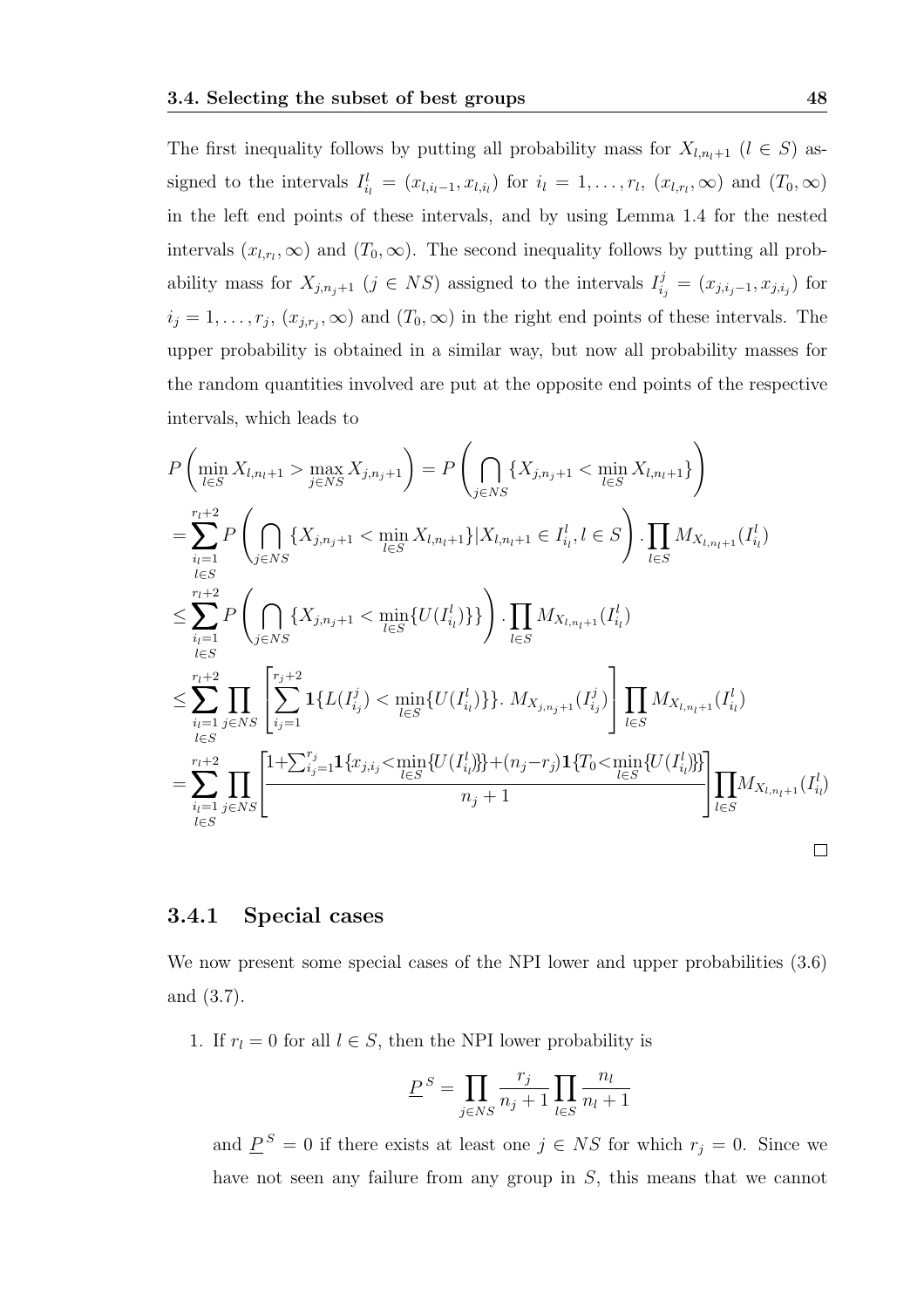The first inequality follows by putting all probability mass for $X_{l,n_l+1}$ ($l \in S$) assigned to the intervals $I^l_{i_l} = (x_{l,i_l-1}, x_{l,i_l})$ for $i_l = 1, \ldots, r_l$, $(x_{l,r_l}, \infty)$ and $(T_0, \infty)$ in the left end points of these intervals, and by using Lemma 1.4 for the nested intervals $(x_{l,r_l}, \infty)$ and $(T_0, \infty)$. The second inequality follows by putting all probability mass for $X_{j,n_j+1}$ ($j \in NS$) assigned to the intervals $I^j_{i_j} = (x_{j,i_j-1}, x_{j,i_j})$ for $i_j = 1, \ldots, r_j$, $(x_{j,r_j}, \infty)$ and $(T_0, \infty)$ in the right end points of these intervals. The upper probability is obtained in a similar way, but now all probability masses for the random quantities involved are put at the opposite end points of the respective intervals, which leads to

$$
\begin{aligned}
& P\left(\min_{l\in S} X_{l,n_l+1} > \max_{j\in NS} X_{j,n_j+1}\right) = P\left(\bigcap_{j\in NS} \{X_{j,n_j+1} < \min_{l\in S} X_{l,n_l+1}\}\right) \\
&= \sum_{\substack{i_l=1 \\ l\in S}}^{r_l+2} P\left(\bigcap_{j\in NS} \{X_{j,n_j+1} < \min_{l\in S} X_{l,n_l+1}\} | X_{l,n_l+1} \in I^l_{i_l}, l \in S\right) . \prod_{l\in S} M_{X_{l,n_l+1}}(I^l_{i_l}) \\
&\leq \sum_{\substack{i_l=1 \\ l\in S}}^{r_l+2} P\left(\bigcap_{j\in NS} \{X_{j,n_j+1} < \min_{l\in S} \{U(I^l_{i_l})\}\}\right) . \prod_{l\in S} M_{X_{l,n_l+1}}(I^l_{i_l}) \\
&\leq \sum_{\substack{i_l=1 \\ l\in S}}^{r_l+2} \prod_{j\in NS} \left[\sum_{i_j=1}^{r_j+2} \mathbf{1}\{L(I^j_{i_j}) < \min_{l\in S}\{U(I^l_{i_l})\}\}.\ M_{X_{j,n_j+1}}(I^j_{i_j})\right] \prod_{l\in S} M_{X_{l,n_l+1}}(I^l_{i_l}) \\
&= \sum_{\substack{i_l=1 \\ l\in S}}^{r_l+2} \prod_{j\in NS} \left[\frac{1 + \sum_{i_j=1}^{r_j} \mathbf{1}\{x_{j,i_j} < \min_{l\in S}\{U(I^l_{i_l})\}\} + (n_j - r_j)\mathbf{1}\{T_0 < \min_{l\in S}\{U(I^l_{i_l})\}\}}{n_j+1}\right] \prod_{l\in S} M_{X_{l,n_l+1}}(I^l_{i_l})
\end{aligned}
$$

$\square$

### 3.4.1 Special cases

We now present some special cases of the NPI lower and upper probabilities (3.6) and (3.7).

1. If $r_l = 0$ for all $l \in S$, then the NPI lower probability is

   $$\underline{P}^S = \prod_{j\in NS} \frac{r_j}{n_j+1} \prod_{l\in S} \frac{n_l}{n_l+1}$$

   and $\underline{P}^S = 0$ if there exists at least one $j \in NS$ for which $r_j = 0$. Since we have not seen any failure from any group in $S$, this means that we cannot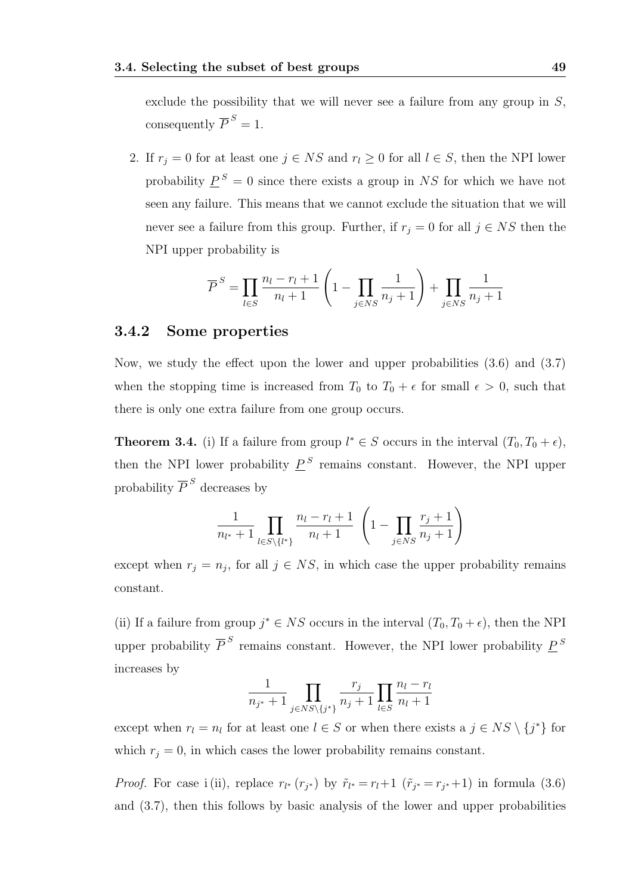exclude the possibility that we will never see a failure from any group in $S$, consequently $\overline{P}^S = 1$.

2. If $r_j = 0$ for at least one $j \in NS$ and $r_l \geq 0$ for all $l \in S$, then the NPI lower probability $\underline{P}^S = 0$ since there exists a group in $NS$ for which we have not seen any failure. This means that we cannot exclude the situation that we will never see a failure from this group. Further, if $r_j = 0$ for all $j \in NS$ then the NPI upper probability is

$$\overline{P}^S = \prod_{l \in S} \frac{n_l - r_l + 1}{n_l + 1} \left(1 - \prod_{j \in NS} \frac{1}{n_j + 1}\right) + \prod_{j \in NS} \frac{1}{n_j + 1}$$

### 3.4.2 Some properties

Now, we study the effect upon the lower and upper probabilities (3.6) and (3.7) when the stopping time is increased from $T_0$ to $T_0 + \epsilon$ for small $\epsilon > 0$, such that there is only one extra failure from one group occurs.

**Theorem 3.4.** (i) If a failure from group $l^* \in S$ occurs in the interval $(T_0, T_0 + \epsilon)$, then the NPI lower probability $\underline{P}^S$ remains constant. However, the NPI upper probability $\overline{P}^S$ decreases by

$$\frac{1}{n_{l^*} + 1} \prod_{l \in S \setminus \{l^*\}} \frac{n_l - r_l + 1}{n_l + 1} \left(1 - \prod_{j \in NS} \frac{r_j + 1}{n_j + 1}\right)$$

except when $r_j = n_j$, for all $j \in NS$, in which case the upper probability remains constant.

(ii) If a failure from group $j^* \in NS$ occurs in the interval $(T_0, T_0 + \epsilon)$, then the NPI upper probability $\overline{P}^S$ remains constant. However, the NPI lower probability $\underline{P}^S$ increases by

$$\frac{1}{n_{j^*} + 1} \prod_{j \in NS \setminus \{j^*\}} \frac{r_j}{n_j + 1} \prod_{l \in S} \frac{n_l - r_l}{n_l + 1}$$

except when $r_l = n_l$ for at least one $l \in S$ or when there exists a $j \in NS \setminus \{j^*\}$ for which $r_j = 0$, in which cases the lower probability remains constant.

*Proof.* For case i (ii), replace $r_{l^*}$ ($r_{j^*}$) by $\tilde{r}_{l^*} = r_l + 1$ ($\tilde{r}_{j^*} = r_{j^*} + 1$) in formula (3.6) and (3.7), then this follows by basic analysis of the lower and upper probabilities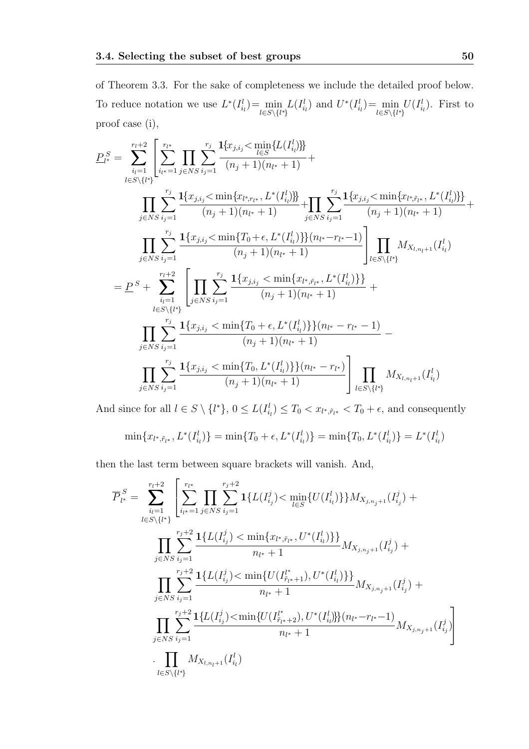of Theorem 3.3. For the sake of completeness we include the detailed proof below. To reduce notation we use $L^*(I^l_{i_l}) = \min_{l\in S\setminus\{l^*\}} L(I^l_{i_l})$ and $U^*(I^l_{i_l}) = \min_{l\in S\setminus\{l^*\}} U(I^l_{i_l})$. First to proof case (i),

$$
\begin{aligned}
\underline{P}^S_{l^*} = & \sum_{\substack{i_l=1 \\ l\in S\setminus\{l^*\}}}^{r_l+2} \Bigg[ \sum_{i_{l^*}=1}^{r_{l^*}} \prod_{j\in NS} \sum_{i_j=1}^{r_j} \frac{\mathbf{1}\{x_{j,i_j} < \min_{l\in S}\{L(I^l_{i_l})\}\}}{(n_j+1)(n_{l^*}+1)} + \\
& \prod_{j\in NS} \sum_{i_j=1}^{r_j} \frac{\mathbf{1}\{x_{j,i_j} < \min\{x_{l^*,r_{l^*}}, L^*(I^l_{i_l})\}\}}{(n_j+1)(n_{l^*}+1)} + \prod_{j\in NS} \sum_{i_j=1}^{r_j} \frac{\mathbf{1}\{x_{j,i_j} < \min\{x_{l^*,\tilde{r}_{l^*}}, L^*(I^l_{i_l})\}\}}{(n_j+1)(n_{l^*}+1)} + \\
& \prod_{j\in NS} \sum_{i_j=1}^{r_j} \frac{\mathbf{1}\{x_{j,i_j} < \min\{T_0+\epsilon, L^*(I^l_{i_l})\}\}(n_{l^*}-r_{l^*}-1)}{(n_j+1)(n_{l^*}+1)} \Bigg] \prod_{l\in S\setminus\{l^*\}} M_{X_{l,n_l+1}}(I^l_{i_l}) \\
= \underline{P}^S + & \sum_{\substack{i_l=1 \\ l\in S\setminus\{l^*\}}}^{r_l+2} \Bigg[ \prod_{j\in NS} \sum_{i_j=1}^{r_j} \frac{\mathbf{1}\{x_{j,i_j} < \min\{x_{l^*,\tilde{r}_{l^*}}, L^*(I^l_{i_l})\}\}}{(n_j+1)(n_{l^*}+1)} + \\
& \prod_{j\in NS} \sum_{i_j=1}^{r_j} \frac{\mathbf{1}\{x_{j,i_j} < \min\{T_0+\epsilon, L^*(I^l_{i_l})\}\}(n_{l^*}-r_{l^*}-1)}{(n_j+1)(n_{l^*}+1)} - \\
& \prod_{j\in NS} \sum_{i_j=1}^{r_j} \frac{\mathbf{1}\{x_{j,i_j} < \min\{T_0, L^*(I^l_{i_l})\}\}(n_{l^*}-r_{l^*})}{(n_j+1)(n_{l^*}+1)} \Bigg] \prod_{l\in S\setminus\{l^*\}} M_{X_{l,n_l+1}}(I^l_{i_l})
\end{aligned}
$$

And since for all $l \in S\setminus\{l^*\}$, $0 \le L(I^l_{i_l}) \le T_0 < x_{l^*,\tilde{r}_{l^*}} < T_0+\epsilon$, and consequently

$$
\min\{x_{l^*,\tilde{r}_{l^*}}, L^*(I^l_{i_l})\} = \min\{T_0+\epsilon, L^*(I^l_{i_l})\} = \min\{T_0, L^*(I^l_{i_l})\} = L^*(I^l_{i_l})
$$

then the last term between square brackets will vanish. And,

$$
\begin{aligned}
\overline{P}^S_{l^*} = & \sum_{\substack{i_l=1 \\ l\in S\setminus\{l^*\}}}^{r_l+2} \Bigg[ \sum_{i_{l^*}=1}^{r_{l^*}} \prod_{j\in NS} \sum_{i_j=1}^{r_j+2} \mathbf{1}\{L(I^j_{i_j}) < \min_{l\in S}\{U(I^l_{i_l})\}\} M_{X_{j,n_j+1}}(I^j_{i_j}) + \\
& \prod_{j\in NS} \sum_{i_j=1}^{r_j+2} \frac{\mathbf{1}\{L(I^j_{i_j}) < \min\{x_{l^*,\tilde{r}_{l^*}}, U^*(I^l_{i_l})\}\}}{n_{l^*}+1} M_{X_{j,n_j+1}}(I^j_{i_j}) + \\
& \prod_{j\in NS} \sum_{i_j=1}^{r_j+2} \frac{\mathbf{1}\{L(I^j_{i_j}) < \min\{U(I^{l^*}_{\tilde{r}_{l^*}+1}), U^*(I^l_{i_l})\}\}}{n_{l^*}+1} M_{X_{j,n_j+1}}(I^j_{i_j}) + \\
& \prod_{j\in NS} \sum_{i_j=1}^{r_j+2} \frac{\mathbf{1}\{L(I^j_{i_j}) < \min\{U(I^{l^*}_{\tilde{r}_{l^*}+2}), U^*(I^l_{i_l})\}\}(n_{l^*}-r_{l^*}-1)}{n_{l^*}+1} M_{X_{j,n_j+1}}(I^j_{i_j}) \Bigg] \\
& . \prod_{l\in S\setminus\{l^*\}} M_{X_{l,n_l+1}}(I^l_{i_l})
\end{aligned}
$$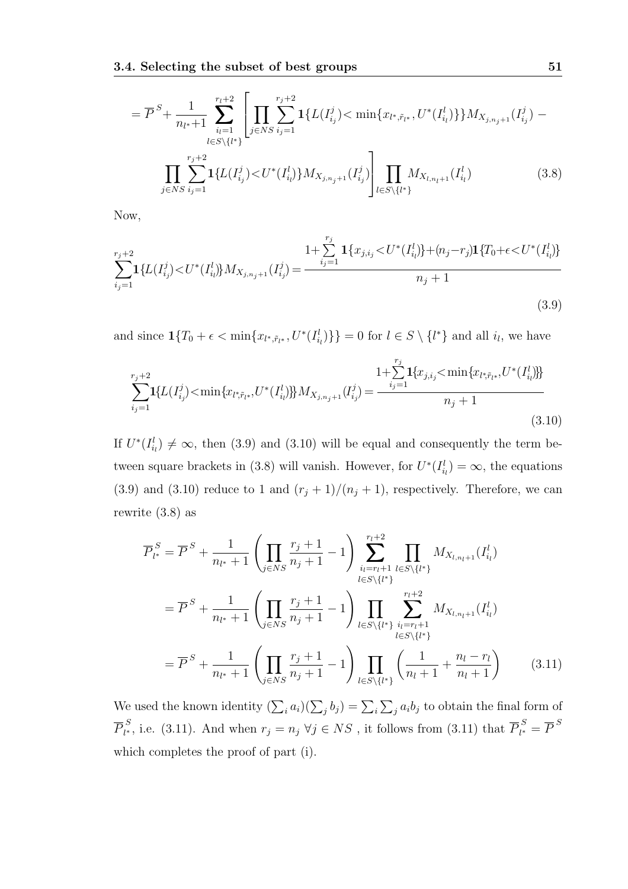$$= \overline{P}^{S} + \frac{1}{n_{l^*}+1} \sum_{\substack{i_l=1 \\ l\in S\setminus\{l^*\}}}^{r_l+2} \left[ \prod_{j\in NS} \sum_{i_j=1}^{r_j+2} \mathbf{1}\{L(I_{i_j}^j) < \min\{x_{l^*,\tilde{r}_{l^*}}, U^*(I_{i_l}^l)\}\} M_{X_{j,n_j+1}}(I_{i_j}^j) - \prod_{j\in NS} \sum_{i_j=1}^{r_j+2} \mathbf{1}\{L(I_{i_j}^j) < U^*(I_{i_l}^l)\} M_{X_{j,n_j+1}}(I_{i_j}^j) \right] \prod_{l\in S\setminus\{l^*\}} M_{X_{l,n_l+1}}(I_{i_l}^l) \tag{3.8}$$

Now,

$$\sum_{i_j=1}^{r_j+2} \mathbf{1}\{L(I_{i_j}^j) < U^*(I_{i_l}^l)\} M_{X_{j,n_j+1}}(I_{i_j}^j) = \frac{1 + \sum_{i_j=1}^{r_j} \mathbf{1}\{x_{j,i_j} < U^*(I_{i_l}^l)\} + (n_j - r_j)\mathbf{1}\{T_0 + \epsilon < U^*(I_{i_l}^l)\}}{n_j+1} \tag{3.9}$$

and since $\mathbf{1}\{T_0 + \epsilon < \min\{x_{l^*,\tilde{r}_{l^*}}, U^*(I_{i_l}^l)\}\} = 0$ for $l \in S \setminus \{l^*\}$ and all $i_l$, we have

$$\sum_{i_j=1}^{r_j+2} \mathbf{1}\{L(I_{i_j}^j) < \min\{x_{l^*,\tilde{r}_{l^*}}, U^*(I_{i_l}^l)\}\} M_{X_{j,n_j+1}}(I_{i_j}^j) = \frac{1 + \sum_{i_j=1}^{r_j} \mathbf{1}\{x_{j,i_j} < \min\{x_{l^*,\tilde{r}_{l^*}}, U^*(I_{i_l}^l)\}\}}{n_j+1} \tag{3.10}$$

If $U^*(I_{i_l}^l) \neq \infty$, then (3.9) and (3.10) will be equal and consequently the term between square brackets in (3.8) will vanish. However, for $U^*(I_{i_l}^l) = \infty$, the equations (3.9) and (3.10) reduce to 1 and $(r_j+1)/(n_j+1)$, respectively. Therefore, we can rewrite (3.8) as

$$\begin{aligned}
\overline{P}_{l^*}^{S} &= \overline{P}^{S} + \frac{1}{n_{l^*}+1} \left( \prod_{j\in NS} \frac{r_j+1}{n_j+1} - 1 \right) \sum_{\substack{i_l=r_l+1 \\ l\in S\setminus\{l^*\}}}^{r_l+2} \prod_{l\in S\setminus\{l^*\}} M_{X_{l,n_l+1}}(I_{i_l}^l) \\
&= \overline{P}^{S} + \frac{1}{n_{l^*}+1} \left( \prod_{j\in NS} \frac{r_j+1}{n_j+1} - 1 \right) \prod_{l\in S\setminus\{l^*\}} \sum_{\substack{i_l=r_l+1 \\ l\in S\setminus\{l^*\}}}^{r_l+2} M_{X_{l,n_l+1}}(I_{i_l}^l) \\
&= \overline{P}^{S} + \frac{1}{n_{l^*}+1} \left( \prod_{j\in NS} \frac{r_j+1}{n_j+1} - 1 \right) \prod_{l\in S\setminus\{l^*\}} \left( \frac{1}{n_l+1} + \frac{n_l - r_l}{n_l+1} \right)
\end{aligned} \tag{3.11}$$

We used the known identity $(\sum_i a_i)(\sum_j b_j) = \sum_i \sum_j a_i b_j$ to obtain the final form of $\overline{P}_{l^*}^{S}$, i.e. (3.11). And when $r_j = n_j \ \forall j \in NS$ , it follows from (3.11) that $\overline{P}_{l^*}^{S} = \overline{P}^{S}$ which completes the proof of part (i).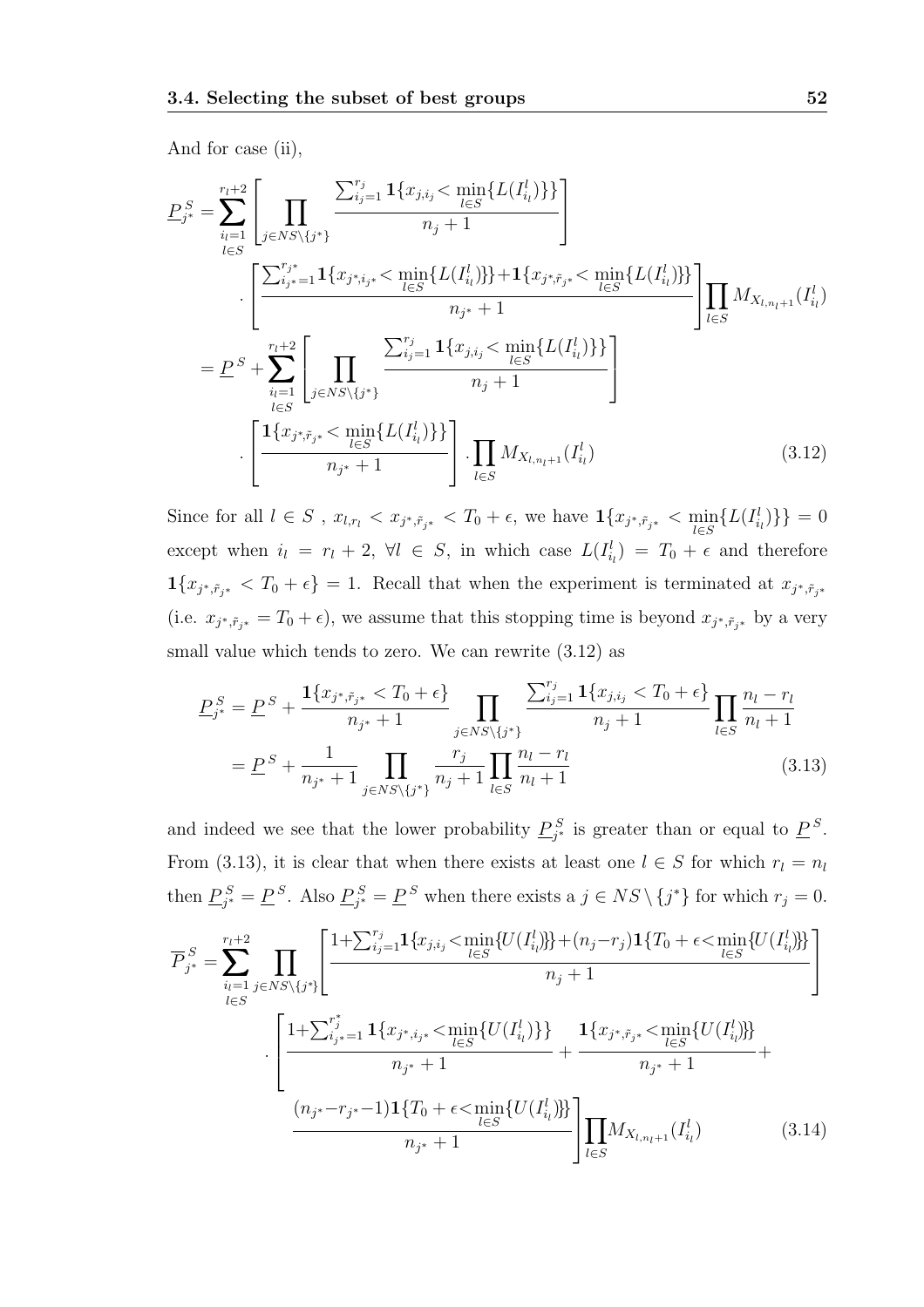And for case (ii),

$$
\begin{aligned}
\underline{P}_{j^*}^S &= \sum_{\substack{i_l=1 \\ l\in S}}^{r_l+2} \left[ \prod_{j\in NS\setminus\{j^*\}} \frac{\sum_{i_j=1}^{r_j} \mathbf{1}\{x_{j,i_j} < \min\limits_{l\in S}\{L(I_{i_l}^l)\}\}}{n_j+1} \right] \\
&\quad \cdot \left[ \frac{\sum_{i_{j^*}=1}^{r_{j^*}} \mathbf{1}\{x_{j^*,i_{j^*}} < \min\limits_{l\in S}\{L(I_{i_l}^l)\}\} + \mathbf{1}\{x_{j^*,\tilde{r}_{j^*}} < \min\limits_{l\in S}\{L(I_{i_l}^l)\}\}}{n_{j^*}+1} \right] \prod_{l\in S} M_{X_{l,n_l+1}}(I_{i_l}^l) \\
&= \underline{P}^S + \sum_{\substack{i_l=1 \\ l\in S}}^{r_l+2} \left[ \prod_{j\in NS\setminus\{j^*\}} \frac{\sum_{i_j=1}^{r_j} \mathbf{1}\{x_{j,i_j} < \min\limits_{l\in S}\{L(I_{i_l}^l)\}\}}{n_j+1} \right] \\
&\quad \cdot \left[ \frac{\mathbf{1}\{x_{j^*,\tilde{r}_{j^*}} < \min\limits_{l\in S}\{L(I_{i_l}^l)\}\}}{n_{j^*}+1} \right] \cdot \prod_{l\in S} M_{X_{l,n_l+1}}(I_{i_l}^l)
\end{aligned}
\tag{3.12}
$$

Since for all $l \in S$ , $x_{l,r_l} < x_{j^*,\tilde{r}_{j^*}} < T_0 + \epsilon$, we have $\mathbf{1}\{x_{j^*,\tilde{r}_{j^*}} < \min_{l\in S}\{L(I_{i_l}^l)\}\} = 0$ except when $i_l = r_l + 2$, $\forall l \in S$, in which case $L(I_{i_l}^l) = T_0 + \epsilon$ and therefore $\mathbf{1}\{x_{j^*,\tilde{r}_{j^*}} < T_0 + \epsilon\} = 1$. Recall that when the experiment is terminated at $x_{j^*,\tilde{r}_{j^*}}$ (i.e. $x_{j^*,\tilde{r}_{j^*}} = T_0 + \epsilon$), we assume that this stopping time is beyond $x_{j^*,\tilde{r}_{j^*}}$ by a very small value which tends to zero. We can rewrite (3.12) as

$$
\begin{aligned}
\underline{P}_{j^*}^S &= \underline{P}^S + \frac{\mathbf{1}\{x_{j^*,\tilde{r}_{j^*}} < T_0 + \epsilon\}}{n_{j^*}+1} \prod_{j\in NS\setminus\{j^*\}} \frac{\sum_{i_j=1}^{r_j} \mathbf{1}\{x_{j,i_j} < T_0 + \epsilon\}}{n_j+1} \prod_{l\in S} \frac{n_l - r_l}{n_l+1} \\
&= \underline{P}^S + \frac{1}{n_{j^*}+1} \prod_{j\in NS\setminus\{j^*\}} \frac{r_j}{n_j+1} \prod_{l\in S} \frac{n_l - r_l}{n_l+1}
\end{aligned}
\tag{3.13}
$$

and indeed we see that the lower probability $\underline{P}_{j^*}^S$ is greater than or equal to $\underline{P}^S$. From (3.13), it is clear that when there exists at least one $l \in S$ for which $r_l = n_l$ then $\underline{P}_{j^*}^S = \underline{P}^S$. Also $\underline{P}_{j^*}^S = \underline{P}^S$ when there exists a $j \in NS \setminus \{j^*\}$ for which $r_j = 0$.

$$
\begin{aligned}
\overline{P}_{j^*}^S &= \sum_{\substack{i_l=1 \\ l\in S}}^{r_l+2} \prod_{j\in NS\setminus\{j^*\}} \left[ \frac{1 + \sum_{i_j=1}^{r_j} \mathbf{1}\{x_{j,i_j} < \min\limits_{l\in S}\{U(I_{i_l}^l)\}\} + (n_j - r_j)\mathbf{1}\{T_0 + \epsilon < \min\limits_{l\in S}\{U(I_{i_l}^l)\}\}}{n_j+1} \right] \\
&\quad \cdot \left[ \frac{1 + \sum_{i_{j^*}=1}^{r_j^*} \mathbf{1}\{x_{j^*,i_{j^*}} < \min\limits_{l\in S}\{U(I_{i_l}^l)\}\}}{n_{j^*}+1} + \frac{\mathbf{1}\{x_{j^*,\tilde{r}_{j^*}} < \min\limits_{l\in S}\{U(I_{i_l}^l)\}\}}{n_{j^*}+1} + \right. \\
&\quad \left. \frac{(n_{j^*} - r_{j^*} - 1)\mathbf{1}\{T_0 + \epsilon < \min\limits_{l\in S}\{U(I_{i_l}^l)\}\}}{n_{j^*}+1} \right] \prod_{l\in S} M_{X_{l,n_l+1}}(I_{i_l}^l)
\end{aligned}
\tag{3.14}
$$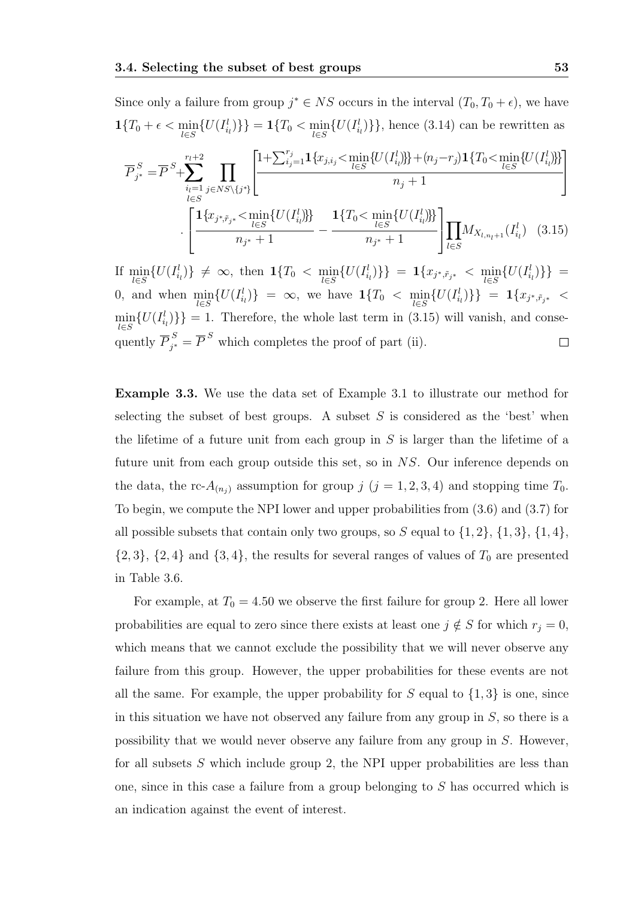Since only a failure from group $j^* \in NS$ occurs in the interval $(T_0, T_0+\epsilon)$, we have $\mathbf{1}\{T_0+\epsilon < \min_{l\in S}\{U(I^l_{i_l})\}\} = \mathbf{1}\{T_0 < \min_{l\in S}\{U(I^l_{i_l})\}\}$, hence (3.14) can be rewritten as

$$\overline{P}^S_{j^*} = \overline{P}^S + \sum_{\substack{i_l=1\\ l\in S}}^{r_l+2} \prod_{j\in NS\setminus\{j^*\}} \left[\frac{1+\sum_{i_j=1}^{r_j}\mathbf{1}\{x_{j,i_j}<\min_{l\in S}\{U(I^l_{i_l})\}\}+(n_j-r_j)\mathbf{1}\{T_0<\min_{l\in S}\{U(I^l_{i_l})\}\}}{n_j+1}\right]$$
$$\cdot \left[\frac{\mathbf{1}\{x_{j^*,\tilde{r}_{j^*}}<\min_{l\in S}\{U(I^l_{i_l})\}\}}{n_{j^*}+1} - \frac{\mathbf{1}\{T_0<\min_{l\in S}\{U(I^l_{i_l})\}\}}{n_{j^*}+1}\right]\prod_{l\in S} M_{X_{l,n_l+1}}(I^l_{i_l}) \quad (3.15)$$

If $\min_{l\in S}\{U(I^l_{i_l})\} \neq \infty$, then $\mathbf{1}\{T_0 < \min_{l\in S}\{U(I^l_{i_l})\}\} = \mathbf{1}\{x_{j^*,\tilde{r}_{j^*}} < \min_{l\in S}\{U(I^l_{i_l})\}\} = 0$, and when $\min_{l\in S}\{U(I^l_{i_l})\} = \infty$, we have $\mathbf{1}\{T_0 < \min_{l\in S}\{U(I^l_{i_l})\}\} = \mathbf{1}\{x_{j^*,\tilde{r}_{j^*}} < \min_{l\in S}\{U(I^l_{i_l})\}\} = 1$. Therefore, the whole last term in (3.15) will vanish, and consequently $\overline{P}^S_{j^*} = \overline{P}^S$ which completes the proof of part (ii). □

**Example 3.3.** We use the data set of Example 3.1 to illustrate our method for selecting the subset of best groups. A subset $S$ is considered as the 'best' when the lifetime of a future unit from each group in $S$ is larger than the lifetime of a future unit from each group outside this set, so in $NS$. Our inference depends on the data, the rc-$A_{(n_j)}$ assumption for group $j$ $(j = 1, 2, 3, 4)$ and stopping time $T_0$. To begin, we compute the NPI lower and upper probabilities from (3.6) and (3.7) for all possible subsets that contain only two groups, so $S$ equal to $\{1, 2\}$, $\{1, 3\}$, $\{1, 4\}$, $\{2, 3\}$, $\{2, 4\}$ and $\{3, 4\}$, the results for several ranges of values of $T_0$ are presented in Table 3.6.

For example, at $T_0 = 4.50$ we observe the first failure for group 2. Here all lower probabilities are equal to zero since there exists at least one $j \notin S$ for which $r_j = 0$, which means that we cannot exclude the possibility that we will never observe any failure from this group. However, the upper probabilities for these events are not all the same. For example, the upper probability for $S$ equal to $\{1, 3\}$ is one, since in this situation we have not observed any failure from any group in $S$, so there is a possibility that we would never observe any failure from any group in $S$. However, for all subsets $S$ which include group 2, the NPI upper probabilities are less than one, since in this case a failure from a group belonging to $S$ has occurred which is an indication against the event of interest.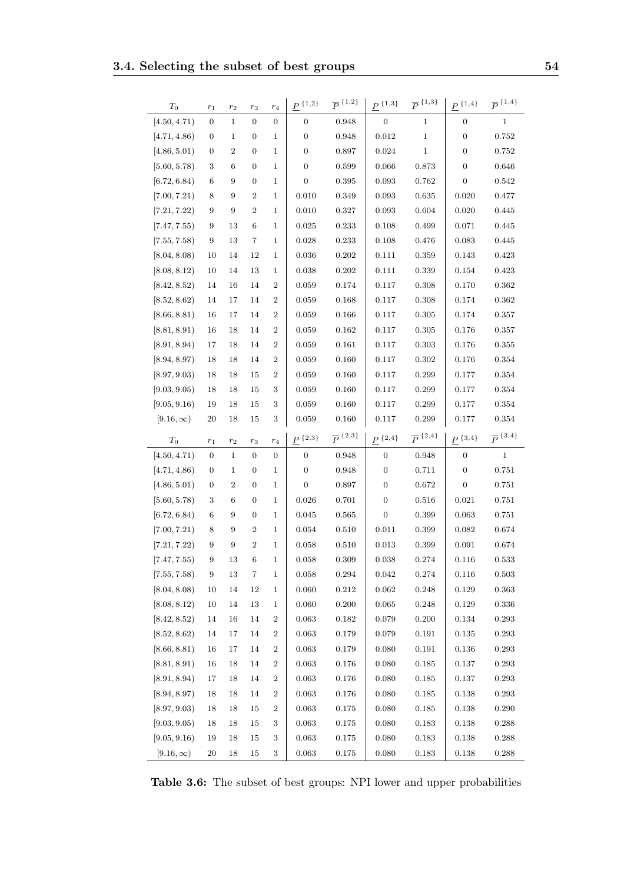| $T_0$ | $r_1$ | $r_2$ | $r_3$ | $r_4$ | $\underline{P}^{\{1,2\}}$ | $\overline{P}^{\{1,2\}}$ | $\underline{P}^{\{1,3\}}$ | $\overline{P}^{\{1,3\}}$ | $\underline{P}^{\{1,4\}}$ | $\overline{P}^{\{1,4\}}$ |
|---|---|---|---|---|---|---|---|---|---|---|
| $[4.50, 4.71)$ | 0 | 1 | 0 | 0 | 0 | 0.948 | 0 | 1 | 0 | 1 |
| $[4.71, 4.86)$ | 0 | 1 | 0 | 1 | 0 | 0.948 | 0.012 | 1 | 0 | 0.752 |
| $[4.86, 5.01)$ | 0 | 2 | 0 | 1 | 0 | 0.897 | 0.024 | 1 | 0 | 0.752 |
| $[5.60, 5.78)$ | 3 | 6 | 0 | 1 | 0 | 0.599 | 0.066 | 0.873 | 0 | 0.646 |
| $[6.72, 6.84)$ | 6 | 9 | 0 | 1 | 0 | 0.395 | 0.093 | 0.762 | 0 | 0.542 |
| $[7.00, 7.21)$ | 8 | 9 | 2 | 1 | 0.010 | 0.349 | 0.093 | 0.635 | 0.020 | 0.477 |
| $[7.21, 7.22)$ | 9 | 9 | 2 | 1 | 0.010 | 0.327 | 0.093 | 0.604 | 0.020 | 0.445 |
| $[7.47, 7.55)$ | 9 | 13 | 6 | 1 | 0.025 | 0.233 | 0.108 | 0.499 | 0.071 | 0.445 |
| $[7.55, 7.58)$ | 9 | 13 | 7 | 1 | 0.028 | 0.233 | 0.108 | 0.476 | 0.083 | 0.445 |
| $[8.04, 8.08)$ | 10 | 14 | 12 | 1 | 0.036 | 0.202 | 0.111 | 0.359 | 0.143 | 0.423 |
| $[8.08, 8.12)$ | 10 | 14 | 13 | 1 | 0.038 | 0.202 | 0.111 | 0.339 | 0.154 | 0.423 |
| $[8.42, 8.52)$ | 14 | 16 | 14 | 2 | 0.059 | 0.174 | 0.117 | 0.308 | 0.170 | 0.362 |
| $[8.52, 8.62)$ | 14 | 17 | 14 | 2 | 0.059 | 0.168 | 0.117 | 0.308 | 0.174 | 0.362 |
| $[8.66, 8.81)$ | 16 | 17 | 14 | 2 | 0.059 | 0.166 | 0.117 | 0.305 | 0.174 | 0.357 |
| $[8.81, 8.91)$ | 16 | 18 | 14 | 2 | 0.059 | 0.162 | 0.117 | 0.305 | 0.176 | 0.357 |
| $[8.91, 8.94)$ | 17 | 18 | 14 | 2 | 0.059 | 0.161 | 0.117 | 0.303 | 0.176 | 0.355 |
| $[8.94, 8.97)$ | 18 | 18 | 14 | 2 | 0.059 | 0.160 | 0.117 | 0.302 | 0.176 | 0.354 |
| $[8.97, 9.03)$ | 18 | 18 | 15 | 2 | 0.059 | 0.160 | 0.117 | 0.299 | 0.177 | 0.354 |
| $[9.03, 9.05)$ | 18 | 18 | 15 | 3 | 0.059 | 0.160 | 0.117 | 0.299 | 0.177 | 0.354 |
| $[9.05, 9.16)$ | 19 | 18 | 15 | 3 | 0.059 | 0.160 | 0.117 | 0.299 | 0.177 | 0.354 |
| $[9.16, \infty)$ | 20 | 18 | 15 | 3 | 0.059 | 0.160 | 0.117 | 0.299 | 0.177 | 0.354 |
| $T_0$ | $r_1$ | $r_2$ | $r_3$ | $r_4$ | $\underline{P}^{\{2,3\}}$ | $\overline{P}^{\{2,3\}}$ | $\underline{P}^{\{2,4\}}$ | $\overline{P}^{\{2,4\}}$ | $\underline{P}^{\{3,4\}}$ | $\overline{P}^{\{3,4\}}$ |
| $[4.50, 4.71)$ | 0 | 1 | 0 | 0 | 0 | 0.948 | 0 | 0.948 | 0 | 1 |
| $[4.71, 4.86)$ | 0 | 1 | 0 | 1 | 0 | 0.948 | 0 | 0.711 | 0 | 0.751 |
| $[4.86, 5.01)$ | 0 | 2 | 0 | 1 | 0 | 0.897 | 0 | 0.672 | 0 | 0.751 |
| $[5.60, 5.78)$ | 3 | 6 | 0 | 1 | 0.026 | 0.701 | 0 | 0.516 | 0.021 | 0.751 |
| $[6.72, 6.84)$ | 6 | 9 | 0 | 1 | 0.045 | 0.565 | 0 | 0.399 | 0.063 | 0.751 |
| $[7.00, 7.21)$ | 8 | 9 | 2 | 1 | 0.054 | 0.510 | 0.011 | 0.399 | 0.082 | 0.674 |
| $[7.21, 7.22)$ | 9 | 9 | 2 | 1 | 0.058 | 0.510 | 0.013 | 0.399 | 0.091 | 0.674 |
| $[7.47, 7.55)$ | 9 | 13 | 6 | 1 | 0.058 | 0.309 | 0.038 | 0.274 | 0.116 | 0.533 |
| $[7.55, 7.58)$ | 9 | 13 | 7 | 1 | 0.058 | 0.294 | 0.042 | 0.274 | 0.116 | 0.503 |
| $[8.04, 8.08)$ | 10 | 14 | 12 | 1 | 0.060 | 0.212 | 0.062 | 0.248 | 0.129 | 0.363 |
| $[8.08, 8.12)$ | 10 | 14 | 13 | 1 | 0.060 | 0.200 | 0.065 | 0.248 | 0.129 | 0.336 |
| $[8.42, 8.52)$ | 14 | 16 | 14 | 2 | 0.063 | 0.182 | 0.079 | 0.200 | 0.134 | 0.293 |
| $[8.52, 8.62)$ | 14 | 17 | 14 | 2 | 0.063 | 0.179 | 0.079 | 0.191 | 0.135 | 0.293 |
| $[8.66, 8.81)$ | 16 | 17 | 14 | 2 | 0.063 | 0.179 | 0.080 | 0.191 | 0.136 | 0.293 |
| $[8.81, 8.91)$ | 16 | 18 | 14 | 2 | 0.063 | 0.176 | 0.080 | 0.185 | 0.137 | 0.293 |
| $[8.91, 8.94)$ | 17 | 18 | 14 | 2 | 0.063 | 0.176 | 0.080 | 0.185 | 0.137 | 0.293 |
| $[8.94, 8.97)$ | 18 | 18 | 14 | 2 | 0.063 | 0.176 | 0.080 | 0.185 | 0.138 | 0.293 |
| $[8.97, 9.03)$ | 18 | 18 | 15 | 2 | 0.063 | 0.175 | 0.080 | 0.185 | 0.138 | 0.290 |
| $[9.03, 9.05)$ | 18 | 18 | 15 | 3 | 0.063 | 0.175 | 0.080 | 0.183 | 0.138 | 0.288 |
| $[9.05, 9.16)$ | 19 | 18 | 15 | 3 | 0.063 | 0.175 | 0.080 | 0.183 | 0.138 | 0.288 |
| $[9.16, \infty)$ | 20 | 18 | 15 | 3 | 0.063 | 0.175 | 0.080 | 0.183 | 0.138 | 0.288 |

**Table 3.6:** The subset of best groups: NPI lower and upper probabilities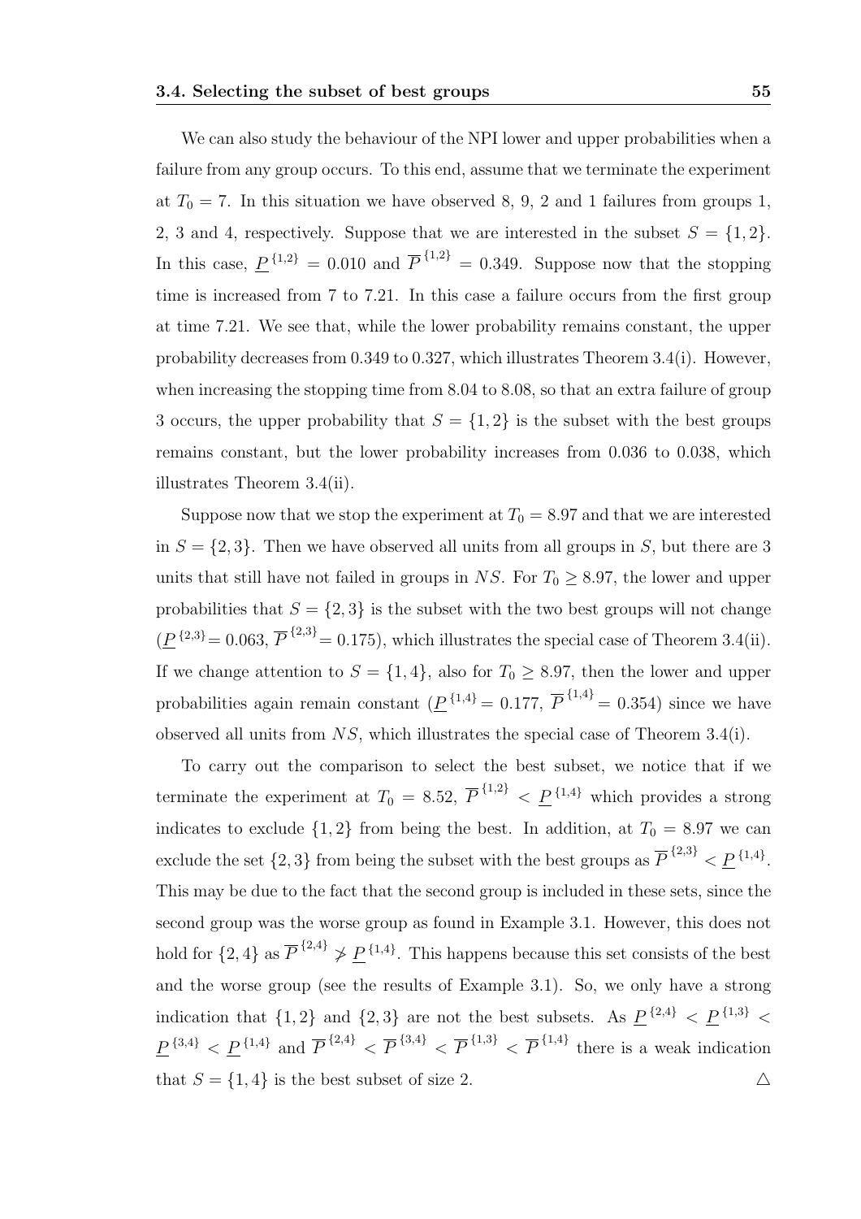We can also study the behaviour of the NPI lower and upper probabilities when a failure from any group occurs. To this end, assume that we terminate the experiment at $T_0 = 7$. In this situation we have observed 8, 9, 2 and 1 failures from groups 1, 2, 3 and 4, respectively. Suppose that we are interested in the subset $S = \{1, 2\}$. In this case, $\underline{P}^{\{1,2\}} = 0.010$ and $\overline{P}^{\{1,2\}} = 0.349$. Suppose now that the stopping time is increased from 7 to 7.21. In this case a failure occurs from the first group at time 7.21. We see that, while the lower probability remains constant, the upper probability decreases from 0.349 to 0.327, which illustrates Theorem 3.4(i). However, when increasing the stopping time from 8.04 to 8.08, so that an extra failure of group 3 occurs, the upper probability that $S = \{1, 2\}$ is the subset with the best groups remains constant, but the lower probability increases from 0.036 to 0.038, which illustrates Theorem 3.4(ii).

Suppose now that we stop the experiment at $T_0 = 8.97$ and that we are interested in $S = \{2, 3\}$. Then we have observed all units from all groups in $S$, but there are 3 units that still have not failed in groups in $NS$. For $T_0 \geq 8.97$, the lower and upper probabilities that $S = \{2, 3\}$ is the subset with the two best groups will not change ($\underline{P}^{\{2,3\}} = 0.063$, $\overline{P}^{\{2,3\}} = 0.175$), which illustrates the special case of Theorem 3.4(ii). If we change attention to $S = \{1, 4\}$, also for $T_0 \geq 8.97$, then the lower and upper probabilities again remain constant ($\underline{P}^{\{1,4\}} = 0.177$, $\overline{P}^{\{1,4\}} = 0.354$) since we have observed all units from $NS$, which illustrates the special case of Theorem 3.4(i).

To carry out the comparison to select the best subset, we notice that if we terminate the experiment at $T_0 = 8.52$, $\overline{P}^{\{1,2\}} < \underline{P}^{\{1,4\}}$ which provides a strong indicates to exclude $\{1, 2\}$ from being the best. In addition, at $T_0 = 8.97$ we can exclude the set $\{2, 3\}$ from being the subset with the best groups as $\overline{P}^{\{2,3\}} < \underline{P}^{\{1,4\}}$. This may be due to the fact that the second group is included in these sets, since the second group was the worse group as found in Example 3.1. However, this does not hold for $\{2, 4\}$ as $\overline{P}^{\{2,4\}} \not> \underline{P}^{\{1,4\}}$. This happens because this set consists of the best and the worse group (see the results of Example 3.1). So, we only have a strong indication that $\{1, 2\}$ and $\{2, 3\}$ are not the best subsets. As $\underline{P}^{\{2,4\}} < \underline{P}^{\{1,3\}} < \underline{P}^{\{3,4\}} < \underline{P}^{\{1,4\}}$ and $\overline{P}^{\{2,4\}} < \overline{P}^{\{3,4\}} < \overline{P}^{\{1,3\}} < \overline{P}^{\{1,4\}}$ there is a weak indication that $S = \{1, 4\}$ is the best subset of size 2. $\triangle$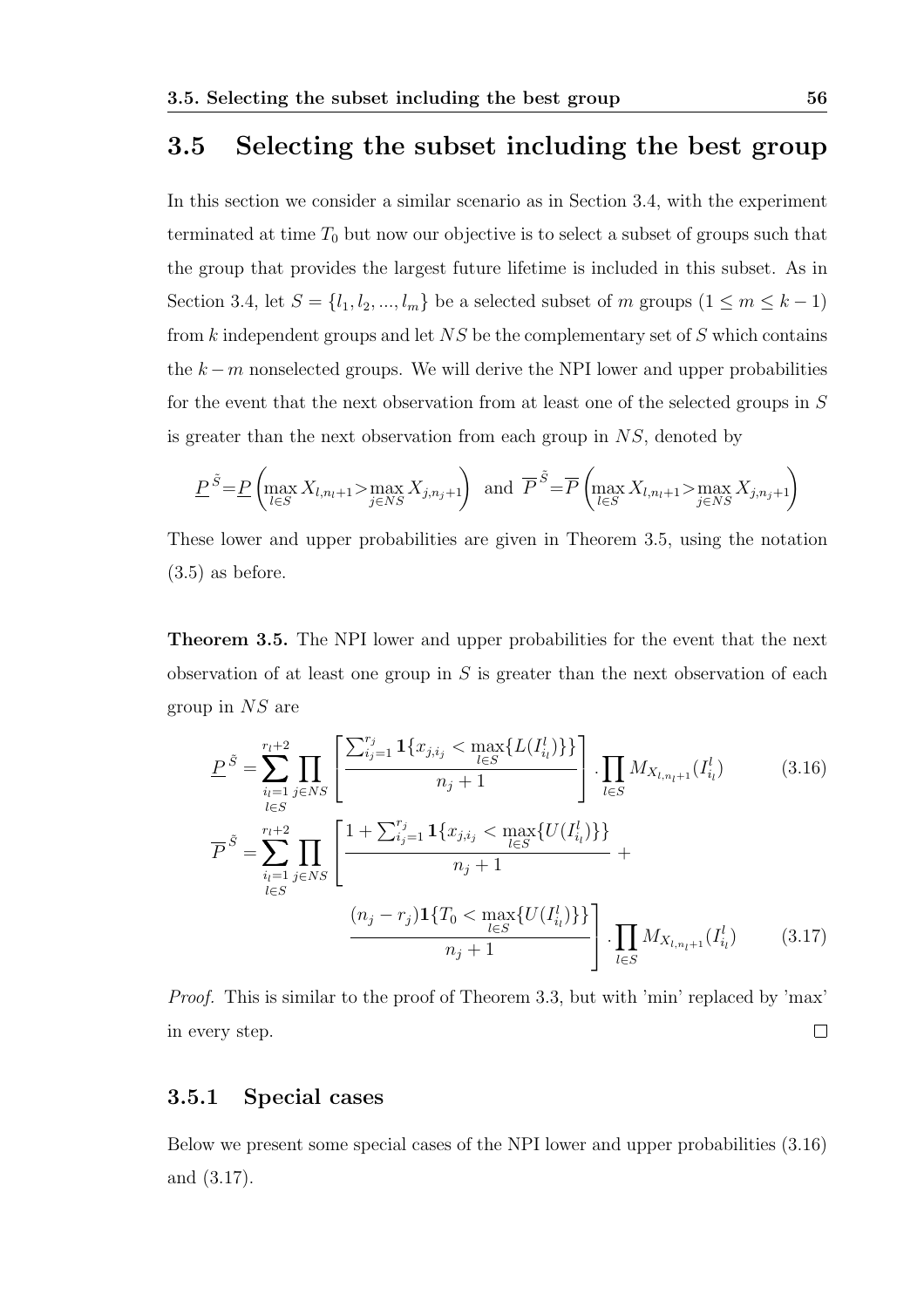## 3.5 Selecting the subset including the best group

In this section we consider a similar scenario as in Section 3.4, with the experiment terminated at time $T_0$ but now our objective is to select a subset of groups such that the group that provides the largest future lifetime is included in this subset. As in Section 3.4, let $S = \{l_1, l_2, ..., l_m\}$ be a selected subset of $m$ groups ($1 \leq m \leq k-1$) from $k$ independent groups and let $NS$ be the complementary set of $S$ which contains the $k-m$ nonselected groups. We will derive the NPI lower and upper probabilities for the event that the next observation from at least one of the selected groups in $S$ is greater than the next observation from each group in $NS$, denoted by

$$\underline{P}^{\tilde{S}} = \underline{P}\left(\max_{l \in S} X_{l,n_l+1} > \max_{j \in NS} X_{j,n_j+1}\right) \text{ and } \overline{P}^{\tilde{S}} = \overline{P}\left(\max_{l \in S} X_{l,n_l+1} > \max_{j \in NS} X_{j,n_j+1}\right)$$

These lower and upper probabilities are given in Theorem 3.5, using the notation (3.5) as before.

**Theorem 3.5.** The NPI lower and upper probabilities for the event that the next observation of at least one group in $S$ is greater than the next observation of each group in $NS$ are

$$\underline{P}^{\tilde{S}} = \sum_{\substack{i_l=1 \\ l \in S}}^{r_l+2} \prod_{j \in NS} \left[ \frac{\sum_{i_j=1}^{r_j} \mathbf{1}\{x_{j,i_j} < \max_{l \in S}\{L(I_{i_l}^l)\}\}}{n_j+1} \right] \cdot \prod_{l \in S} M_{X_{l,n_l+1}}(I_{i_l}^l) \tag{3.16}$$

$$\overline{P}^{\tilde{S}} = \sum_{\substack{i_l=1 \\ l \in S}}^{r_l+2} \prod_{j \in NS} \left[ \frac{1 + \sum_{i_j=1}^{r_j} \mathbf{1}\{x_{j,i_j} < \max_{l \in S}\{U(I_{i_l}^l)\}\}}{n_j+1} + \frac{(n_j - r_j)\mathbf{1}\{T_0 < \max_{l \in S}\{U(I_{i_l}^l)\}\}}{n_j+1} \right] \cdot \prod_{l \in S} M_{X_{l,n_l+1}}(I_{i_l}^l) \tag{3.17}$$

*Proof.* This is similar to the proof of Theorem 3.3, but with 'min' replaced by 'max' in every step. □

### 3.5.1 Special cases

Below we present some special cases of the NPI lower and upper probabilities (3.16) and (3.17).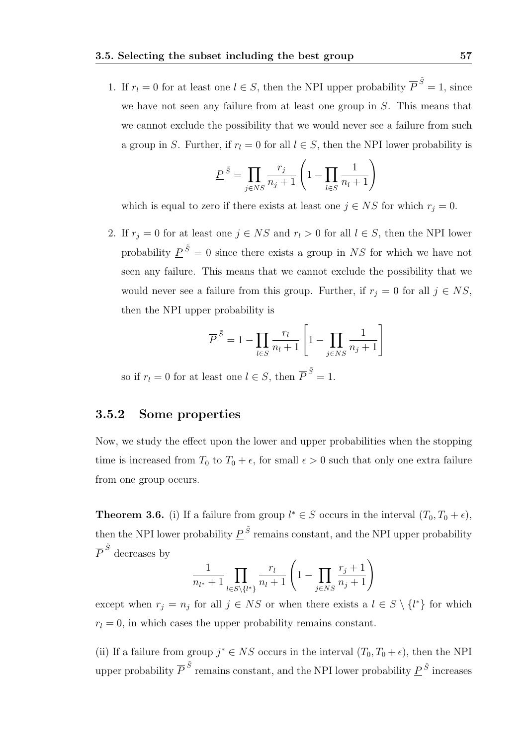1. If $r_l = 0$ for at least one $l \in S$, then the NPI upper probability $\overline{P}^{\tilde{S}} = 1$, since we have not seen any failure from at least one group in $S$. This means that we cannot exclude the possibility that we would never see a failure from such a group in $S$. Further, if $r_l = 0$ for all $l \in S$, then the NPI lower probability is

$$\underline{P}^{\tilde{S}} = \prod_{j \in NS} \frac{r_j}{n_j + 1} \left(1 - \prod_{l \in S} \frac{1}{n_l + 1}\right)$$

which is equal to zero if there exists at least one $j \in NS$ for which $r_j = 0$.

2. If $r_j = 0$ for at least one $j \in NS$ and $r_l > 0$ for all $l \in S$, then the NPI lower probability $\underline{P}^{\tilde{S}} = 0$ since there exists a group in $NS$ for which we have not seen any failure. This means that we cannot exclude the possibility that we would never see a failure from this group. Further, if $r_j = 0$ for all $j \in NS$, then the NPI upper probability is

$$\overline{P}^{\tilde{S}} = 1 - \prod_{l \in S} \frac{r_l}{n_l + 1} \left[1 - \prod_{j \in NS} \frac{1}{n_j + 1}\right]$$

so if $r_l = 0$ for at least one $l \in S$, then $\overline{P}^{\tilde{S}} = 1$.

### 3.5.2 Some properties

Now, we study the effect upon the lower and upper probabilities when the stopping time is increased from $T_0$ to $T_0 + \epsilon$, for small $\epsilon > 0$ such that only one extra failure from one group occurs.

**Theorem 3.6.** (i) If a failure from group $l^* \in S$ occurs in the interval $(T_0, T_0 + \epsilon)$, then the NPI lower probability $\underline{P}^{\tilde{S}}$ remains constant, and the NPI upper probability $\overline{P}^{\tilde{S}}$ decreases by

$$\frac{1}{n_{l^*} + 1} \prod_{l \in S \setminus \{l^*\}} \frac{r_l}{n_l + 1} \left(1 - \prod_{j \in NS} \frac{r_j + 1}{n_j + 1}\right)$$

except when $r_j = n_j$ for all $j \in NS$ or when there exists a $l \in S \setminus \{l^*\}$ for which $r_l = 0$, in which cases the upper probability remains constant.

(ii) If a failure from group $j^* \in NS$ occurs in the interval $(T_0, T_0 + \epsilon)$, then the NPI upper probability $\overline{P}^{\tilde{S}}$ remains constant, and the NPI lower probability $\underline{P}^{\tilde{S}}$ increases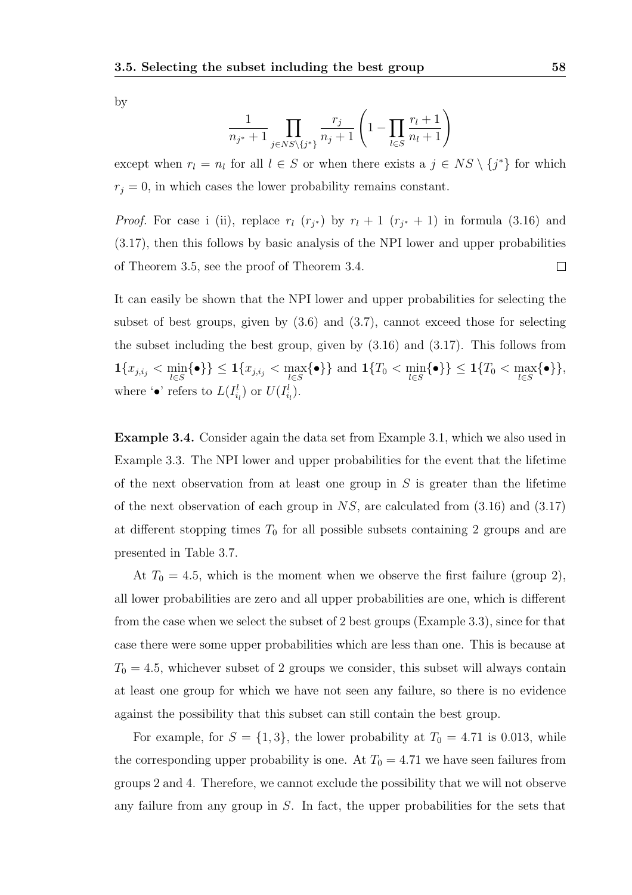by

$$\frac{1}{n_{j^*}+1} \prod_{j \in NS \setminus \{j^*\}} \frac{r_j}{n_j+1} \left( 1 - \prod_{l \in S} \frac{r_l+1}{n_l+1} \right)$$

except when $r_l = n_l$ for all $l \in S$ or when there exists a $j \in NS \setminus \{j^*\}$ for which $r_j = 0$, in which cases the lower probability remains constant.

*Proof.* For case i (ii), replace $r_l$ ($r_{j^*}$) by $r_l + 1$ ($r_{j^*} + 1$) in formula (3.16) and (3.17), then this follows by basic analysis of the NPI lower and upper probabilities of Theorem 3.5, see the proof of Theorem 3.4. $\square$

It can easily be shown that the NPI lower and upper probabilities for selecting the subset of best groups, given by (3.6) and (3.7), cannot exceed those for selecting the subset including the best group, given by (3.16) and (3.17). This follows from $\mathbf{1}\{x_{j,i_j} < \min_{l \in S}\{\bullet\}\} \leq \mathbf{1}\{x_{j,i_j} < \max_{l \in S}\{\bullet\}\}$ and $\mathbf{1}\{T_0 < \min_{l \in S}\{\bullet\}\} \leq \mathbf{1}\{T_0 < \max_{l \in S}\{\bullet\}\}$, where '$\bullet$' refers to $L(I^l_{i_l})$ or $U(I^l_{i_l})$.

**Example 3.4.** Consider again the data set from Example 3.1, which we also used in Example 3.3. The NPI lower and upper probabilities for the event that the lifetime of the next observation from at least one group in $S$ is greater than the lifetime of the next observation of each group in $NS$, are calculated from (3.16) and (3.17) at different stopping times $T_0$ for all possible subsets containing 2 groups and are presented in Table 3.7.

At $T_0 = 4.5$, which is the moment when we observe the first failure (group 2), all lower probabilities are zero and all upper probabilities are one, which is different from the case when we select the subset of 2 best groups (Example 3.3), since for that case there were some upper probabilities which are less than one. This is because at $T_0 = 4.5$, whichever subset of 2 groups we consider, this subset will always contain at least one group for which we have not seen any failure, so there is no evidence against the possibility that this subset can still contain the best group.

For example, for $S = \{1, 3\}$, the lower probability at $T_0 = 4.71$ is 0.013, while the corresponding upper probability is one. At $T_0 = 4.71$ we have seen failures from groups 2 and 4. Therefore, we cannot exclude the possibility that we will not observe any failure from any group in $S$. In fact, the upper probabilities for the sets that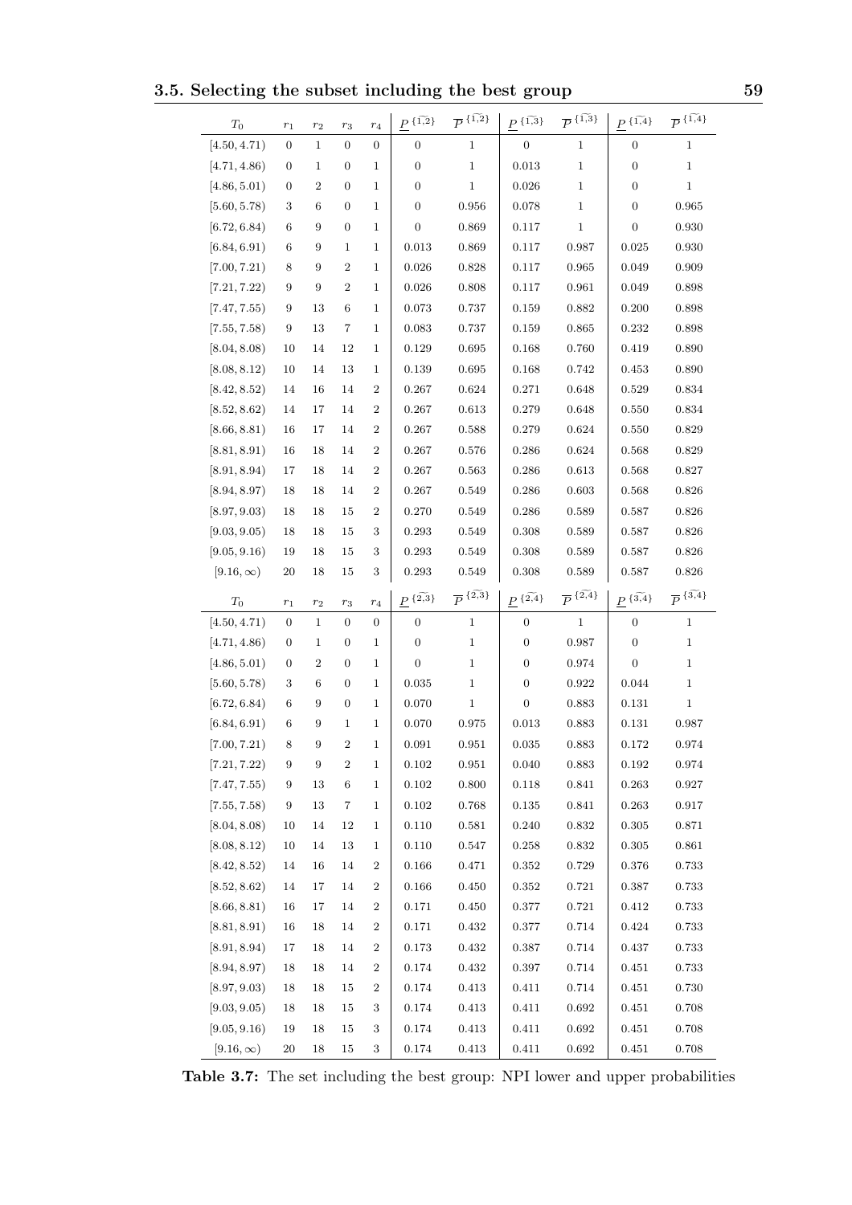| $T_0$ | $r_1$ | $r_2$ | $r_3$ | $r_4$ | $\underline{P}^{\{\widehat{1,2}\}}$ | $\overline{P}^{\{\widehat{1,2}\}}$ | $\underline{P}^{\{\widehat{1,3}\}}$ | $\overline{P}^{\{\widehat{1,3}\}}$ | $\underline{P}^{\{\widehat{1,4}\}}$ | $\overline{P}^{\{\widehat{1,4}\}}$ |
|---|---|---|---|---|---|---|---|---|---|---|
| $[4.50, 4.71)$ | 0 | 1 | 0 | 0 | 0 | 1 | 0 | 1 | 0 | 1 |
| $[4.71, 4.86)$ | 0 | 1 | 0 | 1 | 0 | 1 | 0.013 | 1 | 0 | 1 |
| $[4.86, 5.01)$ | 0 | 2 | 0 | 1 | 0 | 1 | 0.026 | 1 | 0 | 1 |
| $[5.60, 5.78)$ | 3 | 6 | 0 | 1 | 0 | 0.956 | 0.078 | 1 | 0 | 0.965 |
| $[6.72, 6.84)$ | 6 | 9 | 0 | 1 | 0 | 0.869 | 0.117 | 1 | 0 | 0.930 |
| $[6.84, 6.91)$ | 6 | 9 | 1 | 1 | 0.013 | 0.869 | 0.117 | 0.987 | 0.025 | 0.930 |
| $[7.00, 7.21)$ | 8 | 9 | 2 | 1 | 0.026 | 0.828 | 0.117 | 0.965 | 0.049 | 0.909 |
| $[7.21, 7.22)$ | 9 | 9 | 2 | 1 | 0.026 | 0.808 | 0.117 | 0.961 | 0.049 | 0.898 |
| $[7.47, 7.55)$ | 9 | 13 | 6 | 1 | 0.073 | 0.737 | 0.159 | 0.882 | 0.200 | 0.898 |
| $[7.55, 7.58)$ | 9 | 13 | 7 | 1 | 0.083 | 0.737 | 0.159 | 0.865 | 0.232 | 0.898 |
| $[8.04, 8.08)$ | 10 | 14 | 12 | 1 | 0.129 | 0.695 | 0.168 | 0.760 | 0.419 | 0.890 |
| $[8.08, 8.12)$ | 10 | 14 | 13 | 1 | 0.139 | 0.695 | 0.168 | 0.742 | 0.453 | 0.890 |
| $[8.42, 8.52)$ | 14 | 16 | 14 | 2 | 0.267 | 0.624 | 0.271 | 0.648 | 0.529 | 0.834 |
| $[8.52, 8.62)$ | 14 | 17 | 14 | 2 | 0.267 | 0.613 | 0.279 | 0.648 | 0.550 | 0.834 |
| $[8.66, 8.81)$ | 16 | 17 | 14 | 2 | 0.267 | 0.588 | 0.279 | 0.624 | 0.550 | 0.829 |
| $[8.81, 8.91)$ | 16 | 18 | 14 | 2 | 0.267 | 0.576 | 0.286 | 0.624 | 0.568 | 0.829 |
| $[8.91, 8.94)$ | 17 | 18 | 14 | 2 | 0.267 | 0.563 | 0.286 | 0.613 | 0.568 | 0.827 |
| $[8.94, 8.97)$ | 18 | 18 | 14 | 2 | 0.267 | 0.549 | 0.286 | 0.603 | 0.568 | 0.826 |
| $[8.97, 9.03)$ | 18 | 18 | 15 | 2 | 0.270 | 0.549 | 0.286 | 0.589 | 0.587 | 0.826 |
| $[9.03, 9.05)$ | 18 | 18 | 15 | 3 | 0.293 | 0.549 | 0.308 | 0.589 | 0.587 | 0.826 |
| $[9.05, 9.16)$ | 19 | 18 | 15 | 3 | 0.293 | 0.549 | 0.308 | 0.589 | 0.587 | 0.826 |
| $[9.16, \infty)$ | 20 | 18 | 15 | 3 | 0.293 | 0.549 | 0.308 | 0.589 | 0.587 | 0.826 |
| $T_0$ | $r_1$ | $r_2$ | $r_3$ | $r_4$ | $\underline{P}^{\{\widehat{2,3}\}}$ | $\overline{P}^{\{\widehat{2,3}\}}$ | $\underline{P}^{\{\widehat{2,4}\}}$ | $\overline{P}^{\{\widehat{2,4}\}}$ | $\underline{P}^{\{\widehat{3,4}\}}$ | $\overline{P}^{\{\widehat{3,4}\}}$ |
| $[4.50, 4.71)$ | 0 | 1 | 0 | 0 | 0 | 1 | 0 | 1 | 0 | 1 |
| $[4.71, 4.86)$ | 0 | 1 | 0 | 1 | 0 | 1 | 0 | 0.987 | 0 | 1 |
| $[4.86, 5.01)$ | 0 | 2 | 0 | 1 | 0 | 1 | 0 | 0.974 | 0 | 1 |
| $[5.60, 5.78)$ | 3 | 6 | 0 | 1 | 0.035 | 1 | 0 | 0.922 | 0.044 | 1 |
| $[6.72, 6.84)$ | 6 | 9 | 0 | 1 | 0.070 | 1 | 0 | 0.883 | 0.131 | 1 |
| $[6.84, 6.91)$ | 6 | 9 | 1 | 1 | 0.070 | 0.975 | 0.013 | 0.883 | 0.131 | 0.987 |
| $[7.00, 7.21)$ | 8 | 9 | 2 | 1 | 0.091 | 0.951 | 0.035 | 0.883 | 0.172 | 0.974 |
| $[7.21, 7.22)$ | 9 | 9 | 2 | 1 | 0.102 | 0.951 | 0.040 | 0.883 | 0.192 | 0.974 |
| $[7.47, 7.55)$ | 9 | 13 | 6 | 1 | 0.102 | 0.800 | 0.118 | 0.841 | 0.263 | 0.927 |
| $[7.55, 7.58)$ | 9 | 13 | 7 | 1 | 0.102 | 0.768 | 0.135 | 0.841 | 0.263 | 0.917 |
| $[8.04, 8.08)$ | 10 | 14 | 12 | 1 | 0.110 | 0.581 | 0.240 | 0.832 | 0.305 | 0.871 |
| $[8.08, 8.12)$ | 10 | 14 | 13 | 1 | 0.110 | 0.547 | 0.258 | 0.832 | 0.305 | 0.861 |
| $[8.42, 8.52)$ | 14 | 16 | 14 | 2 | 0.166 | 0.471 | 0.352 | 0.729 | 0.376 | 0.733 |
| $[8.52, 8.62)$ | 14 | 17 | 14 | 2 | 0.166 | 0.450 | 0.352 | 0.721 | 0.387 | 0.733 |
| $[8.66, 8.81)$ | 16 | 17 | 14 | 2 | 0.171 | 0.450 | 0.377 | 0.721 | 0.412 | 0.733 |
| $[8.81, 8.91)$ | 16 | 18 | 14 | 2 | 0.171 | 0.432 | 0.377 | 0.714 | 0.424 | 0.733 |
| $[8.91, 8.94)$ | 17 | 18 | 14 | 2 | 0.173 | 0.432 | 0.387 | 0.714 | 0.437 | 0.733 |
| $[8.94, 8.97)$ | 18 | 18 | 14 | 2 | 0.174 | 0.432 | 0.397 | 0.714 | 0.451 | 0.733 |
| $[8.97, 9.03)$ | 18 | 18 | 15 | 2 | 0.174 | 0.413 | 0.411 | 0.714 | 0.451 | 0.730 |
| $[9.03, 9.05)$ | 18 | 18 | 15 | 3 | 0.174 | 0.413 | 0.411 | 0.692 | 0.451 | 0.708 |
| $[9.05, 9.16)$ | 19 | 18 | 15 | 3 | 0.174 | 0.413 | 0.411 | 0.692 | 0.451 | 0.708 |
| $[9.16, \infty)$ | 20 | 18 | 15 | 3 | 0.174 | 0.413 | 0.411 | 0.692 | 0.451 | 0.708 |

**Table 3.7:** The set including the best group: NPI lower and upper probabilities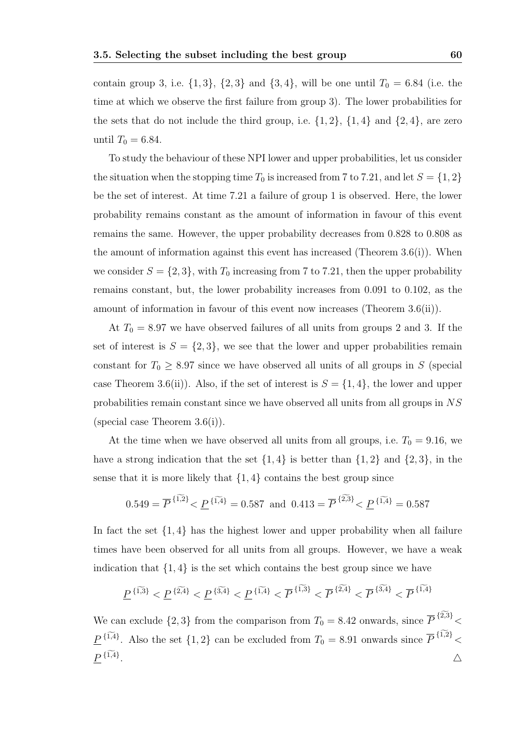contain group 3, i.e. $\{1, 3\}$, $\{2, 3\}$ and $\{3, 4\}$, will be one until $T_0 = 6.84$ (i.e. the time at which we observe the first failure from group 3). The lower probabilities for the sets that do not include the third group, i.e. $\{1, 2\}$, $\{1, 4\}$ and $\{2, 4\}$, are zero until $T_0 = 6.84$.

To study the behaviour of these NPI lower and upper probabilities, let us consider the situation when the stopping time $T_0$ is increased from 7 to 7.21, and let $S = \{1, 2\}$ be the set of interest. At time 7.21 a failure of group 1 is observed. Here, the lower probability remains constant as the amount of information in favour of this event remains the same. However, the upper probability decreases from 0.828 to 0.808 as the amount of information against this event has increased (Theorem 3.6(i)). When we consider $S = \{2, 3\}$, with $T_0$ increasing from 7 to 7.21, then the upper probability remains constant, but, the lower probability increases from 0.091 to 0.102, as the amount of information in favour of this event now increases (Theorem 3.6(ii)).

At $T_0 = 8.97$ we have observed failures of all units from groups 2 and 3. If the set of interest is $S = \{2, 3\}$, we see that the lower and upper probabilities remain constant for $T_0 \geq 8.97$ since we have observed all units of all groups in $S$ (special case Theorem 3.6(ii)). Also, if the set of interest is $S = \{1, 4\}$, the lower and upper probabilities remain constant since we have observed all units from all groups in $NS$ (special case Theorem 3.6(i)).

At the time when we have observed all units from all groups, i.e. $T_0 = 9.16$, we have a strong indication that the set $\{1, 4\}$ is better than $\{1, 2\}$ and $\{2, 3\}$, in the sense that it is more likely that $\{1, 4\}$ contains the best group since

$$0.549 = \overline{P}^{\,\widetilde{\{1,2\}}} < \underline{P}^{\,\widetilde{\{1,4\}}} = 0.587 \text{ and } 0.413 = \overline{P}^{\,\widetilde{\{2,3\}}} < \underline{P}^{\,\widetilde{\{1,4\}}} = 0.587$$

In fact the set $\{1, 4\}$ has the highest lower and upper probability when all failure times have been observed for all units from all groups. However, we have a weak indication that $\{1, 4\}$ is the set which contains the best group since we have

$$\underline{P}^{\,\widetilde{\{1,3\}}} < \underline{P}^{\,\widetilde{\{2,4\}}} < \underline{P}^{\,\widetilde{\{3,4\}}} < \underline{P}^{\,\widetilde{\{1,4\}}} < \overline{P}^{\,\widetilde{\{1,3\}}} < \overline{P}^{\,\widetilde{\{2,4\}}} < \overline{P}^{\,\widetilde{\{3,4\}}} < \overline{P}^{\,\widetilde{\{1,4\}}}$$

We can exclude $\{2, 3\}$ from the comparison from $T_0 = 8.42$ onwards, since $\overline{P}^{\,\widetilde{\{2,3\}}} < \underline{P}^{\,\widetilde{\{1,4\}}}$. Also the set $\{1, 2\}$ can be excluded from $T_0 = 8.91$ onwards since $\overline{P}^{\,\widetilde{\{1,2\}}} < \underline{P}^{\,\widetilde{\{1,4\}}}$. △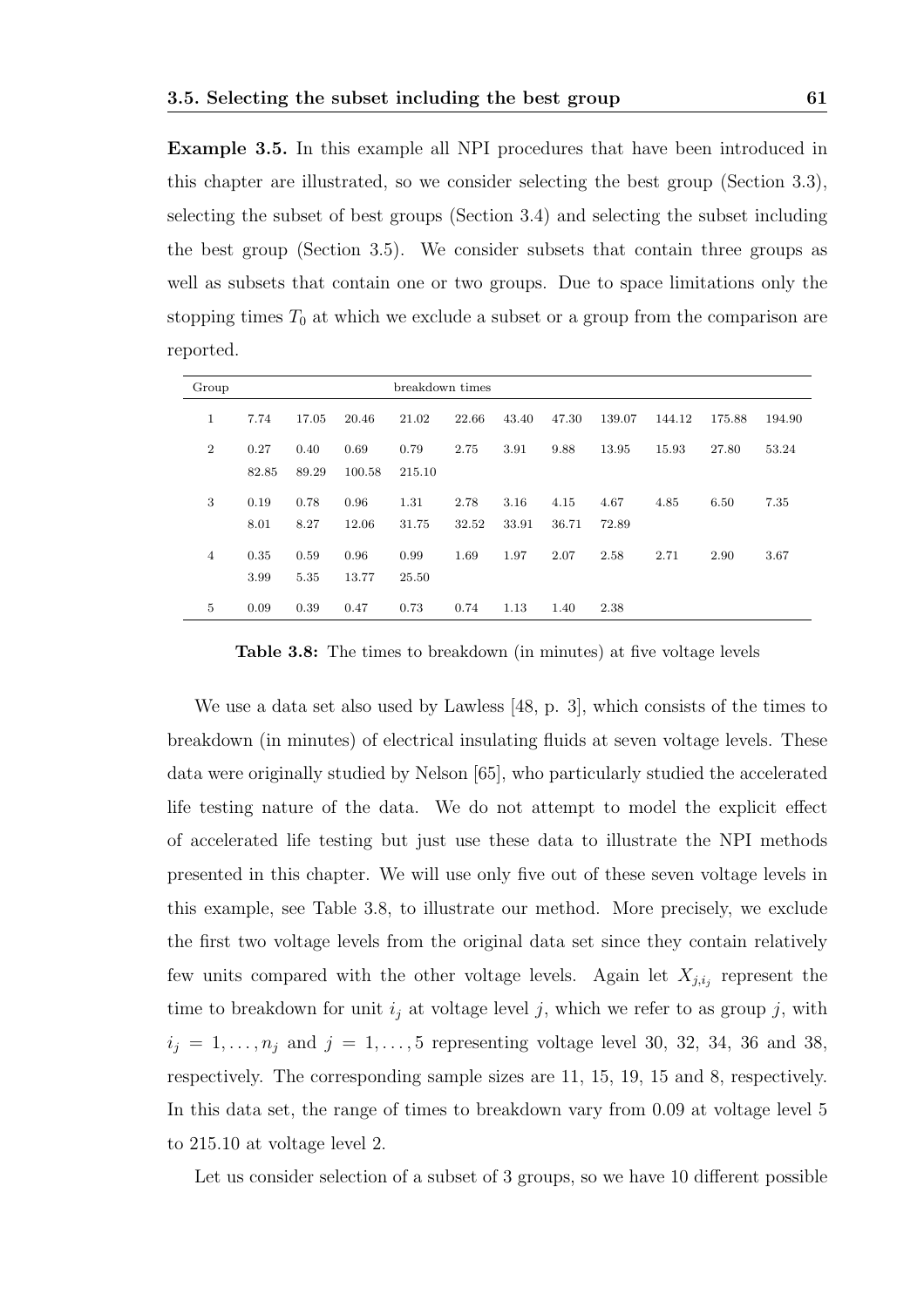**Example 3.5.** In this example all NPI procedures that have been introduced in this chapter are illustrated, so we consider selecting the best group (Section 3.3), selecting the subset of best groups (Section 3.4) and selecting the subset including the best group (Section 3.5). We consider subsets that contain three groups as well as subsets that contain one or two groups. Due to space limitations only the stopping times $T_0$ at which we exclude a subset or a group from the comparison are reported.

| Group | breakdown times | | | | | | | | | | |
|---|---|---|---|---|---|---|---|---|---|---|---|
| 1 | 7.74 | 17.05 | 20.46 | 21.02 | 22.66 | 43.40 | 47.30 | 139.07 | 144.12 | 175.88 | 194.90 |
| 2 | 0.27 | 0.40 | 0.69 | 0.79 | 2.75 | 3.91 | 9.88 | 13.95 | 15.93 | 27.80 | 53.24 |
| | 82.85 | 89.29 | 100.58 | 215.10 | | | | | | | |
| 3 | 0.19 | 0.78 | 0.96 | 1.31 | 2.78 | 3.16 | 4.15 | 4.67 | 4.85 | 6.50 | 7.35 |
| | 8.01 | 8.27 | 12.06 | 31.75 | 32.52 | 33.91 | 36.71 | 72.89 | | | |
| 4 | 0.35 | 0.59 | 0.96 | 0.99 | 1.69 | 1.97 | 2.07 | 2.58 | 2.71 | 2.90 | 3.67 |
| | 3.99 | 5.35 | 13.77 | 25.50 | | | | | | | |
| 5 | 0.09 | 0.39 | 0.47 | 0.73 | 0.74 | 1.13 | 1.40 | 2.38 | | | |

**Table 3.8:** The times to breakdown (in minutes) at five voltage levels

We use a data set also used by Lawless [48, p. 3], which consists of the times to breakdown (in minutes) of electrical insulating fluids at seven voltage levels. These data were originally studied by Nelson [65], who particularly studied the accelerated life testing nature of the data. We do not attempt to model the explicit effect of accelerated life testing but just use these data to illustrate the NPI methods presented in this chapter. We will use only five out of these seven voltage levels in this example, see Table 3.8, to illustrate our method. More precisely, we exclude the first two voltage levels from the original data set since they contain relatively few units compared with the other voltage levels. Again let $X_{j,i_j}$ represent the time to breakdown for unit $i_j$ at voltage level $j$, which we refer to as group $j$, with $i_j = 1, \ldots, n_j$ and $j = 1, \ldots, 5$ representing voltage level 30, 32, 34, 36 and 38, respectively. The corresponding sample sizes are 11, 15, 19, 15 and 8, respectively. In this data set, the range of times to breakdown vary from 0.09 at voltage level 5 to 215.10 at voltage level 2.

Let us consider selection of a subset of 3 groups, so we have 10 different possible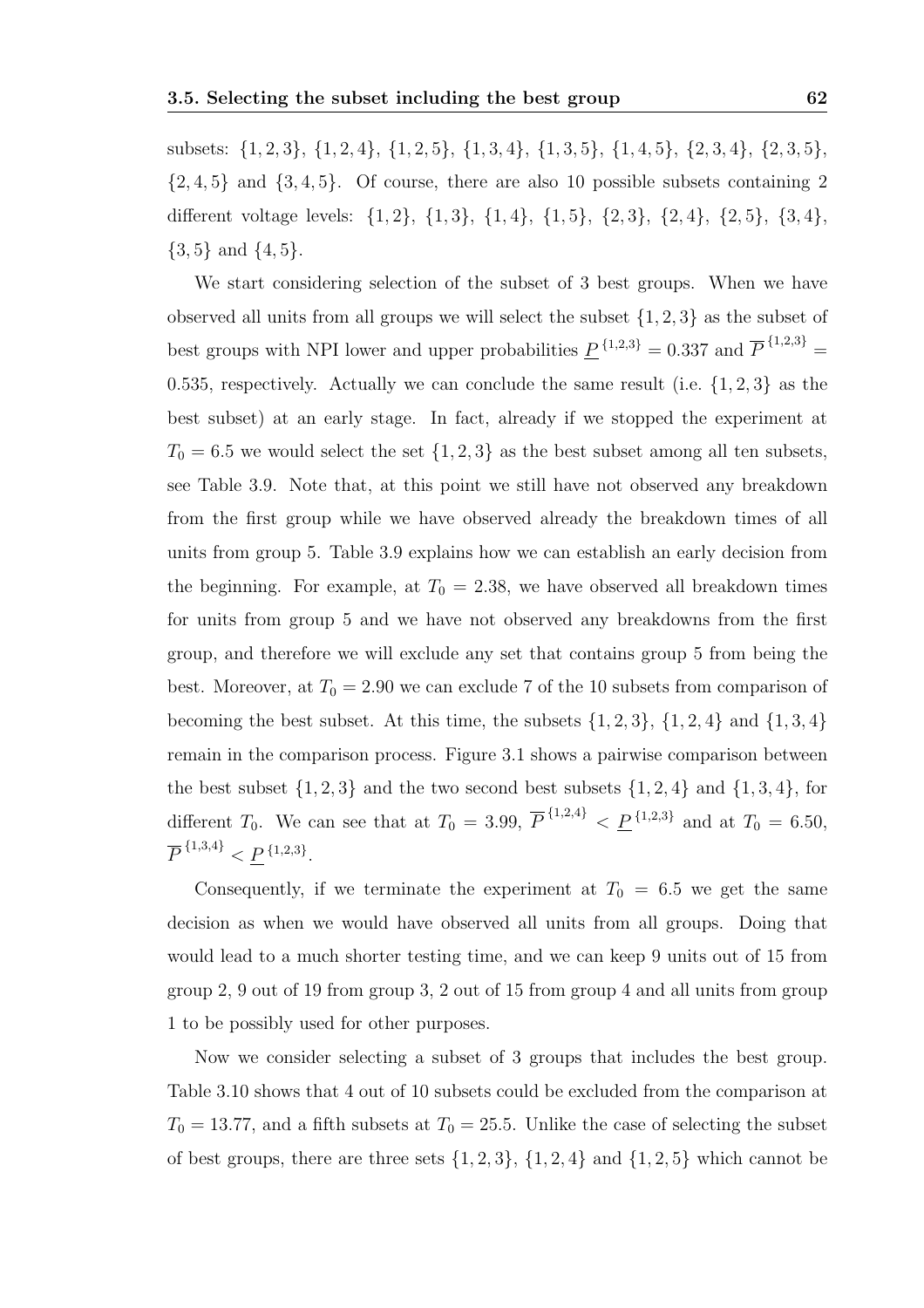subsets: $\{1,2,3\}$, $\{1,2,4\}$, $\{1,2,5\}$, $\{1,3,4\}$, $\{1,3,5\}$, $\{1,4,5\}$, $\{2,3,4\}$, $\{2,3,5\}$, $\{2,4,5\}$ and $\{3,4,5\}$. Of course, there are also 10 possible subsets containing 2 different voltage levels: $\{1,2\}$, $\{1,3\}$, $\{1,4\}$, $\{1,5\}$, $\{2,3\}$, $\{2,4\}$, $\{2,5\}$, $\{3,4\}$, $\{3,5\}$ and $\{4,5\}$.

We start considering selection of the subset of 3 best groups. When we have observed all units from all groups we will select the subset $\{1,2,3\}$ as the subset of best groups with NPI lower and upper probabilities $\underline{P}^{\{1,2,3\}} = 0.337$ and $\overline{P}^{\{1,2,3\}} = 0.535$, respectively. Actually we can conclude the same result (i.e. $\{1,2,3\}$ as the best subset) at an early stage. In fact, already if we stopped the experiment at $T_0 = 6.5$ we would select the set $\{1,2,3\}$ as the best subset among all ten subsets, see Table 3.9. Note that, at this point we still have not observed any breakdown from the first group while we have observed already the breakdown times of all units from group 5. Table 3.9 explains how we can establish an early decision from the beginning. For example, at $T_0 = 2.38$, we have observed all breakdown times for units from group 5 and we have not observed any breakdowns from the first group, and therefore we will exclude any set that contains group 5 from being the best. Moreover, at $T_0 = 2.90$ we can exclude 7 of the 10 subsets from comparison of becoming the best subset. At this time, the subsets $\{1,2,3\}$, $\{1,2,4\}$ and $\{1,3,4\}$ remain in the comparison process. Figure 3.1 shows a pairwise comparison between the best subset $\{1,2,3\}$ and the two second best subsets $\{1,2,4\}$ and $\{1,3,4\}$, for different $T_0$. We can see that at $T_0 = 3.99$, $\overline{P}^{\{1,2,4\}} < \underline{P}^{\{1,2,3\}}$ and at $T_0 = 6.50$, $\overline{P}^{\{1,3,4\}} < \underline{P}^{\{1,2,3\}}$.

Consequently, if we terminate the experiment at $T_0 = 6.5$ we get the same decision as when we would have observed all units from all groups. Doing that would lead to a much shorter testing time, and we can keep 9 units out of 15 from group 2, 9 out of 19 from group 3, 2 out of 15 from group 4 and all units from group 1 to be possibly used for other purposes.

Now we consider selecting a subset of 3 groups that includes the best group. Table 3.10 shows that 4 out of 10 subsets could be excluded from the comparison at $T_0 = 13.77$, and a fifth subsets at $T_0 = 25.5$. Unlike the case of selecting the subset of best groups, there are three sets $\{1,2,3\}$, $\{1,2,4\}$ and $\{1,2,5\}$ which cannot be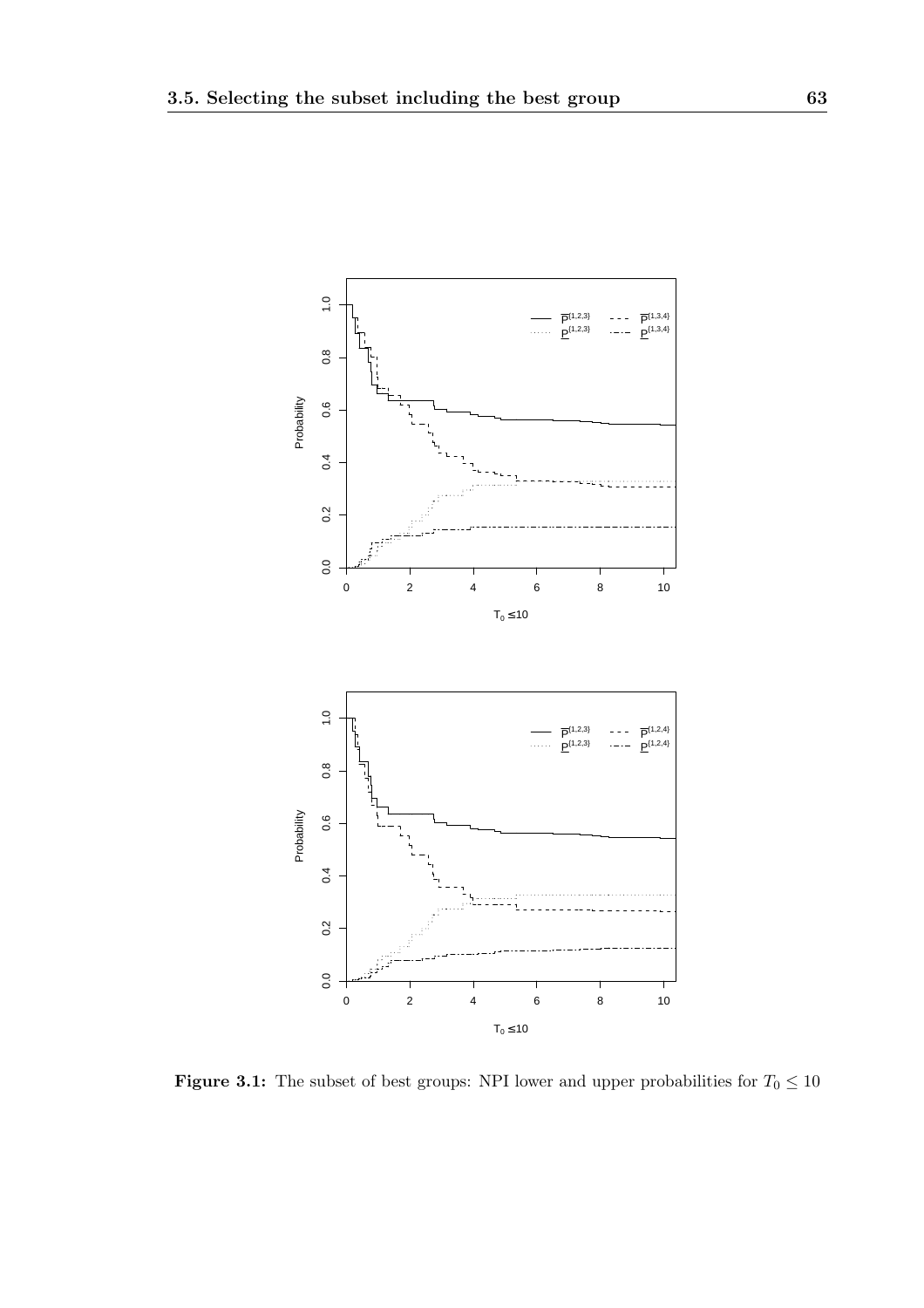**Figure 3.1:** The subset of best groups: NPI lower and upper probabilities for $T_0 \leq 10$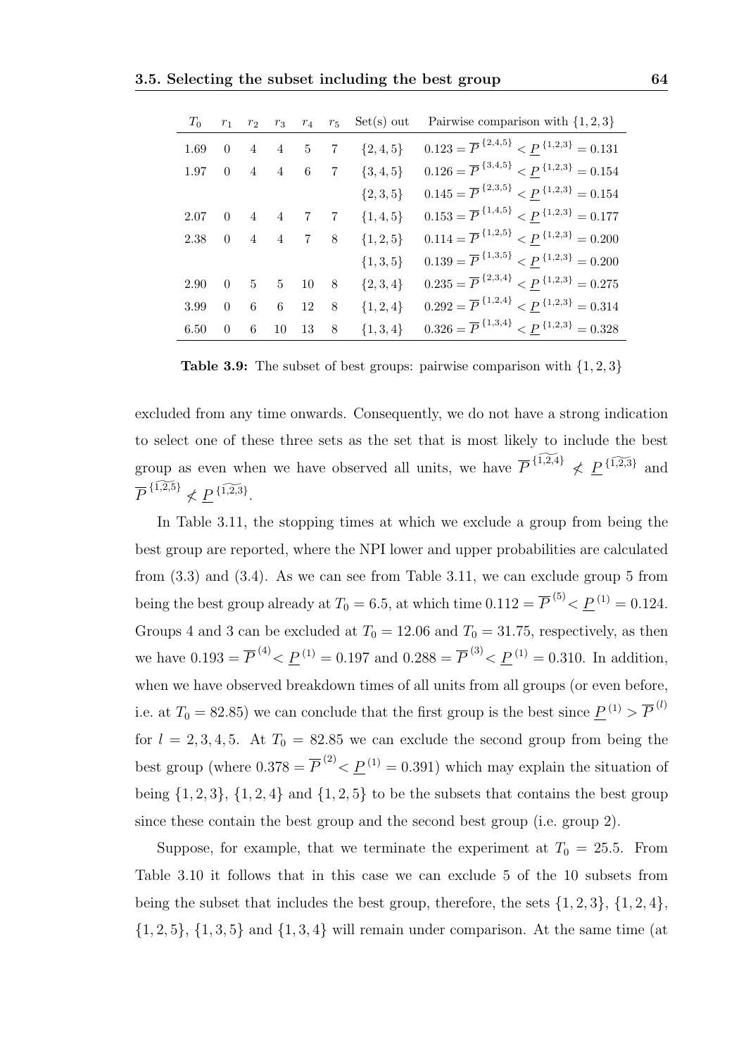| $T_0$ | $r_1$ | $r_2$ | $r_3$ | $r_4$ | $r_5$ | Set(s) out | Pairwise comparison with $\{1,2,3\}$ |
|---|---|---|---|---|---|---|---|
| 1.69 | 0 | 4 | 4 | 5 | 7 | $\{2,4,5\}$ | $0.123 = \overline{P}^{\{2,4,5\}} < \underline{P}^{\{1,2,3\}} = 0.131$ |
| 1.97 | 0 | 4 | 4 | 6 | 7 | $\{3,4,5\}$ | $0.126 = \overline{P}^{\{3,4,5\}} < \underline{P}^{\{1,2,3\}} = 0.154$ |
| | | | | | | $\{2,3,5\}$ | $0.145 = \overline{P}^{\{2,3,5\}} < \underline{P}^{\{1,2,3\}} = 0.154$ |
| 2.07 | 0 | 4 | 4 | 7 | 7 | $\{1,4,5\}$ | $0.153 = \overline{P}^{\{1,4,5\}} < \underline{P}^{\{1,2,3\}} = 0.177$ |
| 2.38 | 0 | 4 | 4 | 7 | 8 | $\{1,2,5\}$ | $0.114 = \overline{P}^{\{1,2,5\}} < \underline{P}^{\{1,2,3\}} = 0.200$ |
| | | | | | | $\{1,3,5\}$ | $0.139 = \overline{P}^{\{1,3,5\}} < \underline{P}^{\{1,2,3\}} = 0.200$ |
| 2.90 | 0 | 5 | 5 | 10 | 8 | $\{2,3,4\}$ | $0.235 = \overline{P}^{\{2,3,4\}} < \underline{P}^{\{1,2,3\}} = 0.275$ |
| 3.99 | 0 | 6 | 6 | 12 | 8 | $\{1,2,4\}$ | $0.292 = \overline{P}^{\{1,2,4\}} < \underline{P}^{\{1,2,3\}} = 0.314$ |
| 6.50 | 0 | 6 | 10 | 13 | 8 | $\{1,3,4\}$ | $0.326 = \overline{P}^{\{1,3,4\}} < \underline{P}^{\{1,2,3\}} = 0.328$ |

**Table 3.9:** The subset of best groups: pairwise comparison with $\{1,2,3\}$

excluded from any time onwards. Consequently, we do not have a strong indication to select one of these three sets as the set that is most likely to include the best group as even when we have observed all units, we have $\overline{P}^{\{\widetilde{1,2,4}\}} \not< \underline{P}^{\{\widetilde{1,2,3}\}}$ and $\overline{P}^{\{\widetilde{1,2,5}\}} \not< \underline{P}^{\{\widetilde{1,2,3}\}}$.

In Table 3.11, the stopping times at which we exclude a group from being the best group are reported, where the NPI lower and upper probabilities are calculated from (3.3) and (3.4). As we can see from Table 3.11, we can exclude group 5 from being the best group already at $T_0 = 6.5$, at which time $0.112 = \overline{P}^{(5)} < \underline{P}^{(1)} = 0.124$. Groups 4 and 3 can be excluded at $T_0 = 12.06$ and $T_0 = 31.75$, respectively, as then we have $0.193 = \overline{P}^{(4)} < \underline{P}^{(1)} = 0.197$ and $0.288 = \overline{P}^{(3)} < \underline{P}^{(1)} = 0.310$. In addition, when we have observed breakdown times of all units from all groups (or even before, i.e. at $T_0 = 82.85$) we can conclude that the first group is the best since $\underline{P}^{(1)} > \overline{P}^{(l)}$ for $l = 2,3,4,5$. At $T_0 = 82.85$ we can exclude the second group from being the best group (where $0.378 = \overline{P}^{(2)} < \underline{P}^{(1)} = 0.391$) which may explain the situation of being $\{1,2,3\}$, $\{1,2,4\}$ and $\{1,2,5\}$ to be the subsets that contains the best group since these contain the best group and the second best group (i.e. group 2).

Suppose, for example, that we terminate the experiment at $T_0 = 25.5$. From Table 3.10 it follows that in this case we can exclude 5 of the 10 subsets from being the subset that includes the best group, therefore, the sets $\{1,2,3\}$, $\{1,2,4\}$, $\{1,2,5\}$, $\{1,3,5\}$ and $\{1,3,4\}$ will remain under comparison. At the same time (at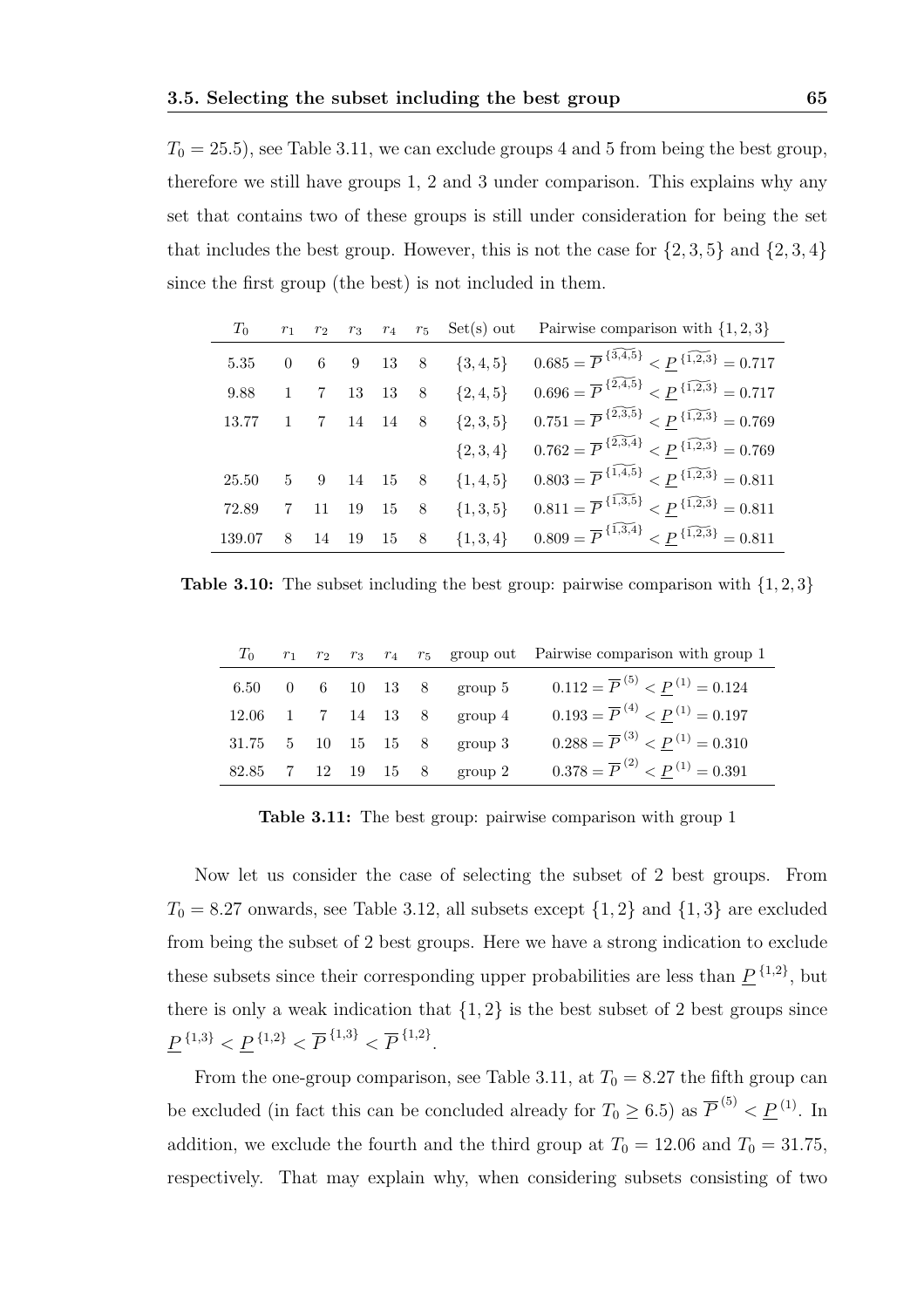$T_0 = 25.5$), see Table 3.11, we can exclude groups 4 and 5 from being the best group, therefore we still have groups 1, 2 and 3 under comparison. This explains why any set that contains two of these groups is still under consideration for being the set that includes the best group. However, this is not the case for $\{2, 3, 5\}$ and $\{2, 3, 4\}$ since the first group (the best) is not included in them.

| $T_0$ | $r_1$ | $r_2$ | $r_3$ | $r_4$ | $r_5$ | Set(s) out | Pairwise comparison with $\{1, 2, 3\}$ |
|---|---|---|---|---|---|---|---|
| 5.35 | 0 | 6 | 9 | 13 | 8 | $\{3, 4, 5\}$ | $0.685 = \overline{P}^{\,\{\widetilde{3,4,5}\}} < \underline{P}^{\,\{\widetilde{1,2,3}\}} = 0.717$ |
| 9.88 | 1 | 7 | 13 | 13 | 8 | $\{2, 4, 5\}$ | $0.696 = \overline{P}^{\,\{\widetilde{2,4,5}\}} < \underline{P}^{\,\{\widetilde{1,2,3}\}} = 0.717$ |
| 13.77 | 1 | 7 | 14 | 14 | 8 | $\{2, 3, 5\}$ | $0.751 = \overline{P}^{\,\{\widetilde{2,3,5}\}} < \underline{P}^{\,\{\widetilde{1,2,3}\}} = 0.769$ |
| | | | | | | $\{2, 3, 4\}$ | $0.762 = \overline{P}^{\,\{\widetilde{2,3,4}\}} < \underline{P}^{\,\{\widetilde{1,2,3}\}} = 0.769$ |
| 25.50 | 5 | 9 | 14 | 15 | 8 | $\{1, 4, 5\}$ | $0.803 = \overline{P}^{\,\{\widetilde{1,4,5}\}} < \underline{P}^{\,\{\widetilde{1,2,3}\}} = 0.811$ |
| 72.89 | 7 | 11 | 19 | 15 | 8 | $\{1, 3, 5\}$ | $0.811 = \overline{P}^{\,\{\widetilde{1,3,5}\}} < \underline{P}^{\,\{\widetilde{1,2,3}\}} = 0.811$ |
| 139.07 | 8 | 14 | 19 | 15 | 8 | $\{1, 3, 4\}$ | $0.809 = \overline{P}^{\,\{\widetilde{1,3,4}\}} < \underline{P}^{\,\{\widetilde{1,2,3}\}} = 0.811$ |

**Table 3.10:** The subset including the best group: pairwise comparison with $\{1, 2, 3\}$

| $T_0$ | $r_1$ | $r_2$ | $r_3$ | $r_4$ | $r_5$ | group out | Pairwise comparison with group 1 |
|---|---|---|---|---|---|---|---|
| 6.50 | 0 | 6 | 10 | 13 | 8 | group 5 | $0.112 = \overline{P}^{\,(5)} < \underline{P}^{\,(1)} = 0.124$ |
| 12.06 | 1 | 7 | 14 | 13 | 8 | group 4 | $0.193 = \overline{P}^{\,(4)} < \underline{P}^{\,(1)} = 0.197$ |
| 31.75 | 5 | 10 | 15 | 15 | 8 | group 3 | $0.288 = \overline{P}^{\,(3)} < \underline{P}^{\,(1)} = 0.310$ |
| 82.85 | 7 | 12 | 19 | 15 | 8 | group 2 | $0.378 = \overline{P}^{\,(2)} < \underline{P}^{\,(1)} = 0.391$ |

**Table 3.11:** The best group: pairwise comparison with group 1

Now let us consider the case of selecting the subset of 2 best groups. From $T_0 = 8.27$ onwards, see Table 3.12, all subsets except $\{1, 2\}$ and $\{1, 3\}$ are excluded from being the subset of 2 best groups. Here we have a strong indication to exclude these subsets since their corresponding upper probabilities are less than $\underline{P}^{\,\{1,2\}}$, but there is only a weak indication that $\{1, 2\}$ is the best subset of 2 best groups since $\underline{P}^{\,\{1,3\}} < \underline{P}^{\,\{1,2\}} < \overline{P}^{\,\{1,3\}} < \overline{P}^{\,\{1,2\}}$.

From the one-group comparison, see Table 3.11, at $T_0 = 8.27$ the fifth group can be excluded (in fact this can be concluded already for $T_0 \geq 6.5$) as $\overline{P}^{\,(5)} < \underline{P}^{\,(1)}$. In addition, we exclude the fourth and the third group at $T_0 = 12.06$ and $T_0 = 31.75$, respectively. That may explain why, when considering subsets consisting of two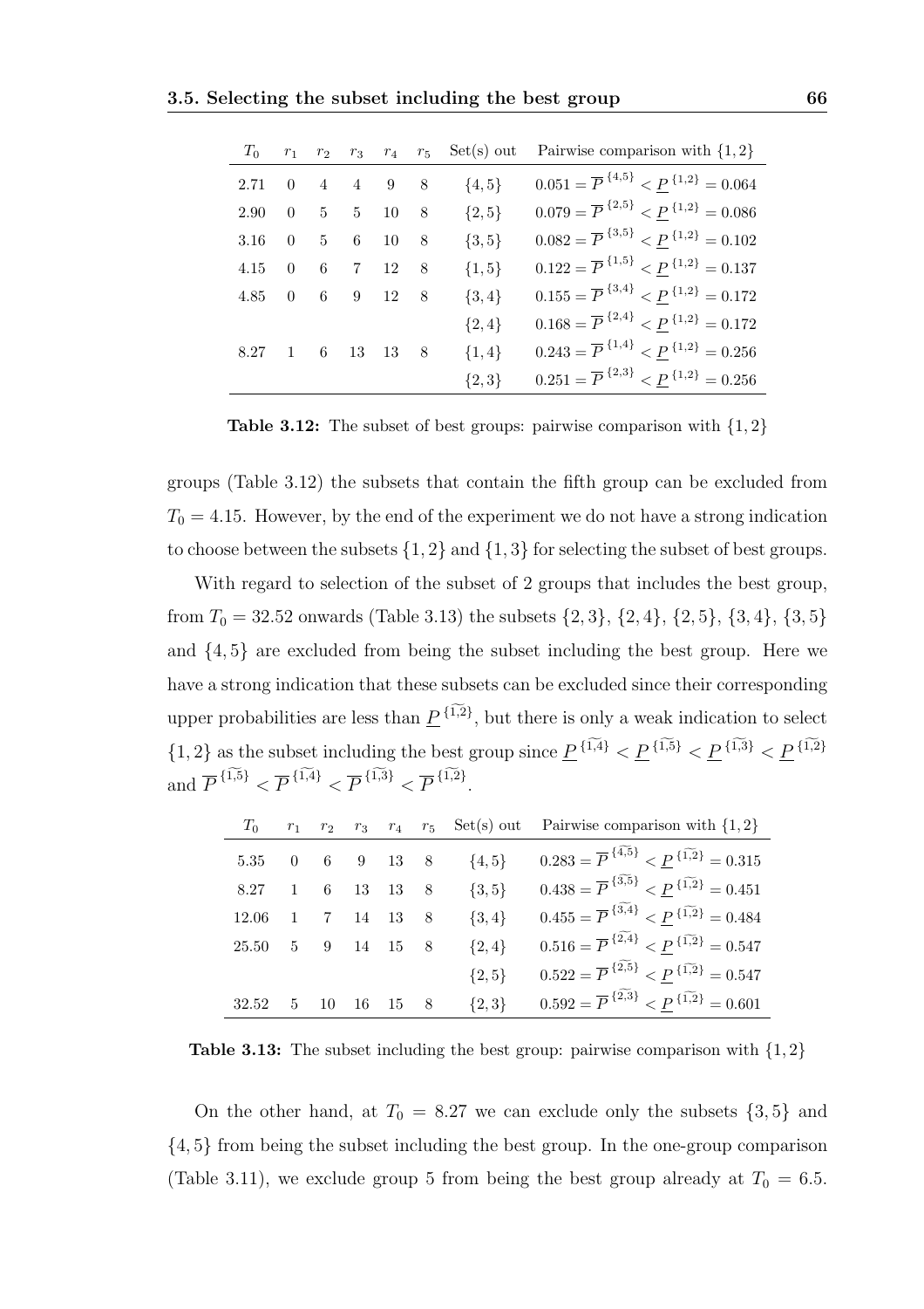| $T_0$ | $r_1$ | $r_2$ | $r_3$ | $r_4$ | $r_5$ | Set(s) out | Pairwise comparison with $\{1,2\}$ |
|---|---|---|---|---|---|---|---|
| 2.71 | 0 | 4 | 4 | 9 | 8 | $\{4,5\}$ | $0.051 = \overline{P}^{\{4,5\}} < \underline{P}^{\{1,2\}} = 0.064$ |
| 2.90 | 0 | 5 | 5 | 10 | 8 | $\{2,5\}$ | $0.079 = \overline{P}^{\{2,5\}} < \underline{P}^{\{1,2\}} = 0.086$ |
| 3.16 | 0 | 5 | 6 | 10 | 8 | $\{3,5\}$ | $0.082 = \overline{P}^{\{3,5\}} < \underline{P}^{\{1,2\}} = 0.102$ |
| 4.15 | 0 | 6 | 7 | 12 | 8 | $\{1,5\}$ | $0.122 = \overline{P}^{\{1,5\}} < \underline{P}^{\{1,2\}} = 0.137$ |
| 4.85 | 0 | 6 | 9 | 12 | 8 | $\{3,4\}$ | $0.155 = \overline{P}^{\{3,4\}} < \underline{P}^{\{1,2\}} = 0.172$ |
| | | | | | | $\{2,4\}$ | $0.168 = \overline{P}^{\{2,4\}} < \underline{P}^{\{1,2\}} = 0.172$ |
| 8.27 | 1 | 6 | 13 | 13 | 8 | $\{1,4\}$ | $0.243 = \overline{P}^{\{1,4\}} < \underline{P}^{\{1,2\}} = 0.256$ |
| | | | | | | $\{2,3\}$ | $0.251 = \overline{P}^{\{2,3\}} < \underline{P}^{\{1,2\}} = 0.256$ |

**Table 3.12:** The subset of best groups: pairwise comparison with $\{1,2\}$

groups (Table 3.12) the subsets that contain the fifth group can be excluded from $T_0 = 4.15$. However, by the end of the experiment we do not have a strong indication to choose between the subsets $\{1,2\}$ and $\{1,3\}$ for selecting the subset of best groups.

With regard to selection of the subset of 2 groups that includes the best group, from $T_0 = 32.52$ onwards (Table 3.13) the subsets $\{2,3\}$, $\{2,4\}$, $\{2,5\}$, $\{3,4\}$, $\{3,5\}$ and $\{4,5\}$ are excluded from being the subset including the best group. Here we have a strong indication that these subsets can be excluded since their corresponding upper probabilities are less than $\underline{P}^{\widetilde{\{1,2\}}}$, but there is only a weak indication to select $\{1,2\}$ as the subset including the best group since $\underline{P}^{\widetilde{\{1,4\}}} < \underline{P}^{\widetilde{\{1,5\}}} < \underline{P}^{\widetilde{\{1,3\}}} < \underline{P}^{\widetilde{\{1,2\}}}$ and $\overline{P}^{\widetilde{\{1,5\}}} < \overline{P}^{\widetilde{\{1,4\}}} < \overline{P}^{\widetilde{\{1,3\}}} < \overline{P}^{\widetilde{\{1,2\}}}$.

| $T_0$ | $r_1$ | $r_2$ | $r_3$ | $r_4$ | $r_5$ | Set(s) out | Pairwise comparison with $\{1,2\}$ |
|---|---|---|---|---|---|---|---|
| 5.35 | 0 | 6 | 9 | 13 | 8 | $\{4,5\}$ | $0.283 = \overline{P}^{\widetilde{\{4,5\}}} < \underline{P}^{\widetilde{\{1,2\}}} = 0.315$ |
| 8.27 | 1 | 6 | 13 | 13 | 8 | $\{3,5\}$ | $0.438 = \overline{P}^{\widetilde{\{3,5\}}} < \underline{P}^{\widetilde{\{1,2\}}} = 0.451$ |
| 12.06 | 1 | 7 | 14 | 13 | 8 | $\{3,4\}$ | $0.455 = \overline{P}^{\widetilde{\{3,4\}}} < \underline{P}^{\widetilde{\{1,2\}}} = 0.484$ |
| 25.50 | 5 | 9 | 14 | 15 | 8 | $\{2,4\}$ | $0.516 = \overline{P}^{\widetilde{\{2,4\}}} < \underline{P}^{\widetilde{\{1,2\}}} = 0.547$ |
| | | | | | | $\{2,5\}$ | $0.522 = \overline{P}^{\widetilde{\{2,5\}}} < \underline{P}^{\widetilde{\{1,2\}}} = 0.547$ |
| 32.52 | 5 | 10 | 16 | 15 | 8 | $\{2,3\}$ | $0.592 = \overline{P}^{\widetilde{\{2,3\}}} < \underline{P}^{\widetilde{\{1,2\}}} = 0.601$ |

**Table 3.13:** The subset including the best group: pairwise comparison with $\{1,2\}$

On the other hand, at $T_0 = 8.27$ we can exclude only the subsets $\{3,5\}$ and $\{4,5\}$ from being the subset including the best group. In the one-group comparison (Table 3.11), we exclude group 5 from being the best group already at $T_0 = 6.5$.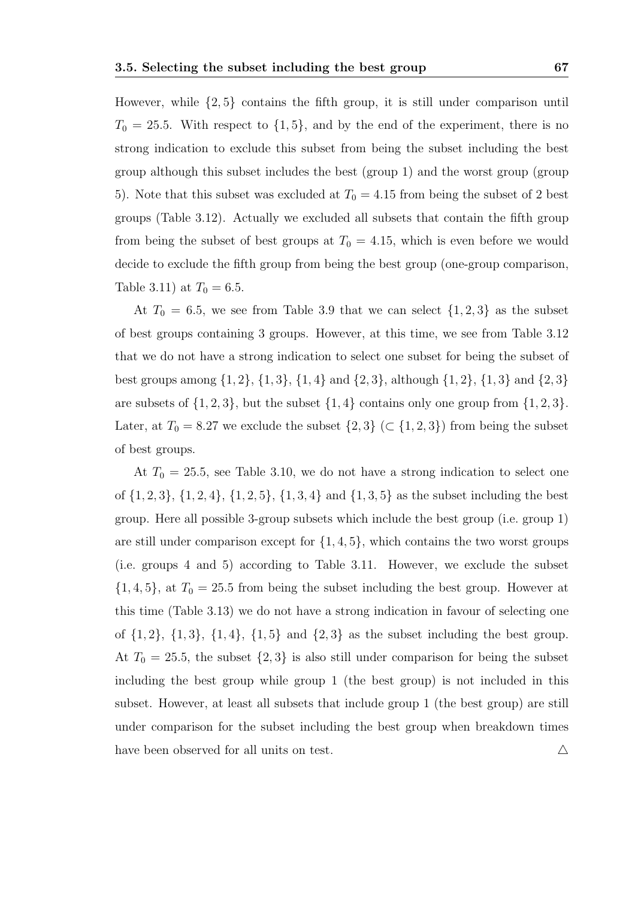However, while $\{2, 5\}$ contains the fifth group, it is still under comparison until $T_0 = 25.5$. With respect to $\{1, 5\}$, and by the end of the experiment, there is no strong indication to exclude this subset from being the subset including the best group although this subset includes the best (group 1) and the worst group (group 5). Note that this subset was excluded at $T_0 = 4.15$ from being the subset of 2 best groups (Table 3.12). Actually we excluded all subsets that contain the fifth group from being the subset of best groups at $T_0 = 4.15$, which is even before we would decide to exclude the fifth group from being the best group (one-group comparison, Table 3.11) at $T_0 = 6.5$.

At $T_0 = 6.5$, we see from Table 3.9 that we can select $\{1, 2, 3\}$ as the subset of best groups containing 3 groups. However, at this time, we see from Table 3.12 that we do not have a strong indication to select one subset for being the subset of best groups among $\{1, 2\}$, $\{1, 3\}$, $\{1, 4\}$ and $\{2, 3\}$, although $\{1, 2\}$, $\{1, 3\}$ and $\{2, 3\}$ are subsets of $\{1, 2, 3\}$, but the subset $\{1, 4\}$ contains only one group from $\{1, 2, 3\}$. Later, at $T_0 = 8.27$ we exclude the subset $\{2, 3\}$ ($\subset \{1, 2, 3\}$) from being the subset of best groups.

At $T_0 = 25.5$, see Table 3.10, we do not have a strong indication to select one of $\{1, 2, 3\}$, $\{1, 2, 4\}$, $\{1, 2, 5\}$, $\{1, 3, 4\}$ and $\{1, 3, 5\}$ as the subset including the best group. Here all possible 3-group subsets which include the best group (i.e. group 1) are still under comparison except for $\{1, 4, 5\}$, which contains the two worst groups (i.e. groups 4 and 5) according to Table 3.11. However, we exclude the subset $\{1, 4, 5\}$, at $T_0 = 25.5$ from being the subset including the best group. However at this time (Table 3.13) we do not have a strong indication in favour of selecting one of $\{1, 2\}$, $\{1, 3\}$, $\{1, 4\}$, $\{1, 5\}$ and $\{2, 3\}$ as the subset including the best group. At $T_0 = 25.5$, the subset $\{2, 3\}$ is also still under comparison for being the subset including the best group while group 1 (the best group) is not included in this subset. However, at least all subsets that include group 1 (the best group) are still under comparison for the subset including the best group when breakdown times have been observed for all units on test. $\triangle$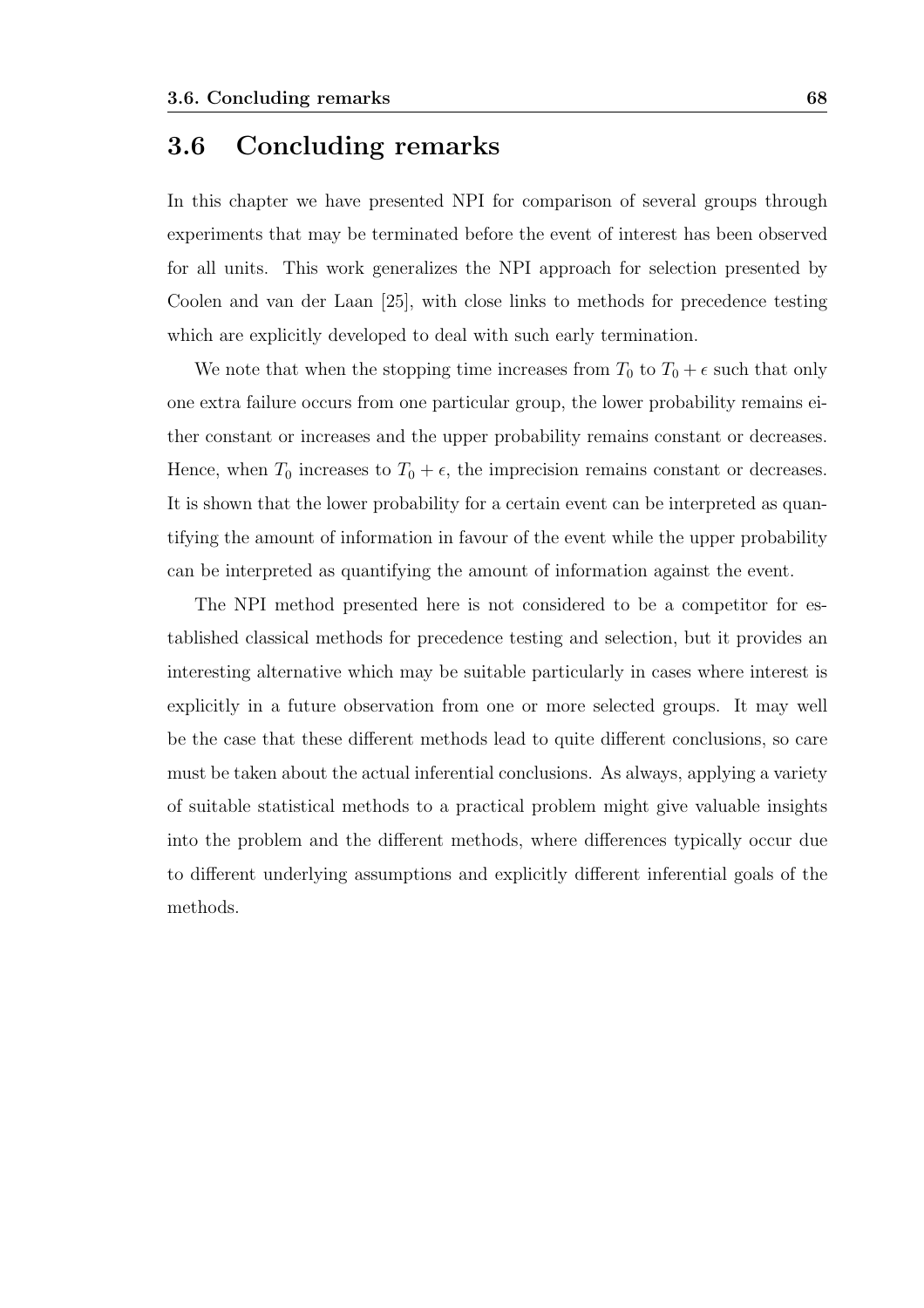## 3.6 Concluding remarks

In this chapter we have presented NPI for comparison of several groups through experiments that may be terminated before the event of interest has been observed for all units. This work generalizes the NPI approach for selection presented by Coolen and van der Laan [25], with close links to methods for precedence testing which are explicitly developed to deal with such early termination.

We note that when the stopping time increases from $T_0$ to $T_0 + \epsilon$ such that only one extra failure occurs from one particular group, the lower probability remains either constant or increases and the upper probability remains constant or decreases. Hence, when $T_0$ increases to $T_0 + \epsilon$, the imprecision remains constant or decreases. It is shown that the lower probability for a certain event can be interpreted as quantifying the amount of information in favour of the event while the upper probability can be interpreted as quantifying the amount of information against the event.

The NPI method presented here is not considered to be a competitor for established classical methods for precedence testing and selection, but it provides an interesting alternative which may be suitable particularly in cases where interest is explicitly in a future observation from one or more selected groups. It may well be the case that these different methods lead to quite different conclusions, so care must be taken about the actual inferential conclusions. As always, applying a variety of suitable statistical methods to a practical problem might give valuable insights into the problem and the different methods, where differences typically occur due to different underlying assumptions and explicitly different inferential goals of the methods.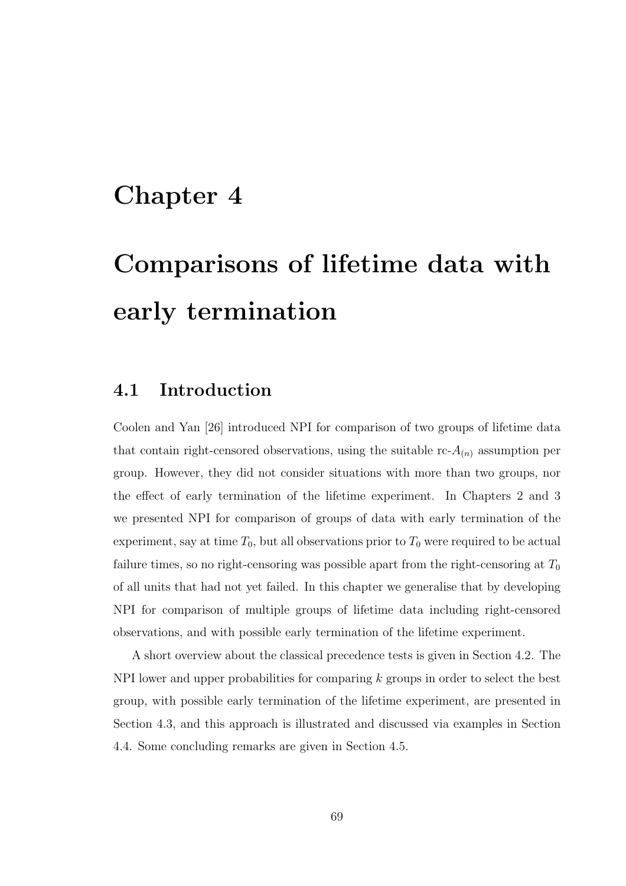# Chapter 4

# Comparisons of lifetime data with early termination

## 4.1 Introduction

Coolen and Yan [26] introduced NPI for comparison of two groups of lifetime data that contain right-censored observations, using the suitable rc-$A_{(n)}$ assumption per group. However, they did not consider situations with more than two groups, nor the effect of early termination of the lifetime experiment. In Chapters 2 and 3 we presented NPI for comparison of groups of data with early termination of the experiment, say at time $T_0$, but all observations prior to $T_0$ were required to be actual failure times, so no right-censoring was possible apart from the right-censoring at $T_0$ of all units that had not yet failed. In this chapter we generalise that by developing NPI for comparison of multiple groups of lifetime data including right-censored observations, and with possible early termination of the lifetime experiment.

A short overview about the classical precedence tests is given in Section 4.2. The NPI lower and upper probabilities for comparing $k$ groups in order to select the best group, with possible early termination of the lifetime experiment, are presented in Section 4.3, and this approach is illustrated and discussed via examples in Section 4.4. Some concluding remarks are given in Section 4.5.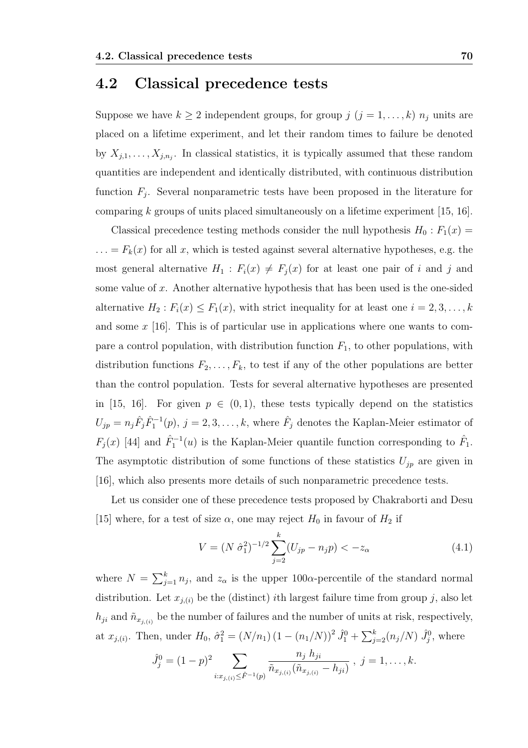## 4.2 Classical precedence tests

Suppose we have $k \geq 2$ independent groups, for group $j$ ($j = 1, \ldots, k$) $n_j$ units are placed on a lifetime experiment, and let their random times to failure be denoted by $X_{j,1}, \ldots, X_{j,n_j}$. In classical statistics, it is typically assumed that these random quantities are independent and identically distributed, with continuous distribution function $F_j$. Several nonparametric tests have been proposed in the literature for comparing $k$ groups of units placed simultaneously on a lifetime experiment [15, 16].

Classical precedence testing methods consider the null hypothesis $H_0 : F_1(x) = \ldots = F_k(x)$ for all $x$, which is tested against several alternative hypotheses, e.g. the most general alternative $H_1 : F_i(x) \neq F_j(x)$ for at least one pair of $i$ and $j$ and some value of $x$. Another alternative hypothesis that has been used is the one-sided alternative $H_2 : F_i(x) \leq F_1(x)$, with strict inequality for at least one $i = 2, 3, \ldots, k$ and some $x$ [16]. This is of particular use in applications where one wants to compare a control population, with distribution function $F_1$, to other populations, with distribution functions $F_2, \ldots, F_k$, to test if any of the other populations are better than the control population. Tests for several alternative hypotheses are presented in [15, 16]. For given $p \in (0, 1)$, these tests typically depend on the statistics $U_{jp} = n_j \hat{F}_j \hat{F}_1^{-1}(p)$, $j = 2, 3, \ldots, k$, where $\hat{F}_j$ denotes the Kaplan-Meier estimator of $F_j(x)$ [44] and $\hat{F}_1^{-1}(u)$ is the Kaplan-Meier quantile function corresponding to $\hat{F}_1$. The asymptotic distribution of some functions of these statistics $U_{jp}$ are given in [16], which also presents more details of such nonparametric precedence tests.

Let us consider one of these precedence tests proposed by Chakraborti and Desu [15] where, for a test of size $\alpha$, one may reject $H_0$ in favour of $H_2$ if

$$V = (N \, \hat{\sigma}_1^2)^{-1/2} \sum_{j=2}^{k} (U_{jp} - n_j p) < -z_\alpha \tag{4.1}$$

where $N = \sum_{j=1}^{k} n_j$, and $z_\alpha$ is the upper $100\alpha$-percentile of the standard normal distribution. Let $x_{j,(i)}$ be the (distinct) $i$th largest failure time from group $j$, also let $h_{ji}$ and $\tilde{n}_{x_{j,(i)}}$ be the number of failures and the number of units at risk, respectively, at $x_{j,(i)}$. Then, under $H_0$, $\hat{\sigma}_1^2 = (N/n_1)\,(1 - (n_1/N))^2 \, \hat{J}_1^0 + \sum_{j=2}^{k} (n_j/N) \, \hat{J}_j^0$, where

$$\hat{J}_j^0 = (1-p)^2 \sum_{i: x_{j,(i)} \leq \hat{F}^{-1}(p)} \frac{n_j \, h_{ji}}{\tilde{n}_{x_{j,(i)}} (\tilde{n}_{x_{j,(i)}} - h_{ji})} \, , \; j = 1, \ldots, k.$$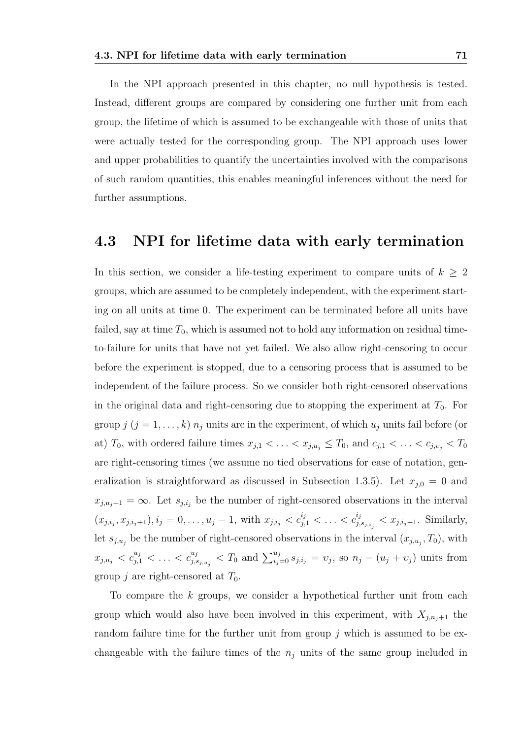In the NPI approach presented in this chapter, no null hypothesis is tested. Instead, different groups are compared by considering one further unit from each group, the lifetime of which is assumed to be exchangeable with those of units that were actually tested for the corresponding group. The NPI approach uses lower and upper probabilities to quantify the uncertainties involved with the comparisons of such random quantities, this enables meaningful inferences without the need for further assumptions.

## 4.3 NPI for lifetime data with early termination

In this section, we consider a life-testing experiment to compare units of $k \geq 2$ groups, which are assumed to be completely independent, with the experiment starting on all units at time 0. The experiment can be terminated before all units have failed, say at time $T_0$, which is assumed not to hold any information on residual time-to-failure for units that have not yet failed. We also allow right-censoring to occur before the experiment is stopped, due to a censoring process that is assumed to be independent of the failure process. So we consider both right-censored observations in the original data and right-censoring due to stopping the experiment at $T_0$. For group $j$ ($j = 1, \ldots, k$) $n_j$ units are in the experiment, of which $u_j$ units fail before (or at) $T_0$, with ordered failure times $x_{j,1} < \ldots < x_{j,u_j} \leq T_0$, and $c_{j,1} < \ldots < c_{j,\upsilon_j} < T_0$ are right-censoring times (we assume no tied observations for ease of notation, generalization is straightforward as discussed in Subsection 1.3.5). Let $x_{j,0} = 0$ and $x_{j,u_j+1} = \infty$. Let $s_{j,i_j}$ be the number of right-censored observations in the interval $(x_{j,i_j}, x_{j,i_j+1}), i_j = 0, \ldots, u_j - 1$, with $x_{j,i_j} < c^{i_j}_{j,1} < \ldots < c^{i_j}_{j,s_{j,i_j}} < x_{j,i_j+1}$. Similarly, let $s_{j,u_j}$ be the number of right-censored observations in the interval $(x_{j,u_j}, T_0)$, with $x_{j,u_j} < c^{u_j}_{j,1} < \ldots < c^{u_j}_{j,s_{j,u_j}} < T_0$ and $\sum_{i_j=0}^{u_j} s_{j,i_j} = \upsilon_j$, so $n_j - (u_j + \upsilon_j)$ units from group $j$ are right-censored at $T_0$.

To compare the $k$ groups, we consider a hypothetical further unit from each group which would also have been involved in this experiment, with $X_{j,n_j+1}$ the random failure time for the further unit from group $j$ which is assumed to be exchangeable with the failure times of the $n_j$ units of the same group included in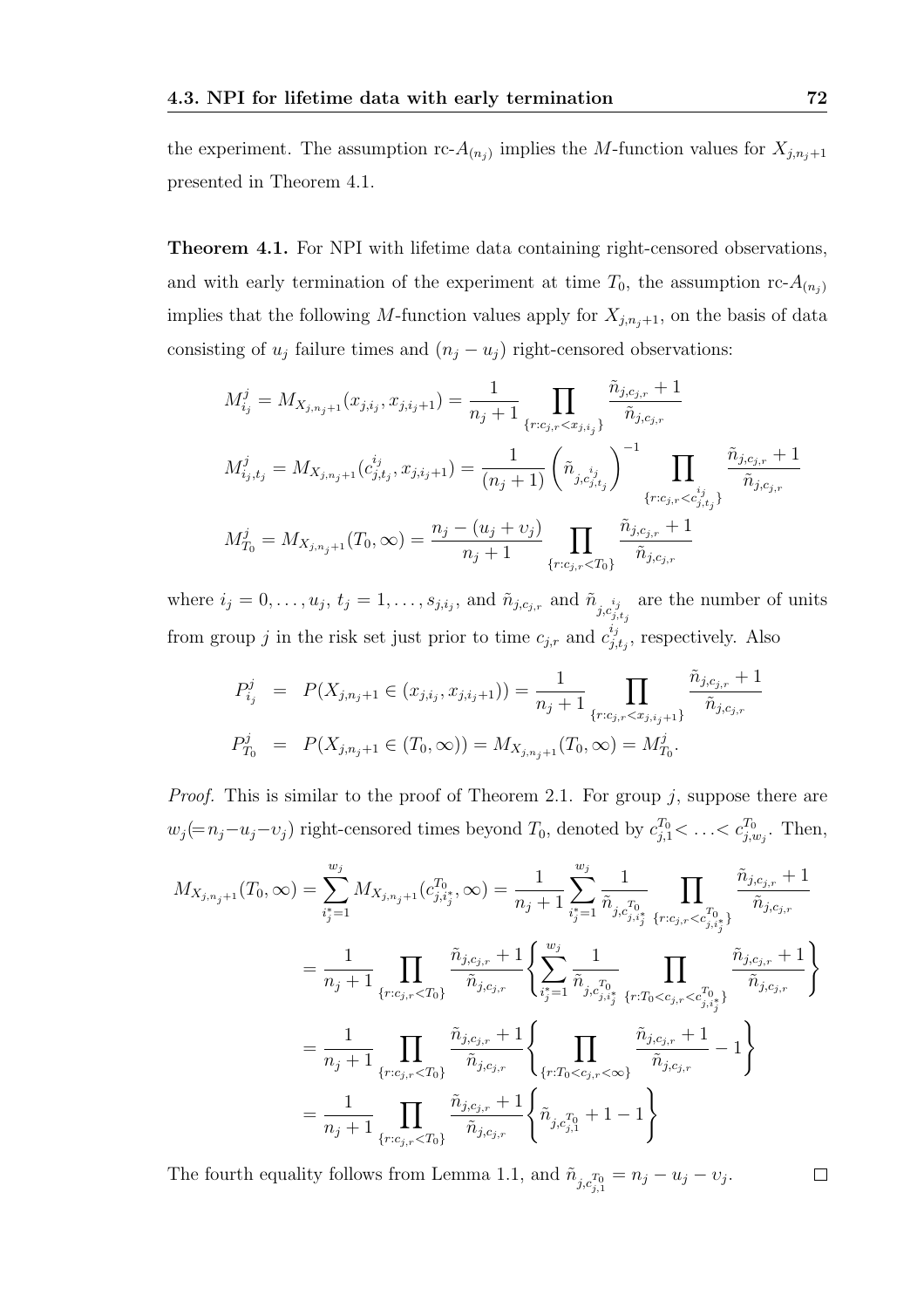the experiment. The assumption rc-$A_{(n_j)}$ implies the $M$-function values for $X_{j,n_j+1}$ presented in Theorem 4.1.

**Theorem 4.1.** For NPI with lifetime data containing right-censored observations, and with early termination of the experiment at time $T_0$, the assumption rc-$A_{(n_j)}$ implies that the following $M$-function values apply for $X_{j,n_j+1}$, on the basis of data consisting of $u_j$ failure times and $(n_j - u_j)$ right-censored observations:

$$M^j_{i_j} = M_{X_{j,n_j+1}}(x_{j,i_j}, x_{j,i_j+1}) = \frac{1}{n_j+1} \prod_{\{r: c_{j,r} < x_{j,i_j}\}} \frac{\tilde{n}_{j,c_{j,r}} + 1}{\tilde{n}_{j,c_{j,r}}}$$

$$M^j_{i_j,t_j} = M_{X_{j,n_j+1}}(c^{i_j}_{j,t_j}, x_{j,i_j+1}) = \frac{1}{(n_j+1)} \left( \tilde{n}_{j,c^{i_j}_{j,t_j}} \right)^{-1} \prod_{\{r: c_{j,r} < c^{i_j}_{j,t_j}\}} \frac{\tilde{n}_{j,c_{j,r}} + 1}{\tilde{n}_{j,c_{j,r}}}$$

$$M^j_{T_0} = M_{X_{j,n_j+1}}(T_0, \infty) = \frac{n_j - (u_j + \upsilon_j)}{n_j+1} \prod_{\{r: c_{j,r} < T_0\}} \frac{\tilde{n}_{j,c_{j,r}} + 1}{\tilde{n}_{j,c_{j,r}}}$$

where $i_j = 0, \ldots, u_j$, $t_j = 1, \ldots, s_{j,i_j}$, and $\tilde{n}_{j,c_{j,r}}$ and $\tilde{n}_{j,c^{i_j}_{j,t_j}}$ are the number of units from group $j$ in the risk set just prior to time $c_{j,r}$ and $c^{i_j}_{j,t_j}$, respectively. Also

$$P^j_{i_j} = P(X_{j,n_j+1} \in (x_{j,i_j}, x_{j,i_j+1})) = \frac{1}{n_j+1} \prod_{\{r: c_{j,r} < x_{j,i_j+1}\}} \frac{\tilde{n}_{j,c_{j,r}} + 1}{\tilde{n}_{j,c_{j,r}}}$$

$$P^j_{T_0} = P(X_{j,n_j+1} \in (T_0, \infty)) = M_{X_{j,n_j+1}}(T_0, \infty) = M^j_{T_0}.$$

*Proof.* This is similar to the proof of Theorem 2.1. For group $j$, suppose there are $w_j (= n_j - u_j - \upsilon_j)$ right-censored times beyond $T_0$, denoted by $c^{T_0}_{j,1} < \ldots < c^{T_0}_{j,w_j}$. Then,

$$\begin{aligned}
M_{X_{j,n_j+1}}(T_0, \infty) &= \sum_{i^*_j=1}^{w_j} M_{X_{j,n_j+1}}(c^{T_0}_{j,i^*_j}, \infty) = \frac{1}{n_j+1} \sum_{i^*_j=1}^{w_j} \frac{1}{\tilde{n}_{j,c^{T_0}_{j,i^*_j}}} \prod_{\{r: c_{j,r} < c^{T_0}_{j,i^*_j}\}} \frac{\tilde{n}_{j,c_{j,r}} + 1}{\tilde{n}_{j,c_{j,r}}} \\
&= \frac{1}{n_j+1} \prod_{\{r: c_{j,r} < T_0\}} \frac{\tilde{n}_{j,c_{j,r}} + 1}{\tilde{n}_{j,c_{j,r}}} \left\{ \sum_{i^*_j=1}^{w_j} \frac{1}{\tilde{n}_{j,c^{T_0}_{j,i^*_j}}} \prod_{\{r: T_0 < c_{j,r} < c^{T_0}_{j,i^*_j}\}} \frac{\tilde{n}_{j,c_{j,r}} + 1}{\tilde{n}_{j,c_{j,r}}} \right\} \\
&= \frac{1}{n_j+1} \prod_{\{r: c_{j,r} < T_0\}} \frac{\tilde{n}_{j,c_{j,r}} + 1}{\tilde{n}_{j,c_{j,r}}} \left\{ \prod_{\{r: T_0 < c_{j,r} < \infty\}} \frac{\tilde{n}_{j,c_{j,r}} + 1}{\tilde{n}_{j,c_{j,r}}} - 1 \right\} \\
&= \frac{1}{n_j+1} \prod_{\{r: c_{j,r} < T_0\}} \frac{\tilde{n}_{j,c_{j,r}} + 1}{\tilde{n}_{j,c_{j,r}}} \left\{ \tilde{n}_{j,c^{T_0}_{j,1}} + 1 - 1 \right\}
\end{aligned}$$

The fourth equality follows from Lemma 1.1, and $\tilde{n}_{j,c^{T_0}_{j,1}} = n_j - u_j - \upsilon_j$. $\square$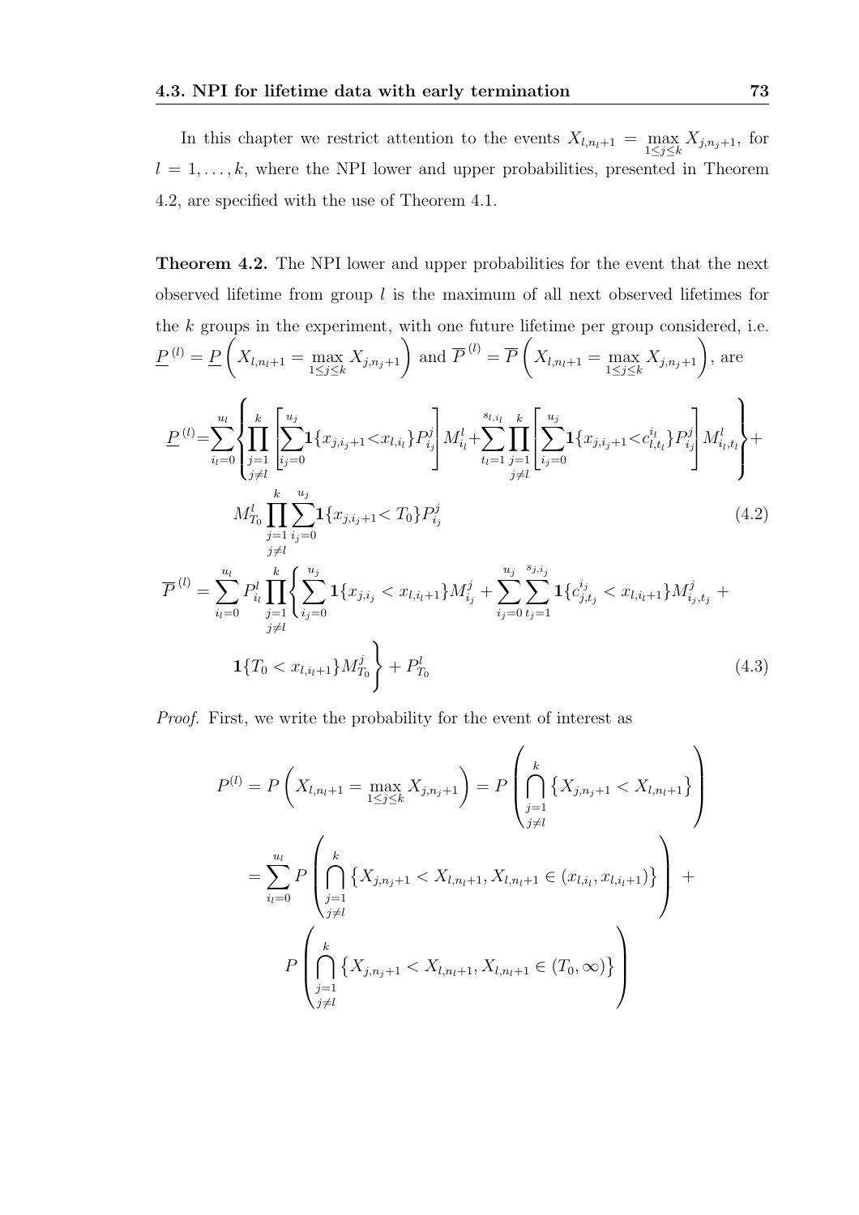In this chapter we restrict attention to the events $X_{l,n_l+1} = \max_{1\leq j\leq k} X_{j,n_j+1}$, for $l = 1,\ldots,k$, where the NPI lower and upper probabilities, presented in Theorem 4.2, are specified with the use of Theorem 4.1.

**Theorem 4.2.** The NPI lower and upper probabilities for the event that the next observed lifetime from group $l$ is the maximum of all next observed lifetimes for the $k$ groups in the experiment, with one future lifetime per group considered, i.e. $\underline{P}^{(l)} = \underline{P}\left(X_{l,n_l+1} = \max_{1\leq j\leq k} X_{j,n_j+1}\right)$ and $\overline{P}^{(l)} = \overline{P}\left(X_{l,n_l+1} = \max_{1\leq j\leq k} X_{j,n_j+1}\right)$, are

$$\underline{P}^{(l)}=\sum_{i_l=0}^{u_l}\left\{\prod_{\substack{j=1\\j\neq l}}^{k}\left[\sum_{i_j=0}^{u_j}\mathbf{1}\{x_{j,i_j+1}<x_{l,i_l}\}P^j_{i_j}\right]M^l_{i_l}+\sum_{t_l=1}^{s_{l,i_l}}\prod_{\substack{j=1\\j\neq l}}^{k}\left[\sum_{i_j=0}^{u_j}\mathbf{1}\{x_{j,i_j+1}<c^{i_l}_{l,t_l}\}P^j_{i_j}\right]M^l_{i_l,t_l}\right\}+$$
$$M^l_{T_0}\prod_{\substack{j=1\\j\neq l}}^{k}\sum_{i_j=0}^{u_j}\mathbf{1}\{x_{j,i_j+1}< T_0\}P^j_{i_j} \tag{4.2}$$

$$\overline{P}^{(l)} = \sum_{i_l=0}^{u_l} P^l_{i_l}\prod_{\substack{j=1\\j\neq l}}^{k}\left\{\sum_{i_j=0}^{u_j}\mathbf{1}\{x_{j,i_j} < x_{l,i_l+1}\}M^j_{i_j} + \sum_{i_j=0}^{u_j}\sum_{t_j=1}^{s_{j,i_j}}\mathbf{1}\{c^{i_j}_{j,t_j} < x_{l,i_l+1}\}M^j_{i_j,t_j} + \right.$$
$$\left.\mathbf{1}\{T_0 < x_{l,i_l+1}\}M^j_{T_0}\right\} + P^l_{T_0} \tag{4.3}$$

*Proof.* First, we write the probability for the event of interest as

$$P^{(l)} = P\left(X_{l,n_l+1} = \max_{1\leq j\leq k} X_{j,n_j+1}\right) = P\left(\bigcap_{\substack{j=1\\j\neq l}}^{k}\left\{X_{j,n_j+1} < X_{l,n_l+1}\right\}\right)$$
$$= \sum_{i_l=0}^{u_l} P\left(\bigcap_{\substack{j=1\\j\neq l}}^{k}\left\{X_{j,n_j+1} < X_{l,n_l+1}, X_{l,n_l+1}\in(x_{l,i_l},x_{l,i_l+1})\right\}\right) +$$
$$P\left(\bigcap_{\substack{j=1\\j\neq l}}^{k}\left\{X_{j,n_j+1} < X_{l,n_l+1}, X_{l,n_l+1}\in(T_0,\infty)\right\}\right)$$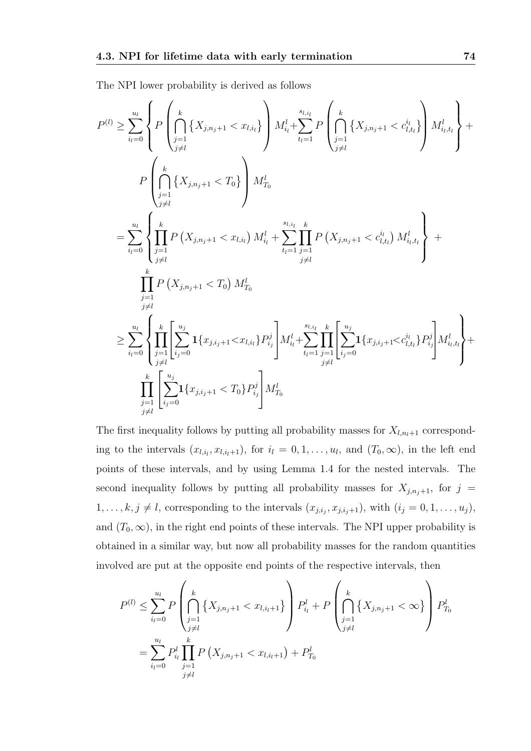The NPI lower probability is derived as follows

$$
\begin{aligned}
P^{(l)} \geq & \sum_{i_l=0}^{u_l} \left\{ P\left( \bigcap_{\substack{j=1 \\ j\neq l}}^{k} \left\{ X_{j,n_j+1} < x_{l,i_l} \right\} \right) M_{i_l}^{l} + \sum_{t_l=1}^{s_{l,i_l}} P\left( \bigcap_{\substack{j=1 \\ j\neq l}}^{k} \left\{ X_{j,n_j+1} < c_{l,t_l}^{i_l} \right\} \right) M_{i_l,t_l}^{l} \right\} + \\
& P\left( \bigcap_{\substack{j=1 \\ j\neq l}}^{k} \left\{ X_{j,n_j+1} < T_0 \right\} \right) M_{T_0}^{l} \\
= & \sum_{i_l=0}^{u_l} \left\{ \prod_{\substack{j=1 \\ j\neq l}}^{k} P\left( X_{j,n_j+1} < x_{l,i_l} \right) M_{i_l}^{l} + \sum_{t_l=1}^{s_{l,i_l}} \prod_{\substack{j=1 \\ j\neq l}}^{k} P\left( X_{j,n_j+1} < c_{l,t_l}^{i_l} \right) M_{i_l,t_l}^{l} \right\} + \\
& \prod_{\substack{j=1 \\ j\neq l}}^{k} P\left( X_{j,n_j+1} < T_0 \right) M_{T_0}^{l} \\
\geq & \sum_{i_l=0}^{u_l} \left\{ \prod_{\substack{j=1 \\ j\neq l}}^{k} \left[ \sum_{i_j=0}^{u_j} \mathbf{1}\{x_{j,i_j+1} < x_{l,i_l}\} P_{i_j}^{j} \right] M_{i_l}^{l} + \sum_{t_l=1}^{s_{l,i_l}} \prod_{\substack{j=1 \\ j\neq l}}^{k} \left[ \sum_{i_j=0}^{u_j} \mathbf{1}\{x_{j,i_j+1} < c_{l,t_l}^{i_l}\} P_{i_j}^{j} \right] M_{i_l,t_l}^{l} \right\} + \\
& \prod_{\substack{j=1 \\ j\neq l}}^{k} \left[ \sum_{i_j=0}^{u_j} \mathbf{1}\{x_{j,i_j+1} < T_0\} P_{i_j}^{j} \right] M_{T_0}^{l}
\end{aligned}
$$

The first inequality follows by putting all probability masses for $X_{l,n_l+1}$ corresponding to the intervals $(x_{l,i_l}, x_{l,i_l+1})$, for $i_l = 0, 1, \ldots, u_l$, and $(T_0, \infty)$, in the left end points of these intervals, and by using Lemma 1.4 for the nested intervals. The second inequality follows by putting all probability masses for $X_{j,n_j+1}$, for $j = 1, \ldots, k, j \neq l$, corresponding to the intervals $(x_{j,i_j}, x_{j,i_j+1})$, with $(i_j = 0, 1, \ldots, u_j)$, and $(T_0, \infty)$, in the right end points of these intervals. The NPI upper probability is obtained in a similar way, but now all probability masses for the random quantities involved are put at the opposite end points of the respective intervals, then

$$
\begin{aligned}
P^{(l)} \leq & \sum_{i_l=0}^{u_l} P\left( \bigcap_{\substack{j=1 \\ j\neq l}}^{k} \left\{ X_{j,n_j+1} < x_{l,i_l+1} \right\} \right) P_{i_l}^{l} + P\left( \bigcap_{\substack{j=1 \\ j\neq l}}^{k} \left\{ X_{j,n_j+1} < \infty \right\} \right) P_{T_0}^{l} \\
= & \sum_{i_l=0}^{u_l} P_{i_l}^{l} \prod_{\substack{j=1 \\ j\neq l}}^{k} P\left( X_{j,n_j+1} < x_{l,i_l+1} \right) + P_{T_0}^{l}
\end{aligned}
$$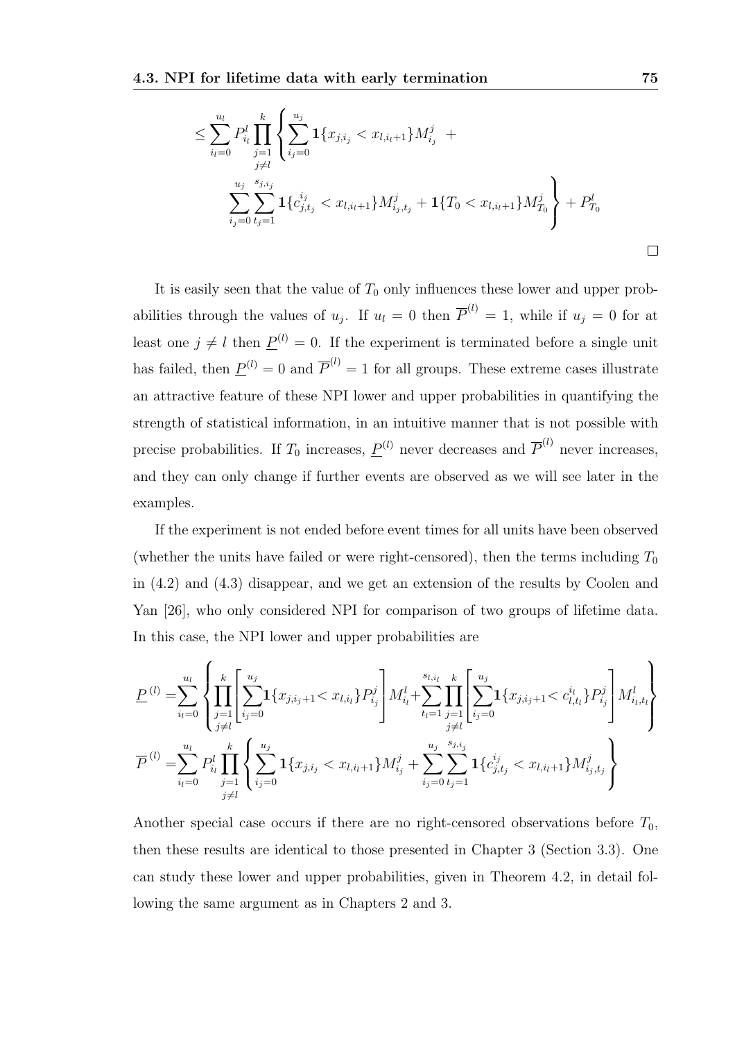$$\leq \sum_{i_l=0}^{u_l} P_{i_l}^l \prod_{\substack{j=1 \\ j\neq l}}^{k} \left\{ \sum_{i_j=0}^{u_j} \mathbf{1}\{x_{j,i_j} < x_{l,i_l+1}\} M_{i_j}^j \ + \right.$$
$$\left. \sum_{i_j=0}^{u_j} \sum_{t_j=1}^{s_{j,i_j}} \mathbf{1}\{c_{j,t_j}^{i_j} < x_{l,i_l+1}\} M_{i_j,t_j}^j + \mathbf{1}\{T_0 < x_{l,i_l+1}\} M_{T_0}^j \right\} + P_{T_0}^l$$

□

It is easily seen that the value of $T_0$ only influences these lower and upper probabilities through the values of $u_j$. If $u_l = 0$ then $\overline{P}^{(l)} = 1$, while if $u_j = 0$ for at least one $j \neq l$ then $\underline{P}^{(l)} = 0$. If the experiment is terminated before a single unit has failed, then $\underline{P}^{(l)} = 0$ and $\overline{P}^{(l)} = 1$ for all groups. These extreme cases illustrate an attractive feature of these NPI lower and upper probabilities in quantifying the strength of statistical information, in an intuitive manner that is not possible with precise probabilities. If $T_0$ increases, $\underline{P}^{(l)}$ never decreases and $\overline{P}^{(l)}$ never increases, and they can only change if further events are observed as we will see later in the examples.

If the experiment is not ended before event times for all units have been observed (whether the units have failed or were right-censored), then the terms including $T_0$ in (4.2) and (4.3) disappear, and we get an extension of the results by Coolen and Yan [26], who only considered NPI for comparison of two groups of lifetime data. In this case, the NPI lower and upper probabilities are

$$\underline{P}^{(l)} = \sum_{i_l=0}^{u_l} \left\{ \prod_{\substack{j=1 \\ j\neq l}}^{k} \left[ \sum_{i_j=0}^{u_j} \mathbf{1}\{x_{j,i_j+1} < x_{l,i_l}\} P_{i_j}^j \right] M_{i_l}^l + \sum_{t_l=1}^{s_{l,i_l}} \prod_{\substack{j=1 \\ j\neq l}}^{k} \left[ \sum_{i_j=0}^{u_j} \mathbf{1}\{x_{j,i_j+1} < c_{l,t_l}^{i_l}\} P_{i_j}^j \right] M_{i_l,t_l}^l \right\}$$

$$\overline{P}^{(l)} = \sum_{i_l=0}^{u_l} P_{i_l}^l \prod_{\substack{j=1 \\ j\neq l}}^{k} \left\{ \sum_{i_j=0}^{u_j} \mathbf{1}\{x_{j,i_j} < x_{l,i_l+1}\} M_{i_j}^j + \sum_{i_j=0}^{u_j} \sum_{t_j=1}^{s_{j,i_j}} \mathbf{1}\{c_{j,t_j}^{i_j} < x_{l,i_l+1}\} M_{i_j,t_j}^j \right\}$$

Another special case occurs if there are no right-censored observations before $T_0$, then these results are identical to those presented in Chapter 3 (Section 3.3). One can study these lower and upper probabilities, given in Theorem 4.2, in detail following the same argument as in Chapters 2 and 3.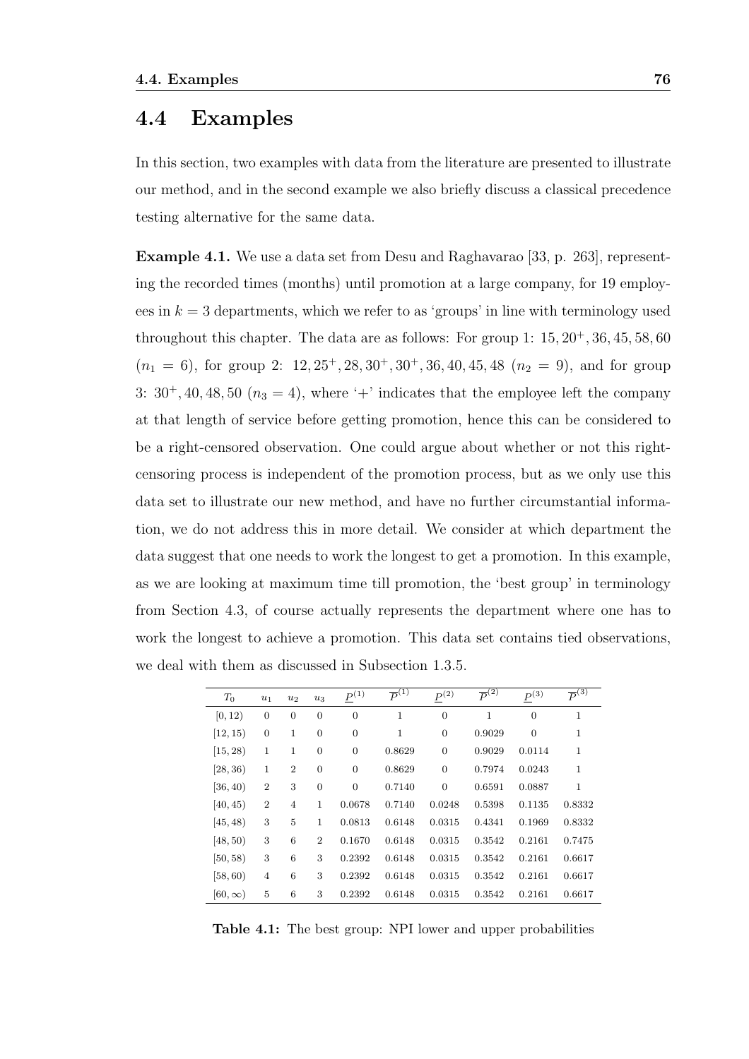## 4.4 Examples

In this section, two examples with data from the literature are presented to illustrate our method, and in the second example we also briefly discuss a classical precedence testing alternative for the same data.

**Example 4.1.** We use a data set from Desu and Raghavarao [33, p. 263], representing the recorded times (months) until promotion at a large company, for 19 employees in $k = 3$ departments, which we refer to as 'groups' in line with terminology used throughout this chapter. The data are as follows: For group 1: $15, 20^+, 36, 45, 58, 60$ ($n_1 = 6$), for group 2: $12, 25^+, 28, 30^+, 30^+, 36, 40, 45, 48$ ($n_2 = 9$), and for group 3: $30^+, 40, 48, 50$ ($n_3 = 4$), where '+' indicates that the employee left the company at that length of service before getting promotion, hence this can be considered to be a right-censored observation. One could argue about whether or not this right-censoring process is independent of the promotion process, but as we only use this data set to illustrate our new method, and have no further circumstantial information, we do not address this in more detail. We consider at which department the data suggest that one needs to work the longest to get a promotion. In this example, as we are looking at maximum time till promotion, the 'best group' in terminology from Section 4.3, of course actually represents the department where one has to work the longest to achieve a promotion. This data set contains tied observations, we deal with them as discussed in Subsection 1.3.5.

| $T_0$ | $u_1$ | $u_2$ | $u_3$ | $\underline{P}^{(1)}$ | $\overline{P}^{(1)}$ | $\underline{P}^{(2)}$ | $\overline{P}^{(2)}$ | $\underline{P}^{(3)}$ | $\overline{P}^{(3)}$ |
|---|---|---|---|---|---|---|---|---|---|
| $[0, 12)$ | 0 | 0 | 0 | 0 | 1 | 0 | 1 | 0 | 1 |
| $[12, 15)$ | 0 | 1 | 0 | 0 | 1 | 0 | 0.9029 | 0 | 1 |
| $[15, 28)$ | 1 | 1 | 0 | 0 | 0.8629 | 0 | 0.9029 | 0.0114 | 1 |
| $[28, 36)$ | 1 | 2 | 0 | 0 | 0.8629 | 0 | 0.7974 | 0.0243 | 1 |
| $[36, 40)$ | 2 | 3 | 0 | 0 | 0.7140 | 0 | 0.6591 | 0.0887 | 1 |
| $[40, 45)$ | 2 | 4 | 1 | 0.0678 | 0.7140 | 0.0248 | 0.5398 | 0.1135 | 0.8332 |
| $[45, 48)$ | 3 | 5 | 1 | 0.0813 | 0.6148 | 0.0315 | 0.4341 | 0.1969 | 0.8332 |
| $[48, 50)$ | 3 | 6 | 2 | 0.1670 | 0.6148 | 0.0315 | 0.3542 | 0.2161 | 0.7475 |
| $[50, 58)$ | 3 | 6 | 3 | 0.2392 | 0.6148 | 0.0315 | 0.3542 | 0.2161 | 0.6617 |
| $[58, 60)$ | 4 | 6 | 3 | 0.2392 | 0.6148 | 0.0315 | 0.3542 | 0.2161 | 0.6617 |
| $[60, \infty)$ | 5 | 6 | 3 | 0.2392 | 0.6148 | 0.0315 | 0.3542 | 0.2161 | 0.6617 |

**Table 4.1:** The best group: NPI lower and upper probabilities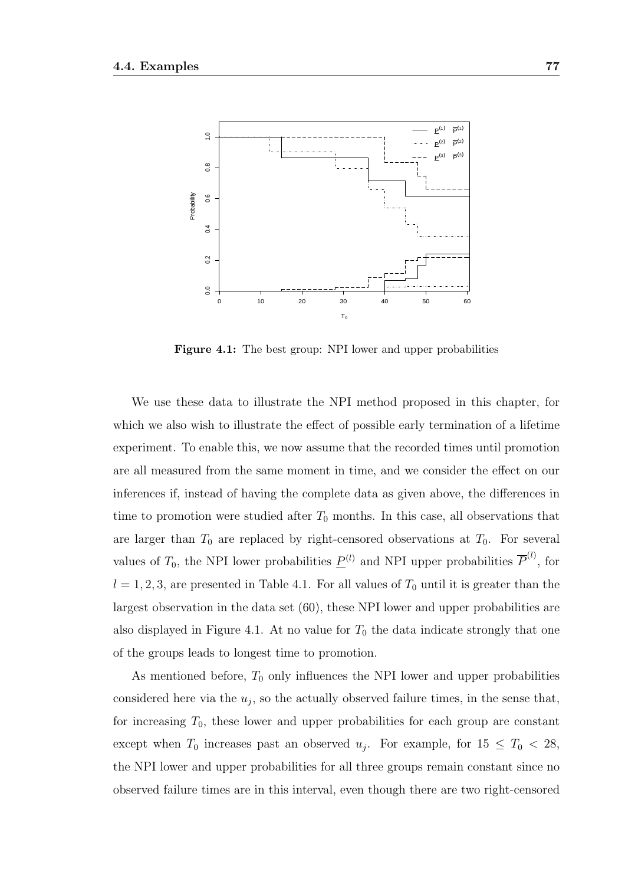**Figure 4.1:** The best group: NPI lower and upper probabilities

We use these data to illustrate the NPI method proposed in this chapter, for which we also wish to illustrate the effect of possible early termination of a lifetime experiment. To enable this, we now assume that the recorded times until promotion are all measured from the same moment in time, and we consider the effect on our inferences if, instead of having the complete data as given above, the differences in time to promotion were studied after $T_0$ months. In this case, all observations that are larger than $T_0$ are replaced by right-censored observations at $T_0$. For several values of $T_0$, the NPI lower probabilities $\underline{P}^{(l)}$ and NPI upper probabilities $\overline{P}^{(l)}$, for $l = 1, 2, 3$, are presented in Table 4.1. For all values of $T_0$ until it is greater than the largest observation in the data set (60), these NPI lower and upper probabilities are also displayed in Figure 4.1. At no value for $T_0$ the data indicate strongly that one of the groups leads to longest time to promotion.

As mentioned before, $T_0$ only influences the NPI lower and upper probabilities considered here via the $u_j$, so the actually observed failure times, in the sense that, for increasing $T_0$, these lower and upper probabilities for each group are constant except when $T_0$ increases past an observed $u_j$. For example, for $15 \leq T_0 < 28$, the NPI lower and upper probabilities for all three groups remain constant since no observed failure times are in this interval, even though there are two right-censored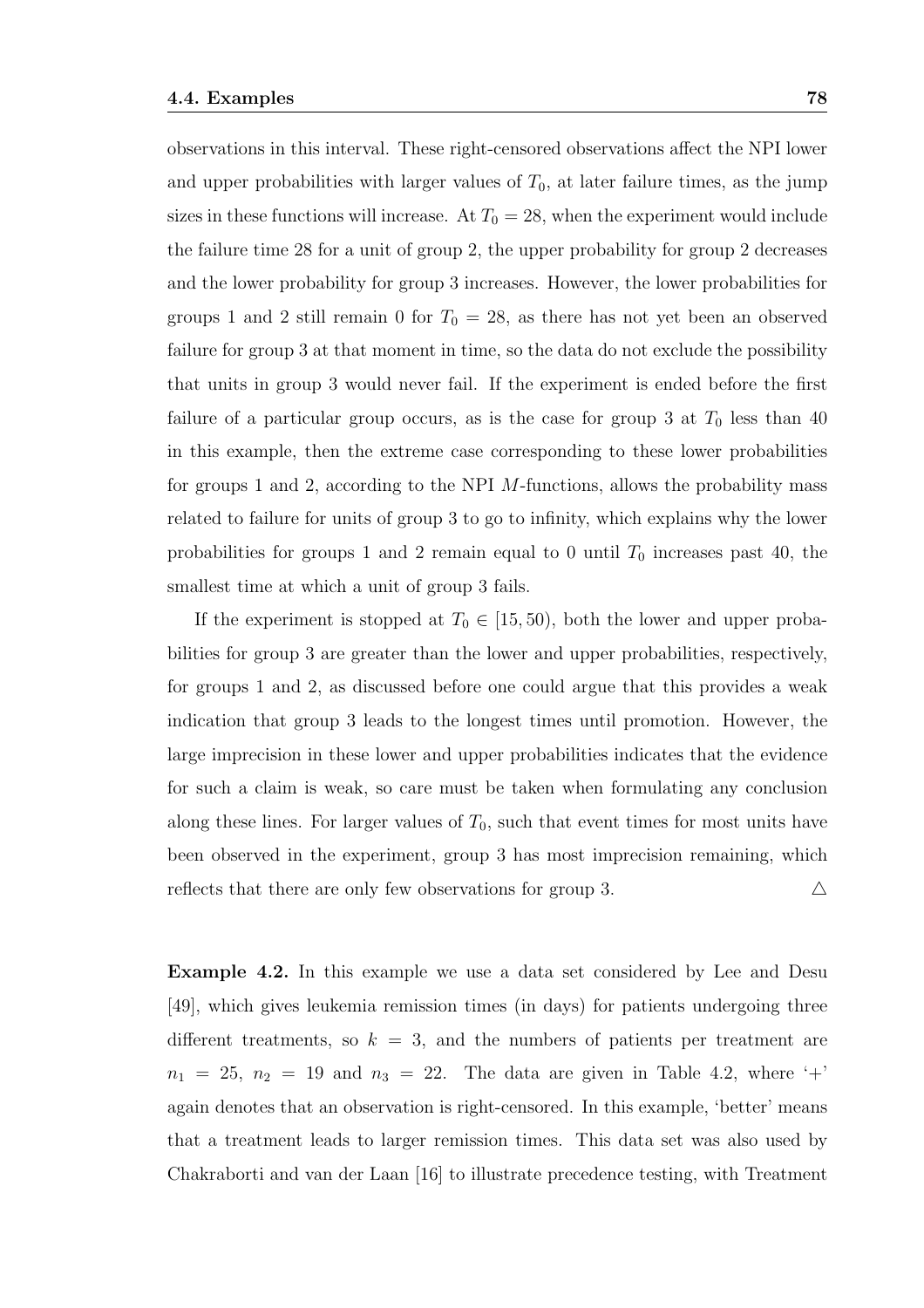observations in this interval. These right-censored observations affect the NPI lower and upper probabilities with larger values of $T_0$, at later failure times, as the jump sizes in these functions will increase. At $T_0 = 28$, when the experiment would include the failure time 28 for a unit of group 2, the upper probability for group 2 decreases and the lower probability for group 3 increases. However, the lower probabilities for groups 1 and 2 still remain 0 for $T_0 = 28$, as there has not yet been an observed failure for group 3 at that moment in time, so the data do not exclude the possibility that units in group 3 would never fail. If the experiment is ended before the first failure of a particular group occurs, as is the case for group 3 at $T_0$ less than 40 in this example, then the extreme case corresponding to these lower probabilities for groups 1 and 2, according to the NPI $M$-functions, allows the probability mass related to failure for units of group 3 to go to infinity, which explains why the lower probabilities for groups 1 and 2 remain equal to 0 until $T_0$ increases past 40, the smallest time at which a unit of group 3 fails.

If the experiment is stopped at $T_0 \in [15, 50)$, both the lower and upper probabilities for group 3 are greater than the lower and upper probabilities, respectively, for groups 1 and 2, as discussed before one could argue that this provides a weak indication that group 3 leads to the longest times until promotion. However, the large imprecision in these lower and upper probabilities indicates that the evidence for such a claim is weak, so care must be taken when formulating any conclusion along these lines. For larger values of $T_0$, such that event times for most units have been observed in the experiment, group 3 has most imprecision remaining, which reflects that there are only few observations for group 3. $\triangle$

**Example 4.2.** In this example we use a data set considered by Lee and Desu [49], which gives leukemia remission times (in days) for patients undergoing three different treatments, so $k = 3$, and the numbers of patients per treatment are $n_1 = 25$, $n_2 = 19$ and $n_3 = 22$. The data are given in Table 4.2, where '+' again denotes that an observation is right-censored. In this example, 'better' means that a treatment leads to larger remission times. This data set was also used by Chakraborti and van der Laan [16] to illustrate precedence testing, with Treatment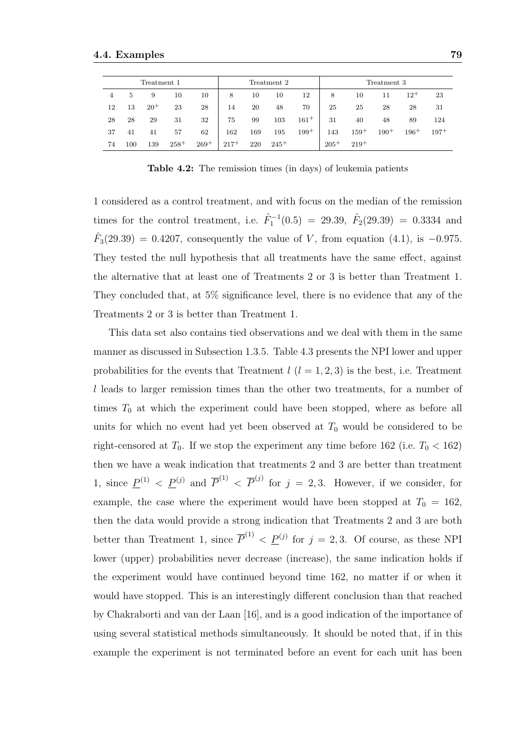| Treatment 1 | | | | | Treatment 2 | | | | Treatment 3 | | | | |
|---|---|---|---|---|---|---|---|---|---|---|---|---|---|
| 4 | 5 | 9 | 10 | 10 | 8 | 10 | 10 | 12 | 8 | 10 | 11 | $12^+$ | 23 |
| 12 | 13 | $20^+$ | 23 | 28 | 14 | 20 | 48 | 70 | 25 | 25 | 28 | 28 | 31 |
| 28 | 28 | 29 | 31 | 32 | 75 | 99 | 103 | $161^+$ | 31 | 40 | 48 | 89 | 124 |
| 37 | 41 | 41 | 57 | 62 | 162 | 169 | 195 | $199^+$ | 143 | $159^+$ | $190^+$ | $196^+$ | $197^+$ |
| 74 | 100 | 139 | $258^+$ | $269^+$ | $217^+$ | 220 | $245^+$ | | $205^+$ | $219^+$ | | | |

**Table 4.2:** The remission times (in days) of leukemia patients

1 considered as a control treatment, and with focus on the median of the remission times for the control treatment, i.e. $\hat{F}_1^{-1}(0.5) = 29.39$, $\hat{F}_2(29.39) = 0.3334$ and $\hat{F}_3(29.39) = 0.4207$, consequently the value of $V$, from equation (4.1), is $-0.975$. They tested the null hypothesis that all treatments have the same effect, against the alternative that at least one of Treatments 2 or 3 is better than Treatment 1. They concluded that, at 5% significance level, there is no evidence that any of the Treatments 2 or 3 is better than Treatment 1.

This data set also contains tied observations and we deal with them in the same manner as discussed in Subsection 1.3.5. Table 4.3 presents the NPI lower and upper probabilities for the events that Treatment $l$ ($l = 1, 2, 3$) is the best, i.e. Treatment $l$ leads to larger remission times than the other two treatments, for a number of times $T_0$ at which the experiment could have been stopped, where as before all units for which no event had yet been observed at $T_0$ would be considered to be right-censored at $T_0$. If we stop the experiment any time before 162 (i.e. $T_0 < 162$) then we have a weak indication that treatments 2 and 3 are better than treatment 1, since $\underline{P}^{(1)} < \underline{P}^{(j)}$ and $\overline{P}^{(1)} < \overline{P}^{(j)}$ for $j = 2, 3$. However, if we consider, for example, the case where the experiment would have been stopped at $T_0 = 162$, then the data would provide a strong indication that Treatments 2 and 3 are both better than Treatment 1, since $\overline{P}^{(1)} < \underline{P}^{(j)}$ for $j = 2, 3$. Of course, as these NPI lower (upper) probabilities never decrease (increase), the same indication holds if the experiment would have continued beyond time 162, no matter if or when it would have stopped. This is an interestingly different conclusion than that reached by Chakraborti and van der Laan [16], and is a good indication of the importance of using several statistical methods simultaneously. It should be noted that, if in this example the experiment is not terminated before an event for each unit has been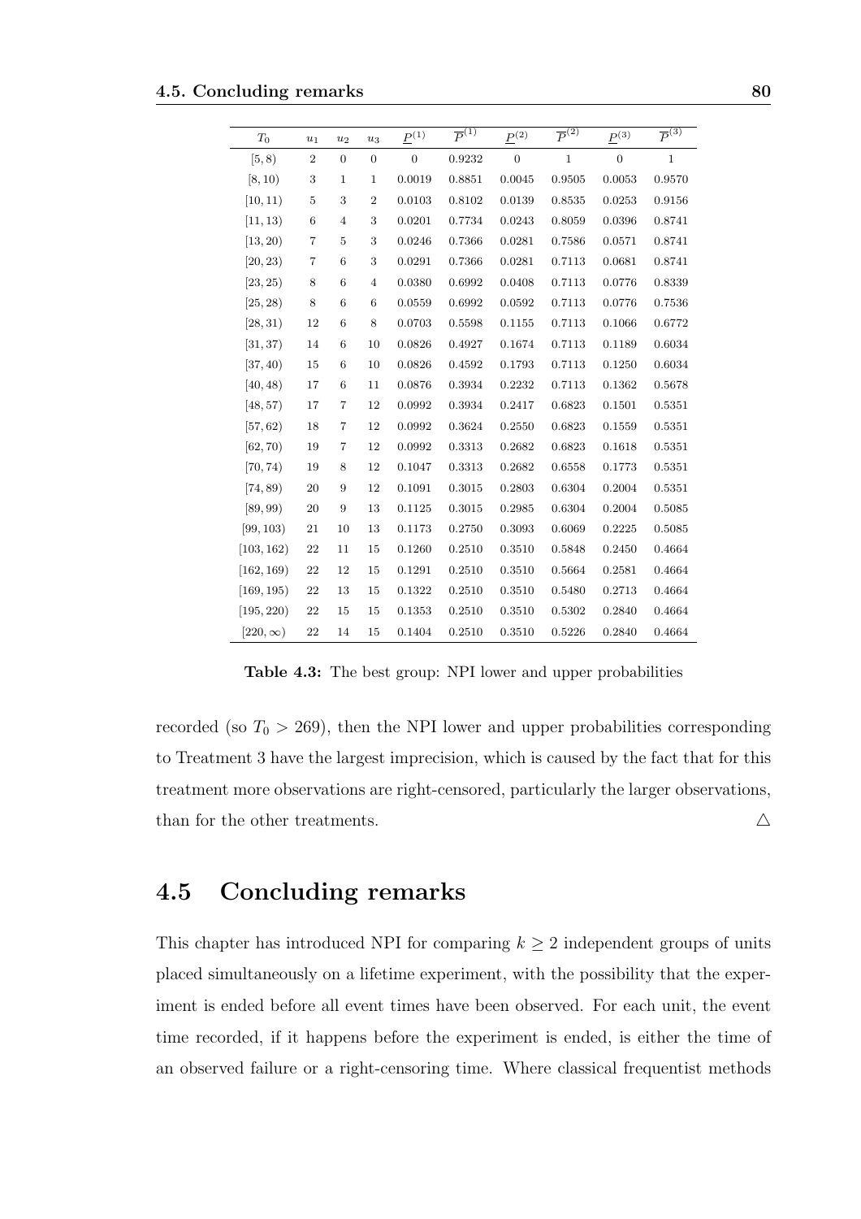| $T_0$ | $u_1$ | $u_2$ | $u_3$ | $\underline{P}^{(1)}$ | $\overline{P}^{(1)}$ | $\underline{P}^{(2)}$ | $\overline{P}^{(2)}$ | $\underline{P}^{(3)}$ | $\overline{P}^{(3)}$ |
|---|---|---|---|---|---|---|---|---|---|
| $[5, 8)$ | 2 | 0 | 0 | 0 | 0.9232 | 0 | 1 | 0 | 1 |
| $[8, 10)$ | 3 | 1 | 1 | 0.0019 | 0.8851 | 0.0045 | 0.9505 | 0.0053 | 0.9570 |
| $[10, 11)$ | 5 | 3 | 2 | 0.0103 | 0.8102 | 0.0139 | 0.8535 | 0.0253 | 0.9156 |
| $[11, 13)$ | 6 | 4 | 3 | 0.0201 | 0.7734 | 0.0243 | 0.8059 | 0.0396 | 0.8741 |
| $[13, 20)$ | 7 | 5 | 3 | 0.0246 | 0.7366 | 0.0281 | 0.7586 | 0.0571 | 0.8741 |
| $[20, 23)$ | 7 | 6 | 3 | 0.0291 | 0.7366 | 0.0281 | 0.7113 | 0.0681 | 0.8741 |
| $[23, 25)$ | 8 | 6 | 4 | 0.0380 | 0.6992 | 0.0408 | 0.7113 | 0.0776 | 0.8339 |
| $[25, 28)$ | 8 | 6 | 6 | 0.0559 | 0.6992 | 0.0592 | 0.7113 | 0.0776 | 0.7536 |
| $[28, 31)$ | 12 | 6 | 8 | 0.0703 | 0.5598 | 0.1155 | 0.7113 | 0.1066 | 0.6772 |
| $[31, 37)$ | 14 | 6 | 10 | 0.0826 | 0.4927 | 0.1674 | 0.7113 | 0.1189 | 0.6034 |
| $[37, 40)$ | 15 | 6 | 10 | 0.0826 | 0.4592 | 0.1793 | 0.7113 | 0.1250 | 0.6034 |
| $[40, 48)$ | 17 | 6 | 11 | 0.0876 | 0.3934 | 0.2232 | 0.7113 | 0.1362 | 0.5678 |
| $[48, 57)$ | 17 | 7 | 12 | 0.0992 | 0.3934 | 0.2417 | 0.6823 | 0.1501 | 0.5351 |
| $[57, 62)$ | 18 | 7 | 12 | 0.0992 | 0.3624 | 0.2550 | 0.6823 | 0.1559 | 0.5351 |
| $[62, 70)$ | 19 | 7 | 12 | 0.0992 | 0.3313 | 0.2682 | 0.6823 | 0.1618 | 0.5351 |
| $[70, 74)$ | 19 | 8 | 12 | 0.1047 | 0.3313 | 0.2682 | 0.6558 | 0.1773 | 0.5351 |
| $[74, 89)$ | 20 | 9 | 12 | 0.1091 | 0.3015 | 0.2803 | 0.6304 | 0.2004 | 0.5351 |
| $[89, 99)$ | 20 | 9 | 13 | 0.1125 | 0.3015 | 0.2985 | 0.6304 | 0.2004 | 0.5085 |
| $[99, 103)$ | 21 | 10 | 13 | 0.1173 | 0.2750 | 0.3093 | 0.6069 | 0.2225 | 0.5085 |
| $[103, 162)$ | 22 | 11 | 15 | 0.1260 | 0.2510 | 0.3510 | 0.5848 | 0.2450 | 0.4664 |
| $[162, 169)$ | 22 | 12 | 15 | 0.1291 | 0.2510 | 0.3510 | 0.5664 | 0.2581 | 0.4664 |
| $[169, 195)$ | 22 | 13 | 15 | 0.1322 | 0.2510 | 0.3510 | 0.5480 | 0.2713 | 0.4664 |
| $[195, 220)$ | 22 | 15 | 15 | 0.1353 | 0.2510 | 0.3510 | 0.5302 | 0.2840 | 0.4664 |
| $[220, \infty)$ | 22 | 14 | 15 | 0.1404 | 0.2510 | 0.3510 | 0.5226 | 0.2840 | 0.4664 |

**Table 4.3:** The best group: NPI lower and upper probabilities

recorded (so $T_0 > 269$), then the NPI lower and upper probabilities corresponding to Treatment 3 have the largest imprecision, which is caused by the fact that for this treatment more observations are right-censored, particularly the larger observations, than for the other treatments. $\triangle$

## 4.5 Concluding remarks

This chapter has introduced NPI for comparing $k \geq 2$ independent groups of units placed simultaneously on a lifetime experiment, with the possibility that the experiment is ended before all event times have been observed. For each unit, the event time recorded, if it happens before the experiment is ended, is either the time of an observed failure or a right-censoring time. Where classical frequentist methods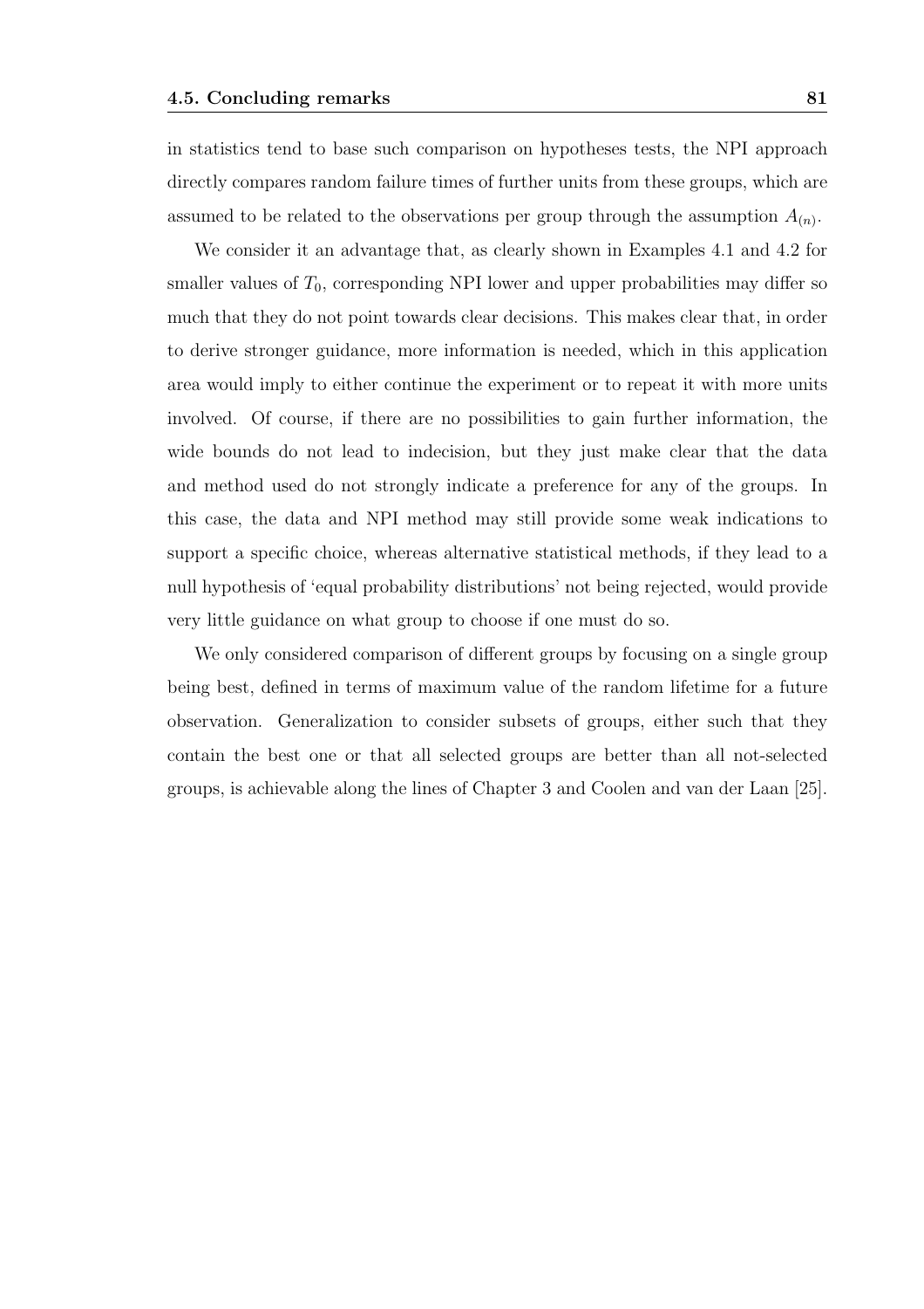in statistics tend to base such comparison on hypotheses tests, the NPI approach directly compares random failure times of further units from these groups, which are assumed to be related to the observations per group through the assumption $A_{(n)}$.

We consider it an advantage that, as clearly shown in Examples 4.1 and 4.2 for smaller values of $T_0$, corresponding NPI lower and upper probabilities may differ so much that they do not point towards clear decisions. This makes clear that, in order to derive stronger guidance, more information is needed, which in this application area would imply to either continue the experiment or to repeat it with more units involved. Of course, if there are no possibilities to gain further information, the wide bounds do not lead to indecision, but they just make clear that the data and method used do not strongly indicate a preference for any of the groups. In this case, the data and NPI method may still provide some weak indications to support a specific choice, whereas alternative statistical methods, if they lead to a null hypothesis of 'equal probability distributions' not being rejected, would provide very little guidance on what group to choose if one must do so.

We only considered comparison of different groups by focusing on a single group being best, defined in terms of maximum value of the random lifetime for a future observation. Generalization to consider subsets of groups, either such that they contain the best one or that all selected groups are better than all not-selected groups, is achievable along the lines of Chapter 3 and Coolen and van der Laan [25].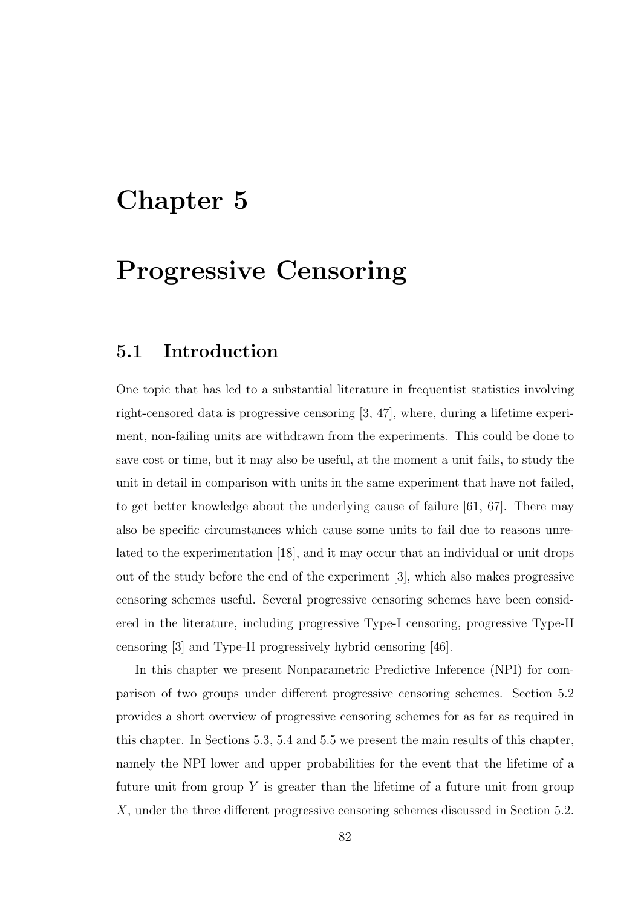# Chapter 5

# Progressive Censoring

## 5.1 Introduction

One topic that has led to a substantial literature in frequentist statistics involving right-censored data is progressive censoring [3, 47], where, during a lifetime experiment, non-failing units are withdrawn from the experiments. This could be done to save cost or time, but it may also be useful, at the moment a unit fails, to study the unit in detail in comparison with units in the same experiment that have not failed, to get better knowledge about the underlying cause of failure [61, 67]. There may also be specific circumstances which cause some units to fail due to reasons unrelated to the experimentation [18], and it may occur that an individual or unit drops out of the study before the end of the experiment [3], which also makes progressive censoring schemes useful. Several progressive censoring schemes have been considered in the literature, including progressive Type-I censoring, progressive Type-II censoring [3] and Type-II progressively hybrid censoring [46].

In this chapter we present Nonparametric Predictive Inference (NPI) for comparison of two groups under different progressive censoring schemes. Section 5.2 provides a short overview of progressive censoring schemes for as far as required in this chapter. In Sections 5.3, 5.4 and 5.5 we present the main results of this chapter, namely the NPI lower and upper probabilities for the event that the lifetime of a future unit from group $Y$ is greater than the lifetime of a future unit from group $X$, under the three different progressive censoring schemes discussed in Section 5.2.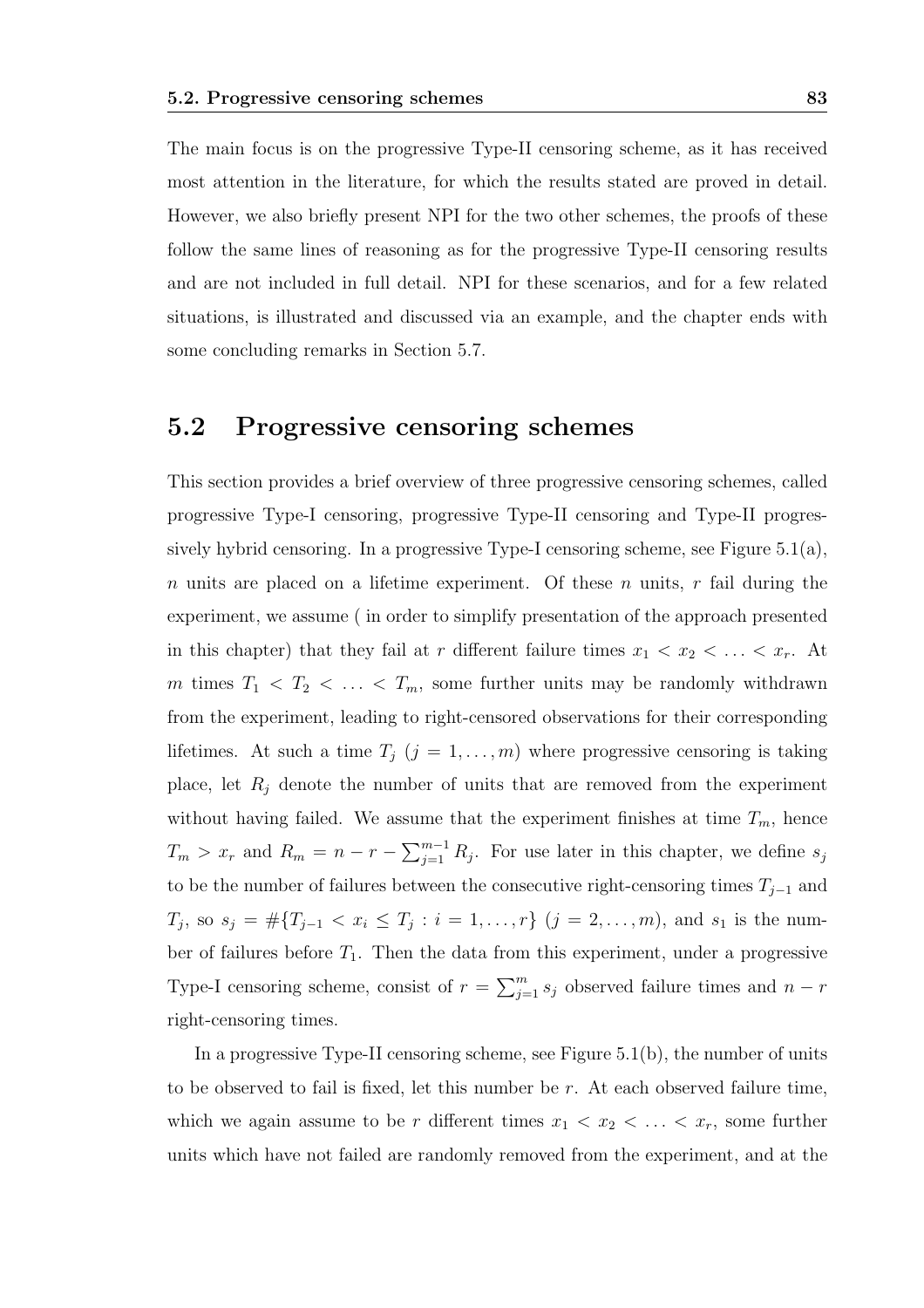The main focus is on the progressive Type-II censoring scheme, as it has received most attention in the literature, for which the results stated are proved in detail. However, we also briefly present NPI for the two other schemes, the proofs of these follow the same lines of reasoning as for the progressive Type-II censoring results and are not included in full detail. NPI for these scenarios, and for a few related situations, is illustrated and discussed via an example, and the chapter ends with some concluding remarks in Section 5.7.

## 5.2 Progressive censoring schemes

This section provides a brief overview of three progressive censoring schemes, called progressive Type-I censoring, progressive Type-II censoring and Type-II progressively hybrid censoring. In a progressive Type-I censoring scheme, see Figure 5.1(a), $n$ units are placed on a lifetime experiment. Of these $n$ units, $r$ fail during the experiment, we assume ( in order to simplify presentation of the approach presented in this chapter) that they fail at $r$ different failure times $x_1 < x_2 < \ldots < x_r$. At $m$ times $T_1 < T_2 < \ldots < T_m$, some further units may be randomly withdrawn from the experiment, leading to right-censored observations for their corresponding lifetimes. At such a time $T_j$ $(j = 1, \ldots, m)$ where progressive censoring is taking place, let $R_j$ denote the number of units that are removed from the experiment without having failed. We assume that the experiment finishes at time $T_m$, hence $T_m > x_r$ and $R_m = n - r - \sum_{j=1}^{m-1} R_j$. For use later in this chapter, we define $s_j$ to be the number of failures between the consecutive right-censoring times $T_{j-1}$ and $T_j$, so $s_j = \#\{T_{j-1} < x_i \leq T_j : i = 1, \ldots, r\}$ $(j = 2, \ldots, m)$, and $s_1$ is the number of failures before $T_1$. Then the data from this experiment, under a progressive Type-I censoring scheme, consist of $r = \sum_{j=1}^{m} s_j$ observed failure times and $n - r$ right-censoring times.

In a progressive Type-II censoring scheme, see Figure 5.1(b), the number of units to be observed to fail is fixed, let this number be $r$. At each observed failure time, which we again assume to be $r$ different times $x_1 < x_2 < \ldots < x_r$, some further units which have not failed are randomly removed from the experiment, and at the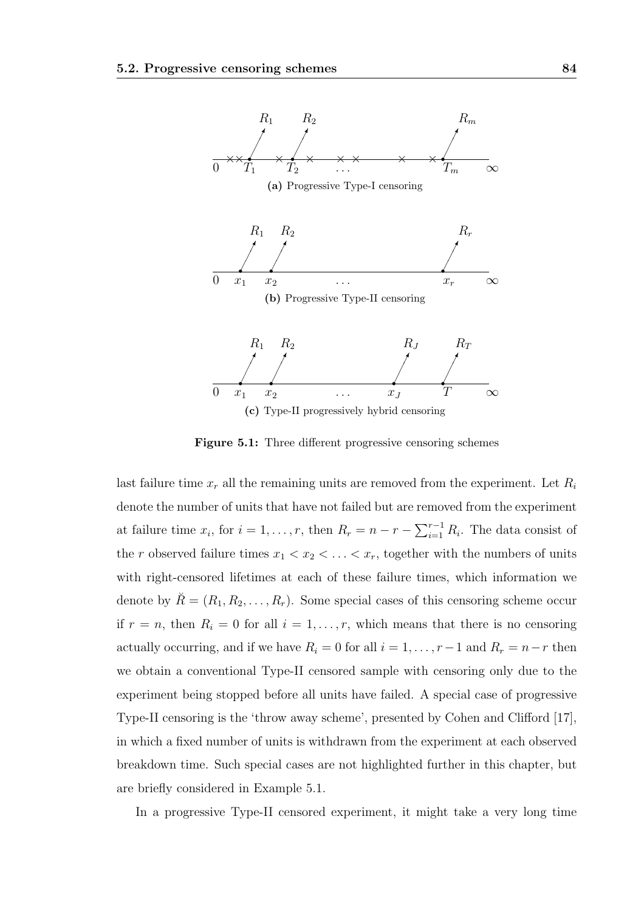(a) Progressive Type-I censoring

(b) Progressive Type-II censoring

(c) Type-II progressively hybrid censoring

**Figure 5.1:** Three different progressive censoring schemes

last failure time $x_r$ all the remaining units are removed from the experiment. Let $R_i$ denote the number of units that have not failed but are removed from the experiment at failure time $x_i$, for $i = 1, \ldots, r$, then $R_r = n - r - \sum_{i=1}^{r-1} R_i$. The data consist of the $r$ observed failure times $x_1 < x_2 < \ldots < x_r$, together with the numbers of units with right-censored lifetimes at each of these failure times, which information we denote by $\breve{R} = (R_1, R_2, \ldots, R_r)$. Some special cases of this censoring scheme occur if $r = n$, then $R_i = 0$ for all $i = 1, \ldots, r$, which means that there is no censoring actually occurring, and if we have $R_i = 0$ for all $i = 1, \ldots, r-1$ and $R_r = n-r$ then we obtain a conventional Type-II censored sample with censoring only due to the experiment being stopped before all units have failed. A special case of progressive Type-II censoring is the 'throw away scheme', presented by Cohen and Clifford [17], in which a fixed number of units is withdrawn from the experiment at each observed breakdown time. Such special cases are not highlighted further in this chapter, but are briefly considered in Example 5.1.

In a progressive Type-II censored experiment, it might take a very long time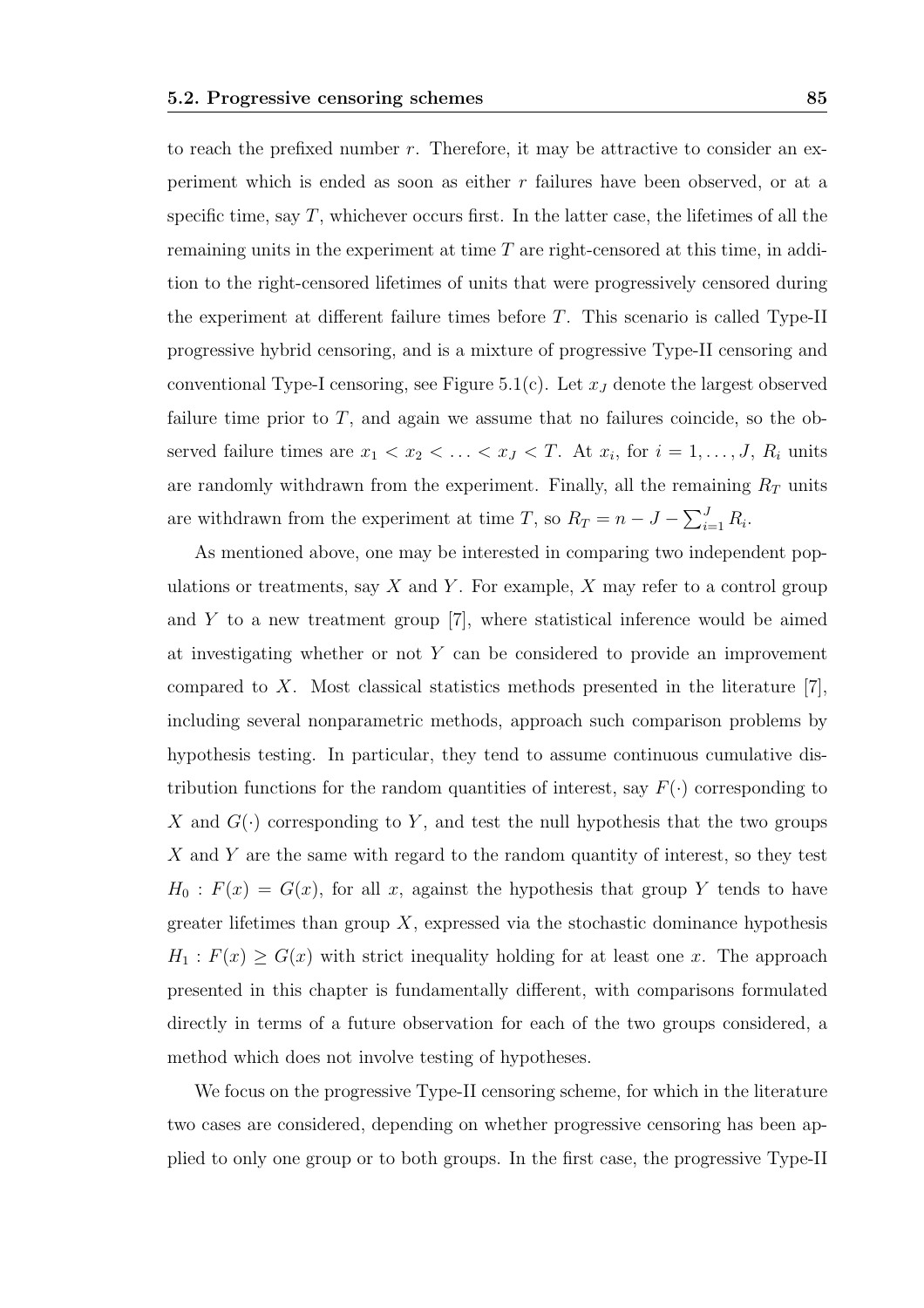to reach the prefixed number $r$. Therefore, it may be attractive to consider an experiment which is ended as soon as either $r$ failures have been observed, or at a specific time, say $T$, whichever occurs first. In the latter case, the lifetimes of all the remaining units in the experiment at time $T$ are right-censored at this time, in addition to the right-censored lifetimes of units that were progressively censored during the experiment at different failure times before $T$. This scenario is called Type-II progressive hybrid censoring, and is a mixture of progressive Type-II censoring and conventional Type-I censoring, see Figure 5.1(c). Let $x_J$ denote the largest observed failure time prior to $T$, and again we assume that no failures coincide, so the observed failure times are $x_1 < x_2 < \ldots < x_J < T$. At $x_i$, for $i = 1, \ldots, J$, $R_i$ units are randomly withdrawn from the experiment. Finally, all the remaining $R_T$ units are withdrawn from the experiment at time $T$, so $R_T = n - J - \sum_{i=1}^{J} R_i$.

As mentioned above, one may be interested in comparing two independent populations or treatments, say $X$ and $Y$. For example, $X$ may refer to a control group and $Y$ to a new treatment group [7], where statistical inference would be aimed at investigating whether or not $Y$ can be considered to provide an improvement compared to $X$. Most classical statistics methods presented in the literature [7], including several nonparametric methods, approach such comparison problems by hypothesis testing. In particular, they tend to assume continuous cumulative distribution functions for the random quantities of interest, say $F(\cdot)$ corresponding to $X$ and $G(\cdot)$ corresponding to $Y$, and test the null hypothesis that the two groups $X$ and $Y$ are the same with regard to the random quantity of interest, so they test $H_0 : F(x) = G(x)$, for all $x$, against the hypothesis that group $Y$ tends to have greater lifetimes than group $X$, expressed via the stochastic dominance hypothesis $H_1 : F(x) \geq G(x)$ with strict inequality holding for at least one $x$. The approach presented in this chapter is fundamentally different, with comparisons formulated directly in terms of a future observation for each of the two groups considered, a method which does not involve testing of hypotheses.

We focus on the progressive Type-II censoring scheme, for which in the literature two cases are considered, depending on whether progressive censoring has been applied to only one group or to both groups. In the first case, the progressive Type-II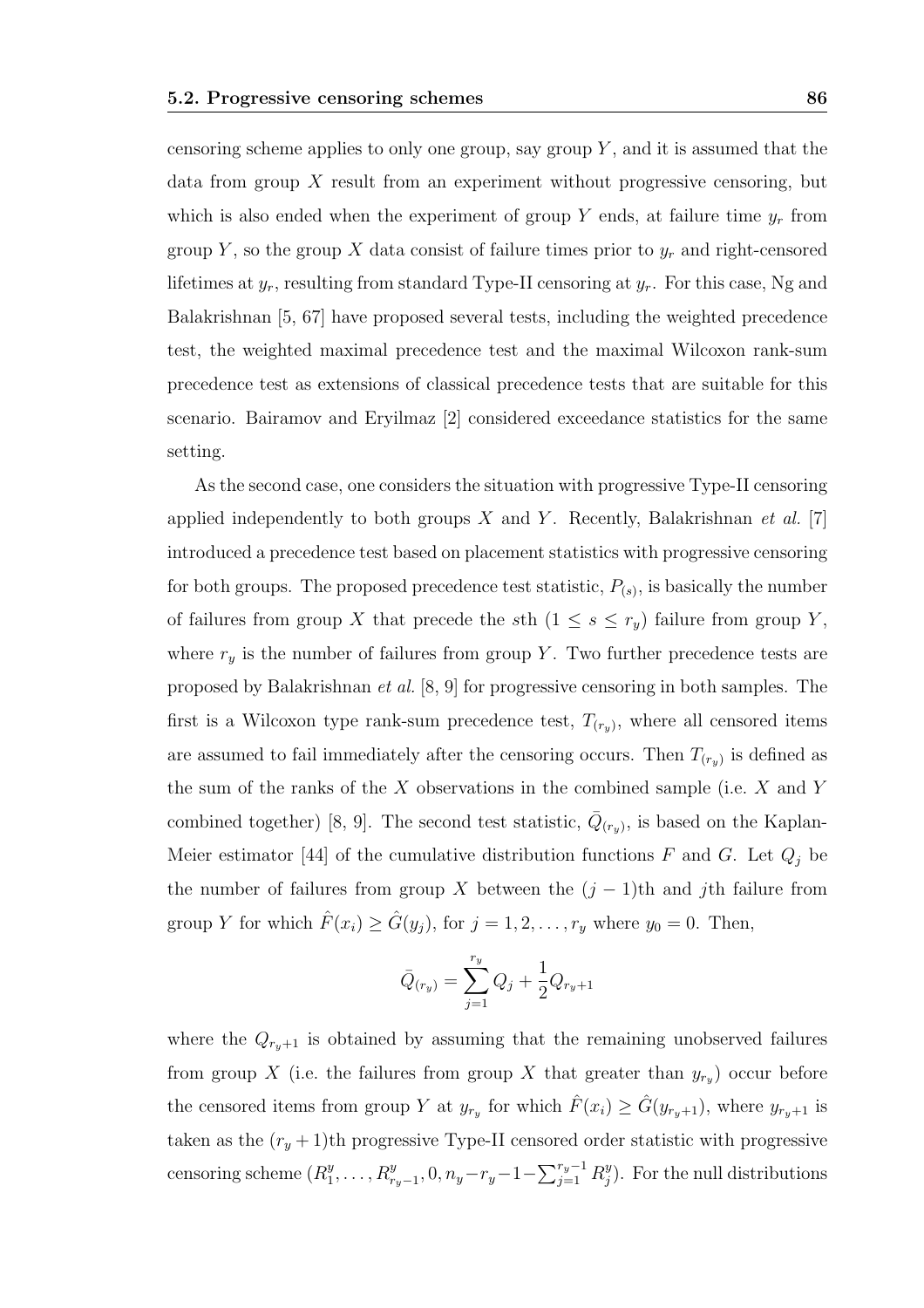censoring scheme applies to only one group, say group $Y$, and it is assumed that the data from group $X$ result from an experiment without progressive censoring, but which is also ended when the experiment of group $Y$ ends, at failure time $y_r$ from group $Y$, so the group $X$ data consist of failure times prior to $y_r$ and right-censored lifetimes at $y_r$, resulting from standard Type-II censoring at $y_r$. For this case, Ng and Balakrishnan [5, 67] have proposed several tests, including the weighted precedence test, the weighted maximal precedence test and the maximal Wilcoxon rank-sum precedence test as extensions of classical precedence tests that are suitable for this scenario. Bairamov and Eryilmaz [2] considered exceedance statistics for the same setting.

As the second case, one considers the situation with progressive Type-II censoring applied independently to both groups $X$ and $Y$. Recently, Balakrishnan *et al.* [7] introduced a precedence test based on placement statistics with progressive censoring for both groups. The proposed precedence test statistic, $P_{(s)}$, is basically the number of failures from group $X$ that precede the $s$th $(1 \leq s \leq r_y)$ failure from group $Y$, where $r_y$ is the number of failures from group $Y$. Two further precedence tests are proposed by Balakrishnan *et al.* [8, 9] for progressive censoring in both samples. The first is a Wilcoxon type rank-sum precedence test, $T_{(r_y)}$, where all censored items are assumed to fail immediately after the censoring occurs. Then $T_{(r_y)}$ is defined as the sum of the ranks of the $X$ observations in the combined sample (i.e. $X$ and $Y$ combined together) [8, 9]. The second test statistic, $\bar{Q}_{(r_y)}$, is based on the Kaplan-Meier estimator [44] of the cumulative distribution functions $F$ and $G$. Let $Q_j$ be the number of failures from group $X$ between the $(j-1)$th and $j$th failure from group $Y$ for which $\hat{F}(x_i) \geq \hat{G}(y_j)$, for $j = 1, 2, \ldots, r_y$ where $y_0 = 0$. Then,

$$\bar{Q}_{(r_y)} = \sum_{j=1}^{r_y} Q_j + \frac{1}{2} Q_{r_y+1}$$

where the $Q_{r_y+1}$ is obtained by assuming that the remaining unobserved failures from group $X$ (i.e. the failures from group $X$ that greater than $y_{r_y}$) occur before the censored items from group $Y$ at $y_{r_y}$ for which $\hat{F}(x_i) \geq \hat{G}(y_{r_y+1})$, where $y_{r_y+1}$ is taken as the $(r_y+1)$th progressive Type-II censored order statistic with progressive censoring scheme $(R_1^y, \ldots, R_{r_y-1}^y, 0, n_y - r_y - 1 - \sum_{j=1}^{r_y-1} R_j^y)$. For the null distributions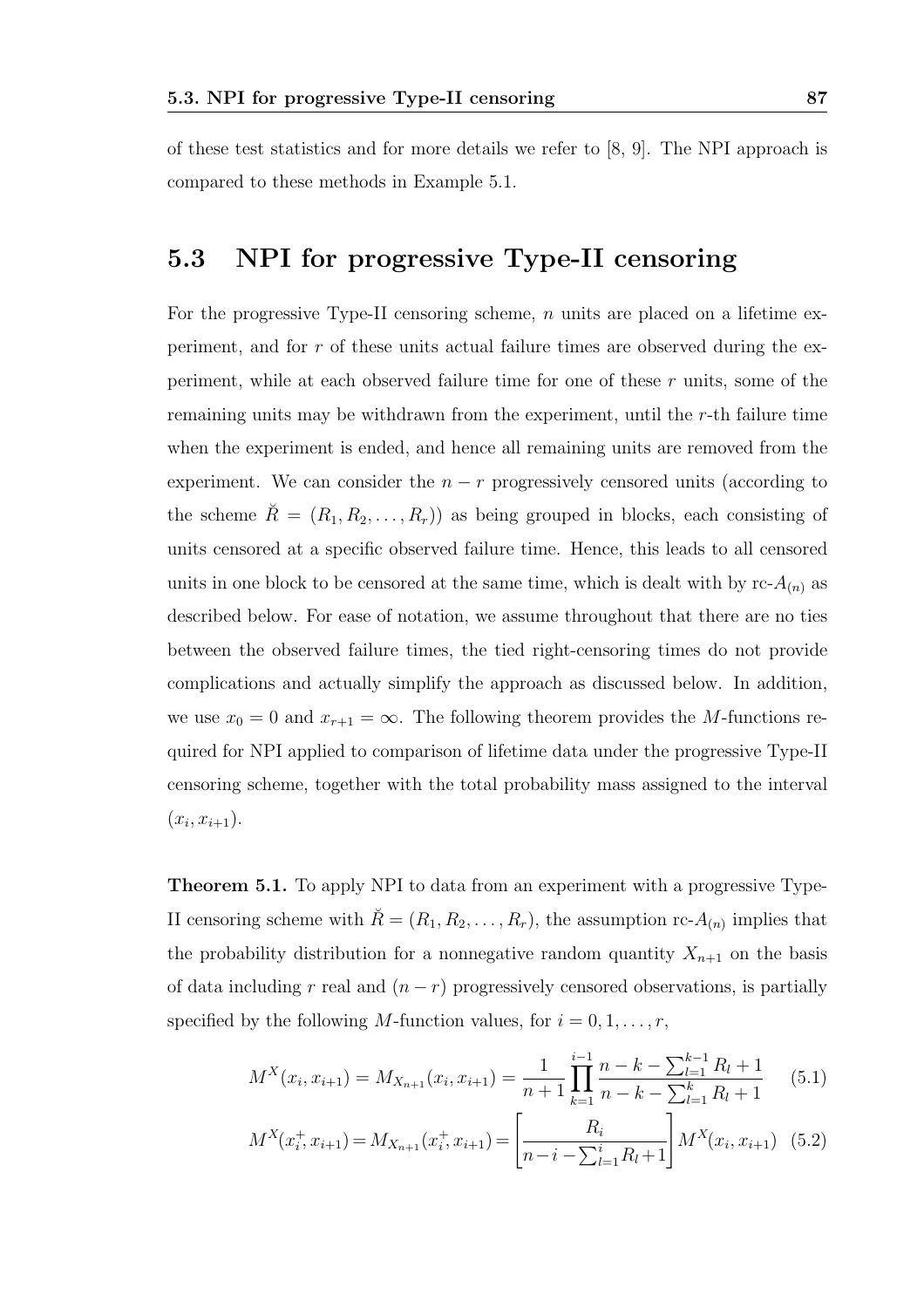of these test statistics and for more details we refer to [8, 9]. The NPI approach is compared to these methods in Example 5.1.

## 5.3 NPI for progressive Type-II censoring

For the progressive Type-II censoring scheme, $n$ units are placed on a lifetime experiment, and for $r$ of these units actual failure times are observed during the experiment, while at each observed failure time for one of these $r$ units, some of the remaining units may be withdrawn from the experiment, until the $r$-th failure time when the experiment is ended, and hence all remaining units are removed from the experiment. We can consider the $n - r$ progressively censored units (according to the scheme $\breve{R} = (R_1, R_2, \ldots, R_r)$) as being grouped in blocks, each consisting of units censored at a specific observed failure time. Hence, this leads to all censored units in one block to be censored at the same time, which is dealt with by rc-$A_{(n)}$ as described below. For ease of notation, we assume throughout that there are no ties between the observed failure times, the tied right-censoring times do not provide complications and actually simplify the approach as discussed below. In addition, we use $x_0 = 0$ and $x_{r+1} = \infty$. The following theorem provides the $M$-functions required for NPI applied to comparison of lifetime data under the progressive Type-II censoring scheme, together with the total probability mass assigned to the interval $(x_i, x_{i+1})$.

**Theorem 5.1.** To apply NPI to data from an experiment with a progressive Type-II censoring scheme with $\breve{R} = (R_1, R_2, \ldots, R_r)$, the assumption rc-$A_{(n)}$ implies that the probability distribution for a nonnegative random quantity $X_{n+1}$ on the basis of data including $r$ real and $(n - r)$ progressively censored observations, is partially specified by the following $M$-function values, for $i = 0, 1, \ldots, r$,

$$M^X(x_i, x_{i+1}) = M_{X_{n+1}}(x_i, x_{i+1}) = \frac{1}{n+1} \prod_{k=1}^{i-1} \frac{n - k - \sum_{l=1}^{k-1} R_l + 1}{n - k - \sum_{l=1}^{k} R_l + 1} \tag{5.1}$$

$$M^X(x_i^+, x_{i+1}) = M_{X_{n+1}}(x_i^+, x_{i+1}) = \left[\frac{R_i}{n - i - \sum_{l=1}^{i} R_l + 1}\right] M^X(x_i, x_{i+1}) \tag{5.2}$$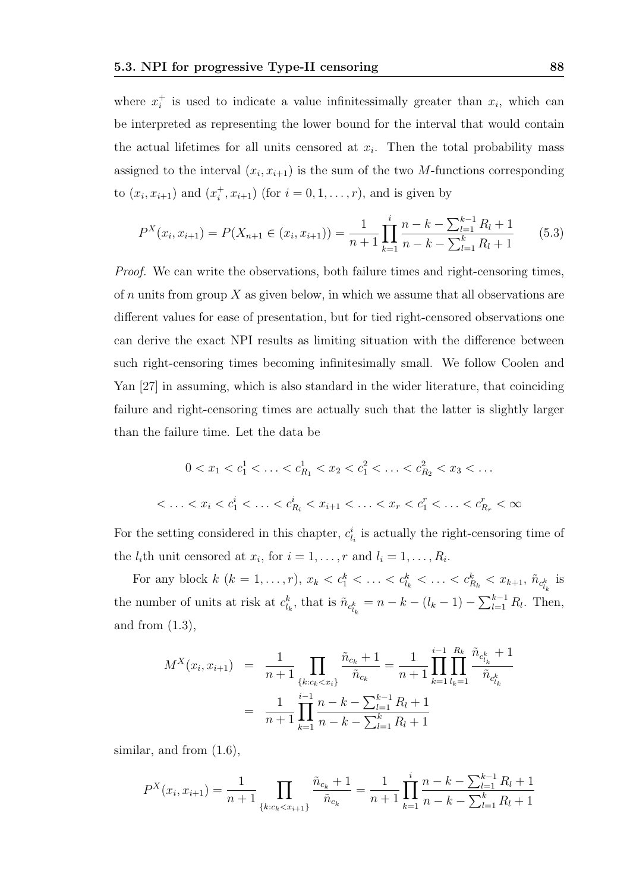where $x_i^+$ is used to indicate a value infinitessimally greater than $x_i$, which can be interpreted as representing the lower bound for the interval that would contain the actual lifetimes for all units censored at $x_i$. Then the total probability mass assigned to the interval $(x_i, x_{i+1})$ is the sum of the two $M$-functions corresponding to $(x_i, x_{i+1})$ and $(x_i^+, x_{i+1})$ (for $i = 0, 1, \ldots, r$), and is given by

$$P^X(x_i, x_{i+1}) = P(X_{n+1} \in (x_i, x_{i+1})) = \frac{1}{n+1} \prod_{k=1}^{i} \frac{n - k - \sum_{l=1}^{k-1} R_l + 1}{n - k - \sum_{l=1}^{k} R_l + 1} \tag{5.3}$$

*Proof.* We can write the observations, both failure times and right-censoring times, of $n$ units from group $X$ as given below, in which we assume that all observations are different values for ease of presentation, but for tied right-censored observations one can derive the exact NPI results as limiting situation with the difference between such right-censoring times becoming infinitesimally small. We follow Coolen and Yan [27] in assuming, which is also standard in the wider literature, that coinciding failure and right-censoring times are actually such that the latter is slightly larger than the failure time. Let the data be

$$0 < x_1 < c_1^1 < \ldots < c_{R_1}^1 < x_2 < c_1^2 < \ldots < c_{R_2}^2 < x_3 < \ldots$$

$$< \ldots < x_i < c_1^i < \ldots < c_{R_i}^i < x_{i+1} < \ldots < x_r < c_1^r < \ldots < c_{R_r}^r < \infty$$

For the setting considered in this chapter, $c_{l_i}^i$ is actually the right-censoring time of the $l_i$th unit censored at $x_i$, for $i = 1, \ldots, r$ and $l_i = 1, \ldots, R_i$.

For any block $k$ $(k = 1, \ldots, r)$, $x_k < c_1^k < \ldots < c_{l_k}^k < \ldots < c_{R_k}^k < x_{k+1}$, $\tilde{n}_{c_{l_k}^k}$ is the number of units at risk at $c_{l_k}^k$, that is $\tilde{n}_{c_{l_k}^k} = n - k - (l_k - 1) - \sum_{l=1}^{k-1} R_l$. Then, and from (1.3),

$$\begin{aligned} M^X(x_i, x_{i+1}) &= \frac{1}{n+1} \prod_{\{k: c_k < x_i\}} \frac{\tilde{n}_{c_k} + 1}{\tilde{n}_{c_k}} = \frac{1}{n+1} \prod_{k=1}^{i-1} \prod_{l_k=1}^{R_k} \frac{\tilde{n}_{c_{l_k}^k} + 1}{\tilde{n}_{c_{l_k}^k}} \\ &= \frac{1}{n+1} \prod_{k=1}^{i-1} \frac{n - k - \sum_{l=1}^{k-1} R_l + 1}{n - k - \sum_{l=1}^{k} R_l + 1} \end{aligned}$$

similar, and from (1.6),

$$P^X(x_i, x_{i+1}) = \frac{1}{n+1} \prod_{\{k: c_k < x_{i+1}\}} \frac{\tilde{n}_{c_k} + 1}{\tilde{n}_{c_k}} = \frac{1}{n+1} \prod_{k=1}^{i} \frac{n - k - \sum_{l=1}^{k-1} R_l + 1}{n - k - \sum_{l=1}^{k} R_l + 1}$$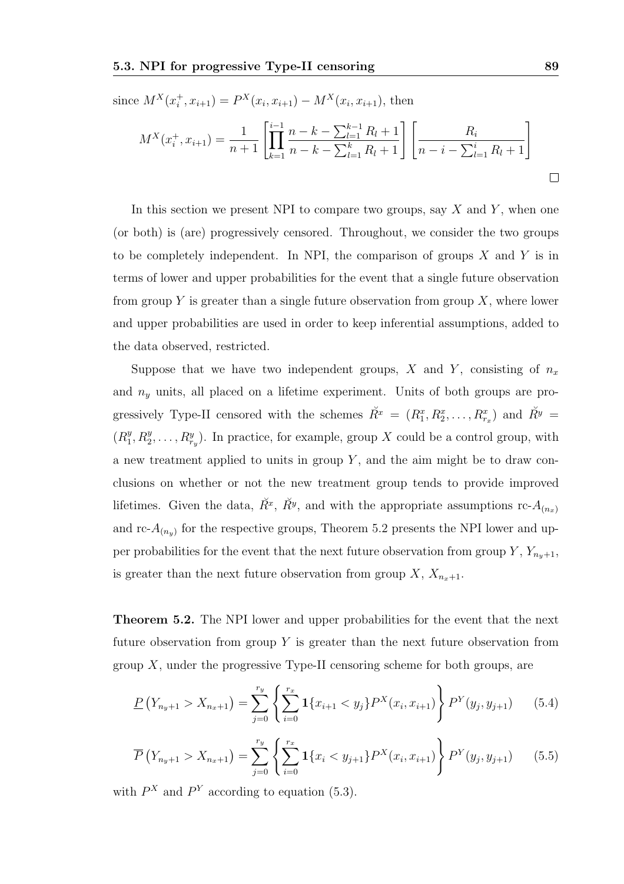since $M^X(x_i^+, x_{i+1}) = P^X(x_i, x_{i+1}) - M^X(x_i, x_{i+1})$, then

$$M^X(x_i^+, x_{i+1}) = \frac{1}{n+1}\left[\prod_{k=1}^{i-1} \frac{n-k-\sum_{l=1}^{k-1} R_l + 1}{n-k-\sum_{l=1}^{k} R_l + 1}\right]\left[\frac{R_i}{n-i-\sum_{l=1}^{i} R_l + 1}\right]$$

□

In this section we present NPI to compare two groups, say $X$ and $Y$, when one (or both) is (are) progressively censored. Throughout, we consider the two groups to be completely independent. In NPI, the comparison of groups $X$ and $Y$ is in terms of lower and upper probabilities for the event that a single future observation from group $Y$ is greater than a single future observation from group $X$, where lower and upper probabilities are used in order to keep inferential assumptions, added to the data observed, restricted.

Suppose that we have two independent groups, $X$ and $Y$, consisting of $n_x$ and $n_y$ units, all placed on a lifetime experiment. Units of both groups are progressively Type-II censored with the schemes $\breve{R}^x = (R_1^x, R_2^x, \ldots, R_{r_x}^x)$ and $\breve{R}^y = (R_1^y, R_2^y, \ldots, R_{r_y}^y)$. In practice, for example, group $X$ could be a control group, with a new treatment applied to units in group $Y$, and the aim might be to draw conclusions on whether or not the new treatment group tends to provide improved lifetimes. Given the data, $\breve{R}^x$, $\breve{R}^y$, and with the appropriate assumptions rc-$A_{(n_x)}$ and rc-$A_{(n_y)}$ for the respective groups, Theorem 5.2 presents the NPI lower and upper probabilities for the event that the next future observation from group $Y$, $Y_{n_y+1}$, is greater than the next future observation from group $X$, $X_{n_x+1}$.

**Theorem 5.2.** The NPI lower and upper probabilities for the event that the next future observation from group $Y$ is greater than the next future observation from group $X$, under the progressive Type-II censoring scheme for both groups, are

$$\underline{P}\left(Y_{n_y+1} > X_{n_x+1}\right) = \sum_{j=0}^{r_y}\left\{\sum_{i=0}^{r_x} \mathbf{1}\{x_{i+1} < y_j\} P^X(x_i, x_{i+1})\right\} P^Y(y_j, y_{j+1}) \quad (5.4)$$

$$\overline{P}\left(Y_{n_y+1} > X_{n_x+1}\right) = \sum_{j=0}^{r_y}\left\{\sum_{i=0}^{r_x} \mathbf{1}\{x_i < y_{j+1}\} P^X(x_i, x_{i+1})\right\} P^Y(y_j, y_{j+1}) \quad (5.5)$$

with $P^X$ and $P^Y$ according to equation (5.3).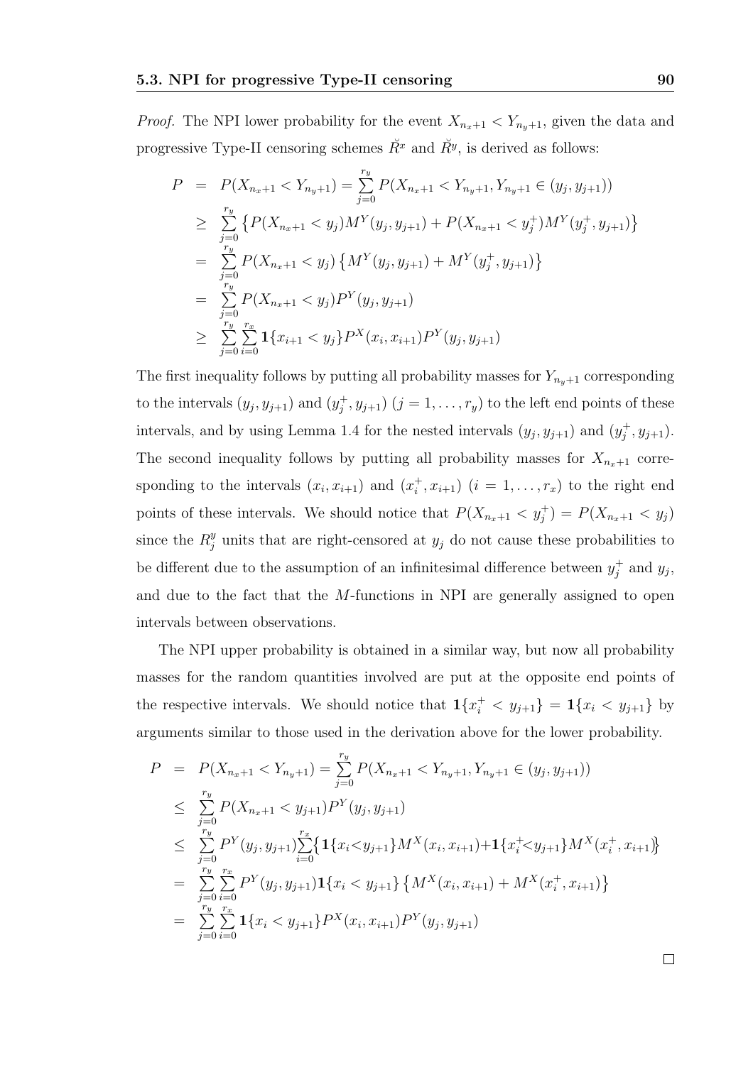*Proof.* The NPI lower probability for the event $X_{n_x+1} < Y_{n_y+1}$, given the data and progressive Type-II censoring schemes $\breve{R}^x$ and $\breve{R}^y$, is derived as follows:

$$
\begin{aligned}
P &= P(X_{n_x+1} < Y_{n_y+1}) = \sum_{j=0}^{r_y} P(X_{n_x+1} < Y_{n_y+1}, Y_{n_y+1} \in (y_j, y_{j+1})) \\
&\geq \sum_{j=0}^{r_y} \left\{ P(X_{n_x+1} < y_j) M^Y(y_j, y_{j+1}) + P(X_{n_x+1} < y_j^+) M^Y(y_j^+, y_{j+1}) \right\} \\
&= \sum_{j=0}^{r_y} P(X_{n_x+1} < y_j) \left\{ M^Y(y_j, y_{j+1}) + M^Y(y_j^+, y_{j+1}) \right\} \\
&= \sum_{j=0}^{r_y} P(X_{n_x+1} < y_j) P^Y(y_j, y_{j+1}) \\
&\geq \sum_{j=0}^{r_y} \sum_{i=0}^{r_x} \mathbf{1}\{x_{i+1} < y_j\} P^X(x_i, x_{i+1}) P^Y(y_j, y_{j+1})
\end{aligned}
$$

The first inequality follows by putting all probability masses for $Y_{n_y+1}$ corresponding to the intervals $(y_j, y_{j+1})$ and $(y_j^+, y_{j+1})$ $(j = 1, \ldots, r_y)$ to the left end points of these intervals, and by using Lemma 1.4 for the nested intervals $(y_j, y_{j+1})$ and $(y_j^+, y_{j+1})$. The second inequality follows by putting all probability masses for $X_{n_x+1}$ corresponding to the intervals $(x_i, x_{i+1})$ and $(x_i^+, x_{i+1})$ $(i = 1, \ldots, r_x)$ to the right end points of these intervals. We should notice that $P(X_{n_x+1} < y_j^+) = P(X_{n_x+1} < y_j)$ since the $R_j^y$ units that are right-censored at $y_j$ do not cause these probabilities to be different due to the assumption of an infinitesimal difference between $y_j^+$ and $y_j$, and due to the fact that the $M$-functions in NPI are generally assigned to open intervals between observations.

The NPI upper probability is obtained in a similar way, but now all probability masses for the random quantities involved are put at the opposite end points of the respective intervals. We should notice that $\mathbf{1}\{x_i^+ < y_{j+1}\} = \mathbf{1}\{x_i < y_{j+1}\}$ by arguments similar to those used in the derivation above for the lower probability.

$$
\begin{aligned}
P &= P(X_{n_x+1} < Y_{n_y+1}) = \sum_{j=0}^{r_y} P(X_{n_x+1} < Y_{n_y+1}, Y_{n_y+1} \in (y_j, y_{j+1})) \\
&\leq \sum_{j=0}^{r_y} P(X_{n_x+1} < y_{j+1}) P^Y(y_j, y_{j+1}) \\
&\leq \sum_{j=0}^{r_y} P^Y(y_j, y_{j+1}) \sum_{i=0}^{r_x} \left\{ \mathbf{1}\{x_i < y_{j+1}\} M^X(x_i, x_{i+1}) + \mathbf{1}\{x_i^+ < y_{j+1}\} M^X(x_i^+, x_{i+1}) \right\} \\
&= \sum_{j=0}^{r_y} \sum_{i=0}^{r_x} P^Y(y_j, y_{j+1}) \mathbf{1}\{x_i < y_{j+1}\} \left\{ M^X(x_i, x_{i+1}) + M^X(x_i^+, x_{i+1}) \right\} \\
&= \sum_{j=0}^{r_y} \sum_{i=0}^{r_x} \mathbf{1}\{x_i < y_{j+1}\} P^X(x_i, x_{i+1}) P^Y(y_j, y_{j+1})
\end{aligned}
$$

□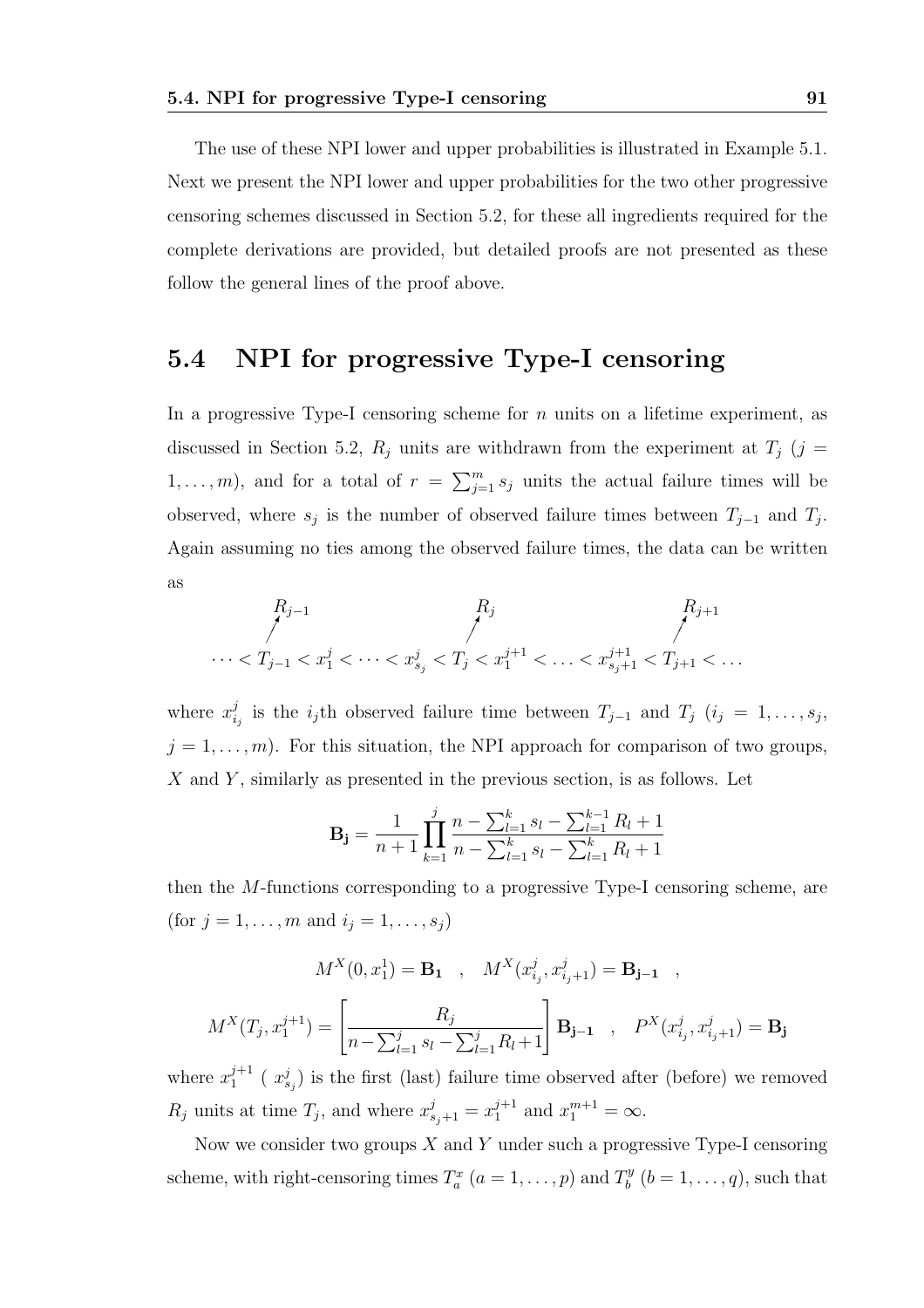The use of these NPI lower and upper probabilities is illustrated in Example 5.1. Next we present the NPI lower and upper probabilities for the two other progressive censoring schemes discussed in Section 5.2, for these all ingredients required for the complete derivations are provided, but detailed proofs are not presented as these follow the general lines of the proof above.

## 5.4 NPI for progressive Type-I censoring

In a progressive Type-I censoring scheme for $n$ units on a lifetime experiment, as discussed in Section 5.2, $R_j$ units are withdrawn from the experiment at $T_j$ ($j = 1, \ldots, m$), and for a total of $r = \sum_{j=1}^{m} s_j$ units the actual failure times will be observed, where $s_j$ is the number of observed failure times between $T_{j-1}$ and $T_j$. Again assuming no ties among the observed failure times, the data can be written as

$$\cdots < \overset{R_{j-1}\nearrow}{T_{j-1}} < x_1^j < \cdots < x_{s_j}^j < \overset{R_j\nearrow}{T_j} < x_1^{j+1} < \ldots < x_{s_j+1}^{j+1} < \overset{R_{j+1}\nearrow}{T_{j+1}} < \ldots$$

where $x_{i_j}^j$ is the $i_j$th observed failure time between $T_{j-1}$ and $T_j$ ($i_j = 1, \ldots, s_j$, $j = 1, \ldots, m$). For this situation, the NPI approach for comparison of two groups, $X$ and $Y$, similarly as presented in the previous section, is as follows. Let

$$\mathbf{B_j} = \frac{1}{n+1} \prod_{k=1}^{j} \frac{n - \sum_{l=1}^{k} s_l - \sum_{l=1}^{k-1} R_l + 1}{n - \sum_{l=1}^{k} s_l - \sum_{l=1}^{k} R_l + 1}$$

then the $M$-functions corresponding to a progressive Type-I censoring scheme, are (for $j = 1, \ldots, m$ and $i_j = 1, \ldots, s_j$)

$$M^X(0, x_1^1) = \mathbf{B_1} \quad , \quad M^X(x_{i_j}^j, x_{i_j+1}^j) = \mathbf{B_{j-1}} \quad ,$$

$$M^X(T_j, x_1^{j+1}) = \left[ \frac{R_j}{n - \sum_{l=1}^{j} s_l - \sum_{l=1}^{j} R_l + 1} \right] \mathbf{B_{j-1}} \quad , \quad P^X(x_{i_j}^j, x_{i_j+1}^j) = \mathbf{B_j}$$

where $x_1^{j+1}$ ( $x_{s_j}^j$) is the first (last) failure time observed after (before) we removed $R_j$ units at time $T_j$, and where $x_{s_j+1}^j = x_1^{j+1}$ and $x_1^{m+1} = \infty$.

Now we consider two groups $X$ and $Y$ under such a progressive Type-I censoring scheme, with right-censoring times $T_a^x$ ($a = 1, \ldots, p$) and $T_b^y$ ($b = 1, \ldots, q$), such that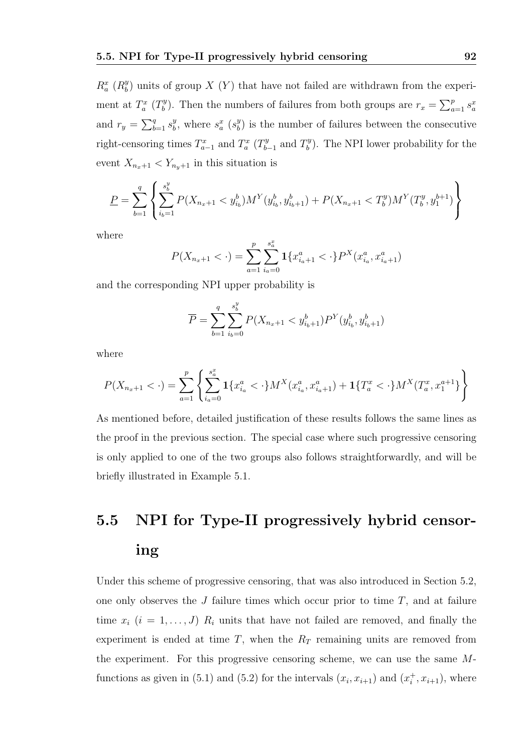$R^x_a$ ($R^y_b$) units of group $X$ ($Y$) that have not failed are withdrawn from the experiment at $T^x_a$ ($T^y_b$). Then the numbers of failures from both groups are $r_x = \sum_{a=1}^{p} s^x_a$ and $r_y = \sum_{b=1}^{q} s^y_b$, where $s^x_a$ ($s^y_b$) is the number of failures between the consecutive right-censoring times $T^x_{a-1}$ and $T^x_a$ ($T^y_{b-1}$ and $T^y_b$). The NPI lower probability for the event $X_{n_x+1} < Y_{n_y+1}$ in this situation is

$$\underline{P} = \sum_{b=1}^{q} \left\{ \sum_{i_b=1}^{s^y_b} P(X_{n_x+1} < y^b_{i_b}) M^Y(y^b_{i_b}, y^b_{i_b+1}) + P(X_{n_x+1} < T^y_b) M^Y(T^y_b, y^{b+1}_1) \right\}$$

where

$$P(X_{n_x+1} < \cdot) = \sum_{a=1}^{p} \sum_{i_a=0}^{s^x_a} \mathbf{1}\{x^a_{i_a+1} < \cdot\} P^X(x^a_{i_a}, x^a_{i_a+1})$$

and the corresponding NPI upper probability is

$$\overline{P} = \sum_{b=1}^{q} \sum_{i_b=0}^{s^y_b} P(X_{n_x+1} < y^b_{i_b+1}) P^Y(y^b_{i_b}, y^b_{i_b+1})$$

where

$$P(X_{n_x+1} < \cdot) = \sum_{a=1}^{p} \left\{ \sum_{i_a=0}^{s^x_a} \mathbf{1}\{x^a_{i_a} < \cdot\} M^X(x^a_{i_a}, x^a_{i_a+1}) + \mathbf{1}\{T^x_a < \cdot\} M^X(T^x_a, x^{a+1}_1\} \right\}$$

As mentioned before, detailed justification of these results follows the same lines as the proof in the previous section. The special case where such progressive censoring is only applied to one of the two groups also follows straightforwardly, and will be briefly illustrated in Example 5.1.

## 5.5 NPI for Type-II progressively hybrid censoring

Under this scheme of progressive censoring, that was also introduced in Section 5.2, one only observes the $J$ failure times which occur prior to time $T$, and at failure time $x_i$ ($i = 1, \ldots, J$) $R_i$ units that have not failed are removed, and finally the experiment is ended at time $T$, when the $R_T$ remaining units are removed from the experiment. For this progressive censoring scheme, we can use the same $M$-functions as given in (5.1) and (5.2) for the intervals $(x_i, x_{i+1})$ and $(x^+_i, x_{i+1})$, where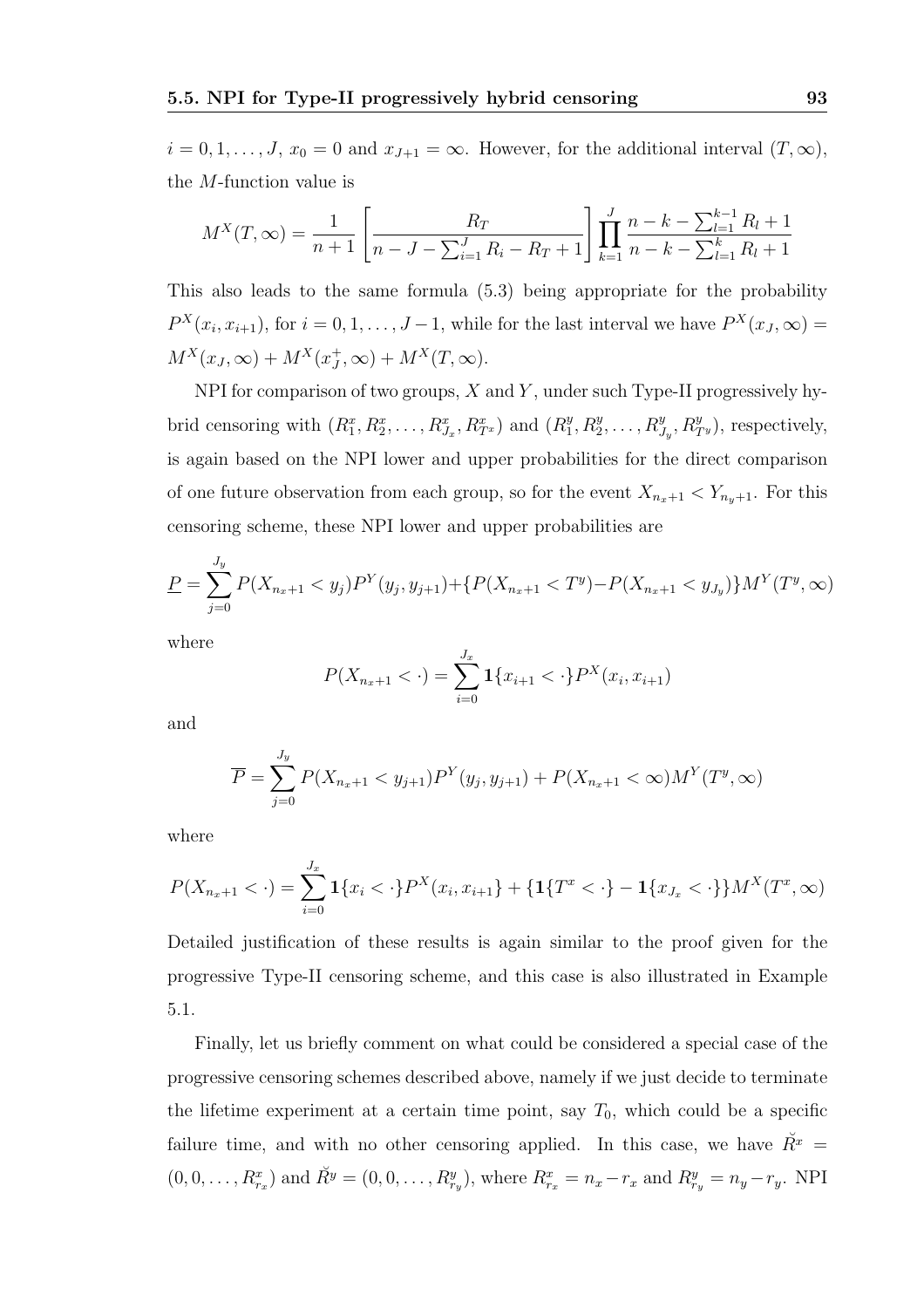$i = 0, 1, \ldots, J$, $x_0 = 0$ and $x_{J+1} = \infty$. However, for the additional interval $(T, \infty)$, the $M$-function value is

$$M^X(T, \infty) = \frac{1}{n+1} \left[ \frac{R_T}{n - J - \sum_{i=1}^{J} R_i - R_T + 1} \right] \prod_{k=1}^{J} \frac{n - k - \sum_{l=1}^{k-1} R_l + 1}{n - k - \sum_{l=1}^{k} R_l + 1}$$

This also leads to the same formula (5.3) being appropriate for the probability $P^X(x_i, x_{i+1})$, for $i = 0, 1, \ldots, J-1$, while for the last interval we have $P^X(x_J, \infty) = M^X(x_J, \infty) + M^X(x_J^+, \infty) + M^X(T, \infty)$.

NPI for comparison of two groups, $X$ and $Y$, under such Type-II progressively hybrid censoring with $(R_1^x, R_2^x, \ldots, R_{J_x}^x, R_{T^x}^x)$ and $(R_1^y, R_2^y, \ldots, R_{J_y}^y, R_{T^y}^y)$, respectively, is again based on the NPI lower and upper probabilities for the direct comparison of one future observation from each group, so for the event $X_{n_x+1} < Y_{n_y+1}$. For this censoring scheme, these NPI lower and upper probabilities are

$$\underline{P} = \sum_{j=0}^{J_y} P(X_{n_x+1} < y_j) P^Y(y_j, y_{j+1}) + \{P(X_{n_x+1} < T^y) - P(X_{n_x+1} < y_{J_y})\} M^Y(T^y, \infty)$$

where

$$P(X_{n_x+1} < \cdot) = \sum_{i=0}^{J_x} \mathbf{1}\{x_{i+1} < \cdot\} P^X(x_i, x_{i+1})$$

and

$$\overline{P} = \sum_{j=0}^{J_y} P(X_{n_x+1} < y_{j+1}) P^Y(y_j, y_{j+1}) + P(X_{n_x+1} < \infty) M^Y(T^y, \infty)$$

where

$$P(X_{n_x+1} < \cdot) = \sum_{i=0}^{J_x} \mathbf{1}\{x_i < \cdot\} P^X(x_i, x_{i+1}\} + \{\mathbf{1}\{T^x < \cdot\} - \mathbf{1}\{x_{J_x} < \cdot\}\} M^X(T^x, \infty)$$

Detailed justification of these results is again similar to the proof given for the progressive Type-II censoring scheme, and this case is also illustrated in Example 5.1.

Finally, let us briefly comment on what could be considered a special case of the progressive censoring schemes described above, namely if we just decide to terminate the lifetime experiment at a certain time point, say $T_0$, which could be a specific failure time, and with no other censoring applied. In this case, we have $\breve{R}^x = (0, 0, \ldots, R_{r_x}^x)$ and $\breve{R}^y = (0, 0, \ldots, R_{r_y}^y)$, where $R_{r_x}^x = n_x - r_x$ and $R_{r_y}^y = n_y - r_y$. NPI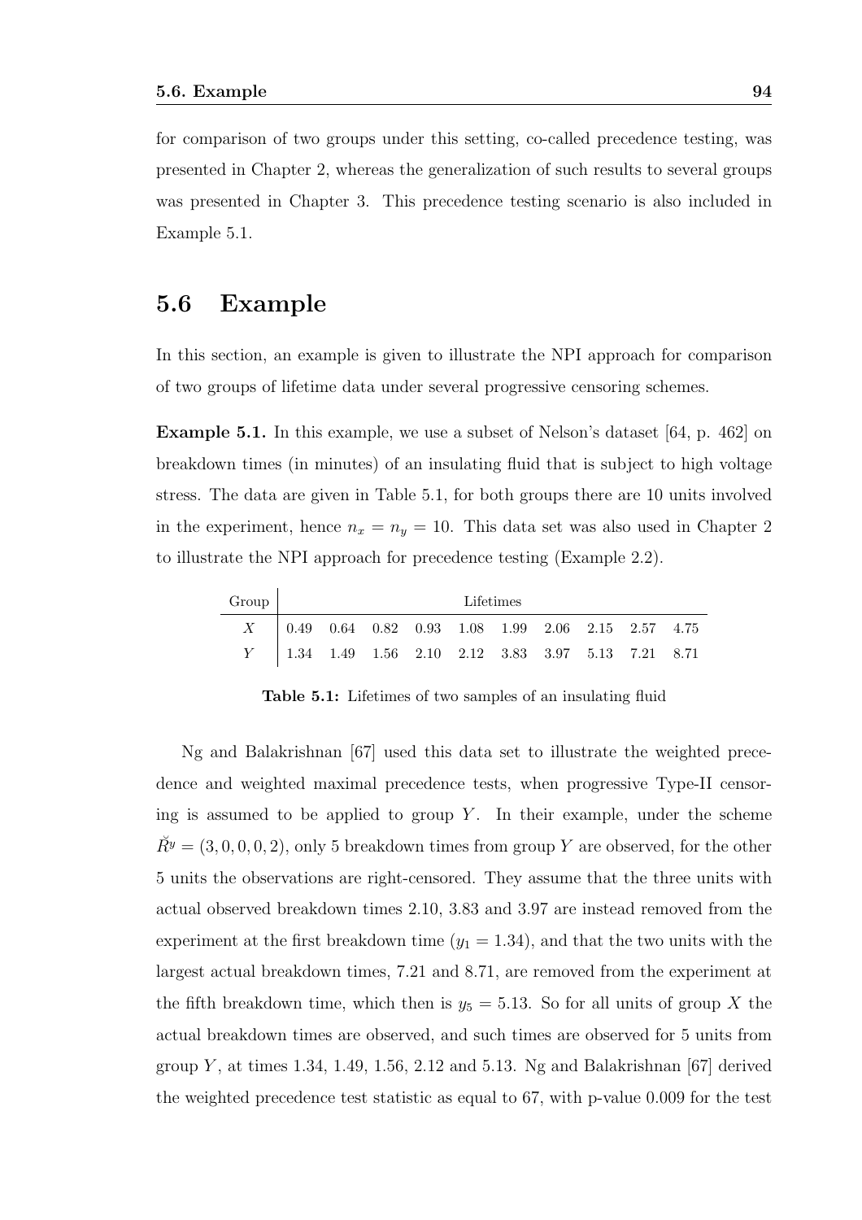for comparison of two groups under this setting, co-called precedence testing, was presented in Chapter 2, whereas the generalization of such results to several groups was presented in Chapter 3. This precedence testing scenario is also included in Example 5.1.

## 5.6 Example

In this section, an example is given to illustrate the NPI approach for comparison of two groups of lifetime data under several progressive censoring schemes.

**Example 5.1.** In this example, we use a subset of Nelson's dataset [64, p. 462] on breakdown times (in minutes) of an insulating fluid that is subject to high voltage stress. The data are given in Table 5.1, for both groups there are 10 units involved in the experiment, hence $n_x = n_y = 10$. This data set was also used in Chapter 2 to illustrate the NPI approach for precedence testing (Example 2.2).

| Group | Lifetimes | | | | | | | | | |
|---|---|---|---|---|---|---|---|---|---|---|
| $X$ | 0.49 | 0.64 | 0.82 | 0.93 | 1.08 | 1.99 | 2.06 | 2.15 | 2.57 | 4.75 |
| $Y$ | 1.34 | 1.49 | 1.56 | 2.10 | 2.12 | 3.83 | 3.97 | 5.13 | 7.21 | 8.71 |

**Table 5.1:** Lifetimes of two samples of an insulating fluid

Ng and Balakrishnan [67] used this data set to illustrate the weighted precedence and weighted maximal precedence tests, when progressive Type-II censoring is assumed to be applied to group $Y$. In their example, under the scheme $\breve{R}^y = (3, 0, 0, 0, 2)$, only 5 breakdown times from group $Y$ are observed, for the other 5 units the observations are right-censored. They assume that the three units with actual observed breakdown times 2.10, 3.83 and 3.97 are instead removed from the experiment at the first breakdown time ($y_1 = 1.34$), and that the two units with the largest actual breakdown times, 7.21 and 8.71, are removed from the experiment at the fifth breakdown time, which then is $y_5 = 5.13$. So for all units of group $X$ the actual breakdown times are observed, and such times are observed for 5 units from group $Y$, at times 1.34, 1.49, 1.56, 2.12 and 5.13. Ng and Balakrishnan [67] derived the weighted precedence test statistic as equal to 67, with p-value 0.009 for the test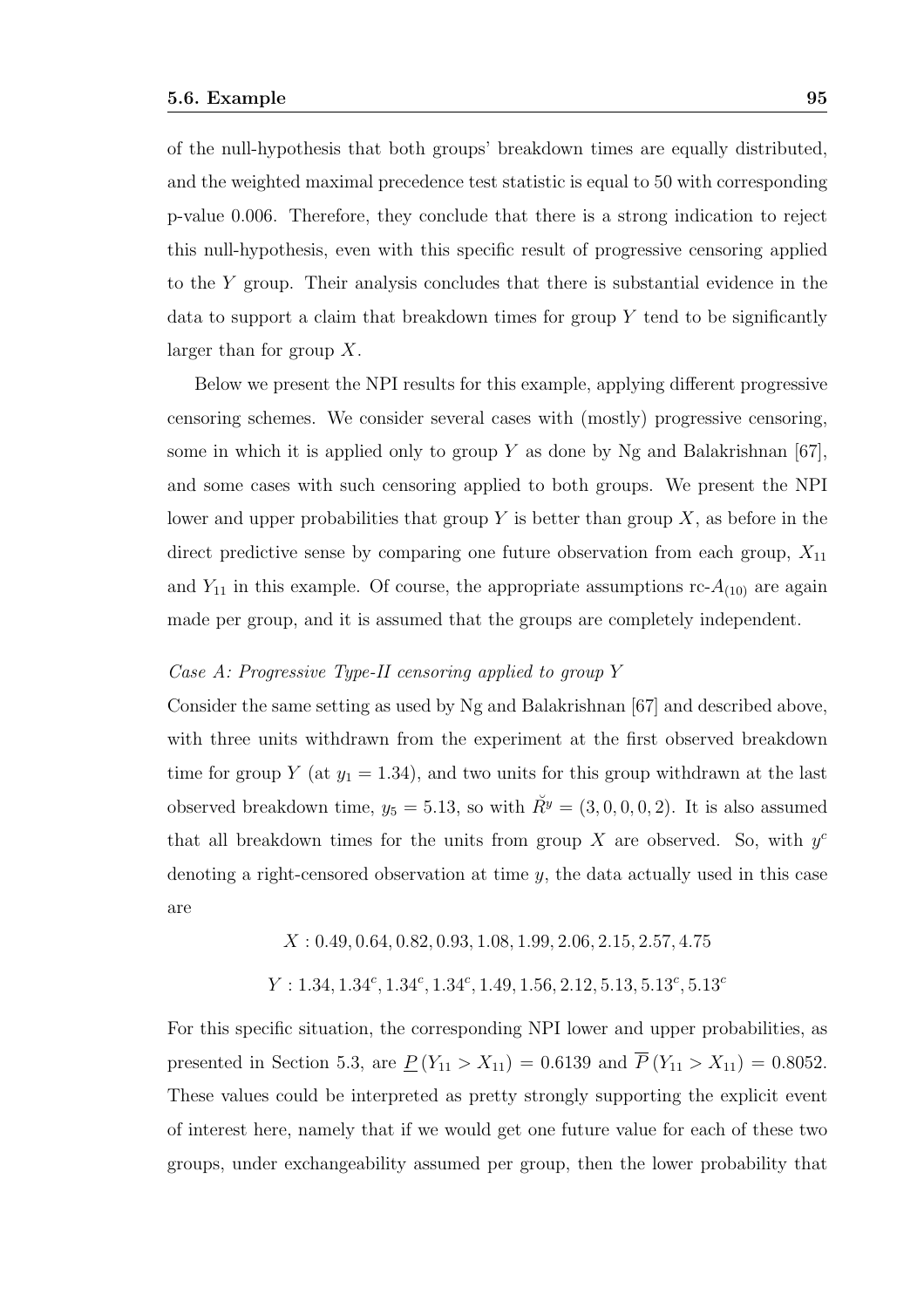of the null-hypothesis that both groups' breakdown times are equally distributed, and the weighted maximal precedence test statistic is equal to 50 with corresponding p-value 0.006. Therefore, they conclude that there is a strong indication to reject this null-hypothesis, even with this specific result of progressive censoring applied to the $Y$ group. Their analysis concludes that there is substantial evidence in the data to support a claim that breakdown times for group $Y$ tend to be significantly larger than for group $X$.

Below we present the NPI results for this example, applying different progressive censoring schemes. We consider several cases with (mostly) progressive censoring, some in which it is applied only to group $Y$ as done by Ng and Balakrishnan [67], and some cases with such censoring applied to both groups. We present the NPI lower and upper probabilities that group $Y$ is better than group $X$, as before in the direct predictive sense by comparing one future observation from each group, $X_{11}$ and $Y_{11}$ in this example. Of course, the appropriate assumptions rc-$A_{(10)}$ are again made per group, and it is assumed that the groups are completely independent.

*Case A: Progressive Type-II censoring applied to group $Y$*

Consider the same setting as used by Ng and Balakrishnan [67] and described above, with three units withdrawn from the experiment at the first observed breakdown time for group $Y$ (at $y_1 = 1.34$), and two units for this group withdrawn at the last observed breakdown time, $y_5 = 5.13$, so with $\breve{R}^y = (3, 0, 0, 0, 2)$. It is also assumed that all breakdown times for the units from group $X$ are observed. So, with $y^c$ denoting a right-censored observation at time $y$, the data actually used in this case are

$$X : 0.49, 0.64, 0.82, 0.93, 1.08, 1.99, 2.06, 2.15, 2.57, 4.75$$

$$Y : 1.34, 1.34^c, 1.34^c, 1.34^c, 1.49, 1.56, 2.12, 5.13, 5.13^c, 5.13^c$$

For this specific situation, the corresponding NPI lower and upper probabilities, as presented in Section 5.3, are $\underline{P}(Y_{11} > X_{11}) = 0.6139$ and $\overline{P}(Y_{11} > X_{11}) = 0.8052$. These values could be interpreted as pretty strongly supporting the explicit event of interest here, namely that if we would get one future value for each of these two groups, under exchangeability assumed per group, then the lower probability that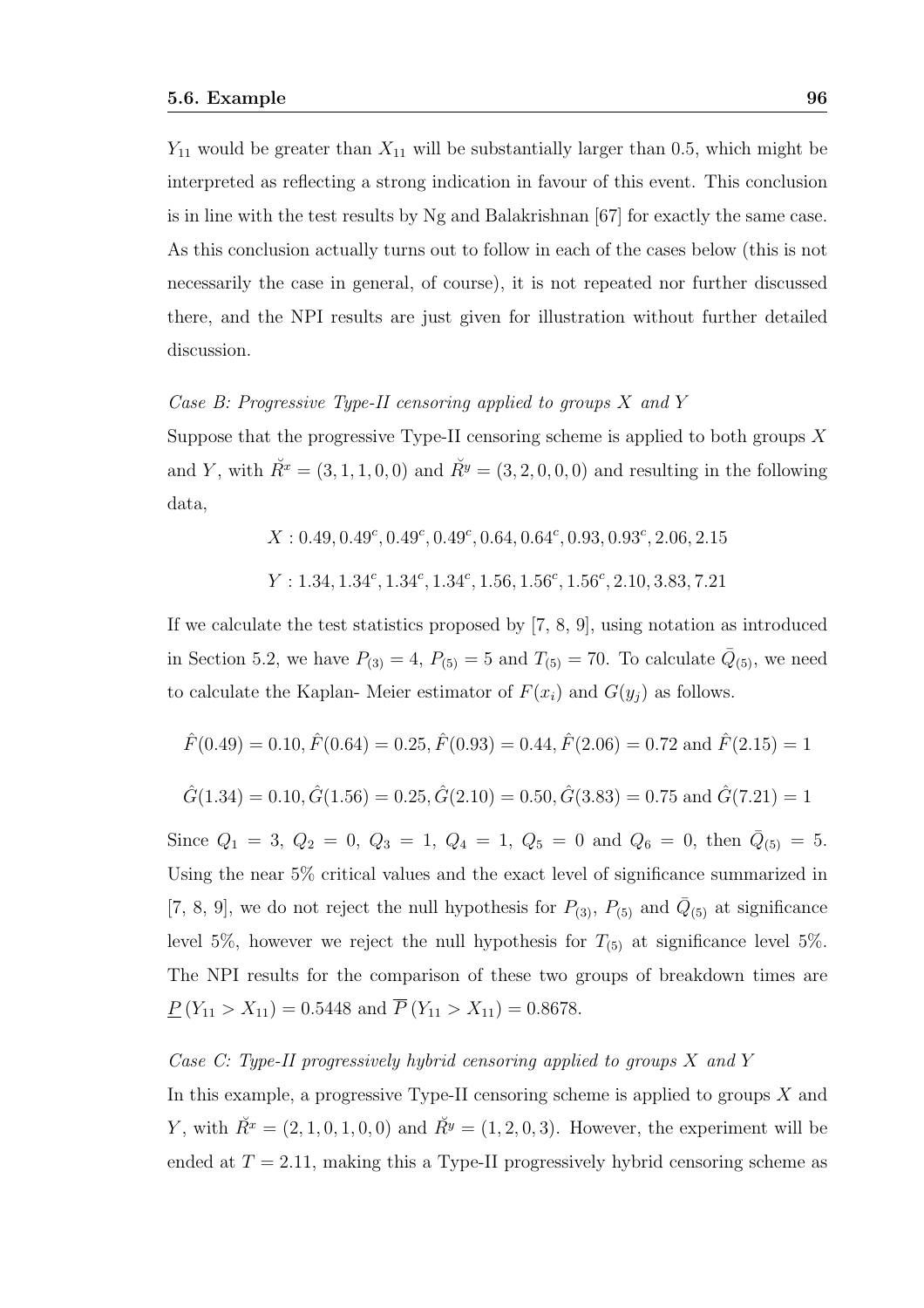$Y_{11}$ would be greater than $X_{11}$ will be substantially larger than 0.5, which might be interpreted as reflecting a strong indication in favour of this event. This conclusion is in line with the test results by Ng and Balakrishnan [67] for exactly the same case. As this conclusion actually turns out to follow in each of the cases below (this is not necessarily the case in general, of course), it is not repeated nor further discussed there, and the NPI results are just given for illustration without further detailed discussion.

*Case B: Progressive Type-II censoring applied to groups $X$ and $Y$*

Suppose that the progressive Type-II censoring scheme is applied to both groups $X$ and $Y$, with $\breve{R}^x = (3, 1, 1, 0, 0)$ and $\breve{R}^y = (3, 2, 0, 0, 0)$ and resulting in the following data,

$$X : 0.49, 0.49^c, 0.49^c, 0.49^c, 0.64, 0.64^c, 0.93, 0.93^c, 2.06, 2.15$$

$$Y : 1.34, 1.34^c, 1.34^c, 1.34^c, 1.56, 1.56^c, 1.56^c, 2.10, 3.83, 7.21$$

If we calculate the test statistics proposed by [7, 8, 9], using notation as introduced in Section 5.2, we have $P_{(3)} = 4$, $P_{(5)} = 5$ and $T_{(5)} = 70$. To calculate $\bar{Q}_{(5)}$, we need to calculate the Kaplan- Meier estimator of $F(x_i)$ and $G(y_j)$ as follows.

$$\hat{F}(0.49) = 0.10, \hat{F}(0.64) = 0.25, \hat{F}(0.93) = 0.44, \hat{F}(2.06) = 0.72 \text{ and } \hat{F}(2.15) = 1$$

$$\hat{G}(1.34) = 0.10, \hat{G}(1.56) = 0.25, \hat{G}(2.10) = 0.50, \hat{G}(3.83) = 0.75 \text{ and } \hat{G}(7.21) = 1$$

Since $Q_1 = 3$, $Q_2 = 0$, $Q_3 = 1$, $Q_4 = 1$, $Q_5 = 0$ and $Q_6 = 0$, then $\bar{Q}_{(5)} = 5$. Using the near 5% critical values and the exact level of significance summarized in [7, 8, 9], we do not reject the null hypothesis for $P_{(3)}$, $P_{(5)}$ and $\bar{Q}_{(5)}$ at significance level 5%, however we reject the null hypothesis for $T_{(5)}$ at significance level 5%. The NPI results for the comparison of these two groups of breakdown times are $\underline{P}(Y_{11} > X_{11}) = 0.5448$ and $\overline{P}(Y_{11} > X_{11}) = 0.8678$.

*Case C: Type-II progressively hybrid censoring applied to groups $X$ and $Y$*

In this example, a progressive Type-II censoring scheme is applied to groups $X$ and $Y$, with $\breve{R}^x = (2, 1, 0, 1, 0, 0)$ and $\breve{R}^y = (1, 2, 0, 3)$. However, the experiment will be ended at $T = 2.11$, making this a Type-II progressively hybrid censoring scheme as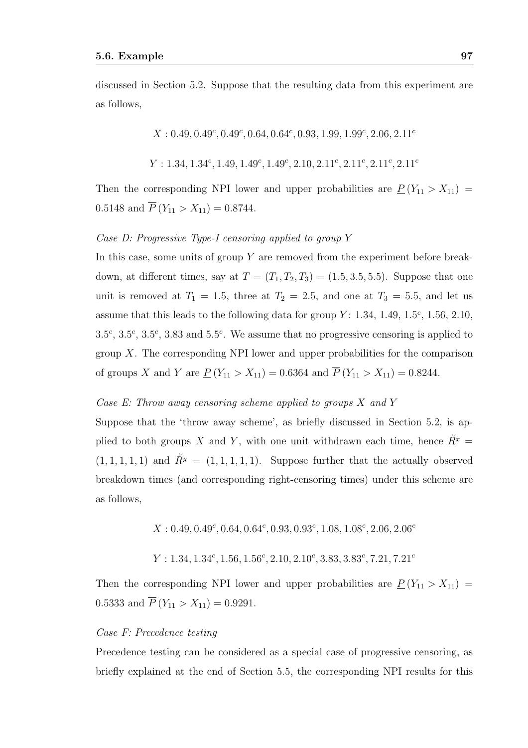discussed in Section 5.2. Suppose that the resulting data from this experiment are as follows,

$$X : 0.49, 0.49^c, 0.49^c, 0.64, 0.64^c, 0.93, 1.99, 1.99^c, 2.06, 2.11^c$$

$$Y : 1.34, 1.34^c, 1.49, 1.49^c, 1.49^c, 2.10, 2.11^c, 2.11^c, 2.11^c, 2.11^c$$

Then the corresponding NPI lower and upper probabilities are $\underline{P}(Y_{11} > X_{11}) = 0.5148$ and $\overline{P}(Y_{11} > X_{11}) = 0.8744$.

*Case D: Progressive Type-I censoring applied to group Y*

In this case, some units of group $Y$ are removed from the experiment before breakdown, at different times, say at $T = (T_1, T_2, T_3) = (1.5, 3.5, 5.5)$. Suppose that one unit is removed at $T_1 = 1.5$, three at $T_2 = 2.5$, and one at $T_3 = 5.5$, and let us assume that this leads to the following data for group $Y$: 1.34, 1.49, $1.5^c$, 1.56, 2.10, $3.5^c$, $3.5^c$, $3.5^c$, 3.83 and $5.5^c$. We assume that no progressive censoring is applied to group $X$. The corresponding NPI lower and upper probabilities for the comparison of groups $X$ and $Y$ are $\underline{P}(Y_{11} > X_{11}) = 0.6364$ and $\overline{P}(Y_{11} > X_{11}) = 0.8244$.

*Case E: Throw away censoring scheme applied to groups X and Y*

Suppose that the 'throw away scheme', as briefly discussed in Section 5.2, is applied to both groups $X$ and $Y$, with one unit withdrawn each time, hence $\breve{R}^x = (1, 1, 1, 1, 1)$ and $\breve{R}^y = (1, 1, 1, 1, 1)$. Suppose further that the actually observed breakdown times (and corresponding right-censoring times) under this scheme are as follows,

$$X : 0.49, 0.49^c, 0.64, 0.64^c, 0.93, 0.93^c, 1.08, 1.08^c, 2.06, 2.06^c$$

$$Y : 1.34, 1.34^c, 1.56, 1.56^c, 2.10, 2.10^c, 3.83, 3.83^c, 7.21, 7.21^c$$

Then the corresponding NPI lower and upper probabilities are $\underline{P}(Y_{11} > X_{11}) = 0.5333$ and $\overline{P}(Y_{11} > X_{11}) = 0.9291$.

*Case F: Precedence testing*

Precedence testing can be considered as a special case of progressive censoring, as briefly explained at the end of Section 5.5, the corresponding NPI results for this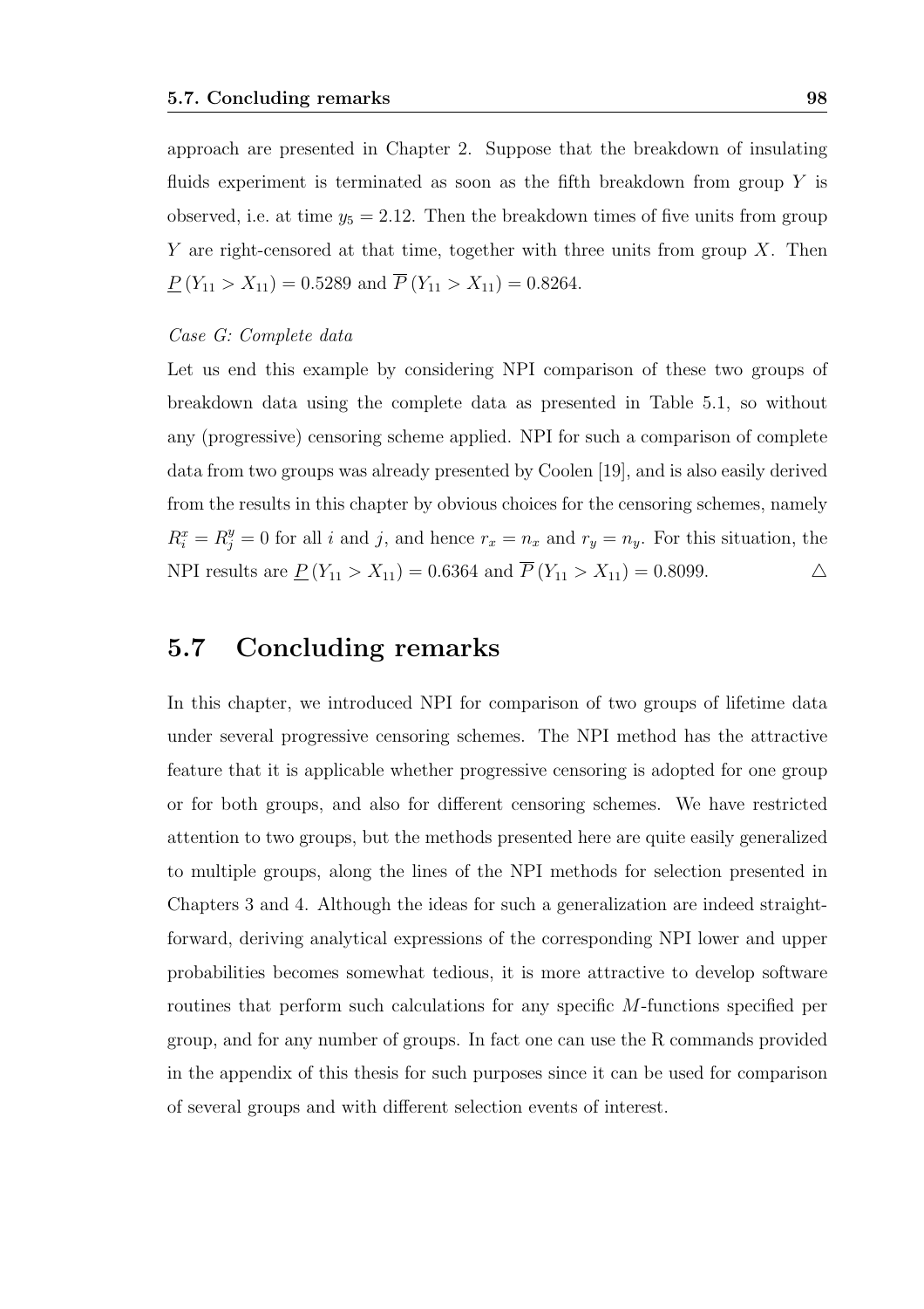approach are presented in Chapter 2. Suppose that the breakdown of insulating fluids experiment is terminated as soon as the fifth breakdown from group $Y$ is observed, i.e. at time $y_5 = 2.12$. Then the breakdown times of five units from group $Y$ are right-censored at that time, together with three units from group $X$. Then $\underline{P}(Y_{11} > X_{11}) = 0.5289$ and $\overline{P}(Y_{11} > X_{11}) = 0.8264$.

*Case G: Complete data*

Let us end this example by considering NPI comparison of these two groups of breakdown data using the complete data as presented in Table 5.1, so without any (progressive) censoring scheme applied. NPI for such a comparison of complete data from two groups was already presented by Coolen [19], and is also easily derived from the results in this chapter by obvious choices for the censoring schemes, namely $R_i^x = R_j^y = 0$ for all $i$ and $j$, and hence $r_x = n_x$ and $r_y = n_y$. For this situation, the NPI results are $\underline{P}(Y_{11} > X_{11}) = 0.6364$ and $\overline{P}(Y_{11} > X_{11}) = 0.8099$. $\triangle$

## 5.7 Concluding remarks

In this chapter, we introduced NPI for comparison of two groups of lifetime data under several progressive censoring schemes. The NPI method has the attractive feature that it is applicable whether progressive censoring is adopted for one group or for both groups, and also for different censoring schemes. We have restricted attention to two groups, but the methods presented here are quite easily generalized to multiple groups, along the lines of the NPI methods for selection presented in Chapters 3 and 4. Although the ideas for such a generalization are indeed straightforward, deriving analytical expressions of the corresponding NPI lower and upper probabilities becomes somewhat tedious, it is more attractive to develop software routines that perform such calculations for any specific $M$-functions specified per group, and for any number of groups. In fact one can use the R commands provided in the appendix of this thesis for such purposes since it can be used for comparison of several groups and with different selection events of interest.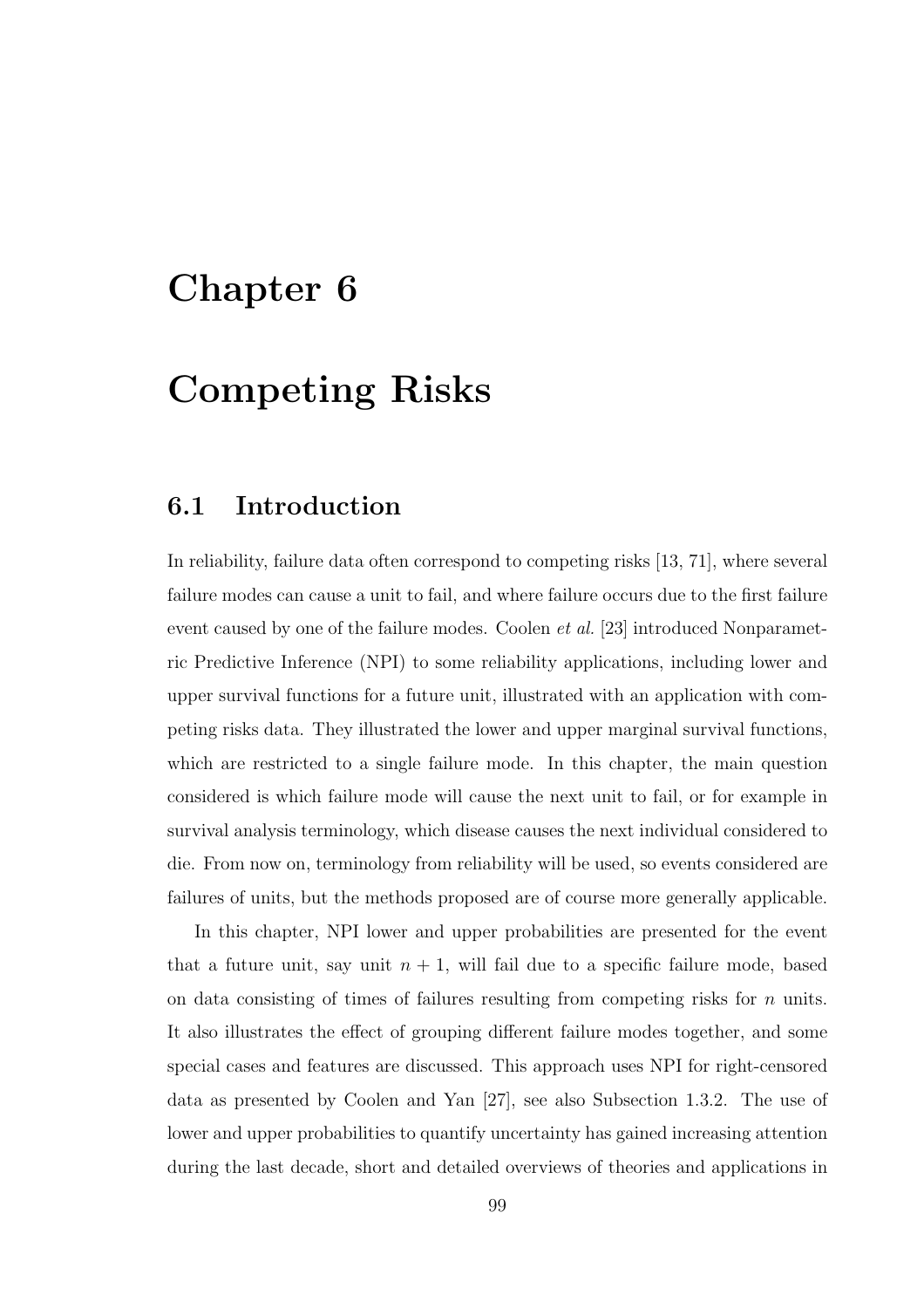# Chapter 6

# Competing Risks

## 6.1 Introduction

In reliability, failure data often correspond to competing risks [13, 71], where several failure modes can cause a unit to fail, and where failure occurs due to the first failure event caused by one of the failure modes. Coolen *et al.* [23] introduced Nonparametric Predictive Inference (NPI) to some reliability applications, including lower and upper survival functions for a future unit, illustrated with an application with competing risks data. They illustrated the lower and upper marginal survival functions, which are restricted to a single failure mode. In this chapter, the main question considered is which failure mode will cause the next unit to fail, or for example in survival analysis terminology, which disease causes the next individual considered to die. From now on, terminology from reliability will be used, so events considered are failures of units, but the methods proposed are of course more generally applicable.

In this chapter, NPI lower and upper probabilities are presented for the event that a future unit, say unit $n + 1$, will fail due to a specific failure mode, based on data consisting of times of failures resulting from competing risks for $n$ units. It also illustrates the effect of grouping different failure modes together, and some special cases and features are discussed. This approach uses NPI for right-censored data as presented by Coolen and Yan [27], see also Subsection 1.3.2. The use of lower and upper probabilities to quantify uncertainty has gained increasing attention during the last decade, short and detailed overviews of theories and applications in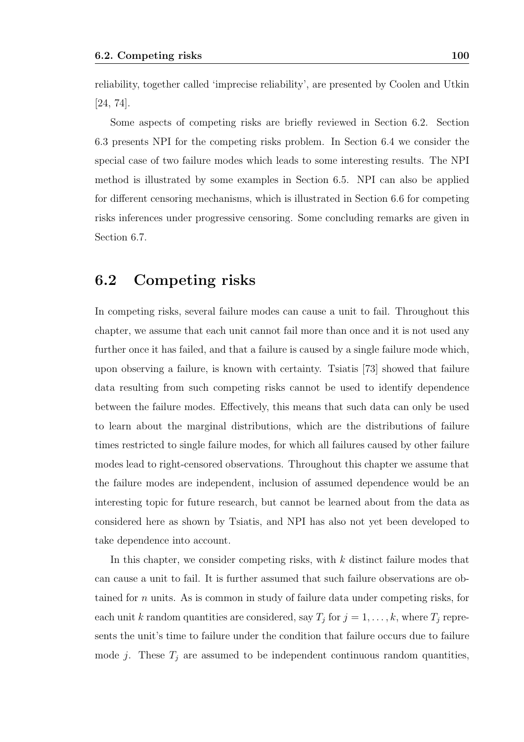reliability, together called 'imprecise reliability', are presented by Coolen and Utkin [24, 74].

Some aspects of competing risks are briefly reviewed in Section 6.2. Section 6.3 presents NPI for the competing risks problem. In Section 6.4 we consider the special case of two failure modes which leads to some interesting results. The NPI method is illustrated by some examples in Section 6.5. NPI can also be applied for different censoring mechanisms, which is illustrated in Section 6.6 for competing risks inferences under progressive censoring. Some concluding remarks are given in Section 6.7.

## 6.2 Competing risks

In competing risks, several failure modes can cause a unit to fail. Throughout this chapter, we assume that each unit cannot fail more than once and it is not used any further once it has failed, and that a failure is caused by a single failure mode which, upon observing a failure, is known with certainty. Tsiatis [73] showed that failure data resulting from such competing risks cannot be used to identify dependence between the failure modes. Effectively, this means that such data can only be used to learn about the marginal distributions, which are the distributions of failure times restricted to single failure modes, for which all failures caused by other failure modes lead to right-censored observations. Throughout this chapter we assume that the failure modes are independent, inclusion of assumed dependence would be an interesting topic for future research, but cannot be learned about from the data as considered here as shown by Tsiatis, and NPI has also not yet been developed to take dependence into account.

In this chapter, we consider competing risks, with $k$ distinct failure modes that can cause a unit to fail. It is further assumed that such failure observations are obtained for $n$ units. As is common in study of failure data under competing risks, for each unit $k$ random quantities are considered, say $T_j$ for $j = 1, \ldots, k$, where $T_j$ represents the unit's time to failure under the condition that failure occurs due to failure mode $j$. These $T_j$ are assumed to be independent continuous random quantities,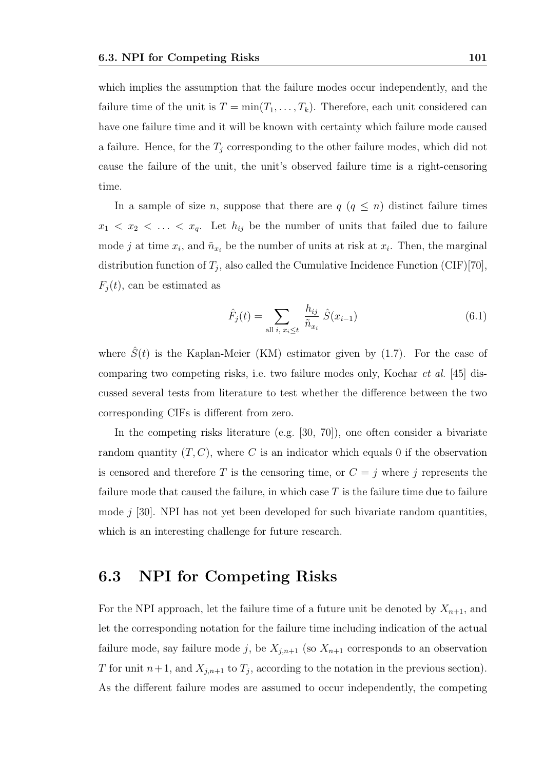which implies the assumption that the failure modes occur independently, and the failure time of the unit is $T = \min(T_1, \ldots, T_k)$. Therefore, each unit considered can have one failure time and it will be known with certainty which failure mode caused a failure. Hence, for the $T_j$ corresponding to the other failure modes, which did not cause the failure of the unit, the unit's observed failure time is a right-censoring time.

In a sample of size $n$, suppose that there are $q$ ($q \leq n$) distinct failure times $x_1 < x_2 < \ldots < x_q$. Let $h_{ij}$ be the number of units that failed due to failure mode $j$ at time $x_i$, and $\tilde{n}_{x_i}$ be the number of units at risk at $x_i$. Then, the marginal distribution function of $T_j$, also called the Cumulative Incidence Function (CIF)[70], $F_j(t)$, can be estimated as

$$\hat{F}_j(t) = \sum_{\text{all } i,\, x_i \leq t} \frac{h_{ij}}{\tilde{n}_{x_i}} \, \hat{S}(x_{i-1}) \tag{6.1}$$

where $\hat{S}(t)$ is the Kaplan-Meier (KM) estimator given by (1.7). For the case of comparing two competing risks, i.e. two failure modes only, Kochar *et al.* [45] discussed several tests from literature to test whether the difference between the two corresponding CIFs is different from zero.

In the competing risks literature (e.g. [30, 70]), one often consider a bivariate random quantity $(T, C)$, where $C$ is an indicator which equals 0 if the observation is censored and therefore $T$ is the censoring time, or $C = j$ where $j$ represents the failure mode that caused the failure, in which case $T$ is the failure time due to failure mode $j$ [30]. NPI has not yet been developed for such bivariate random quantities, which is an interesting challenge for future research.

## 6.3 NPI for Competing Risks

For the NPI approach, let the failure time of a future unit be denoted by $X_{n+1}$, and let the corresponding notation for the failure time including indication of the actual failure mode, say failure mode $j$, be $X_{j,n+1}$ (so $X_{n+1}$ corresponds to an observation $T$ for unit $n+1$, and $X_{j,n+1}$ to $T_j$, according to the notation in the previous section). As the different failure modes are assumed to occur independently, the competing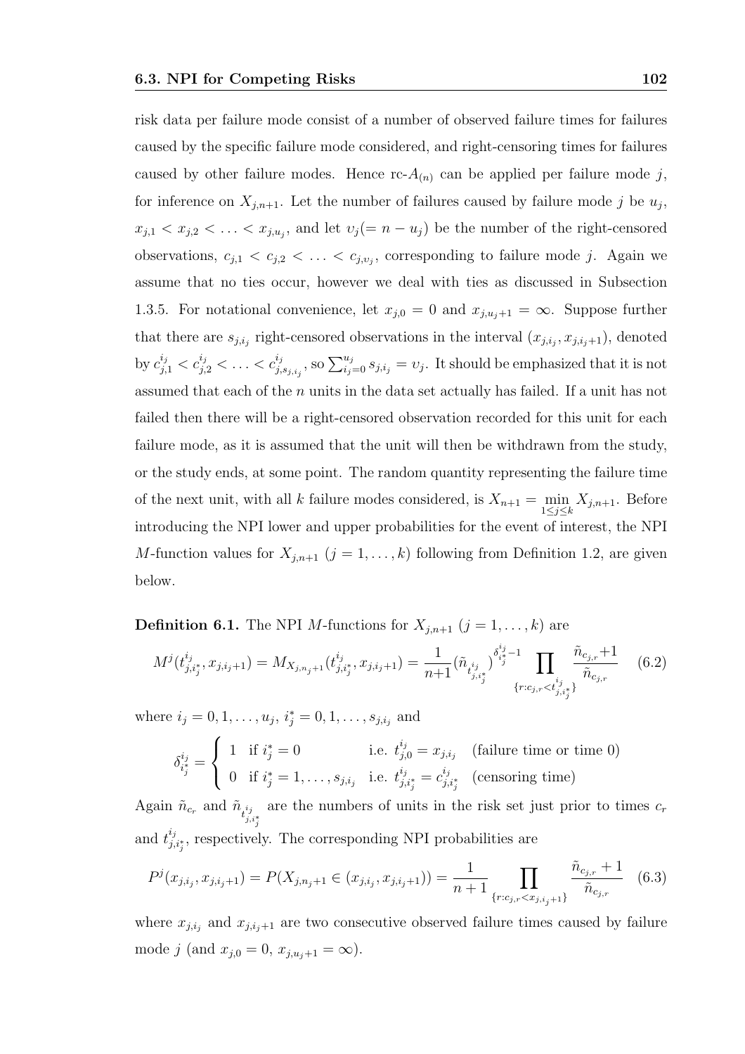risk data per failure mode consist of a number of observed failure times for failures caused by the specific failure mode considered, and right-censoring times for failures caused by other failure modes. Hence rc-$A_{(n)}$ can be applied per failure mode $j$, for inference on $X_{j,n+1}$. Let the number of failures caused by failure mode $j$ be $u_j$, $x_{j,1} < x_{j,2} < \ldots < x_{j,u_j}$, and let $\upsilon_j (= n - u_j)$ be the number of the right-censored observations, $c_{j,1} < c_{j,2} < \ldots < c_{j,\upsilon_j}$, corresponding to failure mode $j$. Again we assume that no ties occur, however we deal with ties as discussed in Subsection 1.3.5. For notational convenience, let $x_{j,0} = 0$ and $x_{j,u_j+1} = \infty$. Suppose further that there are $s_{j,i_j}$ right-censored observations in the interval $(x_{j,i_j}, x_{j,i_j+1})$, denoted by $c^{i_j}_{j,1} < c^{i_j}_{j,2} < \ldots < c^{i_j}_{j,s_{j,i_j}}$, so $\sum_{i_j=0}^{u_j} s_{j,i_j} = \upsilon_j$. It should be emphasized that it is not assumed that each of the $n$ units in the data set actually has failed. If a unit has not failed then there will be a right-censored observation recorded for this unit for each failure mode, as it is assumed that the unit will then be withdrawn from the study, or the study ends, at some point. The random quantity representing the failure time of the next unit, with all $k$ failure modes considered, is $X_{n+1} = \min_{1 \le j \le k} X_{j,n+1}$. Before introducing the NPI lower and upper probabilities for the event of interest, the NPI $M$-function values for $X_{j,n+1}$ $(j = 1, \ldots, k)$ following from Definition 1.2, are given below.

**Definition 6.1.** The NPI $M$-functions for $X_{j,n+1}$ $(j = 1, \ldots, k)$ are

$$M^j(t^{i_j}_{j,i^*_j}, x_{j,i_j+1}) = M_{X_{j,n_j+1}}(t^{i_j}_{j,i^*_j}, x_{j,i_j+1}) = \frac{1}{n+1} (\tilde{n}_{t^{i_j}_{j,i^*_j}})^{\delta^{i_j}_{i^*_j} - 1} \prod_{\{r: c_{j,r} < t^{i_j}_{j,i^*_j}\}} \frac{\tilde{n}_{c_{j,r}} + 1}{\tilde{n}_{c_{j,r}}} \quad (6.2)$$

where $i_j = 0, 1, \ldots, u_j$, $i^*_j = 0, 1, \ldots, s_{j,i_j}$ and

$$\delta^{i_j}_{i^*_j} = \begin{cases} 1 & \text{if } i^*_j = 0 \quad \text{i.e. } t^{i_j}_{j,0} = x_{j,i_j} \quad \text{(failure time or time 0)} \\ 0 & \text{if } i^*_j = 1, \ldots, s_{j,i_j} \quad \text{i.e. } t^{i_j}_{j,i^*_j} = c^{i_j}_{j,i^*_j} \quad \text{(censoring time)} \end{cases}$$

Again $\tilde{n}_{c_r}$ and $\tilde{n}_{t^{i_j}_{j,i^*_j}}$ are the numbers of units in the risk set just prior to times $c_r$ and $t^{i_j}_{j,i^*_j}$, respectively. The corresponding NPI probabilities are

$$P^j(x_{j,i_j}, x_{j,i_j+1}) = P(X_{j,n_j+1} \in (x_{j,i_j}, x_{j,i_j+1})) = \frac{1}{n+1} \prod_{\{r: c_{j,r} < x_{j,i_j+1}\}} \frac{\tilde{n}_{c_{j,r}} + 1}{\tilde{n}_{c_{j,r}}} \quad (6.3)$$

where $x_{j,i_j}$ and $x_{j,i_j+1}$ are two consecutive observed failure times caused by failure mode $j$ (and $x_{j,0} = 0$, $x_{j,u_j+1} = \infty$).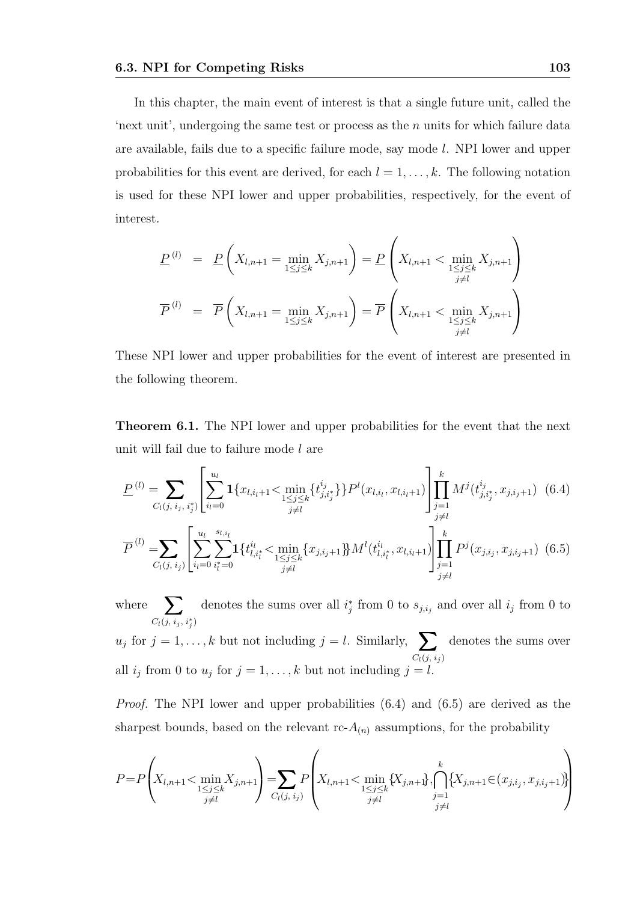In this chapter, the main event of interest is that a single future unit, called the 'next unit', undergoing the same test or process as the $n$ units for which failure data are available, fails due to a specific failure mode, say mode $l$. NPI lower and upper probabilities for this event are derived, for each $l = 1, \ldots, k$. The following notation is used for these NPI lower and upper probabilities, respectively, for the event of interest.

$$
\begin{aligned}
\underline{P}^{(l)} &= \underline{P}\left(X_{l,n+1} = \min_{1\leq j\leq k} X_{j,n+1}\right) = \underline{P}\left(X_{l,n+1} < \min_{\substack{1\leq j\leq k \\ j\neq l}} X_{j,n+1}\right) \\
\overline{P}^{(l)} &= \overline{P}\left(X_{l,n+1} = \min_{1\leq j\leq k} X_{j,n+1}\right) = \overline{P}\left(X_{l,n+1} < \min_{\substack{1\leq j\leq k \\ j\neq l}} X_{j,n+1}\right)
\end{aligned}
$$

These NPI lower and upper probabilities for the event of interest are presented in the following theorem.

**Theorem 6.1.** The NPI lower and upper probabilities for the event that the next unit will fail due to failure mode $l$ are

$$
\underline{P}^{(l)} = \sum_{C_l(j,\, i_j,\, i_j^*)} \left[ \sum_{i_l=0}^{u_l} \mathbf{1}\{x_{l,i_l+1} < \min_{\substack{1\leq j\leq k \\ j\neq l}} \{t_{j,i_j^*}^{i_j}\}\} P^l(x_{l,i_l}, x_{l,i_l+1}) \right] \prod_{\substack{j=1 \\ j\neq l}}^{k} M^j(t_{j,i_j^*}^{i_j}, x_{j,i_j+1}) \quad (6.4)
$$

$$
\overline{P}^{(l)} = \sum_{C_l(j,\, i_j)} \left[ \sum_{i_l=0}^{u_l} \sum_{i_l^*=0}^{s_{l,i_l}} \mathbf{1}\{t_{l,i_l^*}^{i_l} < \min_{\substack{1\leq j\leq k \\ j\neq l}} \{x_{j,i_j+1}\}\} M^l(t_{l,i_l^*}^{i_l}, x_{l,i_l+1}) \right] \prod_{\substack{j=1 \\ j\neq l}}^{k} P^j(x_{j,i_j}, x_{j,i_j+1}) \quad (6.5)
$$

where $\sum_{C_l(j,\, i_j,\, i_j^*)}$ denotes the sums over all $i_j^*$ from 0 to $s_{j,i_j}$ and over all $i_j$ from 0 to $u_j$ for $j = 1, \ldots, k$ but not including $j = l$. Similarly, $\sum_{C_l(j,\, i_j)}$ denotes the sums over all $i_j$ from 0 to $u_j$ for $j = 1, \ldots, k$ but not including $j = l$.

*Proof.* The NPI lower and upper probabilities (6.4) and (6.5) are derived as the sharpest bounds, based on the relevant rc-$A_{(n)}$ assumptions, for the probability

$$
P = P\left(X_{l,n+1} < \min_{\substack{1\leq j\leq k \\ j\neq l}} X_{j,n+1}\right) = \sum_{C_l(j,\, i_j)} P\left(X_{l,n+1} < \min_{\substack{1\leq j\leq k \\ j\neq l}} \{X_{j,n+1}\}, \bigcap_{\substack{j=1 \\ j\neq l}}^{k} \{X_{j,n+1} \in (x_{j,i_j}, x_{j,i_j+1})\}\right)
$$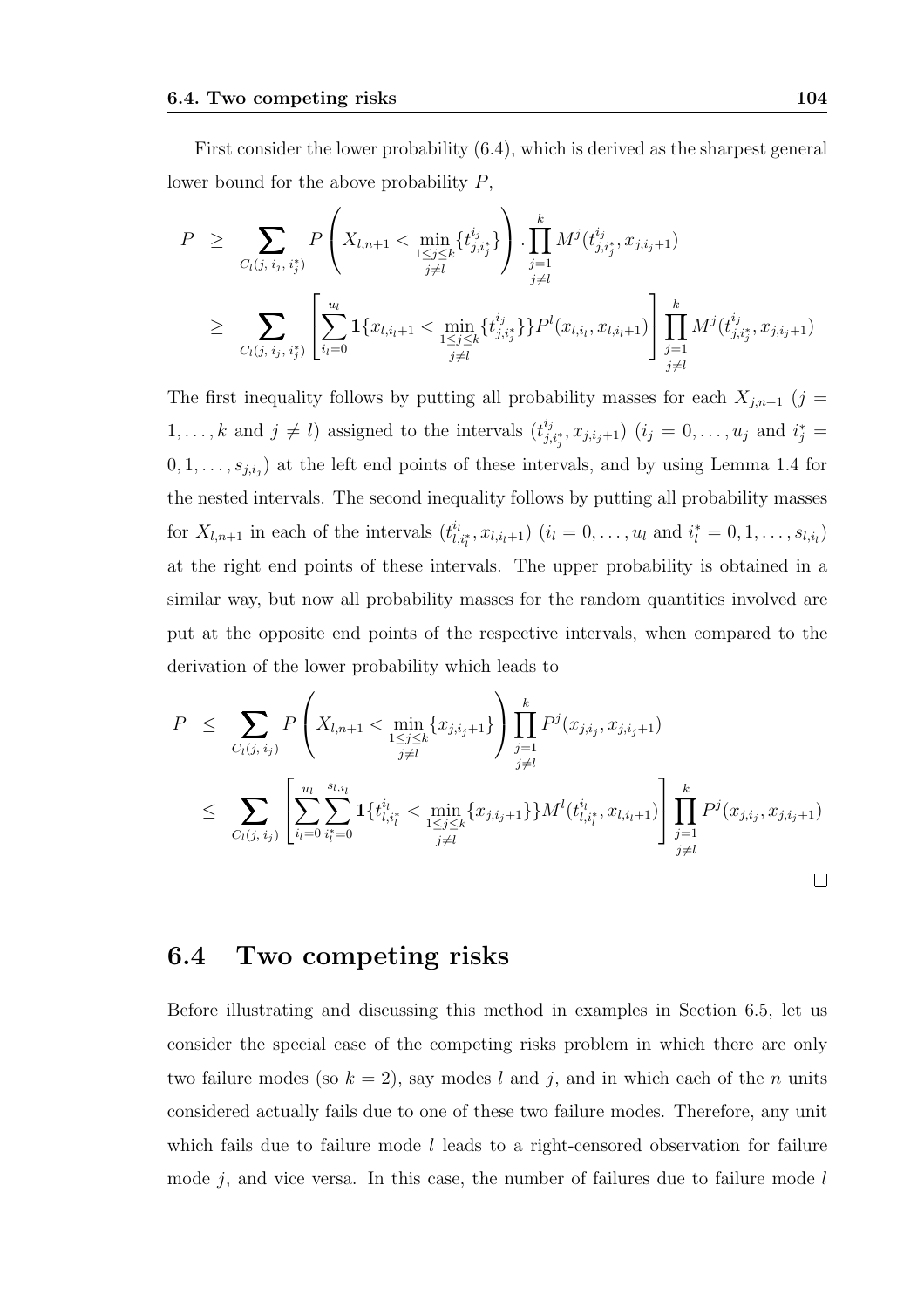First consider the lower probability (6.4), which is derived as the sharpest general lower bound for the above probability $P$,

$$
\begin{aligned}
P &\geq \sum_{C_l(j,\, i_j,\, i_j^*)} P\left(X_{l,n+1} < \min_{\substack{1 \leq j \leq k \\ j \neq l}} \{t^{i_j}_{j,i_j^*}\}\right) \cdot \prod_{\substack{j=1 \\ j \neq l}}^{k} M^j(t^{i_j}_{j,i_j^*}, x_{j,i_j+1}) \\
&\geq \sum_{C_l(j,\, i_j,\, i_j^*)} \left[\sum_{i_l=0}^{u_l} \mathbf{1}\{x_{l,i_l+1} < \min_{\substack{1 \leq j \leq k \\ j \neq l}} \{t^{i_j}_{j,i_j^*}\}\} P^l(x_{l,i_l}, x_{l,i_l+1})\right] \prod_{\substack{j=1 \\ j \neq l}}^{k} M^j(t^{i_j}_{j,i_j^*}, x_{j,i_j+1})
\end{aligned}
$$

The first inequality follows by putting all probability masses for each $X_{j,n+1}$ ($j = 1, \ldots, k$ and $j \neq l$) assigned to the intervals $(t^{i_j}_{j,i_j^*}, x_{j,i_j+1})$ ($i_j = 0, \ldots, u_j$ and $i_j^* = 0, 1, \ldots, s_{j,i_j}$) at the left end points of these intervals, and by using Lemma 1.4 for the nested intervals. The second inequality follows by putting all probability masses for $X_{l,n+1}$ in each of the intervals $(t^{i_l}_{l,i_l^*}, x_{l,i_l+1})$ ($i_l = 0, \ldots, u_l$ and $i_l^* = 0, 1, \ldots, s_{l,i_l}$) at the right end points of these intervals. The upper probability is obtained in a similar way, but now all probability masses for the random quantities involved are put at the opposite end points of the respective intervals, when compared to the derivation of the lower probability which leads to

$$
\begin{aligned}
P &\leq \sum_{C_l(j,\, i_j)} P\left(X_{l,n+1} < \min_{\substack{1 \leq j \leq k \\ j \neq l}} \{x_{j,i_j+1}\}\right) \prod_{\substack{j=1 \\ j \neq l}}^{k} P^j(x_{j,i_j}, x_{j,i_j+1}) \\
&\leq \sum_{C_l(j,\, i_j)} \left[\sum_{i_l=0}^{u_l} \sum_{i_l^*=0}^{s_{l,i_l}} \mathbf{1}\{t^{i_l}_{l,i_l^*} < \min_{\substack{1 \leq j \leq k \\ j \neq l}} \{x_{j,i_j+1}\}\} M^l(t^{i_l}_{l,i_l^*}, x_{l,i_l+1})\right] \prod_{\substack{j=1 \\ j \neq l}}^{k} P^j(x_{j,i_j}, x_{j,i_j+1})
\end{aligned}
$$

□

## 6.4 Two competing risks

Before illustrating and discussing this method in examples in Section 6.5, let us consider the special case of the competing risks problem in which there are only two failure modes (so $k = 2$), say modes $l$ and $j$, and in which each of the $n$ units considered actually fails due to one of these two failure modes. Therefore, any unit which fails due to failure mode $l$ leads to a right-censored observation for failure mode $j$, and vice versa. In this case, the number of failures due to failure mode $l$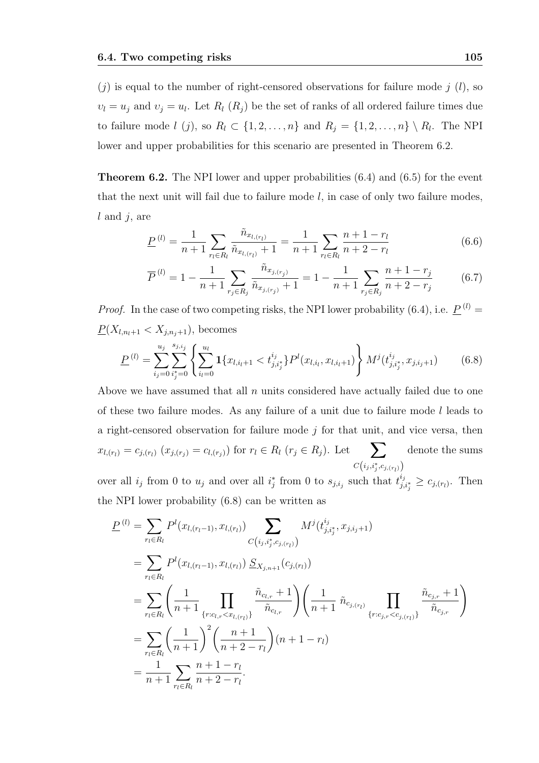($j$) is equal to the number of right-censored observations for failure mode $j$ ($l$), so $\upsilon_l = u_j$ and $\upsilon_j = u_l$. Let $R_l$ ($R_j$) be the set of ranks of all ordered failure times due to failure mode $l$ ($j$), so $R_l \subset \{1, 2, \ldots, n\}$ and $R_j = \{1, 2, \ldots, n\} \setminus R_l$. The NPI lower and upper probabilities for this scenario are presented in Theorem 6.2.

**Theorem 6.2.** The NPI lower and upper probabilities (6.4) and (6.5) for the event that the next unit will fail due to failure mode $l$, in case of only two failure modes, $l$ and $j$, are

$$\underline{P}^{(l)} = \frac{1}{n+1} \sum_{r_l \in R_l} \frac{\tilde{n}_{x_{l,(r_l)}}}{\tilde{n}_{x_{l,(r_l)}} + 1} = \frac{1}{n+1} \sum_{r_l \in R_l} \frac{n+1-r_l}{n+2-r_l} \tag{6.6}$$

$$\overline{P}^{(l)} = 1 - \frac{1}{n+1} \sum_{r_j \in R_j} \frac{\tilde{n}_{x_{j,(r_j)}}}{\tilde{n}_{x_{j,(r_j)}} + 1} = 1 - \frac{1}{n+1} \sum_{r_j \in R_j} \frac{n+1-r_j}{n+2-r_j} \tag{6.7}$$

*Proof.* In the case of two competing risks, the NPI lower probability (6.4), i.e. $\underline{P}^{(l)} = \underline{P}(X_{l,n_l+1} < X_{j,n_j+1})$, becomes

$$\underline{P}^{(l)} = \sum_{i_j=0}^{u_j} \sum_{i_j^*=0}^{s_{j,i_j}} \left\{ \sum_{i_l=0}^{u_l} \mathbf{1}\{x_{l,i_l+1} < t_{j,i_j^*}^{i_j}\} P^l(x_{l,i_l}, x_{l,i_l+1}) \right\} M^j(t_{j,i_j^*}^{i_j}, x_{j,i_j+1}) \tag{6.8}$$

Above we have assumed that all $n$ units considered have actually failed due to one of these two failure modes. As any failure of a unit due to failure mode $l$ leads to a right-censored observation for failure mode $j$ for that unit, and vice versa, then $x_{l,(r_l)} = c_{j,(r_l)}$ ($x_{j,(r_j)} = c_{l,(r_j)}$) for $r_l \in R_l$ ($r_j \in R_j$). Let $\sum_{C\left(i_j, i_j^*, c_{j,(r_l)}\right)}$ denote the sums over all $i_j$ from 0 to $u_j$ and over all $i_j^*$ from 0 to $s_{j,i_j}$ such that $t_{j,i_j^*}^{i_j} \geq c_{j,(r_l)}$. Then the NPI lower probability (6.8) can be written as

$$\begin{aligned}
\underline{P}^{(l)} &= \sum_{r_l \in R_l} P^l(x_{l,(r_l-1)}, x_{l,(r_l)}) \sum_{C\left(i_j, i_j^*, c_{j,(r_l)}\right)} M^j(t_{j,i_j^*}^{i_j}, x_{j,i_j+1}) \\
&= \sum_{r_l \in R_l} P^l(x_{l,(r_l-1)}, x_{l,(r_l)}) \, \underline{S}_{X_{j,n+1}}(c_{j,(r_l)}) \\
&= \sum_{r_l \in R_l} \left( \frac{1}{n+1} \prod_{\{r: c_{l,r} < x_{l,(r_l)}\}} \frac{\tilde{n}_{c_{l,r}} + 1}{\tilde{n}_{c_{l,r}}} \right) \left( \frac{1}{n+1} \, \tilde{n}_{c_{j,(r_l)}} \prod_{\{r: c_{j,r} < c_{j,(r_l)}\}} \frac{\tilde{n}_{c_{j,r}} + 1}{\tilde{n}_{c_{j,r}}} \right) \\
&= \sum_{r_l \in R_l} \left( \frac{1}{n+1} \right)^2 \left( \frac{n+1}{n+2-r_l} \right) (n+1-r_l) \\
&= \frac{1}{n+1} \sum_{r_l \in R_l} \frac{n+1-r_l}{n+2-r_l}.
\end{aligned}$$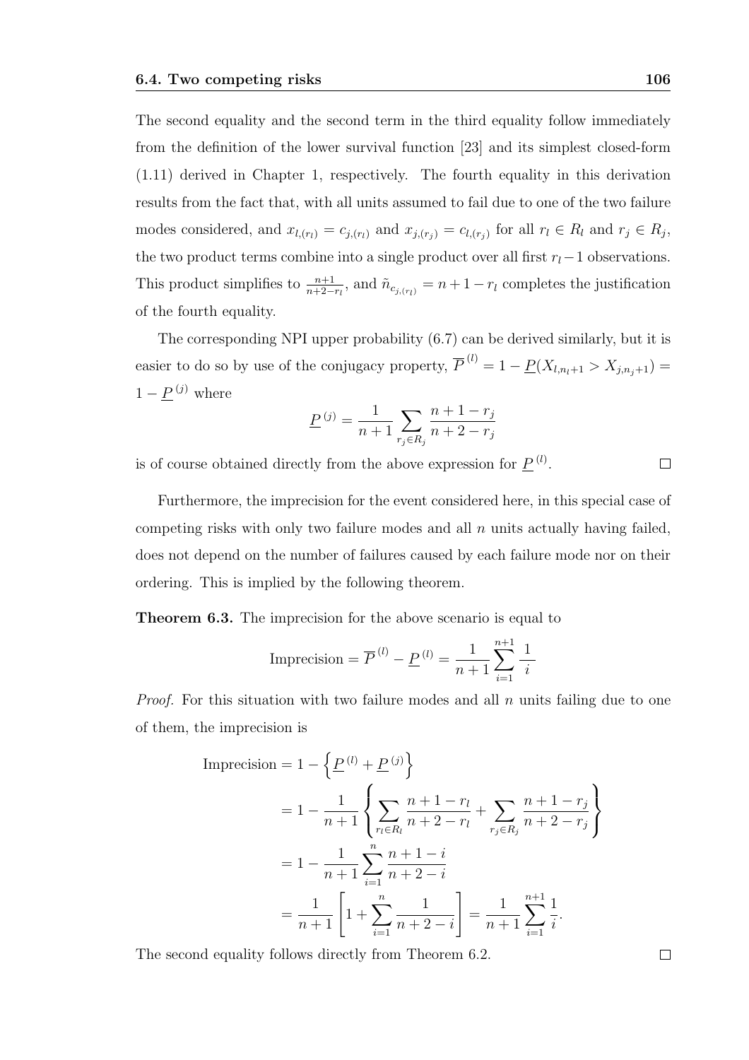The second equality and the second term in the third equality follow immediately from the definition of the lower survival function [23] and its simplest closed-form (1.11) derived in Chapter 1, respectively. The fourth equality in this derivation results from the fact that, with all units assumed to fail due to one of the two failure modes considered, and $x_{l,(r_l)} = c_{j,(r_l)}$ and $x_{j,(r_j)} = c_{l,(r_j)}$ for all $r_l \in R_l$ and $r_j \in R_j$, the two product terms combine into a single product over all first $r_l - 1$ observations. This product simplifies to $\frac{n+1}{n+2-r_l}$, and $\tilde{n}_{c_{j,(r_l)}} = n + 1 - r_l$ completes the justification of the fourth equality.

The corresponding NPI upper probability (6.7) can be derived similarly, but it is easier to do so by use of the conjugacy property, $\overline{P}^{(l)} = 1 - \underline{P}(X_{l,n_l+1} > X_{j,n_j+1}) = 1 - \underline{P}^{(j)}$ where

$$\underline{P}^{(j)} = \frac{1}{n+1} \sum_{r_j \in R_j} \frac{n+1-r_j}{n+2-r_j}$$

is of course obtained directly from the above expression for $\underline{P}^{(l)}$. $\square$

Furthermore, the imprecision for the event considered here, in this special case of competing risks with only two failure modes and all $n$ units actually having failed, does not depend on the number of failures caused by each failure mode nor on their ordering. This is implied by the following theorem.

**Theorem 6.3.** The imprecision for the above scenario is equal to

$$\text{Imprecision} = \overline{P}^{(l)} - \underline{P}^{(l)} = \frac{1}{n+1} \sum_{i=1}^{n+1} \frac{1}{i}$$

*Proof.* For this situation with two failure modes and all $n$ units failing due to one of them, the imprecision is

$$\begin{aligned}
\text{Imprecision} &= 1 - \left\{ \underline{P}^{(l)} + \underline{P}^{(j)} \right\} \\
&= 1 - \frac{1}{n+1} \left\{ \sum_{r_l \in R_l} \frac{n+1-r_l}{n+2-r_l} + \sum_{r_j \in R_j} \frac{n+1-r_j}{n+2-r_j} \right\} \\
&= 1 - \frac{1}{n+1} \sum_{i=1}^{n} \frac{n+1-i}{n+2-i} \\
&= \frac{1}{n+1} \left[ 1 + \sum_{i=1}^{n} \frac{1}{n+2-i} \right] = \frac{1}{n+1} \sum_{i=1}^{n+1} \frac{1}{i}.
\end{aligned}$$

The second equality follows directly from Theorem 6.2. $\square$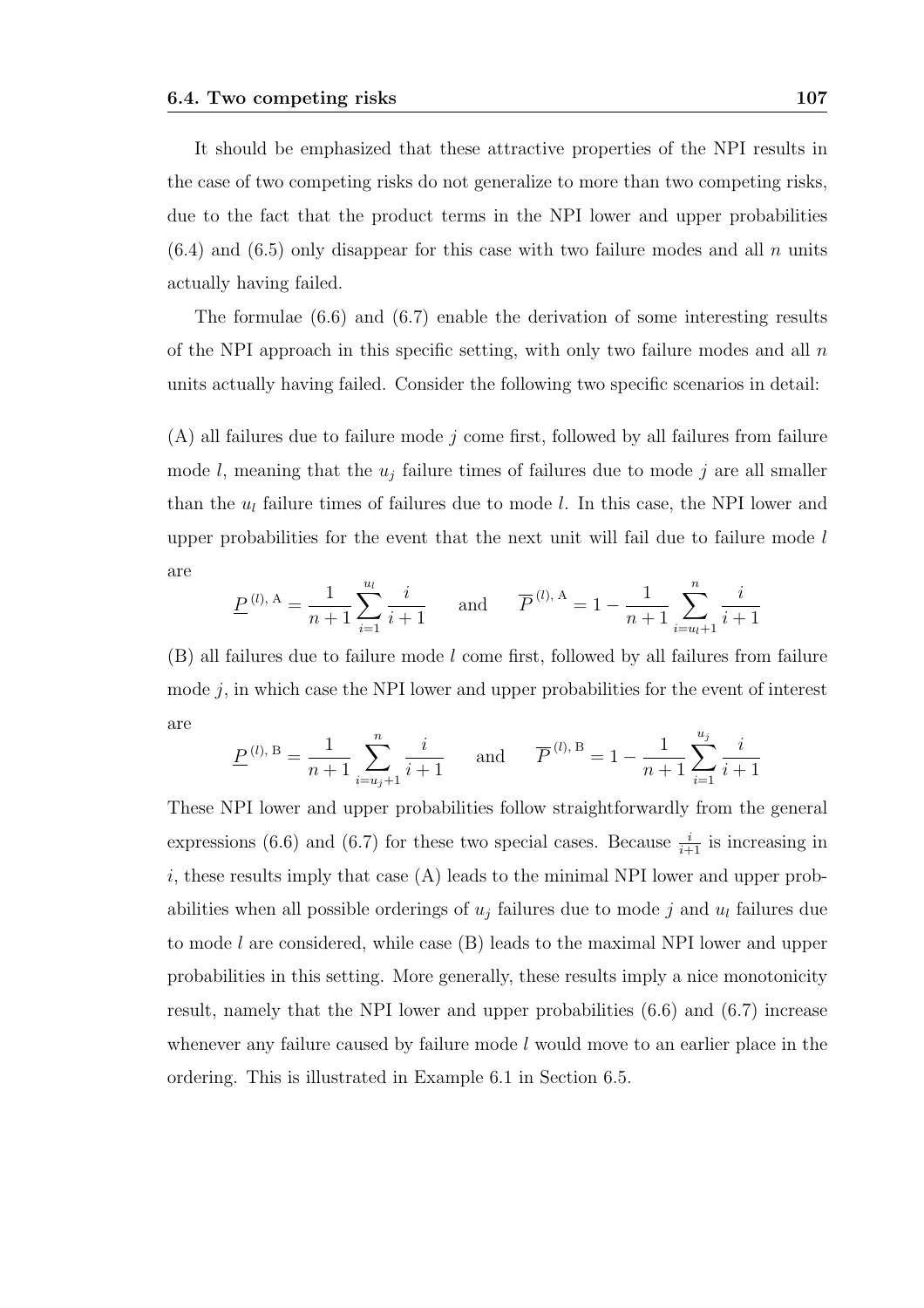It should be emphasized that these attractive properties of the NPI results in the case of two competing risks do not generalize to more than two competing risks, due to the fact that the product terms in the NPI lower and upper probabilities (6.4) and (6.5) only disappear for this case with two failure modes and all $n$ units actually having failed.

The formulae (6.6) and (6.7) enable the derivation of some interesting results of the NPI approach in this specific setting, with only two failure modes and all $n$ units actually having failed. Consider the following two specific scenarios in detail:

(A) all failures due to failure mode $j$ come first, followed by all failures from failure mode $l$, meaning that the $u_j$ failure times of failures due to mode $j$ are all smaller than the $u_l$ failure times of failures due to mode $l$. In this case, the NPI lower and upper probabilities for the event that the next unit will fail due to failure mode $l$ are

$$\underline{P}^{(l),\,\mathrm{A}} = \frac{1}{n+1}\sum_{i=1}^{u_l}\frac{i}{i+1} \qquad \text{and} \qquad \overline{P}^{(l),\,\mathrm{A}} = 1 - \frac{1}{n+1}\sum_{i=u_l+1}^{n}\frac{i}{i+1}$$

(B) all failures due to failure mode $l$ come first, followed by all failures from failure mode $j$, in which case the NPI lower and upper probabilities for the event of interest are

$$\underline{P}^{(l),\,\mathrm{B}} = \frac{1}{n+1}\sum_{i=u_j+1}^{n}\frac{i}{i+1} \qquad \text{and} \qquad \overline{P}^{(l),\,\mathrm{B}} = 1 - \frac{1}{n+1}\sum_{i=1}^{u_j}\frac{i}{i+1}$$

These NPI lower and upper probabilities follow straightforwardly from the general expressions (6.6) and (6.7) for these two special cases. Because $\frac{i}{i+1}$ is increasing in $i$, these results imply that case (A) leads to the minimal NPI lower and upper probabilities when all possible orderings of $u_j$ failures due to mode $j$ and $u_l$ failures due to mode $l$ are considered, while case (B) leads to the maximal NPI lower and upper probabilities in this setting. More generally, these results imply a nice monotonicity result, namely that the NPI lower and upper probabilities (6.6) and (6.7) increase whenever any failure caused by failure mode $l$ would move to an earlier place in the ordering. This is illustrated in Example 6.1 in Section 6.5.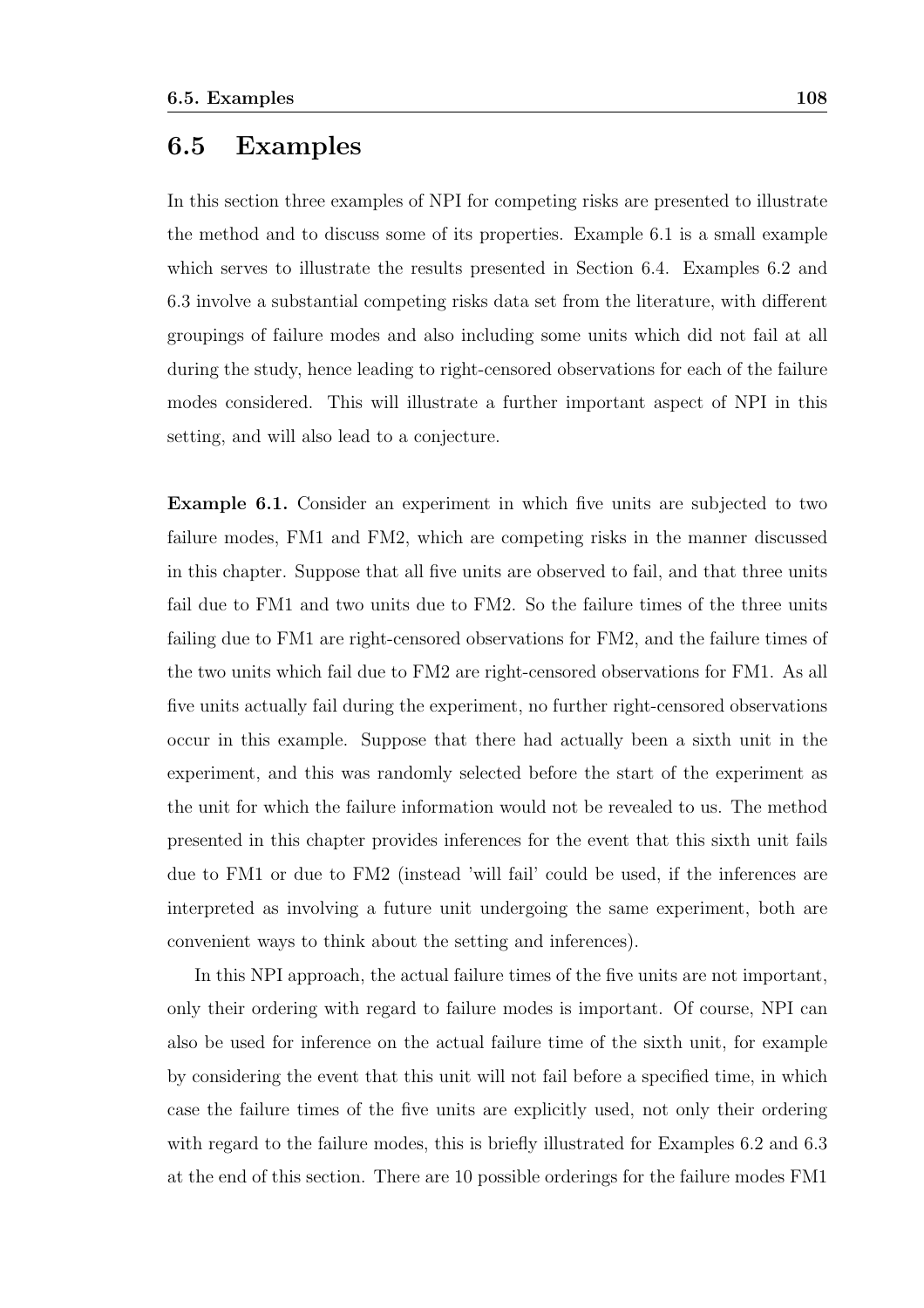## 6.5 Examples

In this section three examples of NPI for competing risks are presented to illustrate the method and to discuss some of its properties. Example 6.1 is a small example which serves to illustrate the results presented in Section 6.4. Examples 6.2 and 6.3 involve a substantial competing risks data set from the literature, with different groupings of failure modes and also including some units which did not fail at all during the study, hence leading to right-censored observations for each of the failure modes considered. This will illustrate a further important aspect of NPI in this setting, and will also lead to a conjecture.

**Example 6.1.** Consider an experiment in which five units are subjected to two failure modes, FM1 and FM2, which are competing risks in the manner discussed in this chapter. Suppose that all five units are observed to fail, and that three units fail due to FM1 and two units due to FM2. So the failure times of the three units failing due to FM1 are right-censored observations for FM2, and the failure times of the two units which fail due to FM2 are right-censored observations for FM1. As all five units actually fail during the experiment, no further right-censored observations occur in this example. Suppose that there had actually been a sixth unit in the experiment, and this was randomly selected before the start of the experiment as the unit for which the failure information would not be revealed to us. The method presented in this chapter provides inferences for the event that this sixth unit fails due to FM1 or due to FM2 (instead 'will fail' could be used, if the inferences are interpreted as involving a future unit undergoing the same experiment, both are convenient ways to think about the setting and inferences).

In this NPI approach, the actual failure times of the five units are not important, only their ordering with regard to failure modes is important. Of course, NPI can also be used for inference on the actual failure time of the sixth unit, for example by considering the event that this unit will not fail before a specified time, in which case the failure times of the five units are explicitly used, not only their ordering with regard to the failure modes, this is briefly illustrated for Examples 6.2 and 6.3 at the end of this section. There are 10 possible orderings for the failure modes FM1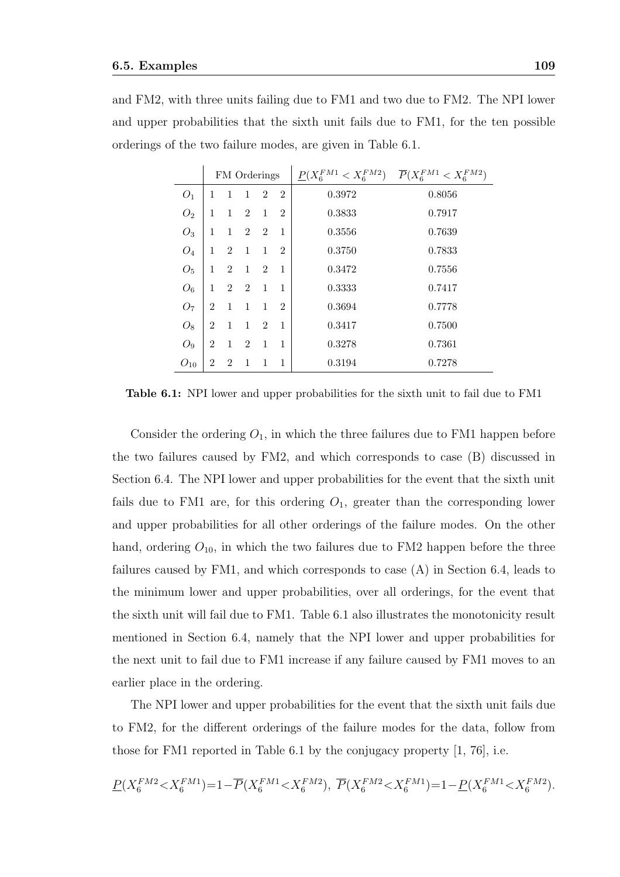and FM2, with three units failing due to FM1 and two due to FM2. The NPI lower and upper probabilities that the sixth unit fails due to FM1, for the ten possible orderings of the two failure modes, are given in Table 6.1.

| | FM Orderings | | | | | $\underline{P}(X_6^{FM1} < X_6^{FM2})$ | $\overline{P}(X_6^{FM1} < X_6^{FM2})$ |
|---|---|---|---|---|---|---|---|
| $O_1$ | 1 | 1 | 1 | 2 | 2 | 0.3972 | 0.8056 |
| $O_2$ | 1 | 1 | 2 | 1 | 2 | 0.3833 | 0.7917 |
| $O_3$ | 1 | 1 | 2 | 2 | 1 | 0.3556 | 0.7639 |
| $O_4$ | 1 | 2 | 1 | 1 | 2 | 0.3750 | 0.7833 |
| $O_5$ | 1 | 2 | 1 | 2 | 1 | 0.3472 | 0.7556 |
| $O_6$ | 1 | 2 | 2 | 1 | 1 | 0.3333 | 0.7417 |
| $O_7$ | 2 | 1 | 1 | 1 | 2 | 0.3694 | 0.7778 |
| $O_8$ | 2 | 1 | 1 | 2 | 1 | 0.3417 | 0.7500 |
| $O_9$ | 2 | 1 | 2 | 1 | 1 | 0.3278 | 0.7361 |
| $O_{10}$ | 2 | 2 | 1 | 1 | 1 | 0.3194 | 0.7278 |

**Table 6.1:** NPI lower and upper probabilities for the sixth unit to fail due to FM1

Consider the ordering $O_1$, in which the three failures due to FM1 happen before the two failures caused by FM2, and which corresponds to case (B) discussed in Section 6.4. The NPI lower and upper probabilities for the event that the sixth unit fails due to FM1 are, for this ordering $O_1$, greater than the corresponding lower and upper probabilities for all other orderings of the failure modes. On the other hand, ordering $O_{10}$, in which the two failures due to FM2 happen before the three failures caused by FM1, and which corresponds to case (A) in Section 6.4, leads to the minimum lower and upper probabilities, over all orderings, for the event that the sixth unit will fail due to FM1. Table 6.1 also illustrates the monotonicity result mentioned in Section 6.4, namely that the NPI lower and upper probabilities for the next unit to fail due to FM1 increase if any failure caused by FM1 moves to an earlier place in the ordering.

The NPI lower and upper probabilities for the event that the sixth unit fails due to FM2, for the different orderings of the failure modes for the data, follow from those for FM1 reported in Table 6.1 by the conjugacy property [1, 76], i.e.

$$\underline{P}(X_6^{FM2}<X_6^{FM1})=1-\overline{P}(X_6^{FM1}<X_6^{FM2}),\ \overline{P}(X_6^{FM2}<X_6^{FM1})=1-\underline{P}(X_6^{FM1}<X_6^{FM2}).$$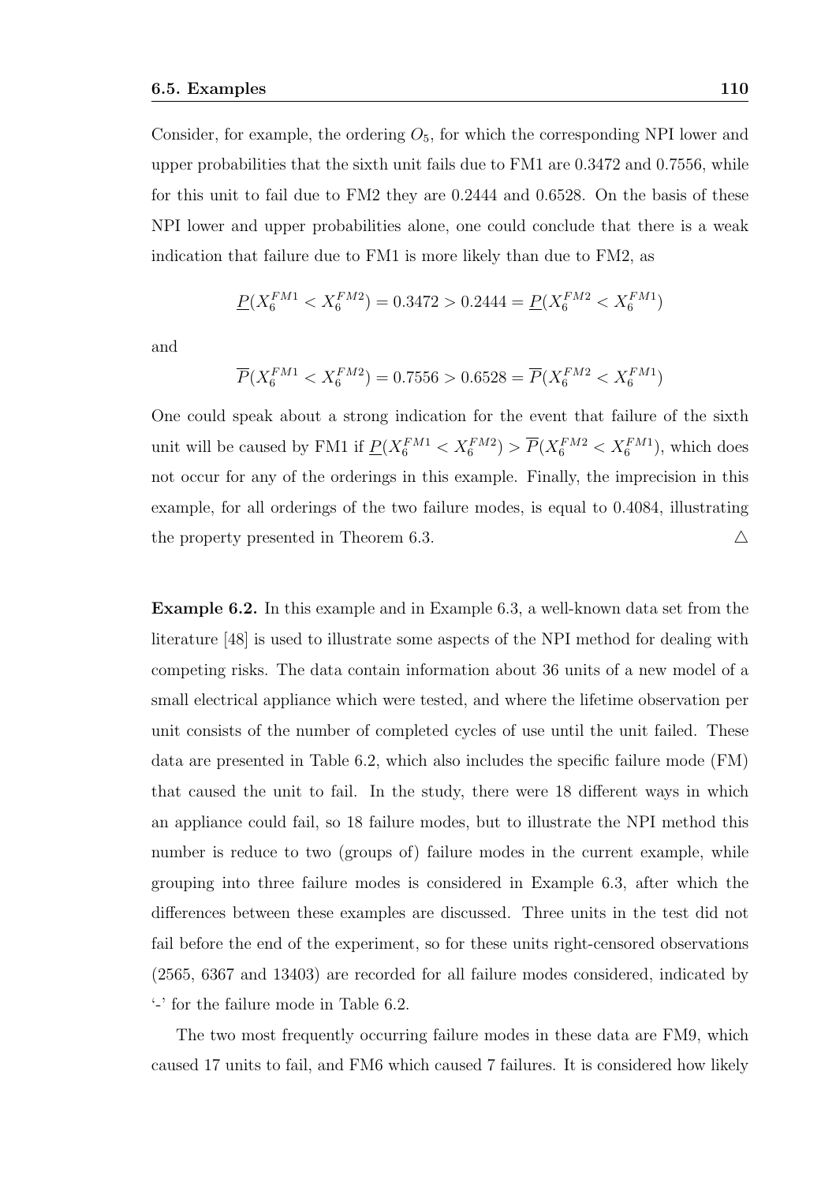Consider, for example, the ordering $O_5$, for which the corresponding NPI lower and upper probabilities that the sixth unit fails due to FM1 are 0.3472 and 0.7556, while for this unit to fail due to FM2 they are 0.2444 and 0.6528. On the basis of these NPI lower and upper probabilities alone, one could conclude that there is a weak indication that failure due to FM1 is more likely than due to FM2, as

$$\underline{P}(X_6^{FM1} < X_6^{FM2}) = 0.3472 > 0.2444 = \underline{P}(X_6^{FM2} < X_6^{FM1})$$

and

$$\overline{P}(X_6^{FM1} < X_6^{FM2}) = 0.7556 > 0.6528 = \overline{P}(X_6^{FM2} < X_6^{FM1})$$

One could speak about a strong indication for the event that failure of the sixth unit will be caused by FM1 if $\underline{P}(X_6^{FM1} < X_6^{FM2}) > \overline{P}(X_6^{FM2} < X_6^{FM1})$, which does not occur for any of the orderings in this example. Finally, the imprecision in this example, for all orderings of the two failure modes, is equal to 0.4084, illustrating the property presented in Theorem 6.3. △

**Example 6.2.** In this example and in Example 6.3, a well-known data set from the literature [48] is used to illustrate some aspects of the NPI method for dealing with competing risks. The data contain information about 36 units of a new model of a small electrical appliance which were tested, and where the lifetime observation per unit consists of the number of completed cycles of use until the unit failed. These data are presented in Table 6.2, which also includes the specific failure mode (FM) that caused the unit to fail. In the study, there were 18 different ways in which an appliance could fail, so 18 failure modes, but to illustrate the NPI method this number is reduce to two (groups of) failure modes in the current example, while grouping into three failure modes is considered in Example 6.3, after which the differences between these examples are discussed. Three units in the test did not fail before the end of the experiment, so for these units right-censored observations (2565, 6367 and 13403) are recorded for all failure modes considered, indicated by '-' for the failure mode in Table 6.2.

The two most frequently occurring failure modes in these data are FM9, which caused 17 units to fail, and FM6 which caused 7 failures. It is considered how likely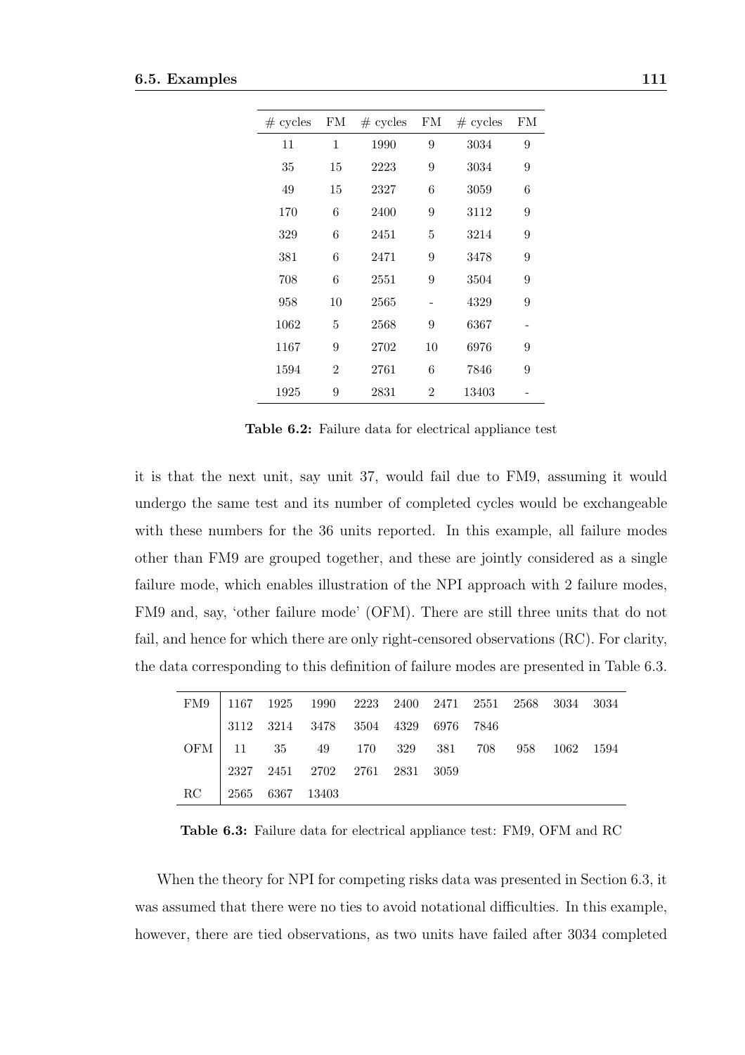| # cycles | FM | # cycles | FM | # cycles | FM |
|---|---|---|---|---|---|
| 11 | 1 | 1990 | 9 | 3034 | 9 |
| 35 | 15 | 2223 | 9 | 3034 | 9 |
| 49 | 15 | 2327 | 6 | 3059 | 6 |
| 170 | 6 | 2400 | 9 | 3112 | 9 |
| 329 | 6 | 2451 | 5 | 3214 | 9 |
| 381 | 6 | 2471 | 9 | 3478 | 9 |
| 708 | 6 | 2551 | 9 | 3504 | 9 |
| 958 | 10 | 2565 | - | 4329 | 9 |
| 1062 | 5 | 2568 | 9 | 6367 | - |
| 1167 | 9 | 2702 | 10 | 6976 | 9 |
| 1594 | 2 | 2761 | 6 | 7846 | 9 |
| 1925 | 9 | 2831 | 2 | 13403 | - |

**Table 6.2:** Failure data for electrical appliance test

it is that the next unit, say unit 37, would fail due to FM9, assuming it would undergo the same test and its number of completed cycles would be exchangeable with these numbers for the 36 units reported. In this example, all failure modes other than FM9 are grouped together, and these are jointly considered as a single failure mode, which enables illustration of the NPI approach with 2 failure modes, FM9 and, say, 'other failure mode' (OFM). There are still three units that do not fail, and hence for which there are only right-censored observations (RC). For clarity, the data corresponding to this definition of failure modes are presented in Table 6.3.

| | | | | | | | | | | |
|---|---|---|---|---|---|---|---|---|---|---|
| FM9 | 1167 | 1925 | 1990 | 2223 | 2400 | 2471 | 2551 | 2568 | 3034 | 3034 |
| | 3112 | 3214 | 3478 | 3504 | 4329 | 6976 | 7846 | | | |
| OFM | 11 | 35 | 49 | 170 | 329 | 381 | 708 | 958 | 1062 | 1594 |
| | 2327 | 2451 | 2702 | 2761 | 2831 | 3059 | | | | |
| RC | 2565 | 6367 | 13403 | | | | | | | |

**Table 6.3:** Failure data for electrical appliance test: FM9, OFM and RC

When the theory for NPI for competing risks data was presented in Section 6.3, it was assumed that there were no ties to avoid notational difficulties. In this example, however, there are tied observations, as two units have failed after 3034 completed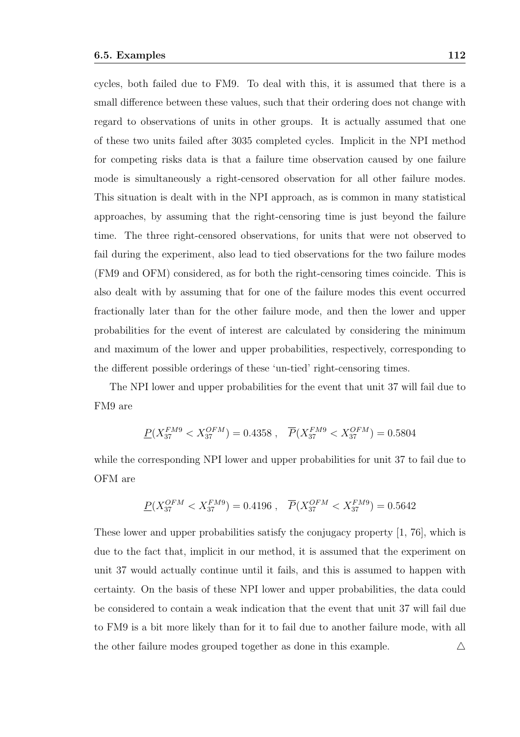cycles, both failed due to FM9. To deal with this, it is assumed that there is a small difference between these values, such that their ordering does not change with regard to observations of units in other groups. It is actually assumed that one of these two units failed after 3035 completed cycles. Implicit in the NPI method for competing risks data is that a failure time observation caused by one failure mode is simultaneously a right-censored observation for all other failure modes. This situation is dealt with in the NPI approach, as is common in many statistical approaches, by assuming that the right-censoring time is just beyond the failure time. The three right-censored observations, for units that were not observed to fail during the experiment, also lead to tied observations for the two failure modes (FM9 and OFM) considered, as for both the right-censoring times coincide. This is also dealt with by assuming that for one of the failure modes this event occurred fractionally later than for the other failure mode, and then the lower and upper probabilities for the event of interest are calculated by considering the minimum and maximum of the lower and upper probabilities, respectively, corresponding to the different possible orderings of these 'un-tied' right-censoring times.

The NPI lower and upper probabilities for the event that unit 37 will fail due to FM9 are

$$\underline{P}(X_{37}^{FM9} < X_{37}^{OFM}) = 0.4358 \ , \quad \overline{P}(X_{37}^{FM9} < X_{37}^{OFM}) = 0.5804$$

while the corresponding NPI lower and upper probabilities for unit 37 to fail due to OFM are

$$\underline{P}(X_{37}^{OFM} < X_{37}^{FM9}) = 0.4196 \ , \quad \overline{P}(X_{37}^{OFM} < X_{37}^{FM9}) = 0.5642$$

These lower and upper probabilities satisfy the conjugacy property [1, 76], which is due to the fact that, implicit in our method, it is assumed that the experiment on unit 37 would actually continue until it fails, and this is assumed to happen with certainty. On the basis of these NPI lower and upper probabilities, the data could be considered to contain a weak indication that the event that unit 37 will fail due to FM9 is a bit more likely than for it to fail due to another failure mode, with all the other failure modes grouped together as done in this example. △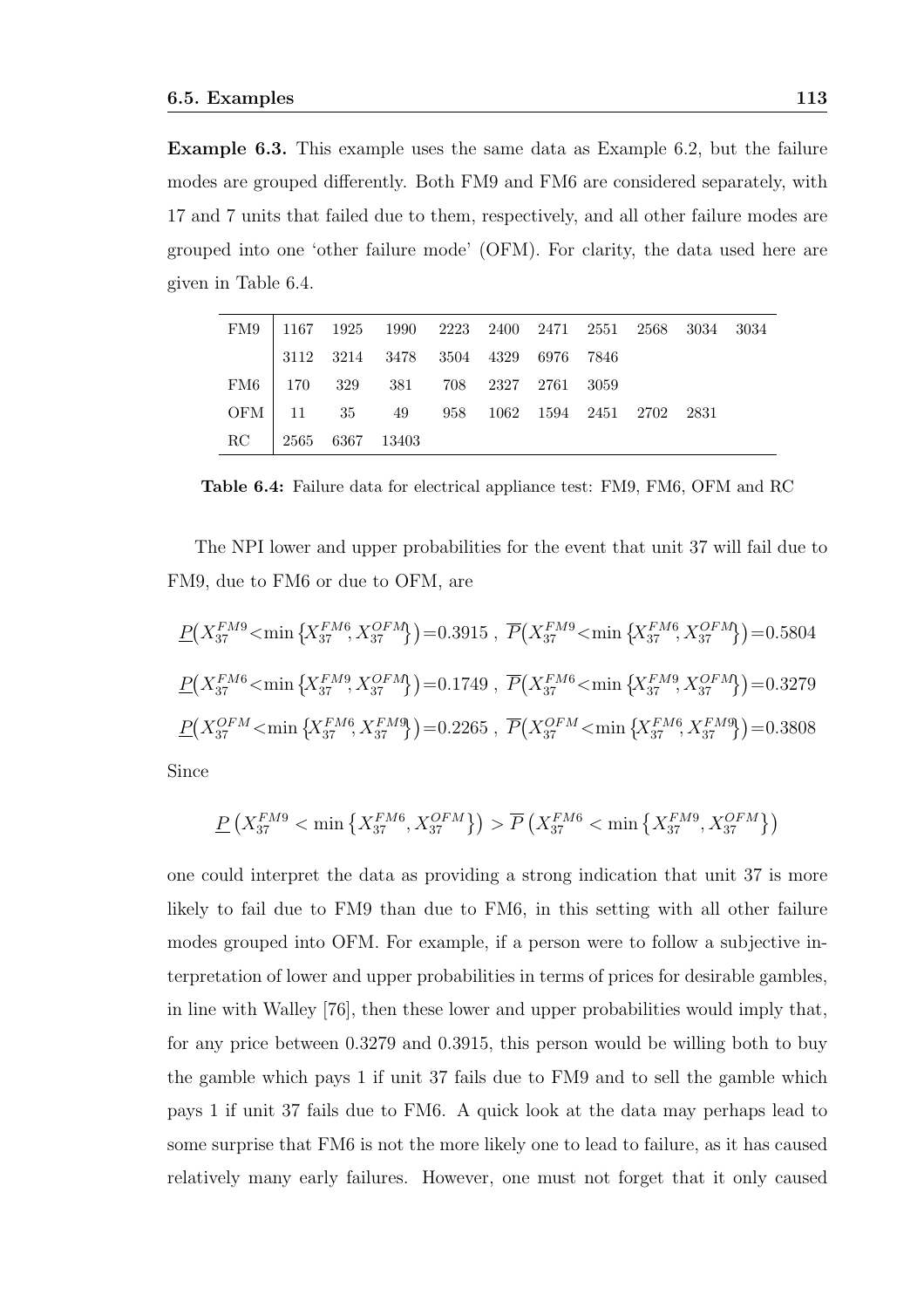**Example 6.3.** This example uses the same data as Example 6.2, but the failure modes are grouped differently. Both FM9 and FM6 are considered separately, with 17 and 7 units that failed due to them, respectively, and all other failure modes are grouped into one 'other failure mode' (OFM). For clarity, the data used here are given in Table 6.4.

| | | | | | | | | | | |
|---|---|---|---|---|---|---|---|---|---|---|
| FM9 | 1167 | 1925 | 1990 | 2223 | 2400 | 2471 | 2551 | 2568 | 3034 | 3034 |
| | 3112 | 3214 | 3478 | 3504 | 4329 | 6976 | 7846 | | | |
| FM6 | 170 | 329 | 381 | 708 | 2327 | 2761 | 3059 | | | |
| OFM | 11 | 35 | 49 | 958 | 1062 | 1594 | 2451 | 2702 | 2831 | |
| RC | 2565 | 6367 | 13403 | | | | | | | |

**Table 6.4:** Failure data for electrical appliance test: FM9, FM6, OFM and RC

The NPI lower and upper probabilities for the event that unit 37 will fail due to FM9, due to FM6 or due to OFM, are

$$\underline{P}\big(X_{37}^{FM9} < \min\{X_{37}^{FM6}, X_{37}^{OFM}\}\big) = 0.3915\ ,\ \overline{P}\big(X_{37}^{FM9} < \min\{X_{37}^{FM6}, X_{37}^{OFM}\}\big) = 0.5804$$

$$\underline{P}\big(X_{37}^{FM6} < \min\{X_{37}^{FM9}, X_{37}^{OFM}\}\big) = 0.1749\ ,\ \overline{P}\big(X_{37}^{FM6} < \min\{X_{37}^{FM9}, X_{37}^{OFM}\}\big) = 0.3279$$

$$\underline{P}\big(X_{37}^{OFM} < \min\{X_{37}^{FM6}, X_{37}^{FM9}\}\big) = 0.2265\ ,\ \overline{P}\big(X_{37}^{OFM} < \min\{X_{37}^{FM6}, X_{37}^{FM9}\}\big) = 0.3808$$

Since

$$\underline{P}\left(X_{37}^{FM9} < \min\left\{X_{37}^{FM6}, X_{37}^{OFM}\right\}\right) > \overline{P}\left(X_{37}^{FM6} < \min\left\{X_{37}^{FM9}, X_{37}^{OFM}\right\}\right)$$

one could interpret the data as providing a strong indication that unit 37 is more likely to fail due to FM9 than due to FM6, in this setting with all other failure modes grouped into OFM. For example, if a person were to follow a subjective interpretation of lower and upper probabilities in terms of prices for desirable gambles, in line with Walley [76], then these lower and upper probabilities would imply that, for any price between 0.3279 and 0.3915, this person would be willing both to buy the gamble which pays 1 if unit 37 fails due to FM9 and to sell the gamble which pays 1 if unit 37 fails due to FM6. A quick look at the data may perhaps lead to some surprise that FM6 is not the more likely one to lead to failure, as it has caused relatively many early failures. However, one must not forget that it only caused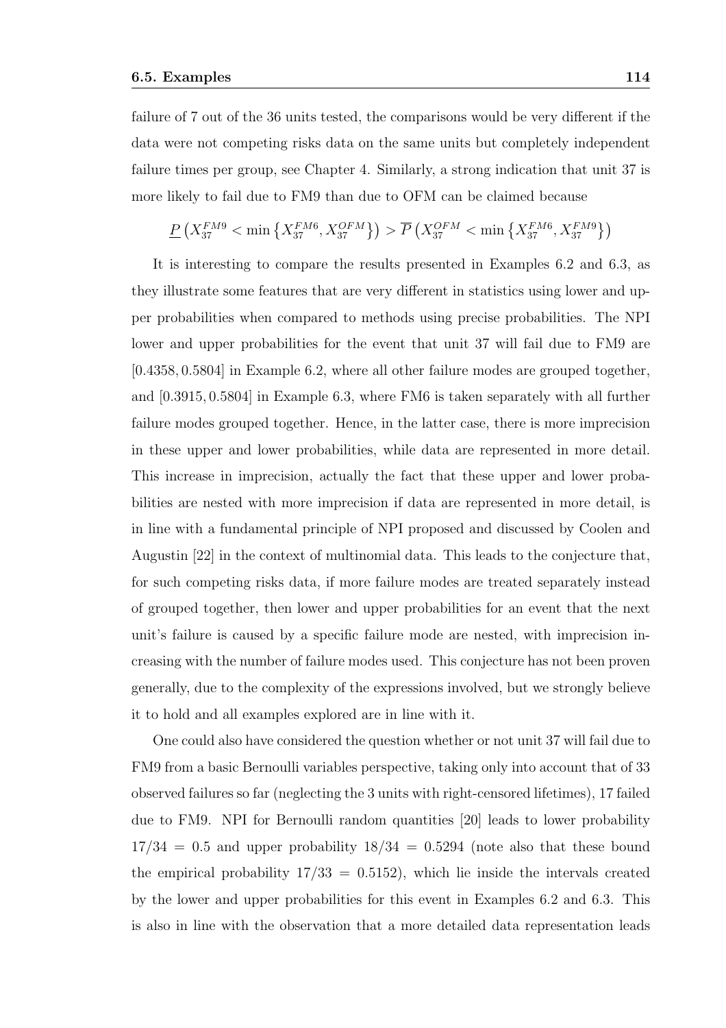failure of 7 out of the 36 units tested, the comparisons would be very different if the data were not competing risks data on the same units but completely independent failure times per group, see Chapter 4. Similarly, a strong indication that unit 37 is more likely to fail due to FM9 than due to OFM can be claimed because

$$\underline{P}\left(X_{37}^{FM9} < \min\left\{X_{37}^{FM6}, X_{37}^{OFM}\right\}\right) > \overline{P}\left(X_{37}^{OFM} < \min\left\{X_{37}^{FM6}, X_{37}^{FM9}\right\}\right)$$

It is interesting to compare the results presented in Examples 6.2 and 6.3, as they illustrate some features that are very different in statistics using lower and upper probabilities when compared to methods using precise probabilities. The NPI lower and upper probabilities for the event that unit 37 will fail due to FM9 are $[0.4358, 0.5804]$ in Example 6.2, where all other failure modes are grouped together, and $[0.3915, 0.5804]$ in Example 6.3, where FM6 is taken separately with all further failure modes grouped together. Hence, in the latter case, there is more imprecision in these upper and lower probabilities, while data are represented in more detail. This increase in imprecision, actually the fact that these upper and lower probabilities are nested with more imprecision if data are represented in more detail, is in line with a fundamental principle of NPI proposed and discussed by Coolen and Augustin [22] in the context of multinomial data. This leads to the conjecture that, for such competing risks data, if more failure modes are treated separately instead of grouped together, then lower and upper probabilities for an event that the next unit's failure is caused by a specific failure mode are nested, with imprecision increasing with the number of failure modes used. This conjecture has not been proven generally, due to the complexity of the expressions involved, but we strongly believe it to hold and all examples explored are in line with it.

One could also have considered the question whether or not unit 37 will fail due to FM9 from a basic Bernoulli variables perspective, taking only into account that of 33 observed failures so far (neglecting the 3 units with right-censored lifetimes), 17 failed due to FM9. NPI for Bernoulli random quantities [20] leads to lower probability $17/34 = 0.5$ and upper probability $18/34 = 0.5294$ (note also that these bound the empirical probability $17/33 = 0.5152$), which lie inside the intervals created by the lower and upper probabilities for this event in Examples 6.2 and 6.3. This is also in line with the observation that a more detailed data representation leads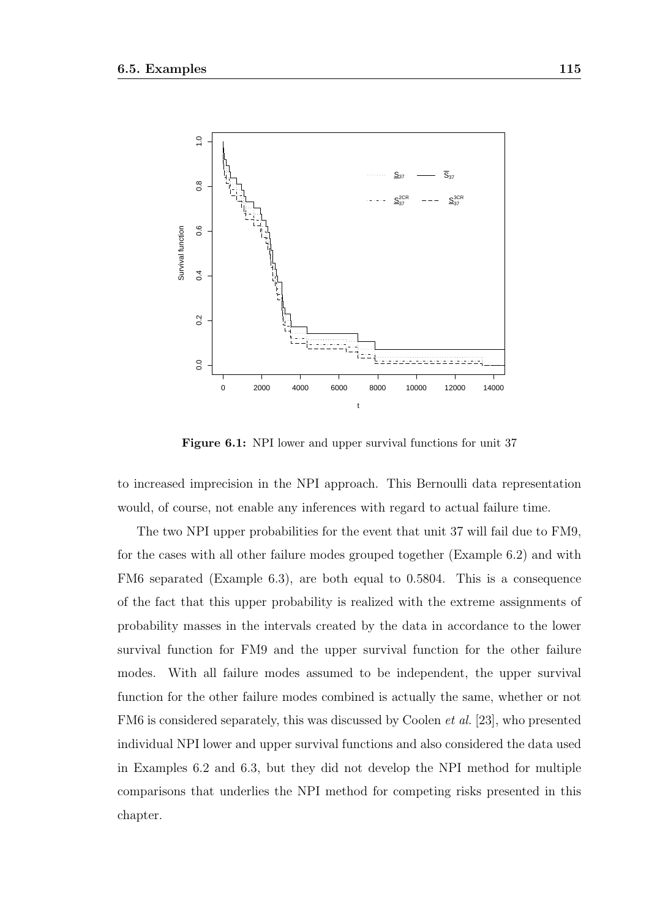**Figure 6.1:** NPI lower and upper survival functions for unit 37

to increased imprecision in the NPI approach. This Bernoulli data representation would, of course, not enable any inferences with regard to actual failure time.

The two NPI upper probabilities for the event that unit 37 will fail due to FM9, for the cases with all other failure modes grouped together (Example 6.2) and with FM6 separated (Example 6.3), are both equal to 0.5804. This is a consequence of the fact that this upper probability is realized with the extreme assignments of probability masses in the intervals created by the data in accordance to the lower survival function for FM9 and the upper survival function for the other failure modes. With all failure modes assumed to be independent, the upper survival function for the other failure modes combined is actually the same, whether or not FM6 is considered separately, this was discussed by Coolen *et al.* [23], who presented individual NPI lower and upper survival functions and also considered the data used in Examples 6.2 and 6.3, but they did not develop the NPI method for multiple comparisons that underlies the NPI method for competing risks presented in this chapter.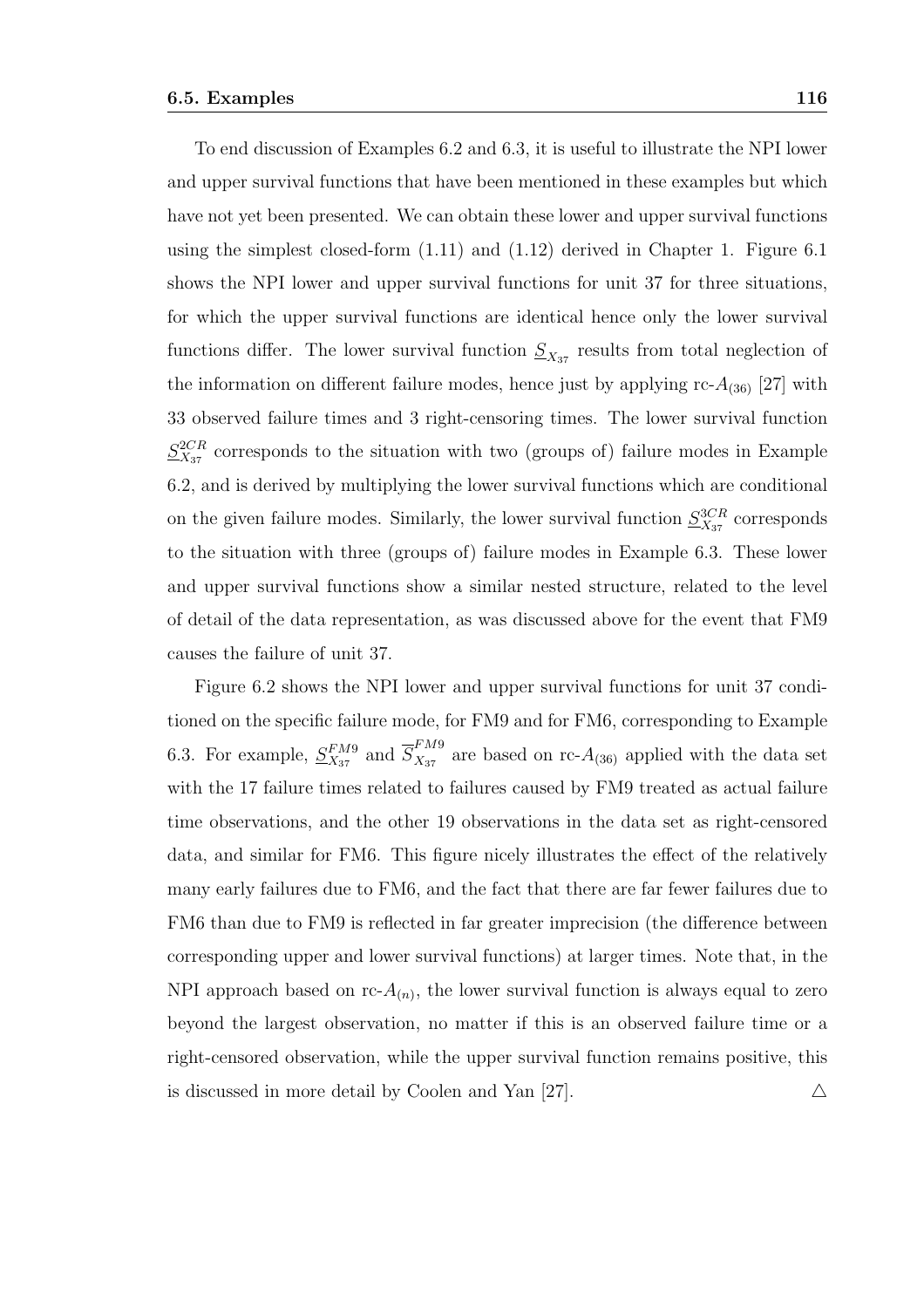To end discussion of Examples 6.2 and 6.3, it is useful to illustrate the NPI lower and upper survival functions that have been mentioned in these examples but which have not yet been presented. We can obtain these lower and upper survival functions using the simplest closed-form (1.11) and (1.12) derived in Chapter 1. Figure 6.1 shows the NPI lower and upper survival functions for unit 37 for three situations, for which the upper survival functions are identical hence only the lower survival functions differ. The lower survival function $\underline{S}_{X_{37}}$ results from total neglection of the information on different failure modes, hence just by applying rc-$A_{(36)}$ [27] with 33 observed failure times and 3 right-censoring times. The lower survival function $\underline{S}^{2CR}_{X_{37}}$ corresponds to the situation with two (groups of) failure modes in Example 6.2, and is derived by multiplying the lower survival functions which are conditional on the given failure modes. Similarly, the lower survival function $\underline{S}^{3CR}_{X_{37}}$ corresponds to the situation with three (groups of) failure modes in Example 6.3. These lower and upper survival functions show a similar nested structure, related to the level of detail of the data representation, as was discussed above for the event that FM9 causes the failure of unit 37.

Figure 6.2 shows the NPI lower and upper survival functions for unit 37 conditioned on the specific failure mode, for FM9 and for FM6, corresponding to Example 6.3. For example, $\underline{S}^{FM9}_{X_{37}}$ and $\overline{S}^{FM9}_{X_{37}}$ are based on rc-$A_{(36)}$ applied with the data set with the 17 failure times related to failures caused by FM9 treated as actual failure time observations, and the other 19 observations in the data set as right-censored data, and similar for FM6. This figure nicely illustrates the effect of the relatively many early failures due to FM6, and the fact that there are far fewer failures due to FM6 than due to FM9 is reflected in far greater imprecision (the difference between corresponding upper and lower survival functions) at larger times. Note that, in the NPI approach based on rc-$A_{(n)}$, the lower survival function is always equal to zero beyond the largest observation, no matter if this is an observed failure time or a right-censored observation, while the upper survival function remains positive, this is discussed in more detail by Coolen and Yan [27]. $\triangle$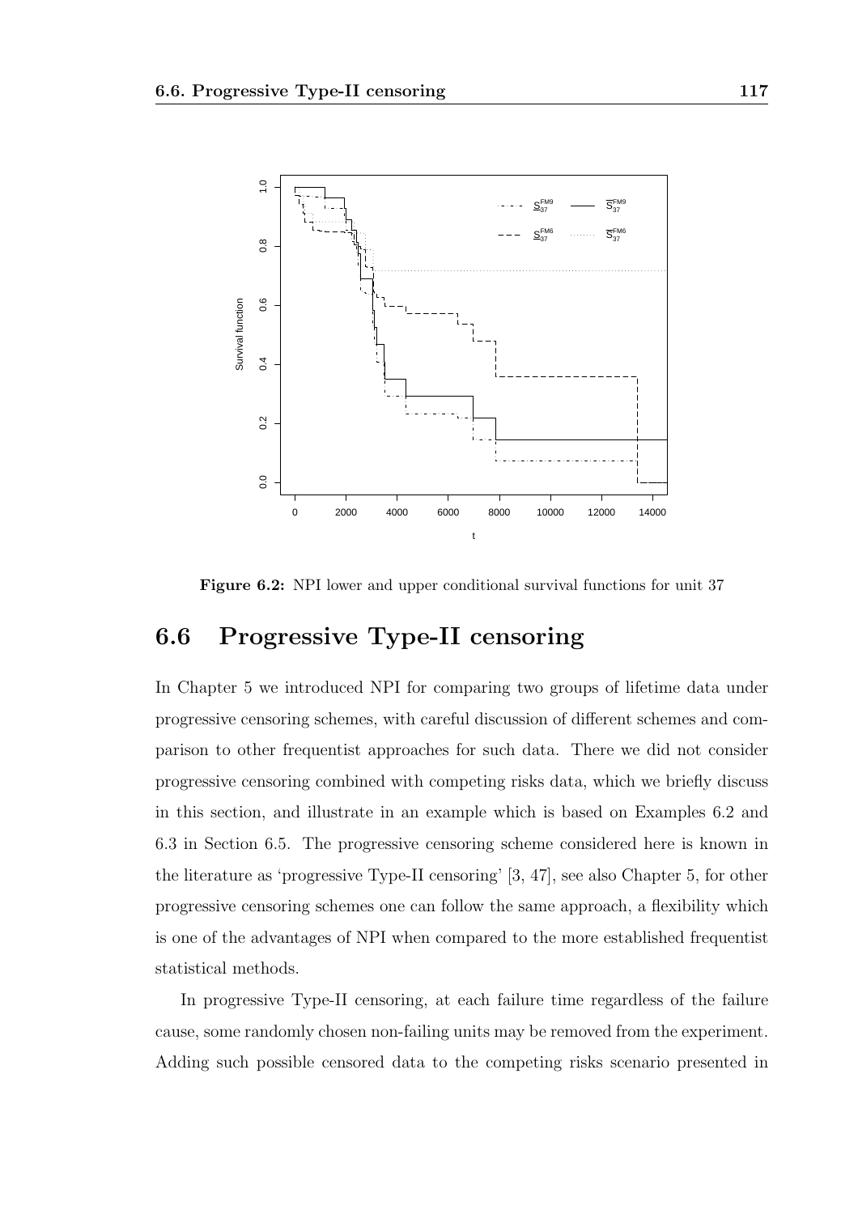Figure 6.2: NPI lower and upper conditional survival functions for unit 37

## 6.6 Progressive Type-II censoring

In Chapter 5 we introduced NPI for comparing two groups of lifetime data under progressive censoring schemes, with careful discussion of different schemes and comparison to other frequentist approaches for such data. There we did not consider progressive censoring combined with competing risks data, which we briefly discuss in this section, and illustrate in an example which is based on Examples 6.2 and 6.3 in Section 6.5. The progressive censoring scheme considered here is known in the literature as 'progressive Type-II censoring' [3, 47], see also Chapter 5, for other progressive censoring schemes one can follow the same approach, a flexibility which is one of the advantages of NPI when compared to the more established frequentist statistical methods.

In progressive Type-II censoring, at each failure time regardless of the failure cause, some randomly chosen non-failing units may be removed from the experiment. Adding such possible censored data to the competing risks scenario presented in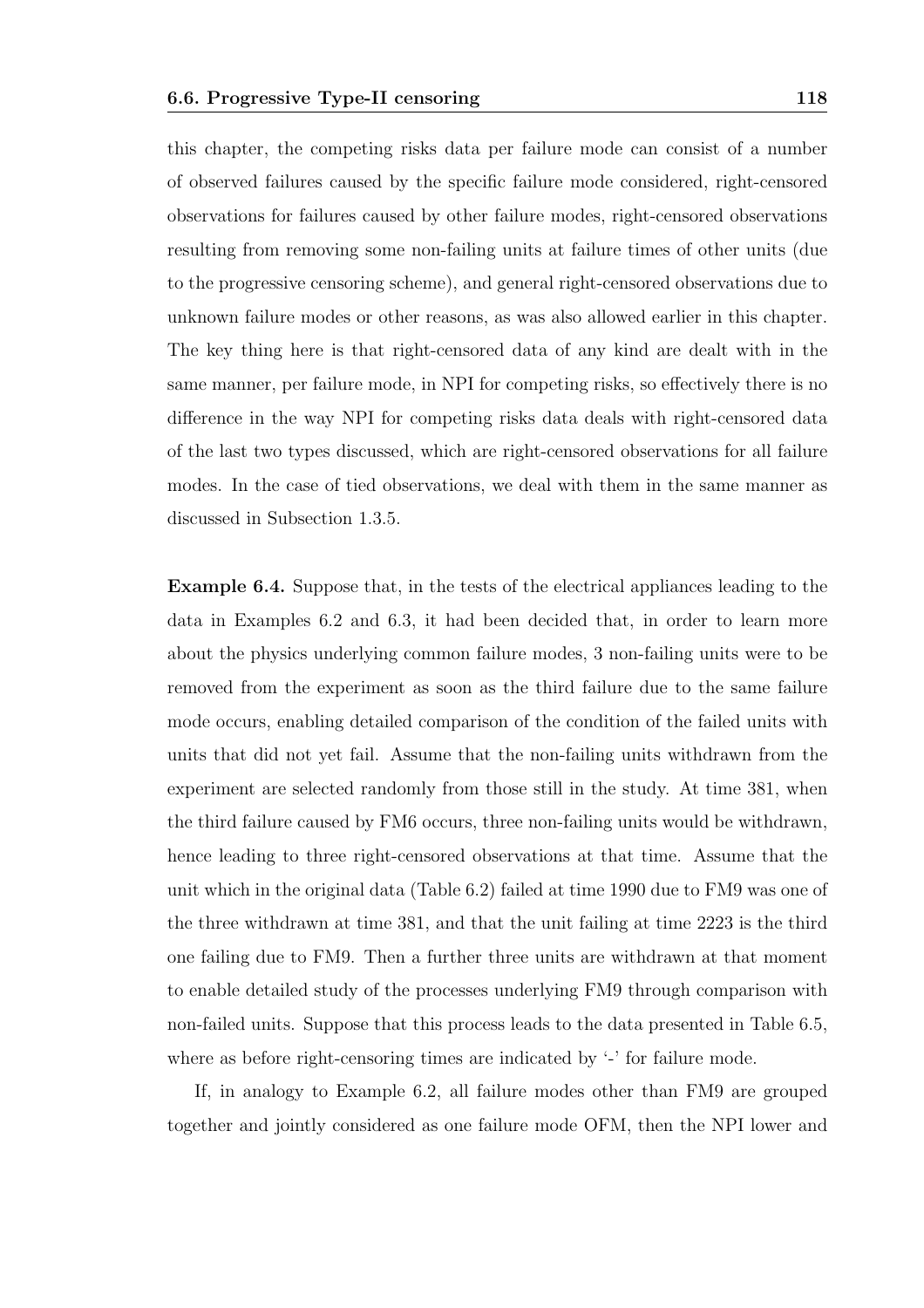this chapter, the competing risks data per failure mode can consist of a number of observed failures caused by the specific failure mode considered, right-censored observations for failures caused by other failure modes, right-censored observations resulting from removing some non-failing units at failure times of other units (due to the progressive censoring scheme), and general right-censored observations due to unknown failure modes or other reasons, as was also allowed earlier in this chapter. The key thing here is that right-censored data of any kind are dealt with in the same manner, per failure mode, in NPI for competing risks, so effectively there is no difference in the way NPI for competing risks data deals with right-censored data of the last two types discussed, which are right-censored observations for all failure modes. In the case of tied observations, we deal with them in the same manner as discussed in Subsection 1.3.5.

**Example 6.4.** Suppose that, in the tests of the electrical appliances leading to the data in Examples 6.2 and 6.3, it had been decided that, in order to learn more about the physics underlying common failure modes, 3 non-failing units were to be removed from the experiment as soon as the third failure due to the same failure mode occurs, enabling detailed comparison of the condition of the failed units with units that did not yet fail. Assume that the non-failing units withdrawn from the experiment are selected randomly from those still in the study. At time 381, when the third failure caused by FM6 occurs, three non-failing units would be withdrawn, hence leading to three right-censored observations at that time. Assume that the unit which in the original data (Table 6.2) failed at time 1990 due to FM9 was one of the three withdrawn at time 381, and that the unit failing at time 2223 is the third one failing due to FM9. Then a further three units are withdrawn at that moment to enable detailed study of the processes underlying FM9 through comparison with non-failed units. Suppose that this process leads to the data presented in Table 6.5, where as before right-censoring times are indicated by '-' for failure mode.

If, in analogy to Example 6.2, all failure modes other than FM9 are grouped together and jointly considered as one failure mode OFM, then the NPI lower and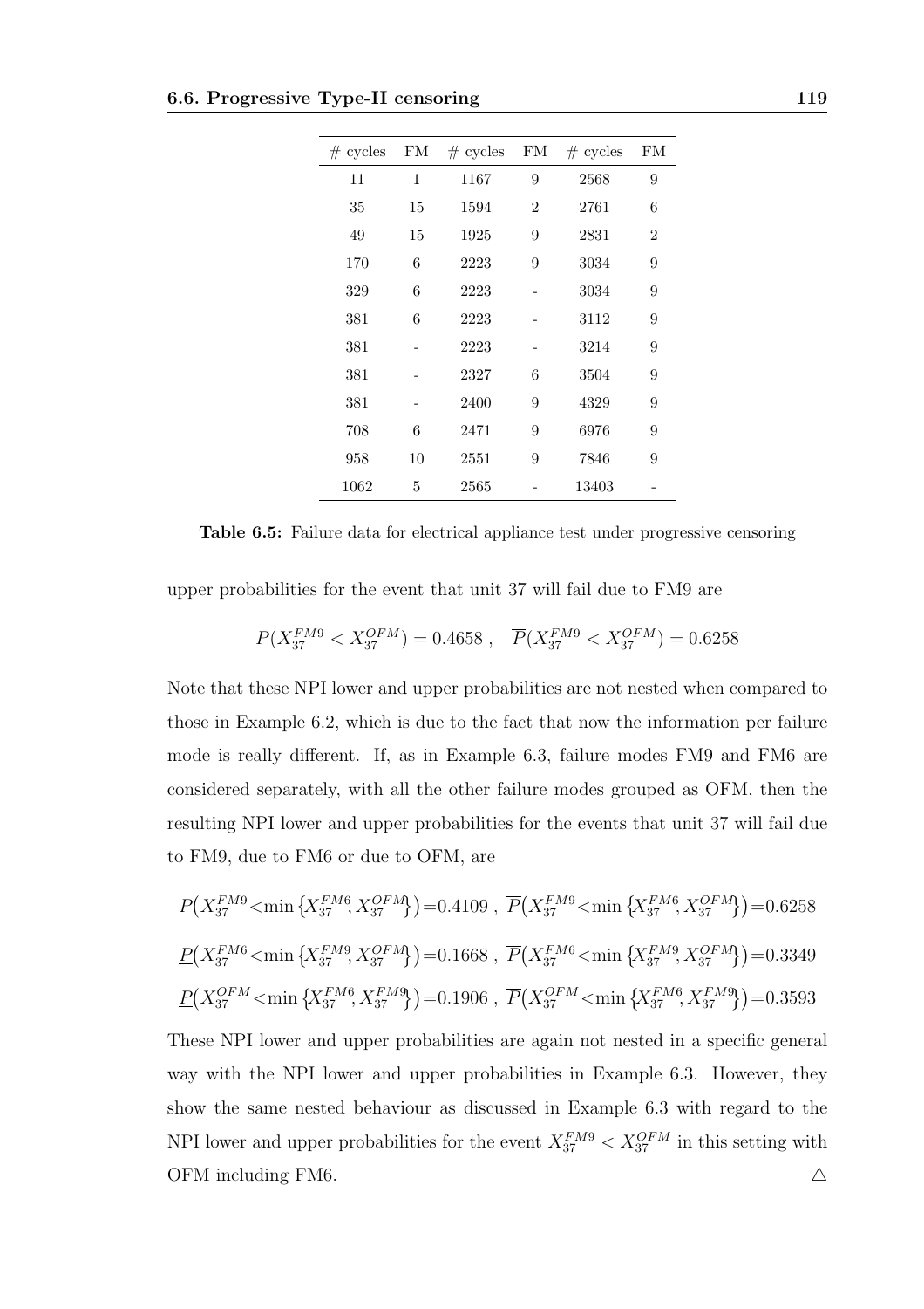| # cycles | FM | # cycles | FM | # cycles | FM |
|---|---|---|---|---|---|
| 11 | 1 | 1167 | 9 | 2568 | 9 |
| 35 | 15 | 1594 | 2 | 2761 | 6 |
| 49 | 15 | 1925 | 9 | 2831 | 2 |
| 170 | 6 | 2223 | 9 | 3034 | 9 |
| 329 | 6 | 2223 | - | 3034 | 9 |
| 381 | 6 | 2223 | - | 3112 | 9 |
| 381 | - | 2223 | - | 3214 | 9 |
| 381 | - | 2327 | 6 | 3504 | 9 |
| 381 | - | 2400 | 9 | 4329 | 9 |
| 708 | 6 | 2471 | 9 | 6976 | 9 |
| 958 | 10 | 2551 | 9 | 7846 | 9 |
| 1062 | 5 | 2565 | - | 13403 | - |

**Table 6.5:** Failure data for electrical appliance test under progressive censoring

upper probabilities for the event that unit 37 will fail due to FM9 are

$$\underline{P}(X_{37}^{FM9} < X_{37}^{OFM}) = 0.4658\ , \quad \overline{P}(X_{37}^{FM9} < X_{37}^{OFM}) = 0.6258$$

Note that these NPI lower and upper probabilities are not nested when compared to those in Example 6.2, which is due to the fact that now the information per failure mode is really different. If, as in Example 6.3, failure modes FM9 and FM6 are considered separately, with all the other failure modes grouped as OFM, then the resulting NPI lower and upper probabilities for the events that unit 37 will fail due to FM9, due to FM6 or due to OFM, are

$$\underline{P}\big(X_{37}^{FM9}<\min\big\{X_{37}^{FM6},X_{37}^{OFM}\big\}\big)=0.4109\ ,\ \overline{P}\big(X_{37}^{FM9}<\min\big\{X_{37}^{FM6},X_{37}^{OFM}\big\}\big)=0.6258$$

$$\underline{P}\big(X_{37}^{FM6}<\min\big\{X_{37}^{FM9},X_{37}^{OFM}\big\}\big)=0.1668\ ,\ \overline{P}\big(X_{37}^{FM6}<\min\big\{X_{37}^{FM9},X_{37}^{OFM}\big\}\big)=0.3349$$

$$\underline{P}\big(X_{37}^{OFM}<\min\big\{X_{37}^{FM6},X_{37}^{FM9}\big\}\big)=0.1906\ ,\ \overline{P}\big(X_{37}^{OFM}<\min\big\{X_{37}^{FM6},X_{37}^{FM9}\big\}\big)=0.3593$$

These NPI lower and upper probabilities are again not nested in a specific general way with the NPI lower and upper probabilities in Example 6.3. However, they show the same nested behaviour as discussed in Example 6.3 with regard to the NPI lower and upper probabilities for the event $X_{37}^{FM9} < X_{37}^{OFM}$ in this setting with OFM including FM6. △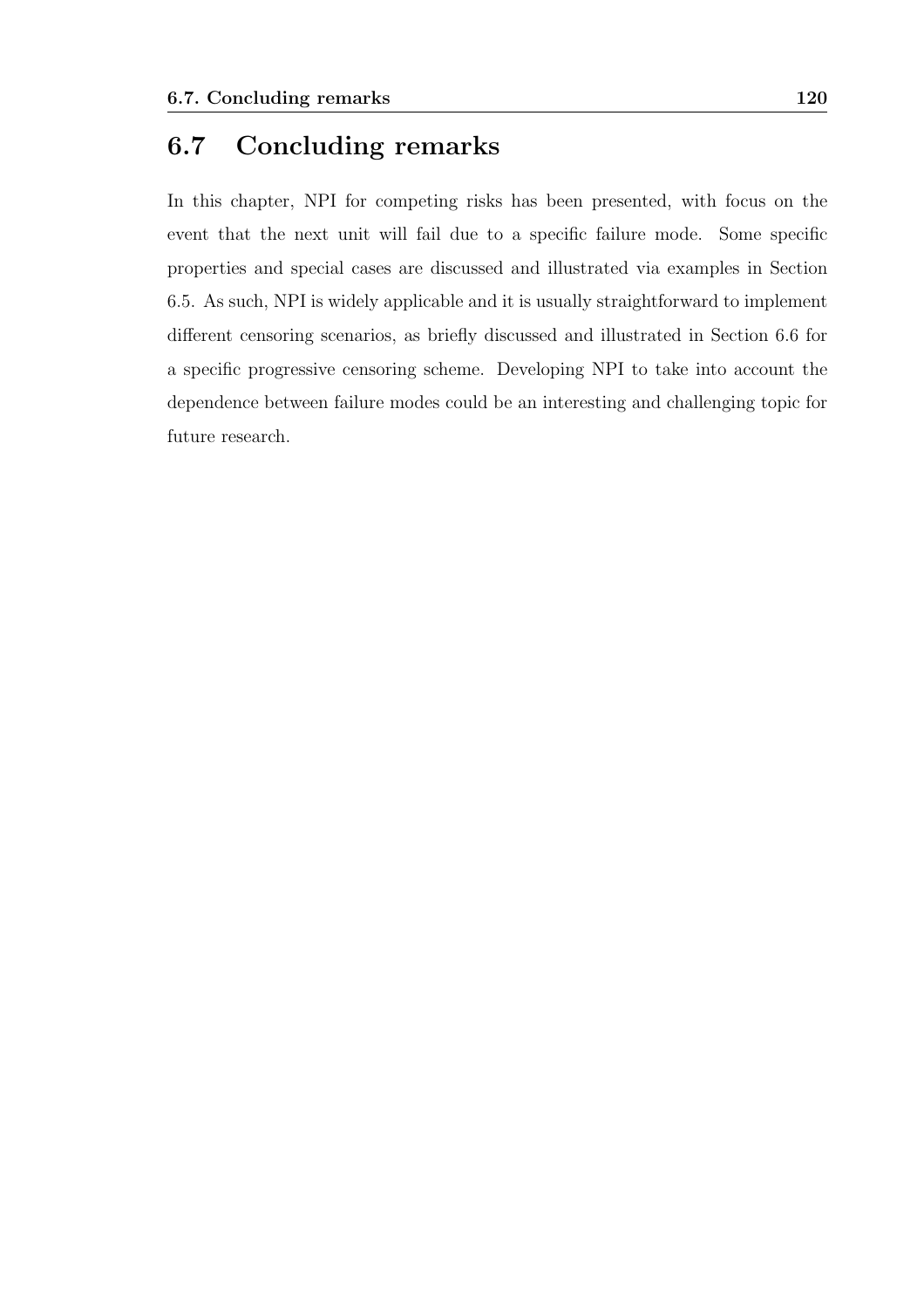## 6.7 Concluding remarks

In this chapter, NPI for competing risks has been presented, with focus on the event that the next unit will fail due to a specific failure mode. Some specific properties and special cases are discussed and illustrated via examples in Section 6.5. As such, NPI is widely applicable and it is usually straightforward to implement different censoring scenarios, as briefly discussed and illustrated in Section 6.6 for a specific progressive censoring scheme. Developing NPI to take into account the dependence between failure modes could be an interesting and challenging topic for future research.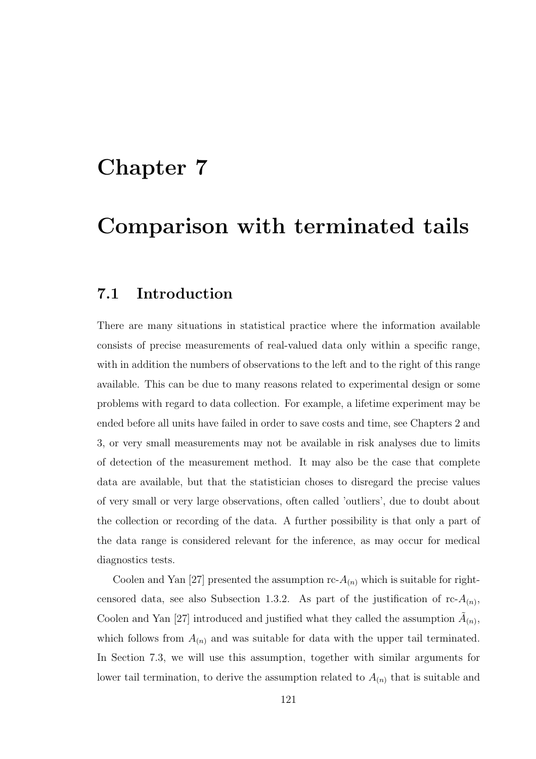# Chapter 7

# Comparison with terminated tails

## 7.1 Introduction

There are many situations in statistical practice where the information available consists of precise measurements of real-valued data only within a specific range, with in addition the numbers of observations to the left and to the right of this range available. This can be due to many reasons related to experimental design or some problems with regard to data collection. For example, a lifetime experiment may be ended before all units have failed in order to save costs and time, see Chapters 2 and 3, or very small measurements may not be available in risk analyses due to limits of detection of the measurement method. It may also be the case that complete data are available, but that the statistician choses to disregard the precise values of very small or very large observations, often called 'outliers', due to doubt about the collection or recording of the data. A further possibility is that only a part of the data range is considered relevant for the inference, as may occur for medical diagnostics tests.

Coolen and Yan [27] presented the assumption rc-$A_{(n)}$ which is suitable for right-censored data, see also Subsection 1.3.2. As part of the justification of rc-$A_{(n)}$, Coolen and Yan [27] introduced and justified what they called the assumption $\tilde{A}_{(n)}$, which follows from $A_{(n)}$ and was suitable for data with the upper tail terminated. In Section 7.3, we will use this assumption, together with similar arguments for lower tail termination, to derive the assumption related to $A_{(n)}$ that is suitable and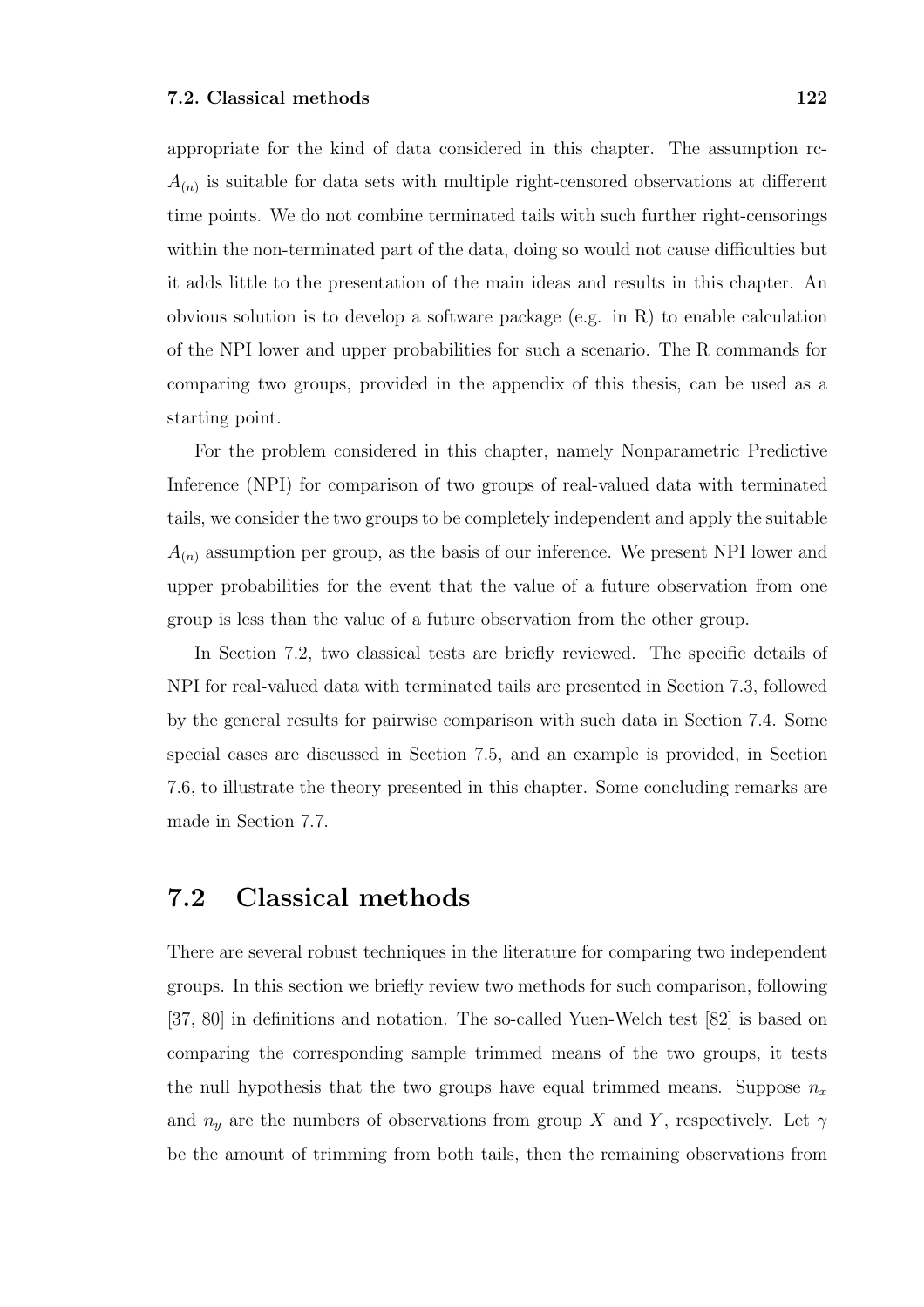appropriate for the kind of data considered in this chapter. The assumption rc-$A_{(n)}$ is suitable for data sets with multiple right-censored observations at different time points. We do not combine terminated tails with such further right-censorings within the non-terminated part of the data, doing so would not cause difficulties but it adds little to the presentation of the main ideas and results in this chapter. An obvious solution is to develop a software package (e.g. in R) to enable calculation of the NPI lower and upper probabilities for such a scenario. The R commands for comparing two groups, provided in the appendix of this thesis, can be used as a starting point.

For the problem considered in this chapter, namely Nonparametric Predictive Inference (NPI) for comparison of two groups of real-valued data with terminated tails, we consider the two groups to be completely independent and apply the suitable $A_{(n)}$ assumption per group, as the basis of our inference. We present NPI lower and upper probabilities for the event that the value of a future observation from one group is less than the value of a future observation from the other group.

In Section 7.2, two classical tests are briefly reviewed. The specific details of NPI for real-valued data with terminated tails are presented in Section 7.3, followed by the general results for pairwise comparison with such data in Section 7.4. Some special cases are discussed in Section 7.5, and an example is provided, in Section 7.6, to illustrate the theory presented in this chapter. Some concluding remarks are made in Section 7.7.

## 7.2 Classical methods

There are several robust techniques in the literature for comparing two independent groups. In this section we briefly review two methods for such comparison, following [37, 80] in definitions and notation. The so-called Yuen-Welch test [82] is based on comparing the corresponding sample trimmed means of the two groups, it tests the null hypothesis that the two groups have equal trimmed means. Suppose $n_x$ and $n_y$ are the numbers of observations from group $X$ and $Y$, respectively. Let $\gamma$ be the amount of trimming from both tails, then the remaining observations from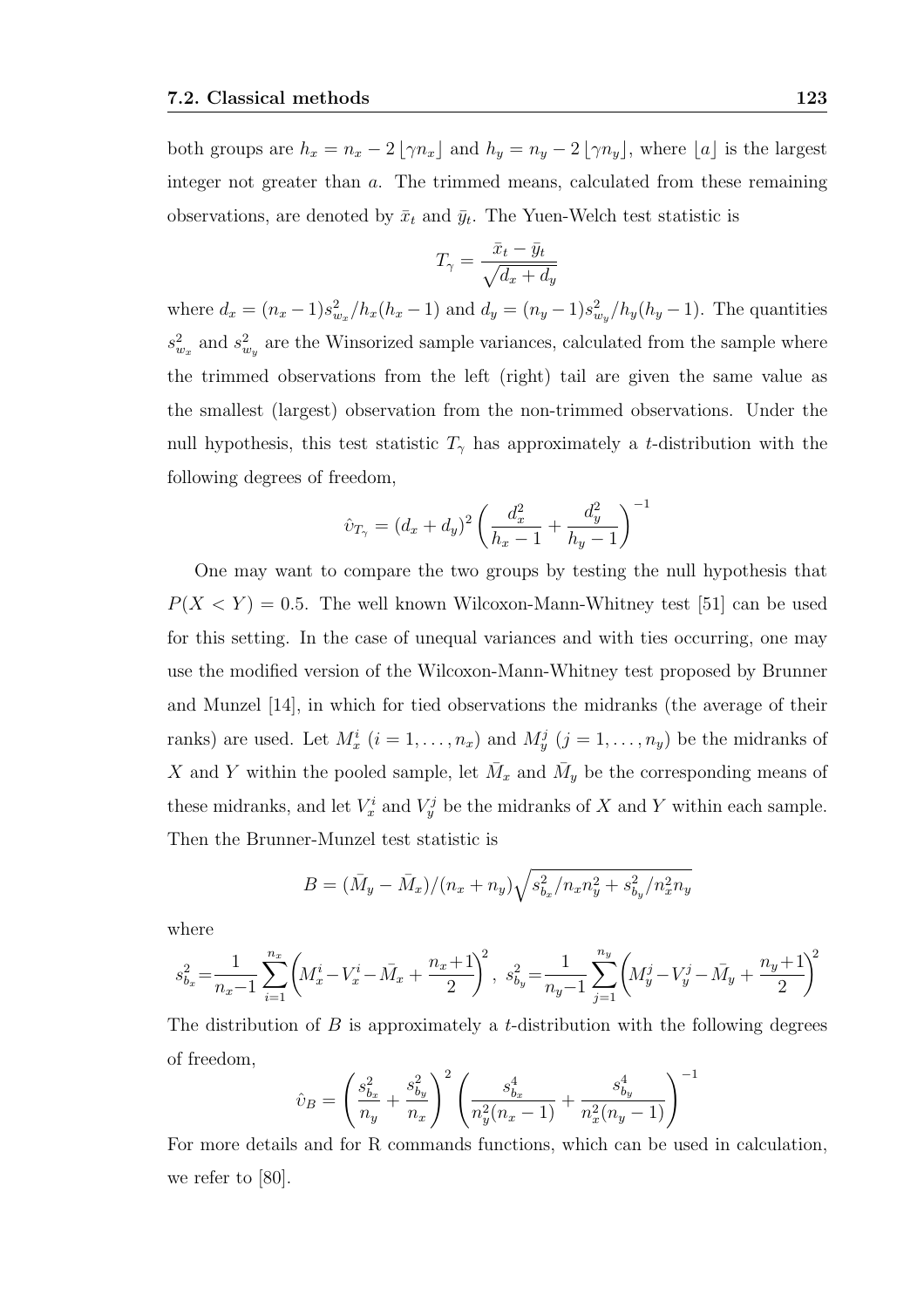both groups are $h_x = n_x - 2\lfloor \gamma n_x \rfloor$ and $h_y = n_y - 2\lfloor \gamma n_y \rfloor$, where $\lfloor a \rfloor$ is the largest integer not greater than $a$. The trimmed means, calculated from these remaining observations, are denoted by $\bar{x}_t$ and $\bar{y}_t$. The Yuen-Welch test statistic is

$$T_\gamma = \frac{\bar{x}_t - \bar{y}_t}{\sqrt{d_x + d_y}}$$

where $d_x = (n_x - 1)s^2_{w_x}/h_x(h_x - 1)$ and $d_y = (n_y - 1)s^2_{w_y}/h_y(h_y - 1)$. The quantities $s^2_{w_x}$ and $s^2_{w_y}$ are the Winsorized sample variances, calculated from the sample where the trimmed observations from the left (right) tail are given the same value as the smallest (largest) observation from the non-trimmed observations. Under the null hypothesis, this test statistic $T_\gamma$ has approximately a $t$-distribution with the following degrees of freedom,

$$\hat{\upsilon}_{T_\gamma} = (d_x + d_y)^2 \left( \frac{d_x^2}{h_x - 1} + \frac{d_y^2}{h_y - 1} \right)^{-1}$$

One may want to compare the two groups by testing the null hypothesis that $P(X < Y) = 0.5$. The well known Wilcoxon-Mann-Whitney test [51] can be used for this setting. In the case of unequal variances and with ties occurring, one may use the modified version of the Wilcoxon-Mann-Whitney test proposed by Brunner and Munzel [14], in which for tied observations the midranks (the average of their ranks) are used. Let $M_x^i$ $(i = 1, \ldots, n_x)$ and $M_y^j$ $(j = 1, \ldots, n_y)$ be the midranks of $X$ and $Y$ within the pooled sample, let $\bar{M}_x$ and $\bar{M}_y$ be the corresponding means of these midranks, and let $V_x^i$ and $V_y^j$ be the midranks of $X$ and $Y$ within each sample. Then the Brunner-Munzel test statistic is

$$B = (\bar{M}_y - \bar{M}_x)/(n_x + n_y)\sqrt{s^2_{b_x}/n_x n_y^2 + s^2_{b_y}/n_x^2 n_y}$$

where

$$s^2_{b_x} = \frac{1}{n_x - 1} \sum_{i=1}^{n_x} \left( M_x^i - V_x^i - \bar{M}_x + \frac{n_x + 1}{2} \right)^2, \; s^2_{b_y} = \frac{1}{n_y - 1} \sum_{j=1}^{n_y} \left( M_y^j - V_y^j - \bar{M}_y + \frac{n_y + 1}{2} \right)^2$$

The distribution of $B$ is approximately a $t$-distribution with the following degrees of freedom,

$$\hat{\upsilon}_B = \left( \frac{s^2_{b_x}}{n_y} + \frac{s^2_{b_y}}{n_x} \right)^2 \left( \frac{s^4_{b_x}}{n_y^2(n_x - 1)} + \frac{s^4_{b_y}}{n_x^2(n_y - 1)} \right)^{-1}$$

For more details and for R commands functions, which can be used in calculation, we refer to [80].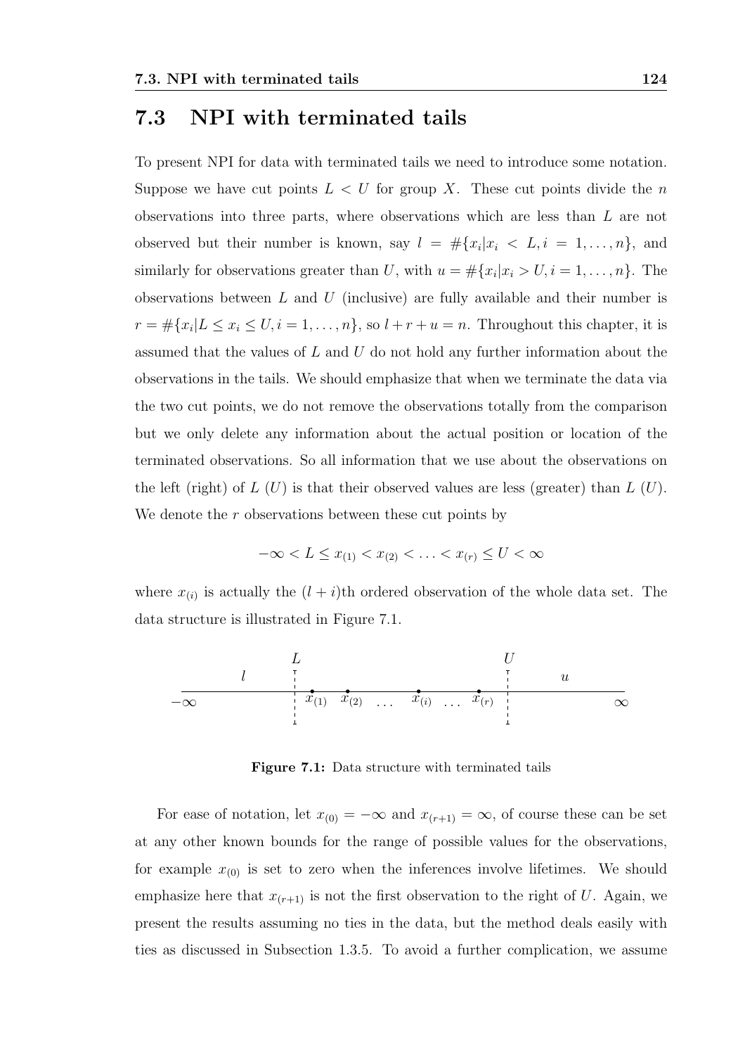## 7.3 NPI with terminated tails

To present NPI for data with terminated tails we need to introduce some notation. Suppose we have cut points $L < U$ for group $X$. These cut points divide the $n$ observations into three parts, where observations which are less than $L$ are not observed but their number is known, say $l = \#\{x_i | x_i < L, i = 1, \ldots, n\}$, and similarly for observations greater than $U$, with $u = \#\{x_i | x_i > U, i = 1, \ldots, n\}$. The observations between $L$ and $U$ (inclusive) are fully available and their number is $r = \#\{x_i | L \leq x_i \leq U, i = 1, \ldots, n\}$, so $l + r + u = n$. Throughout this chapter, it is assumed that the values of $L$ and $U$ do not hold any further information about the observations in the tails. We should emphasize that when we terminate the data via the two cut points, we do not remove the observations totally from the comparison but we only delete any information about the actual position or location of the terminated observations. So all information that we use about the observations on the left (right) of $L$ ($U$) is that their observed values are less (greater) than $L$ ($U$). We denote the $r$ observations between these cut points by

$$-\infty < L \leq x_{(1)} < x_{(2)} < \ldots < x_{(r)} \leq U < \infty$$

where $x_{(i)}$ is actually the $(l+i)$th ordered observation of the whole data set. The data structure is illustrated in Figure 7.1.

**Figure 7.1:** Data structure with terminated tails

For ease of notation, let $x_{(0)} = -\infty$ and $x_{(r+1)} = \infty$, of course these can be set at any other known bounds for the range of possible values for the observations, for example $x_{(0)}$ is set to zero when the inferences involve lifetimes. We should emphasize here that $x_{(r+1)}$ is not the first observation to the right of $U$. Again, we present the results assuming no ties in the data, but the method deals easily with ties as discussed in Subsection 1.3.5. To avoid a further complication, we assume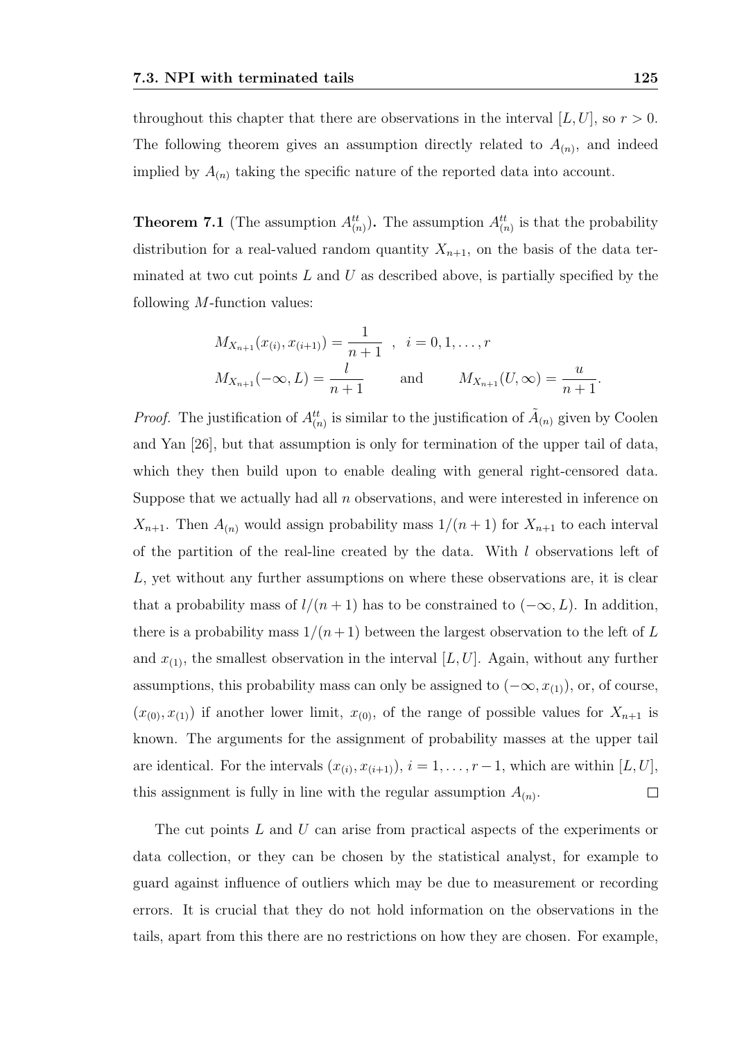throughout this chapter that there are observations in the interval $[L, U]$, so $r > 0$. The following theorem gives an assumption directly related to $A_{(n)}$, and indeed implied by $A_{(n)}$ taking the specific nature of the reported data into account.

**Theorem 7.1** (The assumption $A^{tt}_{(n)}$)**.** The assumption $A^{tt}_{(n)}$ is that the probability distribution for a real-valued random quantity $X_{n+1}$, on the basis of the data terminated at two cut points $L$ and $U$ as described above, is partially specified by the following $M$-function values:

$$M_{X_{n+1}}(x_{(i)}, x_{(i+1)}) = \frac{1}{n+1} \quad , \quad i = 0, 1, \ldots, r$$

$$M_{X_{n+1}}(-\infty, L) = \frac{l}{n+1} \qquad \text{and} \qquad M_{X_{n+1}}(U, \infty) = \frac{u}{n+1}.$$

*Proof.* The justification of $A^{tt}_{(n)}$ is similar to the justification of $\tilde{A}_{(n)}$ given by Coolen and Yan [26], but that assumption is only for termination of the upper tail of data, which they then build upon to enable dealing with general right-censored data. Suppose that we actually had all $n$ observations, and were interested in inference on $X_{n+1}$. Then $A_{(n)}$ would assign probability mass $1/(n+1)$ for $X_{n+1}$ to each interval of the partition of the real-line created by the data. With $l$ observations left of $L$, yet without any further assumptions on where these observations are, it is clear that a probability mass of $l/(n+1)$ has to be constrained to $(-\infty, L)$. In addition, there is a probability mass $1/(n+1)$ between the largest observation to the left of $L$ and $x_{(1)}$, the smallest observation in the interval $[L, U]$. Again, without any further assumptions, this probability mass can only be assigned to $(-\infty, x_{(1)})$, or, of course, $(x_{(0)}, x_{(1)})$ if another lower limit, $x_{(0)}$, of the range of possible values for $X_{n+1}$ is known. The arguments for the assignment of probability masses at the upper tail are identical. For the intervals $(x_{(i)}, x_{(i+1)})$, $i = 1, \ldots, r-1$, which are within $[L, U]$, this assignment is fully in line with the regular assumption $A_{(n)}$. $\square$

The cut points $L$ and $U$ can arise from practical aspects of the experiments or data collection, or they can be chosen by the statistical analyst, for example to guard against influence of outliers which may be due to measurement or recording errors. It is crucial that they do not hold information on the observations in the tails, apart from this there are no restrictions on how they are chosen. For example,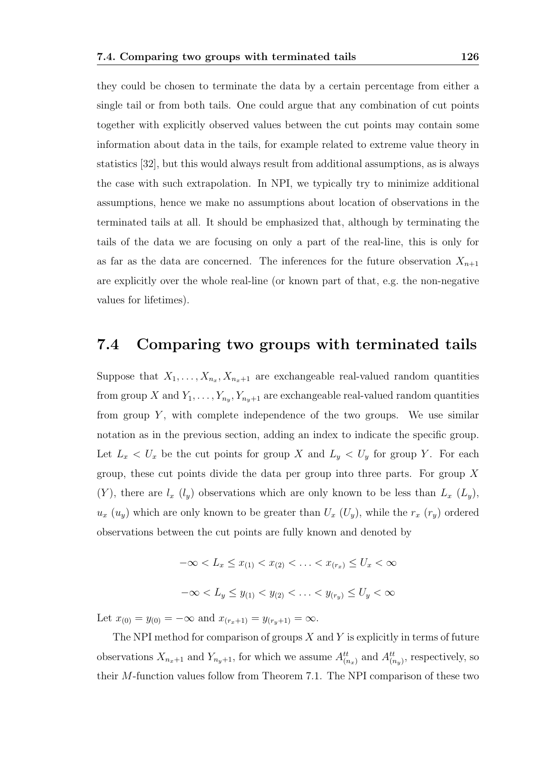they could be chosen to terminate the data by a certain percentage from either a single tail or from both tails. One could argue that any combination of cut points together with explicitly observed values between the cut points may contain some information about data in the tails, for example related to extreme value theory in statistics [32], but this would always result from additional assumptions, as is always the case with such extrapolation. In NPI, we typically try to minimize additional assumptions, hence we make no assumptions about location of observations in the terminated tails at all. It should be emphasized that, although by terminating the tails of the data we are focusing on only a part of the real-line, this is only for as far as the data are concerned. The inferences for the future observation $X_{n+1}$ are explicitly over the whole real-line (or known part of that, e.g. the non-negative values for lifetimes).

## 7.4 Comparing two groups with terminated tails

Suppose that $X_1, \ldots, X_{n_x}, X_{n_x+1}$ are exchangeable real-valued random quantities from group $X$ and $Y_1, \ldots, Y_{n_y}, Y_{n_y+1}$ are exchangeable real-valued random quantities from group $Y$, with complete independence of the two groups. We use similar notation as in the previous section, adding an index to indicate the specific group. Let $L_x < U_x$ be the cut points for group $X$ and $L_y < U_y$ for group $Y$. For each group, these cut points divide the data per group into three parts. For group $X$ ($Y$), there are $l_x$ ($l_y$) observations which are only known to be less than $L_x$ ($L_y$), $u_x$ ($u_y$) which are only known to be greater than $U_x$ ($U_y$), while the $r_x$ ($r_y$) ordered observations between the cut points are fully known and denoted by

$$-\infty < L_x \leq x_{(1)} < x_{(2)} < \ldots < x_{(r_x)} \leq U_x < \infty$$

$$-\infty < L_y \leq y_{(1)} < y_{(2)} < \ldots < y_{(r_y)} \leq U_y < \infty$$

Let $x_{(0)} = y_{(0)} = -\infty$ and $x_{(r_x+1)} = y_{(r_y+1)} = \infty$.

The NPI method for comparison of groups $X$ and $Y$ is explicitly in terms of future observations $X_{n_x+1}$ and $Y_{n_y+1}$, for which we assume $A^{tt}_{(n_x)}$ and $A^{tt}_{(n_y)}$, respectively, so their $M$-function values follow from Theorem 7.1. The NPI comparison of these two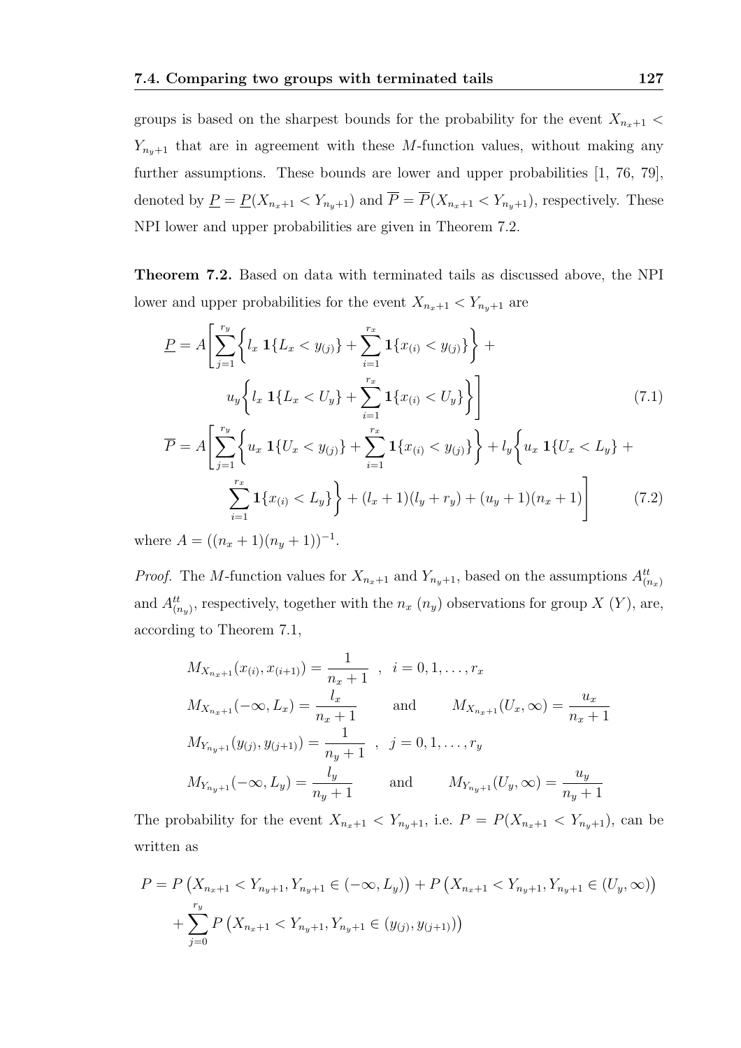groups is based on the sharpest bounds for the probability for the event $X_{n_x+1} < Y_{n_y+1}$ that are in agreement with these $M$-function values, without making any further assumptions. These bounds are lower and upper probabilities [1, 76, 79], denoted by $\underline{P} = \underline{P}(X_{n_x+1} < Y_{n_y+1})$ and $\overline{P} = \overline{P}(X_{n_x+1} < Y_{n_y+1})$, respectively. These NPI lower and upper probabilities are given in Theorem 7.2.

**Theorem 7.2.** Based on data with terminated tails as discussed above, the NPI lower and upper probabilities for the event $X_{n_x+1} < Y_{n_y+1}$ are

$$\underline{P} = A\Bigg[\sum_{j=1}^{r_y}\Bigg\{l_x\ \mathbf{1}\{L_x < y_{(j)}\} + \sum_{i=1}^{r_x}\mathbf{1}\{x_{(i)} < y_{(j)}\}\Bigg\} + u_y\Bigg\{l_x\ \mathbf{1}\{L_x < U_y\} + \sum_{i=1}^{r_x}\mathbf{1}\{x_{(i)} < U_y\}\Bigg\}\Bigg] \tag{7.1}$$

$$\overline{P} = A\Bigg[\sum_{j=1}^{r_y}\Bigg\{u_x\ \mathbf{1}\{U_x < y_{(j)}\} + \sum_{i=1}^{r_x}\mathbf{1}\{x_{(i)} < y_{(j)}\}\Bigg\} + l_y\Bigg\{u_x\ \mathbf{1}\{U_x < L_y\} + \sum_{i=1}^{r_x}\mathbf{1}\{x_{(i)} < L_y\}\Bigg\} + (l_x+1)(l_y+r_y) + (u_y+1)(n_x+1)\Bigg] \tag{7.2}$$

where $A = ((n_x+1)(n_y+1))^{-1}$.

*Proof.* The $M$-function values for $X_{n_x+1}$ and $Y_{n_y+1}$, based on the assumptions $A^{tt}_{(n_x)}$ and $A^{tt}_{(n_y)}$, respectively, together with the $n_x$ ($n_y$) observations for group $X$ ($Y$), are, according to Theorem 7.1,

$$M_{X_{n_x+1}}(x_{(i)}, x_{(i+1)}) = \frac{1}{n_x+1}\ \ ,\ \ i = 0, 1, \ldots, r_x$$

$$M_{X_{n_x+1}}(-\infty, L_x) = \frac{l_x}{n_x+1} \qquad \text{and} \qquad M_{X_{n_x+1}}(U_x, \infty) = \frac{u_x}{n_x+1}$$

$$M_{Y_{n_y+1}}(y_{(j)}, y_{(j+1)}) = \frac{1}{n_y+1}\ \ ,\ \ j = 0, 1, \ldots, r_y$$

$$M_{Y_{n_y+1}}(-\infty, L_y) = \frac{l_y}{n_y+1} \qquad \text{and} \qquad M_{Y_{n_y+1}}(U_y, \infty) = \frac{u_y}{n_y+1}$$

The probability for the event $X_{n_x+1} < Y_{n_y+1}$, i.e. $P = P(X_{n_x+1} < Y_{n_y+1})$, can be written as

$$P = P\left(X_{n_x+1} < Y_{n_y+1}, Y_{n_y+1} \in (-\infty, L_y)\right) + P\left(X_{n_x+1} < Y_{n_y+1}, Y_{n_y+1} \in (U_y, \infty)\right) + \sum_{j=0}^{r_y} P\left(X_{n_x+1} < Y_{n_y+1}, Y_{n_y+1} \in (y_{(j)}, y_{(j+1)})\right)$$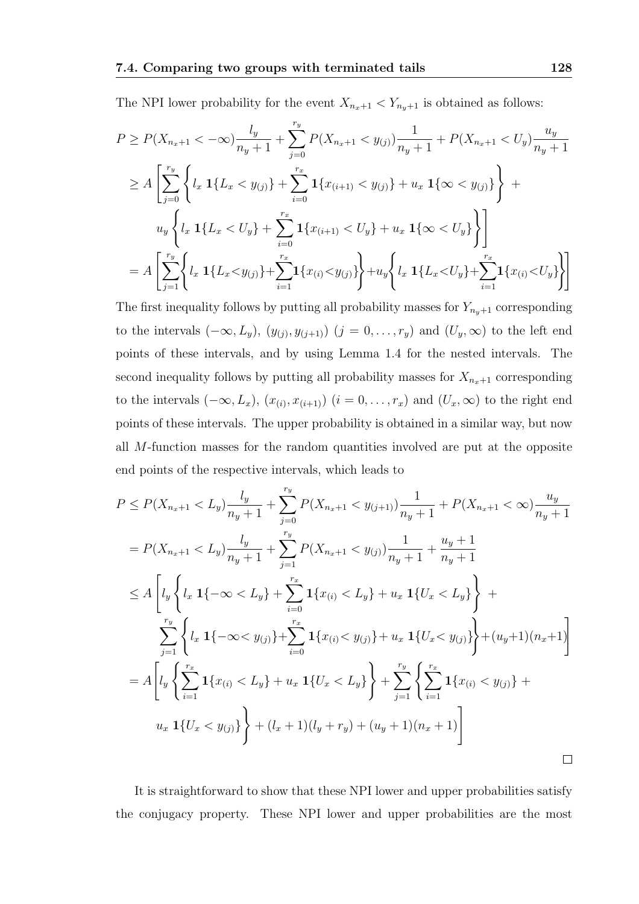The NPI lower probability for the event $X_{n_x+1} < Y_{n_y+1}$ is obtained as follows:

$$
\begin{aligned}
P &\geq P(X_{n_x+1} < -\infty)\frac{l_y}{n_y+1} + \sum_{j=0}^{r_y} P(X_{n_x+1} < y_{(j)})\frac{1}{n_y+1} + P(X_{n_x+1} < U_y)\frac{u_y}{n_y+1} \\
&\geq A\left[\sum_{j=0}^{r_y}\left\{l_x\ \mathbf{1}\{L_x < y_{(j)}\} + \sum_{i=0}^{r_x}\mathbf{1}\{x_{(i+1)} < y_{(j)}\} + u_x\ \mathbf{1}\{\infty < y_{(j)}\}\right\} + \right. \\
&\quad \left. u_y\left\{l_x\ \mathbf{1}\{L_x < U_y\} + \sum_{i=0}^{r_x}\mathbf{1}\{x_{(i+1)} < U_y\} + u_x\ \mathbf{1}\{\infty < U_y\}\right\}\right] \\
&= A\left[\sum_{j=1}^{r_y}\left\{l_x\ \mathbf{1}\{L_x < y_{(j)}\} + \sum_{i=1}^{r_x}\mathbf{1}\{x_{(i)} < y_{(j)}\}\right\} + u_y\left\{l_x\ \mathbf{1}\{L_x < U_y\} + \sum_{i=1}^{r_x}\mathbf{1}\{x_{(i)} < U_y\}\right\}\right]
\end{aligned}
$$

The first inequality follows by putting all probability masses for $Y_{n_y+1}$ corresponding to the intervals $(-\infty, L_y)$, $(y_{(j)}, y_{(j+1)})$ $(j = 0, \ldots, r_y)$ and $(U_y, \infty)$ to the left end points of these intervals, and by using Lemma 1.4 for the nested intervals. The second inequality follows by putting all probability masses for $X_{n_x+1}$ corresponding to the intervals $(-\infty, L_x)$, $(x_{(i)}, x_{(i+1)})$ $(i = 0, \ldots, r_x)$ and $(U_x, \infty)$ to the right end points of these intervals. The upper probability is obtained in a similar way, but now all $M$-function masses for the random quantities involved are put at the opposite end points of the respective intervals, which leads to

$$
\begin{aligned}
P &\leq P(X_{n_x+1} < L_y)\frac{l_y}{n_y+1} + \sum_{j=0}^{r_y} P(X_{n_x+1} < y_{(j+1)})\frac{1}{n_y+1} + P(X_{n_x+1} < \infty)\frac{u_y}{n_y+1} \\
&= P(X_{n_x+1} < L_y)\frac{l_y}{n_y+1} + \sum_{j=1}^{r_y} P(X_{n_x+1} < y_{(j)})\frac{1}{n_y+1} + \frac{u_y+1}{n_y+1} \\
&\leq A\left[l_y\left\{l_x\ \mathbf{1}\{-\infty < L_y\} + \sum_{i=0}^{r_x}\mathbf{1}\{x_{(i)} < L_y\} + u_x\ \mathbf{1}\{U_x < L_y\}\right\} + \right. \\
&\quad \left. \sum_{j=1}^{r_y}\left\{l_x\ \mathbf{1}\{-\infty < y_{(j)}\} + \sum_{i=0}^{r_x}\mathbf{1}\{x_{(i)} < y_{(j)}\} + u_x\ \mathbf{1}\{U_x < y_{(j)}\}\right\} + (u_y+1)(n_x+1)\right] \\
&= A\left[l_y\left\{\sum_{i=1}^{r_x}\mathbf{1}\{x_{(i)} < L_y\} + u_x\ \mathbf{1}\{U_x < L_y\}\right\} + \sum_{j=1}^{r_y}\left\{\sum_{i=1}^{r_x}\mathbf{1}\{x_{(i)} < y_{(j)}\} + \right.\right. \\
&\quad \left.\left. u_x\ \mathbf{1}\{U_x < y_{(j)}\}\right\} + (l_x+1)(l_y+r_y) + (u_y+1)(n_x+1)\right]
\end{aligned}
$$

□

It is straightforward to show that these NPI lower and upper probabilities satisfy the conjugacy property. These NPI lower and upper probabilities are the most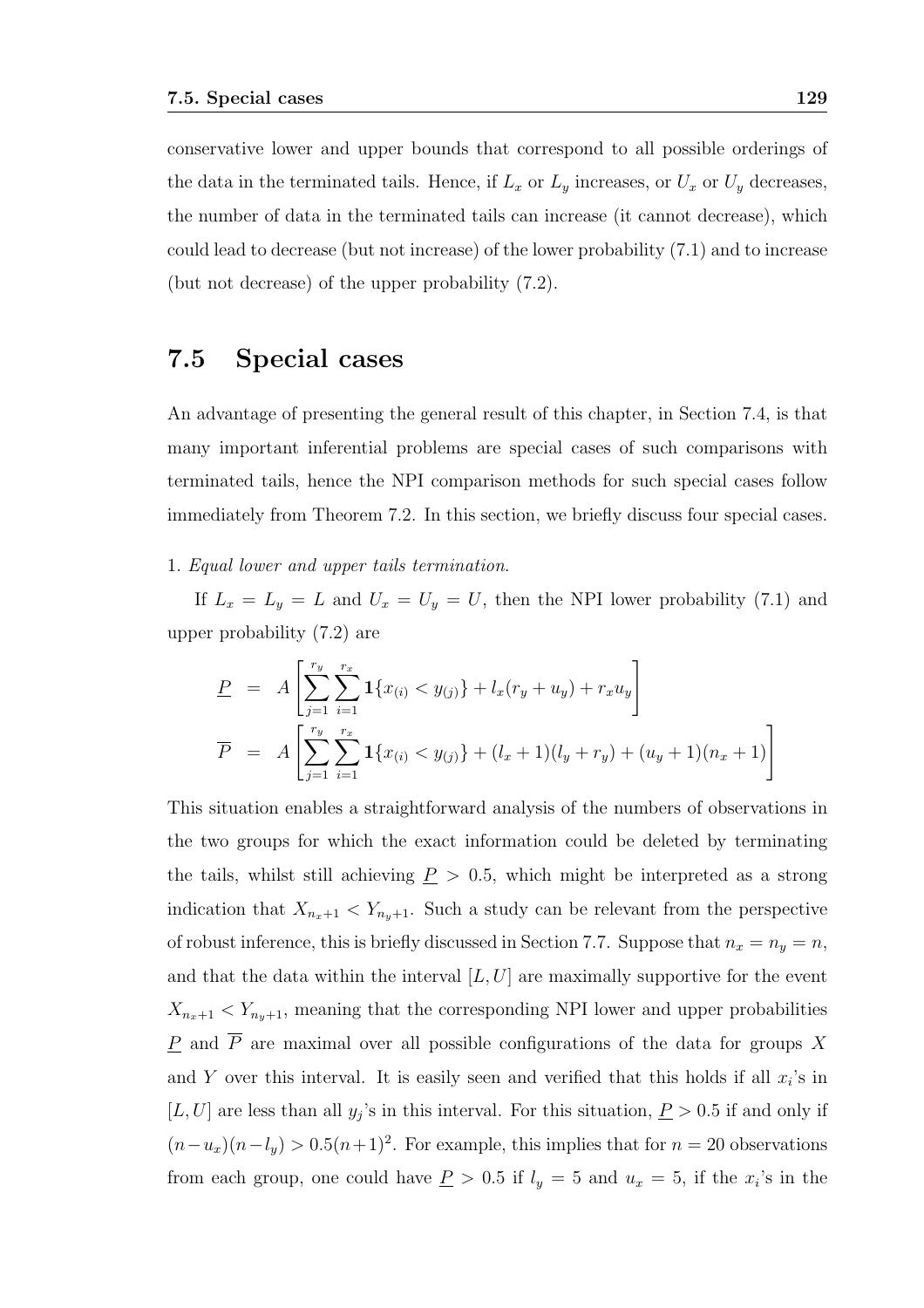conservative lower and upper bounds that correspond to all possible orderings of the data in the terminated tails. Hence, if $L_x$ or $L_y$ increases, or $U_x$ or $U_y$ decreases, the number of data in the terminated tails can increase (it cannot decrease), which could lead to decrease (but not increase) of the lower probability (7.1) and to increase (but not decrease) of the upper probability (7.2).

## 7.5 Special cases

An advantage of presenting the general result of this chapter, in Section 7.4, is that many important inferential problems are special cases of such comparisons with terminated tails, hence the NPI comparison methods for such special cases follow immediately from Theorem 7.2. In this section, we briefly discuss four special cases.

1. *Equal lower and upper tails termination.*

If $L_x = L_y = L$ and $U_x = U_y = U$, then the NPI lower probability (7.1) and upper probability (7.2) are

$$
\begin{aligned}
\underline{P} &= A\left[\sum_{j=1}^{r_y}\sum_{i=1}^{r_x} \mathbf{1}\{x_{(i)} < y_{(j)}\} + l_x(r_y + u_y) + r_x u_y\right] \\
\overline{P} &= A\left[\sum_{j=1}^{r_y}\sum_{i=1}^{r_x} \mathbf{1}\{x_{(i)} < y_{(j)}\} + (l_x + 1)(l_y + r_y) + (u_y + 1)(n_x + 1)\right]
\end{aligned}
$$

This situation enables a straightforward analysis of the numbers of observations in the two groups for which the exact information could be deleted by terminating the tails, whilst still achieving $\underline{P} > 0.5$, which might be interpreted as a strong indication that $X_{n_x+1} < Y_{n_y+1}$. Such a study can be relevant from the perspective of robust inference, this is briefly discussed in Section 7.7. Suppose that $n_x = n_y = n$, and that the data within the interval $[L, U]$ are maximally supportive for the event $X_{n_x+1} < Y_{n_y+1}$, meaning that the corresponding NPI lower and upper probabilities $\underline{P}$ and $\overline{P}$ are maximal over all possible configurations of the data for groups $X$ and $Y$ over this interval. It is easily seen and verified that this holds if all $x_i$'s in $[L, U]$ are less than all $y_j$'s in this interval. For this situation, $\underline{P} > 0.5$ if and only if $(n - u_x)(n - l_y) > 0.5(n + 1)^2$. For example, this implies that for $n = 20$ observations from each group, one could have $\underline{P} > 0.5$ if $l_y = 5$ and $u_x = 5$, if the $x_i$'s in the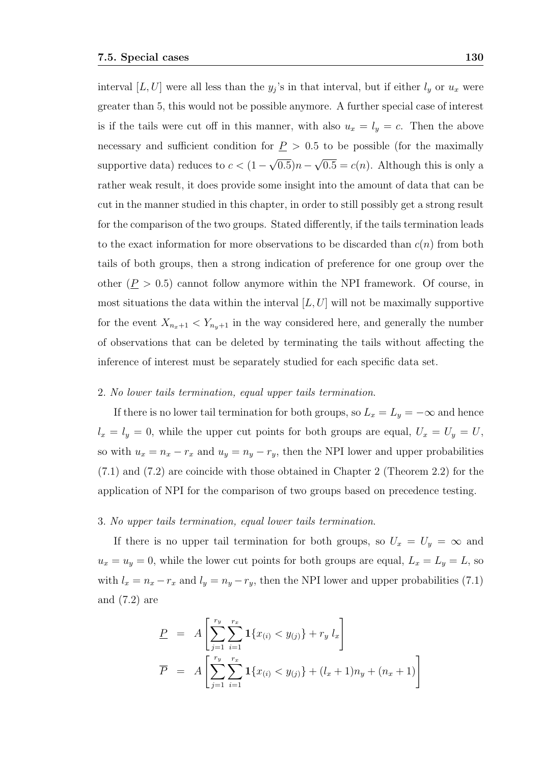interval $[L, U]$ were all less than the $y_j$'s in that interval, but if either $l_y$ or $u_x$ were greater than 5, this would not be possible anymore. A further special case of interest is if the tails were cut off in this manner, with also $u_x = l_y = c$. Then the above necessary and sufficient condition for $\underline{P} > 0.5$ to be possible (for the maximally supportive data) reduces to $c < (1 - \sqrt{0.5})n - \sqrt{0.5} = c(n)$. Although this is only a rather weak result, it does provide some insight into the amount of data that can be cut in the manner studied in this chapter, in order to still possibly get a strong result for the comparison of the two groups. Stated differently, if the tails termination leads to the exact information for more observations to be discarded than $c(n)$ from both tails of both groups, then a strong indication of preference for one group over the other ($\underline{P} > 0.5$) cannot follow anymore within the NPI framework. Of course, in most situations the data within the interval $[L, U]$ will not be maximally supportive for the event $X_{n_x+1} < Y_{n_y+1}$ in the way considered here, and generally the number of observations that can be deleted by terminating the tails without affecting the inference of interest must be separately studied for each specific data set.

2. *No lower tails termination, equal upper tails termination.*

If there is no lower tail termination for both groups, so $L_x = L_y = -\infty$ and hence $l_x = l_y = 0$, while the upper cut points for both groups are equal, $U_x = U_y = U$, so with $u_x = n_x - r_x$ and $u_y = n_y - r_y$, then the NPI lower and upper probabilities (7.1) and (7.2) are coincide with those obtained in Chapter 2 (Theorem 2.2) for the application of NPI for the comparison of two groups based on precedence testing.

3. *No upper tails termination, equal lower tails termination.*

If there is no upper tail termination for both groups, so $U_x = U_y = \infty$ and $u_x = u_y = 0$, while the lower cut points for both groups are equal, $L_x = L_y = L$, so with $l_x = n_x - r_x$ and $l_y = n_y - r_y$, then the NPI lower and upper probabilities (7.1) and (7.2) are

$$
\begin{aligned}
\underline{P} &= A\left[\sum_{j=1}^{r_y}\sum_{i=1}^{r_x} \mathbf{1}\{x_{(i)} < y_{(j)}\} + r_y\, l_x\right] \\
\overline{P} &= A\left[\sum_{j=1}^{r_y}\sum_{i=1}^{r_x} \mathbf{1}\{x_{(i)} < y_{(j)}\} + (l_x + 1)n_y + (n_x + 1)\right]
\end{aligned}
$$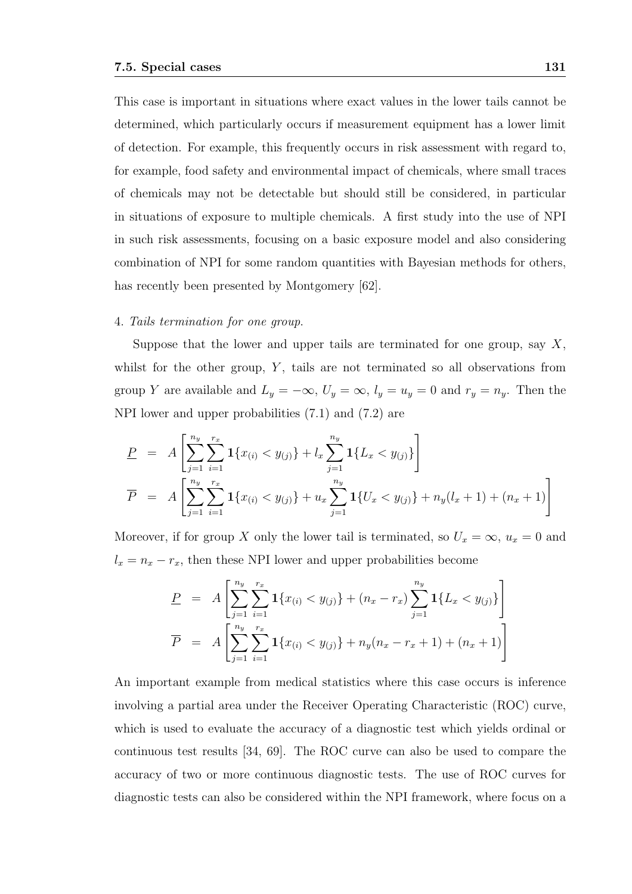This case is important in situations where exact values in the lower tails cannot be determined, which particularly occurs if measurement equipment has a lower limit of detection. For example, this frequently occurs in risk assessment with regard to, for example, food safety and environmental impact of chemicals, where small traces of chemicals may not be detectable but should still be considered, in particular in situations of exposure to multiple chemicals. A first study into the use of NPI in such risk assessments, focusing on a basic exposure model and also considering combination of NPI for some random quantities with Bayesian methods for others, has recently been presented by Montgomery [62].

4. *Tails termination for one group.*

Suppose that the lower and upper tails are terminated for one group, say $X$, whilst for the other group, $Y$, tails are not terminated so all observations from group $Y$ are available and $L_y = -\infty$, $U_y = \infty$, $l_y = u_y = 0$ and $r_y = n_y$. Then the NPI lower and upper probabilities (7.1) and (7.2) are

$$
\begin{aligned}
\underline{P} &= A\left[\sum_{j=1}^{n_y}\sum_{i=1}^{r_x}\mathbf{1}\{x_{(i)} < y_{(j)}\} + l_x\sum_{j=1}^{n_y}\mathbf{1}\{L_x < y_{(j)}\}\right] \\
\overline{P} &= A\left[\sum_{j=1}^{n_y}\sum_{i=1}^{r_x}\mathbf{1}\{x_{(i)} < y_{(j)}\} + u_x\sum_{j=1}^{n_y}\mathbf{1}\{U_x < y_{(j)}\} + n_y(l_x+1) + (n_x+1)\right]
\end{aligned}
$$

Moreover, if for group $X$ only the lower tail is terminated, so $U_x = \infty$, $u_x = 0$ and $l_x = n_x - r_x$, then these NPI lower and upper probabilities become

$$
\begin{aligned}
\underline{P} &= A\left[\sum_{j=1}^{n_y}\sum_{i=1}^{r_x}\mathbf{1}\{x_{(i)} < y_{(j)}\} + (n_x - r_x)\sum_{j=1}^{n_y}\mathbf{1}\{L_x < y_{(j)}\}\right] \\
\overline{P} &= A\left[\sum_{j=1}^{n_y}\sum_{i=1}^{r_x}\mathbf{1}\{x_{(i)} < y_{(j)}\} + n_y(n_x - r_x + 1) + (n_x+1)\right]
\end{aligned}
$$

An important example from medical statistics where this case occurs is inference involving a partial area under the Receiver Operating Characteristic (ROC) curve, which is used to evaluate the accuracy of a diagnostic test which yields ordinal or continuous test results [34, 69]. The ROC curve can also be used to compare the accuracy of two or more continuous diagnostic tests. The use of ROC curves for diagnostic tests can also be considered within the NPI framework, where focus on a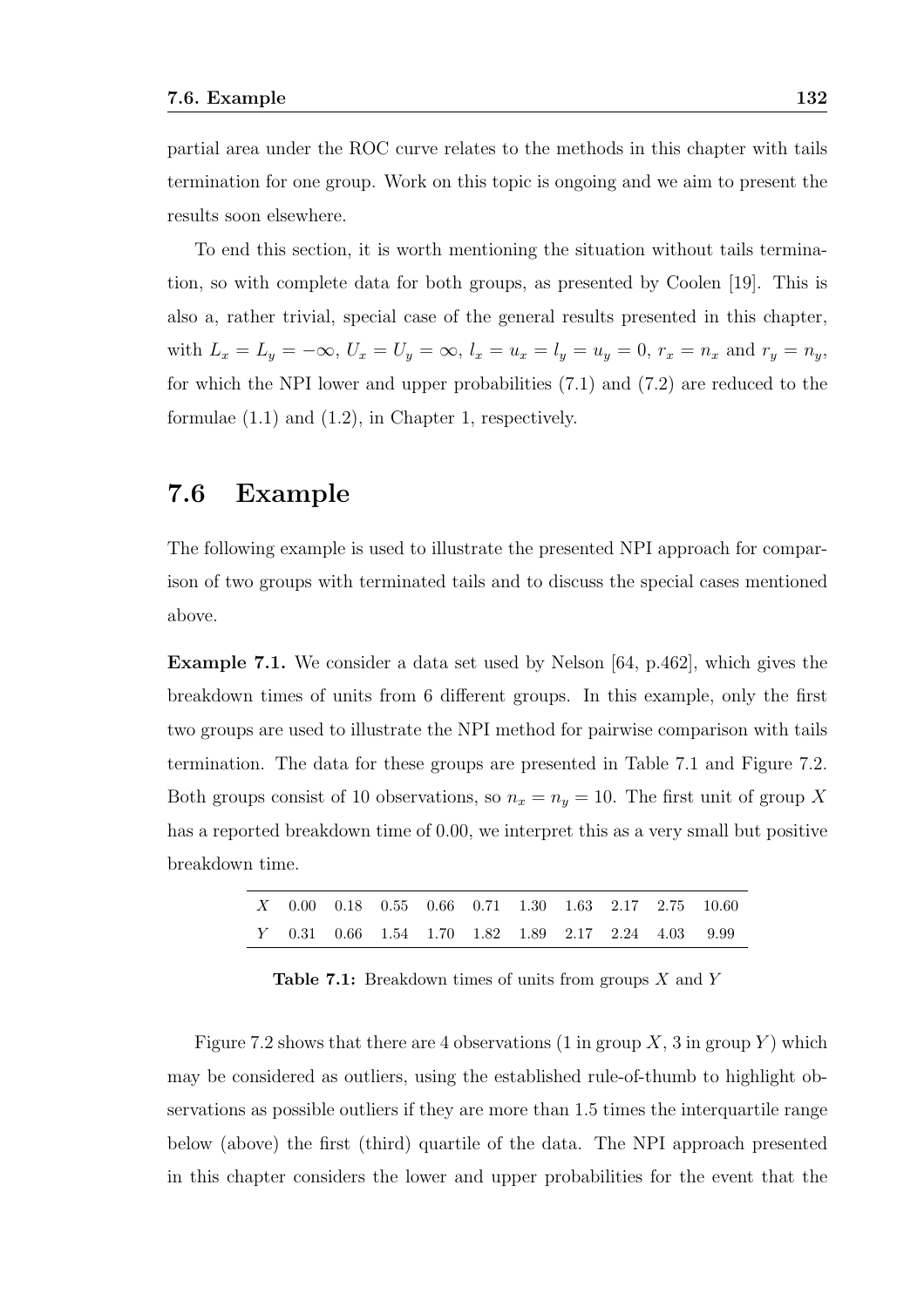partial area under the ROC curve relates to the methods in this chapter with tails termination for one group. Work on this topic is ongoing and we aim to present the results soon elsewhere.

To end this section, it is worth mentioning the situation without tails termination, so with complete data for both groups, as presented by Coolen [19]. This is also a, rather trivial, special case of the general results presented in this chapter, with $L_x = L_y = -\infty$, $U_x = U_y = \infty$, $l_x = u_x = l_y = u_y = 0$, $r_x = n_x$ and $r_y = n_y$, for which the NPI lower and upper probabilities (7.1) and (7.2) are reduced to the formulae (1.1) and (1.2), in Chapter 1, respectively.

## 7.6 Example

The following example is used to illustrate the presented NPI approach for comparison of two groups with terminated tails and to discuss the special cases mentioned above.

**Example 7.1.** We consider a data set used by Nelson [64, p.462], which gives the breakdown times of units from 6 different groups. In this example, only the first two groups are used to illustrate the NPI method for pairwise comparison with tails termination. The data for these groups are presented in Table 7.1 and Figure 7.2. Both groups consist of 10 observations, so $n_x = n_y = 10$. The first unit of group $X$ has a reported breakdown time of 0.00, we interpret this as a very small but positive breakdown time.

| $X$ | 0.00 | 0.18 | 0.55 | 0.66 | 0.71 | 1.30 | 1.63 | 2.17 | 2.75 | 10.60 |
|---|---|---|---|---|---|---|---|---|---|---|
| $Y$ | 0.31 | 0.66 | 1.54 | 1.70 | 1.82 | 1.89 | 2.17 | 2.24 | 4.03 | 9.99 |

**Table 7.1:** Breakdown times of units from groups $X$ and $Y$

Figure 7.2 shows that there are 4 observations (1 in group $X$, 3 in group $Y$) which may be considered as outliers, using the established rule-of-thumb to highlight observations as possible outliers if they are more than 1.5 times the interquartile range below (above) the first (third) quartile of the data. The NPI approach presented in this chapter considers the lower and upper probabilities for the event that the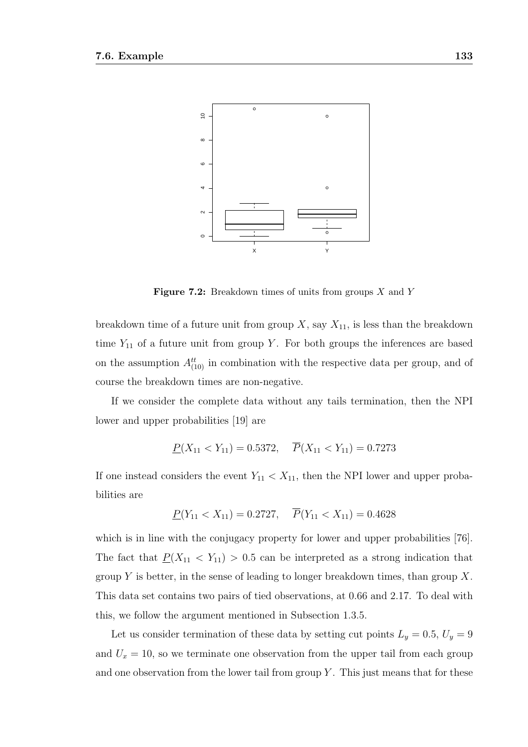**Figure 7.2:** Breakdown times of units from groups $X$ and $Y$

breakdown time of a future unit from group $X$, say $X_{11}$, is less than the breakdown time $Y_{11}$ of a future unit from group $Y$. For both groups the inferences are based on the assumption $A^{tt}_{(10)}$ in combination with the respective data per group, and of course the breakdown times are non-negative.

If we consider the complete data without any tails termination, then the NPI lower and upper probabilities [19] are

$$\underline{P}(X_{11} < Y_{11}) = 0.5372, \quad \overline{P}(X_{11} < Y_{11}) = 0.7273$$

If one instead considers the event $Y_{11} < X_{11}$, then the NPI lower and upper probabilities are

$$\underline{P}(Y_{11} < X_{11}) = 0.2727, \quad \overline{P}(Y_{11} < X_{11}) = 0.4628$$

which is in line with the conjugacy property for lower and upper probabilities [76]. The fact that $\underline{P}(X_{11} < Y_{11}) > 0.5$ can be interpreted as a strong indication that group $Y$ is better, in the sense of leading to longer breakdown times, than group $X$. This data set contains two pairs of tied observations, at 0.66 and 2.17. To deal with this, we follow the argument mentioned in Subsection 1.3.5.

Let us consider termination of these data by setting cut points $L_y = 0.5$, $U_y = 9$ and $U_x = 10$, so we terminate one observation from the upper tail from each group and one observation from the lower tail from group $Y$. This just means that for these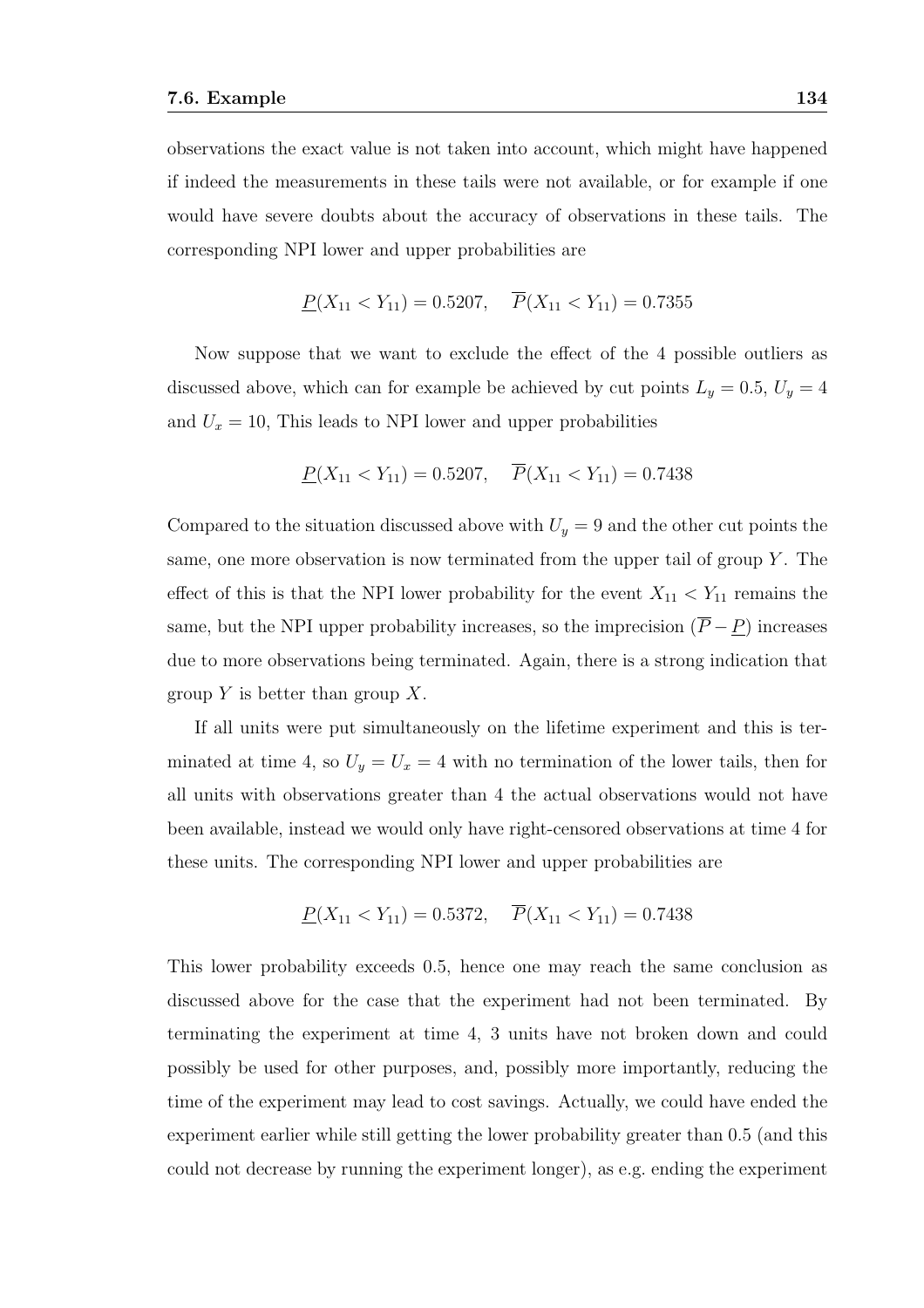observations the exact value is not taken into account, which might have happened if indeed the measurements in these tails were not available, or for example if one would have severe doubts about the accuracy of observations in these tails. The corresponding NPI lower and upper probabilities are

$$\underline{P}(X_{11} < Y_{11}) = 0.5207, \quad \overline{P}(X_{11} < Y_{11}) = 0.7355$$

Now suppose that we want to exclude the effect of the 4 possible outliers as discussed above, which can for example be achieved by cut points $L_y = 0.5$, $U_y = 4$ and $U_x = 10$, This leads to NPI lower and upper probabilities

$$\underline{P}(X_{11} < Y_{11}) = 0.5207, \quad \overline{P}(X_{11} < Y_{11}) = 0.7438$$

Compared to the situation discussed above with $U_y = 9$ and the other cut points the same, one more observation is now terminated from the upper tail of group $Y$. The effect of this is that the NPI lower probability for the event $X_{11} < Y_{11}$ remains the same, but the NPI upper probability increases, so the imprecision ($\overline{P} - \underline{P}$) increases due to more observations being terminated. Again, there is a strong indication that group $Y$ is better than group $X$.

If all units were put simultaneously on the lifetime experiment and this is terminated at time 4, so $U_y = U_x = 4$ with no termination of the lower tails, then for all units with observations greater than 4 the actual observations would not have been available, instead we would only have right-censored observations at time 4 for these units. The corresponding NPI lower and upper probabilities are

$$\underline{P}(X_{11} < Y_{11}) = 0.5372, \quad \overline{P}(X_{11} < Y_{11}) = 0.7438$$

This lower probability exceeds 0.5, hence one may reach the same conclusion as discussed above for the case that the experiment had not been terminated. By terminating the experiment at time 4, 3 units have not broken down and could possibly be used for other purposes, and, possibly more importantly, reducing the time of the experiment may lead to cost savings. Actually, we could have ended the experiment earlier while still getting the lower probability greater than 0.5 (and this could not decrease by running the experiment longer), as e.g. ending the experiment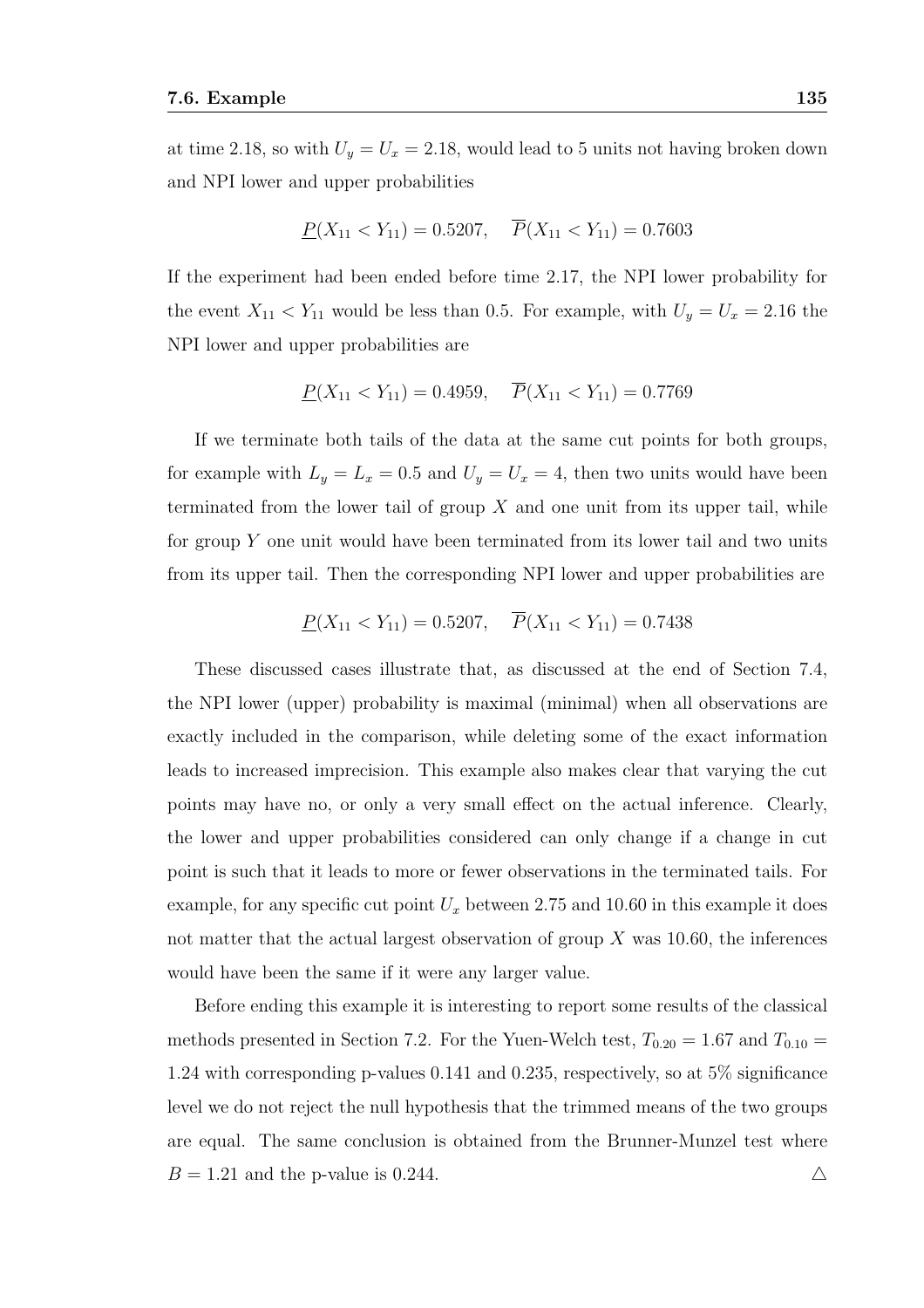at time 2.18, so with $U_y = U_x = 2.18$, would lead to 5 units not having broken down and NPI lower and upper probabilities

$$\underline{P}(X_{11} < Y_{11}) = 0.5207, \quad \overline{P}(X_{11} < Y_{11}) = 0.7603$$

If the experiment had been ended before time 2.17, the NPI lower probability for the event $X_{11} < Y_{11}$ would be less than 0.5. For example, with $U_y = U_x = 2.16$ the NPI lower and upper probabilities are

$$\underline{P}(X_{11} < Y_{11}) = 0.4959, \quad \overline{P}(X_{11} < Y_{11}) = 0.7769$$

If we terminate both tails of the data at the same cut points for both groups, for example with $L_y = L_x = 0.5$ and $U_y = U_x = 4$, then two units would have been terminated from the lower tail of group $X$ and one unit from its upper tail, while for group $Y$ one unit would have been terminated from its lower tail and two units from its upper tail. Then the corresponding NPI lower and upper probabilities are

$$\underline{P}(X_{11} < Y_{11}) = 0.5207, \quad \overline{P}(X_{11} < Y_{11}) = 0.7438$$

These discussed cases illustrate that, as discussed at the end of Section 7.4, the NPI lower (upper) probability is maximal (minimal) when all observations are exactly included in the comparison, while deleting some of the exact information leads to increased imprecision. This example also makes clear that varying the cut points may have no, or only a very small effect on the actual inference. Clearly, the lower and upper probabilities considered can only change if a change in cut point is such that it leads to more or fewer observations in the terminated tails. For example, for any specific cut point $U_x$ between 2.75 and 10.60 in this example it does not matter that the actual largest observation of group $X$ was 10.60, the inferences would have been the same if it were any larger value.

Before ending this example it is interesting to report some results of the classical methods presented in Section 7.2. For the Yuen-Welch test, $T_{0.20} = 1.67$ and $T_{0.10} = 1.24$ with corresponding p-values 0.141 and 0.235, respectively, so at 5% significance level we do not reject the null hypothesis that the trimmed means of the two groups are equal. The same conclusion is obtained from the Brunner-Munzel test where $B = 1.21$ and the p-value is 0.244. △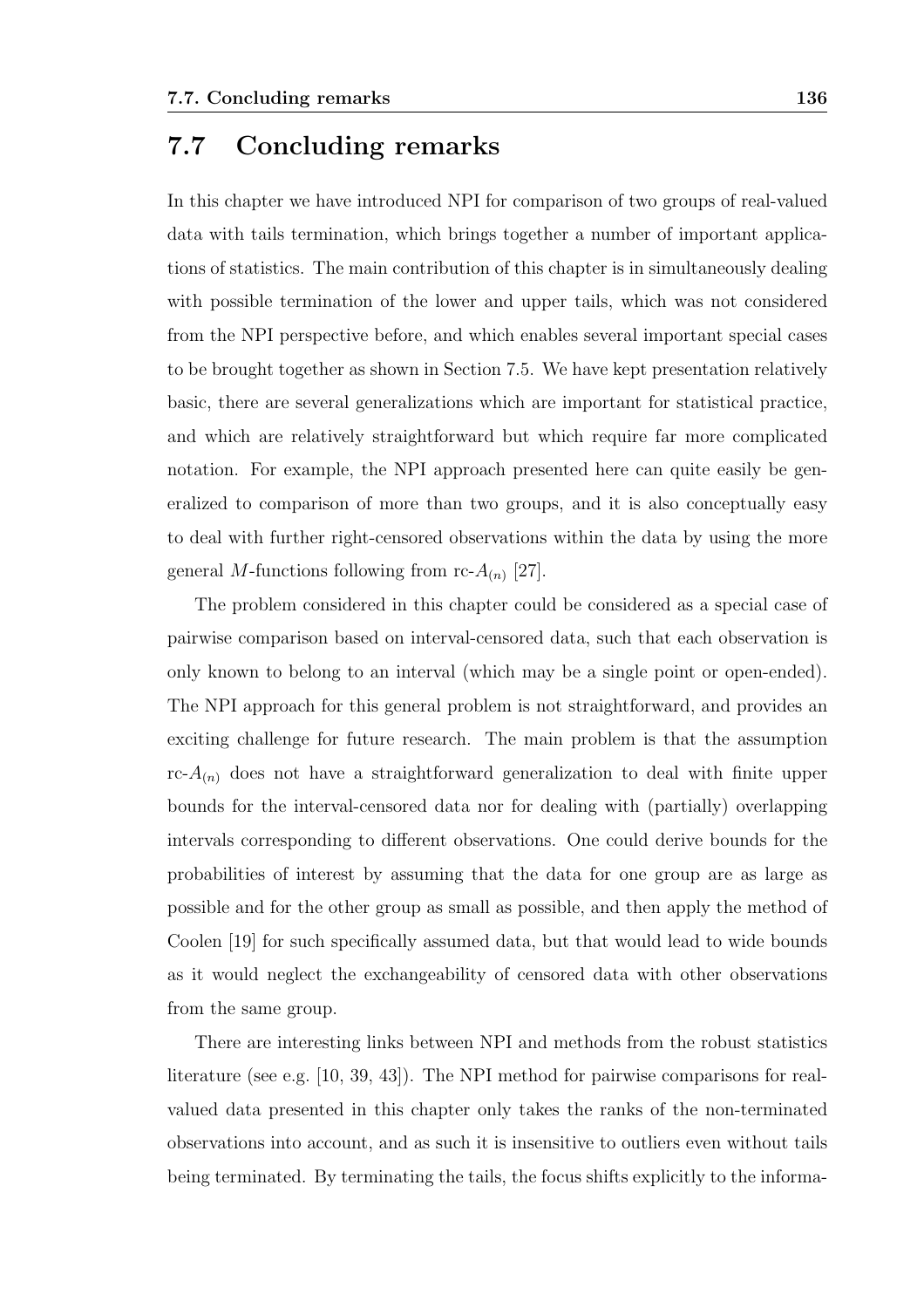## 7.7 Concluding remarks

In this chapter we have introduced NPI for comparison of two groups of real-valued data with tails termination, which brings together a number of important applications of statistics. The main contribution of this chapter is in simultaneously dealing with possible termination of the lower and upper tails, which was not considered from the NPI perspective before, and which enables several important special cases to be brought together as shown in Section 7.5. We have kept presentation relatively basic, there are several generalizations which are important for statistical practice, and which are relatively straightforward but which require far more complicated notation. For example, the NPI approach presented here can quite easily be generalized to comparison of more than two groups, and it is also conceptually easy to deal with further right-censored observations within the data by using the more general $M$-functions following from rc-$A_{(n)}$ [27].

The problem considered in this chapter could be considered as a special case of pairwise comparison based on interval-censored data, such that each observation is only known to belong to an interval (which may be a single point or open-ended). The NPI approach for this general problem is not straightforward, and provides an exciting challenge for future research. The main problem is that the assumption rc-$A_{(n)}$ does not have a straightforward generalization to deal with finite upper bounds for the interval-censored data nor for dealing with (partially) overlapping intervals corresponding to different observations. One could derive bounds for the probabilities of interest by assuming that the data for one group are as large as possible and for the other group as small as possible, and then apply the method of Coolen [19] for such specifically assumed data, but that would lead to wide bounds as it would neglect the exchangeability of censored data with other observations from the same group.

There are interesting links between NPI and methods from the robust statistics literature (see e.g. [10, 39, 43]). The NPI method for pairwise comparisons for real-valued data presented in this chapter only takes the ranks of the non-terminated observations into account, and as such it is insensitive to outliers even without tails being terminated. By terminating the tails, the focus shifts explicitly to the informa-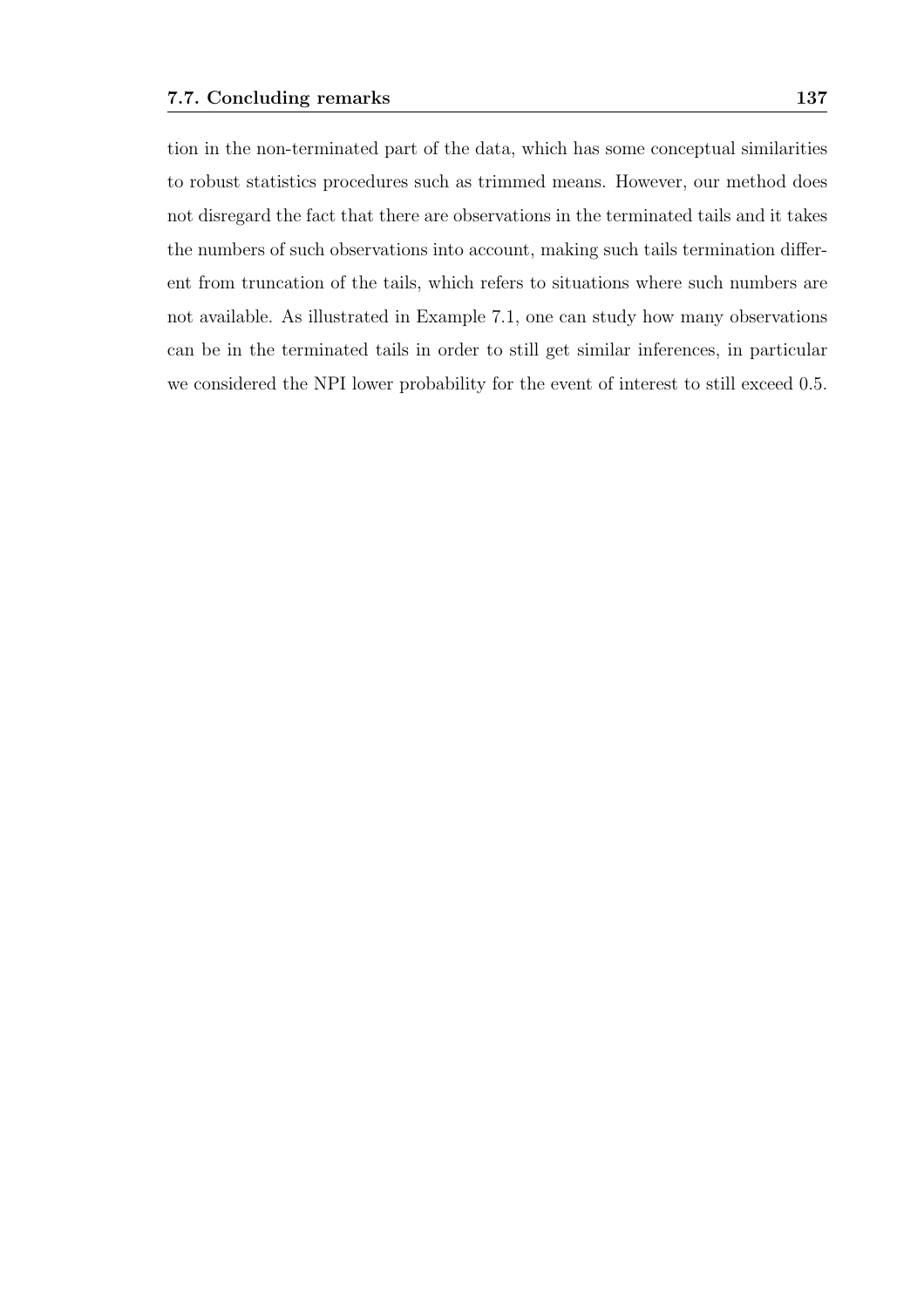tion in the non-terminated part of the data, which has some conceptual similarities to robust statistics procedures such as trimmed means. However, our method does not disregard the fact that there are observations in the terminated tails and it takes the numbers of such observations into account, making such tails termination different from truncation of the tails, which refers to situations where such numbers are not available. As illustrated in Example 7.1, one can study how many observations can be in the terminated tails in order to still get similar inferences, in particular we considered the NPI lower probability for the event of interest to still exceed 0.5.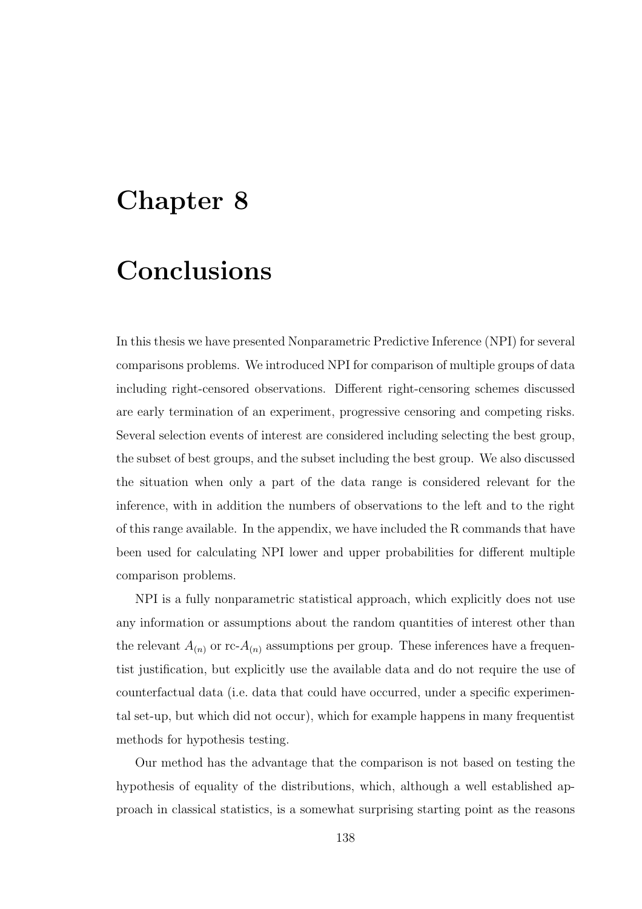# Chapter 8

# Conclusions

In this thesis we have presented Nonparametric Predictive Inference (NPI) for several comparisons problems. We introduced NPI for comparison of multiple groups of data including right-censored observations. Different right-censoring schemes discussed are early termination of an experiment, progressive censoring and competing risks. Several selection events of interest are considered including selecting the best group, the subset of best groups, and the subset including the best group. We also discussed the situation when only a part of the data range is considered relevant for the inference, with in addition the numbers of observations to the left and to the right of this range available. In the appendix, we have included the R commands that have been used for calculating NPI lower and upper probabilities for different multiple comparison problems.

NPI is a fully nonparametric statistical approach, which explicitly does not use any information or assumptions about the random quantities of interest other than the relevant $A_{(n)}$ or rc-$A_{(n)}$ assumptions per group. These inferences have a frequentist justification, but explicitly use the available data and do not require the use of counterfactual data (i.e. data that could have occurred, under a specific experimental set-up, but which did not occur), which for example happens in many frequentist methods for hypothesis testing.

Our method has the advantage that the comparison is not based on testing the hypothesis of equality of the distributions, which, although a well established approach in classical statistics, is a somewhat surprising starting point as the reasons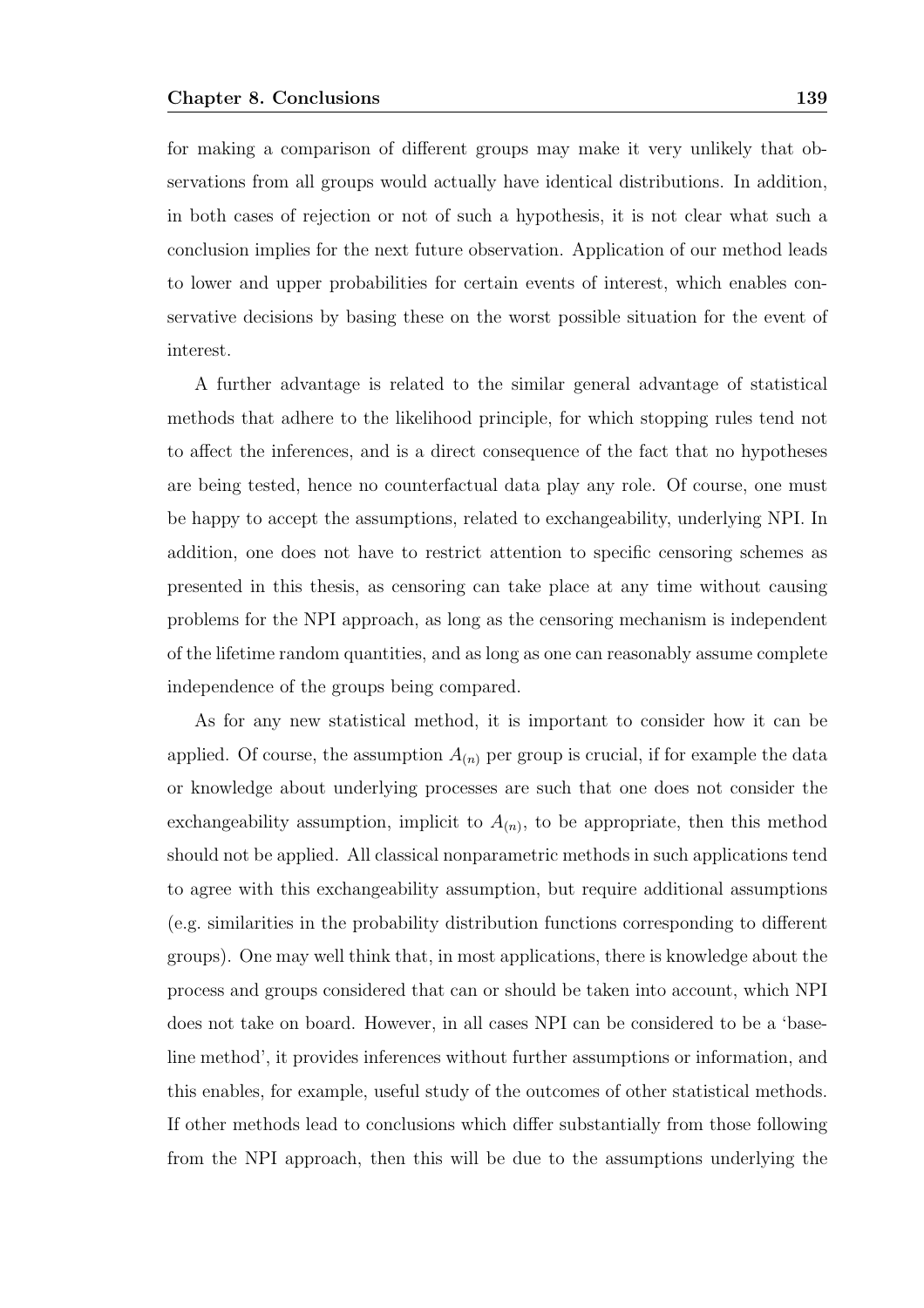for making a comparison of different groups may make it very unlikely that observations from all groups would actually have identical distributions. In addition, in both cases of rejection or not of such a hypothesis, it is not clear what such a conclusion implies for the next future observation. Application of our method leads to lower and upper probabilities for certain events of interest, which enables conservative decisions by basing these on the worst possible situation for the event of interest.

A further advantage is related to the similar general advantage of statistical methods that adhere to the likelihood principle, for which stopping rules tend not to affect the inferences, and is a direct consequence of the fact that no hypotheses are being tested, hence no counterfactual data play any role. Of course, one must be happy to accept the assumptions, related to exchangeability, underlying NPI. In addition, one does not have to restrict attention to specific censoring schemes as presented in this thesis, as censoring can take place at any time without causing problems for the NPI approach, as long as the censoring mechanism is independent of the lifetime random quantities, and as long as one can reasonably assume complete independence of the groups being compared.

As for any new statistical method, it is important to consider how it can be applied. Of course, the assumption $A_{(n)}$ per group is crucial, if for example the data or knowledge about underlying processes are such that one does not consider the exchangeability assumption, implicit to $A_{(n)}$, to be appropriate, then this method should not be applied. All classical nonparametric methods in such applications tend to agree with this exchangeability assumption, but require additional assumptions (e.g. similarities in the probability distribution functions corresponding to different groups). One may well think that, in most applications, there is knowledge about the process and groups considered that can or should be taken into account, which NPI does not take on board. However, in all cases NPI can be considered to be a 'baseline method', it provides inferences without further assumptions or information, and this enables, for example, useful study of the outcomes of other statistical methods. If other methods lead to conclusions which differ substantially from those following from the NPI approach, then this will be due to the assumptions underlying the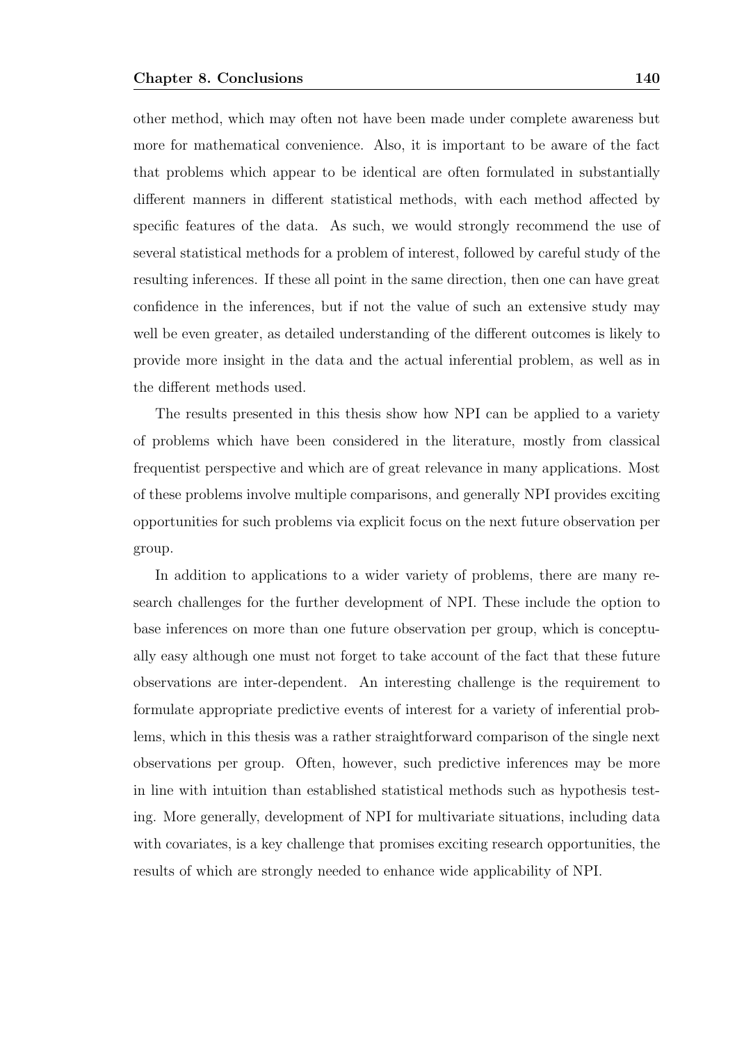other method, which may often not have been made under complete awareness but more for mathematical convenience. Also, it is important to be aware of the fact that problems which appear to be identical are often formulated in substantially different manners in different statistical methods, with each method affected by specific features of the data. As such, we would strongly recommend the use of several statistical methods for a problem of interest, followed by careful study of the resulting inferences. If these all point in the same direction, then one can have great confidence in the inferences, but if not the value of such an extensive study may well be even greater, as detailed understanding of the different outcomes is likely to provide more insight in the data and the actual inferential problem, as well as in the different methods used.

The results presented in this thesis show how NPI can be applied to a variety of problems which have been considered in the literature, mostly from classical frequentist perspective and which are of great relevance in many applications. Most of these problems involve multiple comparisons, and generally NPI provides exciting opportunities for such problems via explicit focus on the next future observation per group.

In addition to applications to a wider variety of problems, there are many research challenges for the further development of NPI. These include the option to base inferences on more than one future observation per group, which is conceptually easy although one must not forget to take account of the fact that these future observations are inter-dependent. An interesting challenge is the requirement to formulate appropriate predictive events of interest for a variety of inferential problems, which in this thesis was a rather straightforward comparison of the single next observations per group. Often, however, such predictive inferences may be more in line with intuition than established statistical methods such as hypothesis testing. More generally, development of NPI for multivariate situations, including data with covariates, is a key challenge that promises exciting research opportunities, the results of which are strongly needed to enhance wide applicability of NPI.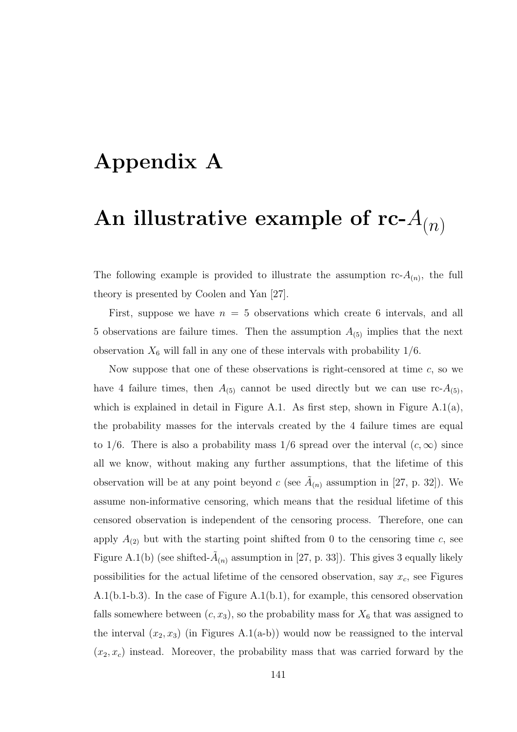# Appendix A

# An illustrative example of rc-$A_{(n)}$

The following example is provided to illustrate the assumption rc-$A_{(n)}$, the full theory is presented by Coolen and Yan [27].

First, suppose we have $n = 5$ observations which create 6 intervals, and all 5 observations are failure times. Then the assumption $A_{(5)}$ implies that the next observation $X_6$ will fall in any one of these intervals with probability 1/6.

Now suppose that one of these observations is right-censored at time $c$, so we have 4 failure times, then $A_{(5)}$ cannot be used directly but we can use rc-$A_{(5)}$, which is explained in detail in Figure A.1. As first step, shown in Figure A.1(a), the probability masses for the intervals created by the 4 failure times are equal to 1/6. There is also a probability mass 1/6 spread over the interval $(c, \infty)$ since all we know, without making any further assumptions, that the lifetime of this observation will be at any point beyond $c$ (see $\tilde{A}_{(n)}$ assumption in [27, p. 32]). We assume non-informative censoring, which means that the residual lifetime of this censored observation is independent of the censoring process. Therefore, one can apply $A_{(2)}$ but with the starting point shifted from 0 to the censoring time $c$, see Figure A.1(b) (see shifted-$\tilde{A}_{(n)}$ assumption in [27, p. 33]). This gives 3 equally likely possibilities for the actual lifetime of the censored observation, say $x_c$, see Figures A.1(b.1-b.3). In the case of Figure A.1(b.1), for example, this censored observation falls somewhere between $(c, x_3)$, so the probability mass for $X_6$ that was assigned to the interval $(x_2, x_3)$ (in Figures A.1(a-b)) would now be reassigned to the interval $(x_2, x_c)$ instead. Moreover, the probability mass that was carried forward by the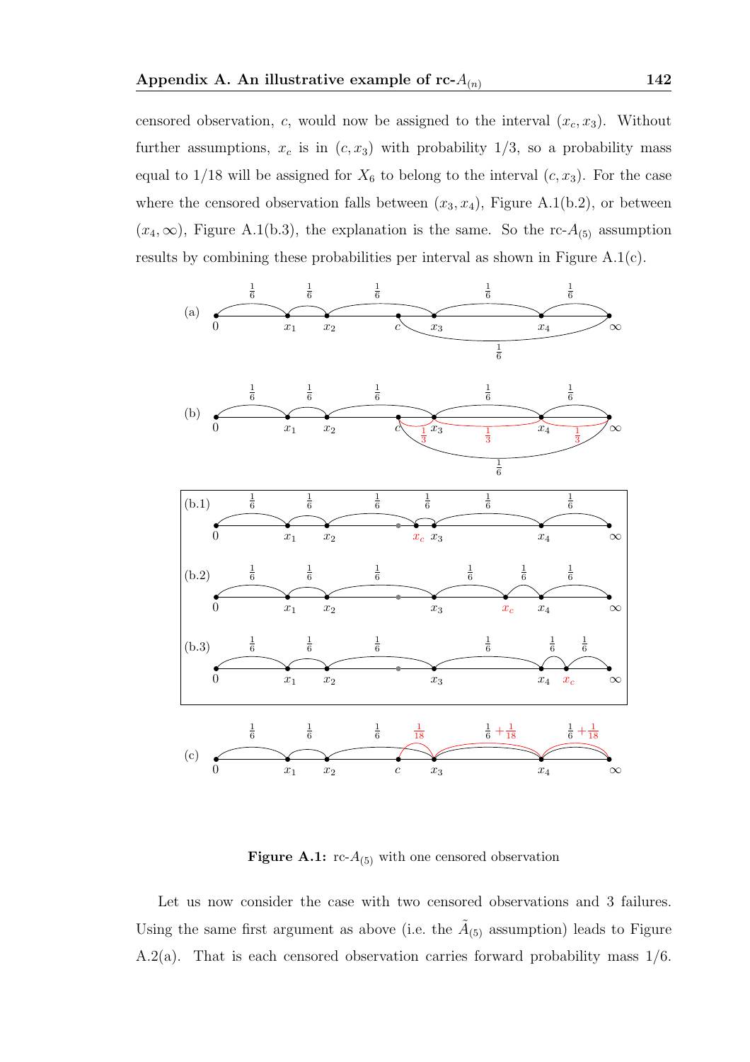censored observation, $c$, would now be assigned to the interval $(x_c, x_3)$. Without further assumptions, $x_c$ is in $(c, x_3)$ with probability $1/3$, so a probability mass equal to $1/18$ will be assigned for $X_6$ to belong to the interval $(c, x_3)$. For the case where the censored observation falls between $(x_3, x_4)$, Figure A.1(b.2), or between $(x_4, \infty)$, Figure A.1(b.3), the explanation is the same. So the rc-$A_{(5)}$ assumption results by combining these probabilities per interval as shown in Figure A.1(c).

**Figure A.1:** rc-$A_{(5)}$ with one censored observation

Let us now consider the case with two censored observations and 3 failures. Using the same first argument as above (i.e. the $\tilde{A}_{(5)}$ assumption) leads to Figure A.2(a). That is each censored observation carries forward probability mass $1/6$.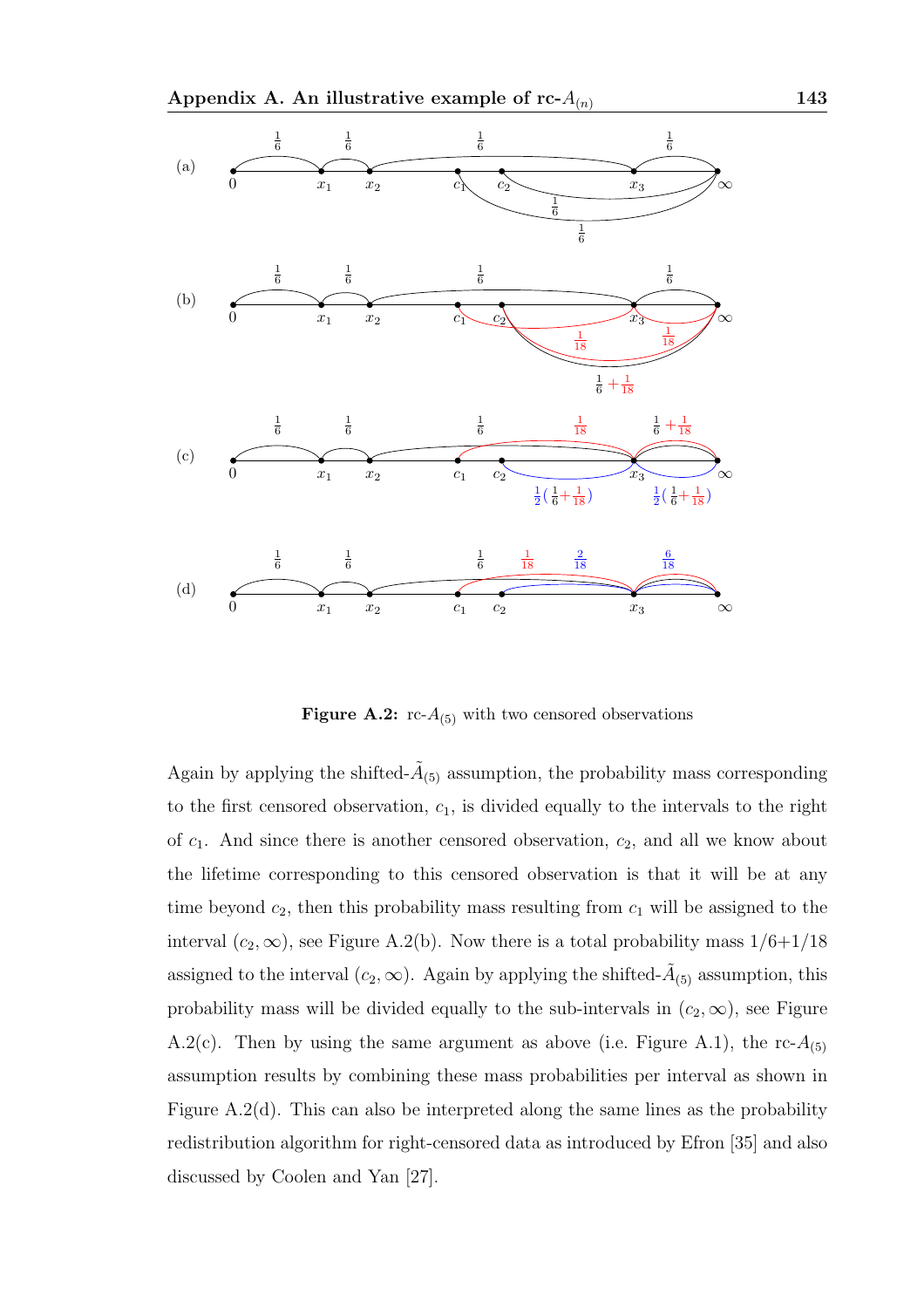Figure A.2: rc-$A_{(5)}$ with two censored observations

Again by applying the shifted-$\tilde{A}_{(5)}$ assumption, the probability mass corresponding to the first censored observation, $c_1$, is divided equally to the intervals to the right of $c_1$. And since there is another censored observation, $c_2$, and all we know about the lifetime corresponding to this censored observation is that it will be at any time beyond $c_2$, then this probability mass resulting from $c_1$ will be assigned to the interval $(c_2, \infty)$, see Figure A.2(b). Now there is a total probability mass $1/6+1/18$ assigned to the interval $(c_2, \infty)$. Again by applying the shifted-$\tilde{A}_{(5)}$ assumption, this probability mass will be divided equally to the sub-intervals in $(c_2, \infty)$, see Figure A.2(c). Then by using the same argument as above (i.e. Figure A.1), the rc-$A_{(5)}$ assumption results by combining these mass probabilities per interval as shown in Figure A.2(d). This can also be interpreted along the same lines as the probability redistribution algorithm for right-censored data as introduced by Efron [35] and also discussed by Coolen and Yan [27].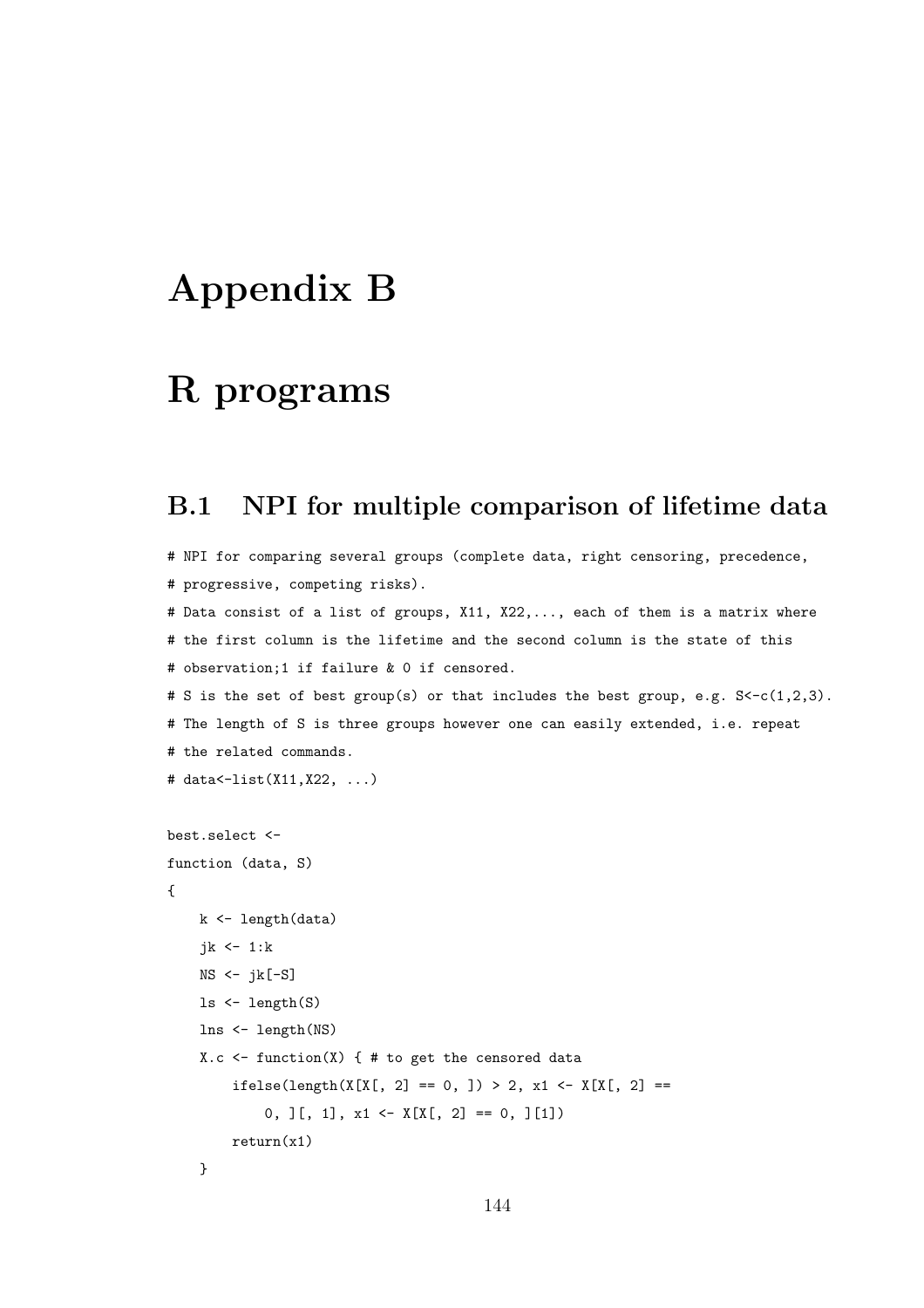# Appendix B

# R programs

## B.1 NPI for multiple comparison of lifetime data

```
# NPI for comparing several groups (complete data, right censoring, precedence,
# progressive, competing risks).
# Data consist of a list of groups, X11, X22,..., each of them is a matrix where
# the first column is the lifetime and the second column is the state of this
# observation;1 if failure & 0 if censored.
# S is the set of best group(s) or that includes the best group, e.g. S<-c(1,2,3).
# The length of S is three groups however one can easily extended, i.e. repeat
# the related commands.
# data<-list(X11,X22, ...)

best.select <-
function (data, S)
{
    k <- length(data)
    jk <- 1:k
    NS <- jk[-S]
    ls <- length(S)
    lns <- length(NS)
    X.c <- function(X) { # to get the censored data
        ifelse(length(X[X[, 2] == 0, ]) > 2, x1 <- X[X[, 2] ==
            0, ][, 1], x1 <- X[X[, 2] == 0, ][1])
        return(x1)
    }
```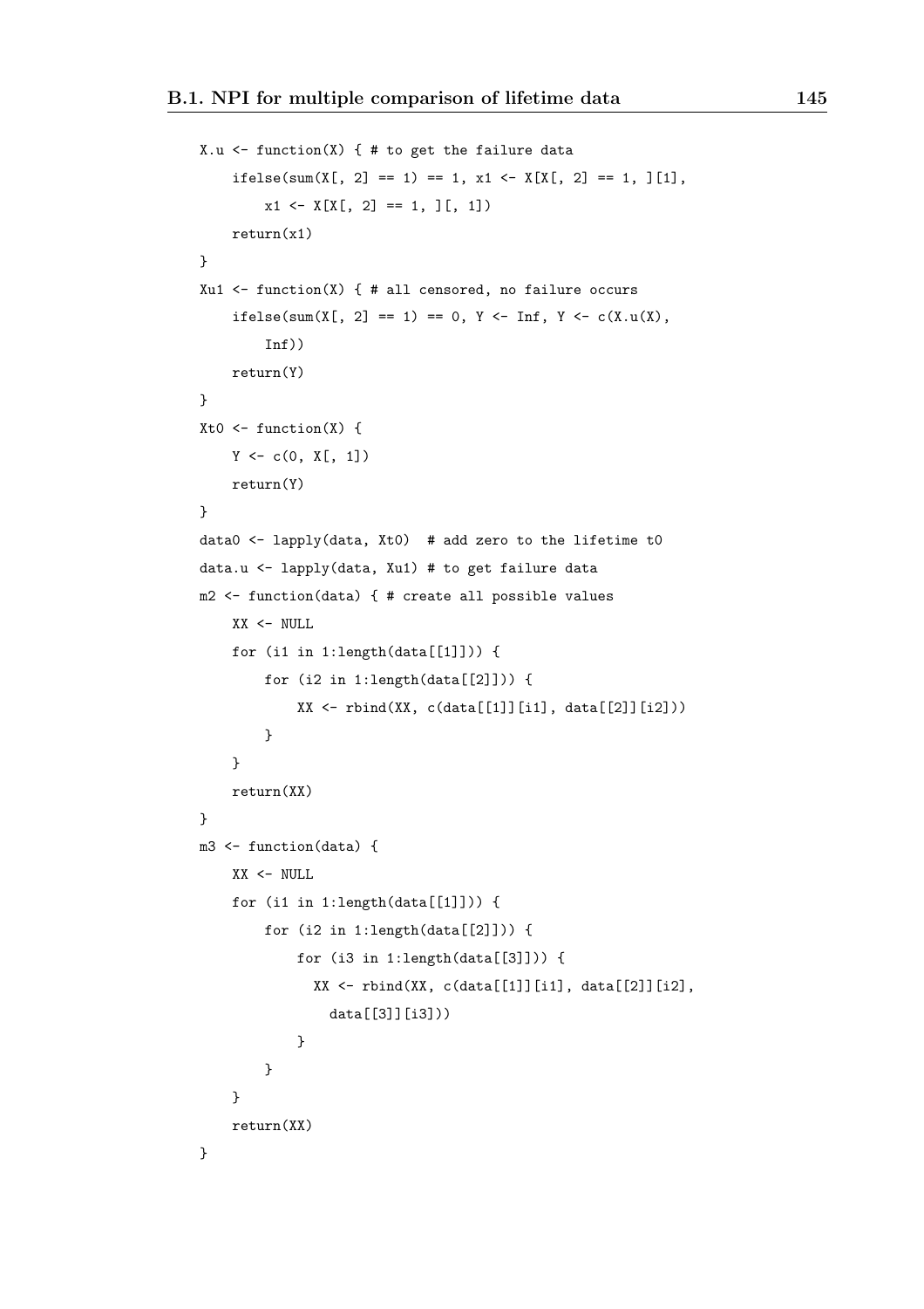```
X.u <- function(X) { # to get the failure data
    ifelse(sum(X[, 2] == 1) == 1, x1 <- X[X[, 2] == 1, ][1],
        x1 <- X[X[, 2] == 1, ][, 1])
    return(x1)
}
Xu1 <- function(X) { # all censored, no failure occurs
    ifelse(sum(X[, 2] == 1) == 0, Y <- Inf, Y <- c(X.u(X),
        Inf))
    return(Y)
}
Xt0 <- function(X) {
    Y <- c(0, X[, 1])
    return(Y)
}
data0 <- lapply(data, Xt0)  # add zero to the lifetime t0
data.u <- lapply(data, Xu1) # to get failure data
m2 <- function(data) { # create all possible values
    XX <- NULL
    for (i1 in 1:length(data[[1]])) {
        for (i2 in 1:length(data[[2]])) {
            XX <- rbind(XX, c(data[[1]][i1], data[[2]][i2]))
        }
    }
    return(XX)
}
m3 <- function(data) {
    XX <- NULL
    for (i1 in 1:length(data[[1]])) {
        for (i2 in 1:length(data[[2]])) {
            for (i3 in 1:length(data[[3]])) {
              XX <- rbind(XX, c(data[[1]][i1], data[[2]][i2],
                data[[3]][i3]))
            }
        }
    }
    return(XX)
}
```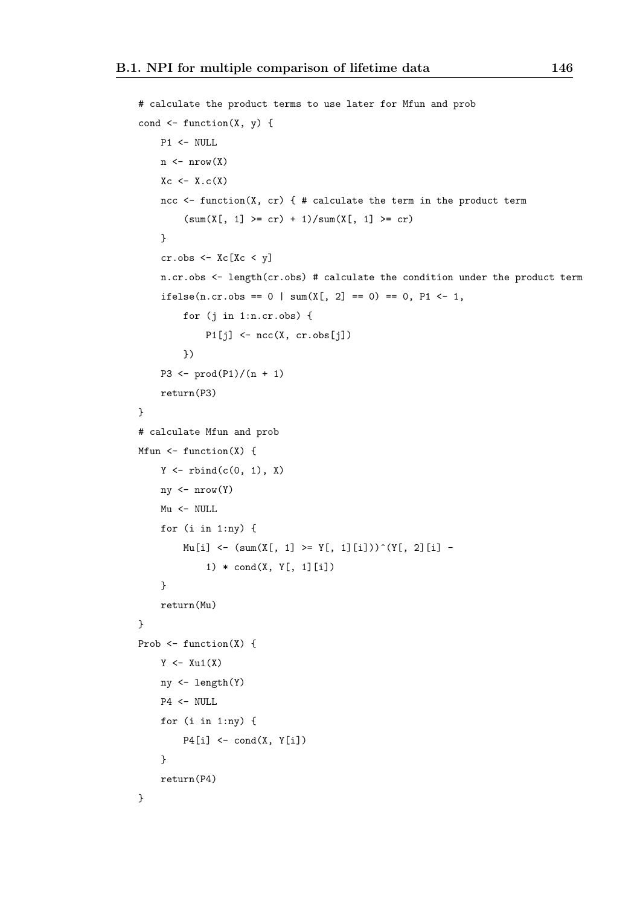```
# calculate the product terms to use later for Mfun and prob
cond <- function(X, y) {
    P1 <- NULL
    n <- nrow(X)
    Xc <- X.c(X)
    ncc <- function(X, cr) { # calculate the term in the product term
        (sum(X[, 1] >= cr) + 1)/sum(X[, 1] >= cr)
    }
    cr.obs <- Xc[Xc < y]
    n.cr.obs <- length(cr.obs) # calculate the condition under the product term
    ifelse(n.cr.obs == 0 | sum(X[, 2] == 0) == 0, P1 <- 1,
        for (j in 1:n.cr.obs) {
            P1[j] <- ncc(X, cr.obs[j])
        })
    P3 <- prod(P1)/(n + 1)
    return(P3)
}
# calculate Mfun and prob
Mfun <- function(X) {
    Y <- rbind(c(0, 1), X)
    ny <- nrow(Y)
    Mu <- NULL
    for (i in 1:ny) {
        Mu[i] <- (sum(X[, 1] >= Y[, 1][i]))^(Y[, 2][i] -
            1) * cond(X, Y[, 1][i])
    }
    return(Mu)
}
Prob <- function(X) {
    Y <- Xu1(X)
    ny <- length(Y)
    P4 <- NULL
    for (i in 1:ny) {
        P4[i] <- cond(X, Y[i])
    }
    return(P4)
}
```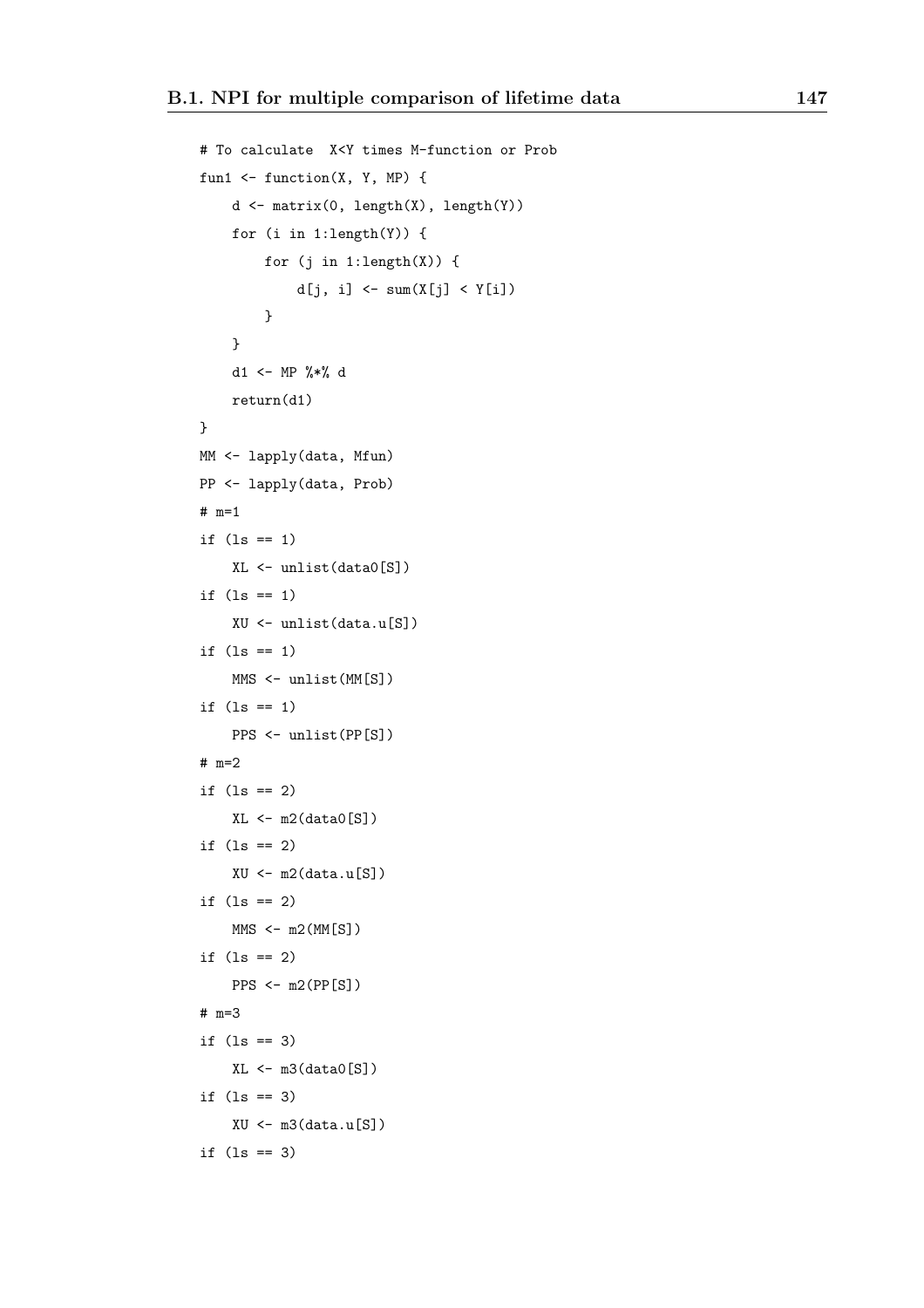```
# To calculate  X<Y times M-function or Prob
fun1 <- function(X, Y, MP) {
    d <- matrix(0, length(X), length(Y))
    for (i in 1:length(Y)) {
        for (j in 1:length(X)) {
            d[j, i] <- sum(X[j] < Y[i])
        }
    }
    d1 <- MP %*% d
    return(d1)
}
MM <- lapply(data, Mfun)
PP <- lapply(data, Prob)
# m=1
if (ls == 1)
    XL <- unlist(data0[S])
if (ls == 1)
    XU <- unlist(data.u[S])
if (ls == 1)
    MMS <- unlist(MM[S])
if (ls == 1)
    PPS <- unlist(PP[S])
# m=2
if (ls == 2)
    XL <- m2(data0[S])
if (ls == 2)
    XU <- m2(data.u[S])
if (ls == 2)
    MMS <- m2(MM[S])
if (ls == 2)
    PPS <- m2(PP[S])
# m=3
if (ls == 3)
    XL <- m3(data0[S])
if (ls == 3)
    XU <- m3(data.u[S])
if (ls == 3)
```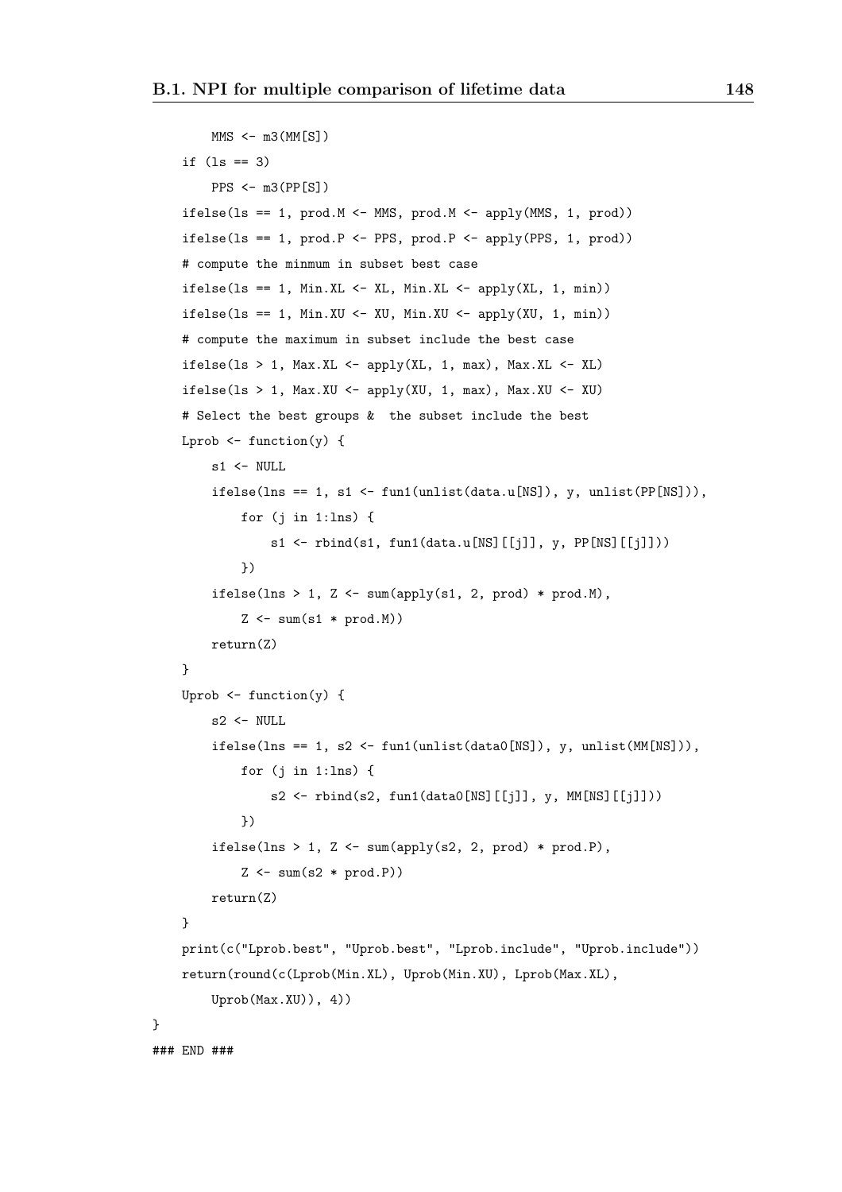```
        MMS <- m3(MM[S])
    if (ls == 3)
        PPS <- m3(PP[S])
    ifelse(ls == 1, prod.M <- MMS, prod.M <- apply(MMS, 1, prod))
    ifelse(ls == 1, prod.P <- PPS, prod.P <- apply(PPS, 1, prod))
    # compute the minmum in subset best case
    ifelse(ls == 1, Min.XL <- XL, Min.XL <- apply(XL, 1, min))
    ifelse(ls == 1, Min.XU <- XU, Min.XU <- apply(XU, 1, min))
    # compute the maximum in subset include the best case
    ifelse(ls > 1, Max.XL <- apply(XL, 1, max), Max.XL <- XL)
    ifelse(ls > 1, Max.XU <- apply(XU, 1, max), Max.XU <- XU)
    # Select the best groups &  the subset include the best
    Lprob <- function(y) {
        s1 <- NULL
        ifelse(lns == 1, s1 <- fun1(unlist(data.u[NS]), y, unlist(PP[NS])),
            for (j in 1:lns) {
                s1 <- rbind(s1, fun1(data.u[NS][[j]], y, PP[NS][[j]]))
            })
        ifelse(lns > 1, Z <- sum(apply(s1, 2, prod) * prod.M),
            Z <- sum(s1 * prod.M))
        return(Z)
    }
    Uprob <- function(y) {
        s2 <- NULL
        ifelse(lns == 1, s2 <- fun1(unlist(data0[NS]), y, unlist(MM[NS])),
            for (j in 1:lns) {
                s2 <- rbind(s2, fun1(data0[NS][[j]], y, MM[NS][[j]]))
            })
        ifelse(lns > 1, Z <- sum(apply(s2, 2, prod) * prod.P),
            Z <- sum(s2 * prod.P))
        return(Z)
    }
    print(c("Lprob.best", "Uprob.best", "Lprob.include", "Uprob.include"))
    return(round(c(Lprob(Min.XL), Uprob(Min.XU), Lprob(Max.XL),
        Uprob(Max.XU)), 4))
}
### END ###
```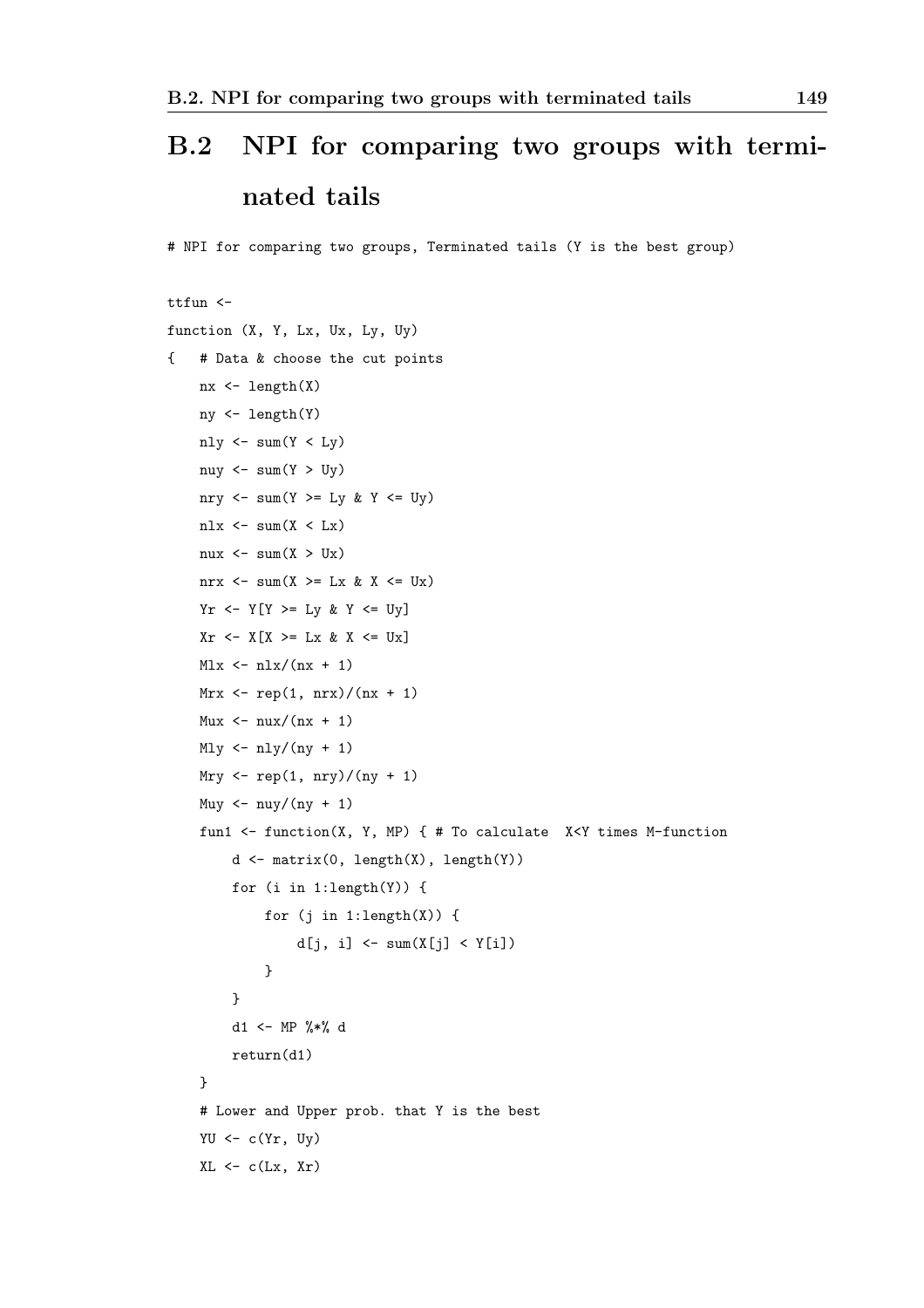## B.2 NPI for comparing two groups with terminated tails

```
# NPI for comparing two groups, Terminated tails (Y is the best group)

ttfun <-
function (X, Y, Lx, Ux, Ly, Uy)
{   # Data & choose the cut points
    nx <- length(X)
    ny <- length(Y)
    nly <- sum(Y < Ly)
    nuy <- sum(Y > Uy)
    nry <- sum(Y >= Ly & Y <= Uy)
    nlx <- sum(X < Lx)
    nux <- sum(X > Ux)
    nrx <- sum(X >= Lx & X <= Ux)
    Yr <- Y[Y >= Ly & Y <= Uy]
    Xr <- X[X >= Lx & X <= Ux]
    Mlx <- nlx/(nx + 1)
    Mrx <- rep(1, nrx)/(nx + 1)
    Mux <- nux/(nx + 1)
    Mly <- nly/(ny + 1)
    Mry <- rep(1, nry)/(ny + 1)
    Muy <- nuy/(ny + 1)
    fun1 <- function(X, Y, MP) { # To calculate  X<Y times M-function
        d <- matrix(0, length(X), length(Y))
        for (i in 1:length(Y)) {
            for (j in 1:length(X)) {
                d[j, i] <- sum(X[j] < Y[i])
            }
        }
        d1 <- MP %*% d
        return(d1)
    }
    # Lower and Upper prob. that Y is the best
    YU <- c(Yr, Uy)
    XL <- c(Lx, Xr)
```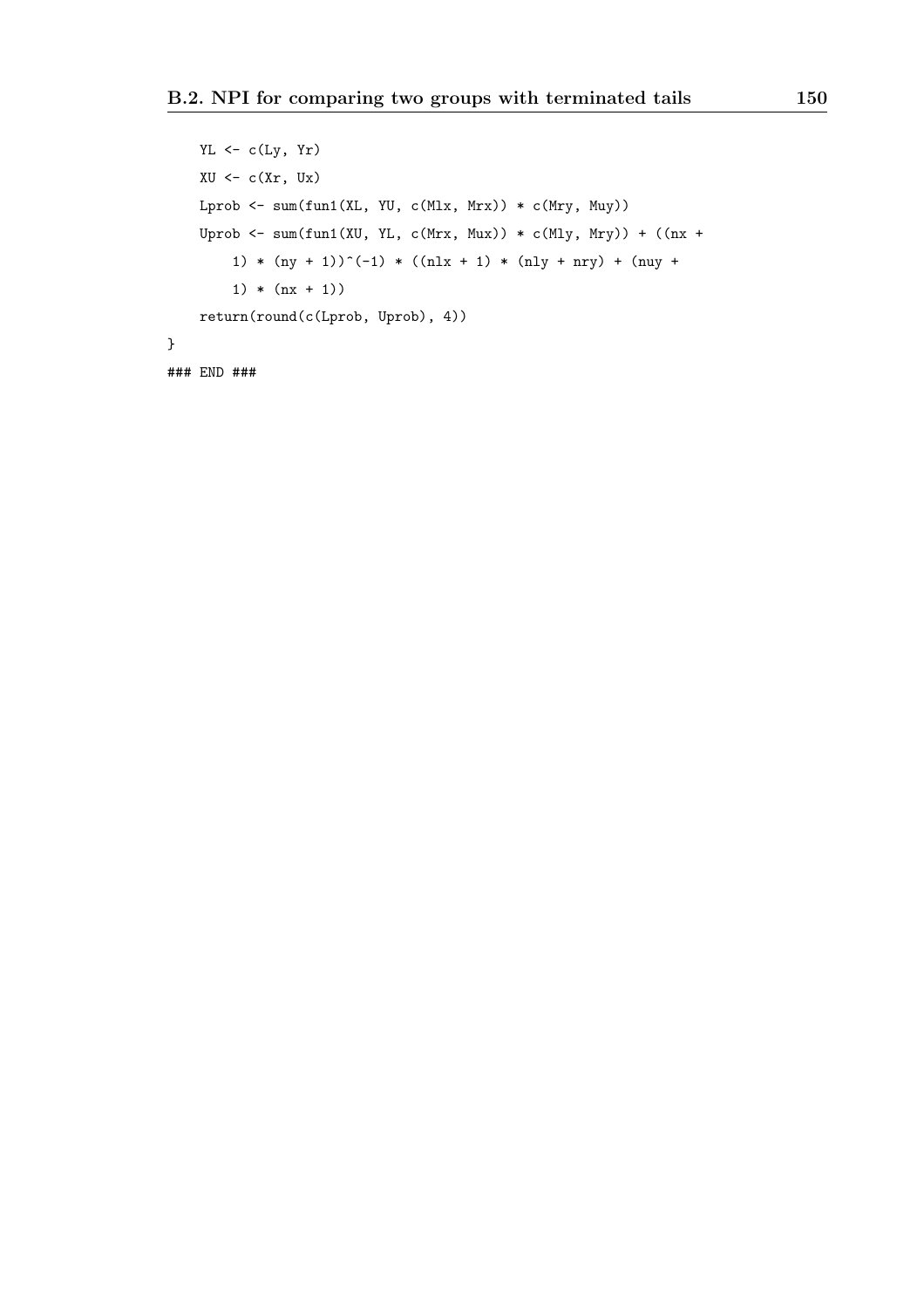```
    YL <- c(Ly, Yr)
    XU <- c(Xr, Ux)
    Lprob <- sum(fun1(XL, YU, c(Mlx, Mrx)) * c(Mry, Muy))
    Uprob <- sum(fun1(XU, YL, c(Mrx, Mux)) * c(Mly, Mry)) + ((nx +
        1) * (ny + 1))^(-1) * ((nlx + 1) * (nly + nry) + (nuy +
        1) * (nx + 1))
    return(round(c(Lprob, Uprob), 4))
}
### END ###
```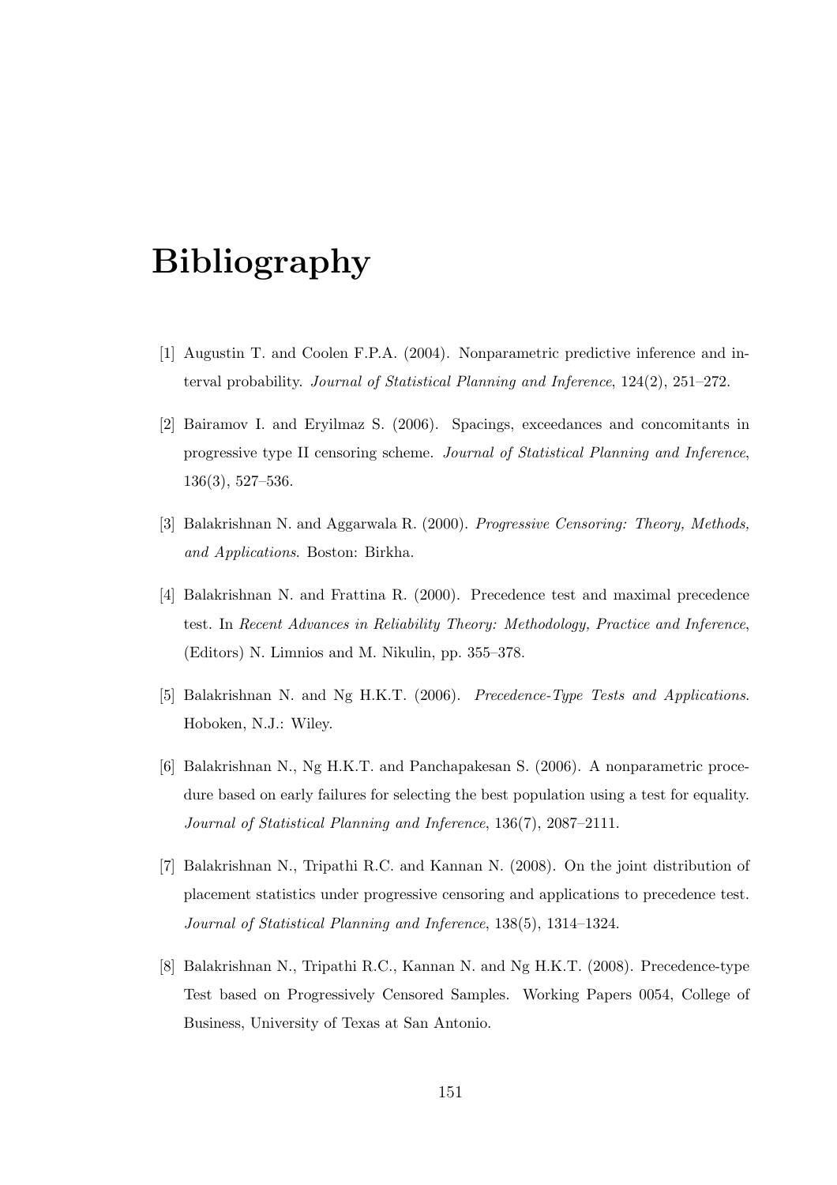# Bibliography

[1] Augustin T. and Coolen F.P.A. (2004). Nonparametric predictive inference and interval probability. *Journal of Statistical Planning and Inference*, 124(2), 251–272.

[2] Bairamov I. and Eryilmaz S. (2006). Spacings, exceedances and concomitants in progressive type II censoring scheme. *Journal of Statistical Planning and Inference*, 136(3), 527–536.

[3] Balakrishnan N. and Aggarwala R. (2000). *Progressive Censoring: Theory, Methods, and Applications*. Boston: Birkha.

[4] Balakrishnan N. and Frattina R. (2000). Precedence test and maximal precedence test. In *Recent Advances in Reliability Theory: Methodology, Practice and Inference*, (Editors) N. Limnios and M. Nikulin, pp. 355–378.

[5] Balakrishnan N. and Ng H.K.T. (2006). *Precedence-Type Tests and Applications*. Hoboken, N.J.: Wiley.

[6] Balakrishnan N., Ng H.K.T. and Panchapakesan S. (2006). A nonparametric procedure based on early failures for selecting the best population using a test for equality. *Journal of Statistical Planning and Inference*, 136(7), 2087–2111.

[7] Balakrishnan N., Tripathi R.C. and Kannan N. (2008). On the joint distribution of placement statistics under progressive censoring and applications to precedence test. *Journal of Statistical Planning and Inference*, 138(5), 1314–1324.

[8] Balakrishnan N., Tripathi R.C., Kannan N. and Ng H.K.T. (2008). Precedence-type Test based on Progressively Censored Samples. Working Papers 0054, College of Business, University of Texas at San Antonio.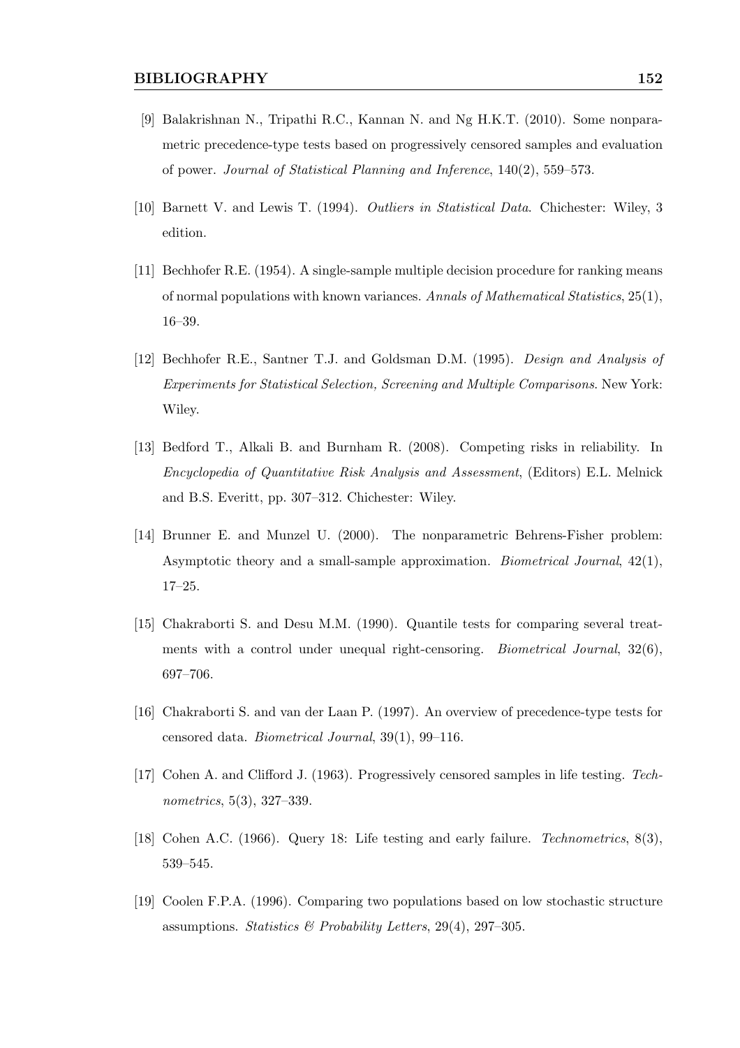[9] Balakrishnan N., Tripathi R.C., Kannan N. and Ng H.K.T. (2010). Some nonparametric precedence-type tests based on progressively censored samples and evaluation of power. *Journal of Statistical Planning and Inference*, 140(2), 559–573.

[10] Barnett V. and Lewis T. (1994). *Outliers in Statistical Data*. Chichester: Wiley, 3 edition.

[11] Bechhofer R.E. (1954). A single-sample multiple decision procedure for ranking means of normal populations with known variances. *Annals of Mathematical Statistics*, 25(1), 16–39.

[12] Bechhofer R.E., Santner T.J. and Goldsman D.M. (1995). *Design and Analysis of Experiments for Statistical Selection, Screening and Multiple Comparisons*. New York: Wiley.

[13] Bedford T., Alkali B. and Burnham R. (2008). Competing risks in reliability. In *Encyclopedia of Quantitative Risk Analysis and Assessment*, (Editors) E.L. Melnick and B.S. Everitt, pp. 307–312. Chichester: Wiley.

[14] Brunner E. and Munzel U. (2000). The nonparametric Behrens-Fisher problem: Asymptotic theory and a small-sample approximation. *Biometrical Journal*, 42(1), 17–25.

[15] Chakraborti S. and Desu M.M. (1990). Quantile tests for comparing several treatments with a control under unequal right-censoring. *Biometrical Journal*, 32(6), 697–706.

[16] Chakraborti S. and van der Laan P. (1997). An overview of precedence-type tests for censored data. *Biometrical Journal*, 39(1), 99–116.

[17] Cohen A. and Clifford J. (1963). Progressively censored samples in life testing. *Technometrics*, 5(3), 327–339.

[18] Cohen A.C. (1966). Query 18: Life testing and early failure. *Technometrics*, 8(3), 539–545.

[19] Coolen F.P.A. (1996). Comparing two populations based on low stochastic structure assumptions. *Statistics & Probability Letters*, 29(4), 297–305.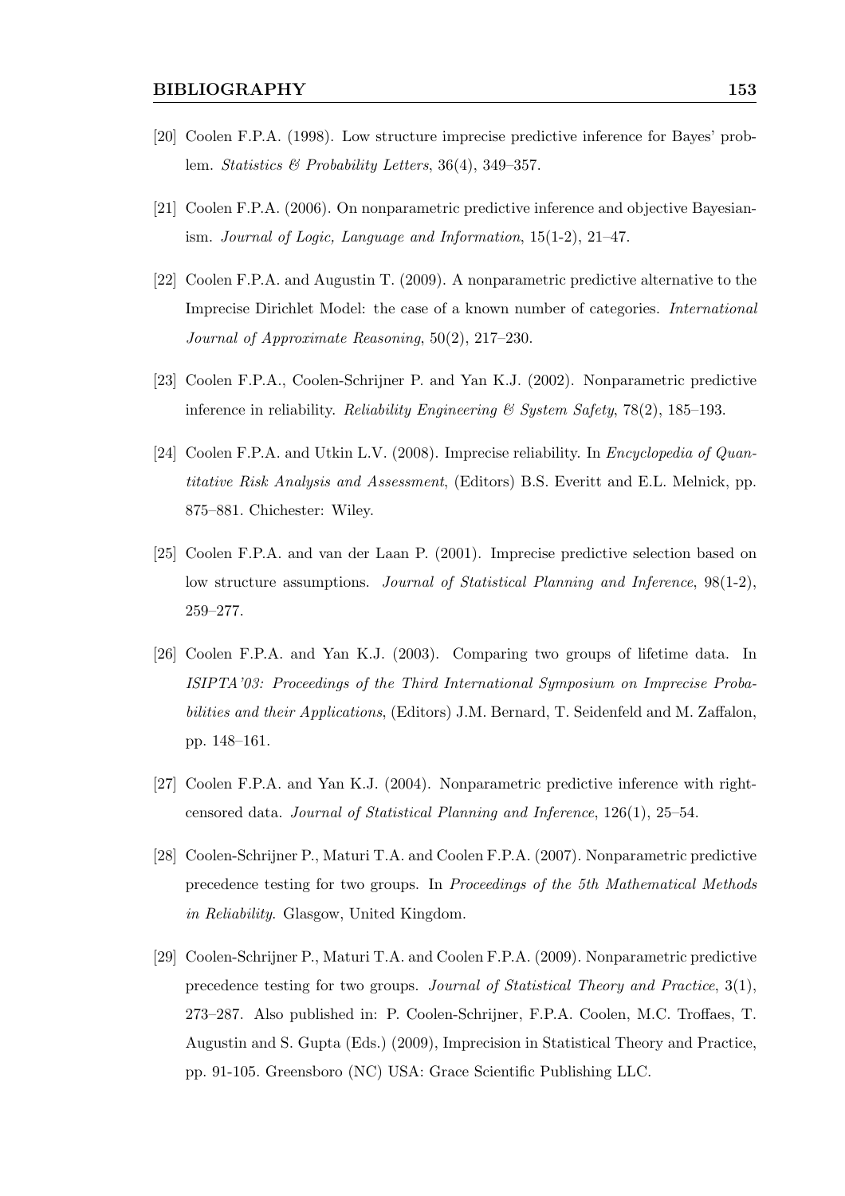[20] Coolen F.P.A. (1998). Low structure imprecise predictive inference for Bayes' problem. *Statistics & Probability Letters*, 36(4), 349–357.

[21] Coolen F.P.A. (2006). On nonparametric predictive inference and objective Bayesianism. *Journal of Logic, Language and Information*, 15(1-2), 21–47.

[22] Coolen F.P.A. and Augustin T. (2009). A nonparametric predictive alternative to the Imprecise Dirichlet Model: the case of a known number of categories. *International Journal of Approximate Reasoning*, 50(2), 217–230.

[23] Coolen F.P.A., Coolen-Schrijner P. and Yan K.J. (2002). Nonparametric predictive inference in reliability. *Reliability Engineering & System Safety*, 78(2), 185–193.

[24] Coolen F.P.A. and Utkin L.V. (2008). Imprecise reliability. In *Encyclopedia of Quantitative Risk Analysis and Assessment*, (Editors) B.S. Everitt and E.L. Melnick, pp. 875–881. Chichester: Wiley.

[25] Coolen F.P.A. and van der Laan P. (2001). Imprecise predictive selection based on low structure assumptions. *Journal of Statistical Planning and Inference*, 98(1-2), 259–277.

[26] Coolen F.P.A. and Yan K.J. (2003). Comparing two groups of lifetime data. In *ISIPTA'03: Proceedings of the Third International Symposium on Imprecise Probabilities and their Applications*, (Editors) J.M. Bernard, T. Seidenfeld and M. Zaffalon, pp. 148–161.

[27] Coolen F.P.A. and Yan K.J. (2004). Nonparametric predictive inference with right-censored data. *Journal of Statistical Planning and Inference*, 126(1), 25–54.

[28] Coolen-Schrijner P., Maturi T.A. and Coolen F.P.A. (2007). Nonparametric predictive precedence testing for two groups. In *Proceedings of the 5th Mathematical Methods in Reliability*. Glasgow, United Kingdom.

[29] Coolen-Schrijner P., Maturi T.A. and Coolen F.P.A. (2009). Nonparametric predictive precedence testing for two groups. *Journal of Statistical Theory and Practice*, 3(1), 273–287. Also published in: P. Coolen-Schrijner, F.P.A. Coolen, M.C. Troffaes, T. Augustin and S. Gupta (Eds.) (2009), Imprecision in Statistical Theory and Practice, pp. 91-105. Greensboro (NC) USA: Grace Scientific Publishing LLC.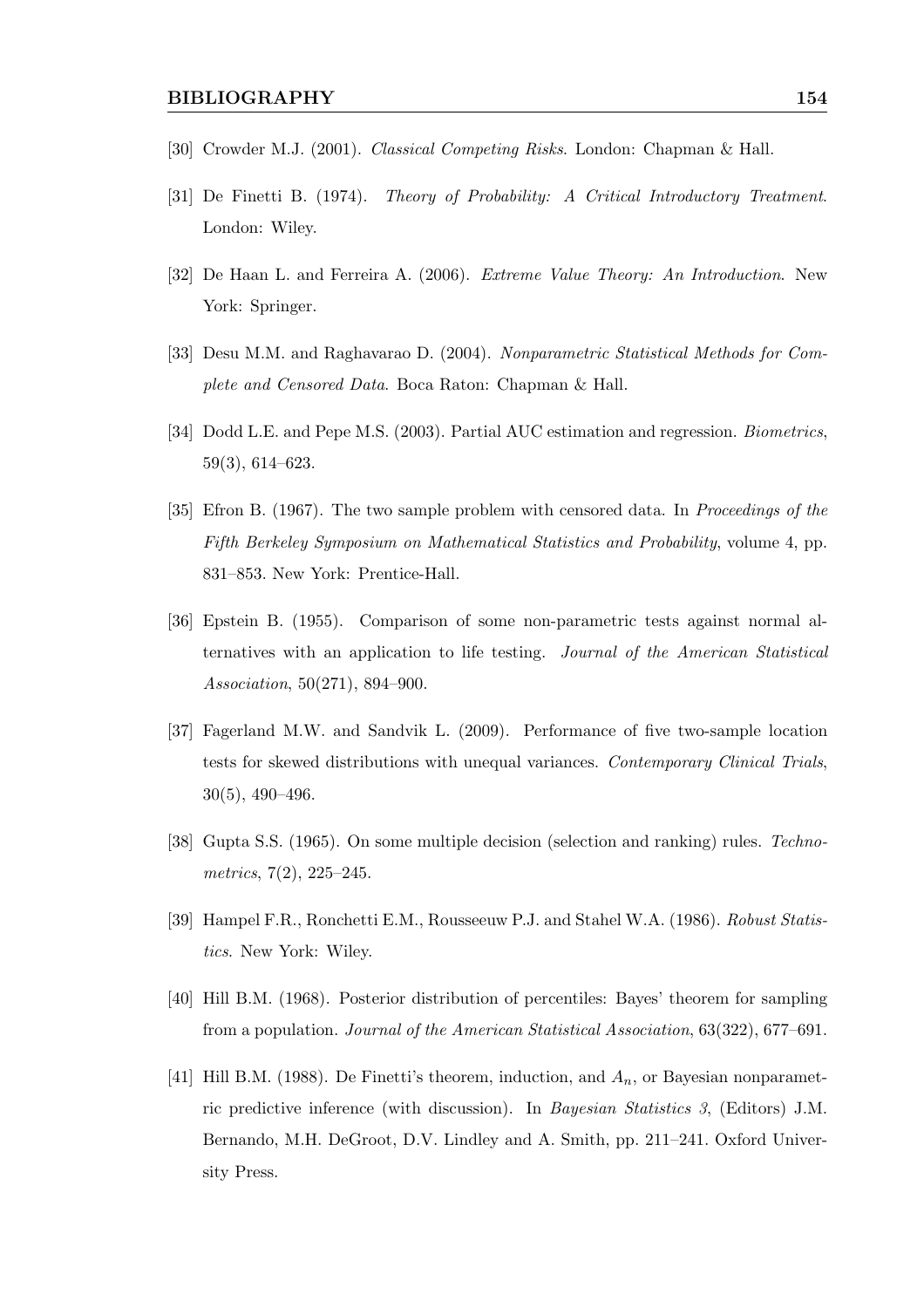[30] Crowder M.J. (2001). *Classical Competing Risks*. London: Chapman & Hall.

[31] De Finetti B. (1974). *Theory of Probability: A Critical Introductory Treatment*. London: Wiley.

[32] De Haan L. and Ferreira A. (2006). *Extreme Value Theory: An Introduction*. New York: Springer.

[33] Desu M.M. and Raghavarao D. (2004). *Nonparametric Statistical Methods for Complete and Censored Data*. Boca Raton: Chapman & Hall.

[34] Dodd L.E. and Pepe M.S. (2003). Partial AUC estimation and regression. *Biometrics*, 59(3), 614–623.

[35] Efron B. (1967). The two sample problem with censored data. In *Proceedings of the Fifth Berkeley Symposium on Mathematical Statistics and Probability*, volume 4, pp. 831–853. New York: Prentice-Hall.

[36] Epstein B. (1955). Comparison of some non-parametric tests against normal alternatives with an application to life testing. *Journal of the American Statistical Association*, 50(271), 894–900.

[37] Fagerland M.W. and Sandvik L. (2009). Performance of five two-sample location tests for skewed distributions with unequal variances. *Contemporary Clinical Trials*, 30(5), 490–496.

[38] Gupta S.S. (1965). On some multiple decision (selection and ranking) rules. *Technometrics*, 7(2), 225–245.

[39] Hampel F.R., Ronchetti E.M., Rousseeuw P.J. and Stahel W.A. (1986). *Robust Statistics*. New York: Wiley.

[40] Hill B.M. (1968). Posterior distribution of percentiles: Bayes' theorem for sampling from a population. *Journal of the American Statistical Association*, 63(322), 677–691.

[41] Hill B.M. (1988). De Finetti's theorem, induction, and $A_n$, or Bayesian nonparametric predictive inference (with discussion). In *Bayesian Statistics 3*, (Editors) J.M. Bernando, M.H. DeGroot, D.V. Lindley and A. Smith, pp. 211–241. Oxford University Press.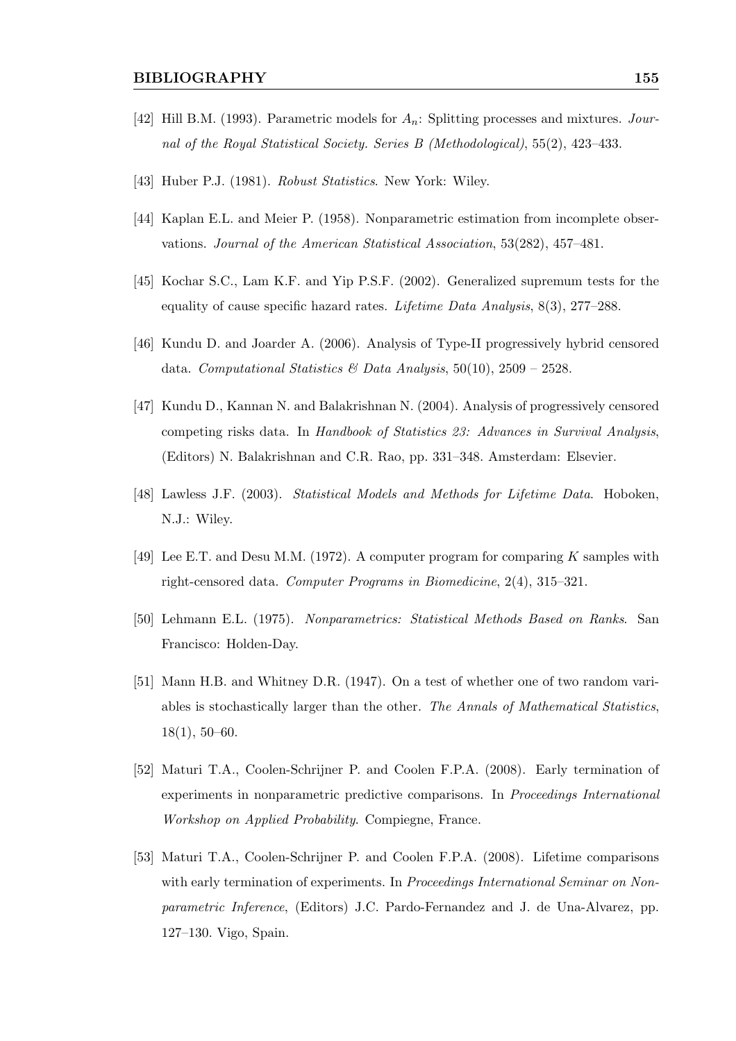[42] Hill B.M. (1993). Parametric models for $A_n$: Splitting processes and mixtures. *Journal of the Royal Statistical Society. Series B (Methodological)*, 55(2), 423–433.

[43] Huber P.J. (1981). *Robust Statistics*. New York: Wiley.

[44] Kaplan E.L. and Meier P. (1958). Nonparametric estimation from incomplete observations. *Journal of the American Statistical Association*, 53(282), 457–481.

[45] Kochar S.C., Lam K.F. and Yip P.S.F. (2002). Generalized supremum tests for the equality of cause specific hazard rates. *Lifetime Data Analysis*, 8(3), 277–288.

[46] Kundu D. and Joarder A. (2006). Analysis of Type-II progressively hybrid censored data. *Computational Statistics & Data Analysis*, 50(10), 2509 – 2528.

[47] Kundu D., Kannan N. and Balakrishnan N. (2004). Analysis of progressively censored competing risks data. In *Handbook of Statistics 23: Advances in Survival Analysis*, (Editors) N. Balakrishnan and C.R. Rao, pp. 331–348. Amsterdam: Elsevier.

[48] Lawless J.F. (2003). *Statistical Models and Methods for Lifetime Data*. Hoboken, N.J.: Wiley.

[49] Lee E.T. and Desu M.M. (1972). A computer program for comparing $K$ samples with right-censored data. *Computer Programs in Biomedicine*, 2(4), 315–321.

[50] Lehmann E.L. (1975). *Nonparametrics: Statistical Methods Based on Ranks*. San Francisco: Holden-Day.

[51] Mann H.B. and Whitney D.R. (1947). On a test of whether one of two random variables is stochastically larger than the other. *The Annals of Mathematical Statistics*, 18(1), 50–60.

[52] Maturi T.A., Coolen-Schrijner P. and Coolen F.P.A. (2008). Early termination of experiments in nonparametric predictive comparisons. In *Proceedings International Workshop on Applied Probability*. Compiegne, France.

[53] Maturi T.A., Coolen-Schrijner P. and Coolen F.P.A. (2008). Lifetime comparisons with early termination of experiments. In *Proceedings International Seminar on Nonparametric Inference*, (Editors) J.C. Pardo-Fernandez and J. de Una-Alvarez, pp. 127–130. Vigo, Spain.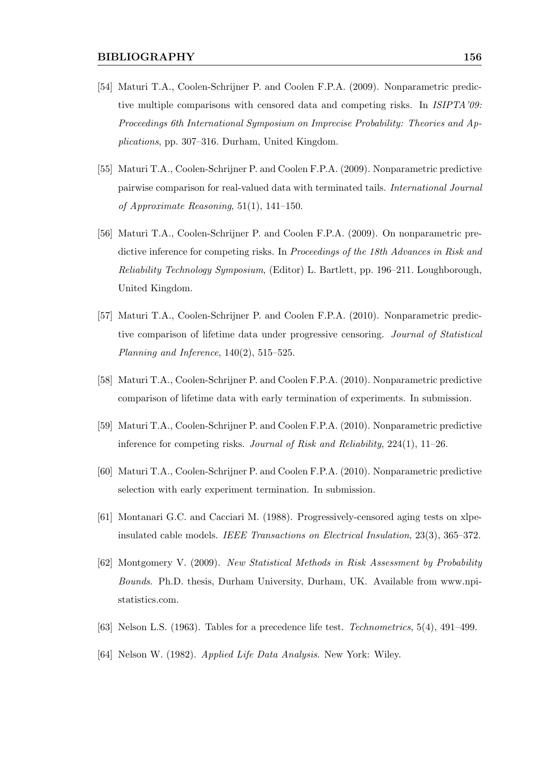[54] Maturi T.A., Coolen-Schrijner P. and Coolen F.P.A. (2009). Nonparametric predictive multiple comparisons with censored data and competing risks. In *ISIPTA'09: Proceedings 6th International Symposium on Imprecise Probability: Theories and Applications*, pp. 307–316. Durham, United Kingdom.

[55] Maturi T.A., Coolen-Schrijner P. and Coolen F.P.A. (2009). Nonparametric predictive pairwise comparison for real-valued data with terminated tails. *International Journal of Approximate Reasoning*, 51(1), 141–150.

[56] Maturi T.A., Coolen-Schrijner P. and Coolen F.P.A. (2009). On nonparametric predictive inference for competing risks. In *Proceedings of the 18th Advances in Risk and Reliability Technology Symposium*, (Editor) L. Bartlett, pp. 196–211. Loughborough, United Kingdom.

[57] Maturi T.A., Coolen-Schrijner P. and Coolen F.P.A. (2010). Nonparametric predictive comparison of lifetime data under progressive censoring. *Journal of Statistical Planning and Inference*, 140(2), 515–525.

[58] Maturi T.A., Coolen-Schrijner P. and Coolen F.P.A. (2010). Nonparametric predictive comparison of lifetime data with early termination of experiments. In submission.

[59] Maturi T.A., Coolen-Schrijner P. and Coolen F.P.A. (2010). Nonparametric predictive inference for competing risks. *Journal of Risk and Reliability*, 224(1), 11–26.

[60] Maturi T.A., Coolen-Schrijner P. and Coolen F.P.A. (2010). Nonparametric predictive selection with early experiment termination. In submission.

[61] Montanari G.C. and Cacciari M. (1988). Progressively-censored aging tests on xlpe-insulated cable models. *IEEE Transactions on Electrical Insulation*, 23(3), 365–372.

[62] Montgomery V. (2009). *New Statistical Methods in Risk Assessment by Probability Bounds*. Ph.D. thesis, Durham University, Durham, UK. Available from www.npi-statistics.com.

[63] Nelson L.S. (1963). Tables for a precedence life test. *Technometrics*, 5(4), 491–499.

[64] Nelson W. (1982). *Applied Life Data Analysis*. New York: Wiley.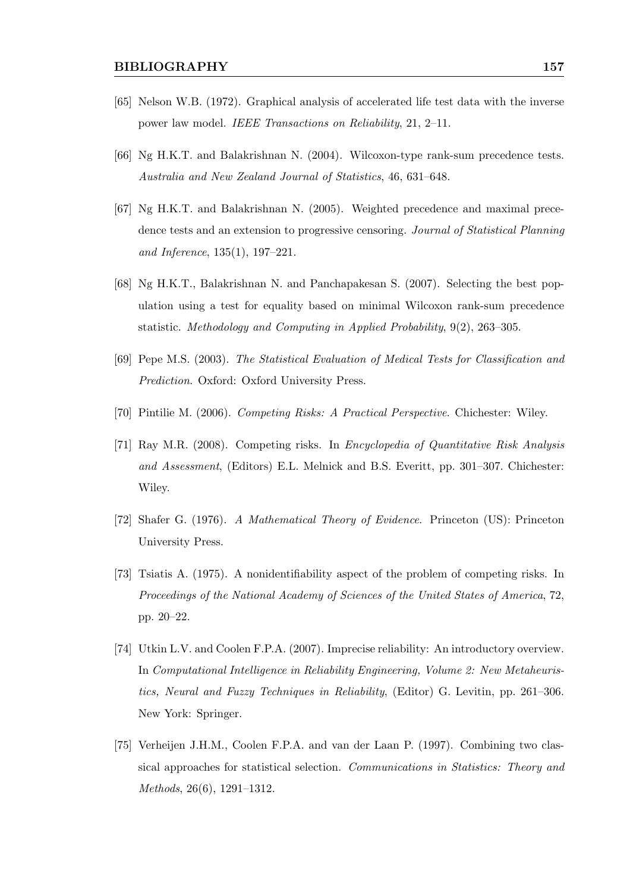[65] Nelson W.B. (1972). Graphical analysis of accelerated life test data with the inverse power law model. *IEEE Transactions on Reliability*, 21, 2–11.

[66] Ng H.K.T. and Balakrishnan N. (2004). Wilcoxon-type rank-sum precedence tests. *Australia and New Zealand Journal of Statistics*, 46, 631–648.

[67] Ng H.K.T. and Balakrishnan N. (2005). Weighted precedence and maximal precedence tests and an extension to progressive censoring. *Journal of Statistical Planning and Inference*, 135(1), 197–221.

[68] Ng H.K.T., Balakrishnan N. and Panchapakesan S. (2007). Selecting the best population using a test for equality based on minimal Wilcoxon rank-sum precedence statistic. *Methodology and Computing in Applied Probability*, 9(2), 263–305.

[69] Pepe M.S. (2003). *The Statistical Evaluation of Medical Tests for Classification and Prediction*. Oxford: Oxford University Press.

[70] Pintilie M. (2006). *Competing Risks: A Practical Perspective*. Chichester: Wiley.

[71] Ray M.R. (2008). Competing risks. In *Encyclopedia of Quantitative Risk Analysis and Assessment*, (Editors) E.L. Melnick and B.S. Everitt, pp. 301–307. Chichester: Wiley.

[72] Shafer G. (1976). *A Mathematical Theory of Evidence*. Princeton (US): Princeton University Press.

[73] Tsiatis A. (1975). A nonidentifiability aspect of the problem of competing risks. In *Proceedings of the National Academy of Sciences of the United States of America*, 72, pp. 20–22.

[74] Utkin L.V. and Coolen F.P.A. (2007). Imprecise reliability: An introductory overview. In *Computational Intelligence in Reliability Engineering, Volume 2: New Metaheuristics, Neural and Fuzzy Techniques in Reliability*, (Editor) G. Levitin, pp. 261–306. New York: Springer.

[75] Verheijen J.H.M., Coolen F.P.A. and van der Laan P. (1997). Combining two classical approaches for statistical selection. *Communications in Statistics: Theory and Methods*, 26(6), 1291–1312.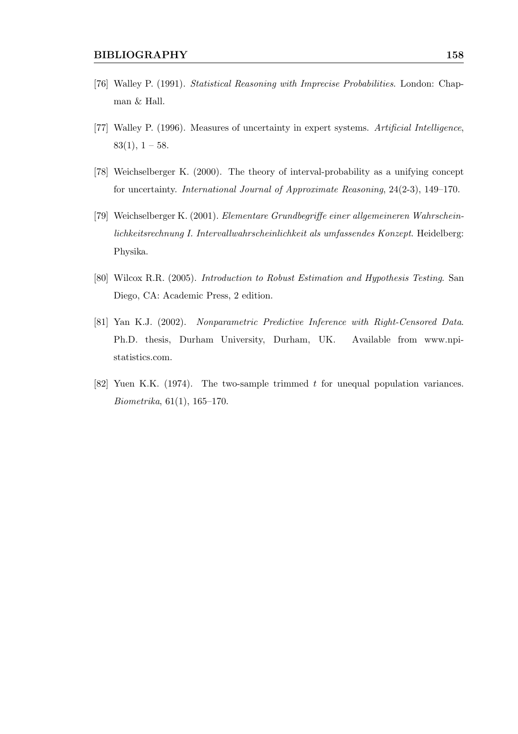[76] Walley P. (1991). *Statistical Reasoning with Imprecise Probabilities*. London: Chapman & Hall.

[77] Walley P. (1996). Measures of uncertainty in expert systems. *Artificial Intelligence*, 83(1), 1 – 58.

[78] Weichselberger K. (2000). The theory of interval-probability as a unifying concept for uncertainty. *International Journal of Approximate Reasoning*, 24(2-3), 149–170.

[79] Weichselberger K. (2001). *Elementare Grundbegriffe einer allgemeineren Wahrscheinlichkeitsrechnung I. Intervallwahrscheinlichkeit als umfassendes Konzept*. Heidelberg: Physika.

[80] Wilcox R.R. (2005). *Introduction to Robust Estimation and Hypothesis Testing*. San Diego, CA: Academic Press, 2 edition.

[81] Yan K.J. (2002). *Nonparametric Predictive Inference with Right-Censored Data*. Ph.D. thesis, Durham University, Durham, UK. Available from www.npi-statistics.com.

[82] Yuen K.K. (1974). The two-sample trimmed $t$ for unequal population variances. *Biometrika*, 61(1), 165–170.